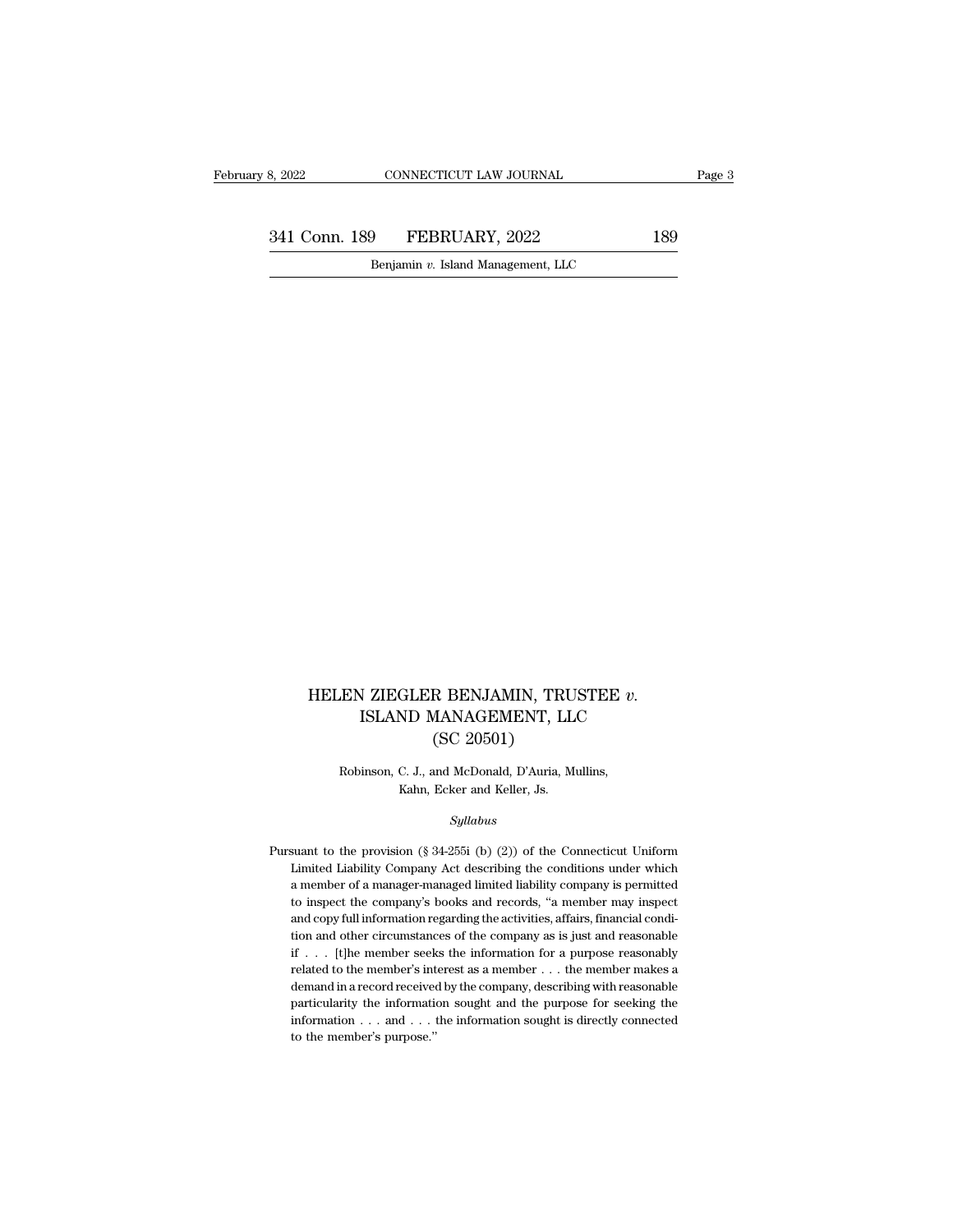# HELEN ZIEGLER BENJAMIN, TRUSTEE *v.* ISLAND MANAGEMENT, LLC (SC 20501)

Robinson, C. J., and McDonald, D'Auria, Mullins, Kahn, Ecker and Keller, Js.

*Syllabus*

Pursuant to the provision (§ 34-255i (b) (2)) of the Connecticut Uniform Limited Liability Company Act describing the conditions under which a member of a manager-managed limited liability company is permitted to inspect the company's books and records, "a member may inspect and copy full information regarding the activities, affairs, financial condition and other circumstances of the company as is just and reasonable if . . . [t]he member seeks the information for a purpose reasonably related to the member's interest as a member . . . the member makes a demand in a record received by the company, describing with reasonable particularity the information sought and the purpose for seeking the information . . . and . . . the information sought is directly connected to the member's purpose."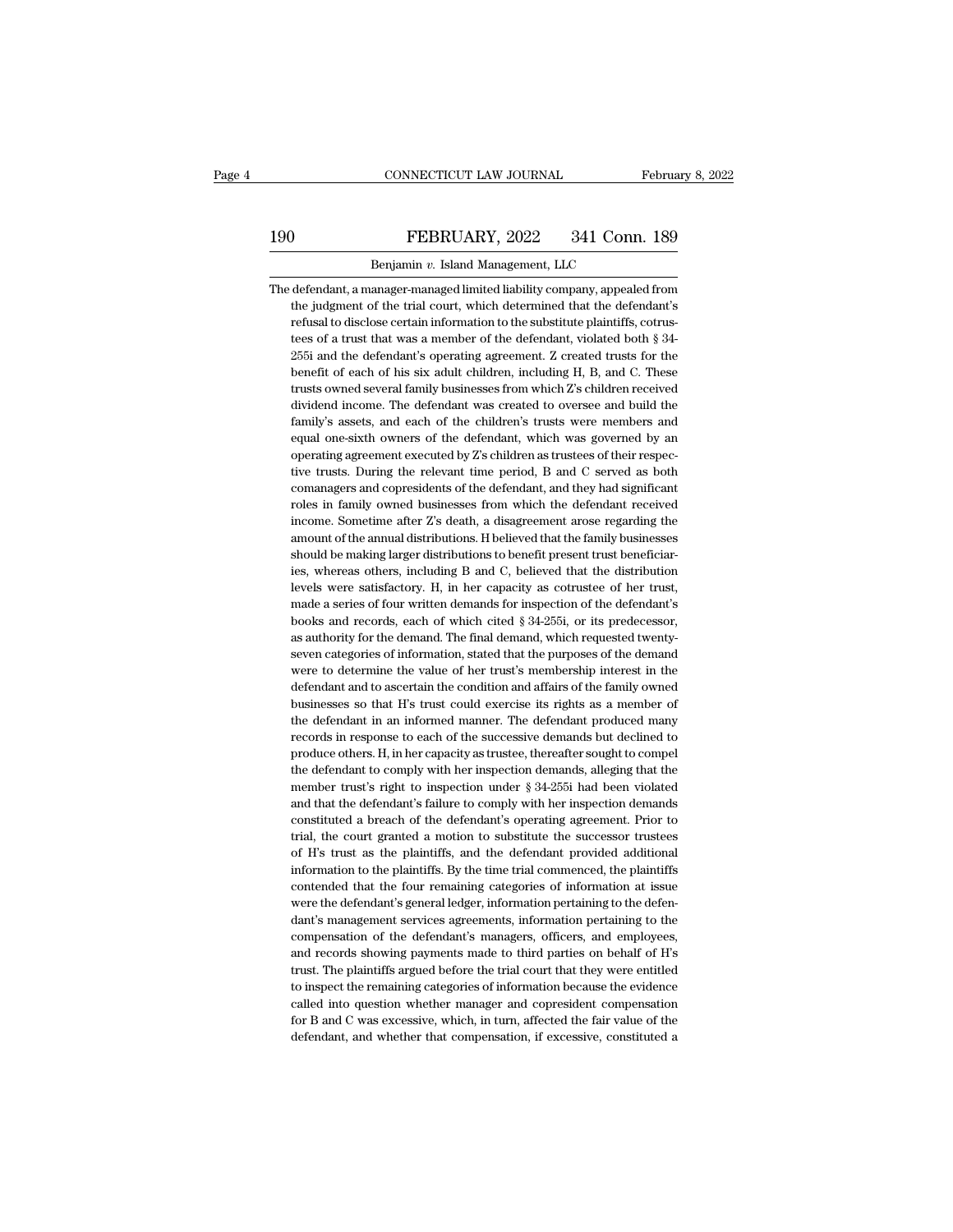The defendant, a manager-managed limited liability company, appealed from the judgment of the trial court, which determined that the defendant's refusal to disclose certain information to the substitute plaintiffs, cotrustees of a trust that was a member of the defendant, violated both § 34-255i and the defendant's operating agreement. Z created trusts for the benefit of each of his six adult children, including H, B, and C. These trusts owned several family businesses from which Z's children received dividend income. The defendant was created to oversee and build the family's assets, and each of the children's trusts were members and equal one-sixth owners of the defendant, which was governed by an operating agreement executed by Z's children as trustees of their respective trusts. During the relevant time period, B and C served as both comanagers and copresidents of the defendant, and they had significant roles in family owned businesses from which the defendant received income. Sometime after Z's death, a disagreement arose regarding the amount of the annual distributions. H believed that the family businesses should be making larger distributions to benefit present trust beneficiaries, whereas others, including B and C, believed that the distribution levels were satisfactory. H, in her capacity as cotrustee of her trust, made a series of four written demands for inspection of the defendant's books and records, each of which cited § 34-255i, or its predecessor, as authority for the demand. The final demand, which requested twenty-seven categories of information, stated that the purposes of the demand were to determine the value of her trust's membership interest in the defendant and to ascertain the condition and affairs of the family owned businesses so that H's trust could exercise its rights as a member of the defendant in an informed manner. The defendant produced many records in response to each of the successive demands but declined to produce others. H, in her capacity as trustee, thereafter sought to compel the defendant to comply with her inspection demands, alleging that the member trust's right to inspection under § 34-255i had been violated and that the defendant's failure to comply with her inspection demands constituted a breach of the defendant's operating agreement. Prior to trial, the court granted a motion to substitute the successor trustees of H's trust as the plaintiffs, and the defendant provided additional information to the plaintiffs. By the time trial commenced, the plaintiffs contended that the four remaining categories of information at issue were the defendant's general ledger, information pertaining to the defendant's management services agreements, information pertaining to the compensation of the defendant's managers, officers, and employees, and records showing payments made to third parties on behalf of H's trust. The plaintiffs argued before the trial court that they were entitled to inspect the remaining categories of information because the evidence called into question whether manager and copresident compensation for B and C was excessive, which, in turn, affected the fair value of the defendant, and whether that compensation, if excessive, constituted a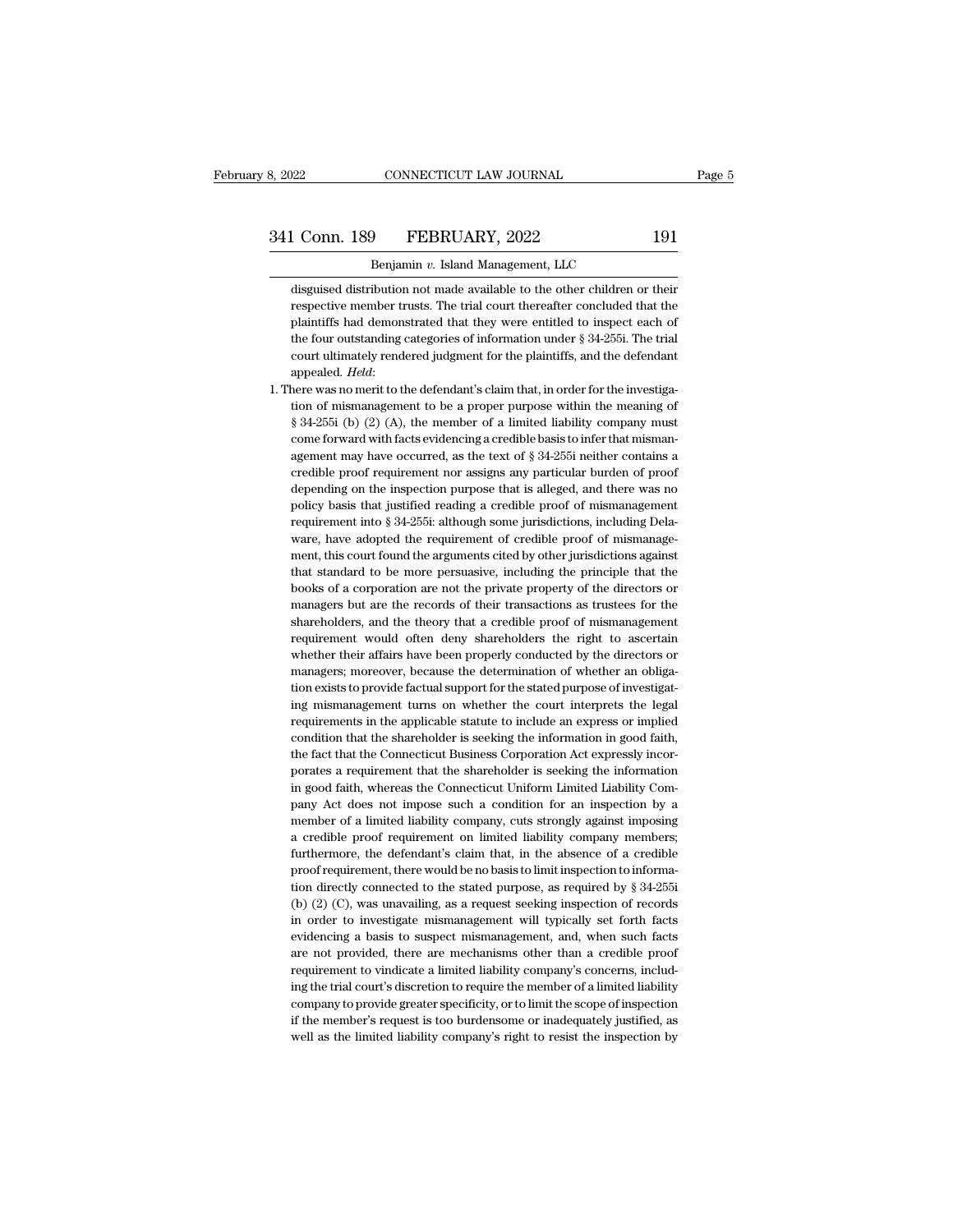disguised distribution not made available to the other children or their respective member trusts. The trial court thereafter concluded that the plaintiffs had demonstrated that they were entitled to inspect each of the four outstanding categories of information under § 34-255i. The trial court ultimately rendered judgment for the plaintiffs, and the defendant appealed. *Held*:

1. There was no merit to the defendant's claim that, in order for the investigation of mismanagement to be a proper purpose within the meaning of § 34-255i (b) (2) (A), the member of a limited liability company must come forward with facts evidencing a credible basis to infer that mismanagement may have occurred, as the text of § 34-255i neither contains a credible proof requirement nor assigns any particular burden of proof depending on the inspection purpose that is alleged, and there was no policy basis that justified reading a credible proof of mismanagement requirement into § 34-255i: although some jurisdictions, including Delaware, have adopted the requirement of credible proof of mismanagement, this court found the arguments cited by other jurisdictions against that standard to be more persuasive, including the principle that the books of a corporation are not the private property of the directors or managers but are the records of their transactions as trustees for the shareholders, and the theory that a credible proof of mismanagement requirement would often deny shareholders the right to ascertain whether their affairs have been properly conducted by the directors or managers; moreover, because the determination of whether an obligation exists to provide factual support for the stated purpose of investigating mismanagement turns on whether the court interprets the legal requirements in the applicable statute to include an express or implied condition that the shareholder is seeking the information in good faith, the fact that the Connecticut Business Corporation Act expressly incorporates a requirement that the shareholder is seeking the information in good faith, whereas the Connecticut Uniform Limited Liability Company Act does not impose such a condition for an inspection by a member of a limited liability company, cuts strongly against imposing a credible proof requirement on limited liability company members; furthermore, the defendant's claim that, in the absence of a credible proof requirement, there would be no basis to limit inspection to information directly connected to the stated purpose, as required by § 34-255i (b) (2) (C), was unavailing, as a request seeking inspection of records in order to investigate mismanagement will typically set forth facts evidencing a basis to suspect mismanagement, and, when such facts are not provided, there are mechanisms other than a credible proof requirement to vindicate a limited liability company's concerns, including the trial court's discretion to require the member of a limited liability company to provide greater specificity, or to limit the scope of inspection if the member's request is too burdensome or inadequately justified, as well as the limited liability company's right to resist the inspection by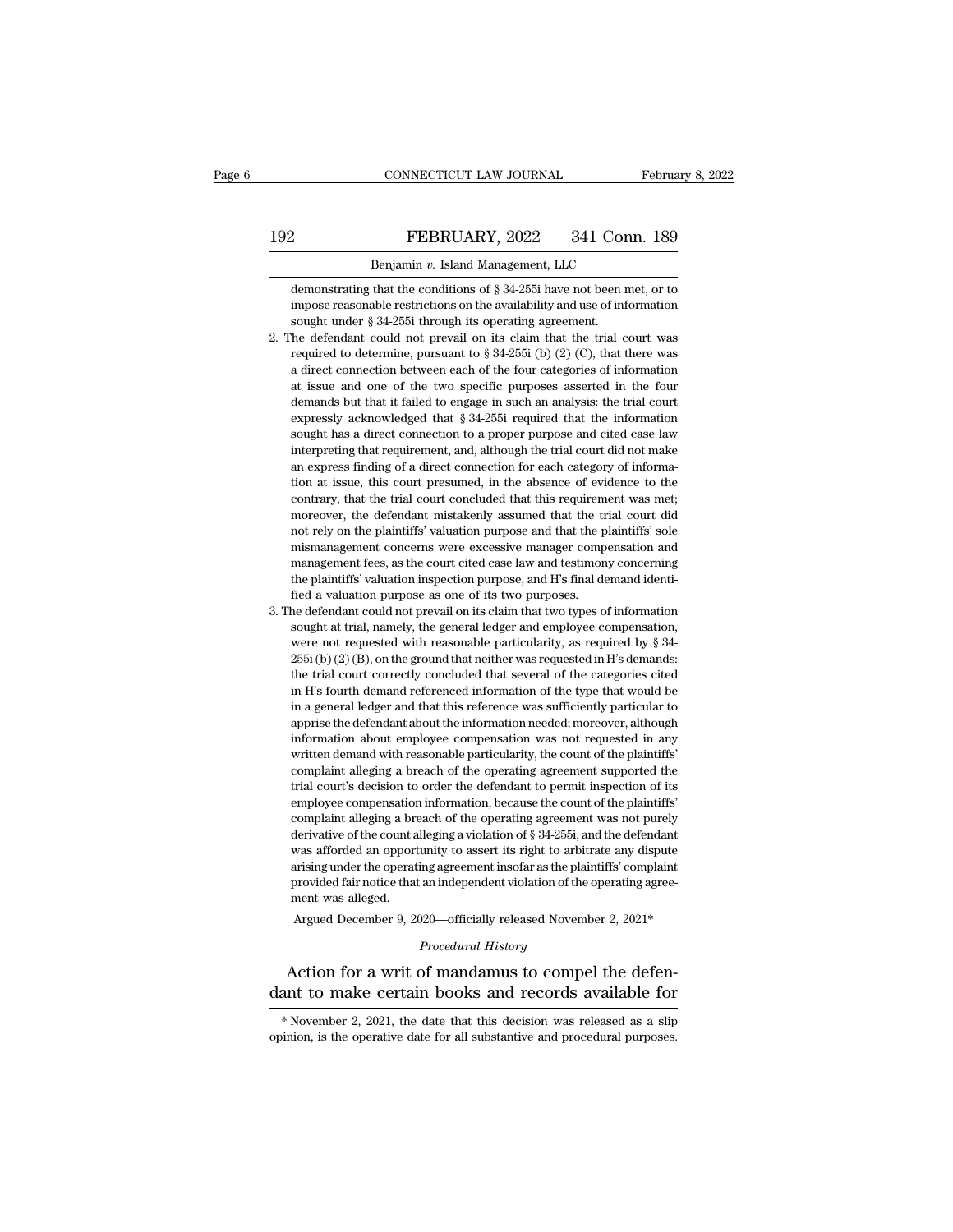demonstrating that the conditions of § 34-255i have not been met, or to impose reasonable restrictions on the availability and use of information sought under § 34-255i through its operating agreement.

2. The defendant could not prevail on its claim that the trial court was required to determine, pursuant to § 34-255i (b) (2) (C), that there was a direct connection between each of the four categories of information at issue and one of the two specific purposes asserted in the four demands but that it failed to engage in such an analysis: the trial court expressly acknowledged that § 34-255i required that the information sought has a direct connection to a proper purpose and cited case law interpreting that requirement, and, although the trial court did not make an express finding of a direct connection for each category of information at issue, this court presumed, in the absence of evidence to the contrary, that the trial court concluded that this requirement was met; moreover, the defendant mistakenly assumed that the trial court did not rely on the plaintiffs' valuation purpose and that the plaintiffs' sole mismanagement concerns were excessive manager compensation and management fees, as the court cited case law and testimony concerning the plaintiffs' valuation inspection purpose, and H's final demand identified a valuation purpose as one of its two purposes.

3. The defendant could not prevail on its claim that two types of information sought at trial, namely, the general ledger and employee compensation, were not requested with reasonable particularity, as required by § 34-255i (b) (2) (B), on the ground that neither was requested in H's demands: the trial court correctly concluded that several of the categories cited in H's fourth demand referenced information of the type that would be in a general ledger and that this reference was sufficiently particular to apprise the defendant about the information needed; moreover, although information about employee compensation was not requested in any written demand with reasonable particularity, the count of the plaintiffs' complaint alleging a breach of the operating agreement supported the trial court's decision to order the defendant to permit inspection of its employee compensation information, because the count of the plaintiffs' complaint alleging a breach of the operating agreement was not purely derivative of the count alleging a violation of § 34-255i, and the defendant was afforded an opportunity to assert its right to arbitrate any dispute arising under the operating agreement insofar as the plaintiffs' complaint provided fair notice that an independent violation of the operating agreement was alleged.

Argued December 9, 2020—officially released November 2, 2021*

*Procedural History*

Action for a writ of mandamus to compel the defendant to make certain books and records available for

\* November 2, 2021, the date that this decision was released as a slip opinion, is the operative date for all substantive and procedural purposes.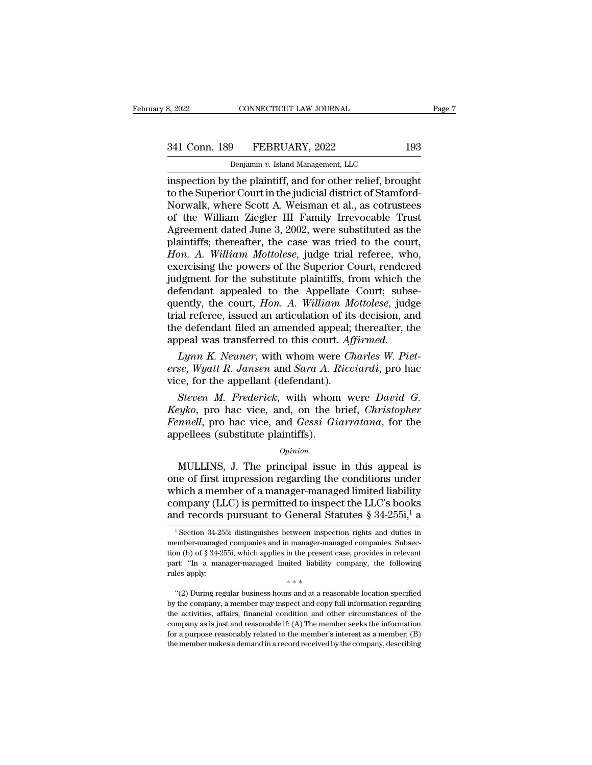inspection by the plaintiff, and for other relief, brought to the Superior Court in the judicial district of Stamford-Norwalk, where Scott A. Weisman et al., as cotrustees of the William Ziegler III Family Irrevocable Trust Agreement dated June 3, 2002, were substituted as the plaintiffs; thereafter, the case was tried to the court, *Hon. A. William Mottolese*, judge trial referee, who, exercising the powers of the Superior Court, rendered judgment for the substitute plaintiffs, from which the defendant appealed to the Appellate Court; subsequently, the court, *Hon. A. William Mottolese*, judge trial referee, issued an articulation of its decision, and the defendant filed an amended appeal; thereafter, the appeal was transferred to this court. *Affirmed.*

*Lynn K. Neuner*, with whom were *Charles W. Pieterse*, *Wyatt R. Jansen* and *Sara A. Ricciardi*, pro hac vice, for the appellant (defendant).

*Steven M. Frederick*, with whom were *David G. Keyko*, pro hac vice, and, on the brief, *Christopher Fennell*, pro hac vice, and *Gessi Giarratana*, for the appellees (substitute plaintiffs).

*Opinion*

MULLINS, J. The principal issue in this appeal is one of first impression regarding the conditions under which a member of a manager-managed limited liability company (LLC) is permitted to inspect the LLC's books and records pursuant to General Statutes § 34-255i,[1] a

[1] Section 34-255i distinguishes between inspection rights and duties in member-managed companies and in manager-managed companies. Subsection (b) of § 34-255i, which applies in the present case, provides in relevant part: "In a manager-managed limited liability company, the following rules apply:

\* \* \*

"(2) During regular business hours and at a reasonable location specified by the company, a member may inspect and copy full information regarding the activities, affairs, financial condition and other circumstances of the company as is just and reasonable if: (A) The member seeks the information for a purpose reasonably related to the member's interest as a member; (B) the member makes a demand in a record received by the company, describing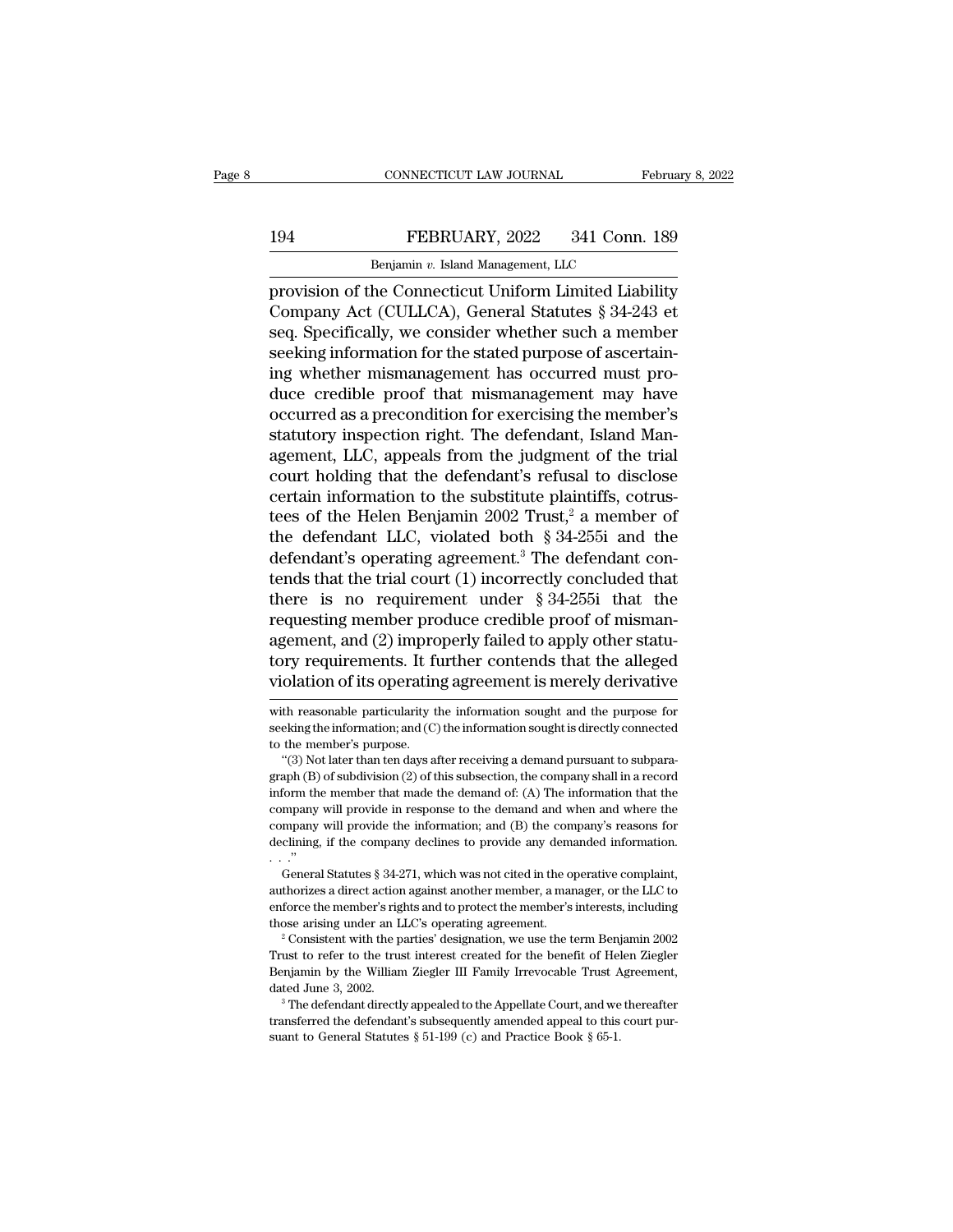provision of the Connecticut Uniform Limited Liability Company Act (CULLCA), General Statutes § 34-243 et seq. Specifically, we consider whether such a member seeking information for the stated purpose of ascertaining whether mismanagement has occurred must produce credible proof that mismanagement may have occurred as a precondition for exercising the member's statutory inspection right. The defendant, Island Management, LLC, appeals from the judgment of the trial court holding that the defendant's refusal to disclose certain information to the substitute plaintiffs, cotrustees of the Helen Benjamin 2002 Trust,[2] a member of the defendant LLC, violated both § 34-255i and the defendant's operating agreement.[3] The defendant contends that the trial court (1) incorrectly concluded that there is no requirement under § 34-255i that the requesting member produce credible proof of mismanagement, and (2) improperly failed to apply other statutory requirements. It further contends that the alleged violation of its operating agreement is merely derivative

---

with reasonable particularity the information sought and the purpose for seeking the information; and (C) the information sought is directly connected to the member's purpose.

"(3) Not later than ten days after receiving a demand pursuant to subparagraph (B) of subdivision (2) of this subsection, the company shall in a record inform the member that made the demand of: (A) The information that the company will provide in response to the demand and when and where the company will provide the information; and (B) the company's reasons for declining, if the company declines to provide any demanded information. . . ."

General Statutes § 34-271, which was not cited in the operative complaint, authorizes a direct action against another member, a manager, or the LLC to enforce the member's rights and to protect the member's interests, including those arising under an LLC's operating agreement.

[2] Consistent with the parties' designation, we use the term Benjamin 2002 Trust to refer to the trust interest created for the benefit of Helen Ziegler Benjamin by the William Ziegler III Family Irrevocable Trust Agreement, dated June 3, 2002.

[3] The defendant directly appealed to the Appellate Court, and we thereafter transferred the defendant's subsequently amended appeal to this court pursuant to General Statutes § 51-199 (c) and Practice Book § 65-1.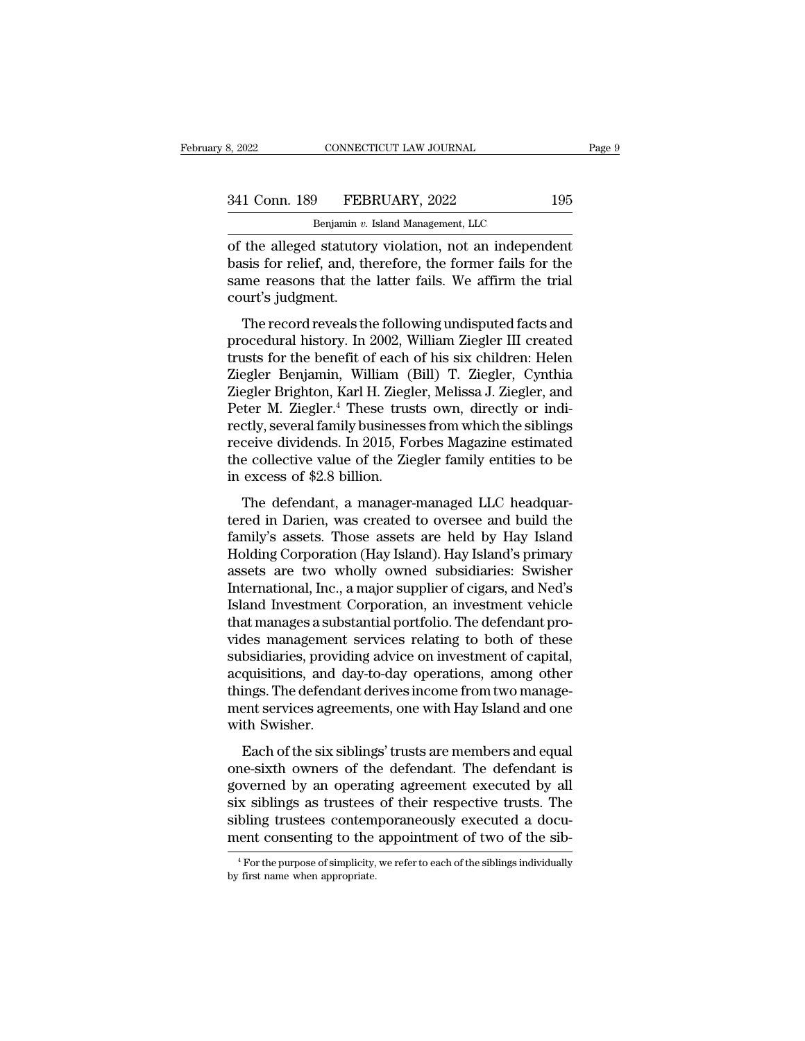of the alleged statutory violation, not an independent basis for relief, and, therefore, the former fails for the same reasons that the latter fails. We affirm the trial court's judgment.

The record reveals the following undisputed facts and procedural history. In 2002, William Ziegler III created trusts for the benefit of each of his six children: Helen Ziegler Benjamin, William (Bill) T. Ziegler, Cynthia Ziegler Brighton, Karl H. Ziegler, Melissa J. Ziegler, and Peter M. Ziegler.[4] These trusts own, directly or indirectly, several family businesses from which the siblings receive dividends. In 2015, Forbes Magazine estimated the collective value of the Ziegler family entities to be in excess of $2.8 billion.

The defendant, a manager-managed LLC headquartered in Darien, was created to oversee and build the family's assets. Those assets are held by Hay Island Holding Corporation (Hay Island). Hay Island's primary assets are two wholly owned subsidiaries: Swisher International, Inc., a major supplier of cigars, and Ned's Island Investment Corporation, an investment vehicle that manages a substantial portfolio. The defendant provides management services relating to both of these subsidiaries, providing advice on investment of capital, acquisitions, and day-to-day operations, among other things. The defendant derives income from two management services agreements, one with Hay Island and one with Swisher.

Each of the six siblings' trusts are members and equal one-sixth owners of the defendant. The defendant is governed by an operating agreement executed by all six siblings as trustees of their respective trusts. The sibling trustees contemporaneously executed a document consenting to the appointment of two of the sib-

[4] For the purpose of simplicity, we refer to each of the siblings individually by first name when appropriate.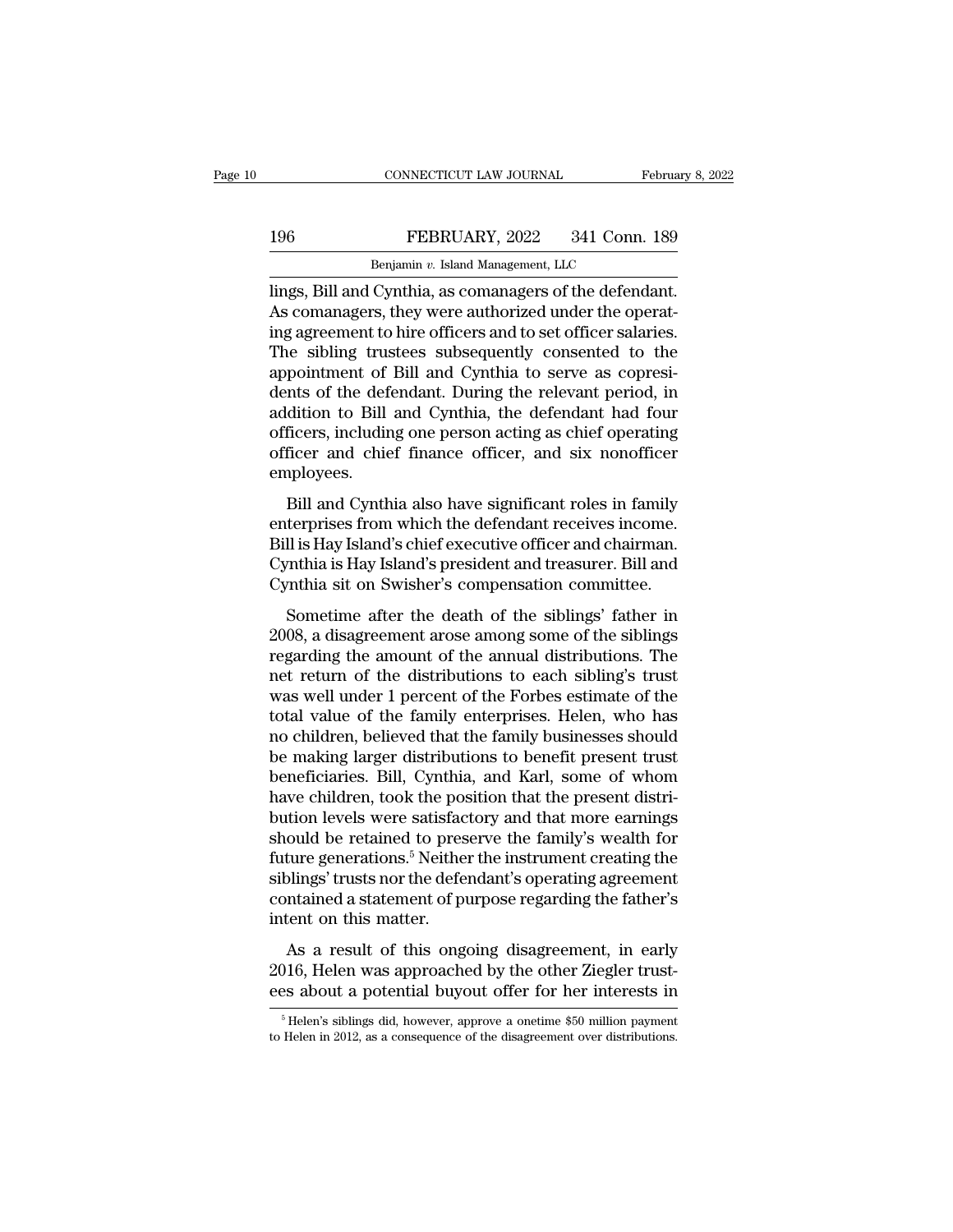lings, Bill and Cynthia, as comanagers of the defendant. As comanagers, they were authorized under the operating agreement to hire officers and to set officer salaries. The sibling trustees subsequently consented to the appointment of Bill and Cynthia to serve as copresidents of the defendant. During the relevant period, in addition to Bill and Cynthia, the defendant had four officers, including one person acting as chief operating officer and chief finance officer, and six nonofficer employees.

Bill and Cynthia also have significant roles in family enterprises from which the defendant receives income. Bill is Hay Island's chief executive officer and chairman. Cynthia is Hay Island's president and treasurer. Bill and Cynthia sit on Swisher's compensation committee.

Sometime after the death of the siblings' father in 2008, a disagreement arose among some of the siblings regarding the amount of the annual distributions. The net return of the distributions to each sibling's trust was well under 1 percent of the Forbes estimate of the total value of the family enterprises. Helen, who has no children, believed that the family businesses should be making larger distributions to benefit present trust beneficiaries. Bill, Cynthia, and Karl, some of whom have children, took the position that the present distribution levels were satisfactory and that more earnings should be retained to preserve the family's wealth for future generations.[5] Neither the instrument creating the siblings' trusts nor the defendant's operating agreement contained a statement of purpose regarding the father's intent on this matter.

As a result of this ongoing disagreement, in early 2016, Helen was approached by the other Ziegler trustees about a potential buyout offer for her interests in

[5] Helen's siblings did, however, approve a onetime $50 million payment to Helen in 2012, as a consequence of the disagreement over distributions.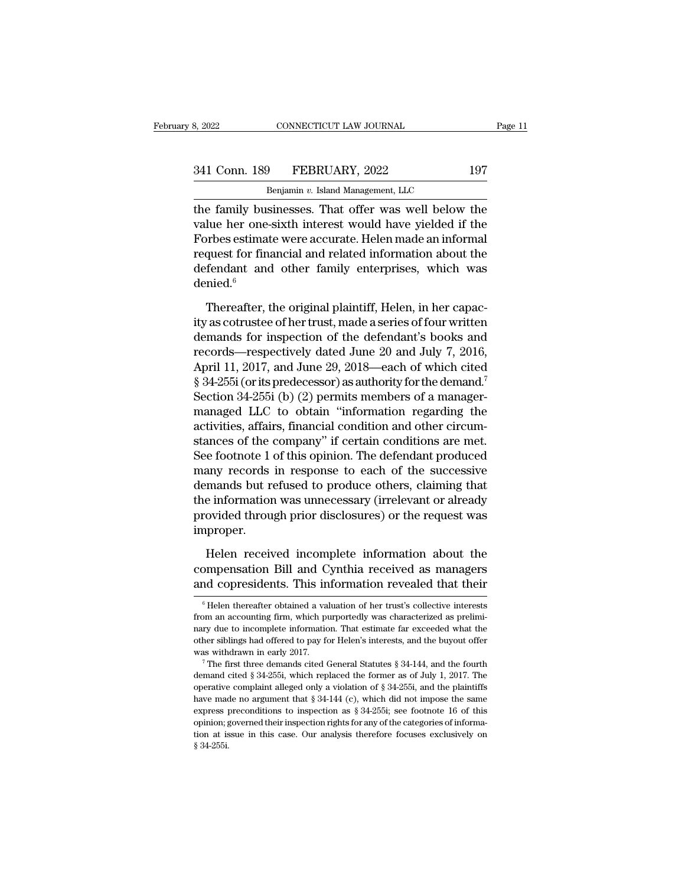the family businesses. That offer was well below the value her one-sixth interest would have yielded if the Forbes estimate were accurate. Helen made an informal request for financial and related information about the defendant and other family enterprises, which was denied.[6]

Thereafter, the original plaintiff, Helen, in her capacity as cotrustee of her trust, made a series of four written demands for inspection of the defendant's books and records—respectively dated June 20 and July 7, 2016, April 11, 2017, and June 29, 2018—each of which cited § 34-255i (or its predecessor) as authority for the demand.[7] Section 34-255i (b) (2) permits members of a manager-managed LLC to obtain "information regarding the activities, affairs, financial condition and other circumstances of the company" if certain conditions are met. See footnote 1 of this opinion. The defendant produced many records in response to each of the successive demands but refused to produce others, claiming that the information was unnecessary (irrelevant or already provided through prior disclosures) or the request was improper.

Helen received incomplete information about the compensation Bill and Cynthia received as managers and copresidents. This information revealed that their

[6] Helen thereafter obtained a valuation of her trust's collective interests from an accounting firm, which purportedly was characterized as preliminary due to incomplete information. That estimate far exceeded what the other siblings had offered to pay for Helen's interests, and the buyout offer was withdrawn in early 2017.

[7] The first three demands cited General Statutes § 34-144, and the fourth demand cited § 34-255i, which replaced the former as of July 1, 2017. The operative complaint alleged only a violation of § 34-255i, and the plaintiffs have made no argument that § 34-144 (c), which did not impose the same express preconditions to inspection as § 34-255i; see footnote 16 of this opinion; governed their inspection rights for any of the categories of information at issue in this case. Our analysis therefore focuses exclusively on § 34-255i.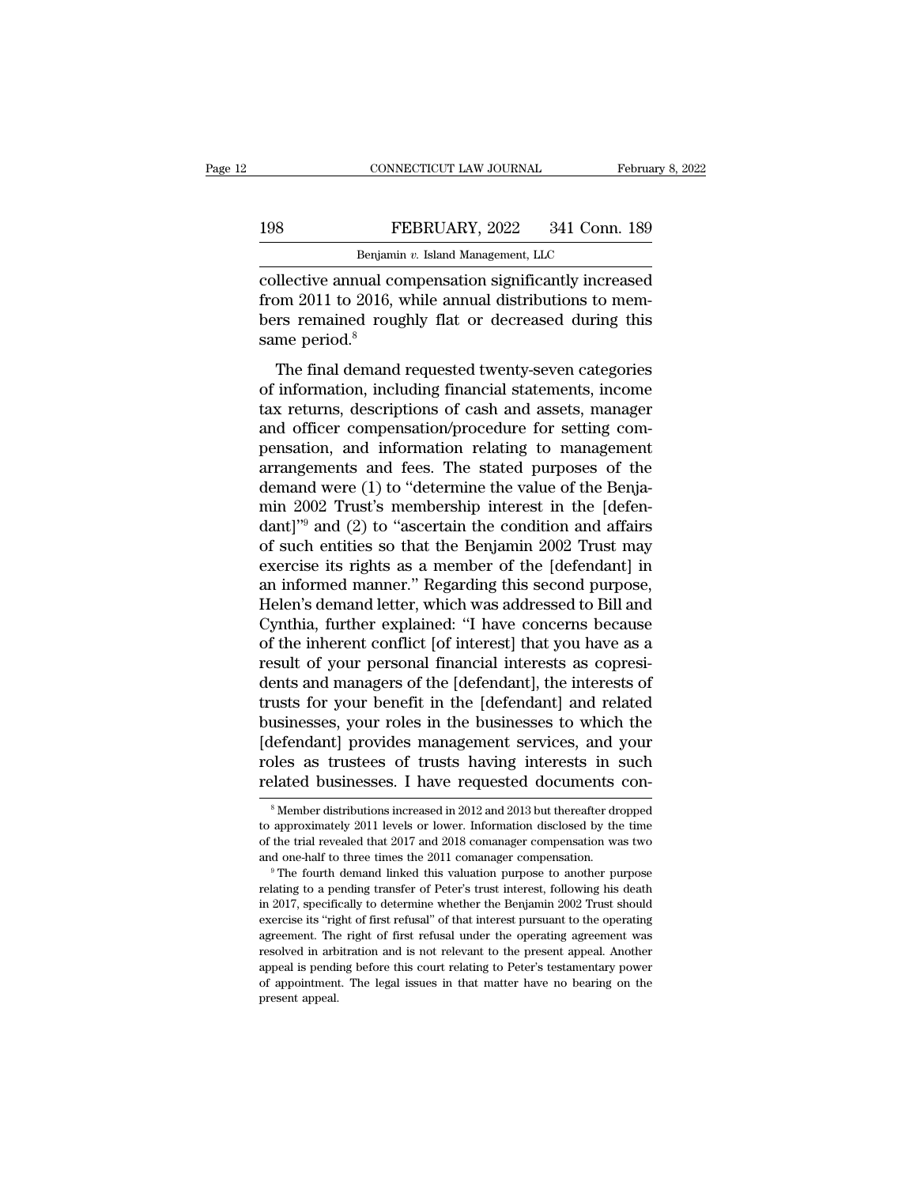collective annual compensation significantly increased from 2011 to 2016, while annual distributions to members remained roughly flat or decreased during this same period.[8]

The final demand requested twenty-seven categories of information, including financial statements, income tax returns, descriptions of cash and assets, manager and officer compensation/procedure for setting compensation, and information relating to management arrangements and fees. The stated purposes of the demand were (1) to "determine the value of the Benjamin 2002 Trust's membership interest in the [defendant]"[9] and (2) to "ascertain the condition and affairs of such entities so that the Benjamin 2002 Trust may exercise its rights as a member of the [defendant] in an informed manner." Regarding this second purpose, Helen's demand letter, which was addressed to Bill and Cynthia, further explained: "I have concerns because of the inherent conflict [of interest] that you have as a result of your personal financial interests as copresidents and managers of the [defendant], the interests of trusts for your benefit in the [defendant] and related businesses, your roles in the businesses to which the [defendant] provides management services, and your roles as trustees of trusts having interests in such related businesses. I have requested documents con-

[8] Member distributions increased in 2012 and 2013 but thereafter dropped to approximately 2011 levels or lower. Information disclosed by the time of the trial revealed that 2017 and 2018 comanager compensation was two and one-half to three times the 2011 comanager compensation.

[9] The fourth demand linked this valuation purpose to another purpose relating to a pending transfer of Peter's trust interest, following his death in 2017, specifically to determine whether the Benjamin 2002 Trust should exercise its "right of first refusal" of that interest pursuant to the operating agreement. The right of first refusal under the operating agreement was resolved in arbitration and is not relevant to the present appeal. Another appeal is pending before this court relating to Peter's testamentary power of appointment. The legal issues in that matter have no bearing on the present appeal.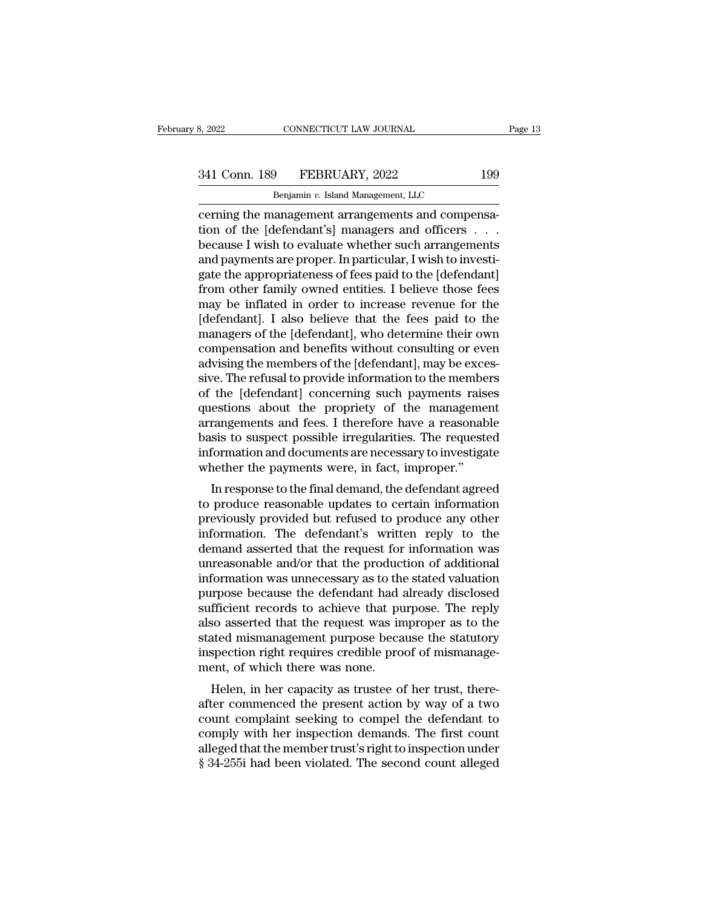cerning the management arrangements and compensation of the [defendant's] managers and officers . . . because I wish to evaluate whether such arrangements and payments are proper. In particular, I wish to investigate the appropriateness of fees paid to the [defendant] from other family owned entities. I believe those fees may be inflated in order to increase revenue for the [defendant]. I also believe that the fees paid to the managers of the [defendant], who determine their own compensation and benefits without consulting or even advising the members of the [defendant], may be excessive. The refusal to provide information to the members of the [defendant] concerning such payments raises questions about the propriety of the management arrangements and fees. I therefore have a reasonable basis to suspect possible irregularities. The requested information and documents are necessary to investigate whether the payments were, in fact, improper."

In response to the final demand, the defendant agreed to produce reasonable updates to certain information previously provided but refused to produce any other information. The defendant's written reply to the demand asserted that the request for information was unreasonable and/or that the production of additional information was unnecessary as to the stated valuation purpose because the defendant had already disclosed sufficient records to achieve that purpose. The reply also asserted that the request was improper as to the stated mismanagement purpose because the statutory inspection right requires credible proof of mismanagement, of which there was none.

Helen, in her capacity as trustee of her trust, thereafter commenced the present action by way of a two count complaint seeking to compel the defendant to comply with her inspection demands. The first count alleged that the member trust's right to inspection under § 34-255i had been violated. The second count alleged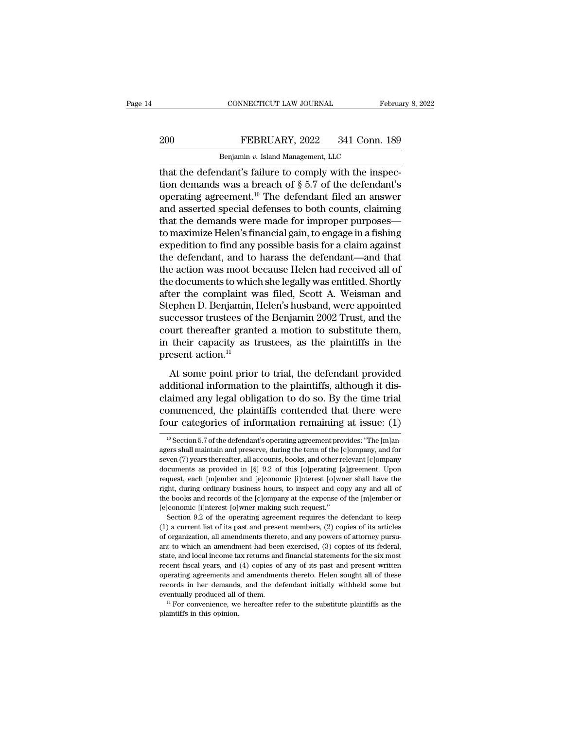that the defendant's failure to comply with the inspection demands was a breach of § 5.7 of the defendant's operating agreement.[10] The defendant filed an answer and asserted special defenses to both counts, claiming that the demands were made for improper purposes—to maximize Helen's financial gain, to engage in a fishing expedition to find any possible basis for a claim against the defendant, and to harass the defendant—and that the action was moot because Helen had received all of the documents to which she legally was entitled. Shortly after the complaint was filed, Scott A. Weisman and Stephen D. Benjamin, Helen's husband, were appointed successor trustees of the Benjamin 2002 Trust, and the court thereafter granted a motion to substitute them, in their capacity as trustees, as the plaintiffs in the present action.[11]

At some point prior to trial, the defendant provided additional information to the plaintiffs, although it disclaimed any legal obligation to do so. By the time trial commenced, the plaintiffs contended that there were four categories of information remaining at issue: (1)

[10] Section 5.7 of the defendant's operating agreement provides: "The [m]anagers shall maintain and preserve, during the term of the [c]ompany, and for seven (7) years thereafter, all accounts, books, and other relevant [c]ompany documents as provided in [§] 9.2 of this [o]perating [a]greement. Upon request, each [m]ember and [e]conomic [i]nterest [o]wner shall have the right, during ordinary business hours, to inspect and copy any and all of the books and records of the [c]ompany at the expense of the [m]ember or [e]conomic [i]nterest [o]wner making such request."

Section 9.2 of the operating agreement requires the defendant to keep (1) a current list of its past and present members, (2) copies of its articles of organization, all amendments thereto, and any powers of attorney pursuant to which an amendment had been exercised, (3) copies of its federal, state, and local income tax returns and financial statements for the six most recent fiscal years, and (4) copies of any of its past and present written operating agreements and amendments thereto. Helen sought all of these records in her demands, and the defendant initially withheld some but eventually produced all of them.

[11] For convenience, we hereafter refer to the substitute plaintiffs as the plaintiffs in this opinion.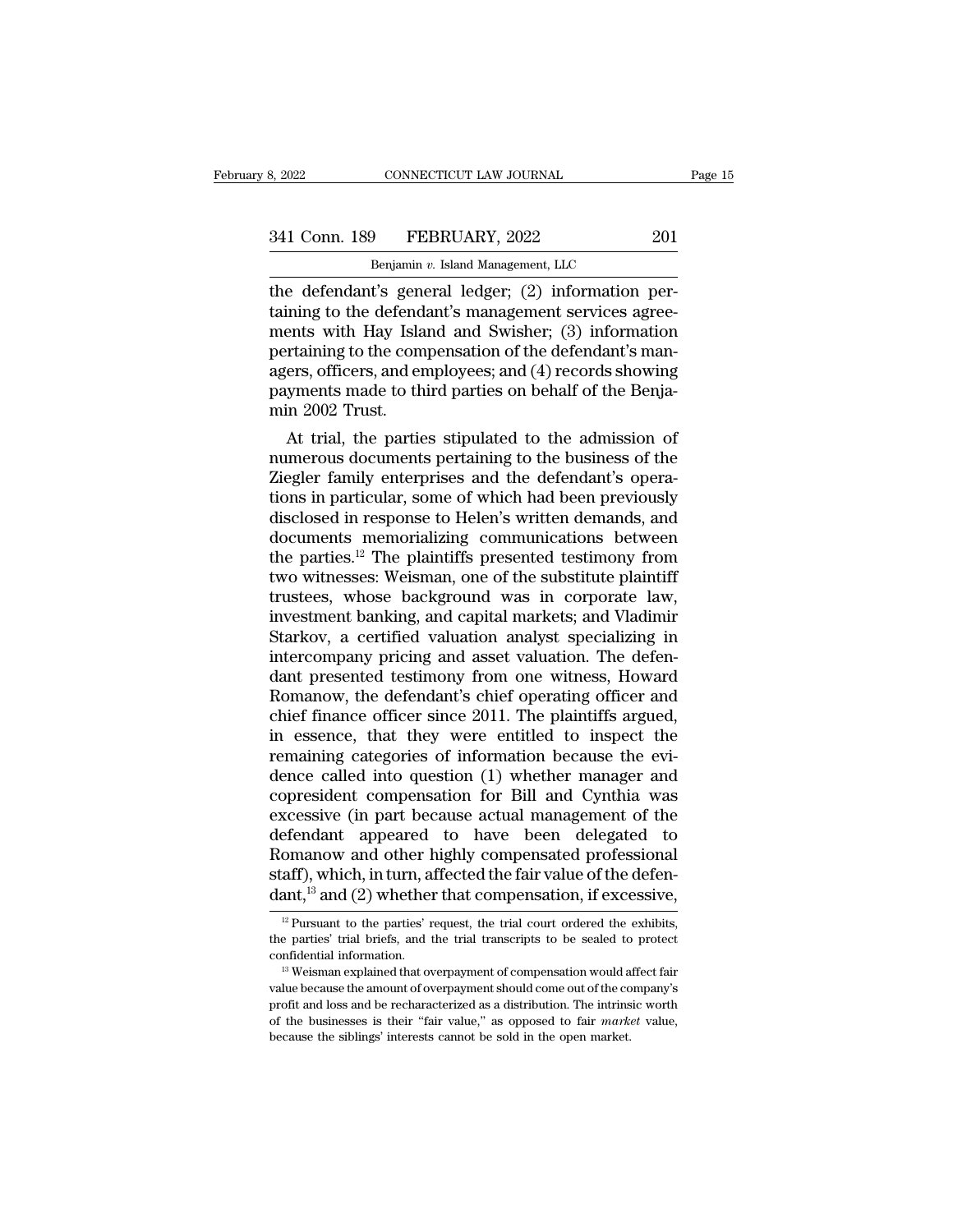the defendant's general ledger; (2) information pertaining to the defendant's management services agreements with Hay Island and Swisher; (3) information pertaining to the compensation of the defendant's managers, officers, and employees; and (4) records showing payments made to third parties on behalf of the Benjamin 2002 Trust.

At trial, the parties stipulated to the admission of numerous documents pertaining to the business of the Ziegler family enterprises and the defendant's operations in particular, some of which had been previously disclosed in response to Helen's written demands, and documents memorializing communications between the parties.[12] The plaintiffs presented testimony from two witnesses: Weisman, one of the substitute plaintiff trustees, whose background was in corporate law, investment banking, and capital markets; and Vladimir Starkov, a certified valuation analyst specializing in intercompany pricing and asset valuation. The defendant presented testimony from one witness, Howard Romanow, the defendant's chief operating officer and chief finance officer since 2011. The plaintiffs argued, in essence, that they were entitled to inspect the remaining categories of information because the evidence called into question (1) whether manager and copresident compensation for Bill and Cynthia was excessive (in part because actual management of the defendant appeared to have been delegated to Romanow and other highly compensated professional staff), which, in turn, affected the fair value of the defendant,[13] and (2) whether that compensation, if excessive,

[12] Pursuant to the parties' request, the trial court ordered the exhibits, the parties' trial briefs, and the trial transcripts to be sealed to protect confidential information.

[13] Weisman explained that overpayment of compensation would affect fair value because the amount of overpayment should come out of the company's profit and loss and be recharacterized as a distribution. The intrinsic worth of the businesses is their "fair value," as opposed to fair *market* value, because the siblings' interests cannot be sold in the open market.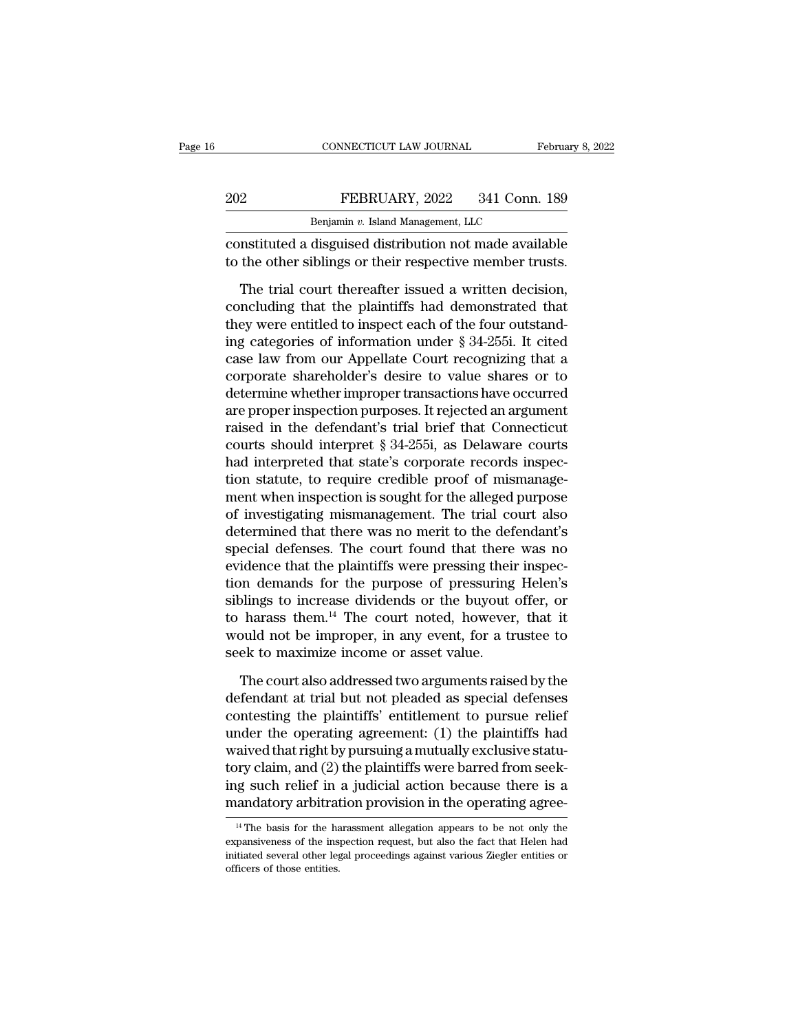constituted a disguised distribution not made available to the other siblings or their respective member trusts.

The trial court thereafter issued a written decision, concluding that the plaintiffs had demonstrated that they were entitled to inspect each of the four outstanding categories of information under § 34-255i. It cited case law from our Appellate Court recognizing that a corporate shareholder's desire to value shares or to determine whether improper transactions have occurred are proper inspection purposes. It rejected an argument raised in the defendant's trial brief that Connecticut courts should interpret § 34-255i, as Delaware courts had interpreted that state's corporate records inspection statute, to require credible proof of mismanagement when inspection is sought for the alleged purpose of investigating mismanagement. The trial court also determined that there was no merit to the defendant's special defenses. The court found that there was no evidence that the plaintiffs were pressing their inspection demands for the purpose of pressuring Helen's siblings to increase dividends or the buyout offer, or to harass them.[14] The court noted, however, that it would not be improper, in any event, for a trustee to seek to maximize income or asset value.

The court also addressed two arguments raised by the defendant at trial but not pleaded as special defenses contesting the plaintiffs' entitlement to pursue relief under the operating agreement: (1) the plaintiffs had waived that right by pursuing a mutually exclusive statutory claim, and (2) the plaintiffs were barred from seeking such relief in a judicial action because there is a mandatory arbitration provision in the operating agree-

[14] The basis for the harassment allegation appears to be not only the expansiveness of the inspection request, but also the fact that Helen had initiated several other legal proceedings against various Ziegler entities or officers of those entities.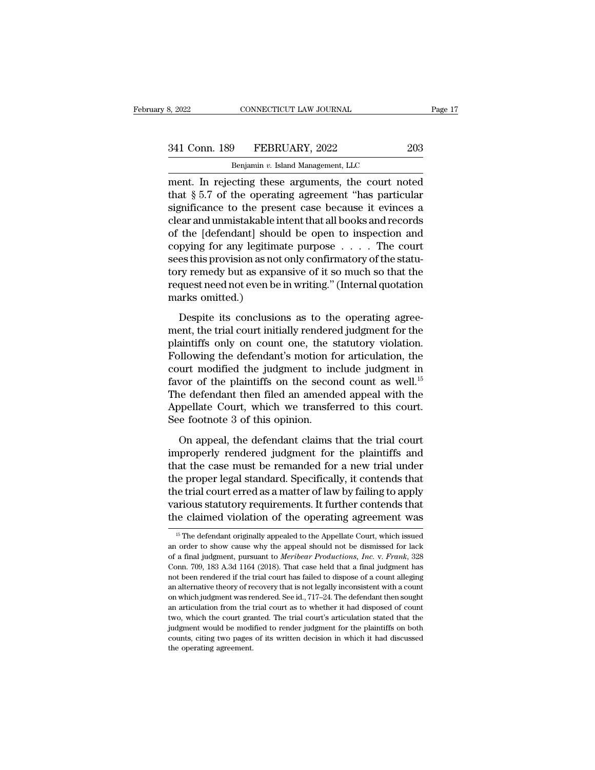ment. In rejecting these arguments, the court noted that § 5.7 of the operating agreement "has particular significance to the present case because it evinces a clear and unmistakable intent that all books and records of the [defendant] should be open to inspection and copying for any legitimate purpose . . . . The court sees this provision as not only confirmatory of the statutory remedy but as expansive of it so much so that the request need not even be in writing." (Internal quotation marks omitted.)

Despite its conclusions as to the operating agreement, the trial court initially rendered judgment for the plaintiffs only on count one, the statutory violation. Following the defendant's motion for articulation, the court modified the judgment to include judgment in favor of the plaintiffs on the second count as well.[15] The defendant then filed an amended appeal with the Appellate Court, which we transferred to this court. See footnote 3 of this opinion.

On appeal, the defendant claims that the trial court improperly rendered judgment for the plaintiffs and that the case must be remanded for a new trial under the proper legal standard. Specifically, it contends that the trial court erred as a matter of law by failing to apply various statutory requirements. It further contends that the claimed violation of the operating agreement was

---

[15] The defendant originally appealed to the Appellate Court, which issued an order to show cause why the appeal should not be dismissed for lack of a final judgment, pursuant to *Meribear Productions, Inc.* v. *Frank*, 328 Conn. 709, 183 A.3d 1164 (2018). That case held that a final judgment has not been rendered if the trial court has failed to dispose of a count alleging an alternative theory of recovery that is not legally inconsistent with a count on which judgment was rendered. See id., 717–24. The defendant then sought an articulation from the trial court as to whether it had disposed of count two, which the court granted. The trial court's articulation stated that the judgment would be modified to render judgment for the plaintiffs on both counts, citing two pages of its written decision in which it had discussed the operating agreement.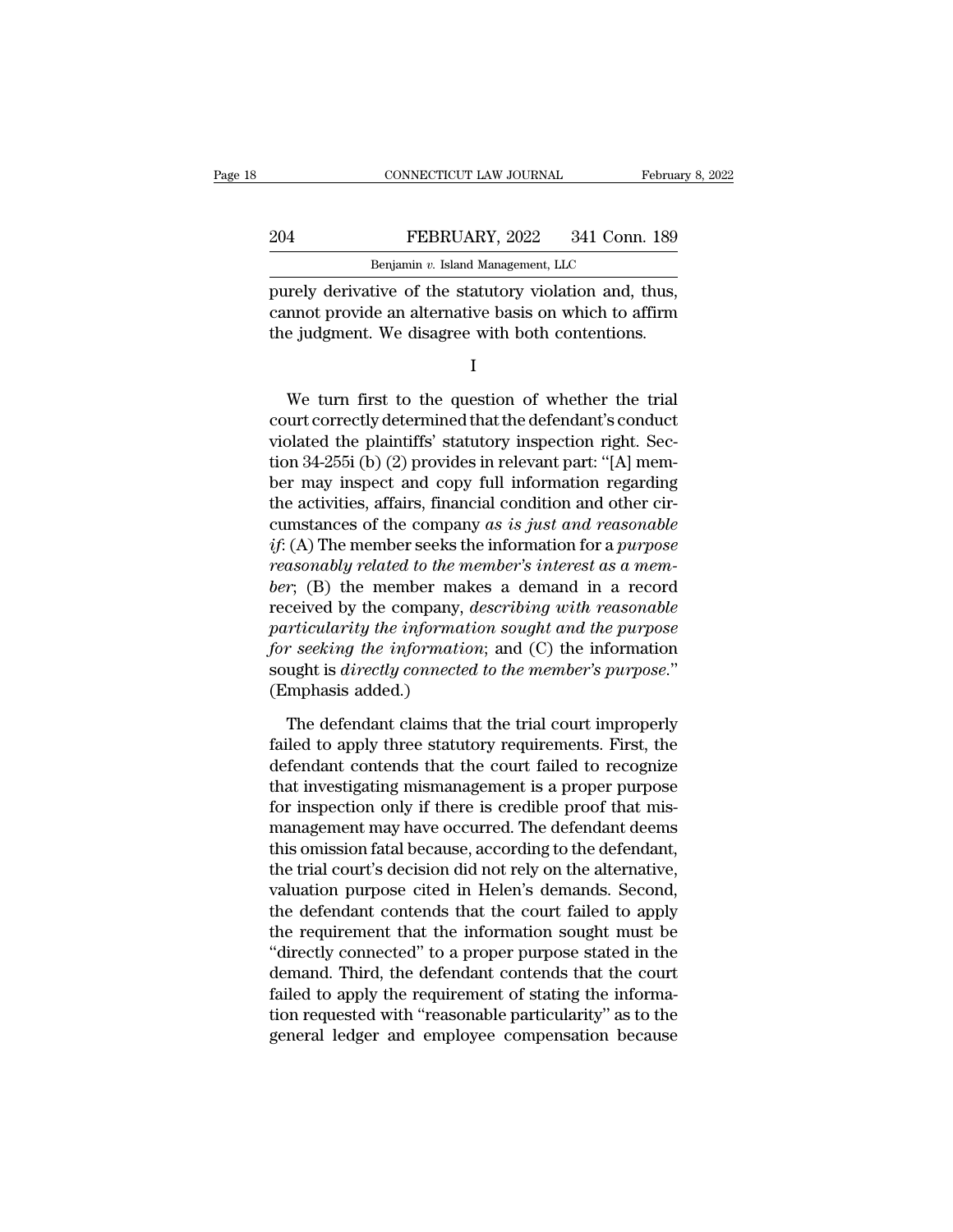purely derivative of the statutory violation and, thus, cannot provide an alternative basis on which to affirm the judgment. We disagree with both contentions.

I

We turn first to the question of whether the trial court correctly determined that the defendant's conduct violated the plaintiffs' statutory inspection right. Section 34-255i (b) (2) provides in relevant part: "[A] member may inspect and copy full information regarding the activities, affairs, financial condition and other circumstances of the company *as is just and reasonable if*: (A) The member seeks the information for a *purpose reasonably related to the member's interest as a member*; (B) the member makes a demand in a record received by the company, *describing with reasonable particularity the information sought and the purpose for seeking the information*; and (C) the information sought is *directly connected to the member's purpose*." (Emphasis added.)

The defendant claims that the trial court improperly failed to apply three statutory requirements. First, the defendant contends that the court failed to recognize that investigating mismanagement is a proper purpose for inspection only if there is credible proof that mismanagement may have occurred. The defendant deems this omission fatal because, according to the defendant, the trial court's decision did not rely on the alternative, valuation purpose cited in Helen's demands. Second, the defendant contends that the court failed to apply the requirement that the information sought must be "directly connected" to a proper purpose stated in the demand. Third, the defendant contends that the court failed to apply the requirement of stating the information requested with "reasonable particularity" as to the general ledger and employee compensation because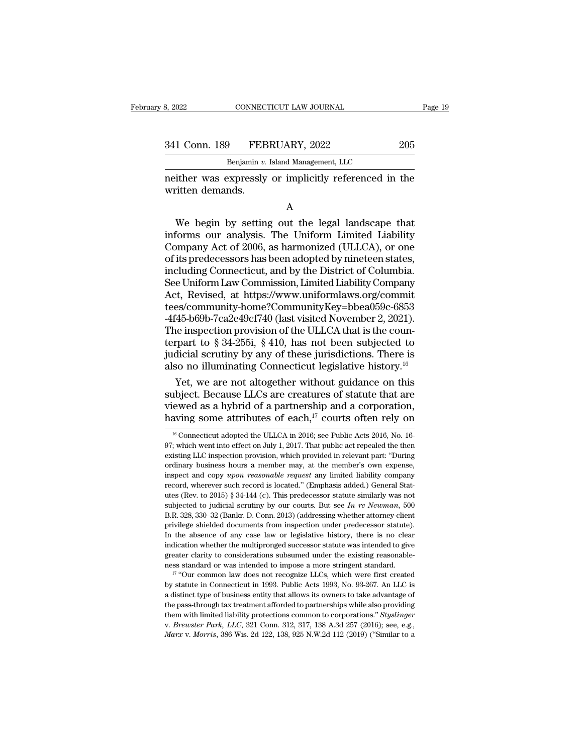neither was expressly or implicitly referenced in the written demands.

A

We begin by setting out the legal landscape that informs our analysis. The Uniform Limited Liability Company Act of 2006, as harmonized (ULLCA), or one of its predecessors has been adopted by nineteen states, including Connecticut, and by the District of Columbia. See Uniform Law Commission, Limited Liability Company Act, Revised, at https://www.uniformlaws.org/committees/community-home?CommunityKey=bbea059c-6853-4f45-b69b-7ca2e49cf740 (last visited November 2, 2021). The inspection provision of the ULLCA that is the counterpart to § 34-255i, § 410, has not been subjected to judicial scrutiny by any of these jurisdictions. There is also no illuminating Connecticut legislative history.[16]

Yet, we are not altogether without guidance on this subject. Because LLCs are creatures of statute that are viewed as a hybrid of a partnership and a corporation, having some attributes of each,[17] courts often rely on

[16] Connecticut adopted the ULLCA in 2016; see Public Acts 2016, No. 16-97; which went into effect on July 1, 2017. That public act repealed the then existing LLC inspection provision, which provided in relevant part: "During ordinary business hours a member may, at the member's own expense, inspect and copy *upon reasonable request* any limited liability company record, wherever such record is located." (Emphasis added.) General Statutes (Rev. to 2015) § 34-144 (c). This predecessor statute similarly was not subjected to judicial scrutiny by our courts. But see *In re Newman*, 500 B.R. 328, 330–32 (Bankr. D. Conn. 2013) (addressing whether attorney-client privilege shielded documents from inspection under predecessor statute). In the absence of any case law or legislative history, there is no clear indication whether the multipronged successor statute was intended to give greater clarity to considerations subsumed under the existing reasonableness standard or was intended to impose a more stringent standard.

[17] "Our common law does not recognize LLCs, which were first created by statute in Connecticut in 1993. Public Acts 1993, No. 93-267. An LLC is a distinct type of business entity that allows its owners to take advantage of the pass-through tax treatment afforded to partnerships while also providing them with limited liability protections common to corporations." *Styslinger* v. *Brewster Park, LLC*, 321 Conn. 312, 317, 138 A.3d 257 (2016); see, e.g., *Marx* v. *Morris*, 386 Wis. 2d 122, 138, 925 N.W.2d 112 (2019) ("Similar to a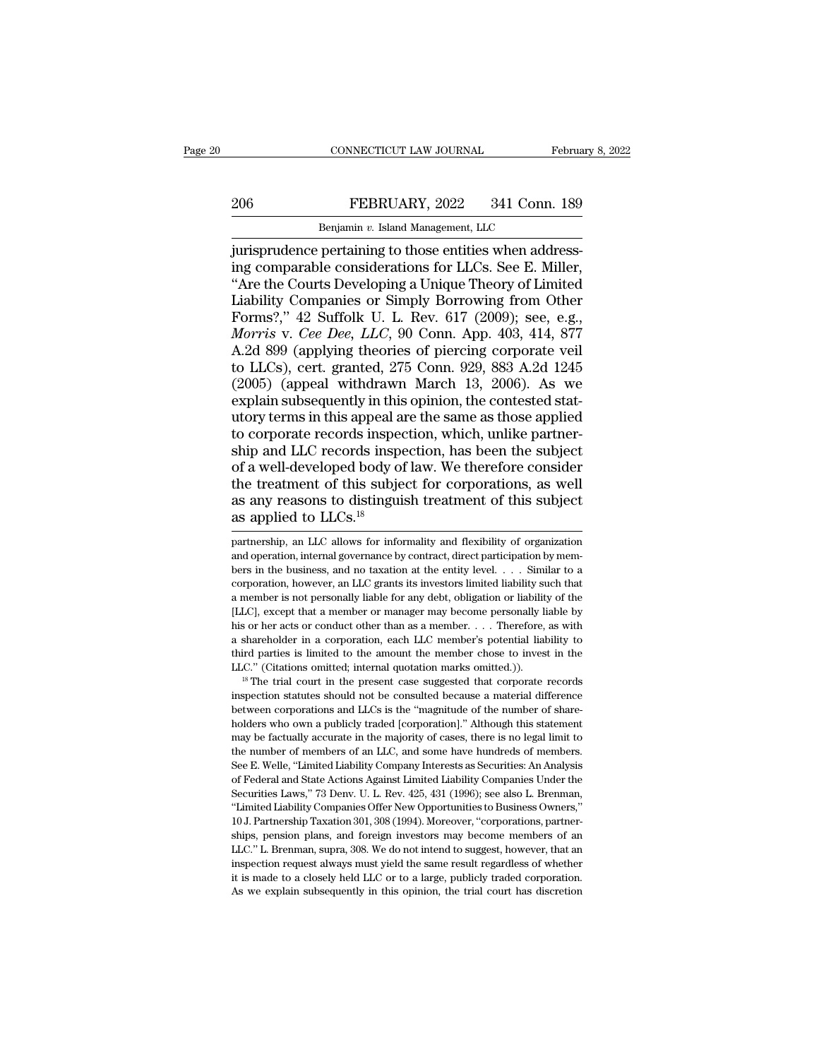jurisprudence pertaining to those entities when addressing comparable considerations for LLCs. See E. Miller, "Are the Courts Developing a Unique Theory of Limited Liability Companies or Simply Borrowing from Other Forms?," 42 Suffolk U. L. Rev. 617 (2009); see, e.g., *Morris* v. *Cee Dee, LLC*, 90 Conn. App. 403, 414, 877 A.2d 899 (applying theories of piercing corporate veil to LLCs), cert. granted, 275 Conn. 929, 883 A.2d 1245 (2005) (appeal withdrawn March 13, 2006). As we explain subsequently in this opinion, the contested statutory terms in this appeal are the same as those applied to corporate records inspection, which, unlike partnership and LLC records inspection, has been the subject of a well-developed body of law. We therefore consider the treatment of this subject for corporations, as well as any reasons to distinguish treatment of this subject as applied to LLCs.[18]

partnership, an LLC allows for informality and flexibility of organization and operation, internal governance by contract, direct participation by members in the business, and no taxation at the entity level. . . . Similar to a corporation, however, an LLC grants its investors limited liability such that a member is not personally liable for any debt, obligation or liability of the [LLC], except that a member or manager may become personally liable by his or her acts or conduct other than as a member. . . . Therefore, as with a shareholder in a corporation, each LLC member's potential liability to third parties is limited to the amount the member chose to invest in the LLC." (Citations omitted; internal quotation marks omitted.)).

[18] The trial court in the present case suggested that corporate records inspection statutes should not be consulted because a material difference between corporations and LLCs is the "magnitude of the number of shareholders who own a publicly traded [corporation]." Although this statement may be factually accurate in the majority of cases, there is no legal limit to the number of members of an LLC, and some have hundreds of members. See E. Welle, "Limited Liability Company Interests as Securities: An Analysis of Federal and State Actions Against Limited Liability Companies Under the Securities Laws," 73 Denv. U. L. Rev. 425, 431 (1996); see also L. Brenman, "Limited Liability Companies Offer New Opportunities to Business Owners," 10 J. Partnership Taxation 301, 308 (1994). Moreover, "corporations, partnerships, pension plans, and foreign investors may become members of an LLC." L. Brenman, supra, 308. We do not intend to suggest, however, that an inspection request always must yield the same result regardless of whether it is made to a closely held LLC or to a large, publicly traded corporation. As we explain subsequently in this opinion, the trial court has discretion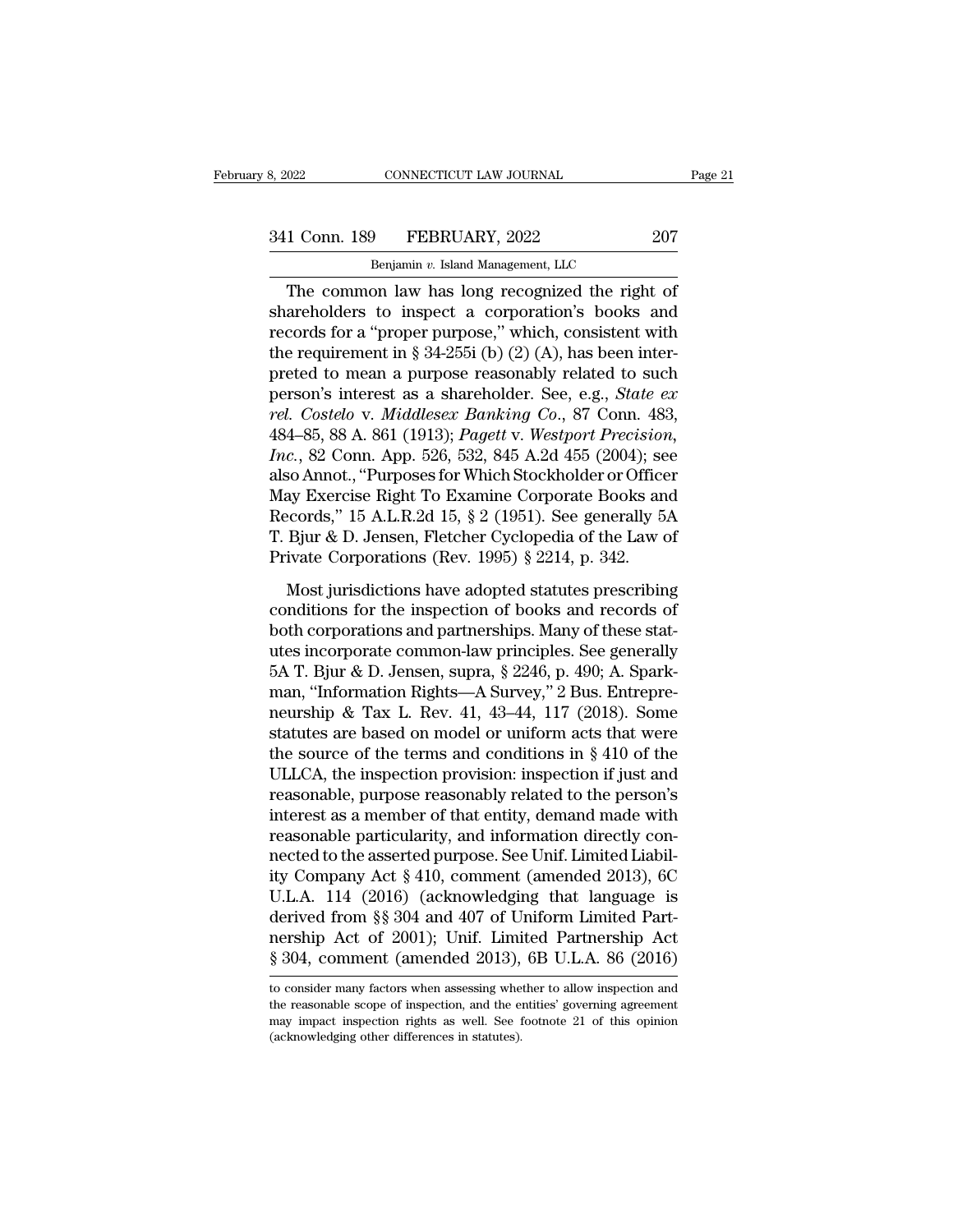The common law has long recognized the right of shareholders to inspect a corporation's books and records for a "proper purpose," which, consistent with the requirement in § 34-255i (b) (2) (A), has been interpreted to mean a purpose reasonably related to such person's interest as a shareholder. See, e.g., *State ex rel. Costelo* v. *Middlesex Banking Co.*, 87 Conn. 483, 484–85, 88 A. 861 (1913); *Pagett* v. *Westport Precision, Inc.*, 82 Conn. App. 526, 532, 845 A.2d 455 (2004); see also Annot., "Purposes for Which Stockholder or Officer May Exercise Right To Examine Corporate Books and Records," 15 A.L.R.2d 15, § 2 (1951). See generally 5A T. Bjur & D. Jensen, Fletcher Cyclopedia of the Law of Private Corporations (Rev. 1995) § 2214, p. 342.

Most jurisdictions have adopted statutes prescribing conditions for the inspection of books and records of both corporations and partnerships. Many of these statutes incorporate common-law principles. See generally 5A T. Bjur & D. Jensen, supra, § 2246, p. 490; A. Sparkman, "Information Rights—A Survey," 2 Bus. Entrepreneurship & Tax L. Rev. 41, 43–44, 117 (2018). Some statutes are based on model or uniform acts that were the source of the terms and conditions in § 410 of the ULLCA, the inspection provision: inspection if just and reasonable, purpose reasonably related to the person's interest as a member of that entity, demand made with reasonable particularity, and information directly connected to the asserted purpose. See Unif. Limited Liability Company Act § 410, comment (amended 2013), 6C U.L.A. 114 (2016) (acknowledging that language is derived from §§ 304 and 407 of Uniform Limited Partnership Act of 2001); Unif. Limited Partnership Act § 304, comment (amended 2013), 6B U.L.A. 86 (2016)

to consider many factors when assessing whether to allow inspection and the reasonable scope of inspection, and the entities' governing agreement may impact inspection rights as well. See footnote 21 of this opinion (acknowledging other differences in statutes).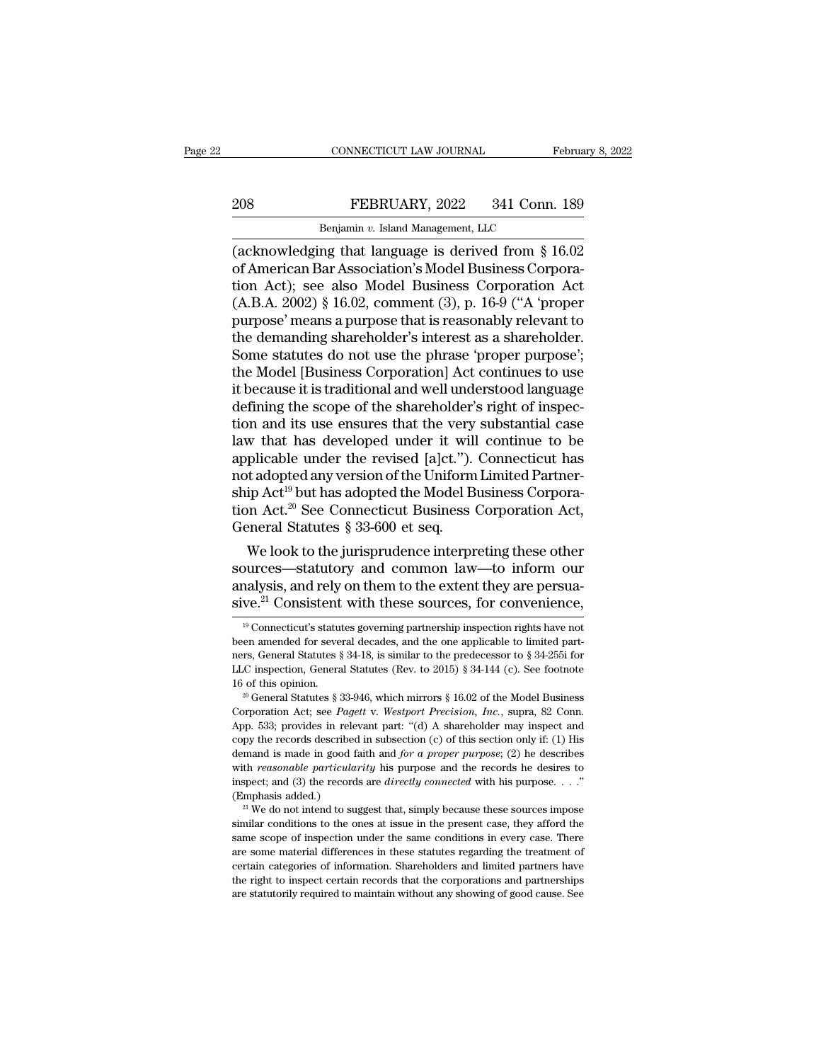(acknowledging that language is derived from § 16.02 of American Bar Association's Model Business Corporation Act); see also Model Business Corporation Act (A.B.A. 2002) § 16.02, comment (3), p. 16-9 ("A 'proper purpose' means a purpose that is reasonably relevant to the demanding shareholder's interest as a shareholder. Some statutes do not use the phrase 'proper purpose'; the Model [Business Corporation] Act continues to use it because it is traditional and well understood language defining the scope of the shareholder's right of inspection and its use ensures that the very substantial case law that has developed under it will continue to be applicable under the revised [a]ct."). Connecticut has not adopted any version of the Uniform Limited Partnership Act[19] but has adopted the Model Business Corporation Act.[20] See Connecticut Business Corporation Act, General Statutes § 33-600 et seq.

We look to the jurisprudence interpreting these other sources—statutory and common law—to inform our analysis, and rely on them to the extent they are persuasive.[21] Consistent with these sources, for convenience,

---

[19] Connecticut's statutes governing partnership inspection rights have not been amended for several decades, and the one applicable to limited partners, General Statutes § 34-18, is similar to the predecessor to § 34-255i for LLC inspection, General Statutes (Rev. to 2015) § 34-144 (c). See footnote 16 of this opinion.

[20] General Statutes § 33-946, which mirrors § 16.02 of the Model Business Corporation Act; see *Pagett* v. *Westport Precision, Inc.*, supra, 82 Conn. App. 533; provides in relevant part: "(d) A shareholder may inspect and copy the records described in subsection (c) of this section only if: (1) His demand is made in good faith and *for a proper purpose*; (2) he describes with *reasonable particularity* his purpose and the records he desires to inspect; and (3) the records are *directly connected* with his purpose. . . ." (Emphasis added.)

[21] We do not intend to suggest that, simply because these sources impose similar conditions to the ones at issue in the present case, they afford the same scope of inspection under the same conditions in every case. There are some material differences in these statutes regarding the treatment of certain categories of information. Shareholders and limited partners have the right to inspect certain records that the corporations and partnerships are statutorily required to maintain without any showing of good cause. See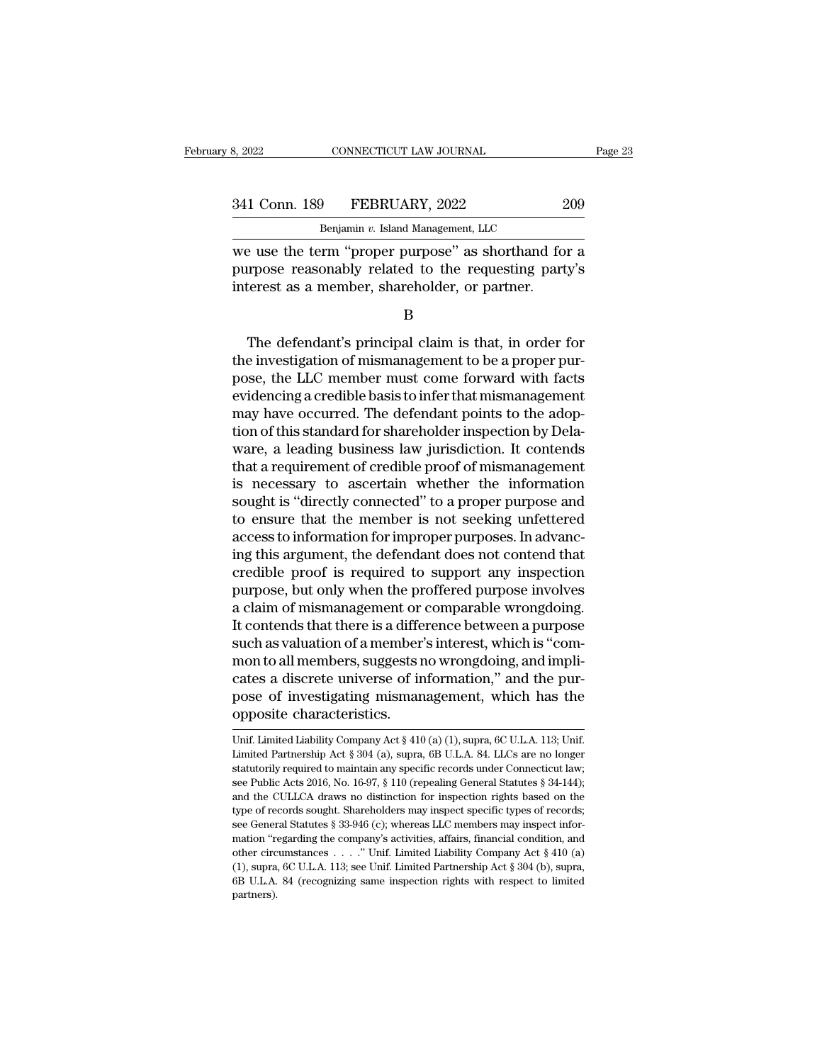we use the term "proper purpose" as shorthand for a purpose reasonably related to the requesting party's interest as a member, shareholder, or partner.

B

The defendant's principal claim is that, in order for the investigation of mismanagement to be a proper purpose, the LLC member must come forward with facts evidencing a credible basis to infer that mismanagement may have occurred. The defendant points to the adoption of this standard for shareholder inspection by Delaware, a leading business law jurisdiction. It contends that a requirement of credible proof of mismanagement is necessary to ascertain whether the information sought is "directly connected" to a proper purpose and to ensure that the member is not seeking unfettered access to information for improper purposes. In advancing this argument, the defendant does not contend that credible proof is required to support any inspection purpose, but only when the proffered purpose involves a claim of mismanagement or comparable wrongdoing. It contends that there is a difference between a purpose such as valuation of a member's interest, which is "common to all members, suggests no wrongdoing, and implicates a discrete universe of information," and the purpose of investigating mismanagement, which has the opposite characteristics.

Unif. Limited Liability Company Act § 410 (a) (1), supra, 6C U.L.A. 113; Unif. Limited Partnership Act § 304 (a), supra, 6B U.L.A. 84. LLCs are no longer statutorily required to maintain any specific records under Connecticut law; see Public Acts 2016, No. 16-97, § 110 (repealing General Statutes § 34-144); and the CULLCA draws no distinction for inspection rights based on the type of records sought. Shareholders may inspect specific types of records; see General Statutes § 33-946 (c); whereas LLC members may inspect information "regarding the company's activities, affairs, financial condition, and other circumstances . . . ." Unif. Limited Liability Company Act § 410 (a) (1), supra, 6C U.L.A. 113; see Unif. Limited Partnership Act § 304 (b), supra, 6B U.L.A. 84 (recognizing same inspection rights with respect to limited partners).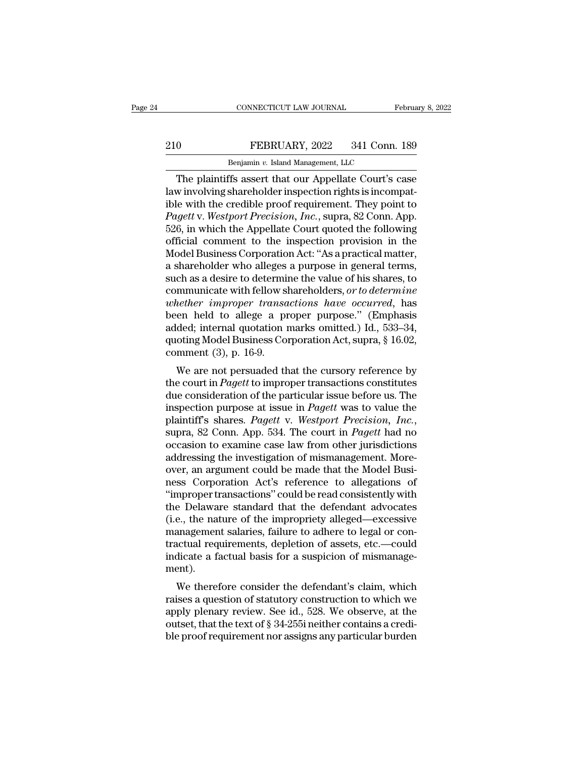The plaintiffs assert that our Appellate Court's case law involving shareholder inspection rights is incompatible with the credible proof requirement. They point to *Pagett* v. *Westport Precision, Inc.*, supra, 82 Conn. App. 526, in which the Appellate Court quoted the following official comment to the inspection provision in the Model Business Corporation Act: "As a practical matter, a shareholder who alleges a purpose in general terms, such as a desire to determine the value of his shares, to communicate with fellow shareholders, *or to determine whether improper transactions have occurred*, has been held to allege a proper purpose." (Emphasis added; internal quotation marks omitted.) Id., 533–34, quoting Model Business Corporation Act, supra, § 16.02, comment (3), p. 16-9.

We are not persuaded that the cursory reference by the court in *Pagett* to improper transactions constitutes due consideration of the particular issue before us. The inspection purpose at issue in *Pagett* was to value the plaintiff's shares. *Pagett* v. *Westport Precision, Inc.*, supra, 82 Conn. App. 534. The court in *Pagett* had no occasion to examine case law from other jurisdictions addressing the investigation of mismanagement. Moreover, an argument could be made that the Model Business Corporation Act's reference to allegations of "improper transactions" could be read consistently with the Delaware standard that the defendant advocates (i.e., the nature of the impropriety alleged—excessive management salaries, failure to adhere to legal or contractual requirements, depletion of assets, etc.—could indicate a factual basis for a suspicion of mismanagement).

We therefore consider the defendant's claim, which raises a question of statutory construction to which we apply plenary review. See id., 528. We observe, at the outset, that the text of § 34-255i neither contains a credible proof requirement nor assigns any particular burden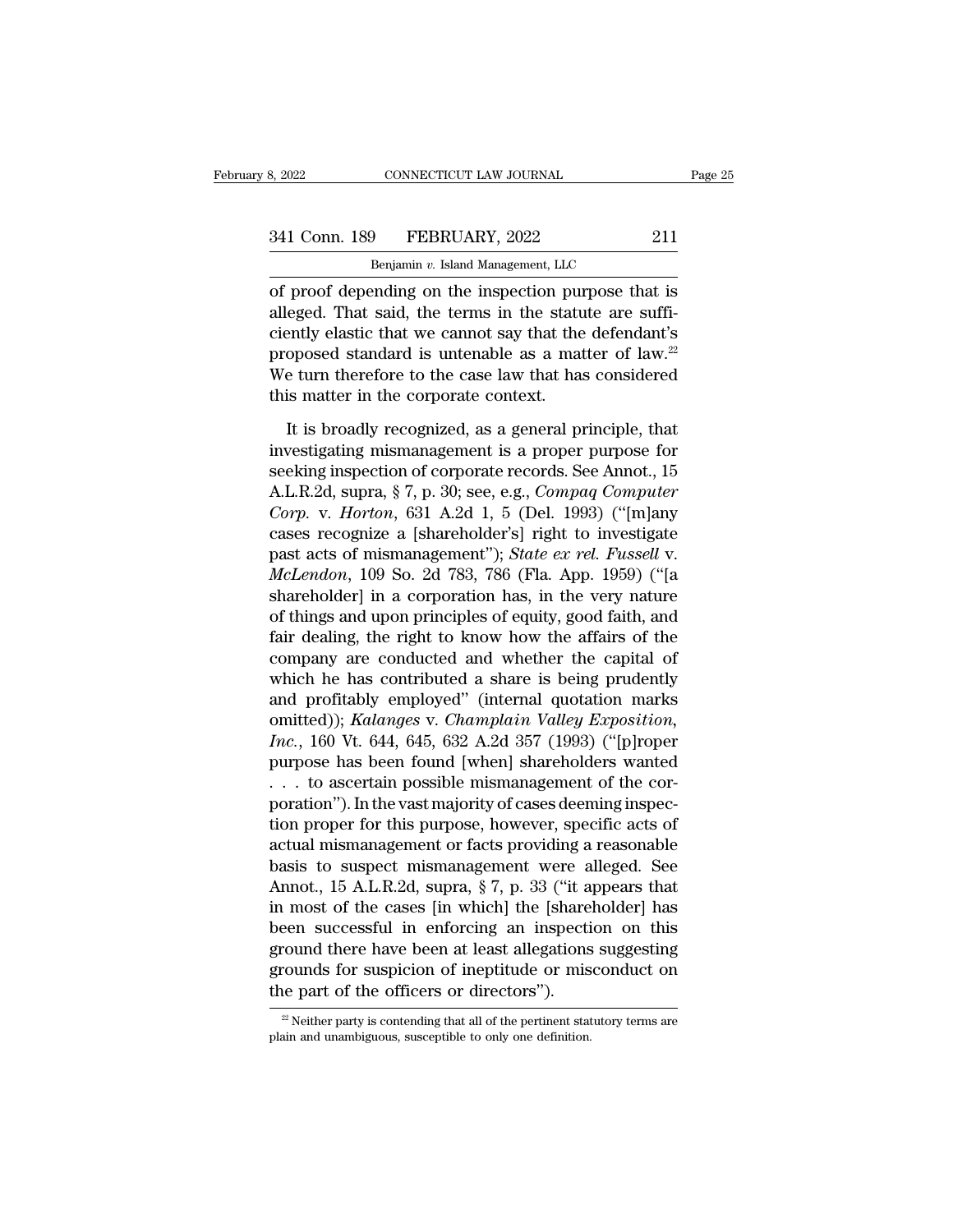of proof depending on the inspection purpose that is alleged. That said, the terms in the statute are sufficiently elastic that we cannot say that the defendant's proposed standard is untenable as a matter of law.[22] We turn therefore to the case law that has considered this matter in the corporate context.

It is broadly recognized, as a general principle, that investigating mismanagement is a proper purpose for seeking inspection of corporate records. See Annot., 15 A.L.R.2d, supra, § 7, p. 30; see, e.g., *Compaq Computer Corp.* v. *Horton*, 631 A.2d 1, 5 (Del. 1993) ("[m]any cases recognize a [shareholder's] right to investigate past acts of mismanagement"); *State ex rel. Fussell* v. *McLendon*, 109 So. 2d 783, 786 (Fla. App. 1959) ("[a shareholder] in a corporation has, in the very nature of things and upon principles of equity, good faith, and fair dealing, the right to know how the affairs of the company are conducted and whether the capital of which he has contributed a share is being prudently and profitably employed" (internal quotation marks omitted)); *Kalanges* v. *Champlain Valley Exposition, Inc.*, 160 Vt. 644, 645, 632 A.2d 357 (1993) ("[p]roper purpose has been found [when] shareholders wanted . . . to ascertain possible mismanagement of the corporation"). In the vast majority of cases deeming inspection proper for this purpose, however, specific acts of actual mismanagement or facts providing a reasonable basis to suspect mismanagement were alleged. See Annot., 15 A.L.R.2d, supra, § 7, p. 33 ("it appears that in most of the cases [in which] the [shareholder] has been successful in enforcing an inspection on this ground there have been at least allegations suggesting grounds for suspicion of ineptitude or misconduct on the part of the officers or directors").

[22] Neither party is contending that all of the pertinent statutory terms are plain and unambiguous, susceptible to only one definition.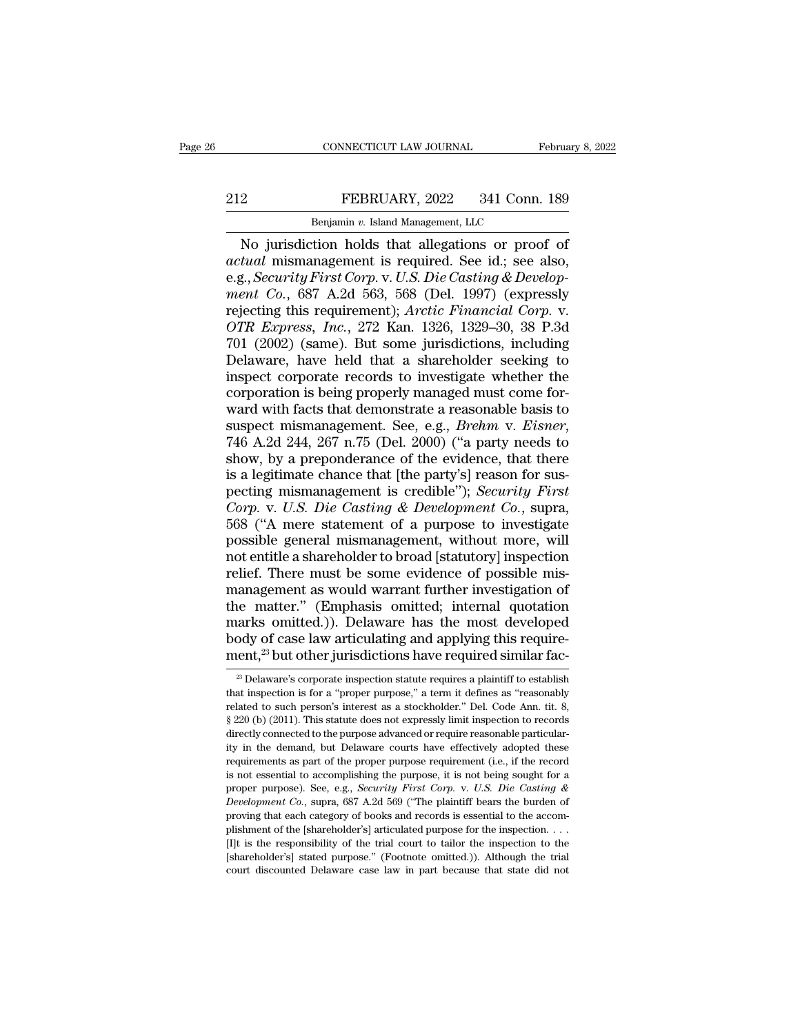No jurisdiction holds that allegations or proof of *actual* mismanagement is required. See id.; see also, e.g., *Security First Corp.* v. *U.S. Die Casting & Development Co.*, 687 A.2d 563, 568 (Del. 1997) (expressly rejecting this requirement); *Arctic Financial Corp.* v. *OTR Express, Inc.*, 272 Kan. 1326, 1329–30, 38 P.3d 701 (2002) (same). But some jurisdictions, including Delaware, have held that a shareholder seeking to inspect corporate records to investigate whether the corporation is being properly managed must come forward with facts that demonstrate a reasonable basis to suspect mismanagement. See, e.g., *Brehm* v. *Eisner*, 746 A.2d 244, 267 n.75 (Del. 2000) ("a party needs to show, by a preponderance of the evidence, that there is a legitimate chance that [the party's] reason for suspecting mismanagement is credible"); *Security First Corp.* v. *U.S. Die Casting & Development Co.*, supra, 568 ("A mere statement of a purpose to investigate possible general mismanagement, without more, will not entitle a shareholder to broad [statutory] inspection relief. There must be some evidence of possible mismanagement as would warrant further investigation of the matter." (Emphasis omitted; internal quotation marks omitted.)). Delaware has the most developed body of case law articulating and applying this requirement,[23] but other jurisdictions have required similar fac-

[23] Delaware's corporate inspection statute requires a plaintiff to establish that inspection is for a "proper purpose," a term it defines as "reasonably related to such person's interest as a stockholder." Del. Code Ann. tit. 8, § 220 (b) (2011). This statute does not expressly limit inspection to records directly connected to the purpose advanced or require reasonable particularity in the demand, but Delaware courts have effectively adopted these requirements as part of the proper purpose requirement (i.e., if the record is not essential to accomplishing the purpose, it is not being sought for a proper purpose). See, e.g., *Security First Corp.* v. *U.S. Die Casting & Development Co.*, supra, 687 A.2d 569 ("The plaintiff bears the burden of proving that each category of books and records is essential to the accomplishment of the [shareholder's] articulated purpose for the inspection. . . . [I]t is the responsibility of the trial court to tailor the inspection to the [shareholder's] stated purpose." (Footnote omitted.)). Although the trial court discounted Delaware case law in part because that state did not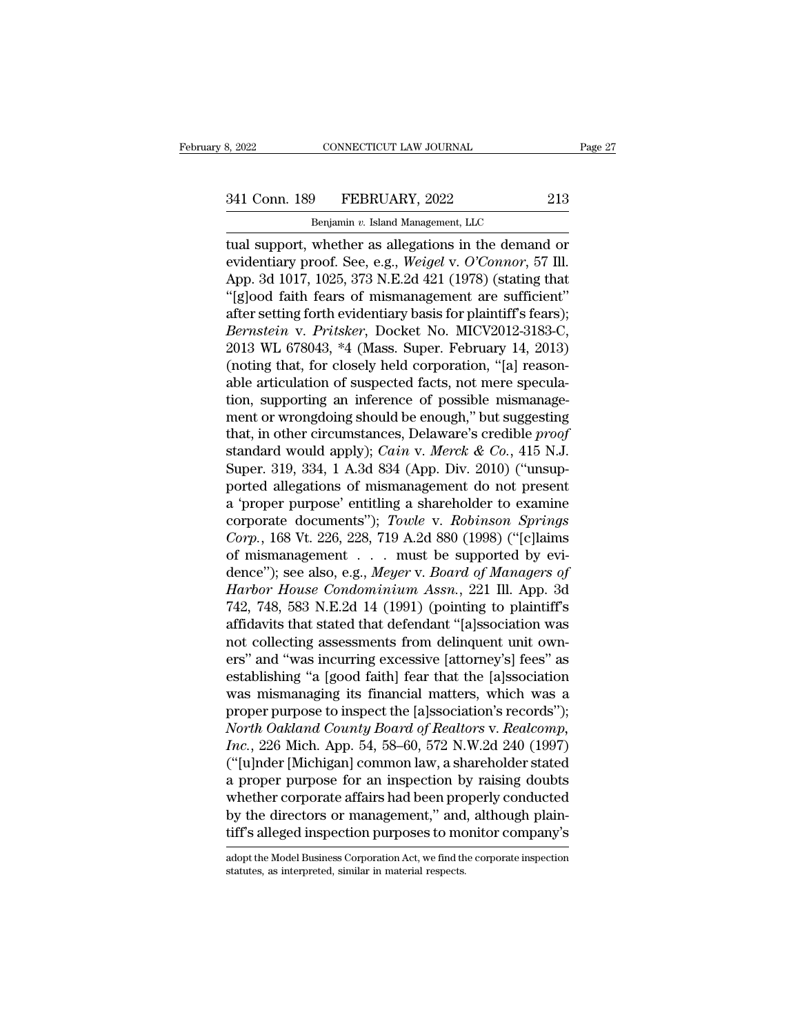tual support, whether as allegations in the demand or evidentiary proof. See, e.g., *Weigel* v. *O'Connor*, 57 Ill. App. 3d 1017, 1025, 373 N.E.2d 421 (1978) (stating that "[g]ood faith fears of mismanagement are sufficient" after setting forth evidentiary basis for plaintiff's fears); *Bernstein* v. *Pritsker*, Docket No. MICV2012-3183-C, 2013 WL 678043, *4 (Mass. Super. February 14, 2013) (noting that, for closely held corporation, "[a] reasonable articulation of suspected facts, not mere speculation, supporting an inference of possible mismanagement or wrongdoing should be enough," but suggesting that, in other circumstances, Delaware's credible *proof* standard would apply); *Cain* v. *Merck & Co.*, 415 N.J. Super. 319, 334, 1 A.3d 834 (App. Div. 2010) ("unsupported allegations of mismanagement do not present a 'proper purpose' entitling a shareholder to examine corporate documents"); *Towle* v. *Robinson Springs Corp.*, 168 Vt. 226, 228, 719 A.2d 880 (1998) ("[c]laims of mismanagement . . . must be supported by evidence"); see also, e.g., *Meyer* v. *Board of Managers of Harbor House Condominium Assn.*, 221 Ill. App. 3d 742, 748, 583 N.E.2d 14 (1991) (pointing to plaintiff's affidavits that stated that defendant "[a]ssociation was not collecting assessments from delinquent unit owners" and "was incurring excessive [attorney's] fees" as establishing "a [good faith] fear that the [a]ssociation was mismanaging its financial matters, which was a proper purpose to inspect the [a]ssociation's records"); *North Oakland County Board of Realtors* v. *Realcomp, Inc.*, 226 Mich. App. 54, 58–60, 572 N.W.2d 240 (1997) ("[u]nder [Michigan] common law, a shareholder stated a proper purpose for an inspection by raising doubts whether corporate affairs had been properly conducted by the directors or management," and, although plaintiff's alleged inspection purposes to monitor company's

adopt the Model Business Corporation Act, we find the corporate inspection statutes, as interpreted, similar in material respects.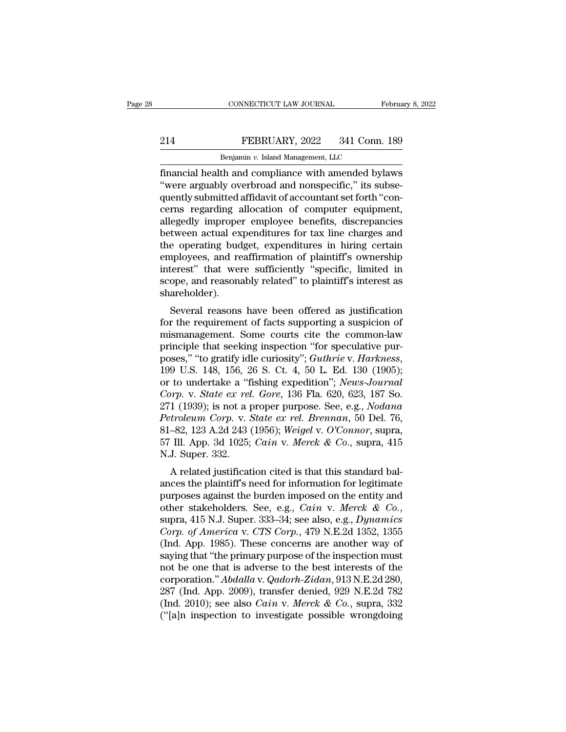financial health and compliance with amended bylaws "were arguably overbroad and nonspecific," its subsequently submitted affidavit of accountant set forth "concerns regarding allocation of computer equipment, allegedly improper employee benefits, discrepancies between actual expenditures for tax line charges and the operating budget, expenditures in hiring certain employees, and reaffirmation of plaintiff's ownership interest" that were sufficiently "specific, limited in scope, and reasonably related" to plaintiff's interest as shareholder).

Several reasons have been offered as justification for the requirement of facts supporting a suspicion of mismanagement. Some courts cite the common-law principle that seeking inspection "for speculative purposes," "to gratify idle curiosity"; *Guthrie* v. *Harkness*, 199 U.S. 148, 156, 26 S. Ct. 4, 50 L. Ed. 130 (1905); or to undertake a "fishing expedition"; *News-Journal Corp.* v. *State ex rel. Gore*, 136 Fla. 620, 623, 187 So. 271 (1939); is not a proper purpose. See, e.g., *Nodana Petroleum Corp.* v. *State ex rel. Brennan*, 50 Del. 76, 81–82, 123 A.2d 243 (1956); *Weigel* v. *O'Connor*, supra, 57 Ill. App. 3d 1025; *Cain* v. *Merck & Co.*, supra, 415 N.J. Super. 332.

A related justification cited is that this standard balances the plaintiff's need for information for legitimate purposes against the burden imposed on the entity and other stakeholders. See, e.g., *Cain* v. *Merck & Co.*, supra, 415 N.J. Super. 333–34; see also, e.g., *Dynamics Corp. of America* v. *CTS Corp.*, 479 N.E.2d 1352, 1355 (Ind. App. 1985). These concerns are another way of saying that "the primary purpose of the inspection must not be one that is adverse to the best interests of the corporation." *Abdalla* v. *Qadorh-Zidan*, 913 N.E.2d 280, 287 (Ind. App. 2009), transfer denied, 929 N.E.2d 782 (Ind. 2010); see also *Cain* v. *Merck & Co.*, supra, 332 ("[a]n inspection to investigate possible wrongdoing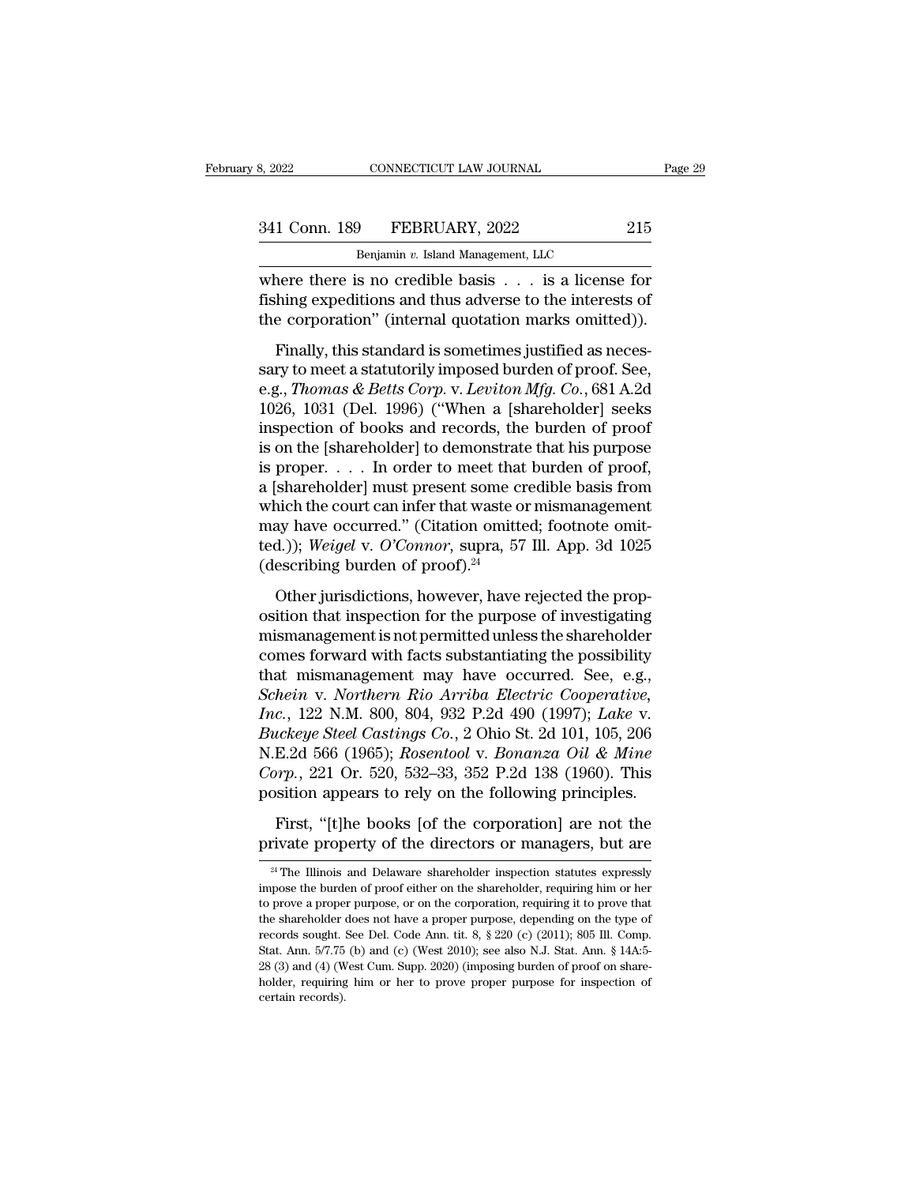where there is no credible basis . . . is a license for fishing expeditions and thus adverse to the interests of the corporation" (internal quotation marks omitted)).

Finally, this standard is sometimes justified as necessary to meet a statutorily imposed burden of proof. See, e.g., *Thomas & Betts Corp.* v. *Leviton Mfg. Co.*, 681 A.2d 1026, 1031 (Del. 1996) ("When a [shareholder] seeks inspection of books and records, the burden of proof is on the [shareholder] to demonstrate that his purpose is proper. . . . In order to meet that burden of proof, a [shareholder] must present some credible basis from which the court can infer that waste or mismanagement may have occurred." (Citation omitted; footnote omitted.)); *Weigel* v. *O'Connor*, supra, 57 Ill. App. 3d 1025 (describing burden of proof).[24]

Other jurisdictions, however, have rejected the proposition that inspection for the purpose of investigating mismanagement is not permitted unless the shareholder comes forward with facts substantiating the possibility that mismanagement may have occurred. See, e.g., *Schein* v. *Northern Rio Arriba Electric Cooperative, Inc.*, 122 N.M. 800, 804, 932 P.2d 490 (1997); *Lake* v. *Buckeye Steel Castings Co.*, 2 Ohio St. 2d 101, 105, 206 N.E.2d 566 (1965); *Rosentool* v. *Bonanza Oil & Mine Corp.*, 221 Or. 520, 532–33, 352 P.2d 138 (1960). This position appears to rely on the following principles.

First, "[t]he books [of the corporation] are not the private property of the directors or managers, but are

[24] The Illinois and Delaware shareholder inspection statutes expressly impose the burden of proof either on the shareholder, requiring him or her to prove a proper purpose, or on the corporation, requiring it to prove that the shareholder does not have a proper purpose, depending on the type of records sought. See Del. Code Ann. tit. 8, § 220 (c) (2011); 805 Ill. Comp. Stat. Ann. 5/7.75 (b) and (c) (West 2010); see also N.J. Stat. Ann. § 14A:5-28 (3) and (4) (West Cum. Supp. 2020) (imposing burden of proof on shareholder, requiring him or her to prove proper purpose for inspection of certain records).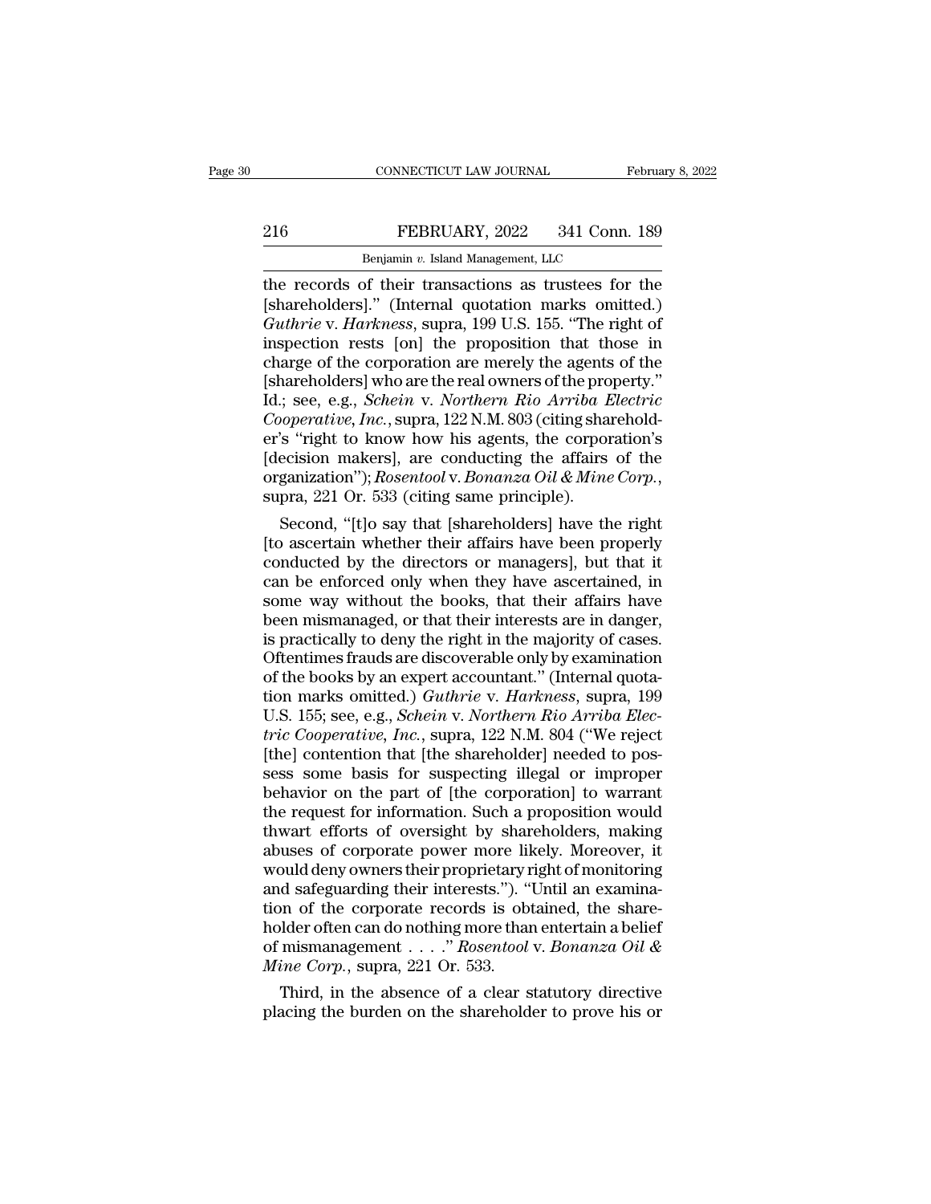the records of their transactions as trustees for the [shareholders].'' (Internal quotation marks omitted.) *Guthrie* v. *Harkness*, supra, 199 U.S. 155. ''The right of inspection rests [on] the proposition that those in charge of the corporation are merely the agents of the [shareholders] who are the real owners of the property.'' Id.; see, e.g., *Schein* v. *Northern Rio Arriba Electric Cooperative, Inc.*, supra, 122 N.M. 803 (citing shareholder's ''right to know how his agents, the corporation's [decision makers], are conducting the affairs of the organization''); *Rosentool* v. *Bonanza Oil & Mine Corp.*, supra, 221 Or. 533 (citing same principle).

Second, ''[t]o say that [shareholders] have the right [to ascertain whether their affairs have been properly conducted by the directors or managers], but that it can be enforced only when they have ascertained, in some way without the books, that their affairs have been mismanaged, or that their interests are in danger, is practically to deny the right in the majority of cases. Oftentimes frauds are discoverable only by examination of the books by an expert accountant.'' (Internal quotation marks omitted.) *Guthrie* v. *Harkness*, supra, 199 U.S. 155; see, e.g., *Schein* v. *Northern Rio Arriba Electric Cooperative, Inc.*, supra, 122 N.M. 804 (''We reject [the] contention that [the shareholder] needed to possess some basis for suspecting illegal or improper behavior on the part of [the corporation] to warrant the request for information. Such a proposition would thwart efforts of oversight by shareholders, making abuses of corporate power more likely. Moreover, it would deny owners their proprietary right of monitoring and safeguarding their interests.''). ''Until an examination of the corporate records is obtained, the shareholder often can do nothing more than entertain a belief of mismanagement . . . .'' *Rosentool* v. *Bonanza Oil & Mine Corp.*, supra, 221 Or. 533.

Third, in the absence of a clear statutory directive placing the burden on the shareholder to prove his or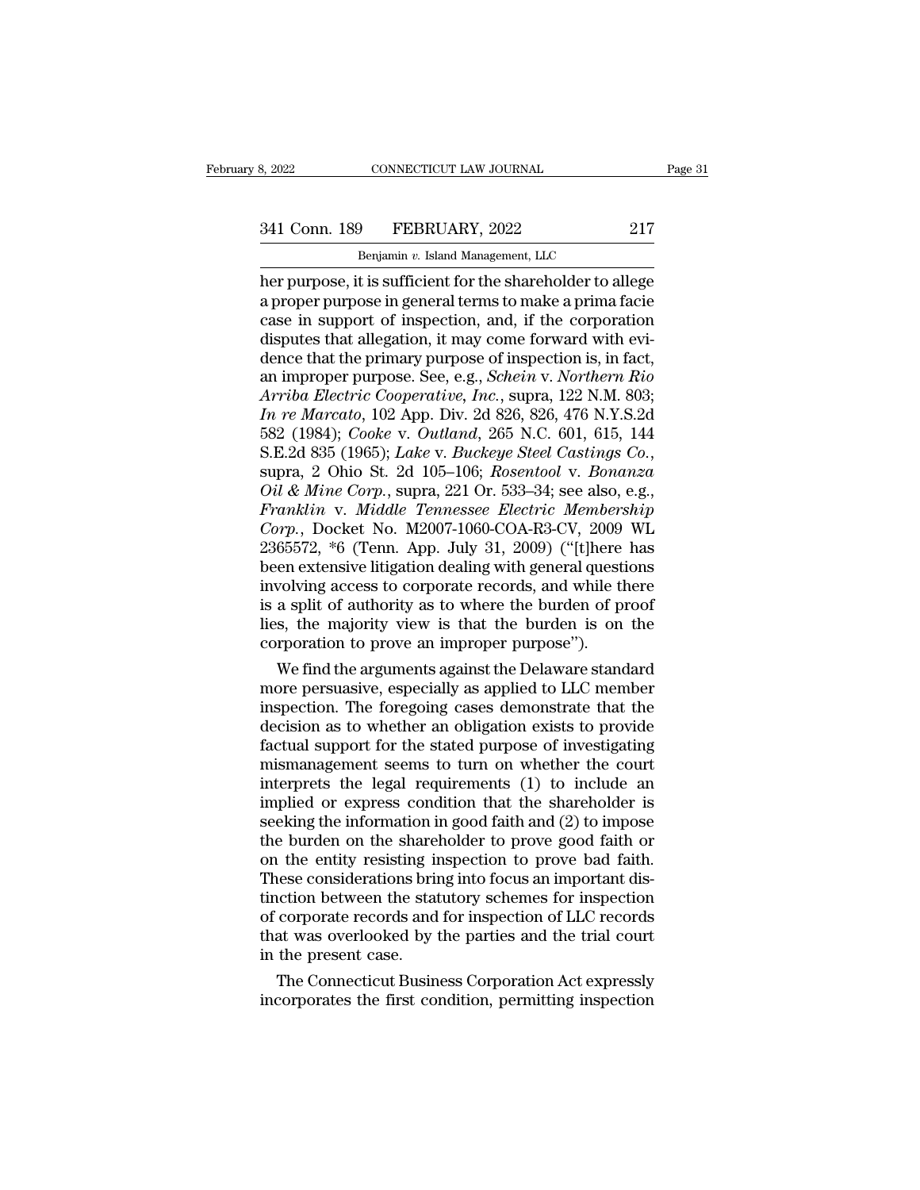her purpose, it is sufficient for the shareholder to allege a proper purpose in general terms to make a prima facie case in support of inspection, and, if the corporation disputes that allegation, it may come forward with evidence that the primary purpose of inspection is, in fact, an improper purpose. See, e.g., *Schein* v. *Northern Rio Arriba Electric Cooperative, Inc.*, supra, 122 N.M. 803; *In re Marcato*, 102 App. Div. 2d 826, 826, 476 N.Y.S.2d 582 (1984); *Cooke* v. *Outland*, 265 N.C. 601, 615, 144 S.E.2d 835 (1965); *Lake* v. *Buckeye Steel Castings Co.*, supra, 2 Ohio St. 2d 105–106; *Rosentool* v. *Bonanza Oil & Mine Corp.*, supra, 221 Or. 533–34; see also, e.g., *Franklin* v. *Middle Tennessee Electric Membership Corp.*, Docket No. M2007-1060-COA-R3-CV, 2009 WL 2365572, *6 (Tenn. App. July 31, 2009) ("[t]here has been extensive litigation dealing with general questions involving access to corporate records, and while there is a split of authority as to where the burden of proof lies, the majority view is that the burden is on the corporation to prove an improper purpose").

We find the arguments against the Delaware standard more persuasive, especially as applied to LLC member inspection. The foregoing cases demonstrate that the decision as to whether an obligation exists to provide factual support for the stated purpose of investigating mismanagement seems to turn on whether the court interprets the legal requirements (1) to include an implied or express condition that the shareholder is seeking the information in good faith and (2) to impose the burden on the shareholder to prove good faith or on the entity resisting inspection to prove bad faith. These considerations bring into focus an important distinction between the statutory schemes for inspection of corporate records and for inspection of LLC records that was overlooked by the parties and the trial court in the present case.

The Connecticut Business Corporation Act expressly incorporates the first condition, permitting inspection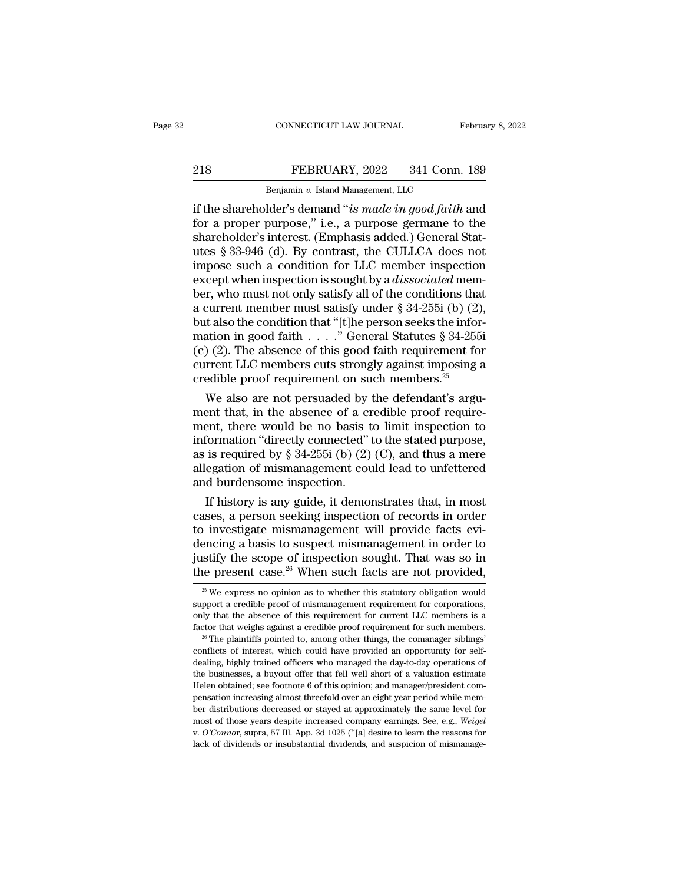if the shareholder's demand "*is made in good faith* and for a proper purpose," i.e., a purpose germane to the shareholder's interest. (Emphasis added.) General Statutes § 33-946 (d). By contrast, the CULLCA does not impose such a condition for LLC member inspection except when inspection is sought by a *dissociated* member, who must not only satisfy all of the conditions that a current member must satisfy under § 34-255i (b) (2), but also the condition that "[t]he person seeks the information in good faith . . . ." General Statutes § 34-255i (c) (2). The absence of this good faith requirement for current LLC members cuts strongly against imposing a credible proof requirement on such members.[25]

We also are not persuaded by the defendant's argument that, in the absence of a credible proof requirement, there would be no basis to limit inspection to information "directly connected" to the stated purpose, as is required by § 34-255i (b) (2) (C), and thus a mere allegation of mismanagement could lead to unfettered and burdensome inspection.

If history is any guide, it demonstrates that, in most cases, a person seeking inspection of records in order to investigate mismanagement will provide facts evidencing a basis to suspect mismanagement in order to justify the scope of inspection sought. That was so in the present case.[26] When such facts are not provided,

---

[25] We express no opinion as to whether this statutory obligation would support a credible proof of mismanagement requirement for corporations, only that the absence of this requirement for current LLC members is a factor that weighs against a credible proof requirement for such members.

[26] The plaintiffs pointed to, among other things, the comanager siblings' conflicts of interest, which could have provided an opportunity for self-dealing, highly trained officers who managed the day-to-day operations of the businesses, a buyout offer that fell well short of a valuation estimate Helen obtained; see footnote 6 of this opinion; and manager/president compensation increasing almost threefold over an eight year period while member distributions decreased or stayed at approximately the same level for most of those years despite increased company earnings. See, e.g., *Weigel v. O'Connor*, supra, 57 Ill. App. 3d 1025 ("[a] desire to learn the reasons for lack of dividends or insubstantial dividends, and suspicion of mismanage-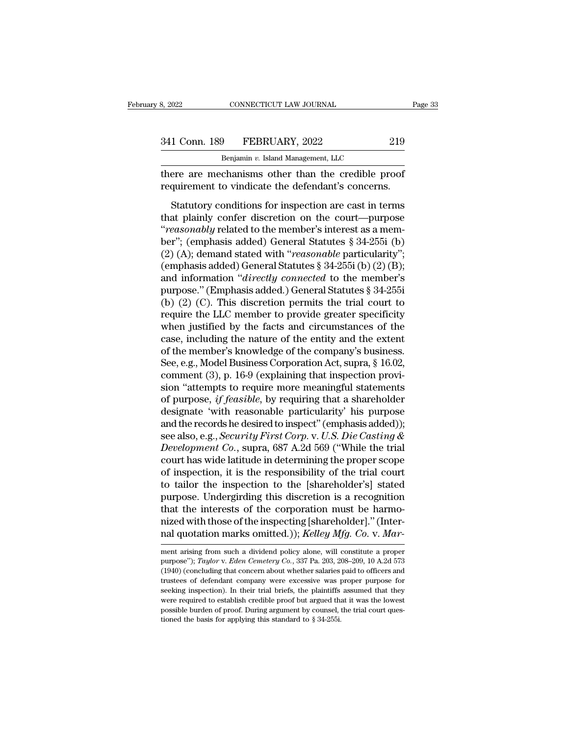there are mechanisms other than the credible proof requirement to vindicate the defendant's concerns.

Statutory conditions for inspection are cast in terms that plainly confer discretion on the court—purpose "*reasonably* related to the member's interest as a member"; (emphasis added) General Statutes § 34-255i (b) (2) (A); demand stated with "*reasonable* particularity"; (emphasis added) General Statutes § 34-255i (b) (2) (B); and information "*directly connected* to the member's purpose." (Emphasis added.) General Statutes § 34-255i (b) (2) (C). This discretion permits the trial court to require the LLC member to provide greater specificity when justified by the facts and circumstances of the case, including the nature of the entity and the extent of the member's knowledge of the company's business. See, e.g., Model Business Corporation Act, supra, § 16.02, comment (3), p. 16-9 (explaining that inspection provision "attempts to require more meaningful statements of purpose, *if feasible*, by requiring that a shareholder designate 'with reasonable particularity' his purpose and the records he desired to inspect" (emphasis added)); see also, e.g., *Security First Corp.* v. *U.S. Die Casting & Development Co.*, supra, 687 A.2d 569 ("While the trial court has wide latitude in determining the proper scope of inspection, it is the responsibility of the trial court to tailor the inspection to the [shareholder's] stated purpose. Undergirding this discretion is a recognition that the interests of the corporation must be harmonized with those of the inspecting [shareholder]." (Internal quotation marks omitted.)); *Kelley Mfg. Co.* v. *Mar-*

---

ment arising from such a dividend policy alone, will constitute a proper purpose"); *Taylor* v. *Eden Cemetery Co.*, 337 Pa. 203, 208–209, 10 A.2d 573 (1940) (concluding that concern about whether salaries paid to officers and trustees of defendant company were excessive was proper purpose for seeking inspection). In their trial briefs, the plaintiffs assumed that they were required to establish credible proof but argued that it was the lowest possible burden of proof. During argument by counsel, the trial court questioned the basis for applying this standard to § 34-255i.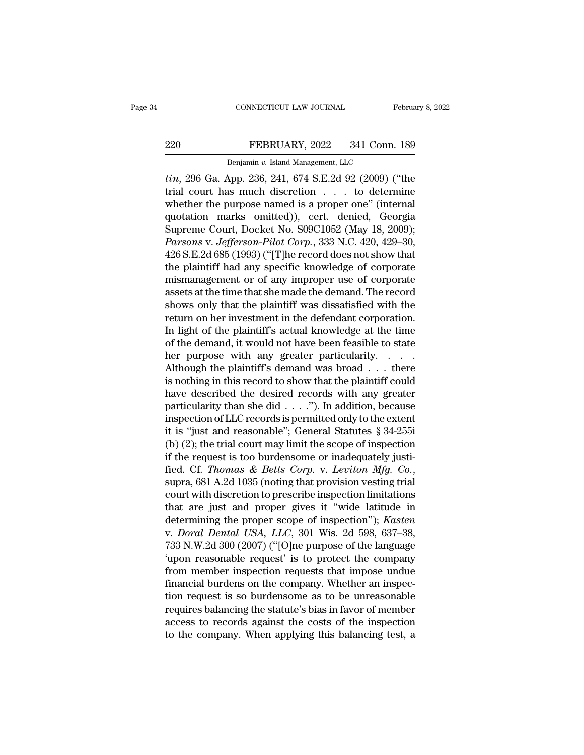*tin*, 296 Ga. App. 236, 241, 674 S.E.2d 92 (2009) ("the trial court has much discretion . . . to determine whether the purpose named is a proper one" (internal quotation marks omitted)), cert. denied, Georgia Supreme Court, Docket No. S09C1052 (May 18, 2009); *Parsons* v. *Jefferson-Pilot Corp.*, 333 N.C. 420, 429–30, 426 S.E.2d 685 (1993) ("[T]he record does not show that the plaintiff had any specific knowledge of corporate mismanagement or of any improper use of corporate assets at the time that she made the demand. The record shows only that the plaintiff was dissatisfied with the return on her investment in the defendant corporation. In light of the plaintiff's actual knowledge at the time of the demand, it would not have been feasible to state her purpose with any greater particularity. . . . Although the plaintiff's demand was broad . . . there is nothing in this record to show that the plaintiff could have described the desired records with any greater particularity than she did . . . ."). In addition, because inspection of LLC records is permitted only to the extent it is "just and reasonable"; General Statutes § 34-255i (b) (2); the trial court may limit the scope of inspection if the request is too burdensome or inadequately justified. Cf. *Thomas & Betts Corp.* v. *Leviton Mfg. Co.*, supra, 681 A.2d 1035 (noting that provision vesting trial court with discretion to prescribe inspection limitations that are just and proper gives it "wide latitude in determining the proper scope of inspection"); *Kasten* v. *Doral Dental USA, LLC*, 301 Wis. 2d 598, 637–38, 733 N.W.2d 300 (2007) ("[O]ne purpose of the language 'upon reasonable request' is to protect the company from member inspection requests that impose undue financial burdens on the company. Whether an inspection request is so burdensome as to be unreasonable requires balancing the statute's bias in favor of member access to records against the costs of the inspection to the company. When applying this balancing test, a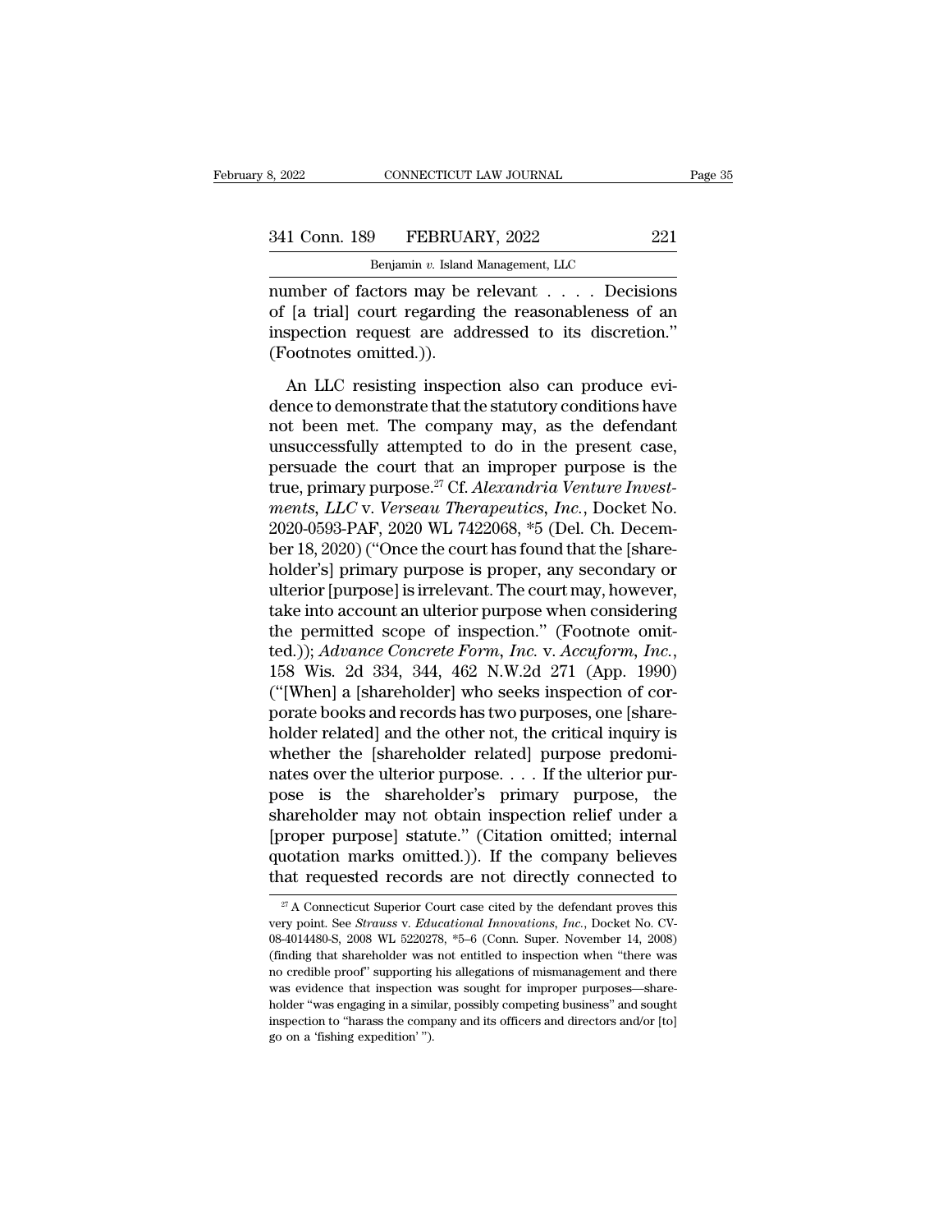number of factors may be relevant . . . . Decisions of [a trial] court regarding the reasonableness of an inspection request are addressed to its discretion." (Footnotes omitted.)).

An LLC resisting inspection also can produce evidence to demonstrate that the statutory conditions have not been met. The company may, as the defendant unsuccessfully attempted to do in the present case, persuade the court that an improper purpose is the true, primary purpose.[27] Cf. *Alexandria Venture Investments, LLC* v. *Verseau Therapeutics, Inc.*, Docket No. 2020-0593-PAF, 2020 WL 7422068, *5 (Del. Ch. December 18, 2020) ("Once the court has found that the [shareholder's] primary purpose is proper, any secondary or ulterior [purpose] is irrelevant. The court may, however, take into account an ulterior purpose when considering the permitted scope of inspection." (Footnote omitted.)); *Advance Concrete Form, Inc.* v. *Accuform, Inc.*, 158 Wis. 2d 334, 344, 462 N.W.2d 271 (App. 1990) ("[When] a [shareholder] who seeks inspection of corporate books and records has two purposes, one [shareholder related] and the other not, the critical inquiry is whether the [shareholder related] purpose predominates over the ulterior purpose. . . . If the ulterior purpose is the shareholder's primary purpose, the shareholder may not obtain inspection relief under a [proper purpose] statute." (Citation omitted; internal quotation marks omitted.)). If the company believes that requested records are not directly connected to

[27] A Connecticut Superior Court case cited by the defendant proves this very point. See *Strauss* v. *Educational Innovations, Inc.*, Docket No. CV-08-4014480-S, 2008 WL 5220278, *5–6 (Conn. Super. November 14, 2008) (finding that shareholder was not entitled to inspection when "there was no credible proof" supporting his allegations of mismanagement and there was evidence that inspection was sought for improper purposes—shareholder "was engaging in a similar, possibly competing business" and sought inspection to "harass the company and its officers and directors and/or [to] go on a 'fishing expedition' ").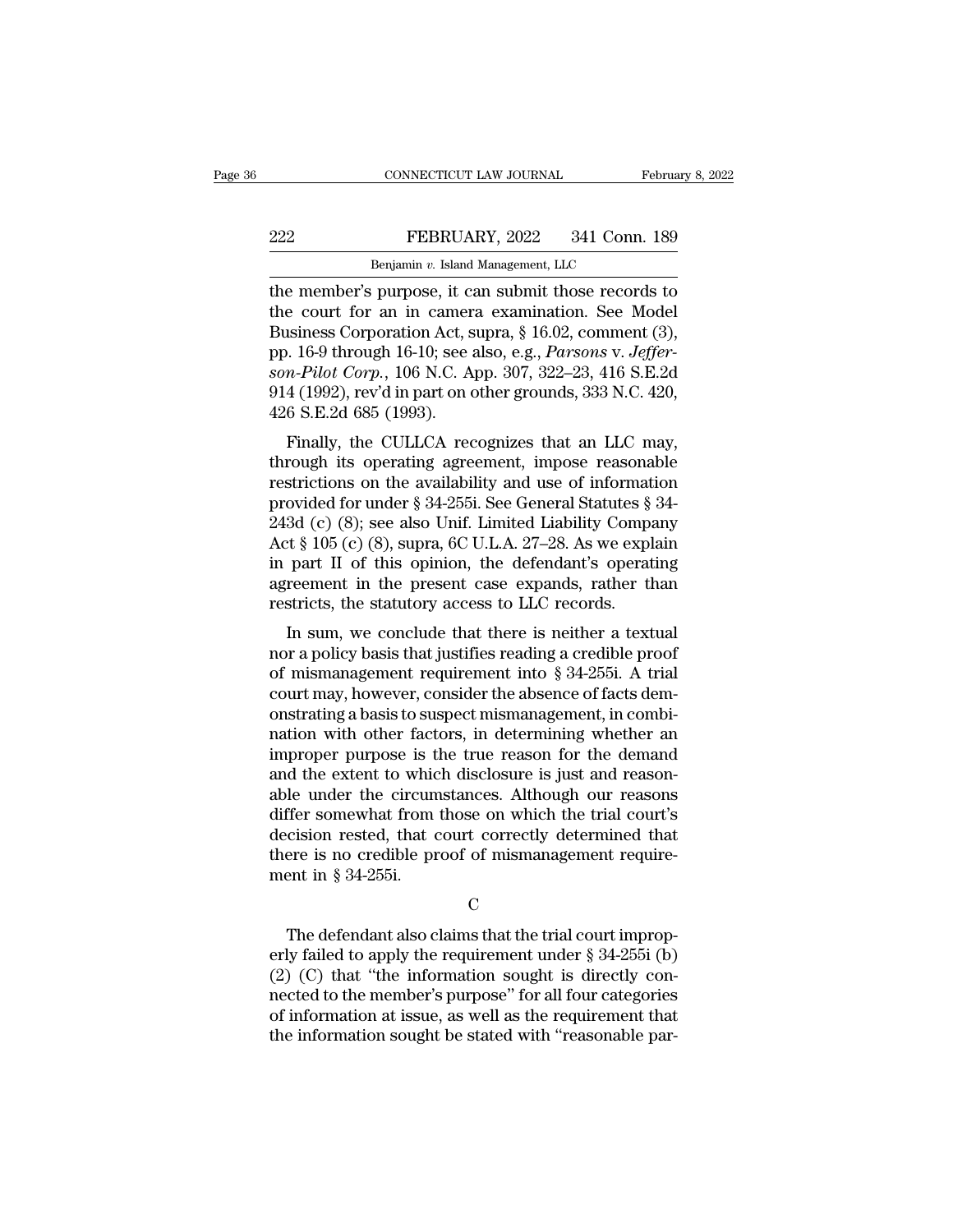the member's purpose, it can submit those records to the court for an in camera examination. See Model Business Corporation Act, supra, § 16.02, comment (3), pp. 16-9 through 16-10; see also, e.g., *Parsons* v. *Jefferson-Pilot Corp.*, 106 N.C. App. 307, 322–23, 416 S.E.2d 914 (1992), rev'd in part on other grounds, 333 N.C. 420, 426 S.E.2d 685 (1993).

Finally, the CULLCA recognizes that an LLC may, through its operating agreement, impose reasonable restrictions on the availability and use of information provided for under § 34-255i. See General Statutes § 34-243d (c) (8); see also Unif. Limited Liability Company Act § 105 (c) (8), supra, 6C U.L.A. 27–28. As we explain in part II of this opinion, the defendant's operating agreement in the present case expands, rather than restricts, the statutory access to LLC records.

In sum, we conclude that there is neither a textual nor a policy basis that justifies reading a credible proof of mismanagement requirement into § 34-255i. A trial court may, however, consider the absence of facts demonstrating a basis to suspect mismanagement, in combination with other factors, in determining whether an improper purpose is the true reason for the demand and the extent to which disclosure is just and reasonable under the circumstances. Although our reasons differ somewhat from those on which the trial court's decision rested, that court correctly determined that there is no credible proof of mismanagement requirement in § 34-255i.

C

The defendant also claims that the trial court improperly failed to apply the requirement under § 34-255i (b) (2) (C) that "the information sought is directly connected to the member's purpose" for all four categories of information at issue, as well as the requirement that the information sought be stated with "reasonable par-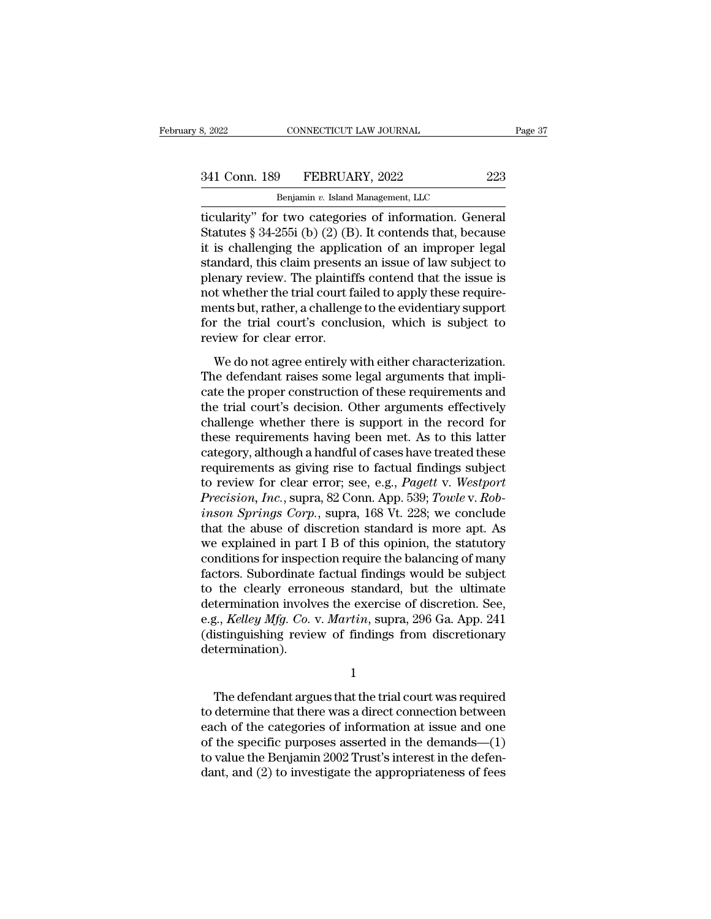ticularity" for two categories of information. General Statutes § 34-255i (b) (2) (B). It contends that, because it is challenging the application of an improper legal standard, this claim presents an issue of law subject to plenary review. The plaintiffs contend that the issue is not whether the trial court failed to apply these requirements but, rather, a challenge to the evidentiary support for the trial court's conclusion, which is subject to review for clear error.

We do not agree entirely with either characterization. The defendant raises some legal arguments that implicate the proper construction of these requirements and the trial court's decision. Other arguments effectively challenge whether there is support in the record for these requirements having been met. As to this latter category, although a handful of cases have treated these requirements as giving rise to factual findings subject to review for clear error; see, e.g., *Pagett* v. *Westport Precision, Inc.*, supra, 82 Conn. App. 539; *Towle* v. *Robinson Springs Corp.*, supra, 168 Vt. 228; we conclude that the abuse of discretion standard is more apt. As we explained in part I B of this opinion, the statutory conditions for inspection require the balancing of many factors. Subordinate factual findings would be subject to the clearly erroneous standard, but the ultimate determination involves the exercise of discretion. See, e.g., *Kelley Mfg. Co.* v. *Martin*, supra, 296 Ga. App. 241 (distinguishing review of findings from discretionary determination).

1

The defendant argues that the trial court was required to determine that there was a direct connection between each of the categories of information at issue and one of the specific purposes asserted in the demands—(1) to value the Benjamin 2002 Trust's interest in the defendant, and (2) to investigate the appropriateness of fees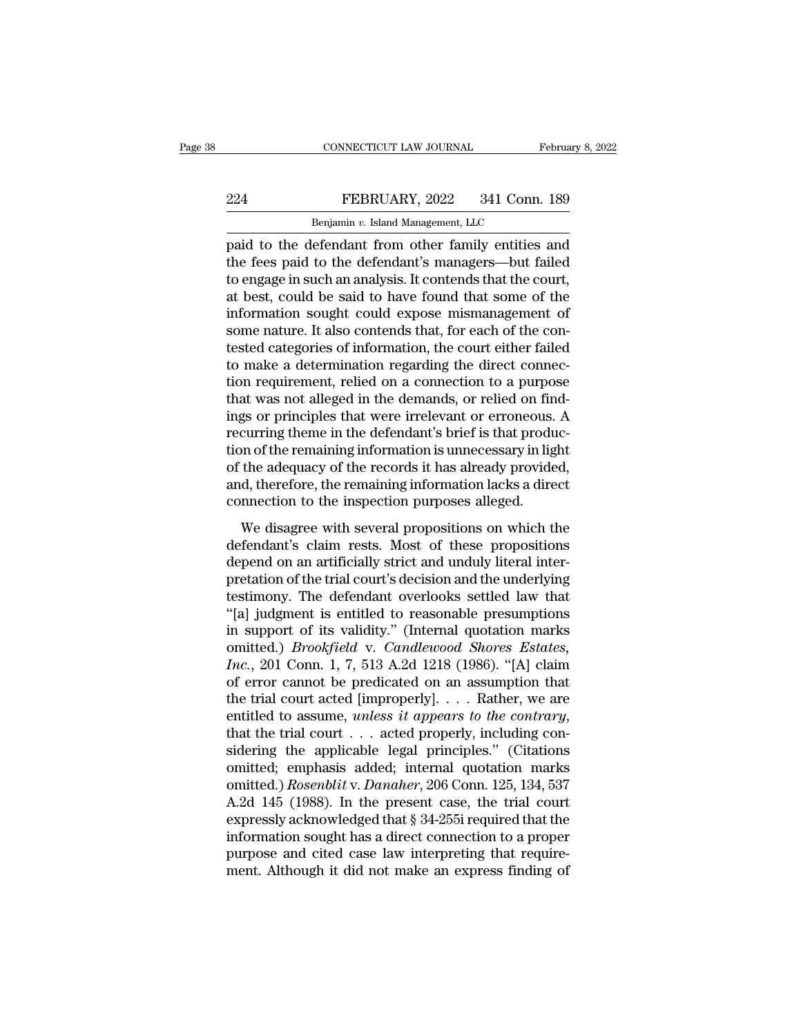paid to the defendant from other family entities and the fees paid to the defendant's managers—but failed to engage in such an analysis. It contends that the court, at best, could be said to have found that some of the information sought could expose mismanagement of some nature. It also contends that, for each of the contested categories of information, the court either failed to make a determination regarding the direct connection requirement, relied on a connection to a purpose that was not alleged in the demands, or relied on findings or principles that were irrelevant or erroneous. A recurring theme in the defendant's brief is that production of the remaining information is unnecessary in light of the adequacy of the records it has already provided, and, therefore, the remaining information lacks a direct connection to the inspection purposes alleged.

We disagree with several propositions on which the defendant's claim rests. Most of these propositions depend on an artificially strict and unduly literal interpretation of the trial court's decision and the underlying testimony. The defendant overlooks settled law that "[a] judgment is entitled to reasonable presumptions in support of its validity." (Internal quotation marks omitted.) *Brookfield* v. *Candlewood Shores Estates, Inc.*, 201 Conn. 1, 7, 513 A.2d 1218 (1986). "[A] claim of error cannot be predicated on an assumption that the trial court acted [improperly]. . . . Rather, we are entitled to assume, *unless it appears to the contrary*, that the trial court . . . acted properly, including considering the applicable legal principles." (Citations omitted; emphasis added; internal quotation marks omitted.) *Rosenblit* v. *Danaher*, 206 Conn. 125, 134, 537 A.2d 145 (1988). In the present case, the trial court expressly acknowledged that § 34-255i required that the information sought has a direct connection to a proper purpose and cited case law interpreting that requirement. Although it did not make an express finding of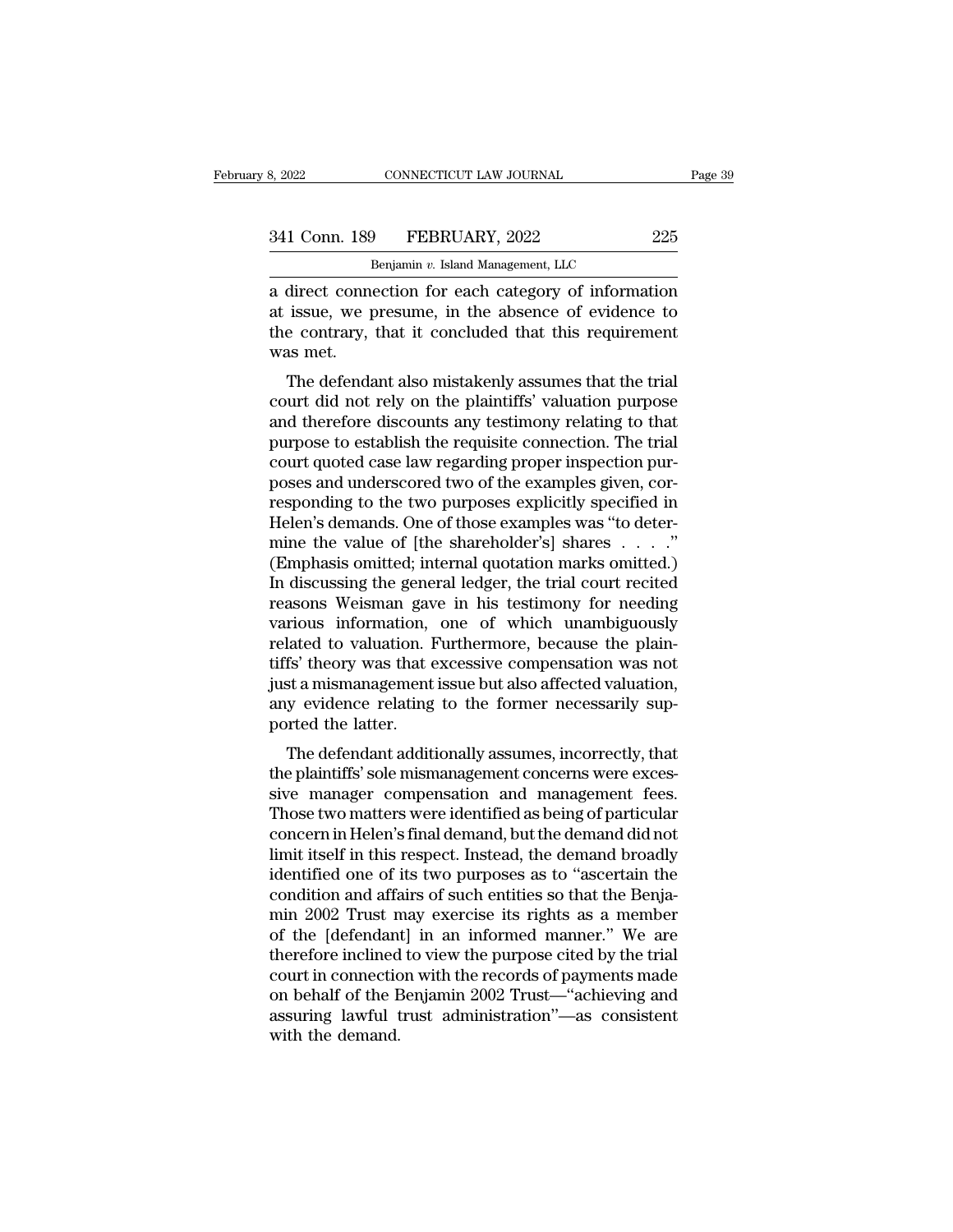a direct connection for each category of information at issue, we presume, in the absence of evidence to the contrary, that it concluded that this requirement was met.

The defendant also mistakenly assumes that the trial court did not rely on the plaintiffs' valuation purpose and therefore discounts any testimony relating to that purpose to establish the requisite connection. The trial court quoted case law regarding proper inspection purposes and underscored two of the examples given, corresponding to the two purposes explicitly specified in Helen's demands. One of those examples was "to determine the value of [the shareholder's] shares . . . ." (Emphasis omitted; internal quotation marks omitted.) In discussing the general ledger, the trial court recited reasons Weisman gave in his testimony for needing various information, one of which unambiguously related to valuation. Furthermore, because the plaintiffs' theory was that excessive compensation was not just a mismanagement issue but also affected valuation, any evidence relating to the former necessarily supported the latter.

The defendant additionally assumes, incorrectly, that the plaintiffs' sole mismanagement concerns were excessive manager compensation and management fees. Those two matters were identified as being of particular concern in Helen's final demand, but the demand did not limit itself in this respect. Instead, the demand broadly identified one of its two purposes as to "ascertain the condition and affairs of such entities so that the Benjamin 2002 Trust may exercise its rights as a member of the [defendant] in an informed manner." We are therefore inclined to view the purpose cited by the trial court in connection with the records of payments made on behalf of the Benjamin 2002 Trust—"achieving and assuring lawful trust administration"—as consistent with the demand.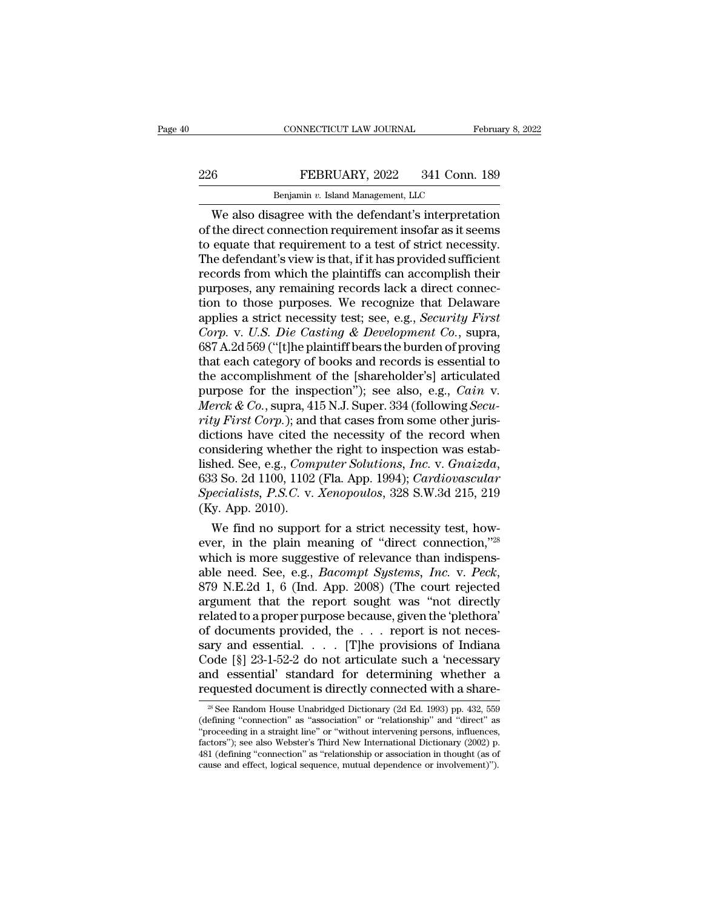We also disagree with the defendant's interpretation of the direct connection requirement insofar as it seems to equate that requirement to a test of strict necessity. The defendant's view is that, if it has provided sufficient records from which the plaintiffs can accomplish their purposes, any remaining records lack a direct connection to those purposes. We recognize that Delaware applies a strict necessity test; see, e.g., *Security First Corp.* v. *U.S. Die Casting & Development Co.*, supra, 687 A.2d 569 ("[t]he plaintiff bears the burden of proving that each category of books and records is essential to the accomplishment of the [shareholder's] articulated purpose for the inspection"); see also, e.g., *Cain* v. *Merck & Co.*, supra, 415 N.J. Super. 334 (following *Security First Corp.*); and that cases from some other jurisdictions have cited the necessity of the record when considering whether the right to inspection was established. See, e.g., *Computer Solutions, Inc.* v. *Gnaizda*, 633 So. 2d 1100, 1102 (Fla. App. 1994); *Cardiovascular Specialists, P.S.C.* v. *Xenopoulos*, 328 S.W.3d 215, 219 (Ky. App. 2010).

We find no support for a strict necessity test, however, in the plain meaning of "direct connection,"[28] which is more suggestive of relevance than indispensable need. See, e.g., *Bacompt Systems, Inc.* v. *Peck*, 879 N.E.2d 1, 6 (Ind. App. 2008) (The court rejected argument that the report sought was "not directly related to a proper purpose because, given the 'plethora' of documents provided, the . . . report is not necessary and essential. . . . [T]he provisions of Indiana Code [§] 23-1-52-2 do not articulate such a 'necessary and essential' standard for determining whether a requested document is directly connected with a share-

[28] See Random House Unabridged Dictionary (2d Ed. 1993) pp. 432, 559 (defining "connection" as "association" or "relationship" and "direct" as "proceeding in a straight line" or "without intervening persons, influences, factors"); see also Webster's Third New International Dictionary (2002) p. 481 (defining "connection" as "relationship or association in thought (as of cause and effect, logical sequence, mutual dependence or involvement)").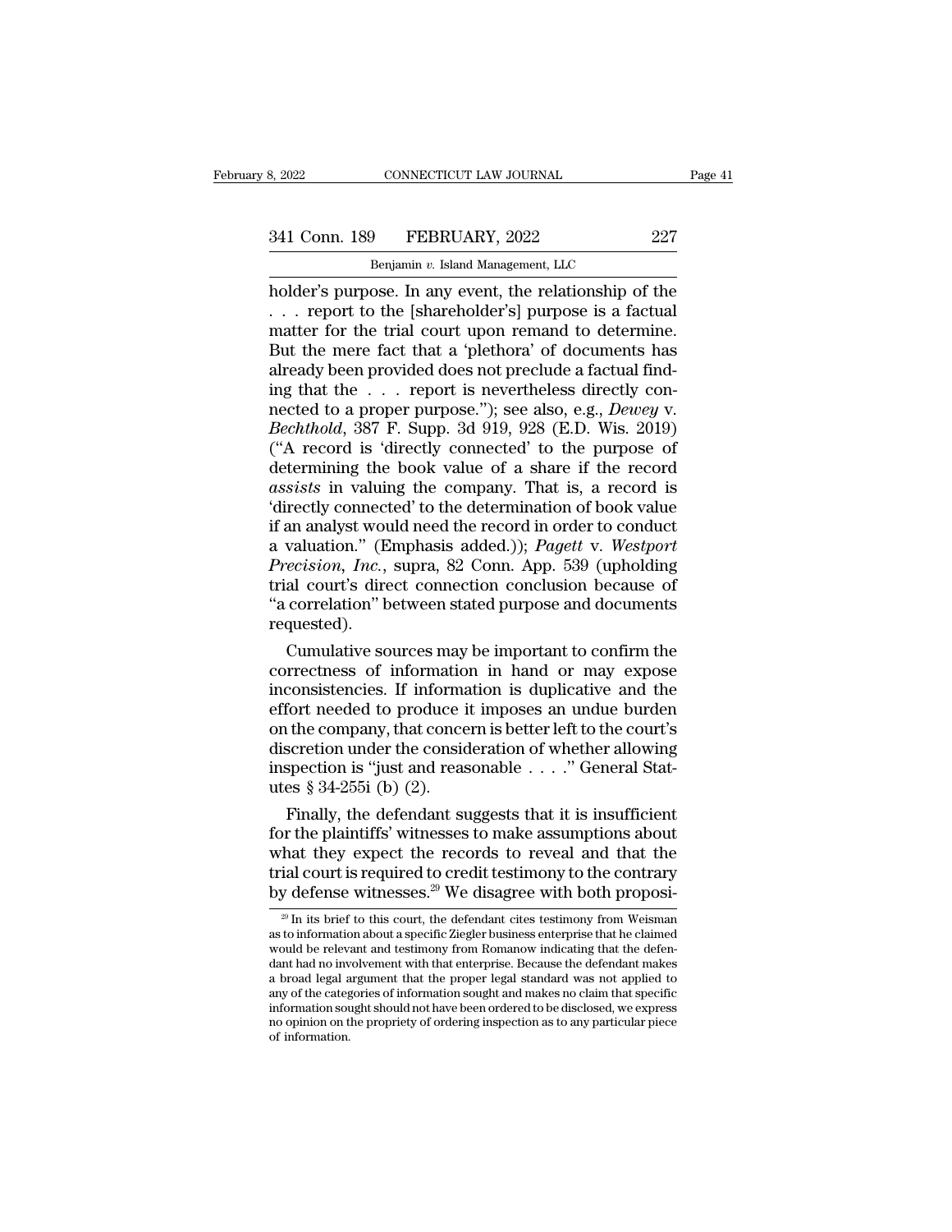holder's purpose. In any event, the relationship of the . . . report to the [shareholder's] purpose is a factual matter for the trial court upon remand to determine. But the mere fact that a 'plethora' of documents has already been provided does not preclude a factual finding that the . . . report is nevertheless directly connected to a proper purpose."); see also, e.g., *Dewey* v. *Bechthold*, 387 F. Supp. 3d 919, 928 (E.D. Wis. 2019) ("A record is 'directly connected' to the purpose of determining the book value of a share if the record *assists* in valuing the company. That is, a record is 'directly connected' to the determination of book value if an analyst would need the record in order to conduct a valuation." (Emphasis added.)); *Pagett* v. *Westport Precision, Inc.*, supra, 82 Conn. App. 539 (upholding trial court's direct connection conclusion because of "a correlation" between stated purpose and documents requested).

Cumulative sources may be important to confirm the correctness of information in hand or may expose inconsistencies. If information is duplicative and the effort needed to produce it imposes an undue burden on the company, that concern is better left to the court's discretion under the consideration of whether allowing inspection is "just and reasonable . . . ." General Statutes § 34-255i (b) (2).

Finally, the defendant suggests that it is insufficient for the plaintiffs' witnesses to make assumptions about what they expect the records to reveal and that the trial court is required to credit testimony to the contrary by defense witnesses.[29] We disagree with both proposi-

[29] In its brief to this court, the defendant cites testimony from Weisman as to information about a specific Ziegler business enterprise that he claimed would be relevant and testimony from Romanow indicating that the defendant had no involvement with that enterprise. Because the defendant makes a broad legal argument that the proper legal standard was not applied to any of the categories of information sought and makes no claim that specific information sought should not have been ordered to be disclosed, we express no opinion on the propriety of ordering inspection as to any particular piece of information.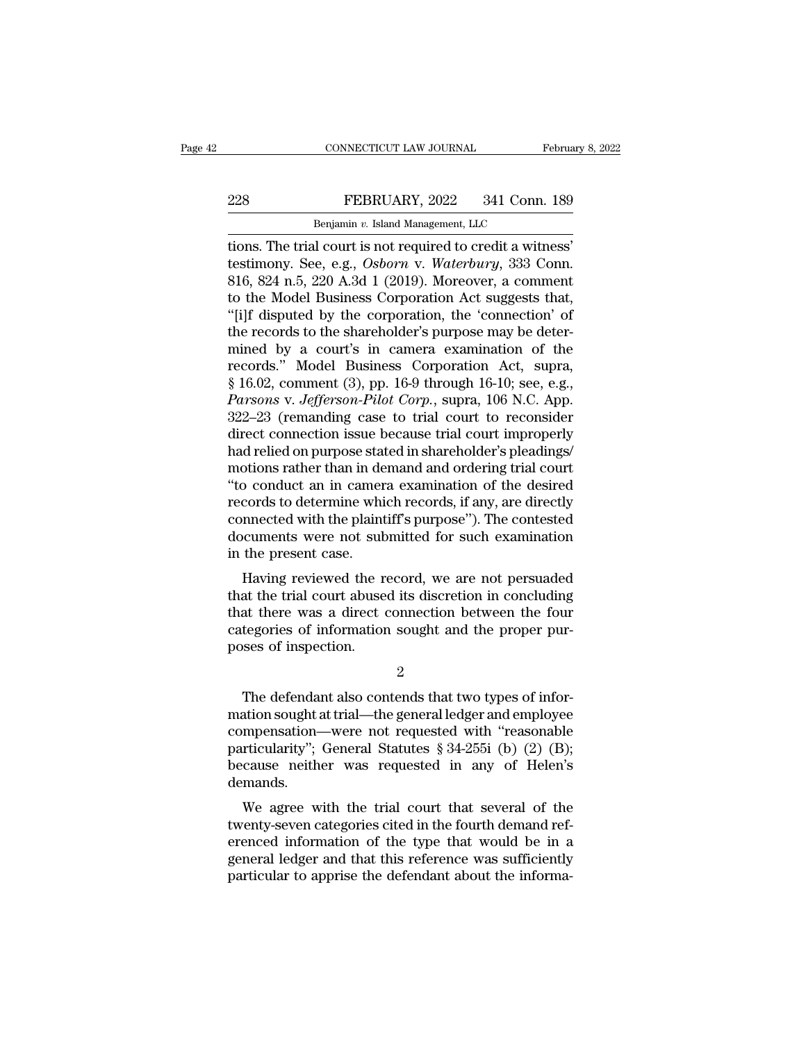tions. The trial court is not required to credit a witness' testimony. See, e.g., *Osborn* v. *Waterbury*, 333 Conn. 816, 824 n.5, 220 A.3d 1 (2019). Moreover, a comment to the Model Business Corporation Act suggests that, "[i]f disputed by the corporation, the 'connection' of the records to the shareholder's purpose may be determined by a court's in camera examination of the records." Model Business Corporation Act, supra, § 16.02, comment (3), pp. 16-9 through 16-10; see, e.g., *Parsons* v. *Jefferson-Pilot Corp.*, supra, 106 N.C. App. 322–23 (remanding case to trial court to reconsider direct connection issue because trial court improperly had relied on purpose stated in shareholder's pleadings/motions rather than in demand and ordering trial court "to conduct an in camera examination of the desired records to determine which records, if any, are directly connected with the plaintiff's purpose"). The contested documents were not submitted for such examination in the present case.

Having reviewed the record, we are not persuaded that the trial court abused its discretion in concluding that there was a direct connection between the four categories of information sought and the proper purposes of inspection.

2

The defendant also contends that two types of information sought at trial—the general ledger and employee compensation—were not requested with "reasonable particularity"; General Statutes § 34-255i (b) (2) (B); because neither was requested in any of Helen's demands.

We agree with the trial court that several of the twenty-seven categories cited in the fourth demand referenced information of the type that would be in a general ledger and that this reference was sufficiently particular to apprise the defendant about the informa-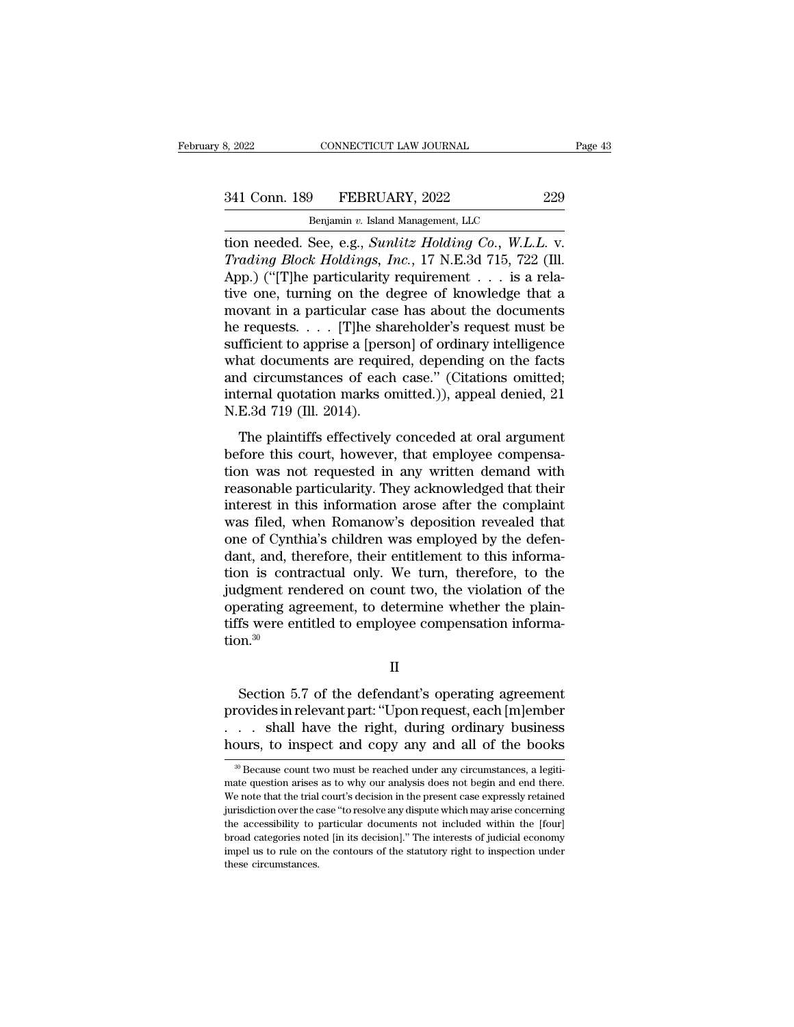tion needed. See, e.g., *Sunlitz Holding Co., W.L.L.* v. *Trading Block Holdings, Inc.*, 17 N.E.3d 715, 722 (Ill. App.) ("[T]he particularity requirement . . . is a relative one, turning on the degree of knowledge that a movant in a particular case has about the documents he requests. . . . [T]he shareholder's request must be sufficient to apprise a [person] of ordinary intelligence what documents are required, depending on the facts and circumstances of each case." (Citations omitted; internal quotation marks omitted.)), appeal denied, 21 N.E.3d 719 (Ill. 2014).

The plaintiffs effectively conceded at oral argument before this court, however, that employee compensation was not requested in any written demand with reasonable particularity. They acknowledged that their interest in this information arose after the complaint was filed, when Romanow's deposition revealed that one of Cynthia's children was employed by the defendant, and, therefore, their entitlement to this information is contractual only. We turn, therefore, to the judgment rendered on count two, the violation of the operating agreement, to determine whether the plaintiffs were entitled to employee compensation information.[30]

II

Section 5.7 of the defendant's operating agreement provides in relevant part: "Upon request, each [m]ember . . . shall have the right, during ordinary business hours, to inspect and copy any and all of the books

[30] Because count two must be reached under any circumstances, a legitimate question arises as to why our analysis does not begin and end there. We note that the trial court's decision in the present case expressly retained jurisdiction over the case "to resolve any dispute which may arise concerning the accessibility to particular documents not included within the [four] broad categories noted [in its decision]." The interests of judicial economy impel us to rule on the contours of the statutory right to inspection under these circumstances.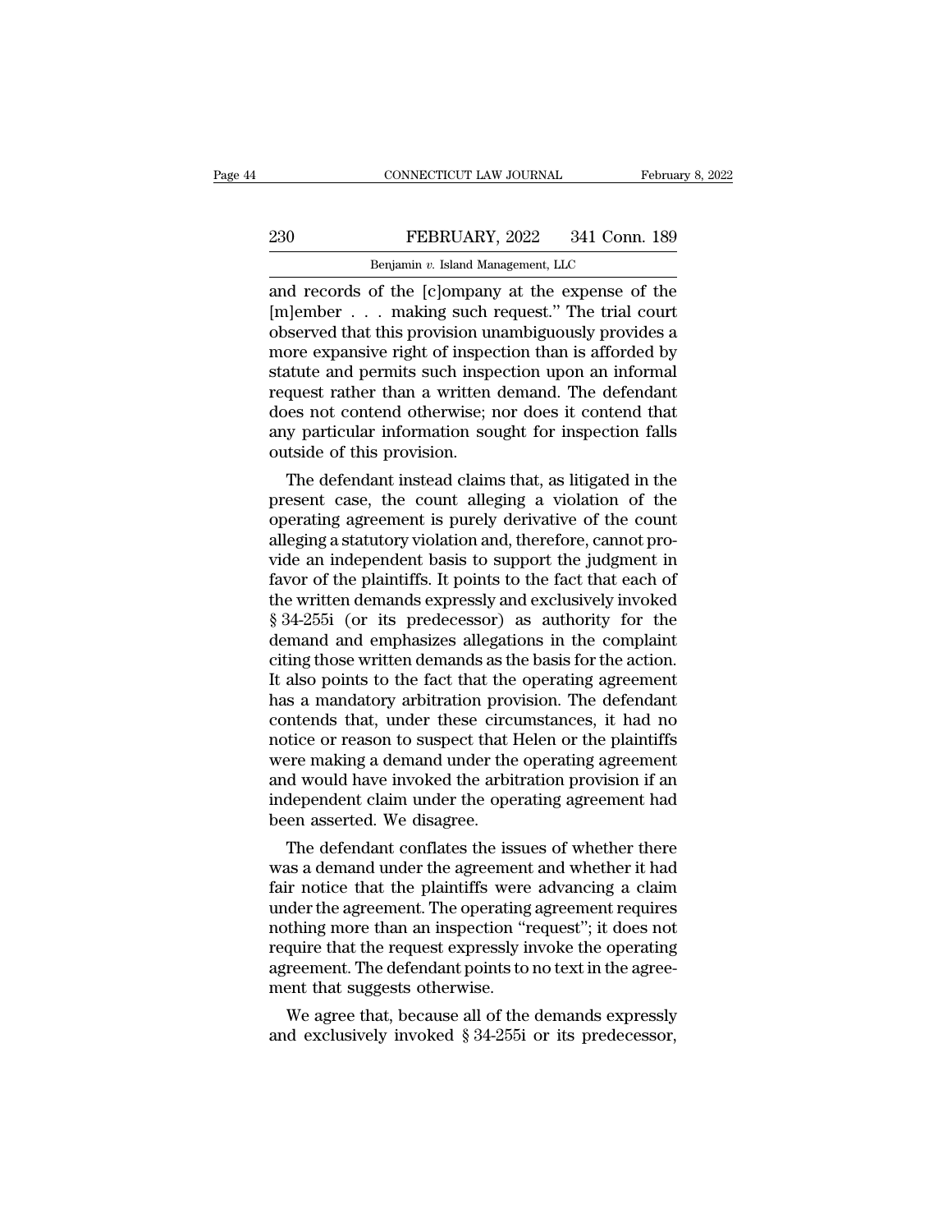and records of the [c]ompany at the expense of the [m]ember . . . making such request." The trial court observed that this provision unambiguously provides a more expansive right of inspection than is afforded by statute and permits such inspection upon an informal request rather than a written demand. The defendant does not contend otherwise; nor does it contend that any particular information sought for inspection falls outside of this provision.

The defendant instead claims that, as litigated in the present case, the count alleging a violation of the operating agreement is purely derivative of the count alleging a statutory violation and, therefore, cannot provide an independent basis to support the judgment in favor of the plaintiffs. It points to the fact that each of the written demands expressly and exclusively invoked § 34-255i (or its predecessor) as authority for the demand and emphasizes allegations in the complaint citing those written demands as the basis for the action. It also points to the fact that the operating agreement has a mandatory arbitration provision. The defendant contends that, under these circumstances, it had no notice or reason to suspect that Helen or the plaintiffs were making a demand under the operating agreement and would have invoked the arbitration provision if an independent claim under the operating agreement had been asserted. We disagree.

The defendant conflates the issues of whether there was a demand under the agreement and whether it had fair notice that the plaintiffs were advancing a claim under the agreement. The operating agreement requires nothing more than an inspection "request"; it does not require that the request expressly invoke the operating agreement. The defendant points to no text in the agreement that suggests otherwise.

We agree that, because all of the demands expressly and exclusively invoked § 34-255i or its predecessor,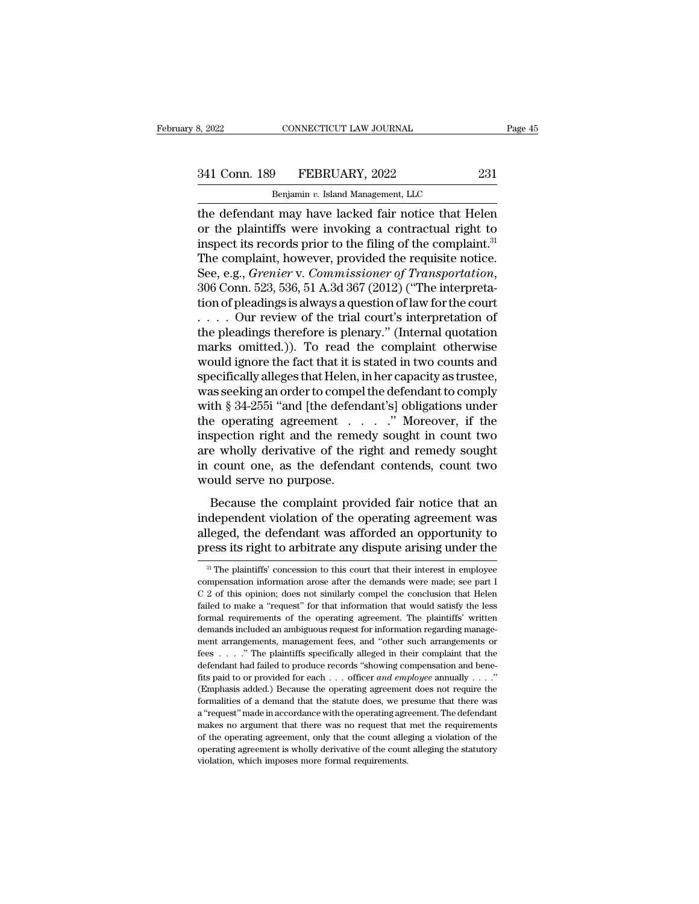the defendant may have lacked fair notice that Helen or the plaintiffs were invoking a contractual right to inspect its records prior to the filing of the complaint.[31] The complaint, however, provided the requisite notice. See, e.g., *Grenier* v. *Commissioner of Transportation*, 306 Conn. 523, 536, 51 A.3d 367 (2012) ("The interpretation of pleadings is always a question of law for the court . . . . Our review of the trial court's interpretation of the pleadings therefore is plenary." (Internal quotation marks omitted.)). To read the complaint otherwise would ignore the fact that it is stated in two counts and specifically alleges that Helen, in her capacity as trustee, was seeking an order to compel the defendant to comply with § 34-255i "and [the defendant's] obligations under the operating agreement . . . ." Moreover, if the inspection right and the remedy sought in count two are wholly derivative of the right and remedy sought in count one, as the defendant contends, count two would serve no purpose.

Because the complaint provided fair notice that an independent violation of the operating agreement was alleged, the defendant was afforded an opportunity to press its right to arbitrate any dispute arising under the

[31] The plaintiffs' concession to this court that their interest in employee compensation information arose after the demands were made; see part I C 2 of this opinion; does not similarly compel the conclusion that Helen failed to make a "request" for that information that would satisfy the less formal requirements of the operating agreement. The plaintiffs' written demands included an ambiguous request for information regarding management arrangements, management fees, and "other such arrangements or fees . . . ." The plaintiffs specifically alleged in their complaint that the defendant had failed to produce records "showing compensation and benefits paid to or provided for each . . . officer *and employee* annually . . . ." (Emphasis added.) Because the operating agreement does not require the formalities of a demand that the statute does, we presume that there was a "request" made in accordance with the operating agreement. The defendant makes no argument that there was no request that met the requirements of the operating agreement, only that the count alleging a violation of the operating agreement is wholly derivative of the count alleging the statutory violation, which imposes more formal requirements.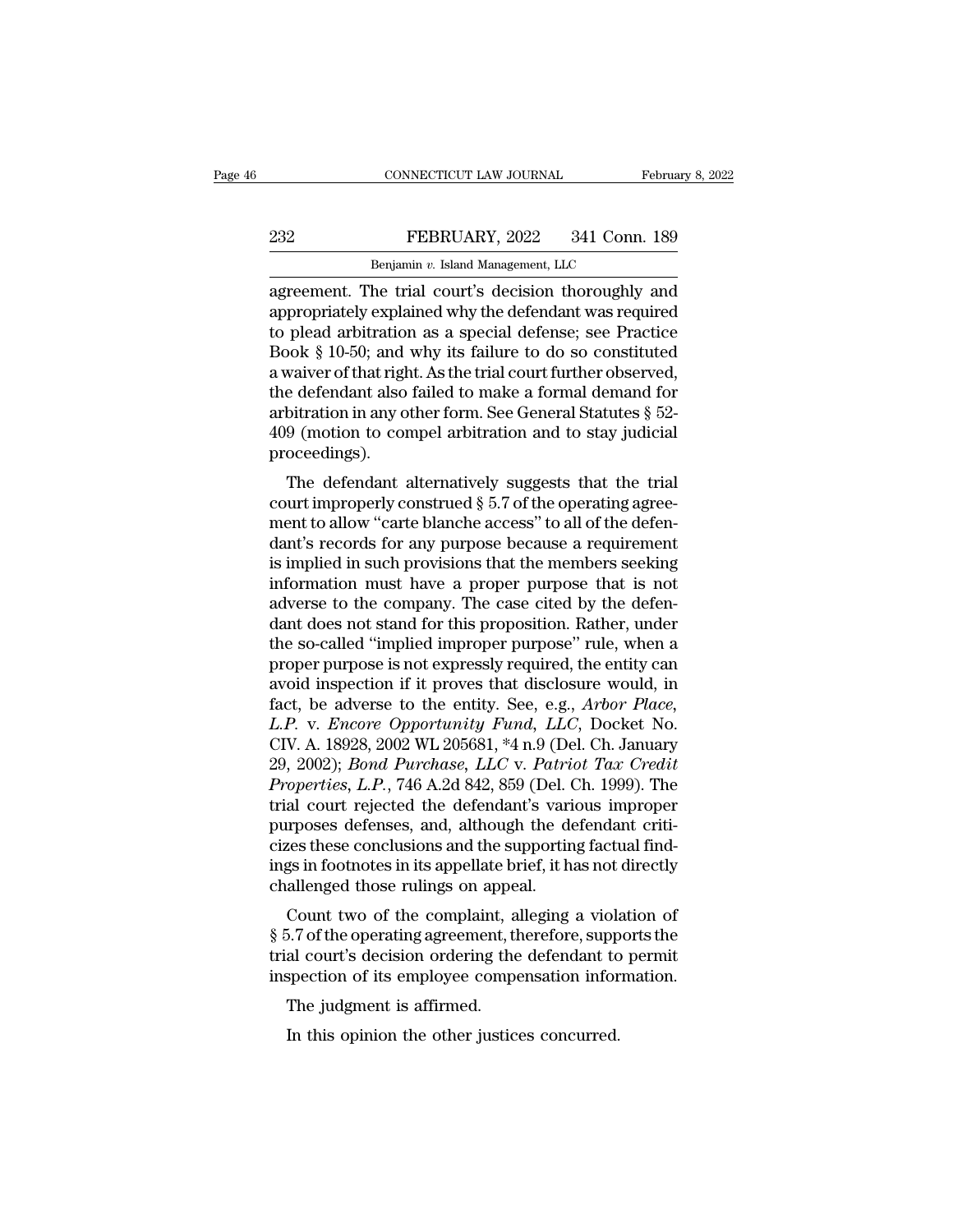agreement. The trial court's decision thoroughly and appropriately explained why the defendant was required to plead arbitration as a special defense; see Practice Book § 10-50; and why its failure to do so constituted a waiver of that right. As the trial court further observed, the defendant also failed to make a formal demand for arbitration in any other form. See General Statutes § 52-409 (motion to compel arbitration and to stay judicial proceedings).

The defendant alternatively suggests that the trial court improperly construed § 5.7 of the operating agreement to allow "carte blanche access" to all of the defendant's records for any purpose because a requirement is implied in such provisions that the members seeking information must have a proper purpose that is not adverse to the company. The case cited by the defendant does not stand for this proposition. Rather, under the so-called "implied improper purpose" rule, when a proper purpose is not expressly required, the entity can avoid inspection if it proves that disclosure would, in fact, be adverse to the entity. See, e.g., *Arbor Place, L.P.* v. *Encore Opportunity Fund, LLC*, Docket No. CIV. A. 18928, 2002 WL 205681, *4 n.9 (Del. Ch. January 29, 2002); *Bond Purchase, LLC* v. *Patriot Tax Credit Properties, L.P.*, 746 A.2d 842, 859 (Del. Ch. 1999). The trial court rejected the defendant's various improper purposes defenses, and, although the defendant criticizes these conclusions and the supporting factual findings in footnotes in its appellate brief, it has not directly challenged those rulings on appeal.

Count two of the complaint, alleging a violation of § 5.7 of the operating agreement, therefore, supports the trial court's decision ordering the defendant to permit inspection of its employee compensation information.

The judgment is affirmed.

In this opinion the other justices concurred.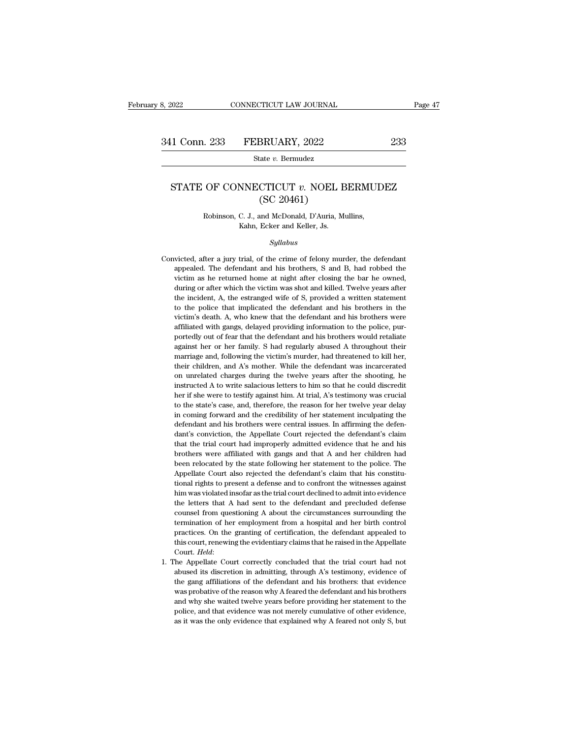# STATE OF CONNECTICUT *v.* NOEL BERMUDEZ (SC 20461)

Robinson, C. J., and McDonald, D'Auria, Mullins, Kahn, Ecker and Keller, Js.

*Syllabus*

Convicted, after a jury trial, of the crime of felony murder, the defendant appealed. The defendant and his brothers, S and B, had robbed the victim as he returned home at night after closing the bar he owned, during or after which the victim was shot and killed. Twelve years after the incident, A, the estranged wife of S, provided a written statement to the police that implicated the defendant and his brothers in the victim's death. A, who knew that the defendant and his brothers were affiliated with gangs, delayed providing information to the police, purportedly out of fear that the defendant and his brothers would retaliate against her or her family. S had regularly abused A throughout their marriage and, following the victim's murder, had threatened to kill her, their children, and A's mother. While the defendant was incarcerated on unrelated charges during the twelve years after the shooting, he instructed A to write salacious letters to him so that he could discredit her if she were to testify against him. At trial, A's testimony was crucial to the state's case, and, therefore, the reason for her twelve year delay in coming forward and the credibility of her statement inculpating the defendant and his brothers were central issues. In affirming the defendant's conviction, the Appellate Court rejected the defendant's claim that the trial court had improperly admitted evidence that he and his brothers were affiliated with gangs and that A and her children had been relocated by the state following her statement to the police. The Appellate Court also rejected the defendant's claim that his constitutional rights to present a defense and to confront the witnesses against him was violated insofar as the trial court declined to admit into evidence the letters that A had sent to the defendant and precluded defense counsel from questioning A about the circumstances surrounding the termination of her employment from a hospital and her birth control practices. On the granting of certification, the defendant appealed to this court, renewing the evidentiary claims that he raised in the Appellate Court. *Held*:

1. The Appellate Court correctly concluded that the trial court had not abused its discretion in admitting, through A's testimony, evidence of the gang affiliations of the defendant and his brothers: that evidence was probative of the reason why A feared the defendant and his brothers and why she waited twelve years before providing her statement to the police, and that evidence was not merely cumulative of other evidence, as it was the only evidence that explained why A feared not only S, but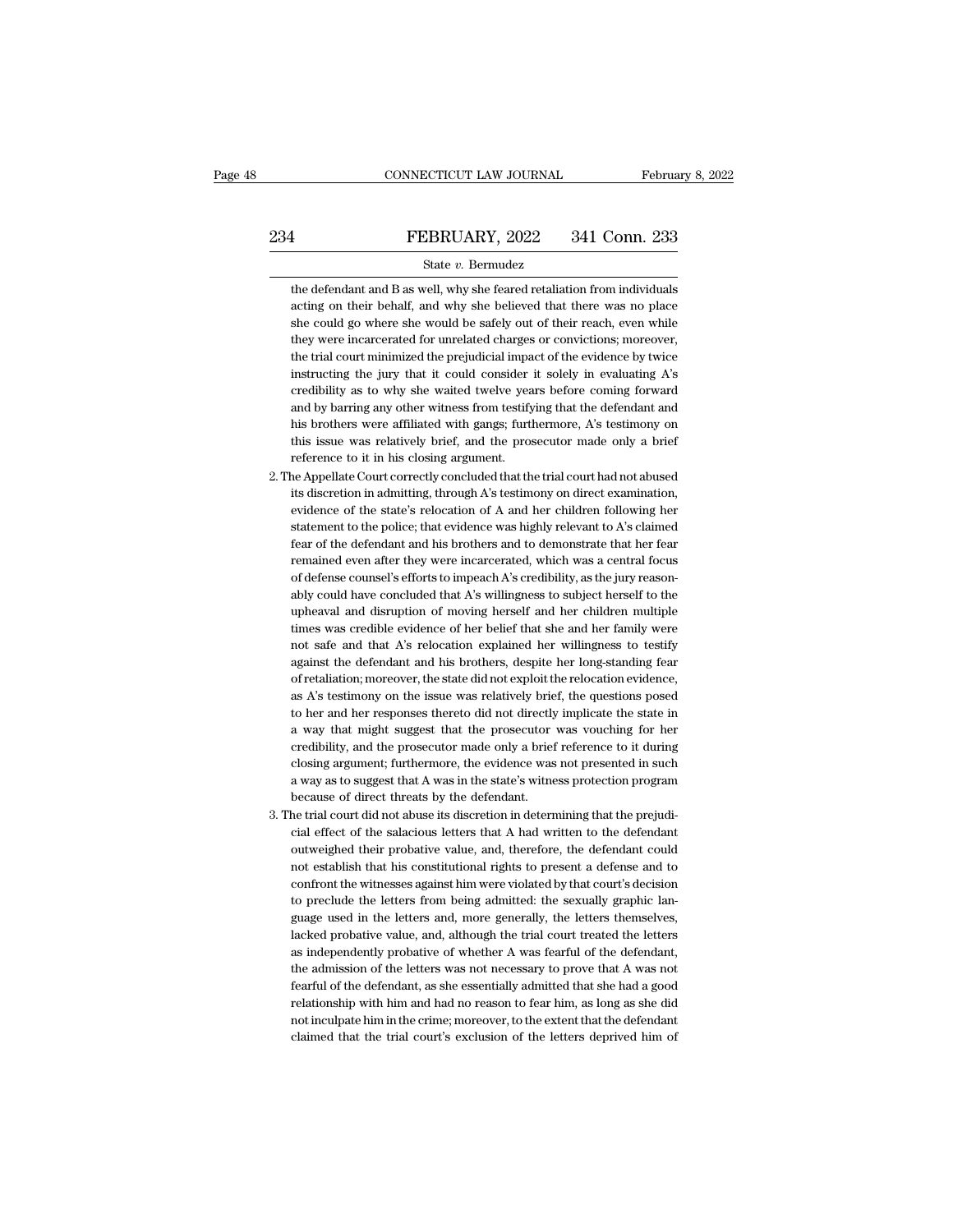the defendant and B as well, why she feared retaliation from individuals acting on their behalf, and why she believed that there was no place she could go where she would be safely out of their reach, even while they were incarcerated for unrelated charges or convictions; moreover, the trial court minimized the prejudicial impact of the evidence by twice instructing the jury that it could consider it solely in evaluating A's credibility as to why she waited twelve years before coming forward and by barring any other witness from testifying that the defendant and his brothers were affiliated with gangs; furthermore, A's testimony on this issue was relatively brief, and the prosecutor made only a brief reference to it in his closing argument.

2. The Appellate Court correctly concluded that the trial court had not abused its discretion in admitting, through A's testimony on direct examination, evidence of the state's relocation of A and her children following her statement to the police; that evidence was highly relevant to A's claimed fear of the defendant and his brothers and to demonstrate that her fear remained even after they were incarcerated, which was a central focus of defense counsel's efforts to impeach A's credibility, as the jury reasonably could have concluded that A's willingness to subject herself to the upheaval and disruption of moving herself and her children multiple times was credible evidence of her belief that she and her family were not safe and that A's relocation explained her willingness to testify against the defendant and his brothers, despite her long-standing fear of retaliation; moreover, the state did not exploit the relocation evidence, as A's testimony on the issue was relatively brief, the questions posed to her and her responses thereto did not directly implicate the state in a way that might suggest that the prosecutor was vouching for her credibility, and the prosecutor made only a brief reference to it during closing argument; furthermore, the evidence was not presented in such a way as to suggest that A was in the state's witness protection program because of direct threats by the defendant.

3. The trial court did not abuse its discretion in determining that the prejudicial effect of the salacious letters that A had written to the defendant outweighed their probative value, and, therefore, the defendant could not establish that his constitutional rights to present a defense and to confront the witnesses against him were violated by that court's decision to preclude the letters from being admitted: the sexually graphic language used in the letters and, more generally, the letters themselves, lacked probative value, and, although the trial court treated the letters as independently probative of whether A was fearful of the defendant, the admission of the letters was not necessary to prove that A was not fearful of the defendant, as she essentially admitted that she had a good relationship with him and had no reason to fear him, as long as she did not inculpate him in the crime; moreover, to the extent that the defendant claimed that the trial court's exclusion of the letters deprived him of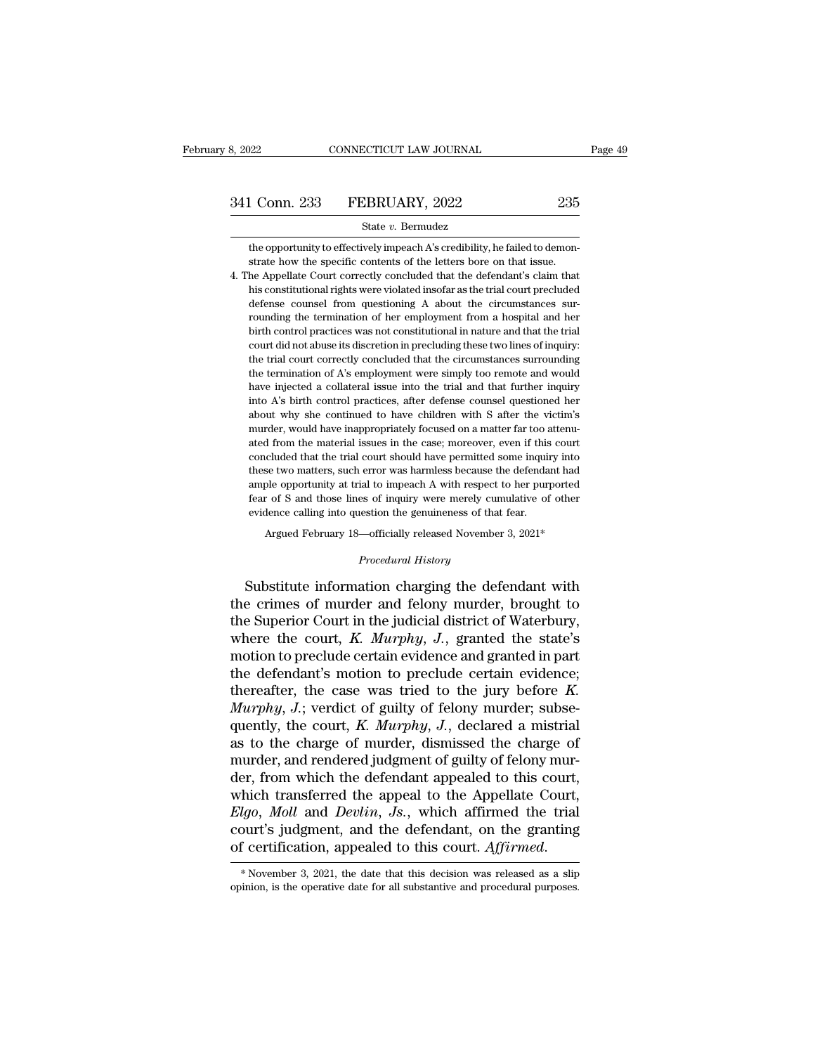the opportunity to effectively impeach A's credibility, he failed to demonstrate how the specific contents of the letters bore on that issue.

4. The Appellate Court correctly concluded that the defendant's claim that his constitutional rights were violated insofar as the trial court precluded defense counsel from questioning A about the circumstances surrounding the termination of her employment from a hospital and her birth control practices was not constitutional in nature and that the trial court did not abuse its discretion in precluding these two lines of inquiry: the trial court correctly concluded that the circumstances surrounding the termination of A's employment were simply too remote and would have injected a collateral issue into the trial and that further inquiry into A's birth control practices, after defense counsel questioned her about why she continued to have children with S after the victim's murder, would have inappropriately focused on a matter far too attenuated from the material issues in the case; moreover, even if this court concluded that the trial court should have permitted some inquiry into these two matters, such error was harmless because the defendant had ample opportunity at trial to impeach A with respect to her purported fear of S and those lines of inquiry were merely cumulative of other evidence calling into question the genuineness of that fear.

Argued February 18—officially released November 3, 2021*

*Procedural History*

Substitute information charging the defendant with the crimes of murder and felony murder, brought to the Superior Court in the judicial district of Waterbury, where the court, *K. Murphy, J.*, granted the state's motion to preclude certain evidence and granted in part the defendant's motion to preclude certain evidence; thereafter, the case was tried to the jury before *K. Murphy, J.*; verdict of guilty of felony murder; subsequently, the court, *K. Murphy, J.*, declared a mistrial as to the charge of murder, dismissed the charge of murder, and rendered judgment of guilty of felony murder, from which the defendant appealed to this court, which transferred the appeal to the Appellate Court, *Elgo*, *Moll* and *Devlin, Js.*, which affirmed the trial court's judgment, and the defendant, on the granting of certification, appealed to this court. *Affirmed.*

* November 3, 2021, the date that this decision was released as a slip opinion, is the operative date for all substantive and procedural purposes.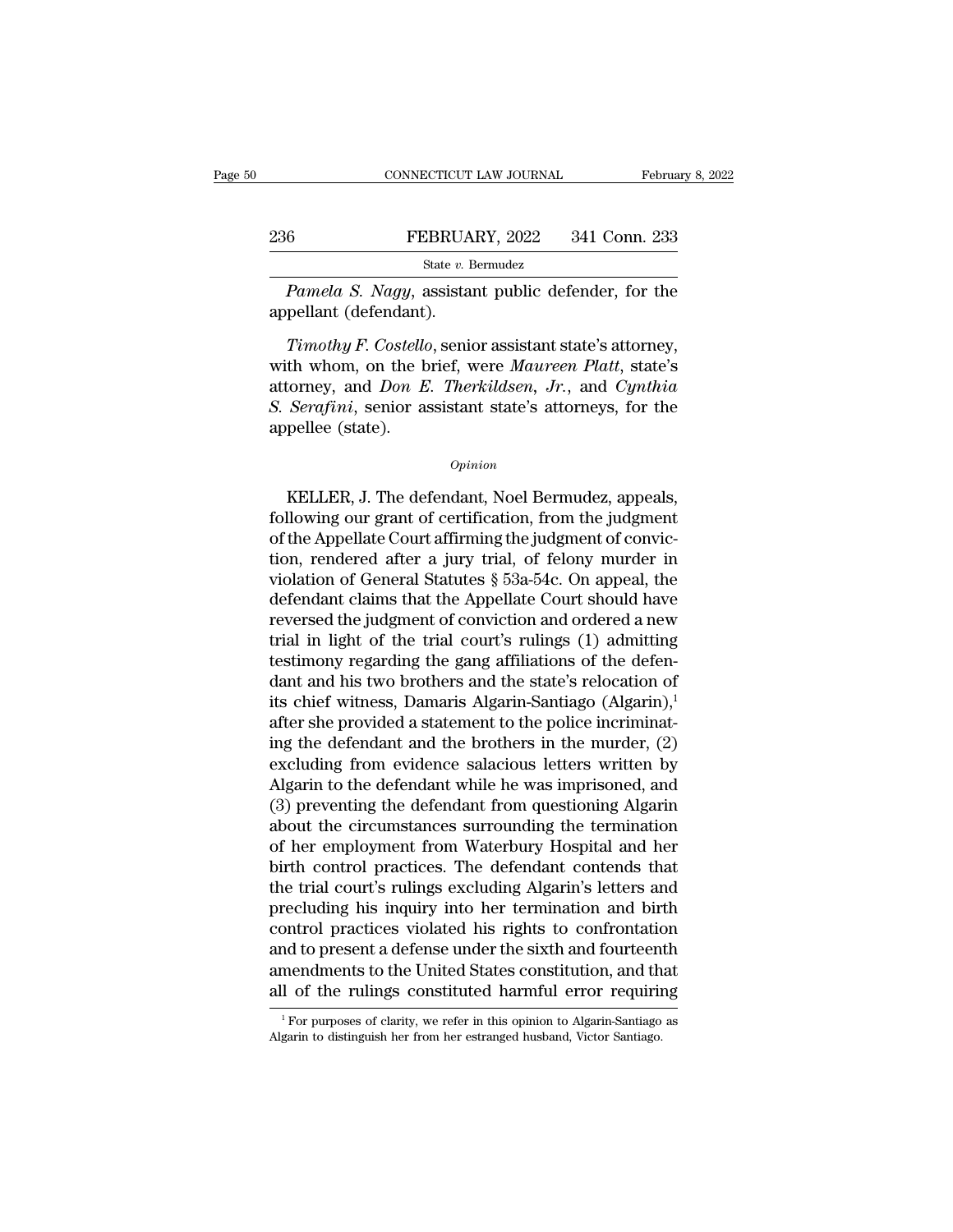*Pamela S. Nagy*, assistant public defender, for the appellant (defendant).

*Timothy F. Costello*, senior assistant state's attorney, with whom, on the brief, were *Maureen Platt*, state's attorney, and *Don E. Therkildsen, Jr.*, and *Cynthia S. Serafini*, senior assistant state's attorneys, for the appellee (state).

*Opinion*

KELLER, J. The defendant, Noel Bermudez, appeals, following our grant of certification, from the judgment of the Appellate Court affirming the judgment of conviction, rendered after a jury trial, of felony murder in violation of General Statutes § 53a-54c. On appeal, the defendant claims that the Appellate Court should have reversed the judgment of conviction and ordered a new trial in light of the trial court's rulings (1) admitting testimony regarding the gang affiliations of the defendant and his two brothers and the state's relocation of its chief witness, Damaris Algarin-Santiago (Algarin),[1] after she provided a statement to the police incriminating the defendant and the brothers in the murder, (2) excluding from evidence salacious letters written by Algarin to the defendant while he was imprisoned, and (3) preventing the defendant from questioning Algarin about the circumstances surrounding the termination of her employment from Waterbury Hospital and her birth control practices. The defendant contends that the trial court's rulings excluding Algarin's letters and precluding his inquiry into her termination and birth control practices violated his rights to confrontation and to present a defense under the sixth and fourteenth amendments to the United States constitution, and that all of the rulings constituted harmful error requiring

[1] For purposes of clarity, we refer in this opinion to Algarin-Santiago as Algarin to distinguish her from her estranged husband, Victor Santiago.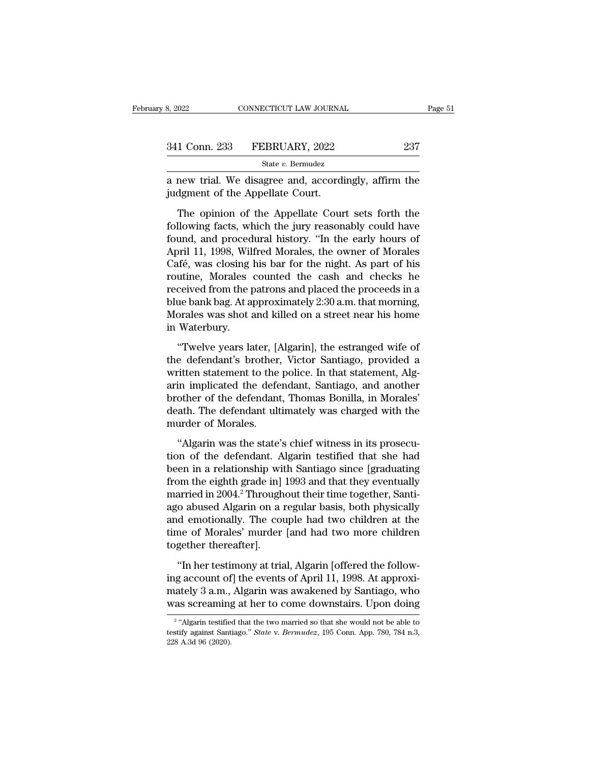a new trial. We disagree and, accordingly, affirm the judgment of the Appellate Court.

The opinion of the Appellate Court sets forth the following facts, which the jury reasonably could have found, and procedural history. "In the early hours of April 11, 1998, Wilfred Morales, the owner of Morales Café, was closing his bar for the night. As part of his routine, Morales counted the cash and checks he received from the patrons and placed the proceeds in a blue bank bag. At approximately 2:30 a.m. that morning, Morales was shot and killed on a street near his home in Waterbury.

"Twelve years later, [Algarin], the estranged wife of the defendant's brother, Victor Santiago, provided a written statement to the police. In that statement, Algarin implicated the defendant, Santiago, and another brother of the defendant, Thomas Bonilla, in Morales' death. The defendant ultimately was charged with the murder of Morales.

"Algarin was the state's chief witness in its prosecution of the defendant. Algarin testified that she had been in a relationship with Santiago since [graduating from the eighth grade in] 1993 and that they eventually married in 2004.[2] Throughout their time together, Santiago abused Algarin on a regular basis, both physically and emotionally. The couple had two children at the time of Morales' murder [and had two more children together thereafter].

"In her testimony at trial, Algarin [offered the following account of] the events of April 11, 1998. At approximately 3 a.m., Algarin was awakened by Santiago, who was screaming at her to come downstairs. Upon doing

---

[2] "Algarin testified that the two married so that she would not be able to testify against Santiago." *State* v. *Bermudez*, 195 Conn. App. 780, 784 n.3, 228 A.3d 96 (2020).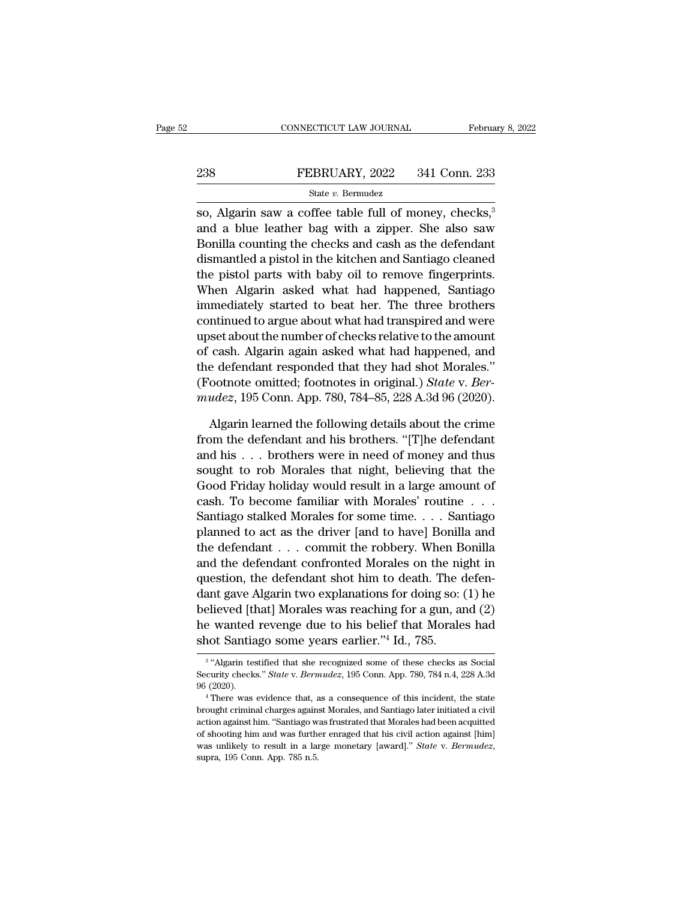so, Algarin saw a coffee table full of money, checks,[3] and a blue leather bag with a zipper. She also saw Bonilla counting the checks and cash as the defendant dismantled a pistol in the kitchen and Santiago cleaned the pistol parts with baby oil to remove fingerprints. When Algarin asked what had happened, Santiago immediately started to beat her. The three brothers continued to argue about what had transpired and were upset about the number of checks relative to the amount of cash. Algarin again asked what had happened, and the defendant responded that they had shot Morales." (Footnote omitted; footnotes in original.) *State* v. *Bermudez*, 195 Conn. App. 780, 784–85, 228 A.3d 96 (2020).

Algarin learned the following details about the crime from the defendant and his brothers. "[T]he defendant and his . . . brothers were in need of money and thus sought to rob Morales that night, believing that the Good Friday holiday would result in a large amount of cash. To become familiar with Morales' routine . . . Santiago stalked Morales for some time. . . . Santiago planned to act as the driver [and to have] Bonilla and the defendant . . . commit the robbery. When Bonilla and the defendant confronted Morales on the night in question, the defendant shot him to death. The defendant gave Algarin two explanations for doing so: (1) he believed [that] Morales was reaching for a gun, and (2) he wanted revenge due to his belief that Morales had shot Santiago some years earlier."[4] Id., 785.

---

[3] "Algarin testified that she recognized some of these checks as Social Security checks." *State* v. *Bermudez*, 195 Conn. App. 780, 784 n.4, 228 A.3d 96 (2020).

[4] There was evidence that, as a consequence of this incident, the state brought criminal charges against Morales, and Santiago later initiated a civil action against him. "Santiago was frustrated that Morales had been acquitted of shooting him and was further enraged that his civil action against [him] was unlikely to result in a large monetary [award]." *State* v. *Bermudez*, supra, 195 Conn. App. 785 n.5.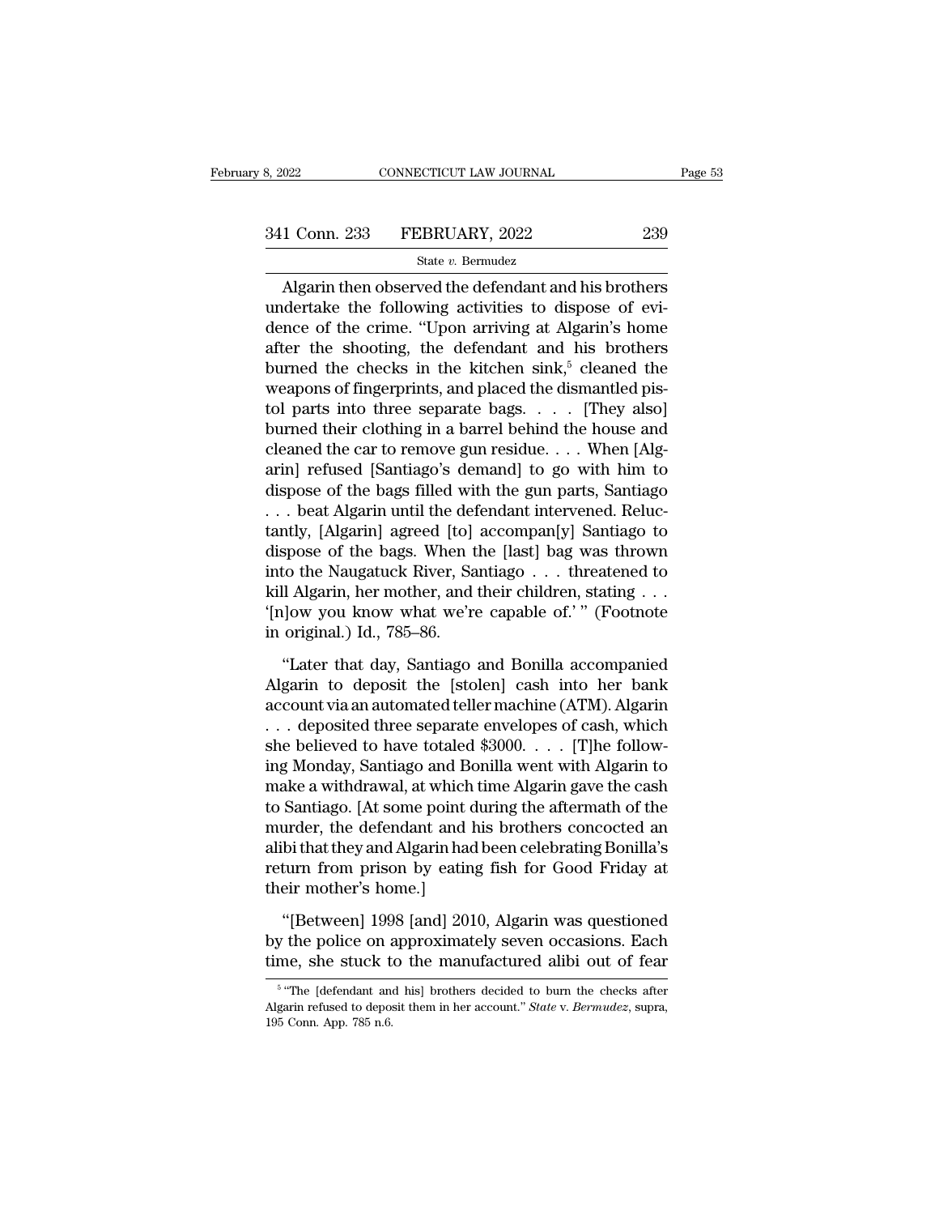Algarin then observed the defendant and his brothers undertake the following activities to dispose of evidence of the crime. "Upon arriving at Algarin's home after the shooting, the defendant and his brothers burned the checks in the kitchen sink,[5] cleaned the weapons of fingerprints, and placed the dismantled pistol parts into three separate bags. . . . [They also] burned their clothing in a barrel behind the house and cleaned the car to remove gun residue. . . . When [Algarin] refused [Santiago's demand] to go with him to dispose of the bags filled with the gun parts, Santiago . . . beat Algarin until the defendant intervened. Reluctantly, [Algarin] agreed [to] accompan[y] Santiago to dispose of the bags. When the [last] bag was thrown into the Naugatuck River, Santiago . . . threatened to kill Algarin, her mother, and their children, stating . . . '[n]ow you know what we're capable of.' " (Footnote in original.) Id., 785–86.

"Later that day, Santiago and Bonilla accompanied Algarin to deposit the [stolen] cash into her bank account via an automated teller machine (ATM). Algarin . . . deposited three separate envelopes of cash, which she believed to have totaled $3000. . . . [T]he following Monday, Santiago and Bonilla went with Algarin to make a withdrawal, at which time Algarin gave the cash to Santiago. [At some point during the aftermath of the murder, the defendant and his brothers concocted an alibi that they and Algarin had been celebrating Bonilla's return from prison by eating fish for Good Friday at their mother's home.]

"[Between] 1998 [and] 2010, Algarin was questioned by the police on approximately seven occasions. Each time, she stuck to the manufactured alibi out of fear

[5] "The [defendant and his] brothers decided to burn the checks after Algarin refused to deposit them in her account." *State* v. *Bermudez*, supra, 195 Conn. App. 785 n.6.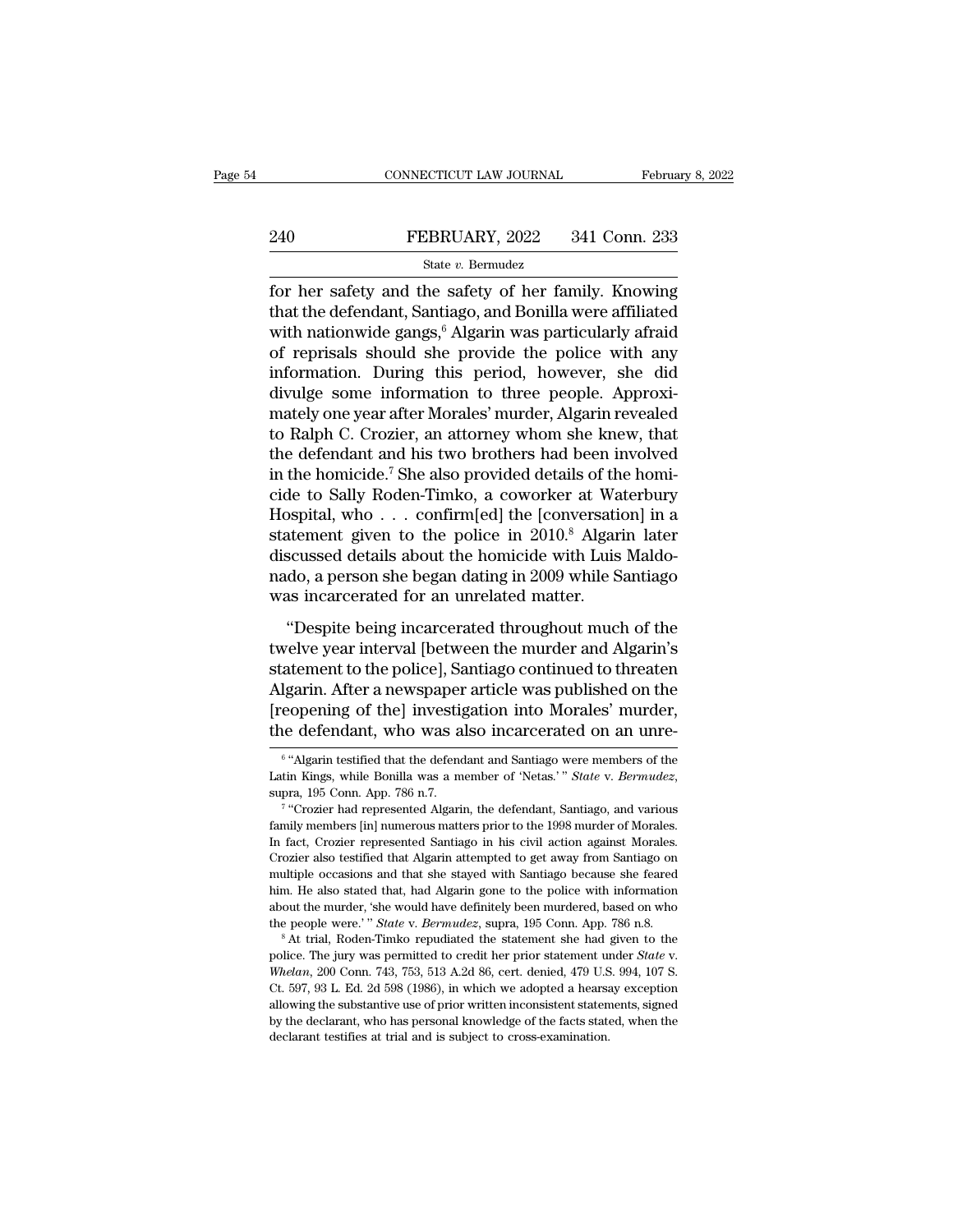for her safety and the safety of her family. Knowing that the defendant, Santiago, and Bonilla were affiliated with nationwide gangs,[6] Algarin was particularly afraid of reprisals should she provide the police with any information. During this period, however, she did divulge some information to three people. Approximately one year after Morales' murder, Algarin revealed to Ralph C. Crozier, an attorney whom she knew, that the defendant and his two brothers had been involved in the homicide.[7] She also provided details of the homicide to Sally Roden-Timko, a coworker at Waterbury Hospital, who . . . confirm[ed] the [conversation] in a statement given to the police in 2010.[8] Algarin later discussed details about the homicide with Luis Maldonado, a person she began dating in 2009 while Santiago was incarcerated for an unrelated matter.

"Despite being incarcerated throughout much of the twelve year interval [between the murder and Algarin's statement to the police], Santiago continued to threaten Algarin. After a newspaper article was published on the [reopening of the] investigation into Morales' murder, the defendant, who was also incarcerated on an unre-

[6] "Algarin testified that the defendant and Santiago were members of the Latin Kings, while Bonilla was a member of 'Netas.'" *State* v. *Bermudez*, supra, 195 Conn. App. 786 n.7.

[7] "Crozier had represented Algarin, the defendant, Santiago, and various family members [in] numerous matters prior to the 1998 murder of Morales. In fact, Crozier represented Santiago in his civil action against Morales. Crozier also testified that Algarin attempted to get away from Santiago on multiple occasions and that she stayed with Santiago because she feared him. He also stated that, had Algarin gone to the police with information about the murder, 'she would have definitely been murdered, based on who the people were.'" *State* v. *Bermudez*, supra, 195 Conn. App. 786 n.8.

[8] At trial, Roden-Timko repudiated the statement she had given to the police. The jury was permitted to credit her prior statement under *State* v. *Whelan*, 200 Conn. 743, 753, 513 A.2d 86, cert. denied, 479 U.S. 994, 107 S. Ct. 597, 93 L. Ed. 2d 598 (1986), in which we adopted a hearsay exception allowing the substantive use of prior written inconsistent statements, signed by the declarant, who has personal knowledge of the facts stated, when the declarant testifies at trial and is subject to cross-examination.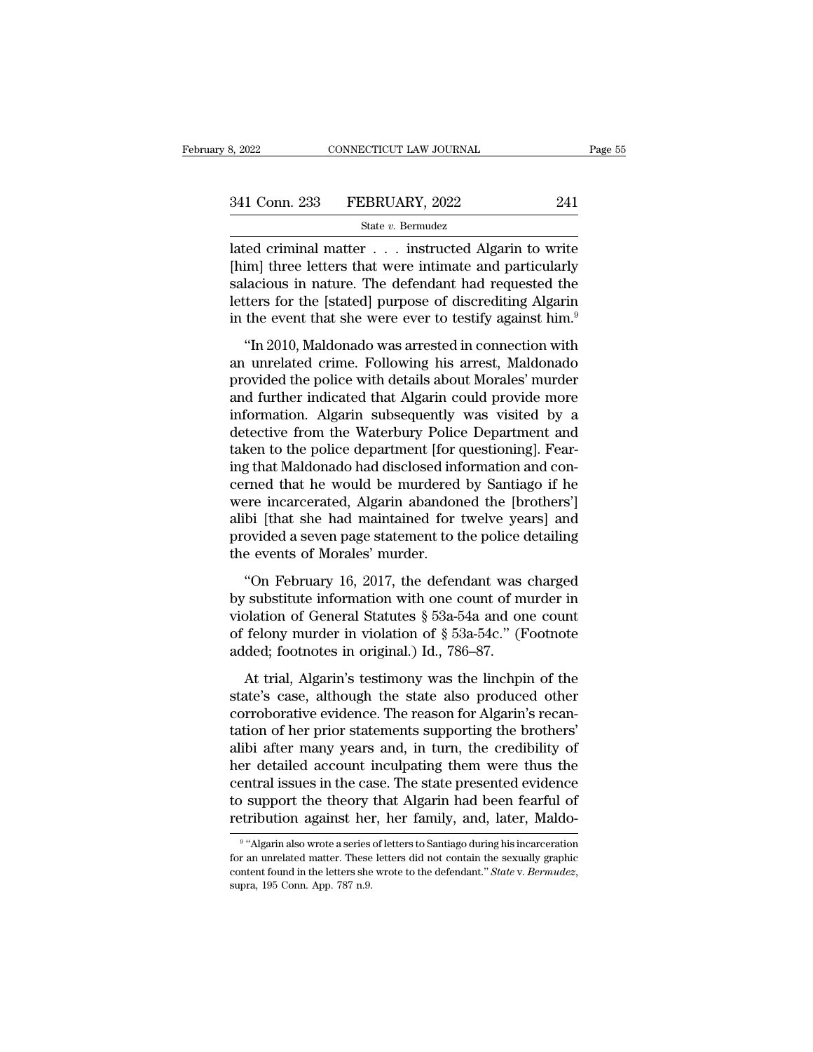lated criminal matter . . . instructed Algarin to write [him] three letters that were intimate and particularly salacious in nature. The defendant had requested the letters for the [stated] purpose of discrediting Algarin in the event that she were ever to testify against him.[9]

"In 2010, Maldonado was arrested in connection with an unrelated crime. Following his arrest, Maldonado provided the police with details about Morales' murder and further indicated that Algarin could provide more information. Algarin subsequently was visited by a detective from the Waterbury Police Department and taken to the police department [for questioning]. Fearing that Maldonado had disclosed information and concerned that he would be murdered by Santiago if he were incarcerated, Algarin abandoned the [brothers'] alibi [that she had maintained for twelve years] and provided a seven page statement to the police detailing the events of Morales' murder.

"On February 16, 2017, the defendant was charged by substitute information with one count of murder in violation of General Statutes § 53a-54a and one count of felony murder in violation of § 53a-54c." (Footnote added; footnotes in original.) Id., 786–87.

At trial, Algarin's testimony was the linchpin of the state's case, although the state also produced other corroborative evidence. The reason for Algarin's recantation of her prior statements supporting the brothers' alibi after many years and, in turn, the credibility of her detailed account inculpating them were thus the central issues in the case. The state presented evidence to support the theory that Algarin had been fearful of retribution against her, her family, and, later, Maldo-

[9] "Algarin also wrote a series of letters to Santiago during his incarceration for an unrelated matter. These letters did not contain the sexually graphic content found in the letters she wrote to the defendant." *State* v. *Bermudez*, supra, 195 Conn. App. 787 n.9.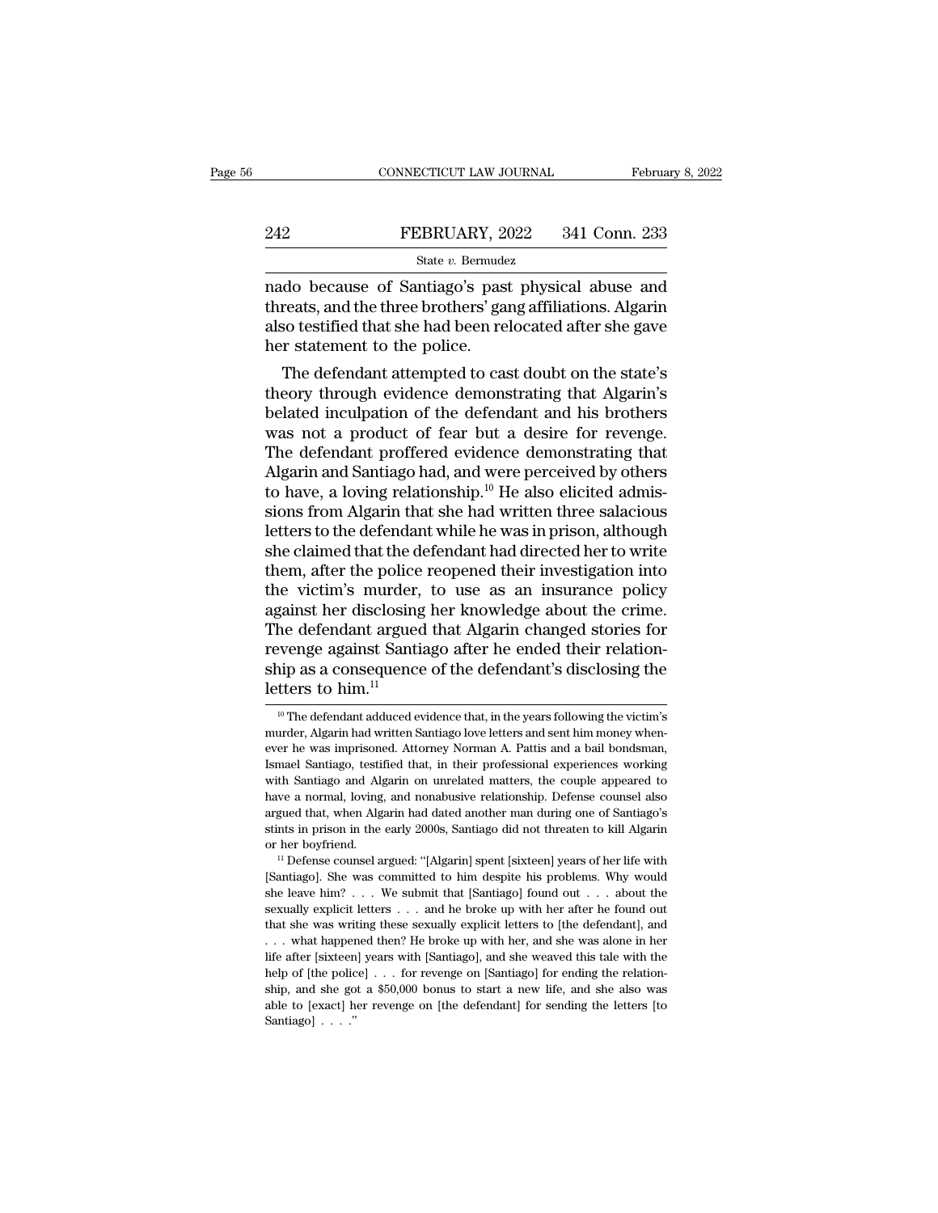nado because of Santiago's past physical abuse and threats, and the three brothers' gang affiliations. Algarin also testified that she had been relocated after she gave her statement to the police.

The defendant attempted to cast doubt on the state's theory through evidence demonstrating that Algarin's belated inculpation of the defendant and his brothers was not a product of fear but a desire for revenge. The defendant proffered evidence demonstrating that Algarin and Santiago had, and were perceived by others to have, a loving relationship.[10] He also elicited admissions from Algarin that she had written three salacious letters to the defendant while he was in prison, although she claimed that the defendant had directed her to write them, after the police reopened their investigation into the victim's murder, to use as an insurance policy against her disclosing her knowledge about the crime. The defendant argued that Algarin changed stories for revenge against Santiago after he ended their relationship as a consequence of the defendant's disclosing the letters to him.[11]

---

[10] The defendant adduced evidence that, in the years following the victim's murder, Algarin had written Santiago love letters and sent him money whenever he was imprisoned. Attorney Norman A. Pattis and a bail bondsman, Ismael Santiago, testified that, in their professional experiences working with Santiago and Algarin on unrelated matters, the couple appeared to have a normal, loving, and nonabusive relationship. Defense counsel also argued that, when Algarin had dated another man during one of Santiago's stints in prison in the early 2000s, Santiago did not threaten to kill Algarin or her boyfriend.

[11] Defense counsel argued: "[Algarin] spent [sixteen] years of her life with [Santiago]. She was committed to him despite his problems. Why would she leave him? . . . We submit that [Santiago] found out . . . about the sexually explicit letters . . . and he broke up with her after he found out that she was writing these sexually explicit letters to [the defendant], and . . . what happened then? He broke up with her, and she was alone in her life after [sixteen] years with [Santiago], and she weaved this tale with the help of [the police] . . . for revenge on [Santiago] for ending the relationship, and she got a $50,000 bonus to start a new life, and she also was able to [exact] her revenge on [the defendant] for sending the letters [to Santiago] . . . ."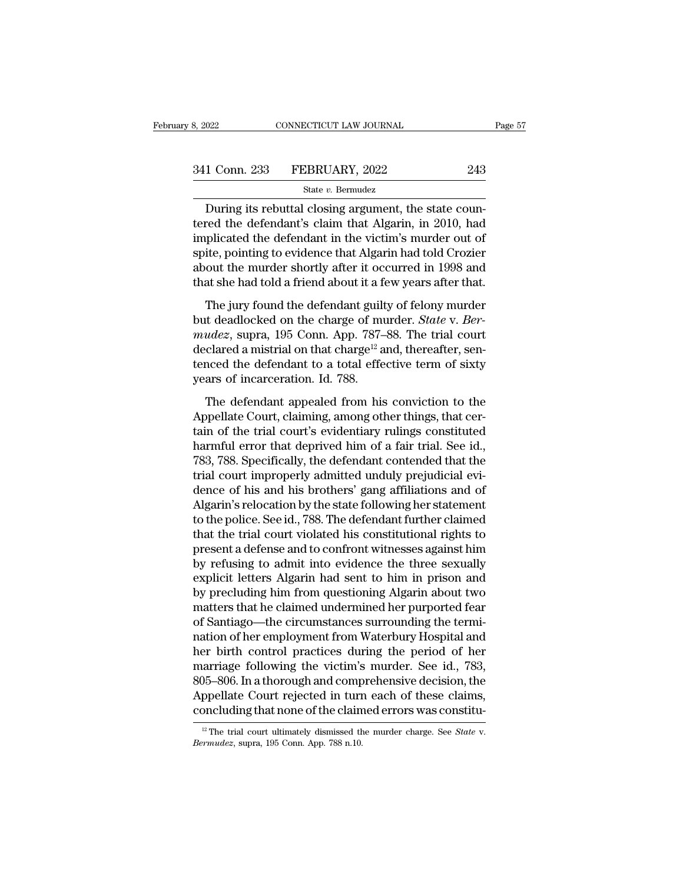During its rebuttal closing argument, the state countered the defendant's claim that Algarin, in 2010, had implicated the defendant in the victim's murder out of spite, pointing to evidence that Algarin had told Crozier about the murder shortly after it occurred in 1998 and that she had told a friend about it a few years after that.

The jury found the defendant guilty of felony murder but deadlocked on the charge of murder. *State* v. *Bermudez*, supra, 195 Conn. App. 787–88. The trial court declared a mistrial on that charge[12] and, thereafter, sentenced the defendant to a total effective term of sixty years of incarceration. Id. 788.

The defendant appealed from his conviction to the Appellate Court, claiming, among other things, that certain of the trial court's evidentiary rulings constituted harmful error that deprived him of a fair trial. See id., 783, 788. Specifically, the defendant contended that the trial court improperly admitted unduly prejudicial evidence of his and his brothers' gang affiliations and of Algarin's relocation by the state following her statement to the police. See id., 788. The defendant further claimed that the trial court violated his constitutional rights to present a defense and to confront witnesses against him by refusing to admit into evidence the three sexually explicit letters Algarin had sent to him in prison and by precluding him from questioning Algarin about two matters that he claimed undermined her purported fear of Santiago—the circumstances surrounding the termination of her employment from Waterbury Hospital and her birth control practices during the period of her marriage following the victim's murder. See id., 783, 805–806. In a thorough and comprehensive decision, the Appellate Court rejected in turn each of these claims, concluding that none of the claimed errors was constitu-

[12] The trial court ultimately dismissed the murder charge. See *State* v. *Bermudez*, supra, 195 Conn. App. 788 n.10.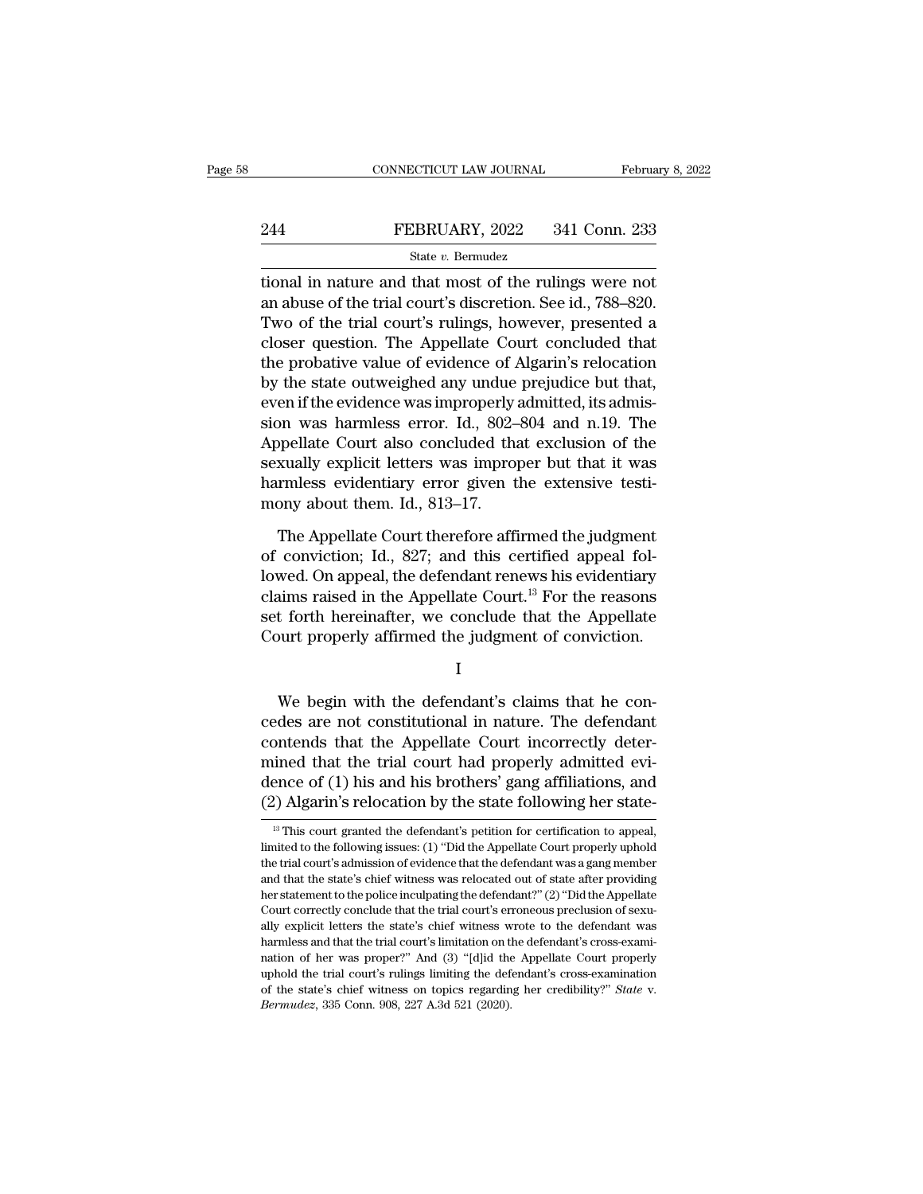tional in nature and that most of the rulings were not an abuse of the trial court's discretion. See id., 788–820. Two of the trial court's rulings, however, presented a closer question. The Appellate Court concluded that the probative value of evidence of Algarin's relocation by the state outweighed any undue prejudice but that, even if the evidence was improperly admitted, its admission was harmless error. Id., 802–804 and n.19. The Appellate Court also concluded that exclusion of the sexually explicit letters was improper but that it was harmless evidentiary error given the extensive testimony about them. Id., 813–17.

The Appellate Court therefore affirmed the judgment of conviction; Id., 827; and this certified appeal followed. On appeal, the defendant renews his evidentiary claims raised in the Appellate Court.[13] For the reasons set forth hereinafter, we conclude that the Appellate Court properly affirmed the judgment of conviction.

I

We begin with the defendant's claims that he concedes are not constitutional in nature. The defendant contends that the Appellate Court incorrectly determined that the trial court had properly admitted evidence of (1) his and his brothers' gang affiliations, and (2) Algarin's relocation by the state following her state-

[13] This court granted the defendant's petition for certification to appeal, limited to the following issues: (1) "Did the Appellate Court properly uphold the trial court's admission of evidence that the defendant was a gang member and that the state's chief witness was relocated out of state after providing her statement to the police inculpating the defendant?" (2) "Did the Appellate Court correctly conclude that the trial court's erroneous preclusion of sexually explicit letters the state's chief witness wrote to the defendant was harmless and that the trial court's limitation on the defendant's cross-examination of her was proper?" And (3) "[d]id the Appellate Court properly uphold the trial court's rulings limiting the defendant's cross-examination of the state's chief witness on topics regarding her credibility?" *State* v. *Bermudez*, 335 Conn. 908, 227 A.3d 521 (2020).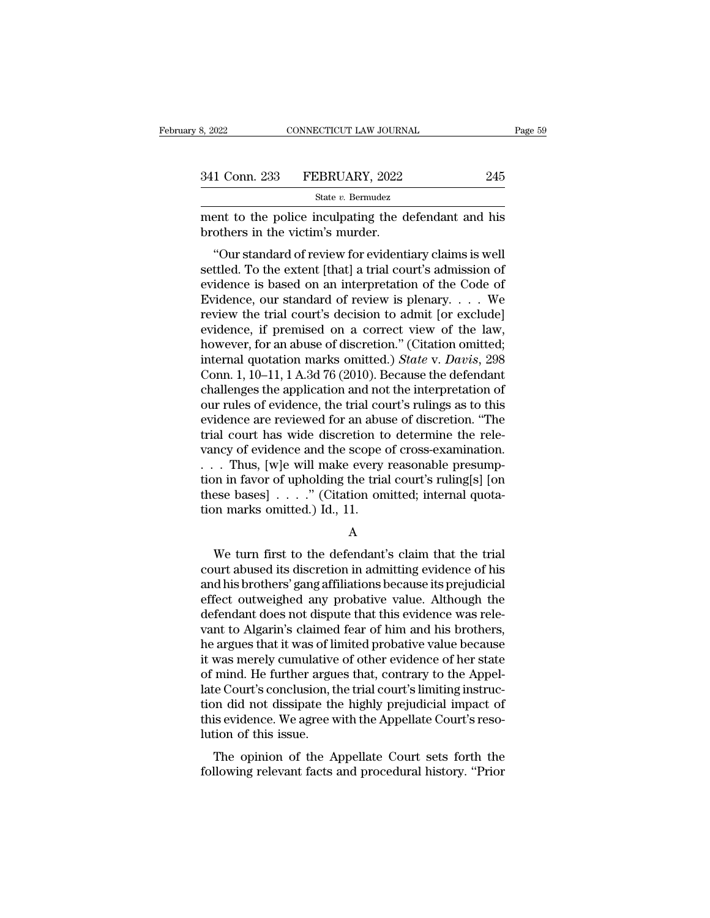ment to the police inculpating the defendant and his brothers in the victim's murder.

"Our standard of review for evidentiary claims is well settled. To the extent [that] a trial court's admission of evidence is based on an interpretation of the Code of Evidence, our standard of review is plenary. . . . We review the trial court's decision to admit [or exclude] evidence, if premised on a correct view of the law, however, for an abuse of discretion." (Citation omitted; internal quotation marks omitted.) *State* v. *Davis*, 298 Conn. 1, 10–11, 1 A.3d 76 (2010). Because the defendant challenges the application and not the interpretation of our rules of evidence, the trial court's rulings as to this evidence are reviewed for an abuse of discretion. "The trial court has wide discretion to determine the relevancy of evidence and the scope of cross-examination. . . . Thus, [w]e will make every reasonable presumption in favor of upholding the trial court's ruling[s] [on these bases] . . . ." (Citation omitted; internal quotation marks omitted.) Id., 11.

A

We turn first to the defendant's claim that the trial court abused its discretion in admitting evidence of his and his brothers' gang affiliations because its prejudicial effect outweighed any probative value. Although the defendant does not dispute that this evidence was relevant to Algarin's claimed fear of him and his brothers, he argues that it was of limited probative value because it was merely cumulative of other evidence of her state of mind. He further argues that, contrary to the Appellate Court's conclusion, the trial court's limiting instruction did not dissipate the highly prejudicial impact of this evidence. We agree with the Appellate Court's resolution of this issue.

The opinion of the Appellate Court sets forth the following relevant facts and procedural history. "Prior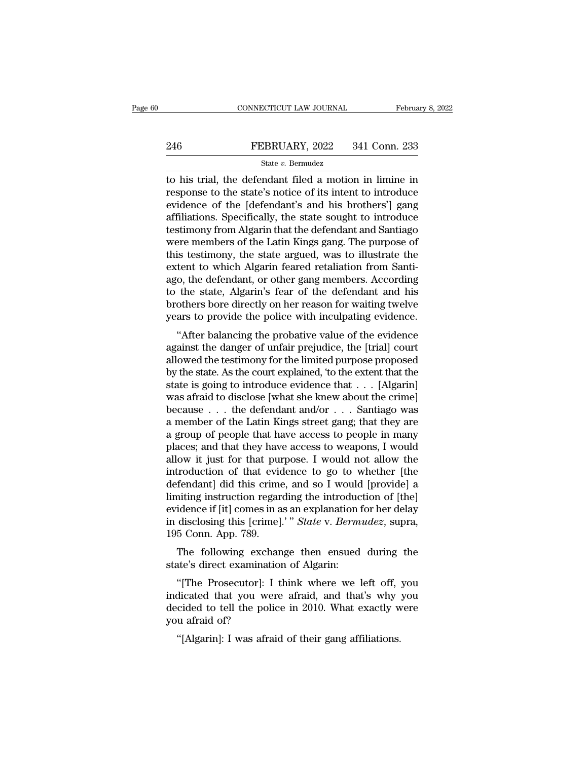to his trial, the defendant filed a motion in limine in response to the state's notice of its intent to introduce evidence of the [defendant's and his brothers'] gang affiliations. Specifically, the state sought to introduce testimony from Algarin that the defendant and Santiago were members of the Latin Kings gang. The purpose of this testimony, the state argued, was to illustrate the extent to which Algarin feared retaliation from Santiago, the defendant, or other gang members. According to the state, Algarin's fear of the defendant and his brothers bore directly on her reason for waiting twelve years to provide the police with inculpating evidence.

"After balancing the probative value of the evidence against the danger of unfair prejudice, the [trial] court allowed the testimony for the limited purpose proposed by the state. As the court explained, 'to the extent that the state is going to introduce evidence that . . . [Algarin] was afraid to disclose [what she knew about the crime] because . . . the defendant and/or . . . Santiago was a member of the Latin Kings street gang; that they are a group of people that have access to people in many places; and that they have access to weapons, I would allow it just for that purpose. I would not allow the introduction of that evidence to go to whether [the defendant] did this crime, and so I would [provide] a limiting instruction regarding the introduction of [the] evidence if [it] comes in as an explanation for her delay in disclosing this [crime].' " *State* v. *Bermudez*, supra, 195 Conn. App. 789.

The following exchange then ensued during the state's direct examination of Algarin:

"[The Prosecutor]: I think where we left off, you indicated that you were afraid, and that's why you decided to tell the police in 2010. What exactly were you afraid of?

"[Algarin]: I was afraid of their gang affiliations.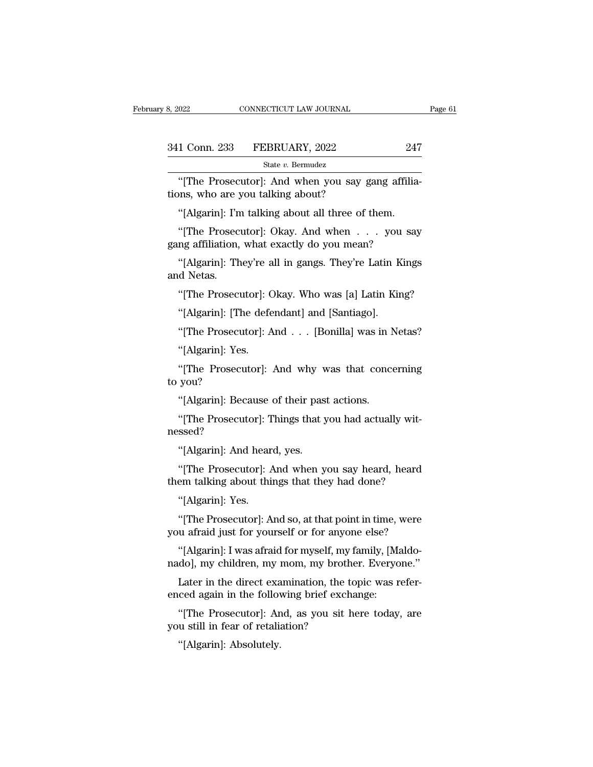"[The Prosecutor]: And when you say gang affiliations, who are you talking about?

"[Algarin]: I'm talking about all three of them.

"[The Prosecutor]: Okay. And when . . . you say gang affiliation, what exactly do you mean?

"[Algarin]: They're all in gangs. They're Latin Kings and Netas.

"[The Prosecutor]: Okay. Who was [a] Latin King?

"[Algarin]: [The defendant] and [Santiago].

"[The Prosecutor]: And . . . [Bonilla] was in Netas?

"[Algarin]: Yes.

"[The Prosecutor]: And why was that concerning to you?

"[Algarin]: Because of their past actions.

"[The Prosecutor]: Things that you had actually witnessed?

"[Algarin]: And heard, yes.

"[The Prosecutor]: And when you say heard, heard them talking about things that they had done?

"[Algarin]: Yes.

"[The Prosecutor]: And so, at that point in time, were you afraid just for yourself or for anyone else?

"[Algarin]: I was afraid for myself, my family, [Maldonado], my children, my mom, my brother. Everyone."

Later in the direct examination, the topic was referenced again in the following brief exchange:

"[The Prosecutor]: And, as you sit here today, are you still in fear of retaliation?

"[Algarin]: Absolutely.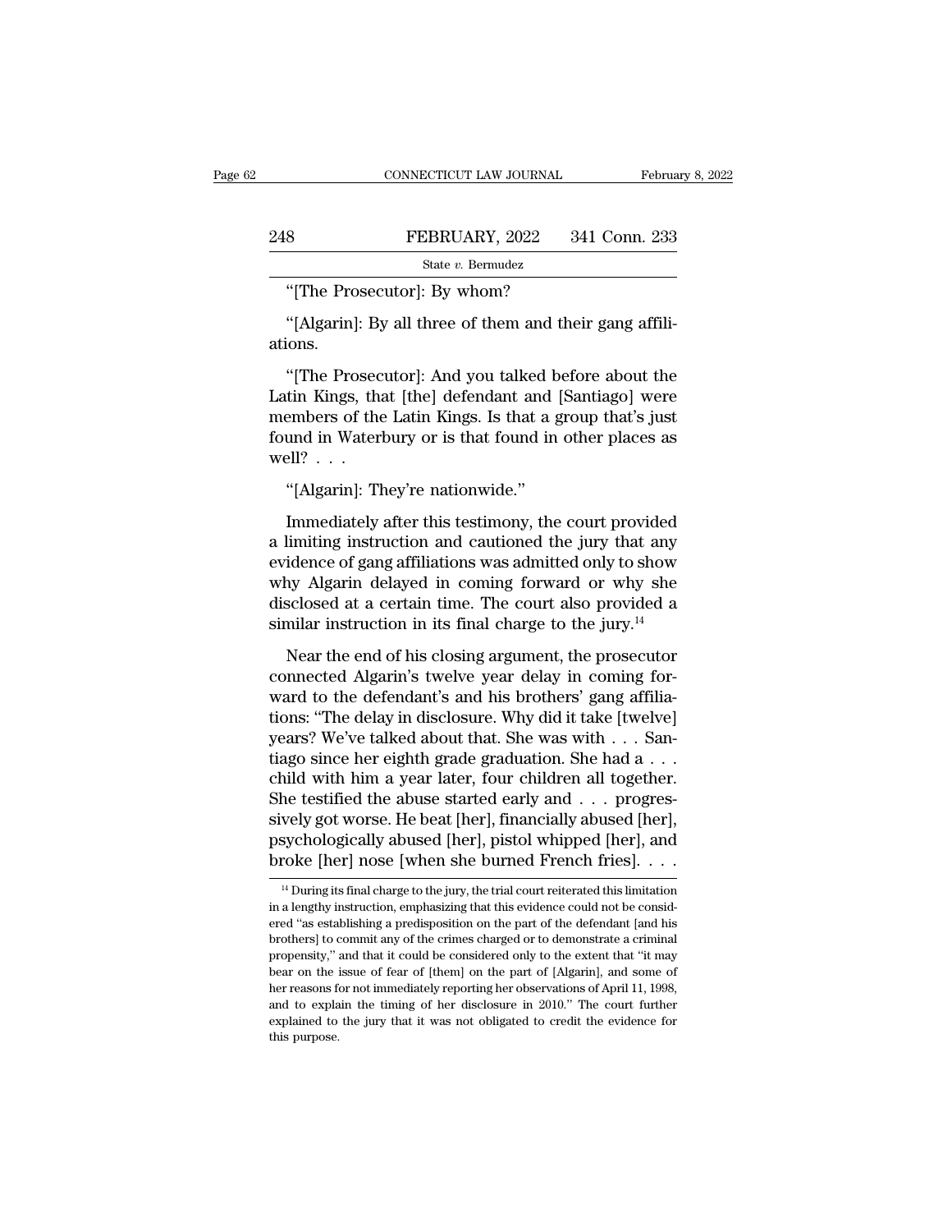"[The Prosecutor]: By whom?

"[Algarin]: By all three of them and their gang affiliations.

"[The Prosecutor]: And you talked before about the Latin Kings, that [the] defendant and [Santiago] were members of the Latin Kings. Is that a group that's just found in Waterbury or is that found in other places as well? . . .

"[Algarin]: They're nationwide."

Immediately after this testimony, the court provided a limiting instruction and cautioned the jury that any evidence of gang affiliations was admitted only to show why Algarin delayed in coming forward or why she disclosed at a certain time. The court also provided a similar instruction in its final charge to the jury.[14]

Near the end of his closing argument, the prosecutor connected Algarin's twelve year delay in coming forward to the defendant's and his brothers' gang affiliations: "The delay in disclosure. Why did it take [twelve] years? We've talked about that. She was with . . . Santiago since her eighth grade graduation. She had a . . . child with him a year later, four children all together. She testified the abuse started early and . . . progressively got worse. He beat [her], financially abused [her], psychologically abused [her], pistol whipped [her], and broke [her] nose [when she burned French fries]. . . .

[14] During its final charge to the jury, the trial court reiterated this limitation in a lengthy instruction, emphasizing that this evidence could not be considered "as establishing a predisposition on the part of the defendant [and his brothers] to commit any of the crimes charged or to demonstrate a criminal propensity," and that it could be considered only to the extent that "it may bear on the issue of fear of [them] on the part of [Algarin], and some of her reasons for not immediately reporting her observations of April 11, 1998, and to explain the timing of her disclosure in 2010." The court further explained to the jury that it was not obligated to credit the evidence for this purpose.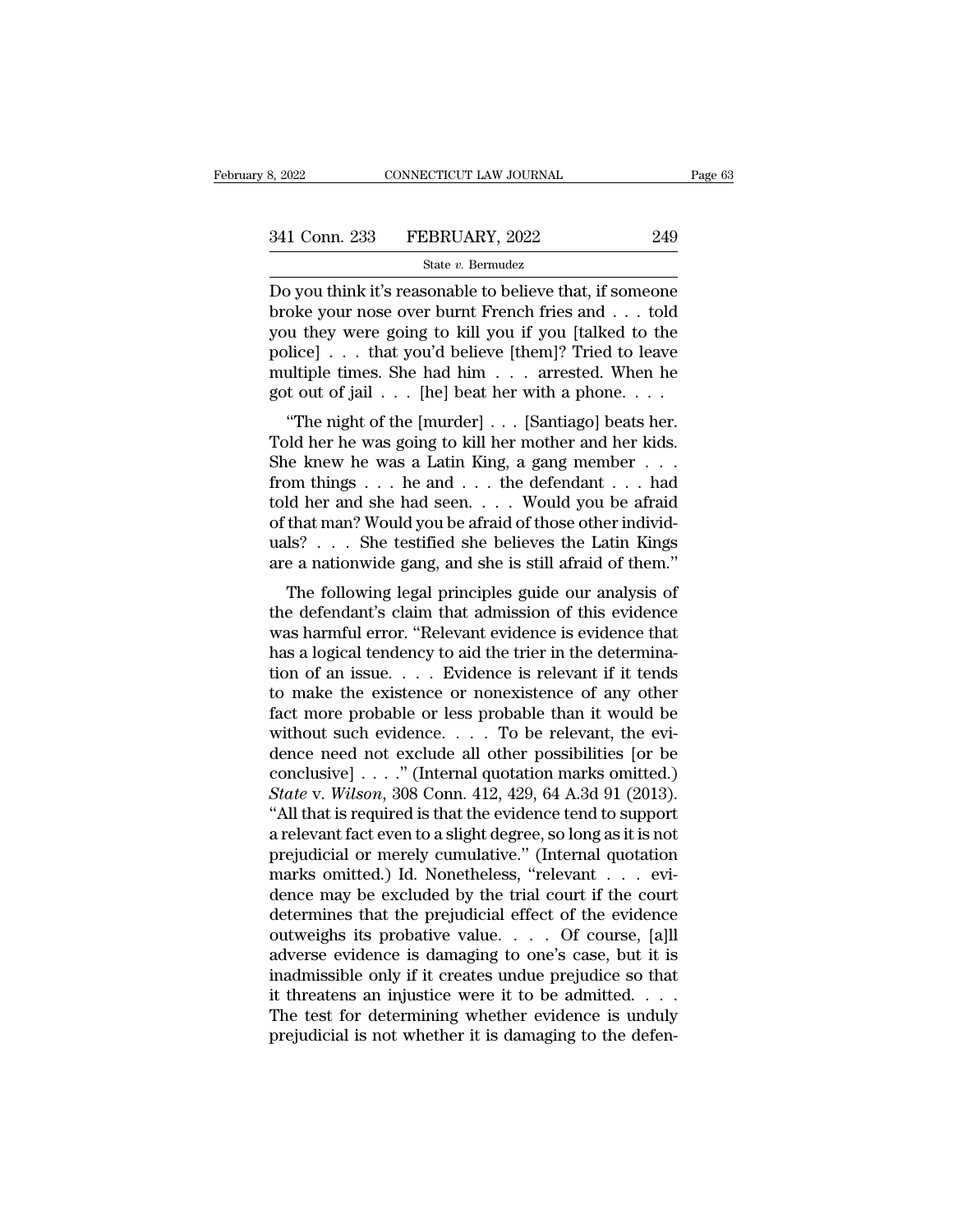Do you think it's reasonable to believe that, if someone broke your nose over burnt French fries and . . . told you they were going to kill you if you [talked to the police] . . . that you'd believe [them]? Tried to leave multiple times. She had him . . . arrested. When he got out of jail . . . [he] beat her with a phone. . . .

"The night of the [murder] . . . [Santiago] beats her. Told her he was going to kill her mother and her kids. She knew he was a Latin King, a gang member . . . from things . . . he and . . . the defendant . . . had told her and she had seen. . . . Would you be afraid of that man? Would you be afraid of those other individuals? . . . She testified she believes the Latin Kings are a nationwide gang, and she is still afraid of them."

The following legal principles guide our analysis of the defendant's claim that admission of this evidence was harmful error. "Relevant evidence is evidence that has a logical tendency to aid the trier in the determination of an issue. . . . Evidence is relevant if it tends to make the existence or nonexistence of any other fact more probable or less probable than it would be without such evidence. . . . To be relevant, the evidence need not exclude all other possibilities [or be conclusive] . . . ." (Internal quotation marks omitted.) *State* v. *Wilson*, 308 Conn. 412, 429, 64 A.3d 91 (2013). "All that is required is that the evidence tend to support a relevant fact even to a slight degree, so long as it is not prejudicial or merely cumulative." (Internal quotation marks omitted.) Id. Nonetheless, "relevant . . . evidence may be excluded by the trial court if the court determines that the prejudicial effect of the evidence outweighs its probative value. . . . Of course, [a]ll adverse evidence is damaging to one's case, but it is inadmissible only if it creates undue prejudice so that it threatens an injustice were it to be admitted. . . . The test for determining whether evidence is unduly prejudicial is not whether it is damaging to the defen-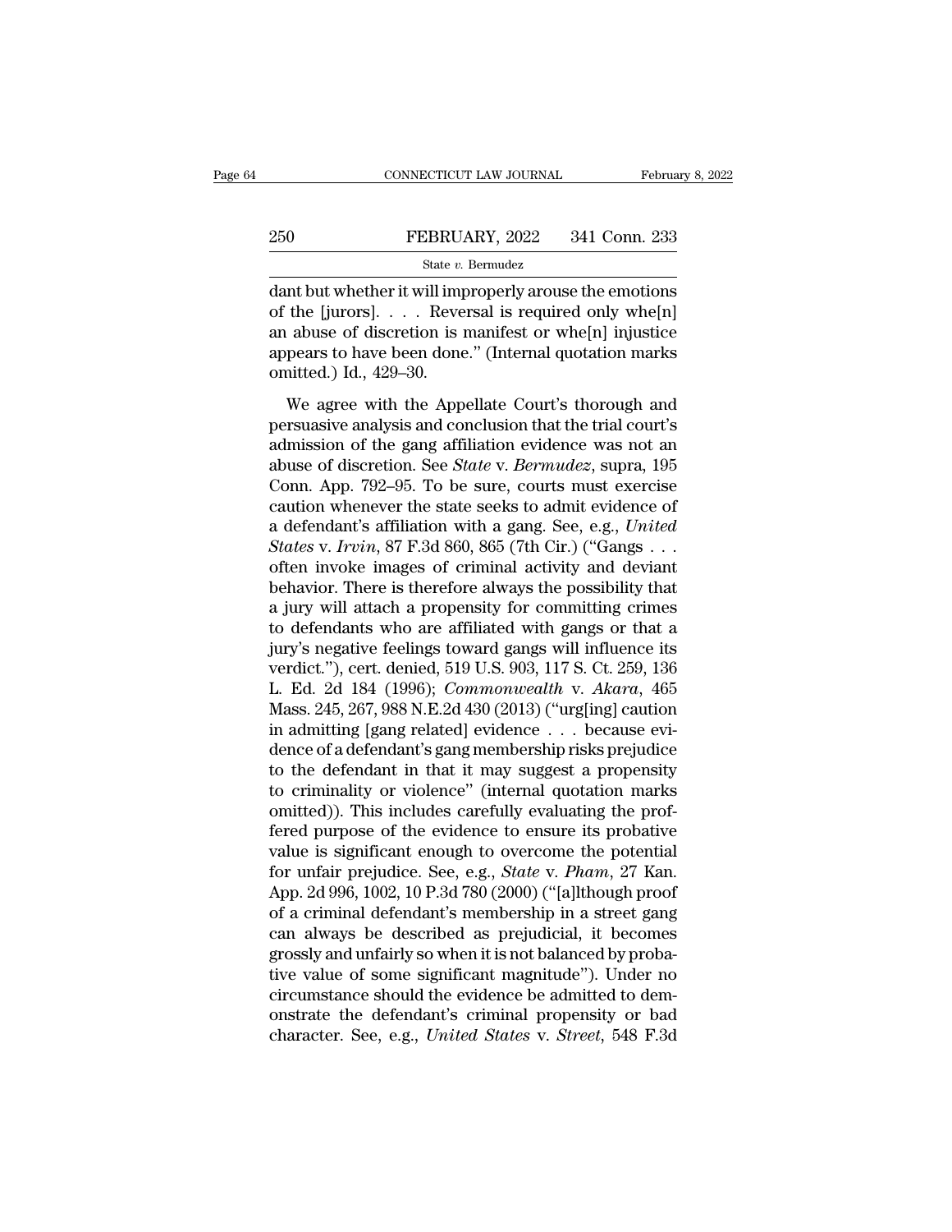dant but whether it will improperly arouse the emotions of the [jurors]. . . . Reversal is required only whe[n] an abuse of discretion is manifest or whe[n] injustice appears to have been done." (Internal quotation marks omitted.) Id., 429–30.

We agree with the Appellate Court's thorough and persuasive analysis and conclusion that the trial court's admission of the gang affiliation evidence was not an abuse of discretion. See *State* v. *Bermudez*, supra, 195 Conn. App. 792–95. To be sure, courts must exercise caution whenever the state seeks to admit evidence of a defendant's affiliation with a gang. See, e.g., *United States* v. *Irvin*, 87 F.3d 860, 865 (7th Cir.) ("Gangs . . . often invoke images of criminal activity and deviant behavior. There is therefore always the possibility that a jury will attach a propensity for committing crimes to defendants who are affiliated with gangs or that a jury's negative feelings toward gangs will influence its verdict."), cert. denied, 519 U.S. 903, 117 S. Ct. 259, 136 L. Ed. 2d 184 (1996); *Commonwealth* v. *Akara*, 465 Mass. 245, 267, 988 N.E.2d 430 (2013) ("urg[ing] caution in admitting [gang related] evidence . . . because evidence of a defendant's gang membership risks prejudice to the defendant in that it may suggest a propensity to criminality or violence" (internal quotation marks omitted)). This includes carefully evaluating the proffered purpose of the evidence to ensure its probative value is significant enough to overcome the potential for unfair prejudice. See, e.g., *State* v. *Pham*, 27 Kan. App. 2d 996, 1002, 10 P.3d 780 (2000) ("[a]lthough proof of a criminal defendant's membership in a street gang can always be described as prejudicial, it becomes grossly and unfairly so when it is not balanced by probative value of some significant magnitude"). Under no circumstance should the evidence be admitted to demonstrate the defendant's criminal propensity or bad character. See, e.g., *United States* v. *Street*, 548 F.3d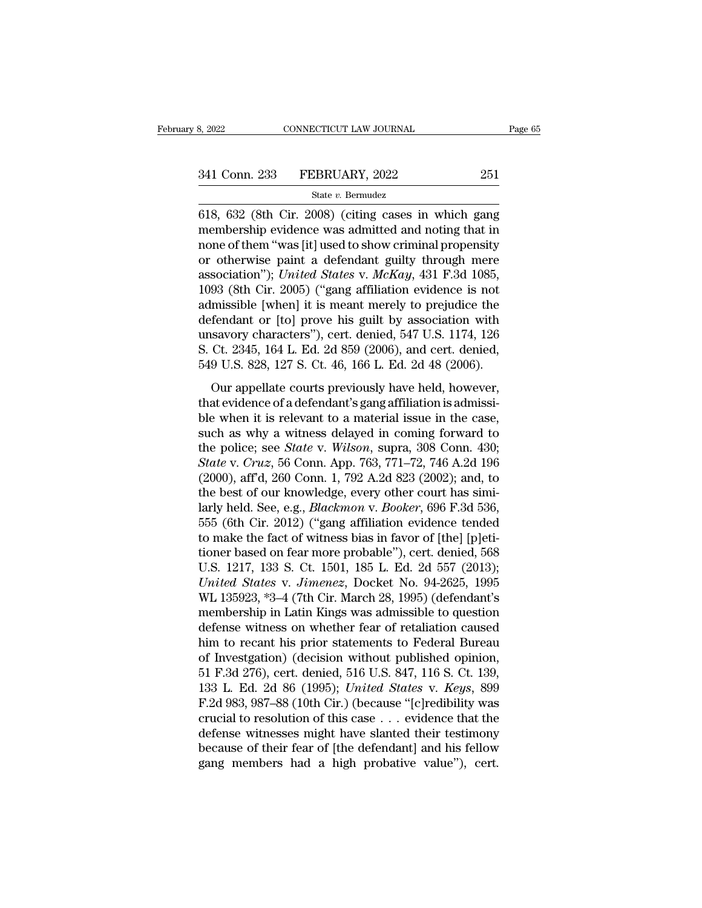618, 632 (8th Cir. 2008) (citing cases in which gang membership evidence was admitted and noting that in none of them "was [it] used to show criminal propensity or otherwise paint a defendant guilty through mere association"); *United States* v. *McKay*, 431 F.3d 1085, 1093 (8th Cir. 2005) ("gang affiliation evidence is not admissible [when] it is meant merely to prejudice the defendant or [to] prove his guilt by association with unsavory characters"), cert. denied, 547 U.S. 1174, 126 S. Ct. 2345, 164 L. Ed. 2d 859 (2006), and cert. denied, 549 U.S. 828, 127 S. Ct. 46, 166 L. Ed. 2d 48 (2006).

Our appellate courts previously have held, however, that evidence of a defendant's gang affiliation is admissible when it is relevant to a material issue in the case, such as why a witness delayed in coming forward to the police; see *State* v. *Wilson*, supra, 308 Conn. 430; *State* v. *Cruz*, 56 Conn. App. 763, 771–72, 746 A.2d 196 (2000), aff'd, 260 Conn. 1, 792 A.2d 823 (2002); and, to the best of our knowledge, every other court has similarly held. See, e.g., *Blackmon* v. *Booker*, 696 F.3d 536, 555 (6th Cir. 2012) ("gang affiliation evidence tended to make the fact of witness bias in favor of [the] [p]etitioner based on fear more probable"), cert. denied, 568 U.S. 1217, 133 S. Ct. 1501, 185 L. Ed. 2d 557 (2013); *United States* v. *Jimenez*, Docket No. 94-2625, 1995 WL 135923, *3–4 (7th Cir. March 28, 1995) (defendant's membership in Latin Kings was admissible to question defense witness on whether fear of retaliation caused him to recant his prior statements to Federal Bureau of Investgation) (decision without published opinion, 51 F.3d 276), cert. denied, 516 U.S. 847, 116 S. Ct. 139, 133 L. Ed. 2d 86 (1995); *United States* v. *Keys*, 899 F.2d 983, 987–88 (10th Cir.) (because "[c]redibility was crucial to resolution of this case . . . evidence that the defense witnesses might have slanted their testimony because of their fear of [the defendant] and his fellow gang members had a high probative value"), cert.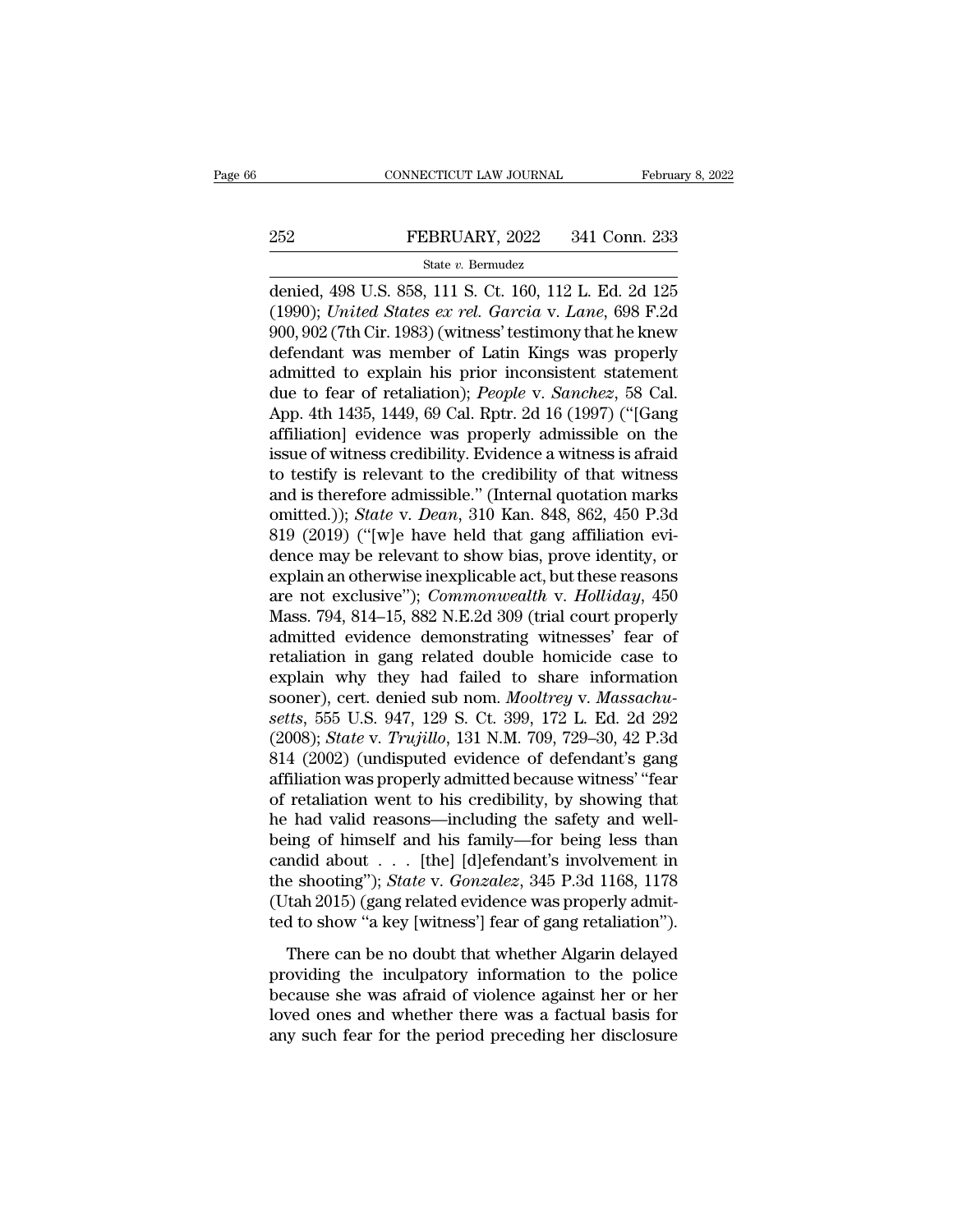denied, 498 U.S. 858, 111 S. Ct. 160, 112 L. Ed. 2d 125 (1990); *United States ex rel. Garcia* v. *Lane*, 698 F.2d 900, 902 (7th Cir. 1983) (witness' testimony that he knew defendant was member of Latin Kings was properly admitted to explain his prior inconsistent statement due to fear of retaliation); *People* v. *Sanchez*, 58 Cal. App. 4th 1435, 1449, 69 Cal. Rptr. 2d 16 (1997) ("[Gang affiliation] evidence was properly admissible on the issue of witness credibility. Evidence a witness is afraid to testify is relevant to the credibility of that witness and is therefore admissible." (Internal quotation marks omitted.)); *State* v. *Dean*, 310 Kan. 848, 862, 450 P.3d 819 (2019) ("[w]e have held that gang affiliation evidence may be relevant to show bias, prove identity, or explain an otherwise inexplicable act, but these reasons are not exclusive"); *Commonwealth* v. *Holliday*, 450 Mass. 794, 814–15, 882 N.E.2d 309 (trial court properly admitted evidence demonstrating witnesses' fear of retaliation in gang related double homicide case to explain why they had failed to share information sooner), cert. denied sub nom. *Mooltrey* v. *Massachusetts*, 555 U.S. 947, 129 S. Ct. 399, 172 L. Ed. 2d 292 (2008); *State* v. *Trujillo*, 131 N.M. 709, 729–30, 42 P.3d 814 (2002) (undisputed evidence of defendant's gang affiliation was properly admitted because witness' "fear of retaliation went to his credibility, by showing that he had valid reasons—including the safety and well-being of himself and his family—for being less than candid about . . . [the] [d]efendant's involvement in the shooting"); *State* v. *Gonzalez*, 345 P.3d 1168, 1178 (Utah 2015) (gang related evidence was properly admitted to show "a key [witness'] fear of gang retaliation").

There can be no doubt that whether Algarin delayed providing the inculpatory information to the police because she was afraid of violence against her or her loved ones and whether there was a factual basis for any such fear for the period preceding her disclosure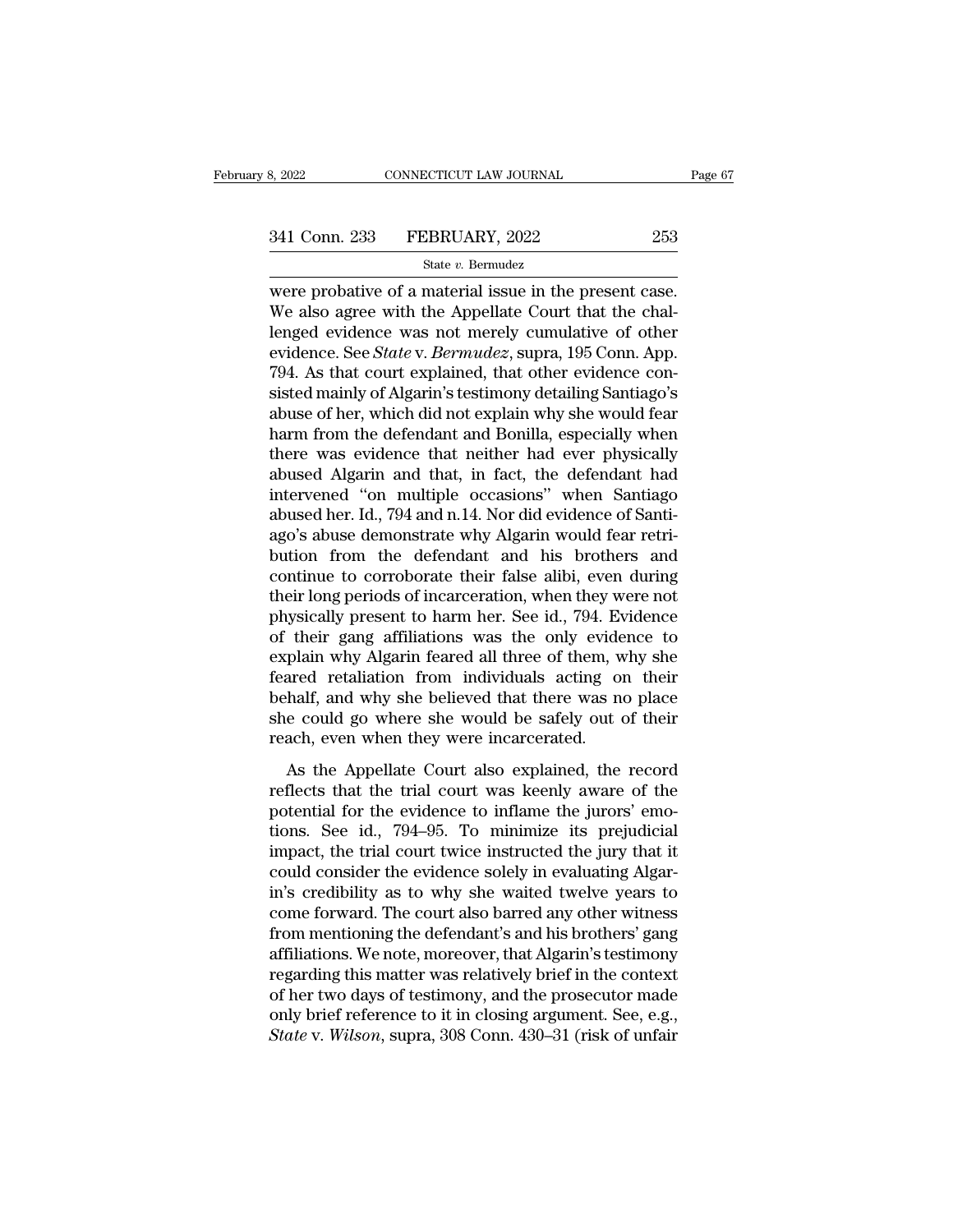were probative of a material issue in the present case. We also agree with the Appellate Court that the challenged evidence was not merely cumulative of other evidence. See *State* v. *Bermudez*, supra, 195 Conn. App. 794. As that court explained, that other evidence consisted mainly of Algarin's testimony detailing Santiago's abuse of her, which did not explain why she would fear harm from the defendant and Bonilla, especially when there was evidence that neither had ever physically abused Algarin and that, in fact, the defendant had intervened "on multiple occasions" when Santiago abused her. Id., 794 and n.14. Nor did evidence of Santiago's abuse demonstrate why Algarin would fear retribution from the defendant and his brothers and continue to corroborate their false alibi, even during their long periods of incarceration, when they were not physically present to harm her. See id., 794. Evidence of their gang affiliations was the only evidence to explain why Algarin feared all three of them, why she feared retaliation from individuals acting on their behalf, and why she believed that there was no place she could go where she would be safely out of their reach, even when they were incarcerated.

As the Appellate Court also explained, the record reflects that the trial court was keenly aware of the potential for the evidence to inflame the jurors' emotions. See id., 794–95. To minimize its prejudicial impact, the trial court twice instructed the jury that it could consider the evidence solely in evaluating Algarin's credibility as to why she waited twelve years to come forward. The court also barred any other witness from mentioning the defendant's and his brothers' gang affiliations. We note, moreover, that Algarin's testimony regarding this matter was relatively brief in the context of her two days of testimony, and the prosecutor made only brief reference to it in closing argument. See, e.g., *State* v. *Wilson*, supra, 308 Conn. 430–31 (risk of unfair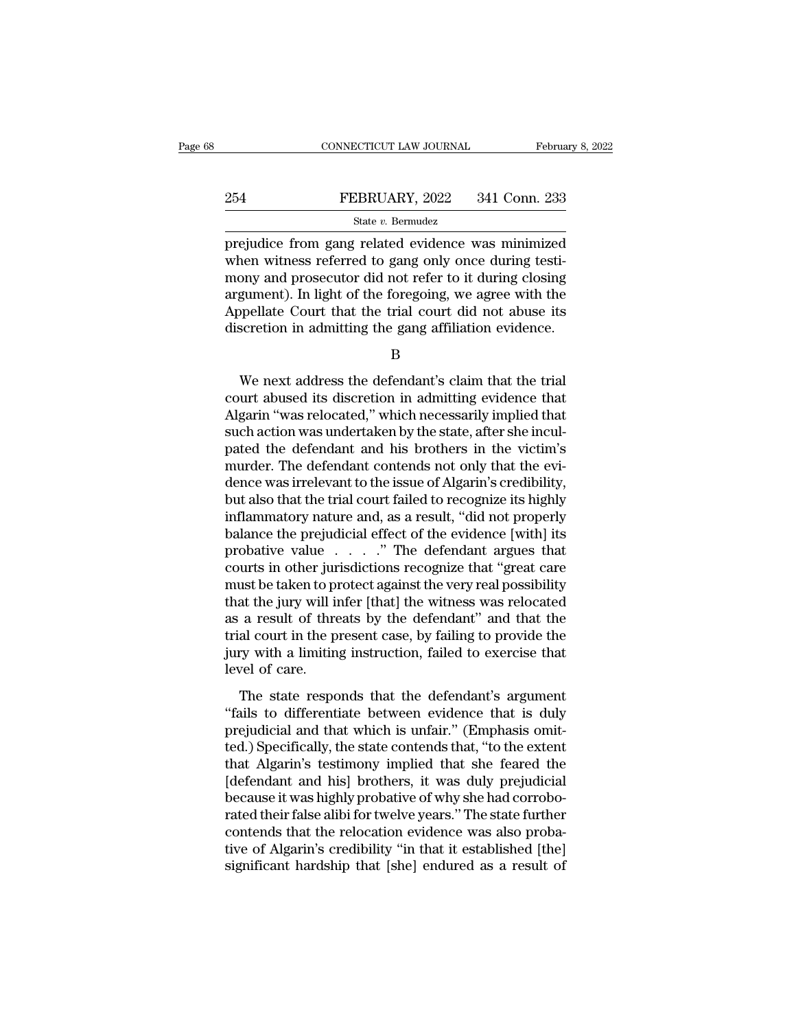prejudice from gang related evidence was minimized when witness referred to gang only once during testimony and prosecutor did not refer to it during closing argument). In light of the foregoing, we agree with the Appellate Court that the trial court did not abuse its discretion in admitting the gang affiliation evidence.

B

We next address the defendant's claim that the trial court abused its discretion in admitting evidence that Algarin "was relocated," which necessarily implied that such action was undertaken by the state, after she inculpated the defendant and his brothers in the victim's murder. The defendant contends not only that the evidence was irrelevant to the issue of Algarin's credibility, but also that the trial court failed to recognize its highly inflammatory nature and, as a result, "did not properly balance the prejudicial effect of the evidence [with] its probative value . . . ." The defendant argues that courts in other jurisdictions recognize that "great care must be taken to protect against the very real possibility that the jury will infer [that] the witness was relocated as a result of threats by the defendant" and that the trial court in the present case, by failing to provide the jury with a limiting instruction, failed to exercise that level of care.

The state responds that the defendant's argument "fails to differentiate between evidence that is duly prejudicial and that which is unfair." (Emphasis omitted.) Specifically, the state contends that, "to the extent that Algarin's testimony implied that she feared the [defendant and his] brothers, it was duly prejudicial because it was highly probative of why she had corroborated their false alibi for twelve years." The state further contends that the relocation evidence was also probative of Algarin's credibility "in that it established [the] significant hardship that [she] endured as a result of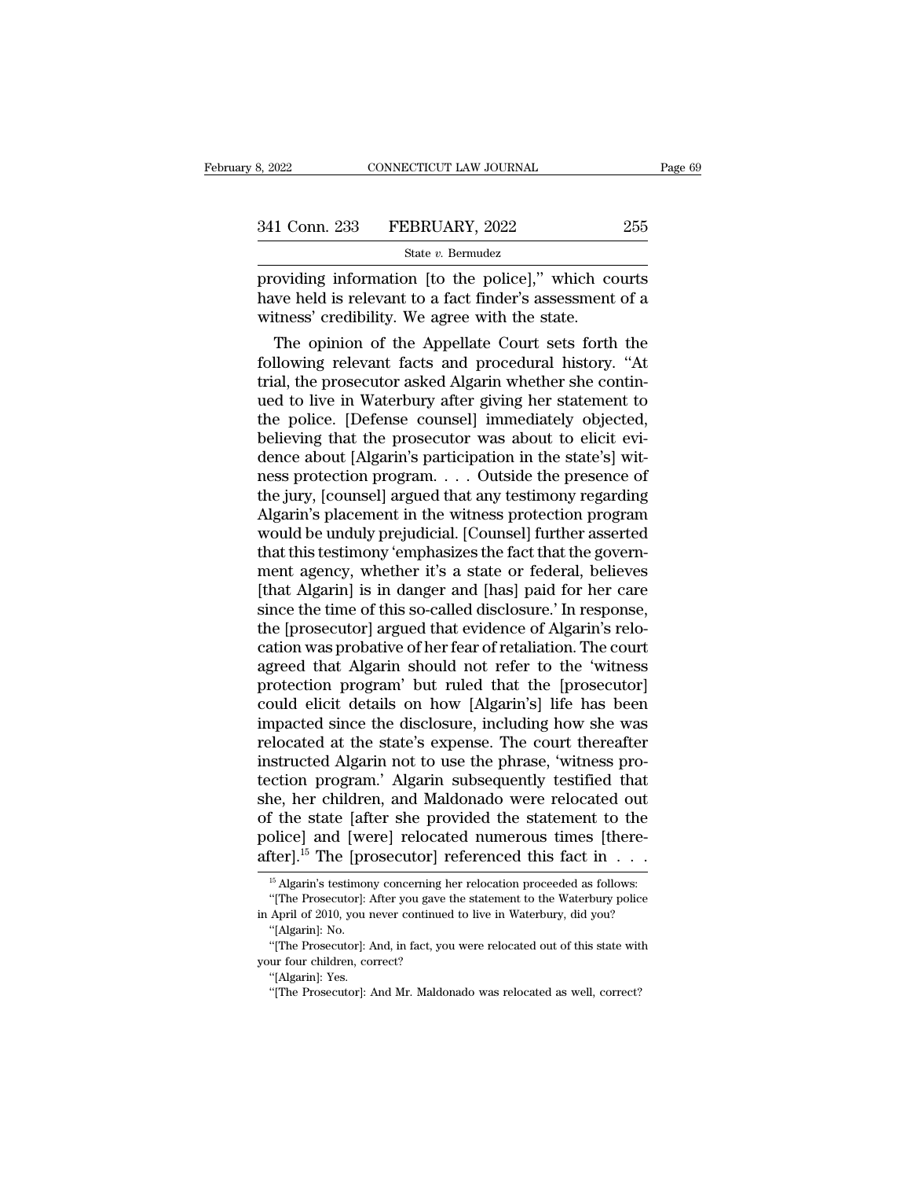providing information [to the police]," which courts have held is relevant to a fact finder's assessment of a witness' credibility. We agree with the state.

The opinion of the Appellate Court sets forth the following relevant facts and procedural history. "At trial, the prosecutor asked Algarin whether she continued to live in Waterbury after giving her statement to the police. [Defense counsel] immediately objected, believing that the prosecutor was about to elicit evidence about [Algarin's participation in the state's] witness protection program. . . . Outside the presence of the jury, [counsel] argued that any testimony regarding Algarin's placement in the witness protection program would be unduly prejudicial. [Counsel] further asserted that this testimony 'emphasizes the fact that the government agency, whether it's a state or federal, believes [that Algarin] is in danger and [has] paid for her care since the time of this so-called disclosure.' In response, the [prosecutor] argued that evidence of Algarin's relocation was probative of her fear of retaliation. The court agreed that Algarin should not refer to the 'witness protection program' but ruled that the [prosecutor] could elicit details on how [Algarin's] life has been impacted since the disclosure, including how she was relocated at the state's expense. The court thereafter instructed Algarin not to use the phrase, 'witness protection program.' Algarin subsequently testified that she, her children, and Maldonado were relocated out of the state [after she provided the statement to the police] and [were] relocated numerous times [thereafter].[15] The [prosecutor] referenced this fact in . . .

[15] Algarin's testimony concerning her relocation proceeded as follows:

"[The Prosecutor]: After you gave the statement to the Waterbury police in April of 2010, you never continued to live in Waterbury, did you?

"[Algarin]: No.

"[The Prosecutor]: And, in fact, you were relocated out of this state with your four children, correct?

"[Algarin]: Yes.

"[The Prosecutor]: And Mr. Maldonado was relocated as well, correct?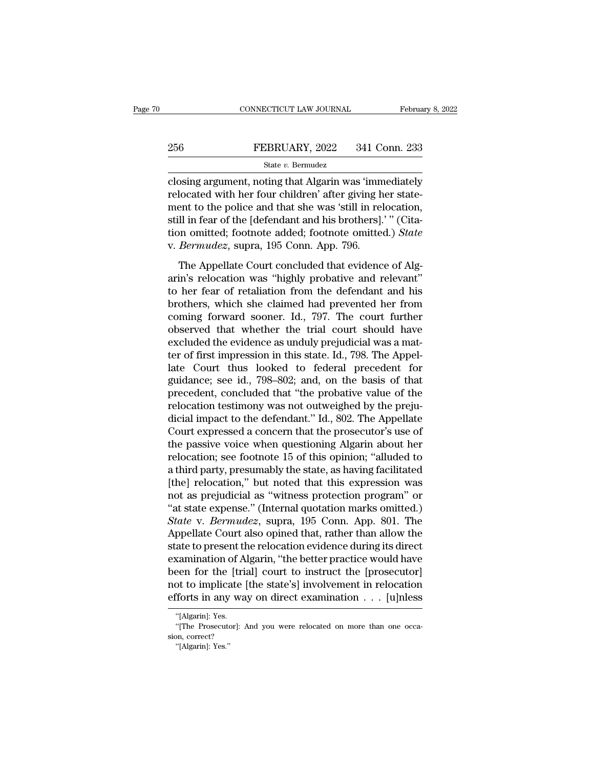closing argument, noting that Algarin was 'immediately relocated with her four children' after giving her statement to the police and that she was 'still in relocation, still in fear of the [defendant and his brothers].' " (Citation omitted; footnote added; footnote omitted.) *State* v. *Bermudez*, supra, 195 Conn. App. 796.

The Appellate Court concluded that evidence of Algarin's relocation was "highly probative and relevant" to her fear of retaliation from the defendant and his brothers, which she claimed had prevented her from coming forward sooner. Id., 797. The court further observed that whether the trial court should have excluded the evidence as unduly prejudicial was a matter of first impression in this state. Id., 798. The Appellate Court thus looked to federal precedent for guidance; see id., 798–802; and, on the basis of that precedent, concluded that "the probative value of the relocation testimony was not outweighed by the prejudicial impact to the defendant." Id., 802. The Appellate Court expressed a concern that the prosecutor's use of the passive voice when questioning Algarin about her relocation; see footnote 15 of this opinion; "alluded to a third party, presumably the state, as having facilitated [the] relocation," but noted that this expression was not as prejudicial as "witness protection program" or "at state expense." (Internal quotation marks omitted.) *State* v. *Bermudez*, supra, 195 Conn. App. 801. The Appellate Court also opined that, rather than allow the state to present the relocation evidence during its direct examination of Algarin, "the better practice would have been for the [trial] court to instruct the [prosecutor] not to implicate [the state's] involvement in relocation efforts in any way on direct examination . . . [u]nless

"[Algarin]: Yes.

"[The Prosecutor]: And you were relocated on more than one occasion, correct?

"[Algarin]: Yes."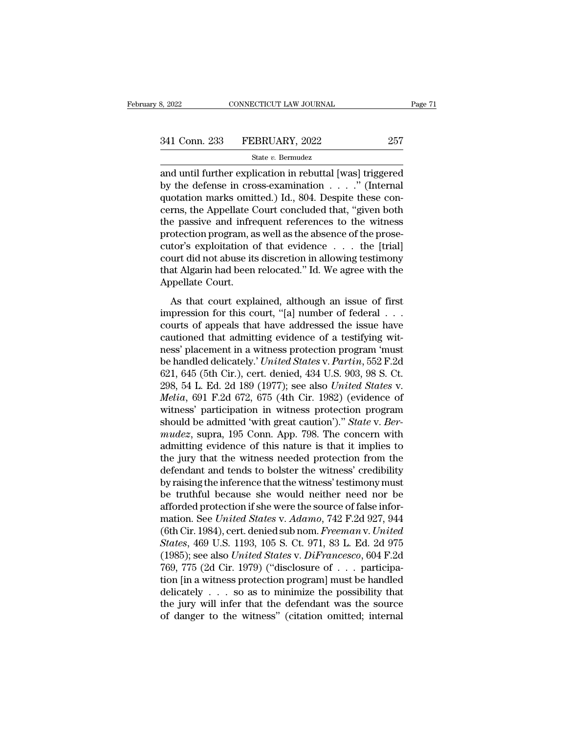and until further explication in rebuttal [was] triggered by the defense in cross-examination . . . ." (Internal quotation marks omitted.) Id., 804. Despite these concerns, the Appellate Court concluded that, "given both the passive and infrequent references to the witness protection program, as well as the absence of the prosecutor's exploitation of that evidence . . . the [trial] court did not abuse its discretion in allowing testimony that Algarin had been relocated." Id. We agree with the Appellate Court.

As that court explained, although an issue of first impression for this court, "[a] number of federal . . . courts of appeals that have addressed the issue have cautioned that admitting evidence of a testifying witness' placement in a witness protection program 'must be handled delicately.' *United States* v. *Partin*, 552 F.2d 621, 645 (5th Cir.), cert. denied, 434 U.S. 903, 98 S. Ct. 298, 54 L. Ed. 2d 189 (1977); see also *United States* v. *Melia*, 691 F.2d 672, 675 (4th Cir. 1982) (evidence of witness' participation in witness protection program should be admitted 'with great caution')." *State* v. *Bermudez*, supra, 195 Conn. App. 798. The concern with admitting evidence of this nature is that it implies to the jury that the witness needed protection from the defendant and tends to bolster the witness' credibility by raising the inference that the witness' testimony must be truthful because she would neither need nor be afforded protection if she were the source of false information. See *United States* v. *Adamo*, 742 F.2d 927, 944 (6th Cir. 1984), cert. denied sub nom. *Freeman* v. *United States*, 469 U.S. 1193, 105 S. Ct. 971, 83 L. Ed. 2d 975 (1985); see also *United States* v. *DiFrancesco*, 604 F.2d 769, 775 (2d Cir. 1979) ("disclosure of . . . participation [in a witness protection program] must be handled delicately . . . so as to minimize the possibility that the jury will infer that the defendant was the source of danger to the witness" (citation omitted; internal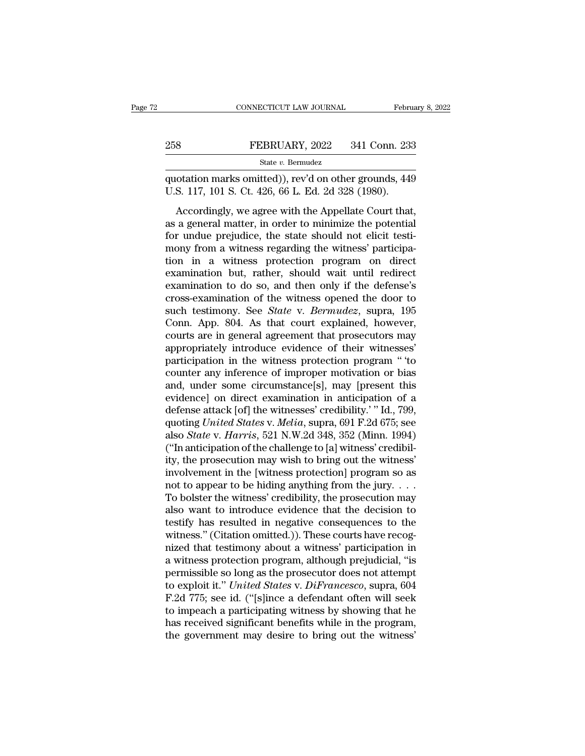quotation marks omitted)), rev'd on other grounds, 449 U.S. 117, 101 S. Ct. 426, 66 L. Ed. 2d 328 (1980).

Accordingly, we agree with the Appellate Court that, as a general matter, in order to minimize the potential for undue prejudice, the state should not elicit testimony from a witness regarding the witness' participation in a witness protection program on direct examination but, rather, should wait until redirect examination to do so, and then only if the defense's cross-examination of the witness opened the door to such testimony. See *State* v. *Bermudez*, supra, 195 Conn. App. 804. As that court explained, however, courts are in general agreement that prosecutors may appropriately introduce evidence of their witnesses' participation in the witness protection program " 'to counter any inference of improper motivation or bias and, under some circumstance[s], may [present this evidence] on direct examination in anticipation of a defense attack [of] the witnesses' credibility.' " Id., 799, quoting *United States* v. *Melia*, supra, 691 F.2d 675; see also *State* v. *Harris*, 521 N.W.2d 348, 352 (Minn. 1994) ("In anticipation of the challenge to [a] witness' credibility, the prosecution may wish to bring out the witness' involvement in the [witness protection] program so as not to appear to be hiding anything from the jury. . . . To bolster the witness' credibility, the prosecution may also want to introduce evidence that the decision to testify has resulted in negative consequences to the witness." (Citation omitted.)). These courts have recognized that testimony about a witness' participation in a witness protection program, although prejudicial, "is permissible so long as the prosecutor does not attempt to exploit it." *United States* v. *DiFrancesco*, supra, 604 F.2d 775; see id. ("[s]ince a defendant often will seek to impeach a participating witness by showing that he has received significant benefits while in the program, the government may desire to bring out the witness'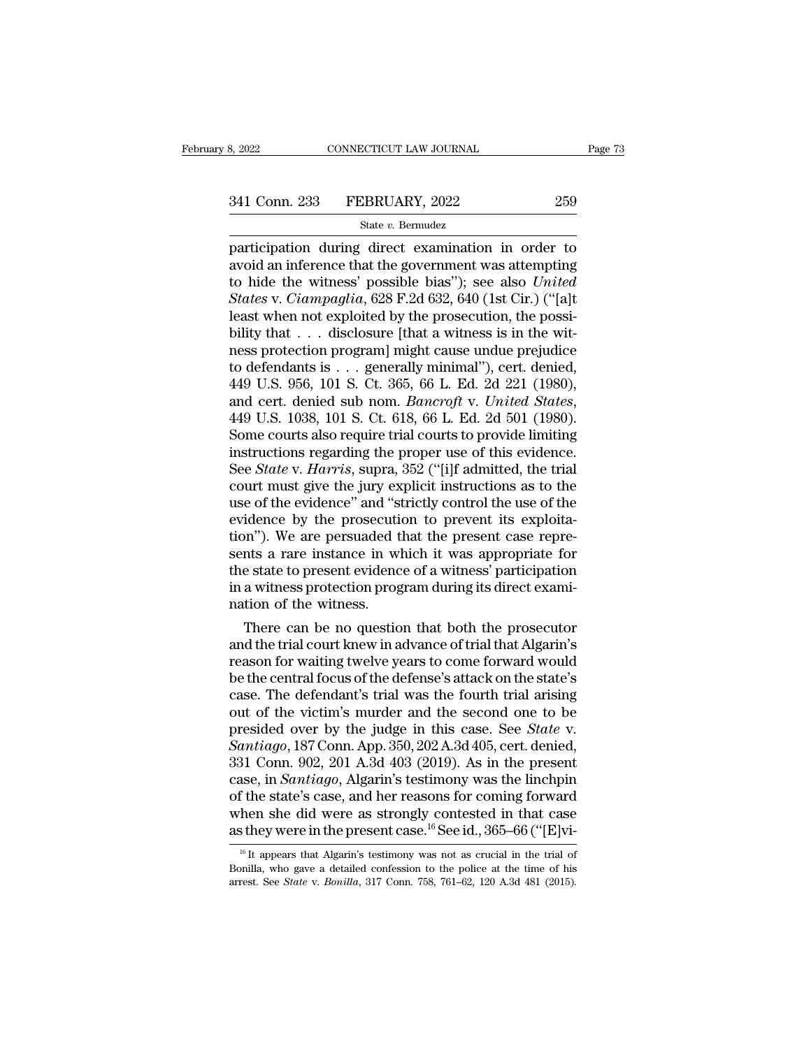participation during direct examination in order to avoid an inference that the government was attempting to hide the witness' possible bias"); see also *United States* v. *Ciampaglia*, 628 F.2d 632, 640 (1st Cir.) ("[a]t least when not exploited by the prosecution, the possibility that . . . disclosure [that a witness is in the witness protection program] might cause undue prejudice to defendants is . . . generally minimal"), cert. denied, 449 U.S. 956, 101 S. Ct. 365, 66 L. Ed. 2d 221 (1980), and cert. denied sub nom. *Bancroft* v. *United States*, 449 U.S. 1038, 101 S. Ct. 618, 66 L. Ed. 2d 501 (1980). Some courts also require trial courts to provide limiting instructions regarding the proper use of this evidence. See *State* v. *Harris*, supra, 352 ("[i]f admitted, the trial court must give the jury explicit instructions as to the use of the evidence" and "strictly control the use of the evidence by the prosecution to prevent its exploitation"). We are persuaded that the present case represents a rare instance in which it was appropriate for the state to present evidence of a witness' participation in a witness protection program during its direct examination of the witness.

There can be no question that both the prosecutor and the trial court knew in advance of trial that Algarin's reason for waiting twelve years to come forward would be the central focus of the defense's attack on the state's case. The defendant's trial was the fourth trial arising out of the victim's murder and the second one to be presided over by the judge in this case. See *State* v. *Santiago*, 187 Conn. App. 350, 202 A.3d 405, cert. denied, 331 Conn. 902, 201 A.3d 403 (2019). As in the present case, in *Santiago*, Algarin's testimony was the linchpin of the state's case, and her reasons for coming forward when she did were as strongly contested in that case as they were in the present case.[16] See id., 365–66 ("[E]vi-

[16] It appears that Algarin's testimony was not as crucial in the trial of Bonilla, who gave a detailed confession to the police at the time of his arrest. See *State* v. *Bonilla*, 317 Conn. 758, 761–62, 120 A.3d 481 (2015).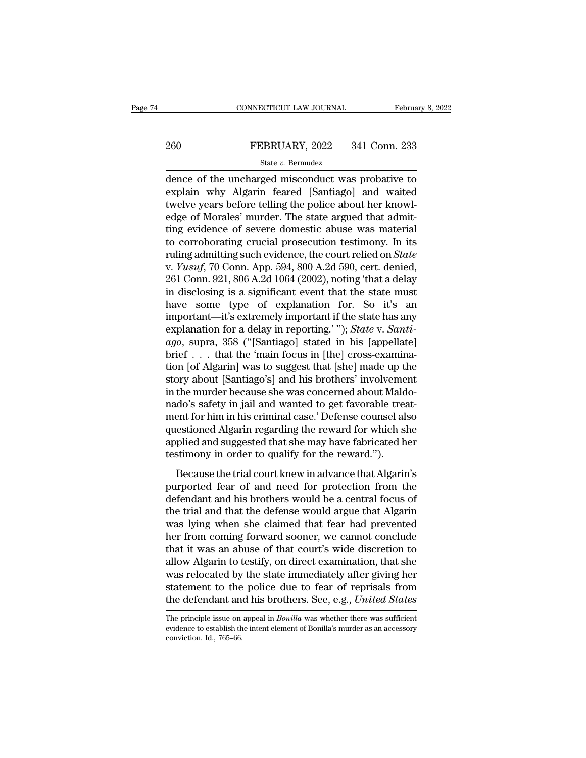dence of the uncharged misconduct was probative to explain why Algarin feared [Santiago] and waited twelve years before telling the police about her knowledge of Morales' murder. The state argued that admitting evidence of severe domestic abuse was material to corroborating crucial prosecution testimony. In its ruling admitting such evidence, the court relied on *State* v. *Yusuf*, 70 Conn. App. 594, 800 A.2d 590, cert. denied, 261 Conn. 921, 806 A.2d 1064 (2002), noting 'that a delay in disclosing is a significant event that the state must have some type of explanation for. So it's an important—it's extremely important if the state has any explanation for a delay in reporting.' "); *State* v. *Santiago*, supra, 358 ("[Santiago] stated in his [appellate] brief . . . that the 'main focus in [the] cross-examination [of Algarin] was to suggest that [she] made up the story about [Santiago's] and his brothers' involvement in the murder because she was concerned about Maldonado's safety in jail and wanted to get favorable treatment for him in his criminal case.' Defense counsel also questioned Algarin regarding the reward for which she applied and suggested that she may have fabricated her testimony in order to qualify for the reward.").

Because the trial court knew in advance that Algarin's purported fear of and need for protection from the defendant and his brothers would be a central focus of the trial and that the defense would argue that Algarin was lying when she claimed that fear had prevented her from coming forward sooner, we cannot conclude that it was an abuse of that court's wide discretion to allow Algarin to testify, on direct examination, that she was relocated by the state immediately after giving her statement to the police due to fear of reprisals from the defendant and his brothers. See, e.g., *United States*

The principle issue on appeal in *Bonilla* was whether there was sufficient evidence to establish the intent element of Bonilla's murder as an accessory conviction. Id., 765–66.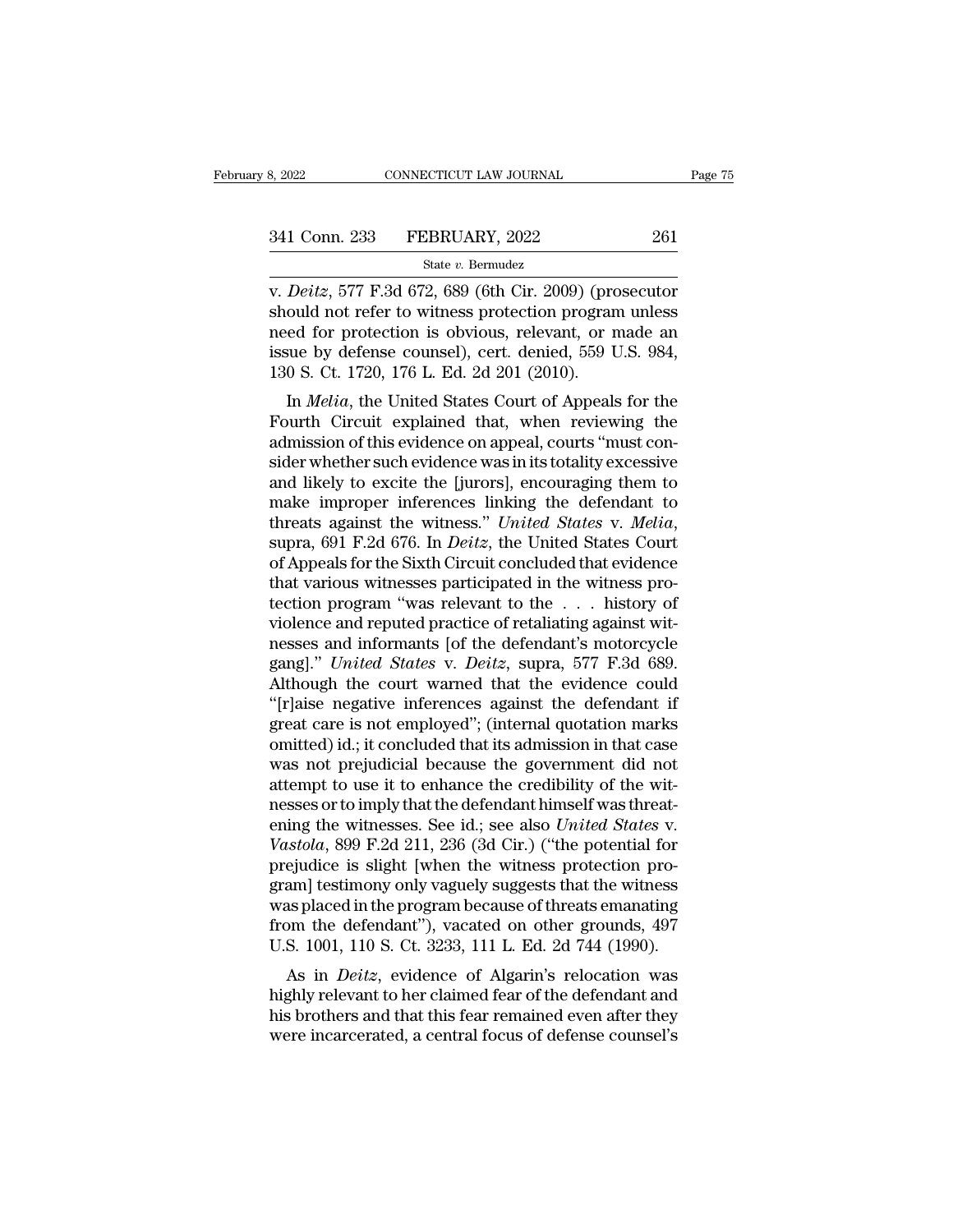v. *Deitz*, 577 F.3d 672, 689 (6th Cir. 2009) (prosecutor should not refer to witness protection program unless need for protection is obvious, relevant, or made an issue by defense counsel), cert. denied, 559 U.S. 984, 130 S. Ct. 1720, 176 L. Ed. 2d 201 (2010).

In *Melia*, the United States Court of Appeals for the Fourth Circuit explained that, when reviewing the admission of this evidence on appeal, courts "must consider whether such evidence was in its totality excessive and likely to excite the [jurors], encouraging them to make improper inferences linking the defendant to threats against the witness." *United States* v. *Melia*, supra, 691 F.2d 676. In *Deitz*, the United States Court of Appeals for the Sixth Circuit concluded that evidence that various witnesses participated in the witness protection program "was relevant to the . . . history of violence and reputed practice of retaliating against witnesses and informants [of the defendant's motorcycle gang]." *United States* v. *Deitz*, supra, 577 F.3d 689. Although the court warned that the evidence could "[r]aise negative inferences against the defendant if great care is not employed"; (internal quotation marks omitted) id.; it concluded that its admission in that case was not prejudicial because the government did not attempt to use it to enhance the credibility of the witnesses or to imply that the defendant himself was threatening the witnesses. See id.; see also *United States* v. *Vastola*, 899 F.2d 211, 236 (3d Cir.) ("the potential for prejudice is slight [when the witness protection program] testimony only vaguely suggests that the witness was placed in the program because of threats emanating from the defendant"), vacated on other grounds, 497 U.S. 1001, 110 S. Ct. 3233, 111 L. Ed. 2d 744 (1990).

As in *Deitz*, evidence of Algarin's relocation was highly relevant to her claimed fear of the defendant and his brothers and that this fear remained even after they were incarcerated, a central focus of defense counsel's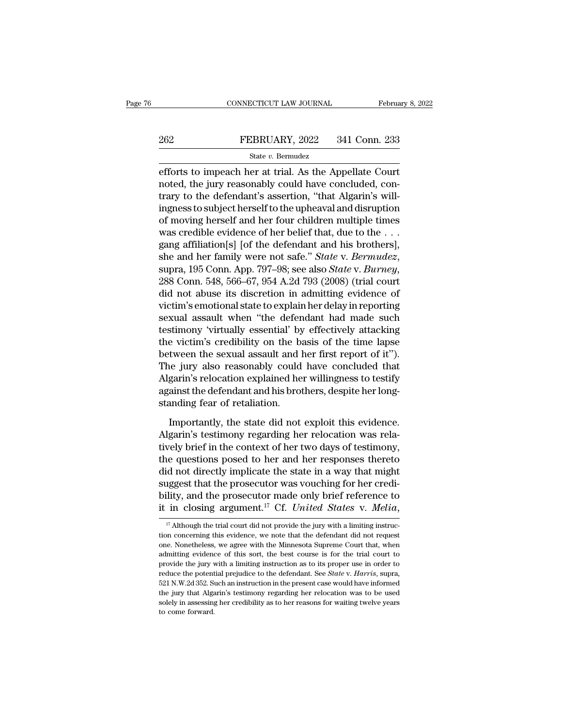efforts to impeach her at trial. As the Appellate Court noted, the jury reasonably could have concluded, contrary to the defendant's assertion, "that Algarin's willingness to subject herself to the upheaval and disruption of moving herself and her four children multiple times was credible evidence of her belief that, due to the . . . gang affiliation[s] [of the defendant and his brothers], she and her family were not safe." *State* v. *Bermudez*, supra, 195 Conn. App. 797–98; see also *State* v. *Burney*, 288 Conn. 548, 566–67, 954 A.2d 793 (2008) (trial court did not abuse its discretion in admitting evidence of victim's emotional state to explain her delay in reporting sexual assault when "the defendant had made such testimony 'virtually essential' by effectively attacking the victim's credibility on the basis of the time lapse between the sexual assault and her first report of it"). The jury also reasonably could have concluded that Algarin's relocation explained her willingness to testify against the defendant and his brothers, despite her longstanding fear of retaliation.

Importantly, the state did not exploit this evidence. Algarin's testimony regarding her relocation was relatively brief in the context of her two days of testimony, the questions posed to her and her responses thereto did not directly implicate the state in a way that might suggest that the prosecutor was vouching for her credibility, and the prosecutor made only brief reference to it in closing argument.[17] Cf. *United States* v. *Melia*,

[17] Although the trial court did not provide the jury with a limiting instruction concerning this evidence, we note that the defendant did not request one. Nonetheless, we agree with the Minnesota Supreme Court that, when admitting evidence of this sort, the best course is for the trial court to provide the jury with a limiting instruction as to its proper use in order to reduce the potential prejudice to the defendant. See *State* v. *Harris*, supra, 521 N.W.2d 352. Such an instruction in the present case would have informed the jury that Algarin's testimony regarding her relocation was to be used solely in assessing her credibility as to her reasons for waiting twelve years to come forward.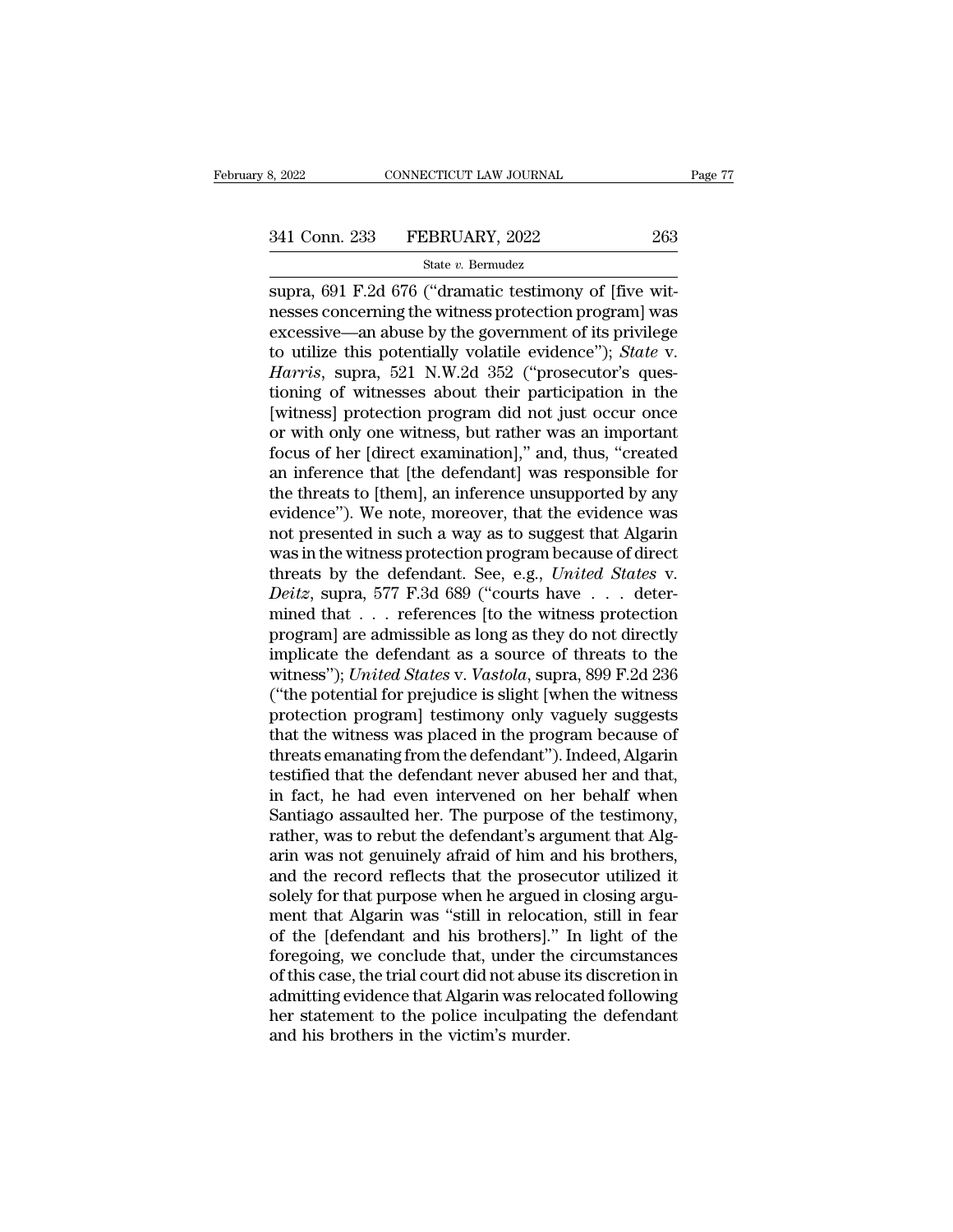supra, 691 F.2d 676 ("dramatic testimony of [five witnesses concerning the witness protection program] was excessive—an abuse by the government of its privilege to utilize this potentially volatile evidence"); *State* v. *Harris*, supra, 521 N.W.2d 352 ("prosecutor's questioning of witnesses about their participation in the [witness] protection program did not just occur once or with only one witness, but rather was an important focus of her [direct examination]," and, thus, "created an inference that [the defendant] was responsible for the threats to [them], an inference unsupported by any evidence"). We note, moreover, that the evidence was not presented in such a way as to suggest that Algarin was in the witness protection program because of direct threats by the defendant. See, e.g., *United States* v. *Deitz*, supra, 577 F.3d 689 ("courts have . . . determined that . . . references [to the witness protection program] are admissible as long as they do not directly implicate the defendant as a source of threats to the witness"); *United States* v. *Vastola*, supra, 899 F.2d 236 ("the potential for prejudice is slight [when the witness protection program] testimony only vaguely suggests that the witness was placed in the program because of threats emanating from the defendant"). Indeed, Algarin testified that the defendant never abused her and that, in fact, he had even intervened on her behalf when Santiago assaulted her. The purpose of the testimony, rather, was to rebut the defendant's argument that Algarin was not genuinely afraid of him and his brothers, and the record reflects that the prosecutor utilized it solely for that purpose when he argued in closing argument that Algarin was "still in relocation, still in fear of the [defendant and his brothers]." In light of the foregoing, we conclude that, under the circumstances of this case, the trial court did not abuse its discretion in admitting evidence that Algarin was relocated following her statement to the police inculpating the defendant and his brothers in the victim's murder.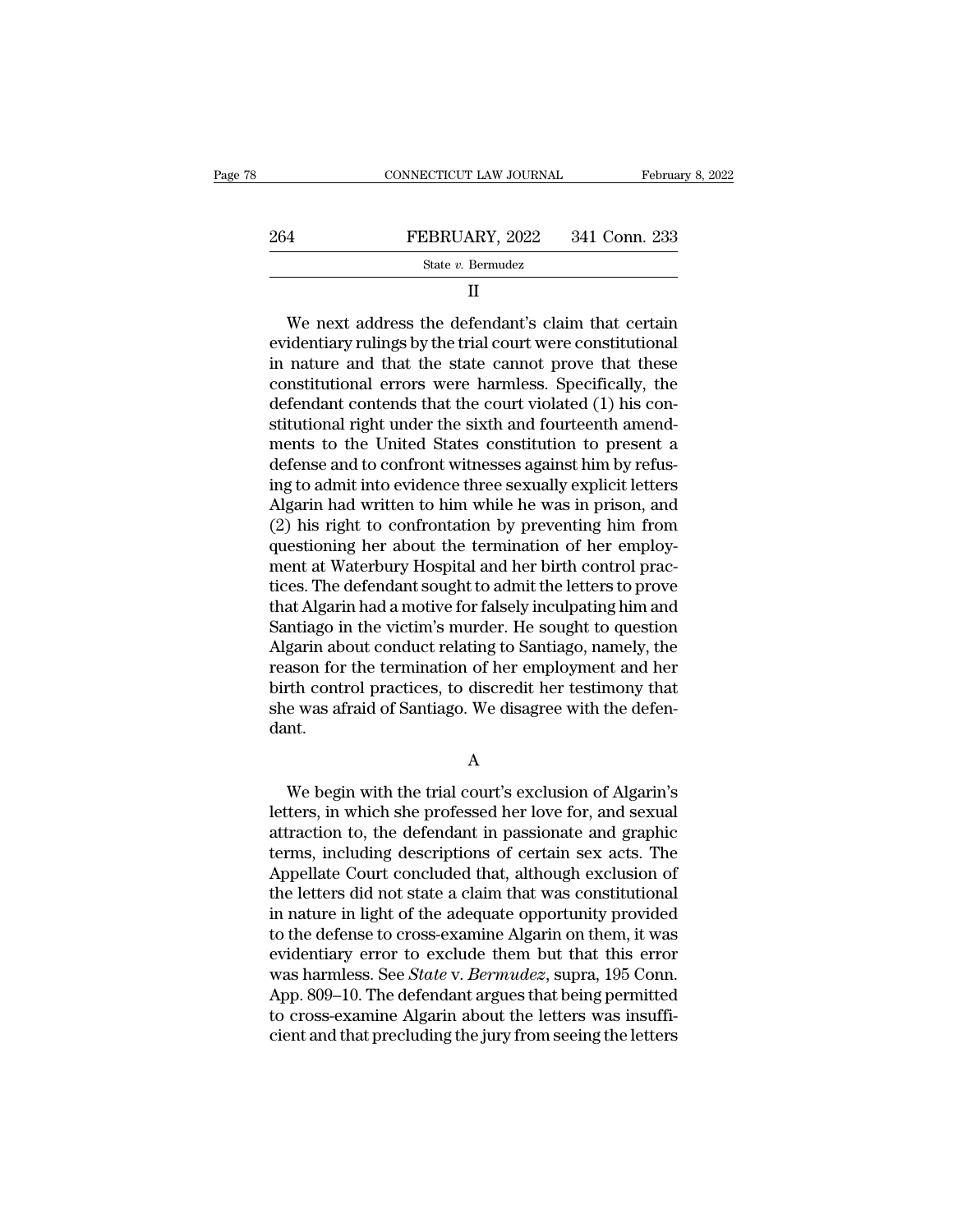## II

We next address the defendant's claim that certain evidentiary rulings by the trial court were constitutional in nature and that the state cannot prove that these constitutional errors were harmless. Specifically, the defendant contends that the court violated (1) his constitutional right under the sixth and fourteenth amendments to the United States constitution to present a defense and to confront witnesses against him by refusing to admit into evidence three sexually explicit letters Algarin had written to him while he was in prison, and (2) his right to confrontation by preventing him from questioning her about the termination of her employment at Waterbury Hospital and her birth control practices. The defendant sought to admit the letters to prove that Algarin had a motive for falsely inculpating him and Santiago in the victim's murder. He sought to question Algarin about conduct relating to Santiago, namely, the reason for the termination of her employment and her birth control practices, to discredit her testimony that she was afraid of Santiago. We disagree with the defendant.

### A

We begin with the trial court's exclusion of Algarin's letters, in which she professed her love for, and sexual attraction to, the defendant in passionate and graphic terms, including descriptions of certain sex acts. The Appellate Court concluded that, although exclusion of the letters did not state a claim that was constitutional in nature in light of the adequate opportunity provided to the defense to cross-examine Algarin on them, it was evidentiary error to exclude them but that this error was harmless. See *State* v. *Bermudez*, supra, 195 Conn. App. 809–10. The defendant argues that being permitted to cross-examine Algarin about the letters was insufficient and that precluding the jury from seeing the letters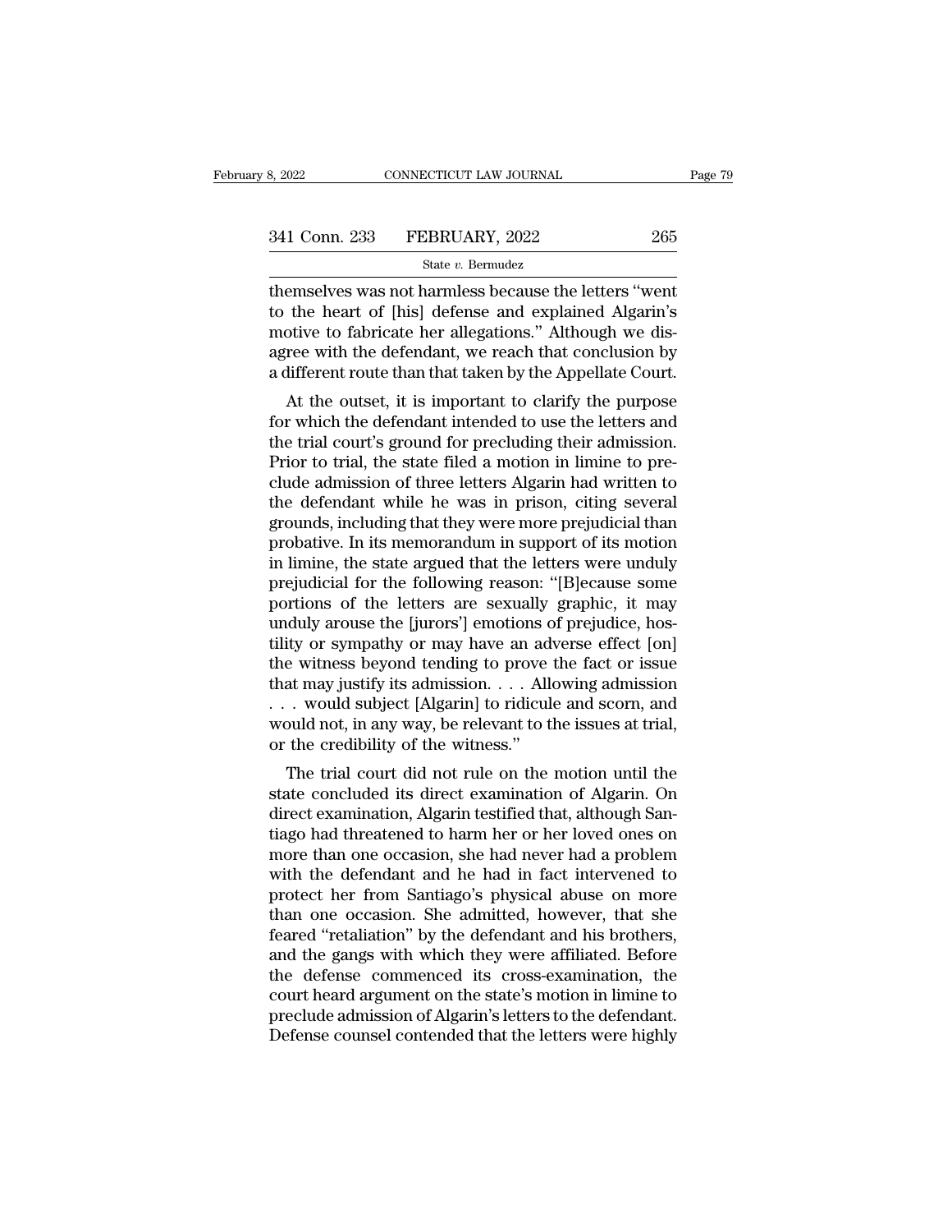themselves was not harmless because the letters "went to the heart of [his] defense and explained Algarin's motive to fabricate her allegations." Although we disagree with the defendant, we reach that conclusion by a different route than that taken by the Appellate Court.

At the outset, it is important to clarify the purpose for which the defendant intended to use the letters and the trial court's ground for precluding their admission. Prior to trial, the state filed a motion in limine to preclude admission of three letters Algarin had written to the defendant while he was in prison, citing several grounds, including that they were more prejudicial than probative. In its memorandum in support of its motion in limine, the state argued that the letters were unduly prejudicial for the following reason: "[B]ecause some portions of the letters are sexually graphic, it may unduly arouse the [jurors'] emotions of prejudice, hostility or sympathy or may have an adverse effect [on] the witness beyond tending to prove the fact or issue that may justify its admission. . . . Allowing admission . . . would subject [Algarin] to ridicule and scorn, and would not, in any way, be relevant to the issues at trial, or the credibility of the witness."

The trial court did not rule on the motion until the state concluded its direct examination of Algarin. On direct examination, Algarin testified that, although Santiago had threatened to harm her or her loved ones on more than one occasion, she had never had a problem with the defendant and he had in fact intervened to protect her from Santiago's physical abuse on more than one occasion. She admitted, however, that she feared "retaliation" by the defendant and his brothers, and the gangs with which they were affiliated. Before the defense commenced its cross-examination, the court heard argument on the state's motion in limine to preclude admission of Algarin's letters to the defendant. Defense counsel contended that the letters were highly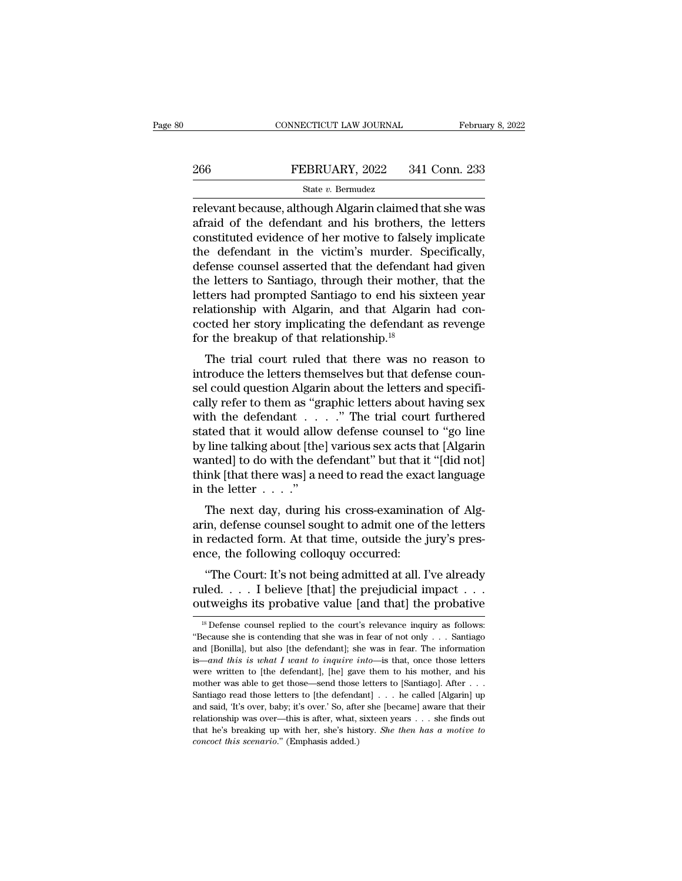relevant because, although Algarin claimed that she was afraid of the defendant and his brothers, the letters constituted evidence of her motive to falsely implicate the defendant in the victim's murder. Specifically, defense counsel asserted that the defendant had given the letters to Santiago, through their mother, that the letters had prompted Santiago to end his sixteen year relationship with Algarin, and that Algarin had concocted her story implicating the defendant as revenge for the breakup of that relationship.[18]

The trial court ruled that there was no reason to introduce the letters themselves but that defense counsel could question Algarin about the letters and specifically refer to them as "graphic letters about having sex with the defendant . . . ." The trial court furthered stated that it would allow defense counsel to "go line by line talking about [the] various sex acts that [Algarin wanted] to do with the defendant" but that it "[did not] think [that there was] a need to read the exact language in the letter . . . ."

The next day, during his cross-examination of Algarin, defense counsel sought to admit one of the letters in redacted form. At that time, outside the jury's presence, the following colloquy occurred:

"The Court: It's not being admitted at all. I've already ruled. . . . I believe [that] the prejudicial impact . . . outweighs its probative value [and that] the probative

---

[18] Defense counsel replied to the court's relevance inquiry as follows: "Because she is contending that she was in fear of not only . . . Santiago and [Bonilla], but also [the defendant]; she was in fear. The information is—*and this is what I want to inquire into*—is that, once those letters were written to [the defendant], [he] gave them to his mother, and his mother was able to get those—send those letters to [Santiago]. After . . . Santiago read those letters to [the defendant] . . . he called [Algarin] up and said, 'It's over, baby; it's over.' So, after she [became] aware that their relationship was over—this is after, what, sixteen years . . . she finds out that he's breaking up with her, she's history. *She then has a motive to concoct this scenario*." (Emphasis added.)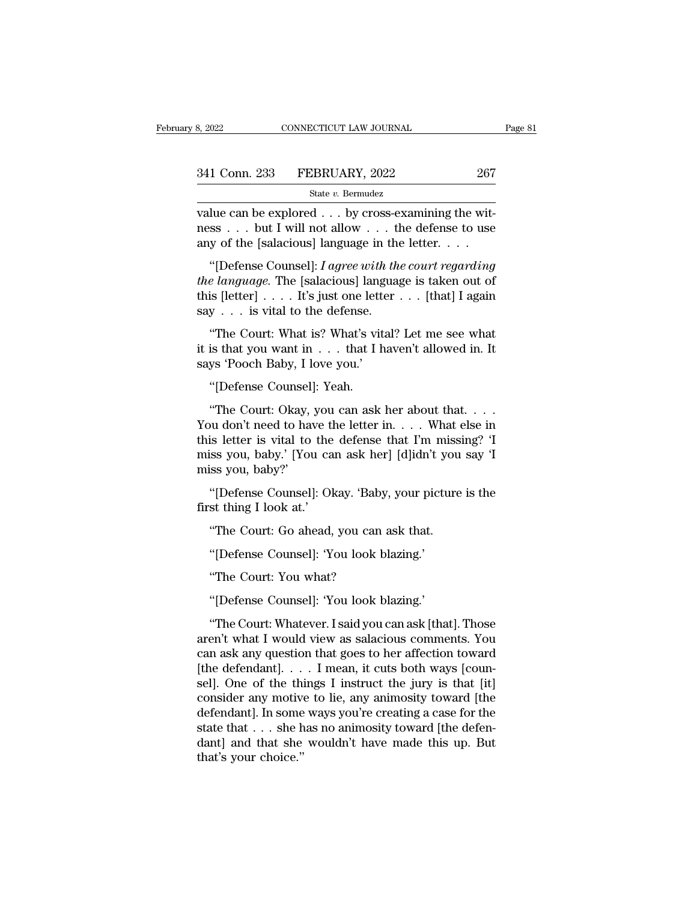value can be explored . . . by cross-examining the witness . . . but I will not allow . . . the defense to use any of the [salacious] language in the letter. . . .

"[Defense Counsel]: *I agree with the court regarding the language*. The [salacious] language is taken out of this [letter] . . . . It's just one letter . . . [that] I again say . . . is vital to the defense.

"The Court: What is? What's vital? Let me see what it is that you want in . . . that I haven't allowed in. It says 'Pooch Baby, I love you.'

"[Defense Counsel]: Yeah.

"The Court: Okay, you can ask her about that. . . . You don't need to have the letter in. . . . What else in this letter is vital to the defense that I'm missing? 'I miss you, baby.' [You can ask her] [d]idn't you say 'I miss you, baby?'

"[Defense Counsel]: Okay. 'Baby, your picture is the first thing I look at.'

"The Court: Go ahead, you can ask that.

"[Defense Counsel]: 'You look blazing.'

"The Court: You what?

"[Defense Counsel]: 'You look blazing.'

"The Court: Whatever. I said you can ask [that]. Those aren't what I would view as salacious comments. You can ask any question that goes to her affection toward [the defendant]. . . . I mean, it cuts both ways [counsel]. One of the things I instruct the jury is that [it] consider any motive to lie, any animosity toward [the defendant]. In some ways you're creating a case for the state that . . . she has no animosity toward [the defendant] and that she wouldn't have made this up. But that's your choice."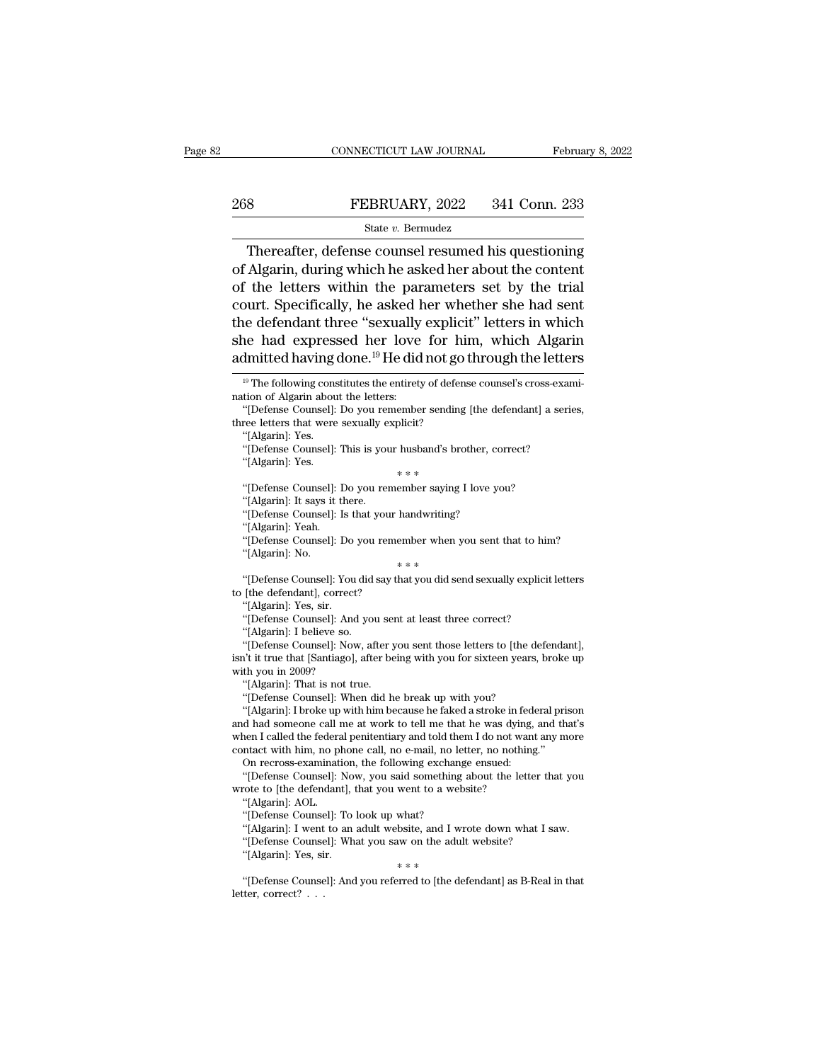Thereafter, defense counsel resumed his questioning of Algarin, during which he asked her about the content of the letters within the parameters set by the trial court. Specifically, he asked her whether she had sent the defendant three "sexually explicit" letters in which she had expressed her love for him, which Algarin admitted having done.[19] He did not go through the letters

---

[19] The following constitutes the entirety of defense counsel's cross-examination of Algarin about the letters:

"[Defense Counsel]: Do you remember sending [the defendant] a series, three letters that were sexually explicit?

"[Algarin]: Yes.

"[Defense Counsel]: This is your husband's brother, correct?

"[Algarin]: Yes.

\* \* \*

"[Defense Counsel]: Do you remember saying I love you?

"[Algarin]: It says it there.

"[Defense Counsel]: Is that your handwriting?

"[Algarin]: Yeah.

"[Defense Counsel]: Do you remember when you sent that to him?

"[Algarin]: No.

\* \* \*

"[Defense Counsel]: You did say that you did send sexually explicit letters to [the defendant], correct?

"[Algarin]: Yes, sir.

"[Defense Counsel]: And you sent at least three correct?

"[Algarin]: I believe so.

"[Defense Counsel]: Now, after you sent those letters to [the defendant], isn't it true that [Santiago], after being with you for sixteen years, broke up with you in 2009?

"[Algarin]: That is not true.

"[Defense Counsel]: When did he break up with you?

"[Algarin]: I broke up with him because he faked a stroke in federal prison and had someone call me at work to tell me that he was dying, and that's when I called the federal penitentiary and told them I do not want any more contact with him, no phone call, no e-mail, no letter, no nothing."

On recross-examination, the following exchange ensued:

"[Defense Counsel]: Now, you said something about the letter that you wrote to [the defendant], that you went to a website?

"[Algarin]: AOL.

"[Defense Counsel]: To look up what?

"[Algarin]: I went to an adult website, and I wrote down what I saw.

"[Defense Counsel]: What you saw on the adult website?

"[Algarin]: Yes, sir.

\* \* \*

"[Defense Counsel]: And you referred to [the defendant] as B-Real in that letter, correct? . . .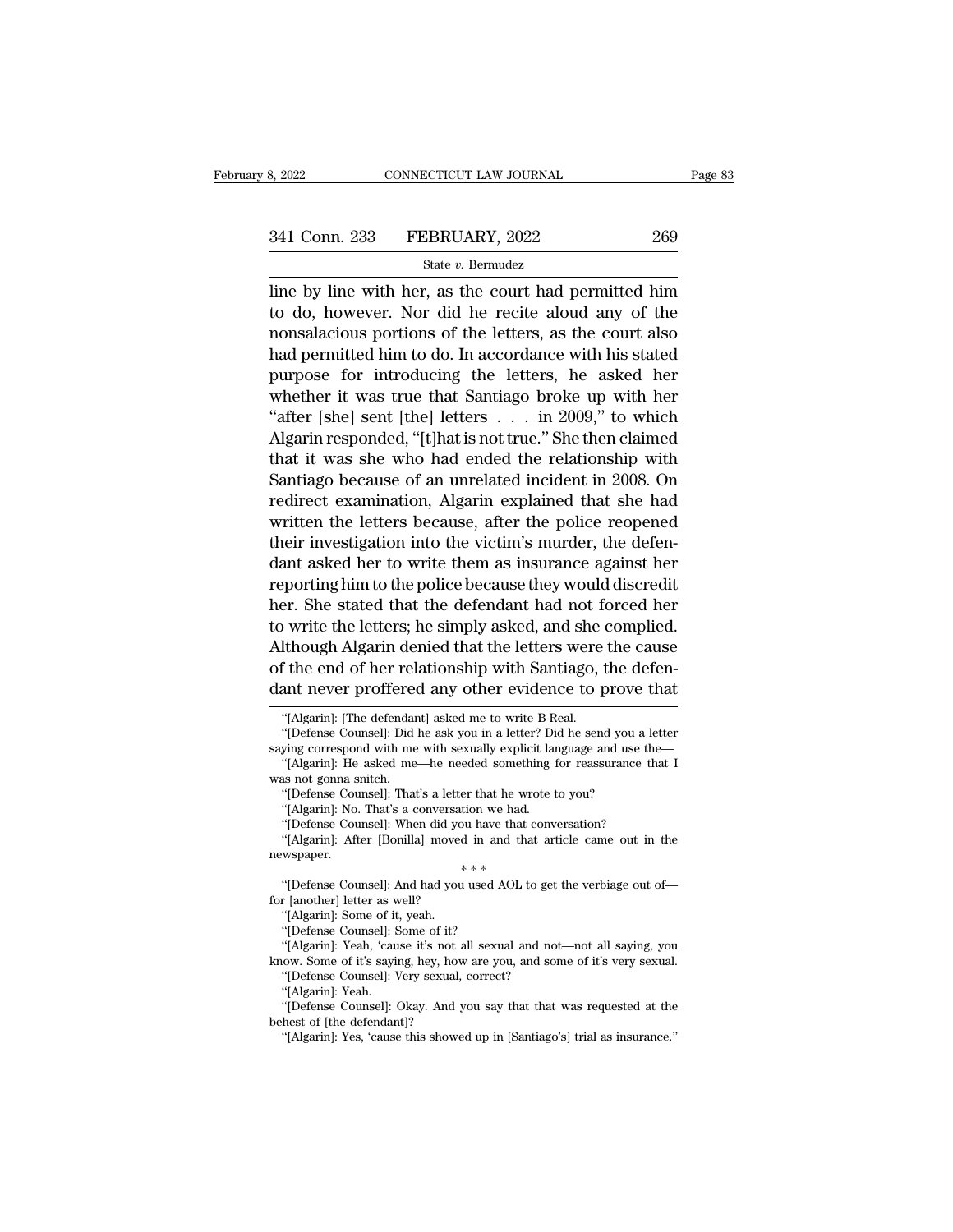line by line with her, as the court had permitted him to do, however. Nor did he recite aloud any of the nonsalacious portions of the letters, as the court also had permitted him to do. In accordance with his stated purpose for introducing the letters, he asked her whether it was true that Santiago broke up with her "after [she] sent [the] letters . . . in 2009," to which Algarin responded, "[t]hat is not true." She then claimed that it was she who had ended the relationship with Santiago because of an unrelated incident in 2008. On redirect examination, Algarin explained that she had written the letters because, after the police reopened their investigation into the victim's murder, the defendant asked her to write them as insurance against her reporting him to the police because they would discredit her. She stated that the defendant had not forced her to write the letters; he simply asked, and she complied. Although Algarin denied that the letters were the cause of the end of her relationship with Santiago, the defendant never proffered any other evidence to prove that

"[Algarin]: [The defendant] asked me to write B-Real.

"[Defense Counsel]: Did he ask you in a letter? Did he send you a letter saying correspond with me with sexually explicit language and use the—

"[Algarin]: He asked me—he needed something for reassurance that I was not gonna snitch.

"[Defense Counsel]: That's a letter that he wrote to you?

"[Algarin]: No. That's a conversation we had.

"[Defense Counsel]: When did you have that conversation?

"[Algarin]: After [Bonilla] moved in and that article came out in the newspaper.

\* \* \*

"[Defense Counsel]: And had you used AOL to get the verbiage out of—for [another] letter as well?

"[Algarin]: Some of it, yeah.

"[Defense Counsel]: Some of it?

"[Algarin]: Yeah, 'cause it's not all sexual and not—not all saying, you know. Some of it's saying, hey, how are you, and some of it's very sexual.

"[Defense Counsel]: Very sexual, correct?

"[Algarin]: Yeah.

"[Defense Counsel]: Okay. And you say that that was requested at the behest of [the defendant]?

"[Algarin]: Yes, 'cause this showed up in [Santiago's] trial as insurance."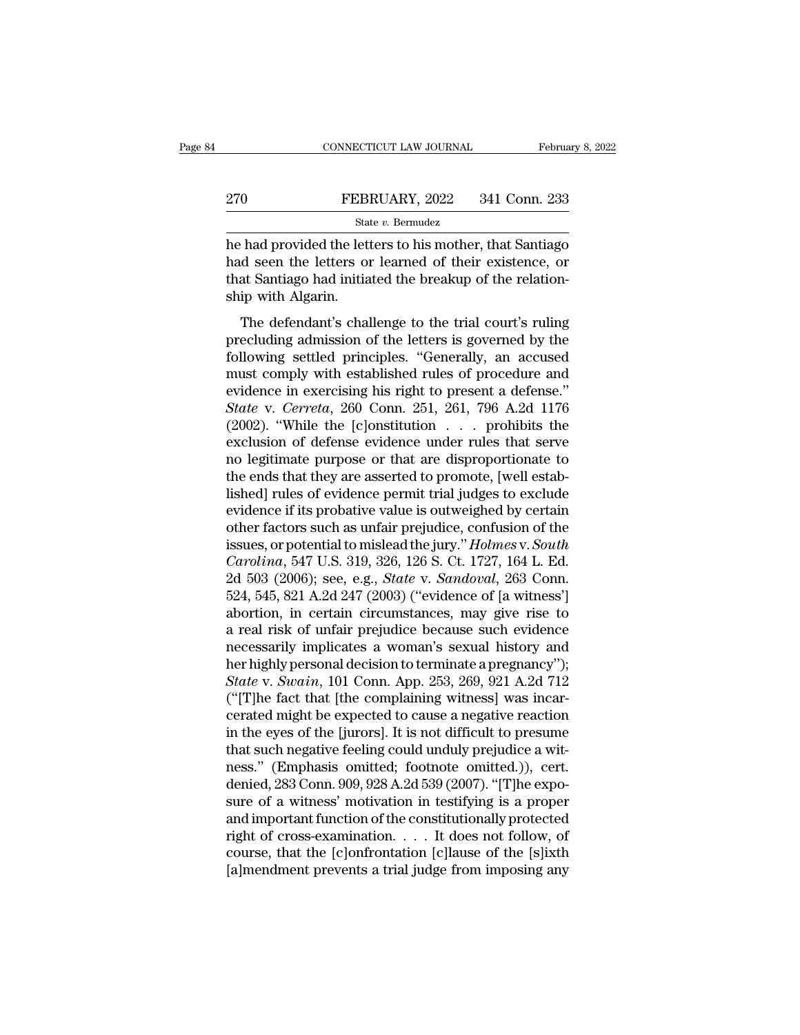he had provided the letters to his mother, that Santiago had seen the letters or learned of their existence, or that Santiago had initiated the breakup of the relationship with Algarin.

The defendant's challenge to the trial court's ruling precluding admission of the letters is governed by the following settled principles. "Generally, an accused must comply with established rules of procedure and evidence in exercising his right to present a defense." *State* v. *Cerreta*, 260 Conn. 251, 261, 796 A.2d 1176 (2002). "While the [c]onstitution . . . prohibits the exclusion of defense evidence under rules that serve no legitimate purpose or that are disproportionate to the ends that they are asserted to promote, [well established] rules of evidence permit trial judges to exclude evidence if its probative value is outweighed by certain other factors such as unfair prejudice, confusion of the issues, or potential to mislead the jury." *Holmes* v. *South Carolina*, 547 U.S. 319, 326, 126 S. Ct. 1727, 164 L. Ed. 2d 503 (2006); see, e.g., *State* v. *Sandoval*, 263 Conn. 524, 545, 821 A.2d 247 (2003) ("evidence of [a witness'] abortion, in certain circumstances, may give rise to a real risk of unfair prejudice because such evidence necessarily implicates a woman's sexual history and her highly personal decision to terminate a pregnancy"); *State* v. *Swain*, 101 Conn. App. 253, 269, 921 A.2d 712 ("[T]he fact that [the complaining witness] was incarcerated might be expected to cause a negative reaction in the eyes of the [jurors]. It is not difficult to presume that such negative feeling could unduly prejudice a witness." (Emphasis omitted; footnote omitted.)), cert. denied, 283 Conn. 909, 928 A.2d 539 (2007). "[T]he exposure of a witness' motivation in testifying is a proper and important function of the constitutionally protected right of cross-examination. . . . It does not follow, of course, that the [c]onfrontation [c]lause of the [s]ixth [a]mendment prevents a trial judge from imposing any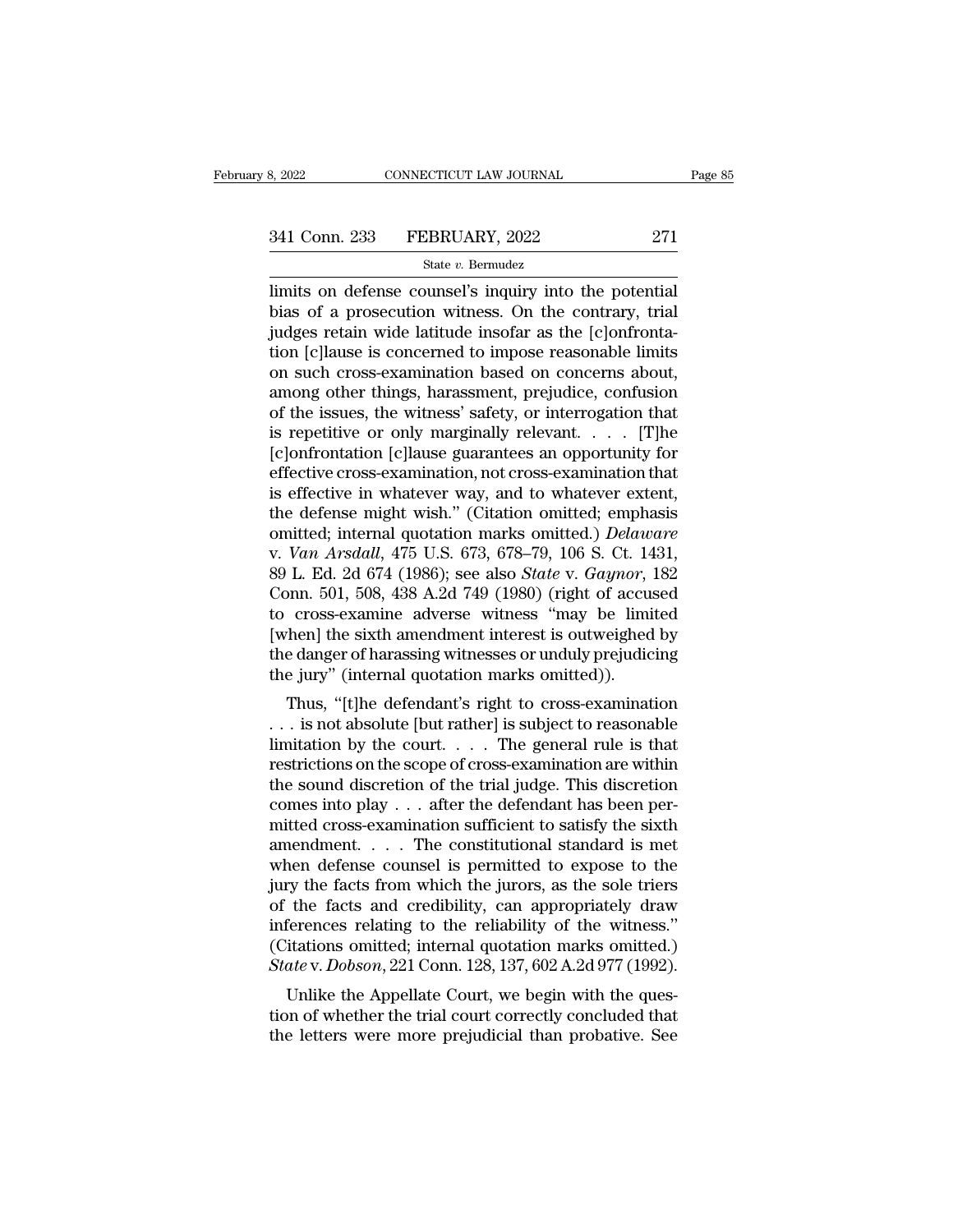limits on defense counsel's inquiry into the potential bias of a prosecution witness. On the contrary, trial judges retain wide latitude insofar as the [c]onfrontation [c]lause is concerned to impose reasonable limits on such cross-examination based on concerns about, among other things, harassment, prejudice, confusion of the issues, the witness' safety, or interrogation that is repetitive or only marginally relevant. . . . [T]he [c]onfrontation [c]lause guarantees an opportunity for effective cross-examination, not cross-examination that is effective in whatever way, and to whatever extent, the defense might wish." (Citation omitted; emphasis omitted; internal quotation marks omitted.) *Delaware* v. *Van Arsdall*, 475 U.S. 673, 678–79, 106 S. Ct. 1431, 89 L. Ed. 2d 674 (1986); see also *State* v. *Gaynor*, 182 Conn. 501, 508, 438 A.2d 749 (1980) (right of accused to cross-examine adverse witness "may be limited [when] the sixth amendment interest is outweighed by the danger of harassing witnesses or unduly prejudicing the jury" (internal quotation marks omitted)).

Thus, "[t]he defendant's right to cross-examination . . . is not absolute [but rather] is subject to reasonable limitation by the court. . . . The general rule is that restrictions on the scope of cross-examination are within the sound discretion of the trial judge. This discretion comes into play . . . after the defendant has been permitted cross-examination sufficient to satisfy the sixth amendment. . . . The constitutional standard is met when defense counsel is permitted to expose to the jury the facts from which the jurors, as the sole triers of the facts and credibility, can appropriately draw inferences relating to the reliability of the witness." (Citations omitted; internal quotation marks omitted.) *State* v. *Dobson*, 221 Conn. 128, 137, 602 A.2d 977 (1992).

Unlike the Appellate Court, we begin with the question of whether the trial court correctly concluded that the letters were more prejudicial than probative. See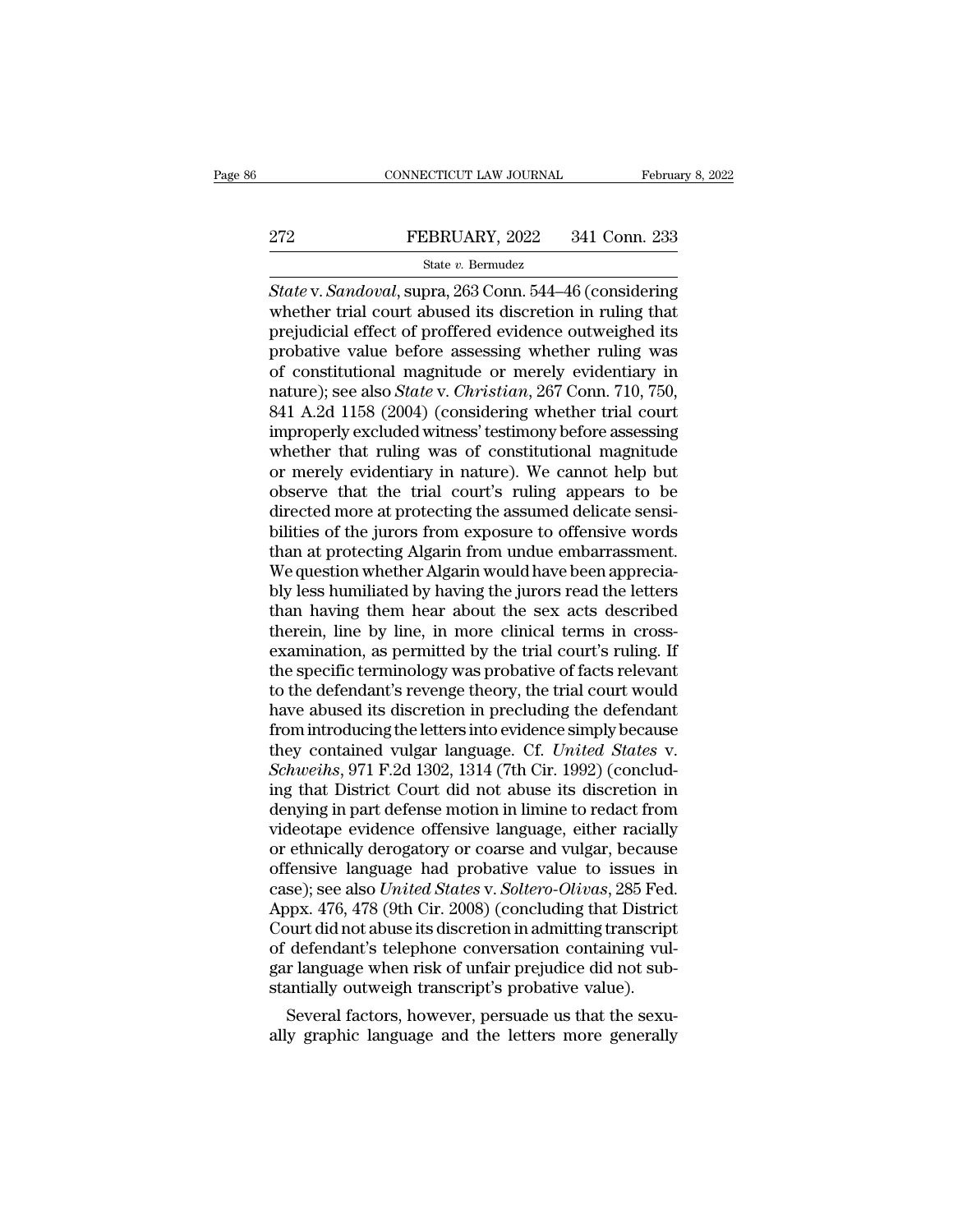*State* v. *Sandoval*, supra, 263 Conn. 544–46 (considering whether trial court abused its discretion in ruling that prejudicial effect of proffered evidence outweighed its probative value before assessing whether ruling was of constitutional magnitude or merely evidentiary in nature); see also *State* v. *Christian*, 267 Conn. 710, 750, 841 A.2d 1158 (2004) (considering whether trial court improperly excluded witness' testimony before assessing whether that ruling was of constitutional magnitude or merely evidentiary in nature). We cannot help but observe that the trial court's ruling appears to be directed more at protecting the assumed delicate sensibilities of the jurors from exposure to offensive words than at protecting Algarin from undue embarrassment. We question whether Algarin would have been appreciably less humiliated by having the jurors read the letters than having them hear about the sex acts described therein, line by line, in more clinical terms in cross-examination, as permitted by the trial court's ruling. If the specific terminology was probative of facts relevant to the defendant's revenge theory, the trial court would have abused its discretion in precluding the defendant from introducing the letters into evidence simply because they contained vulgar language. Cf. *United States* v. *Schweihs*, 971 F.2d 1302, 1314 (7th Cir. 1992) (concluding that District Court did not abuse its discretion in denying in part defense motion in limine to redact from videotape evidence offensive language, either racially or ethnically derogatory or coarse and vulgar, because offensive language had probative value to issues in case); see also *United States* v. *Soltero-Olivas*, 285 Fed. Appx. 476, 478 (9th Cir. 2008) (concluding that District Court did not abuse its discretion in admitting transcript of defendant's telephone conversation containing vulgar language when risk of unfair prejudice did not substantially outweigh transcript's probative value).

Several factors, however, persuade us that the sexually graphic language and the letters more generally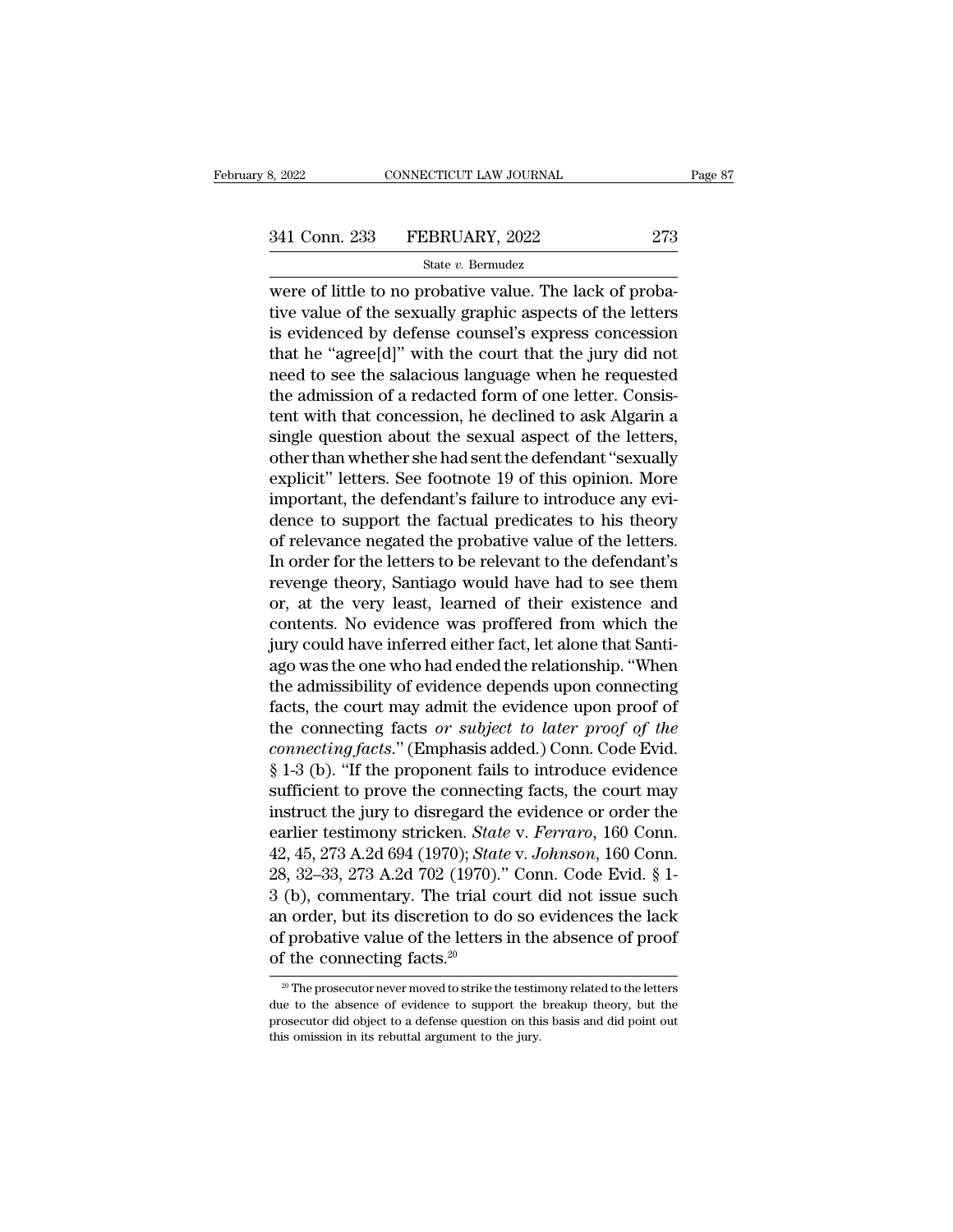were of little to no probative value. The lack of probative value of the sexually graphic aspects of the letters is evidenced by defense counsel's express concession that he "agree[d]" with the court that the jury did not need to see the salacious language when he requested the admission of a redacted form of one letter. Consistent with that concession, he declined to ask Algarin a single question about the sexual aspect of the letters, other than whether she had sent the defendant "sexually explicit" letters. See footnote 19 of this opinion. More important, the defendant's failure to introduce any evidence to support the factual predicates to his theory of relevance negated the probative value of the letters. In order for the letters to be relevant to the defendant's revenge theory, Santiago would have had to see them or, at the very least, learned of their existence and contents. No evidence was proffered from which the jury could have inferred either fact, let alone that Santiago was the one who had ended the relationship. "When the admissibility of evidence depends upon connecting facts, the court may admit the evidence upon proof of the connecting facts *or subject to later proof of the connecting facts*." (Emphasis added.) Conn. Code Evid. § 1-3 (b). "If the proponent fails to introduce evidence sufficient to prove the connecting facts, the court may instruct the jury to disregard the evidence or order the earlier testimony stricken. *State* v. *Ferraro*, 160 Conn. 42, 45, 273 A.2d 694 (1970); *State* v. *Johnson*, 160 Conn. 28, 32–33, 273 A.2d 702 (1970)." Conn. Code Evid. § 1-3 (b), commentary. The trial court did not issue such an order, but its discretion to do so evidences the lack of probative value of the letters in the absence of proof of the connecting facts.[20]

[20] The prosecutor never moved to strike the testimony related to the letters due to the absence of evidence to support the breakup theory, but the prosecutor did object to a defense question on this basis and did point out this omission in its rebuttal argument to the jury.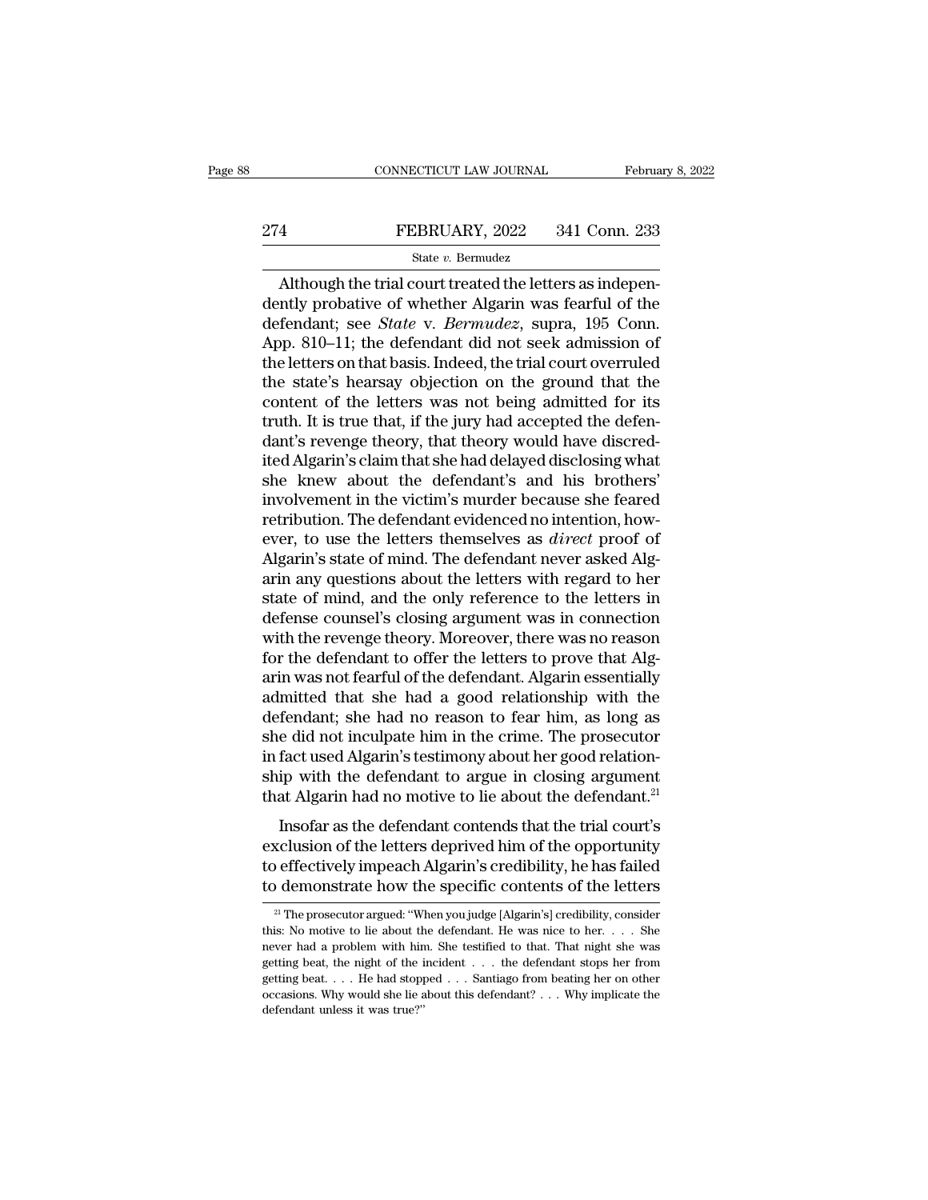Although the trial court treated the letters as independently probative of whether Algarin was fearful of the defendant; see *State* v. *Bermudez*, supra, 195 Conn. App. 810–11; the defendant did not seek admission of the letters on that basis. Indeed, the trial court overruled the state's hearsay objection on the ground that the content of the letters was not being admitted for its truth. It is true that, if the jury had accepted the defendant's revenge theory, that theory would have discredited Algarin's claim that she had delayed disclosing what she knew about the defendant's and his brothers' involvement in the victim's murder because she feared retribution. The defendant evidenced no intention, however, to use the letters themselves as *direct* proof of Algarin's state of mind. The defendant never asked Algarin any questions about the letters with regard to her state of mind, and the only reference to the letters in defense counsel's closing argument was in connection with the revenge theory. Moreover, there was no reason for the defendant to offer the letters to prove that Algarin was not fearful of the defendant. Algarin essentially admitted that she had a good relationship with the defendant; she had no reason to fear him, as long as she did not inculpate him in the crime. The prosecutor in fact used Algarin's testimony about her good relationship with the defendant to argue in closing argument that Algarin had no motive to lie about the defendant.[21]

Insofar as the defendant contends that the trial court's exclusion of the letters deprived him of the opportunity to effectively impeach Algarin's credibility, he has failed to demonstrate how the specific contents of the letters

[21] The prosecutor argued: "When you judge [Algarin's] credibility, consider this: No motive to lie about the defendant. He was nice to her. . . . She never had a problem with him. She testified to that. That night she was getting beat, the night of the incident . . . the defendant stops her from getting beat. . . . He had stopped . . . Santiago from beating her on other occasions. Why would she lie about this defendant? . . . Why implicate the defendant unless it was true?"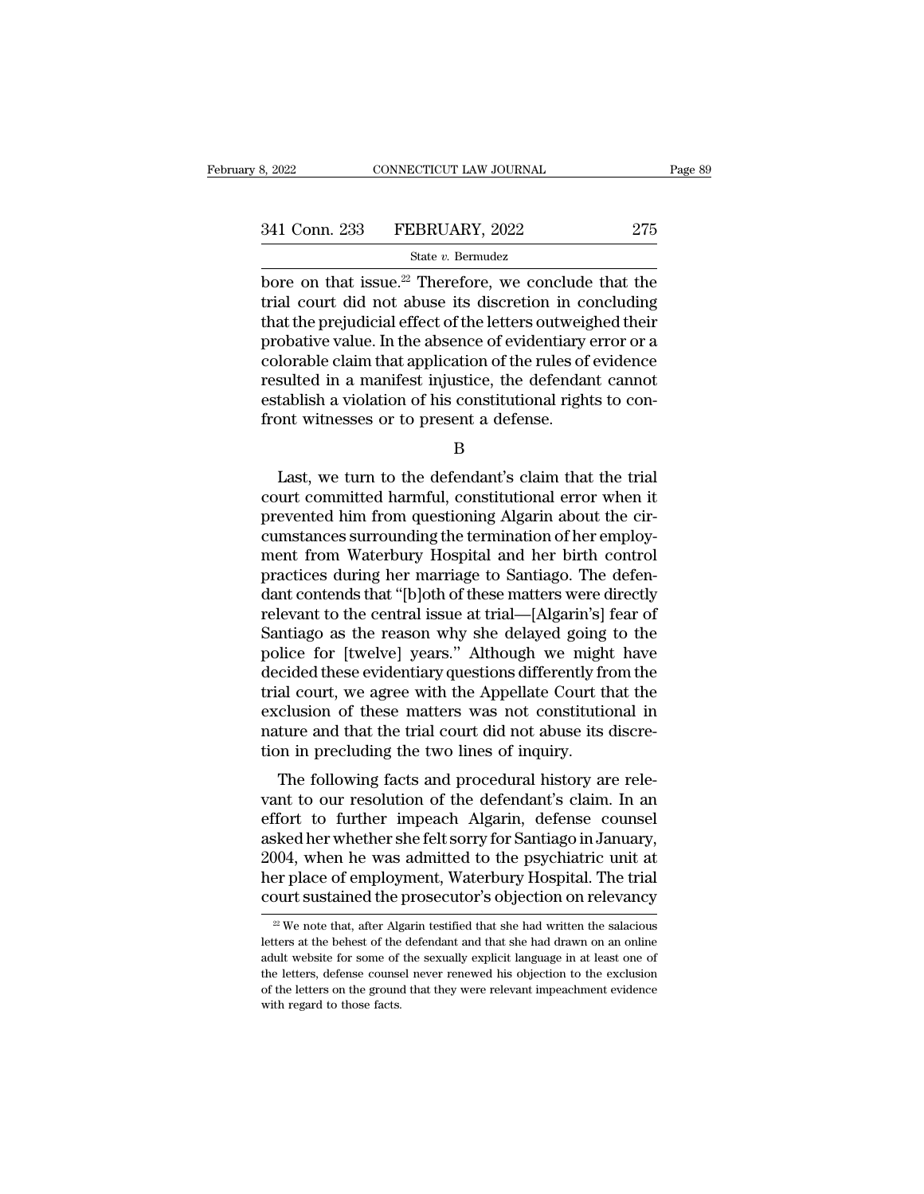bore on that issue.[22] Therefore, we conclude that the trial court did not abuse its discretion in concluding that the prejudicial effect of the letters outweighed their probative value. In the absence of evidentiary error or a colorable claim that application of the rules of evidence resulted in a manifest injustice, the defendant cannot establish a violation of his constitutional rights to confront witnesses or to present a defense.

B

Last, we turn to the defendant's claim that the trial court committed harmful, constitutional error when it prevented him from questioning Algarin about the circumstances surrounding the termination of her employment from Waterbury Hospital and her birth control practices during her marriage to Santiago. The defendant contends that "[b]oth of these matters were directly relevant to the central issue at trial—[Algarin's] fear of Santiago as the reason why she delayed going to the police for [twelve] years." Although we might have decided these evidentiary questions differently from the trial court, we agree with the Appellate Court that the exclusion of these matters was not constitutional in nature and that the trial court did not abuse its discretion in precluding the two lines of inquiry.

The following facts and procedural history are relevant to our resolution of the defendant's claim. In an effort to further impeach Algarin, defense counsel asked her whether she felt sorry for Santiago in January, 2004, when he was admitted to the psychiatric unit at her place of employment, Waterbury Hospital. The trial court sustained the prosecutor's objection on relevancy

[22] We note that, after Algarin testified that she had written the salacious letters at the behest of the defendant and that she had drawn on an online adult website for some of the sexually explicit language in at least one of the letters, defense counsel never renewed his objection to the exclusion of the letters on the ground that they were relevant impeachment evidence with regard to those facts.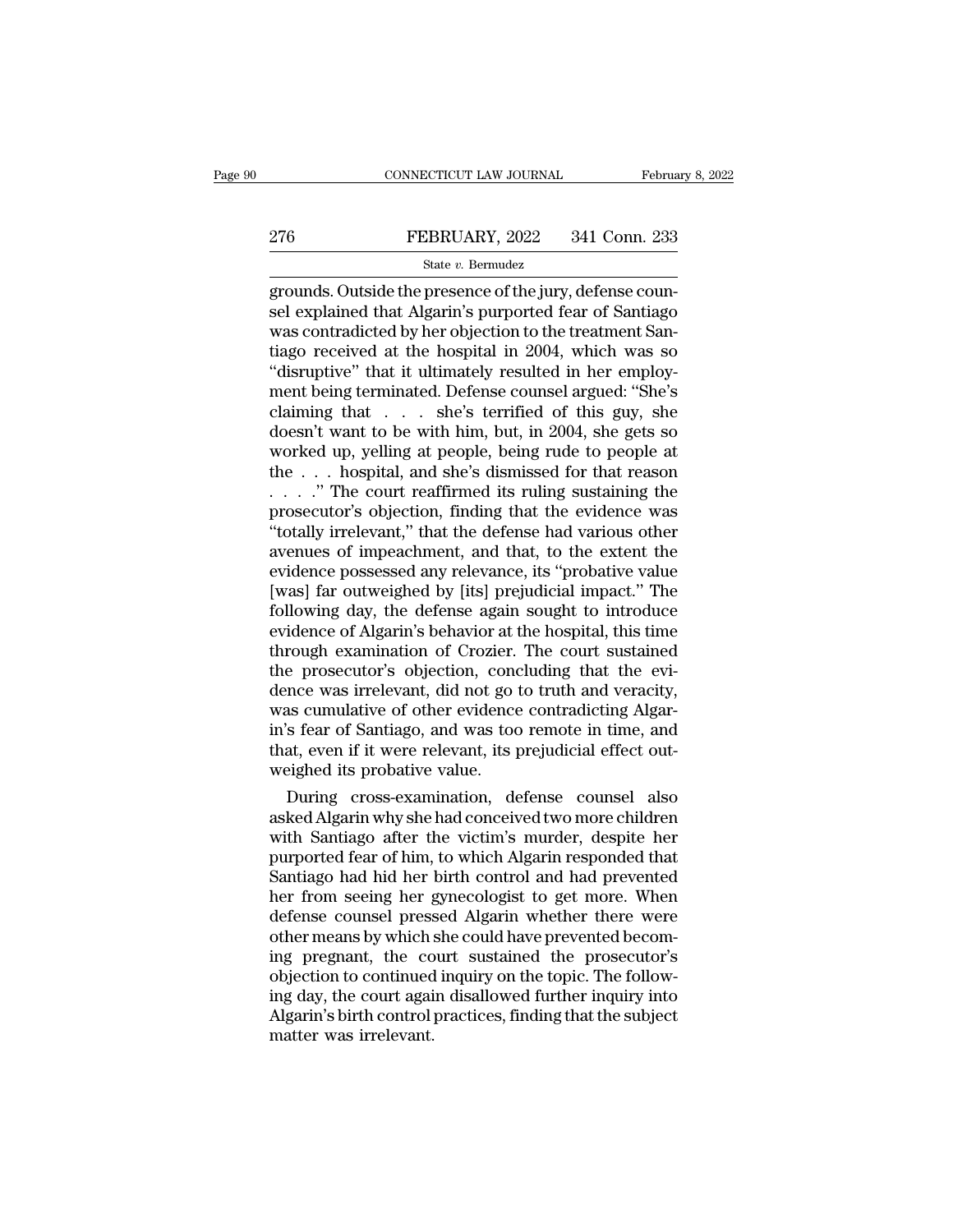grounds. Outside the presence of the jury, defense counsel explained that Algarin's purported fear of Santiago was contradicted by her objection to the treatment Santiago received at the hospital in 2004, which was so "disruptive" that it ultimately resulted in her employment being terminated. Defense counsel argued: "She's claiming that . . . she's terrified of this guy, she doesn't want to be with him, but, in 2004, she gets so worked up, yelling at people, being rude to people at the . . . hospital, and she's dismissed for that reason . . . ." The court reaffirmed its ruling sustaining the prosecutor's objection, finding that the evidence was "totally irrelevant," that the defense had various other avenues of impeachment, and that, to the extent the evidence possessed any relevance, its "probative value [was] far outweighed by [its] prejudicial impact." The following day, the defense again sought to introduce evidence of Algarin's behavior at the hospital, this time through examination of Crozier. The court sustained the prosecutor's objection, concluding that the evidence was irrelevant, did not go to truth and veracity, was cumulative of other evidence contradicting Algarin's fear of Santiago, and was too remote in time, and that, even if it were relevant, its prejudicial effect outweighed its probative value.

During cross-examination, defense counsel also asked Algarin why she had conceived two more children with Santiago after the victim's murder, despite her purported fear of him, to which Algarin responded that Santiago had hid her birth control and had prevented her from seeing her gynecologist to get more. When defense counsel pressed Algarin whether there were other means by which she could have prevented becoming pregnant, the court sustained the prosecutor's objection to continued inquiry on the topic. The following day, the court again disallowed further inquiry into Algarin's birth control practices, finding that the subject matter was irrelevant.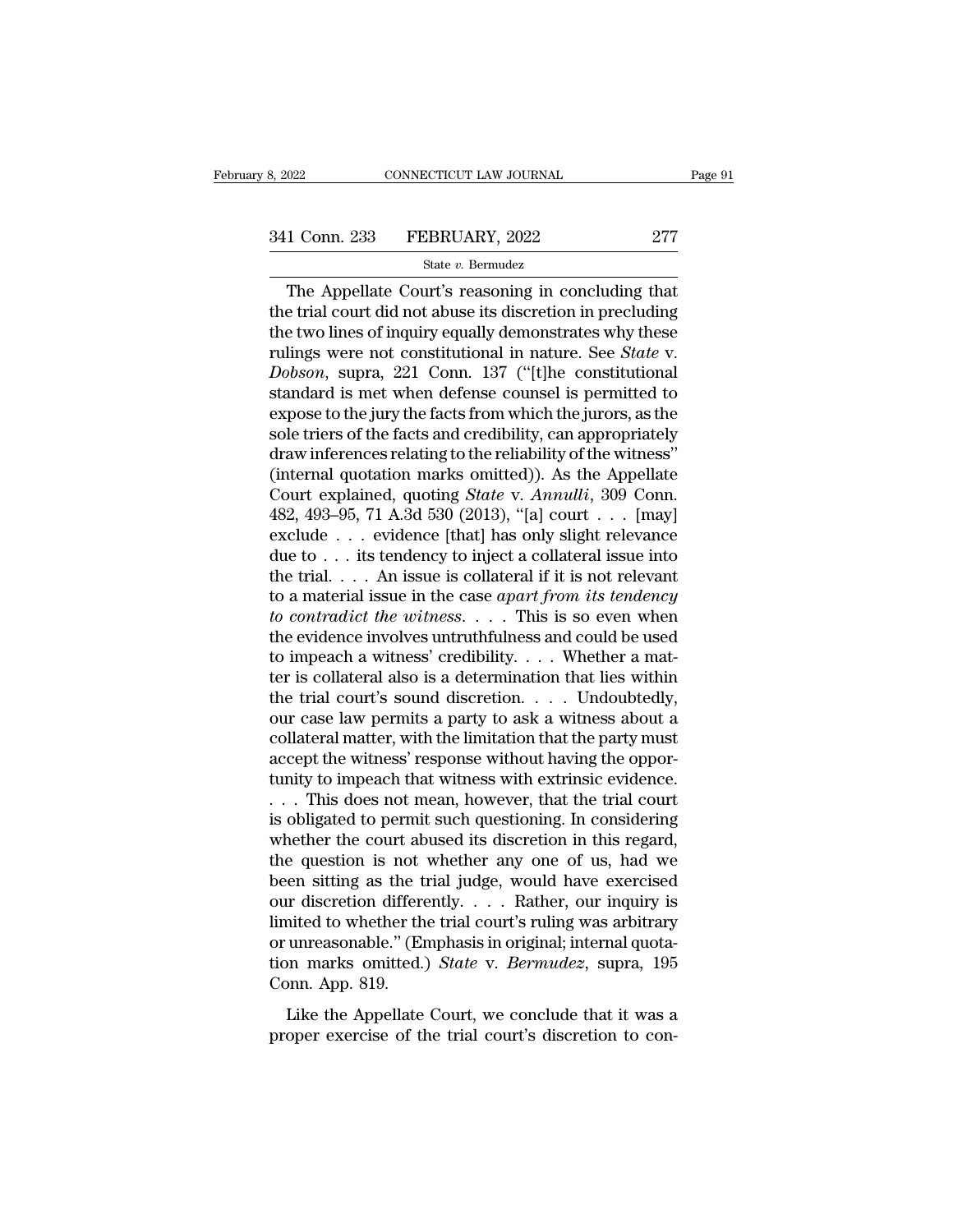The Appellate Court's reasoning in concluding that the trial court did not abuse its discretion in precluding the two lines of inquiry equally demonstrates why these rulings were not constitutional in nature. See *State* v. *Dobson*, supra, 221 Conn. 137 ("[t]he constitutional standard is met when defense counsel is permitted to expose to the jury the facts from which the jurors, as the sole triers of the facts and credibility, can appropriately draw inferences relating to the reliability of the witness" (internal quotation marks omitted)). As the Appellate Court explained, quoting *State* v. *Annulli*, 309 Conn. 482, 493–95, 71 A.3d 530 (2013), "[a] court . . . [may] exclude . . . evidence [that] has only slight relevance due to . . . its tendency to inject a collateral issue into the trial. . . . An issue is collateral if it is not relevant to a material issue in the case *apart from its tendency to contradict the witness*. . . . This is so even when the evidence involves untruthfulness and could be used to impeach a witness' credibility. . . . Whether a matter is collateral also is a determination that lies within the trial court's sound discretion. . . . Undoubtedly, our case law permits a party to ask a witness about a collateral matter, with the limitation that the party must accept the witness' response without having the opportunity to impeach that witness with extrinsic evidence. . . . This does not mean, however, that the trial court is obligated to permit such questioning. In considering whether the court abused its discretion in this regard, the question is not whether any one of us, had we been sitting as the trial judge, would have exercised our discretion differently. . . . Rather, our inquiry is limited to whether the trial court's ruling was arbitrary or unreasonable." (Emphasis in original; internal quotation marks omitted.) *State* v. *Bermudez*, supra, 195 Conn. App. 819.

Like the Appellate Court, we conclude that it was a proper exercise of the trial court's discretion to con-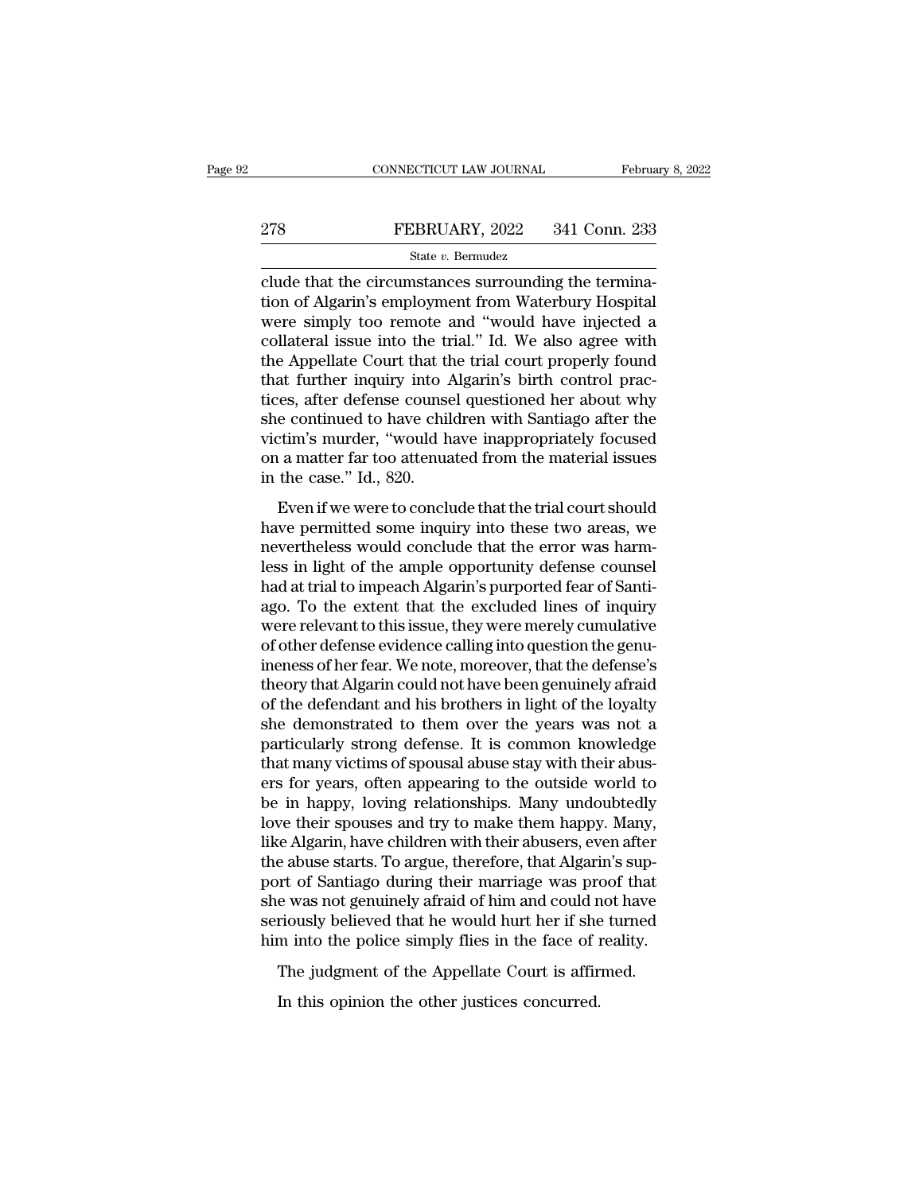clude that the circumstances surrounding the termination of Algarin's employment from Waterbury Hospital were simply too remote and "would have injected a collateral issue into the trial." Id. We also agree with the Appellate Court that the trial court properly found that further inquiry into Algarin's birth control practices, after defense counsel questioned her about why she continued to have children with Santiago after the victim's murder, "would have inappropriately focused on a matter far too attenuated from the material issues in the case." Id., 820.

Even if we were to conclude that the trial court should have permitted some inquiry into these two areas, we nevertheless would conclude that the error was harmless in light of the ample opportunity defense counsel had at trial to impeach Algarin's purported fear of Santiago. To the extent that the excluded lines of inquiry were relevant to this issue, they were merely cumulative of other defense evidence calling into question the genuineness of her fear. We note, moreover, that the defense's theory that Algarin could not have been genuinely afraid of the defendant and his brothers in light of the loyalty she demonstrated to them over the years was not a particularly strong defense. It is common knowledge that many victims of spousal abuse stay with their abusers for years, often appearing to the outside world to be in happy, loving relationships. Many undoubtedly love their spouses and try to make them happy. Many, like Algarin, have children with their abusers, even after the abuse starts. To argue, therefore, that Algarin's support of Santiago during their marriage was proof that she was not genuinely afraid of him and could not have seriously believed that he would hurt her if she turned him into the police simply flies in the face of reality.

The judgment of the Appellate Court is affirmed.

In this opinion the other justices concurred.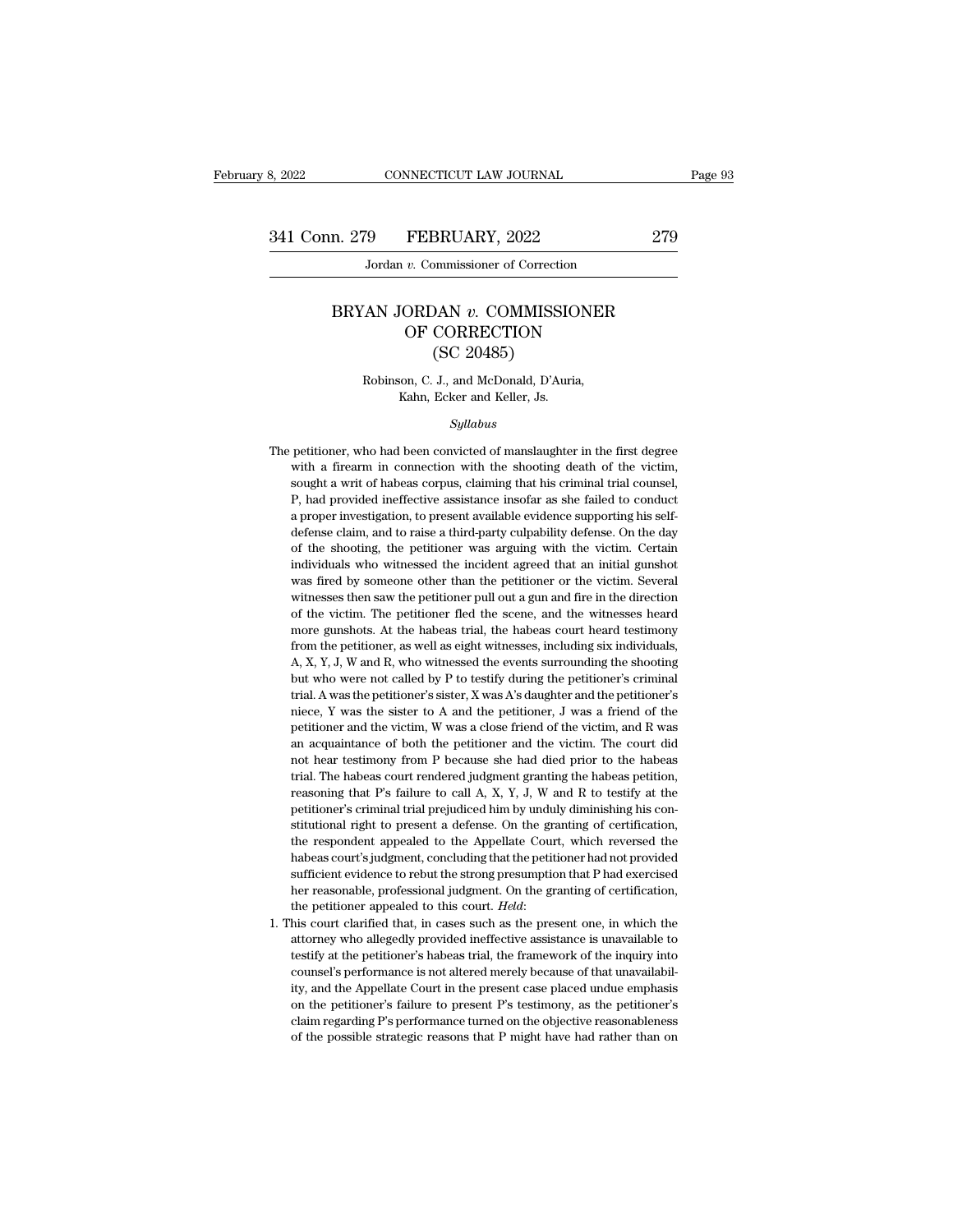# BRYAN JORDAN *v.* COMMISSIONER OF CORRECTION
## (SC 20485)

Robinson, C. J., and McDonald, D'Auria, Kahn, Ecker and Keller, Js.

*Syllabus*

The petitioner, who had been convicted of manslaughter in the first degree with a firearm in connection with the shooting death of the victim, sought a writ of habeas corpus, claiming that his criminal trial counsel, P, had provided ineffective assistance insofar as she failed to conduct a proper investigation, to present available evidence supporting his self-defense claim, and to raise a third-party culpability defense. On the day of the shooting, the petitioner was arguing with the victim. Certain individuals who witnessed the incident agreed that an initial gunshot was fired by someone other than the petitioner or the victim. Several witnesses then saw the petitioner pull out a gun and fire in the direction of the victim. The petitioner fled the scene, and the witnesses heard more gunshots. At the habeas trial, the habeas court heard testimony from the petitioner, as well as eight witnesses, including six individuals, A, X, Y, J, W and R, who witnessed the events surrounding the shooting but who were not called by P to testify during the petitioner's criminal trial. A was the petitioner's sister, X was A's daughter and the petitioner's niece, Y was the sister to A and the petitioner, J was a friend of the petitioner and the victim, W was a close friend of the victim, and R was an acquaintance of both the petitioner and the victim. The court did not hear testimony from P because she had died prior to the habeas trial. The habeas court rendered judgment granting the habeas petition, reasoning that P's failure to call A, X, Y, J, W and R to testify at the petitioner's criminal trial prejudiced him by unduly diminishing his constitutional right to present a defense. On the granting of certification, the respondent appealed to the Appellate Court, which reversed the habeas court's judgment, concluding that the petitioner had not provided sufficient evidence to rebut the strong presumption that P had exercised her reasonable, professional judgment. On the granting of certification, the petitioner appealed to this court. *Held*:

1. This court clarified that, in cases such as the present one, in which the attorney who allegedly provided ineffective assistance is unavailable to testify at the petitioner's habeas trial, the framework of the inquiry into counsel's performance is not altered merely because of that unavailability, and the Appellate Court in the present case placed undue emphasis on the petitioner's failure to present P's testimony, as the petitioner's claim regarding P's performance turned on the objective reasonableness of the possible strategic reasons that P might have had rather than on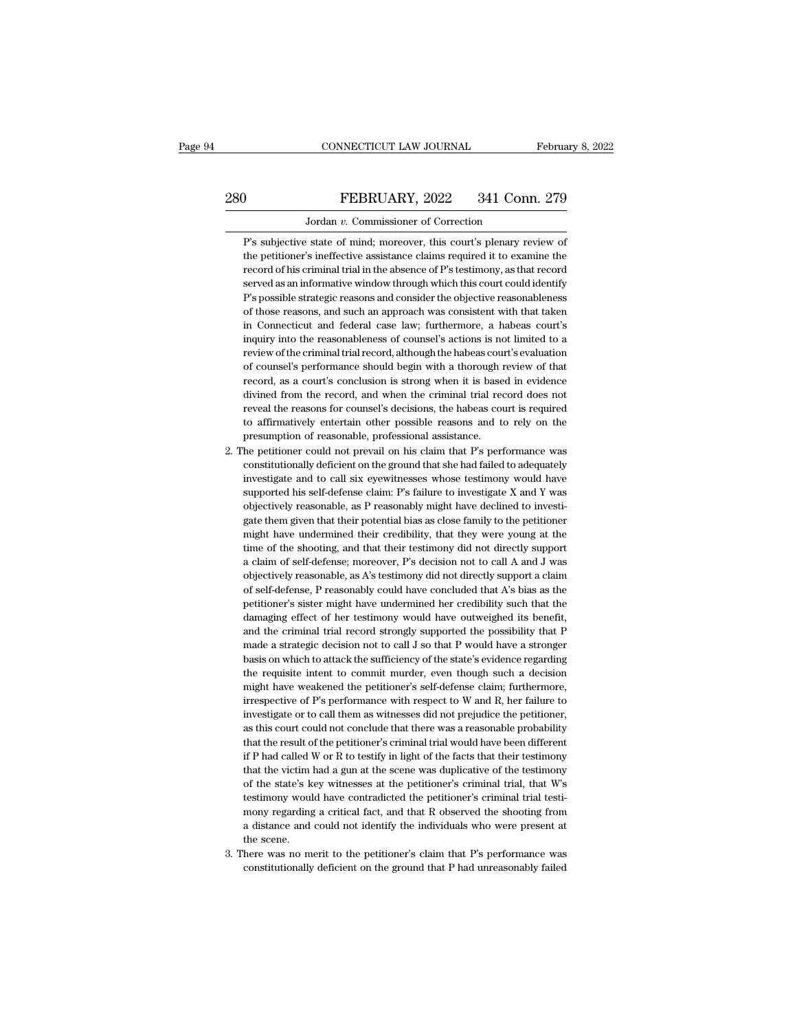P's subjective state of mind; moreover, this court's plenary review of the petitioner's ineffective assistance claims required it to examine the record of his criminal trial in the absence of P's testimony, as that record served as an informative window through which this court could identify P's possible strategic reasons and consider the objective reasonableness of those reasons, and such an approach was consistent with that taken in Connecticut and federal case law; furthermore, a habeas court's inquiry into the reasonableness of counsel's actions is not limited to a review of the criminal trial record, although the habeas court's evaluation of counsel's performance should begin with a thorough review of that record, as a court's conclusion is strong when it is based in evidence divined from the record, and when the criminal trial record does not reveal the reasons for counsel's decisions, the habeas court is required to affirmatively entertain other possible reasons and to rely on the presumption of reasonable, professional assistance.

2. The petitioner could not prevail on his claim that P's performance was constitutionally deficient on the ground that she had failed to adequately investigate and to call six eyewitnesses whose testimony would have supported his self-defense claim: P's failure to investigate X and Y was objectively reasonable, as P reasonably might have declined to investigate them given that their potential bias as close family to the petitioner might have undermined their credibility, that they were young at the time of the shooting, and that their testimony did not directly support a claim of self-defense; moreover, P's decision not to call A and J was objectively reasonable, as A's testimony did not directly support a claim of self-defense, P reasonably could have concluded that A's bias as the petitioner's sister might have undermined her credibility such that the damaging effect of her testimony would have outweighed its benefit, and the criminal trial record strongly supported the possibility that P made a strategic decision not to call J so that P would have a stronger basis on which to attack the sufficiency of the state's evidence regarding the requisite intent to commit murder, even though such a decision might have weakened the petitioner's self-defense claim; furthermore, irrespective of P's performance with respect to W and R, her failure to investigate or to call them as witnesses did not prejudice the petitioner, as this court could not conclude that there was a reasonable probability that the result of the petitioner's criminal trial would have been different if P had called W or R to testify in light of the facts that their testimony that the victim had a gun at the scene was duplicative of the testimony of the state's key witnesses at the petitioner's criminal trial, that W's testimony would have contradicted the petitioner's criminal trial testimony regarding a critical fact, and that R observed the shooting from a distance and could not identify the individuals who were present at the scene.

3. There was no merit to the petitioner's claim that P's performance was constitutionally deficient on the ground that P had unreasonably failed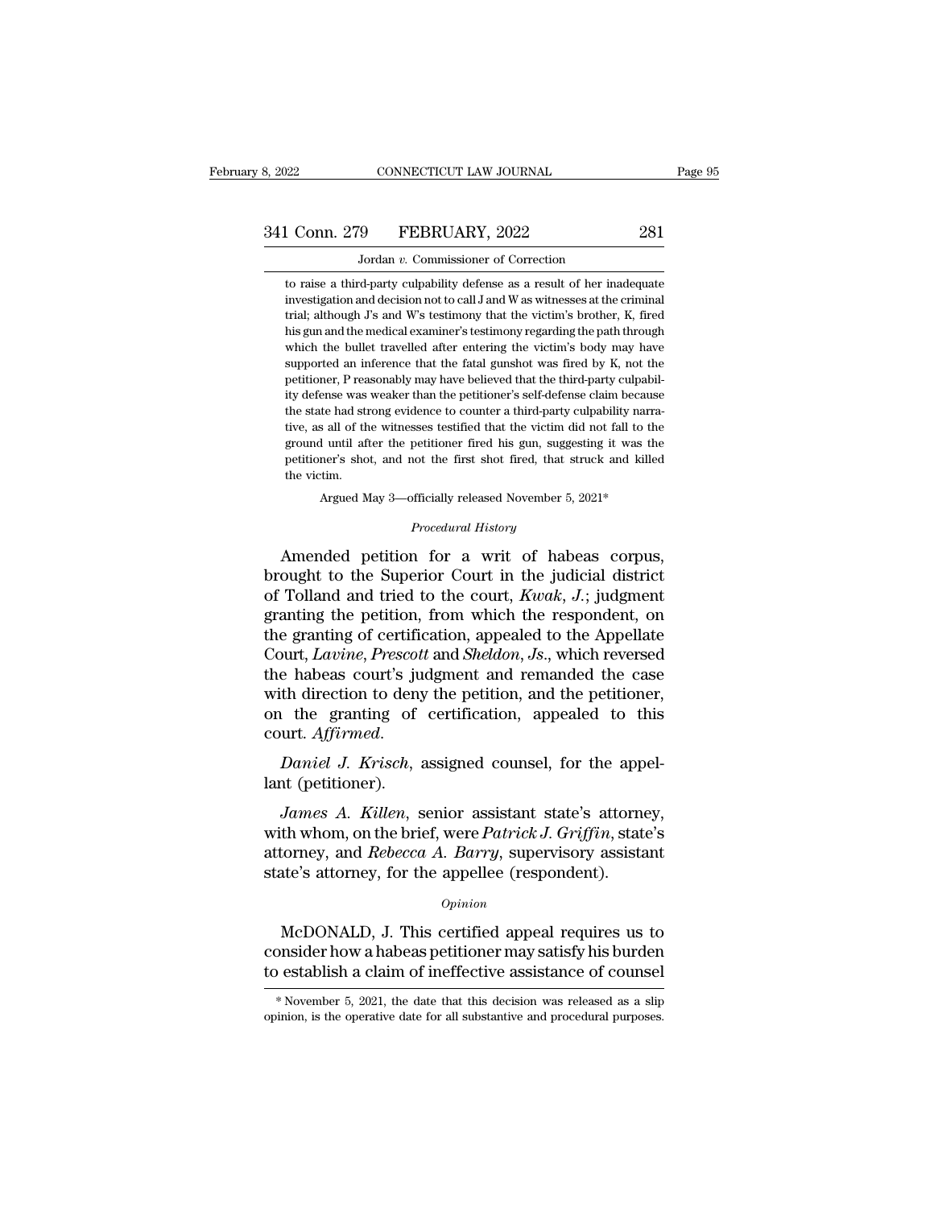to raise a third-party culpability defense as a result of her inadequate investigation and decision not to call J and W as witnesses at the criminal trial; although J's and W's testimony that the victim's brother, K, fired his gun and the medical examiner's testimony regarding the path through which the bullet travelled after entering the victim's body may have supported an inference that the fatal gunshot was fired by K, not the petitioner, P reasonably may have believed that the third-party culpability defense was weaker than the petitioner's self-defense claim because the state had strong evidence to counter a third-party culpability narrative, as all of the witnesses testified that the victim did not fall to the ground until after the petitioner fired his gun, suggesting it was the petitioner's shot, and not the first shot fired, that struck and killed the victim.

Argued May 3—officially released November 5, 2021*

*Procedural History*

Amended petition for a writ of habeas corpus, brought to the Superior Court in the judicial district of Tolland and tried to the court, *Kwak, J.*; judgment granting the petition, from which the respondent, on the granting of certification, appealed to the Appellate Court, *Lavine*, *Prescott* and *Sheldon, Js.*, which reversed the habeas court's judgment and remanded the case with direction to deny the petition, and the petitioner, on the granting of certification, appealed to this court. *Affirmed.*

*Daniel J. Krisch*, assigned counsel, for the appellant (petitioner).

*James A. Killen*, senior assistant state's attorney, with whom, on the brief, were *Patrick J. Griffin*, state's attorney, and *Rebecca A. Barry*, supervisory assistant state's attorney, for the appellee (respondent).

*Opinion*

McDONALD, J. This certified appeal requires us to consider how a habeas petitioner may satisfy his burden to establish a claim of ineffective assistance of counsel

* November 5, 2021, the date that this decision was released as a slip opinion, is the operative date for all substantive and procedural purposes.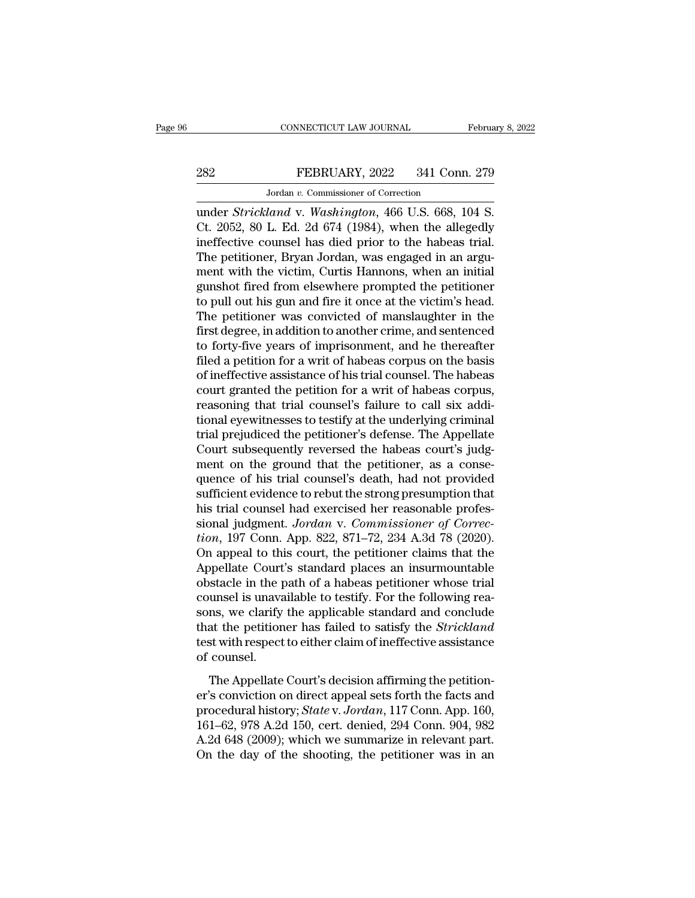under *Strickland* v. *Washington*, 466 U.S. 668, 104 S. Ct. 2052, 80 L. Ed. 2d 674 (1984), when the allegedly ineffective counsel has died prior to the habeas trial. The petitioner, Bryan Jordan, was engaged in an argument with the victim, Curtis Hannons, when an initial gunshot fired from elsewhere prompted the petitioner to pull out his gun and fire it once at the victim's head. The petitioner was convicted of manslaughter in the first degree, in addition to another crime, and sentenced to forty-five years of imprisonment, and he thereafter filed a petition for a writ of habeas corpus on the basis of ineffective assistance of his trial counsel. The habeas court granted the petition for a writ of habeas corpus, reasoning that trial counsel's failure to call six additional eyewitnesses to testify at the underlying criminal trial prejudiced the petitioner's defense. The Appellate Court subsequently reversed the habeas court's judgment on the ground that the petitioner, as a consequence of his trial counsel's death, had not provided sufficient evidence to rebut the strong presumption that his trial counsel had exercised her reasonable professional judgment. *Jordan* v. *Commissioner of Correction*, 197 Conn. App. 822, 871–72, 234 A.3d 78 (2020). On appeal to this court, the petitioner claims that the Appellate Court's standard places an insurmountable obstacle in the path of a habeas petitioner whose trial counsel is unavailable to testify. For the following reasons, we clarify the applicable standard and conclude that the petitioner has failed to satisfy the *Strickland* test with respect to either claim of ineffective assistance of counsel.

The Appellate Court's decision affirming the petitioner's conviction on direct appeal sets forth the facts and procedural history; *State* v. *Jordan*, 117 Conn. App. 160, 161–62, 978 A.2d 150, cert. denied, 294 Conn. 904, 982 A.2d 648 (2009); which we summarize in relevant part. On the day of the shooting, the petitioner was in an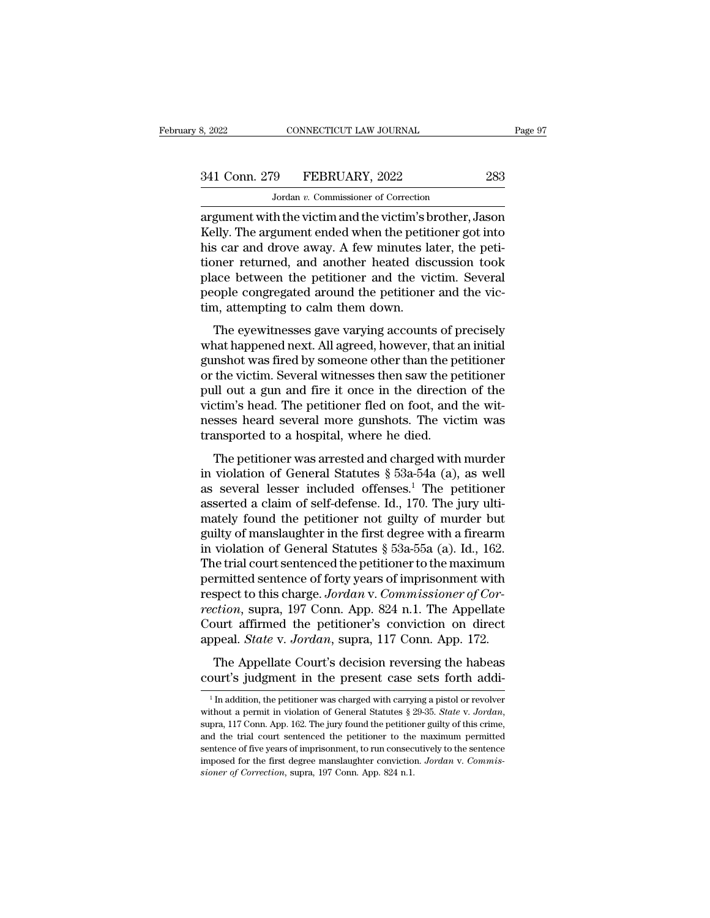argument with the victim and the victim's brother, Jason Kelly. The argument ended when the petitioner got into his car and drove away. A few minutes later, the petitioner returned, and another heated discussion took place between the petitioner and the victim. Several people congregated around the petitioner and the victim, attempting to calm them down.

The eyewitnesses gave varying accounts of precisely what happened next. All agreed, however, that an initial gunshot was fired by someone other than the petitioner or the victim. Several witnesses then saw the petitioner pull out a gun and fire it once in the direction of the victim's head. The petitioner fled on foot, and the witnesses heard several more gunshots. The victim was transported to a hospital, where he died.

The petitioner was arrested and charged with murder in violation of General Statutes § 53a-54a (a), as well as several lesser included offenses.[1] The petitioner asserted a claim of self-defense. Id., 170. The jury ultimately found the petitioner not guilty of murder but guilty of manslaughter in the first degree with a firearm in violation of General Statutes § 53a-55a (a). Id., 162. The trial court sentenced the petitioner to the maximum permitted sentence of forty years of imprisonment with respect to this charge. *Jordan* v. *Commissioner of Correction*, supra, 197 Conn. App. 824 n.1. The Appellate Court affirmed the petitioner's conviction on direct appeal. *State* v. *Jordan*, supra, 117 Conn. App. 172.

The Appellate Court's decision reversing the habeas court's judgment in the present case sets forth addi-

[1] In addition, the petitioner was charged with carrying a pistol or revolver without a permit in violation of General Statutes § 29-35. *State* v. *Jordan*, supra, 117 Conn. App. 162. The jury found the petitioner guilty of this crime, and the trial court sentenced the petitioner to the maximum permitted sentence of five years of imprisonment, to run consecutively to the sentence imposed for the first degree manslaughter conviction. *Jordan* v. *Commissioner of Correction*, supra, 197 Conn. App. 824 n.1.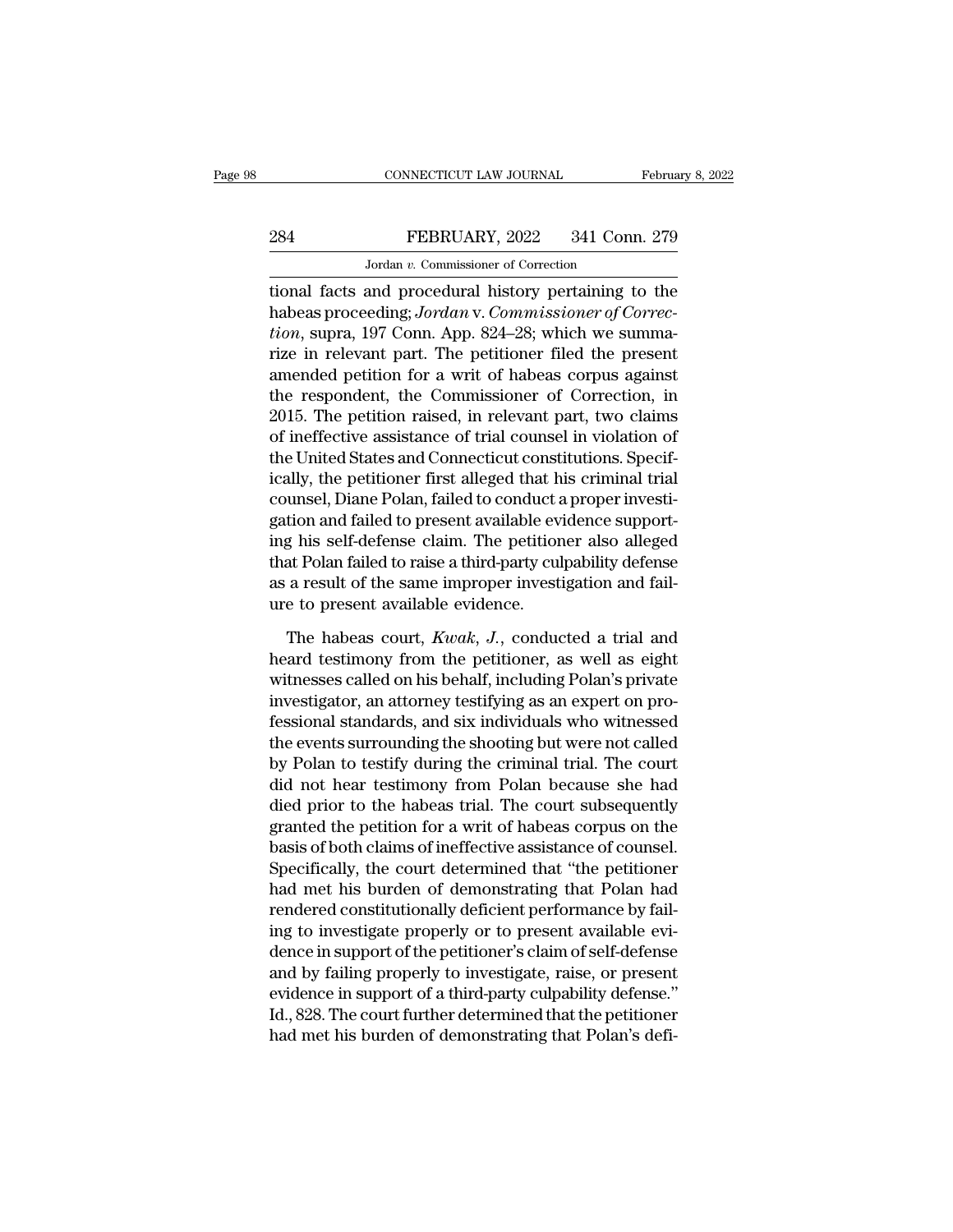tional facts and procedural history pertaining to the habeas proceeding; *Jordan* v. *Commissioner of Correction*, supra, 197 Conn. App. 824–28; which we summarize in relevant part. The petitioner filed the present amended petition for a writ of habeas corpus against the respondent, the Commissioner of Correction, in 2015. The petition raised, in relevant part, two claims of ineffective assistance of trial counsel in violation of the United States and Connecticut constitutions. Specifically, the petitioner first alleged that his criminal trial counsel, Diane Polan, failed to conduct a proper investigation and failed to present available evidence supporting his self-defense claim. The petitioner also alleged that Polan failed to raise a third-party culpability defense as a result of the same improper investigation and failure to present available evidence.

The habeas court, *Kwak, J.*, conducted a trial and heard testimony from the petitioner, as well as eight witnesses called on his behalf, including Polan's private investigator, an attorney testifying as an expert on professional standards, and six individuals who witnessed the events surrounding the shooting but were not called by Polan to testify during the criminal trial. The court did not hear testimony from Polan because she had died prior to the habeas trial. The court subsequently granted the petition for a writ of habeas corpus on the basis of both claims of ineffective assistance of counsel. Specifically, the court determined that "the petitioner had met his burden of demonstrating that Polan had rendered constitutionally deficient performance by failing to investigate properly or to present available evidence in support of the petitioner's claim of self-defense and by failing properly to investigate, raise, or present evidence in support of a third-party culpability defense." Id., 828. The court further determined that the petitioner had met his burden of demonstrating that Polan's defi-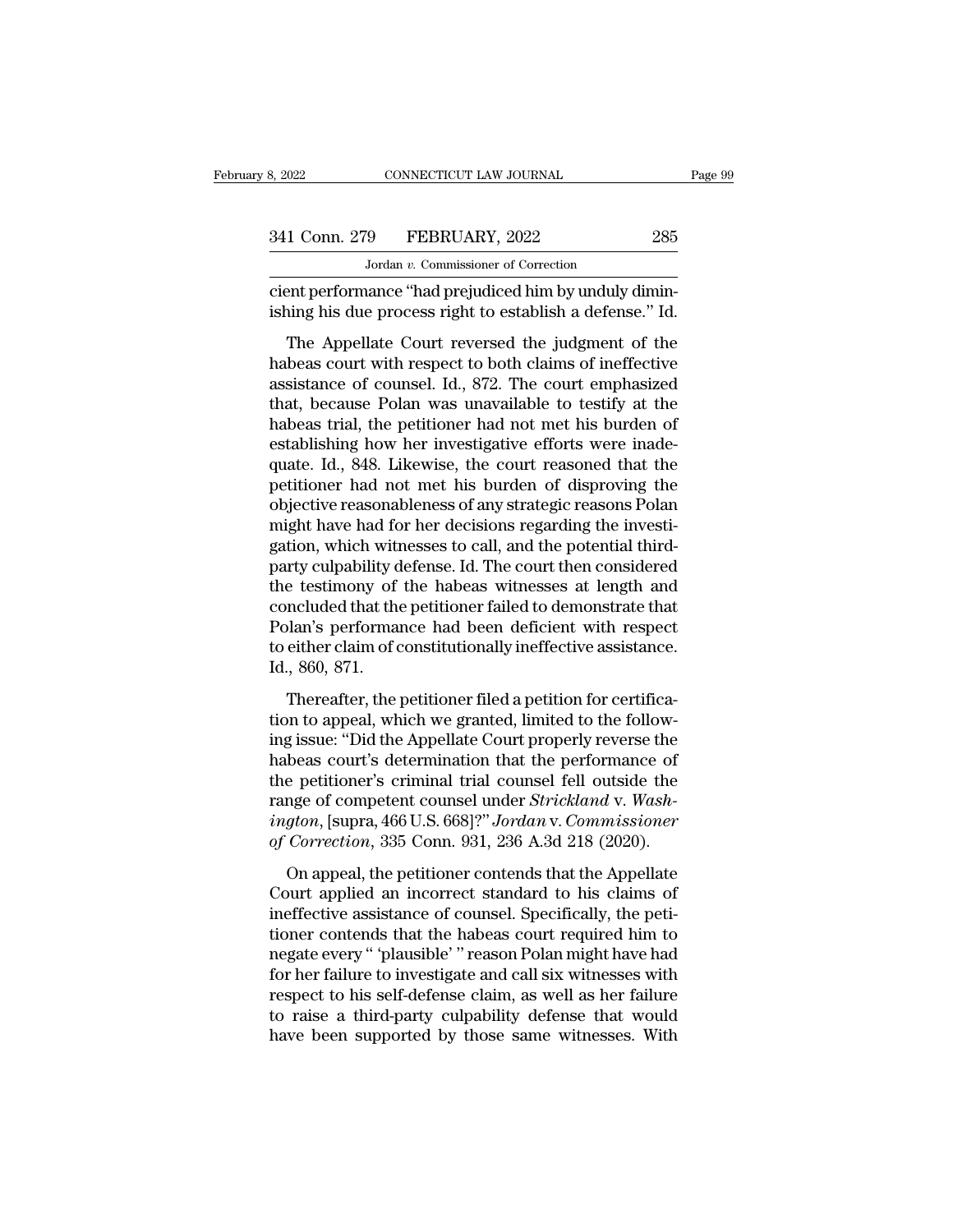cient performance "had prejudiced him by unduly diminishing his due process right to establish a defense." Id.

The Appellate Court reversed the judgment of the habeas court with respect to both claims of ineffective assistance of counsel. Id., 872. The court emphasized that, because Polan was unavailable to testify at the habeas trial, the petitioner had not met his burden of establishing how her investigative efforts were inadequate. Id., 848. Likewise, the court reasoned that the petitioner had not met his burden of disproving the objective reasonableness of any strategic reasons Polan might have had for her decisions regarding the investigation, which witnesses to call, and the potential third-party culpability defense. Id. The court then considered the testimony of the habeas witnesses at length and concluded that the petitioner failed to demonstrate that Polan's performance had been deficient with respect to either claim of constitutionally ineffective assistance. Id., 860, 871.

Thereafter, the petitioner filed a petition for certification to appeal, which we granted, limited to the following issue: "Did the Appellate Court properly reverse the habeas court's determination that the performance of the petitioner's criminal trial counsel fell outside the range of competent counsel under *Strickland* v. *Washington*, [supra, 466 U.S. 668]?" *Jordan* v. *Commissioner of Correction*, 335 Conn. 931, 236 A.3d 218 (2020).

On appeal, the petitioner contends that the Appellate Court applied an incorrect standard to his claims of ineffective assistance of counsel. Specifically, the petitioner contends that the habeas court required him to negate every " 'plausible' " reason Polan might have had for her failure to investigate and call six witnesses with respect to his self-defense claim, as well as her failure to raise a third-party culpability defense that would have been supported by those same witnesses. With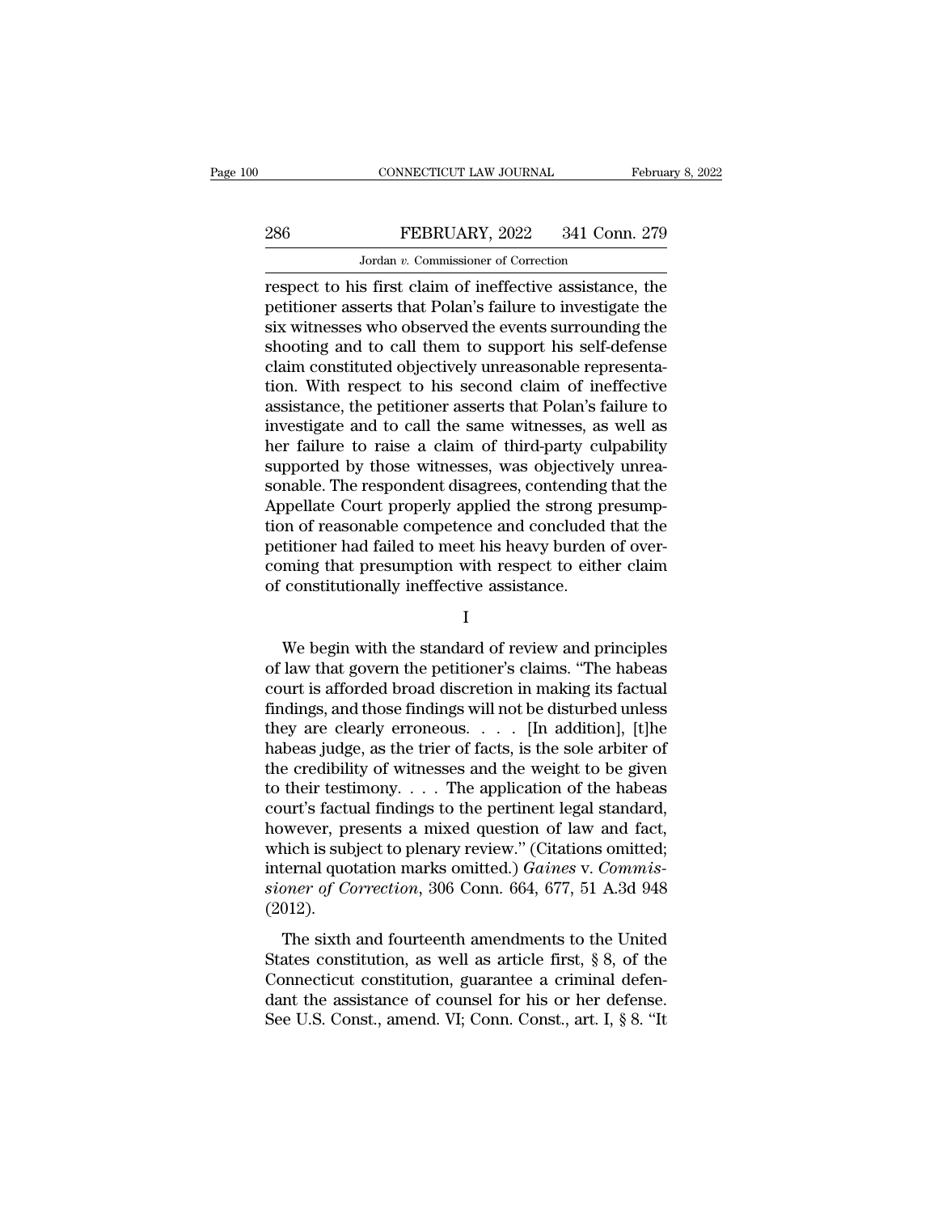respect to his first claim of ineffective assistance, the petitioner asserts that Polan's failure to investigate the six witnesses who observed the events surrounding the shooting and to call them to support his self-defense claim constituted objectively unreasonable representation. With respect to his second claim of ineffective assistance, the petitioner asserts that Polan's failure to investigate and to call the same witnesses, as well as her failure to raise a claim of third-party culpability supported by those witnesses, was objectively unreasonable. The respondent disagrees, contending that the Appellate Court properly applied the strong presumption of reasonable competence and concluded that the petitioner had failed to meet his heavy burden of overcoming that presumption with respect to either claim of constitutionally ineffective assistance.

I

We begin with the standard of review and principles of law that govern the petitioner's claims. "The habeas court is afforded broad discretion in making its factual findings, and those findings will not be disturbed unless they are clearly erroneous. . . . [In addition], [t]he habeas judge, as the trier of facts, is the sole arbiter of the credibility of witnesses and the weight to be given to their testimony. . . . The application of the habeas court's factual findings to the pertinent legal standard, however, presents a mixed question of law and fact, which is subject to plenary review." (Citations omitted; internal quotation marks omitted.) *Gaines* v. *Commissioner of Correction*, 306 Conn. 664, 677, 51 A.3d 948 (2012).

The sixth and fourteenth amendments to the United States constitution, as well as article first, § 8, of the Connecticut constitution, guarantee a criminal defendant the assistance of counsel for his or her defense. See U.S. Const., amend. VI; Conn. Const., art. I, § 8. "It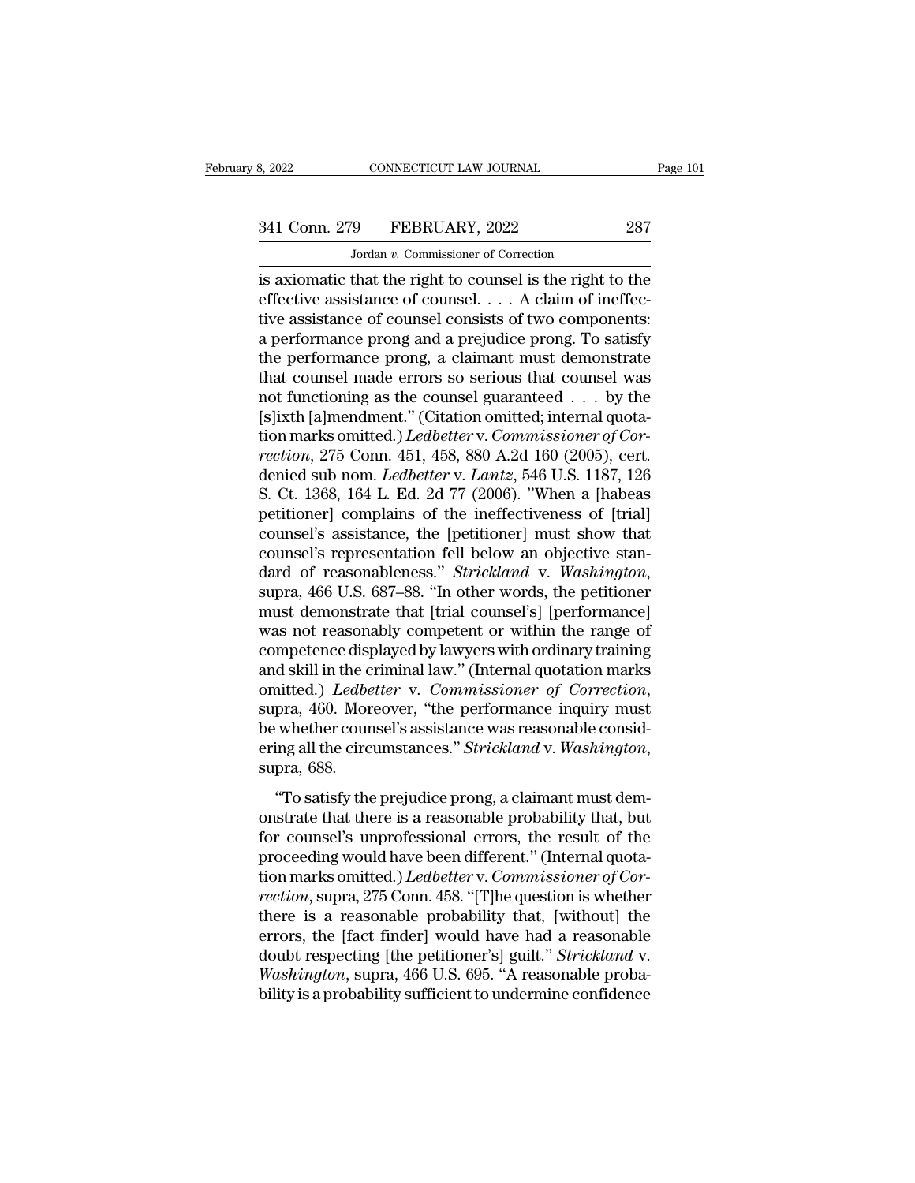is axiomatic that the right to counsel is the right to the effective assistance of counsel. . . . A claim of ineffective assistance of counsel consists of two components: a performance prong and a prejudice prong. To satisfy the performance prong, a claimant must demonstrate that counsel made errors so serious that counsel was not functioning as the counsel guaranteed . . . by the [s]ixth [a]mendment." (Citation omitted; internal quotation marks omitted.) *Ledbetter* v. *Commissioner of Correction*, 275 Conn. 451, 458, 880 A.2d 160 (2005), cert. denied sub nom. *Ledbetter* v. *Lantz*, 546 U.S. 1187, 126 S. Ct. 1368, 164 L. Ed. 2d 77 (2006). "When a [habeas petitioner] complains of the ineffectiveness of [trial] counsel's assistance, the [petitioner] must show that counsel's representation fell below an objective standard of reasonableness." *Strickland* v. *Washington*, supra, 466 U.S. 687–88. "In other words, the petitioner must demonstrate that [trial counsel's] [performance] was not reasonably competent or within the range of competence displayed by lawyers with ordinary training and skill in the criminal law." (Internal quotation marks omitted.) *Ledbetter* v. *Commissioner of Correction*, supra, 460. Moreover, "the performance inquiry must be whether counsel's assistance was reasonable considering all the circumstances." *Strickland* v. *Washington*, supra, 688.

"To satisfy the prejudice prong, a claimant must demonstrate that there is a reasonable probability that, but for counsel's unprofessional errors, the result of the proceeding would have been different." (Internal quotation marks omitted.) *Ledbetter* v. *Commissioner of Correction*, supra, 275 Conn. 458. "[T]he question is whether there is a reasonable probability that, [without] the errors, the [fact finder] would have had a reasonable doubt respecting [the petitioner's] guilt." *Strickland* v. *Washington*, supra, 466 U.S. 695. "A reasonable probability is a probability sufficient to undermine confidence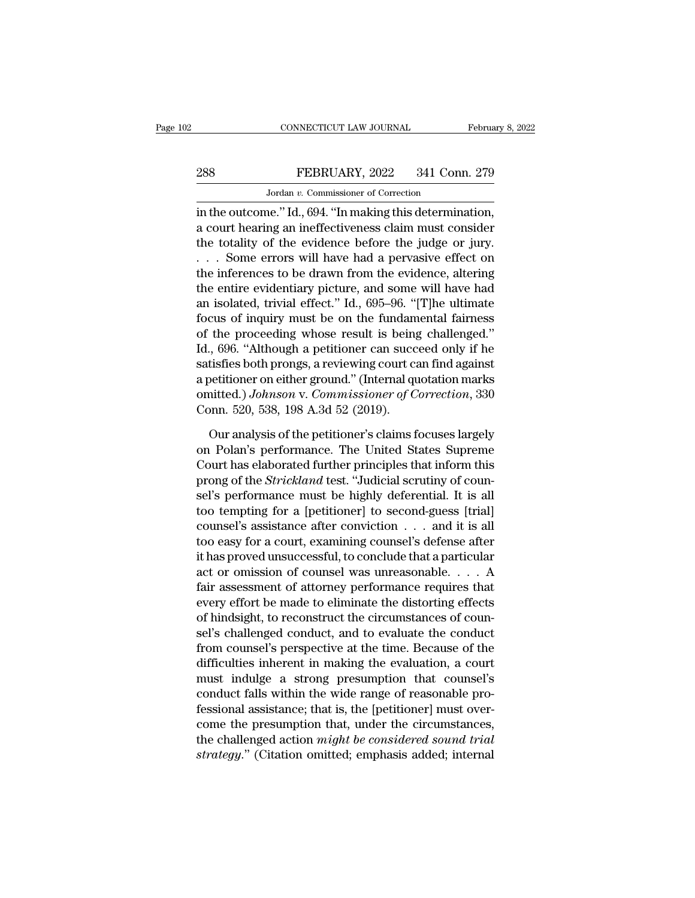in the outcome." Id., 694. "In making this determination, a court hearing an ineffectiveness claim must consider the totality of the evidence before the judge or jury. . . . Some errors will have had a pervasive effect on the inferences to be drawn from the evidence, altering the entire evidentiary picture, and some will have had an isolated, trivial effect." Id., 695–96. "[T]he ultimate focus of inquiry must be on the fundamental fairness of the proceeding whose result is being challenged." Id., 696. "Although a petitioner can succeed only if he satisfies both prongs, a reviewing court can find against a petitioner on either ground." (Internal quotation marks omitted.) *Johnson* v. *Commissioner of Correction*, 330 Conn. 520, 538, 198 A.3d 52 (2019).

Our analysis of the petitioner's claims focuses largely on Polan's performance. The United States Supreme Court has elaborated further principles that inform this prong of the *Strickland* test. "Judicial scrutiny of counsel's performance must be highly deferential. It is all too tempting for a [petitioner] to second-guess [trial] counsel's assistance after conviction . . . and it is all too easy for a court, examining counsel's defense after it has proved unsuccessful, to conclude that a particular act or omission of counsel was unreasonable. . . . A fair assessment of attorney performance requires that every effort be made to eliminate the distorting effects of hindsight, to reconstruct the circumstances of counsel's challenged conduct, and to evaluate the conduct from counsel's perspective at the time. Because of the difficulties inherent in making the evaluation, a court must indulge a strong presumption that counsel's conduct falls within the wide range of reasonable professional assistance; that is, the [petitioner] must overcome the presumption that, under the circumstances, the challenged action *might be considered sound trial strategy*." (Citation omitted; emphasis added; internal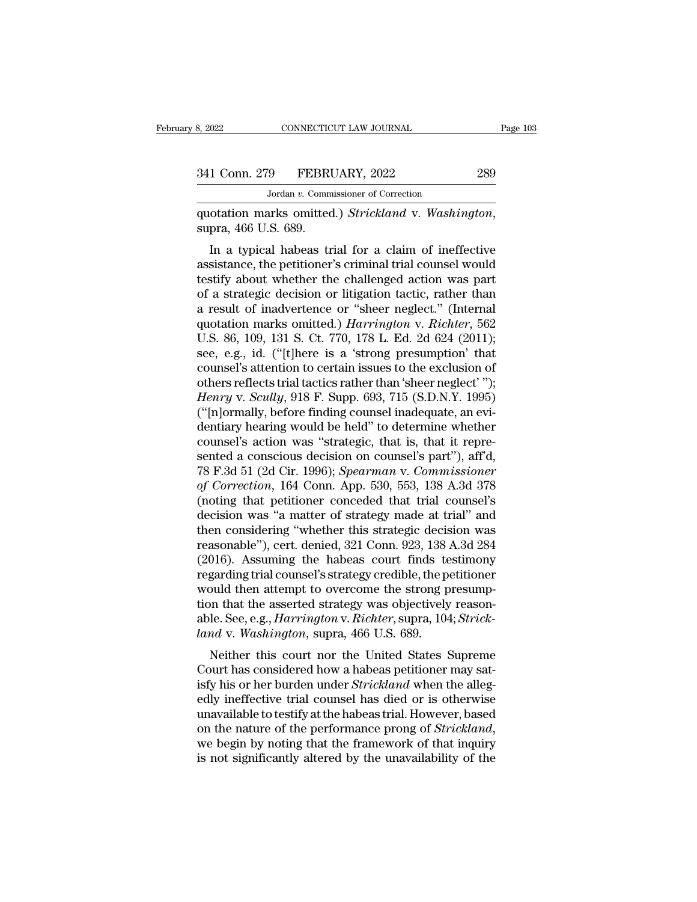quotation marks omitted.) *Strickland* v. *Washington*, supra, 466 U.S. 689.

In a typical habeas trial for a claim of ineffective assistance, the petitioner's criminal trial counsel would testify about whether the challenged action was part of a strategic decision or litigation tactic, rather than a result of inadvertence or "sheer neglect." (Internal quotation marks omitted.) *Harrington* v. *Richter*, 562 U.S. 86, 109, 131 S. Ct. 770, 178 L. Ed. 2d 624 (2011); see, e.g., id. ("[t]here is a 'strong presumption' that counsel's attention to certain issues to the exclusion of others reflects trial tactics rather than 'sheer neglect' "); *Henry* v. *Scully*, 918 F. Supp. 693, 715 (S.D.N.Y. 1995) ("[n]ormally, before finding counsel inadequate, an evidentiary hearing would be held" to determine whether counsel's action was "strategic, that is, that it represented a conscious decision on counsel's part"), aff'd, 78 F.3d 51 (2d Cir. 1996); *Spearman* v. *Commissioner of Correction*, 164 Conn. App. 530, 553, 138 A.3d 378 (noting that petitioner conceded that trial counsel's decision was "a matter of strategy made at trial" and then considering "whether this strategic decision was reasonable"), cert. denied, 321 Conn. 923, 138 A.3d 284 (2016). Assuming the habeas court finds testimony regarding trial counsel's strategy credible, the petitioner would then attempt to overcome the strong presumption that the asserted strategy was objectively reasonable. See, e.g., *Harrington* v. *Richter*, supra, 104; *Strickland* v. *Washington*, supra, 466 U.S. 689.

Neither this court nor the United States Supreme Court has considered how a habeas petitioner may satisfy his or her burden under *Strickland* when the allegedly ineffective trial counsel has died or is otherwise unavailable to testify at the habeas trial. However, based on the nature of the performance prong of *Strickland*, we begin by noting that the framework of that inquiry is not significantly altered by the unavailability of the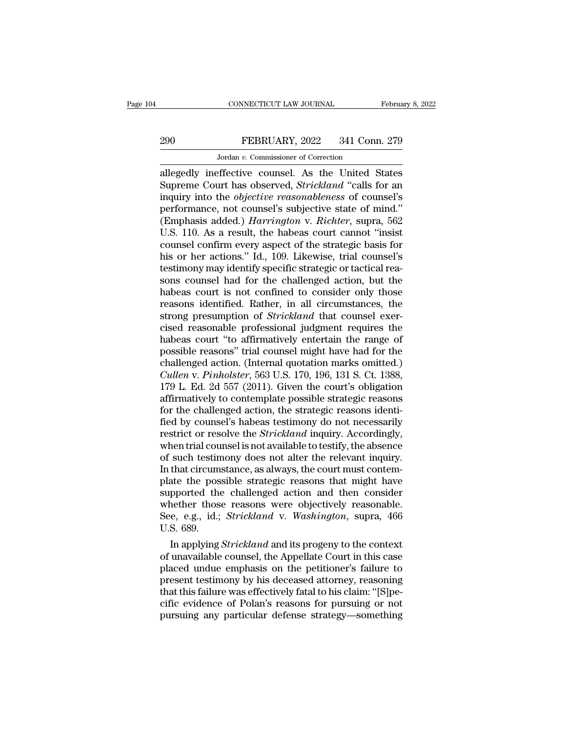allegedly ineffective counsel. As the United States Supreme Court has observed, *Strickland* "calls for an inquiry into the *objective reasonableness* of counsel's performance, not counsel's subjective state of mind." (Emphasis added.) *Harrington* v. *Richter*, supra, 562 U.S. 110. As a result, the habeas court cannot "insist counsel confirm every aspect of the strategic basis for his or her actions." Id., 109. Likewise, trial counsel's testimony may identify specific strategic or tactical reasons counsel had for the challenged action, but the habeas court is not confined to consider only those reasons identified. Rather, in all circumstances, the strong presumption of *Strickland* that counsel exercised reasonable professional judgment requires the habeas court "to affirmatively entertain the range of possible reasons" trial counsel might have had for the challenged action. (Internal quotation marks omitted.) *Cullen* v. *Pinholster*, 563 U.S. 170, 196, 131 S. Ct. 1388, 179 L. Ed. 2d 557 (2011). Given the court's obligation affirmatively to contemplate possible strategic reasons for the challenged action, the strategic reasons identified by counsel's habeas testimony do not necessarily restrict or resolve the *Strickland* inquiry. Accordingly, when trial counsel is not available to testify, the absence of such testimony does not alter the relevant inquiry. In that circumstance, as always, the court must contemplate the possible strategic reasons that might have supported the challenged action and then consider whether those reasons were objectively reasonable. See, e.g., id.; *Strickland* v. *Washington*, supra, 466 U.S. 689.

In applying *Strickland* and its progeny to the context of unavailable counsel, the Appellate Court in this case placed undue emphasis on the petitioner's failure to present testimony by his deceased attorney, reasoning that this failure was effectively fatal to his claim: "[S]pecific evidence of Polan's reasons for pursuing or not pursuing any particular defense strategy—something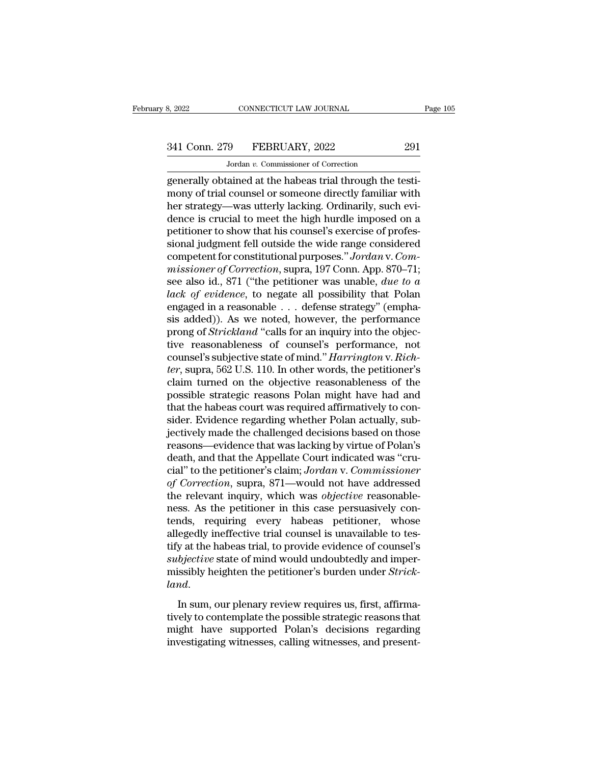generally obtained at the habeas trial through the testimony of trial counsel or someone directly familiar with her strategy—was utterly lacking. Ordinarily, such evidence is crucial to meet the high hurdle imposed on a petitioner to show that his counsel's exercise of professional judgment fell outside the wide range considered competent for constitutional purposes." *Jordan* v. *Commissioner of Correction*, supra, 197 Conn. App. 870–71; see also id., 871 ("the petitioner was unable, *due to a lack of evidence*, to negate all possibility that Polan engaged in a reasonable . . . defense strategy" (emphasis added)). As we noted, however, the performance prong of *Strickland* "calls for an inquiry into the objective reasonableness of counsel's performance, not counsel's subjective state of mind." *Harrington* v. *Richter*, supra, 562 U.S. 110. In other words, the petitioner's claim turned on the objective reasonableness of the possible strategic reasons Polan might have had and that the habeas court was required affirmatively to consider. Evidence regarding whether Polan actually, subjectively made the challenged decisions based on those reasons—evidence that was lacking by virtue of Polan's death, and that the Appellate Court indicated was "crucial" to the petitioner's claim; *Jordan* v. *Commissioner of Correction*, supra, 871—would not have addressed the relevant inquiry, which was *objective* reasonableness. As the petitioner in this case persuasively contends, requiring every habeas petitioner, whose allegedly ineffective trial counsel is unavailable to testify at the habeas trial, to provide evidence of counsel's *subjective* state of mind would undoubtedly and impermissibly heighten the petitioner's burden under *Strickland*.

In sum, our plenary review requires us, first, affirmatively to contemplate the possible strategic reasons that might have supported Polan's decisions regarding investigating witnesses, calling witnesses, and present-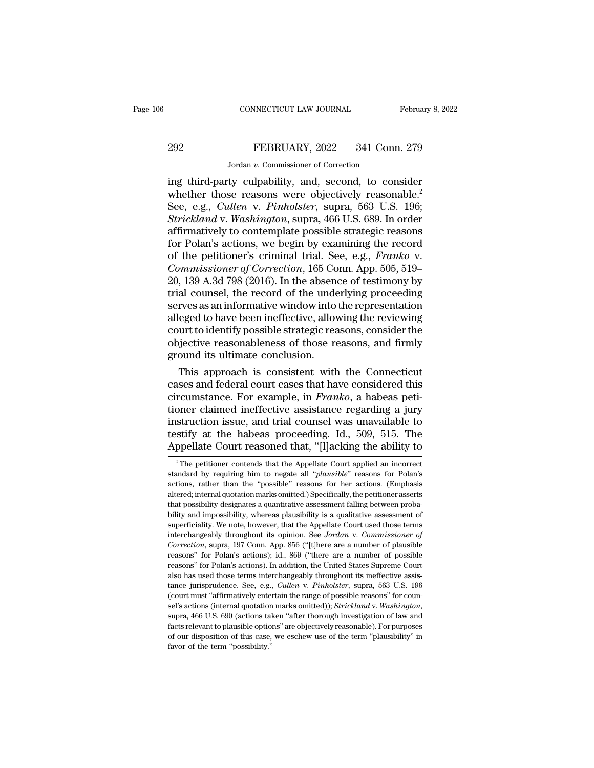ing third-party culpability, and, second, to consider whether those reasons were objectively reasonable.[2] See, e.g., *Cullen* v. *Pinholster*, supra, 563 U.S. 196; *Strickland* v. *Washington*, supra, 466 U.S. 689. In order affirmatively to contemplate possible strategic reasons for Polan's actions, we begin by examining the record of the petitioner's criminal trial. See, e.g., *Franko* v. *Commissioner of Correction*, 165 Conn. App. 505, 519–20, 139 A.3d 798 (2016). In the absence of testimony by trial counsel, the record of the underlying proceeding serves as an informative window into the representation alleged to have been ineffective, allowing the reviewing court to identify possible strategic reasons, consider the objective reasonableness of those reasons, and firmly ground its ultimate conclusion.

This approach is consistent with the Connecticut cases and federal court cases that have considered this circumstance. For example, in *Franko*, a habeas petitioner claimed ineffective assistance regarding a jury instruction issue, and trial counsel was unavailable to testify at the habeas proceeding. Id., 509, 515. The Appellate Court reasoned that, "[l]acking the ability to

[2] The petitioner contends that the Appellate Court applied an incorrect standard by requiring him to negate all "*plausible*" reasons for Polan's actions, rather than the "possible" reasons for her actions. (Emphasis altered; internal quotation marks omitted.) Specifically, the petitioner asserts that possibility designates a quantitative assessment falling between probability and impossibility, whereas plausibility is a qualitative assessment of superficiality. We note, however, that the Appellate Court used those terms interchangeably throughout its opinion. See *Jordan* v. *Commissioner of Correction*, supra, 197 Conn. App. 856 ("[t]here are a number of plausible reasons" for Polan's actions); id., 869 ("there are a number of possible reasons" for Polan's actions). In addition, the United States Supreme Court also has used those terms interchangeably throughout its ineffective assistance jurisprudence. See, e.g., *Cullen* v. *Pinholster*, supra, 563 U.S. 196 (court must "affirmatively entertain the range of possible reasons" for counsel's actions (internal quotation marks omitted)); *Strickland* v. *Washington*, supra, 466 U.S. 690 (actions taken "after thorough investigation of law and facts relevant to plausible options" are objectively reasonable). For purposes of our disposition of this case, we eschew use of the term "plausibility" in favor of the term "possibility."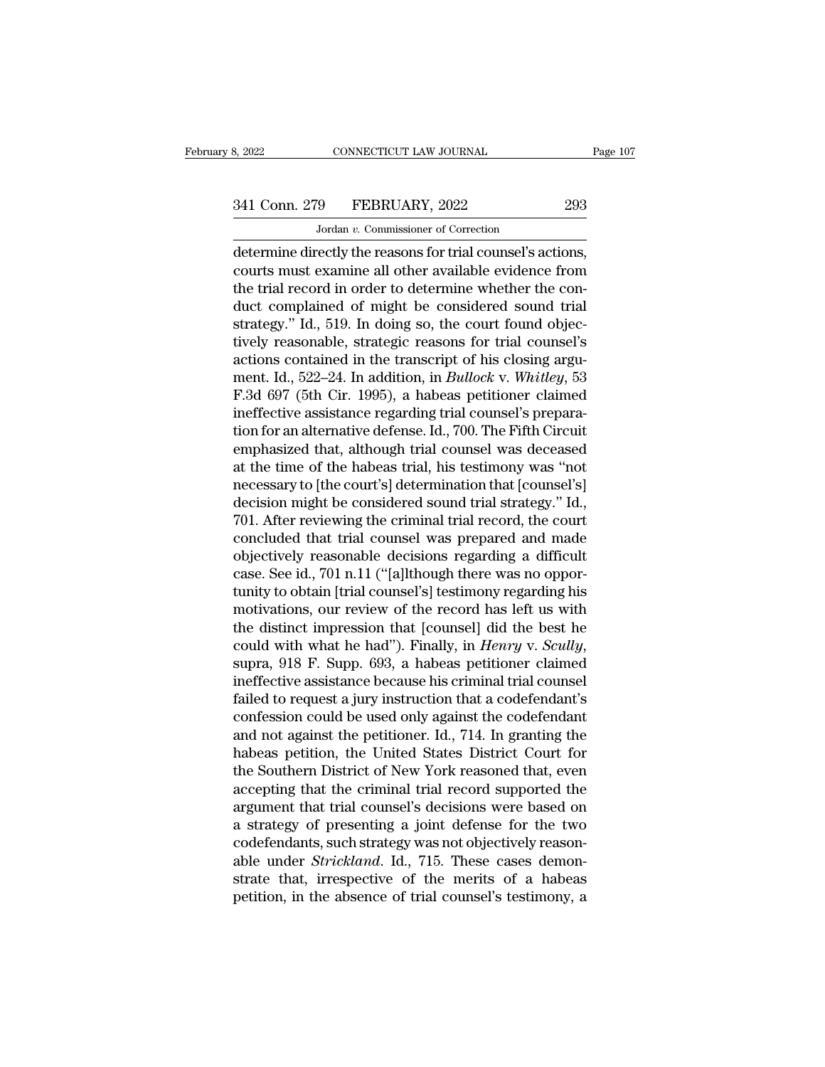determine directly the reasons for trial counsel's actions, courts must examine all other available evidence from the trial record in order to determine whether the conduct complained of might be considered sound trial strategy." Id., 519. In doing so, the court found objectively reasonable, strategic reasons for trial counsel's actions contained in the transcript of his closing argument. Id., 522–24. In addition, in *Bullock* v. *Whitley*, 53 F.3d 697 (5th Cir. 1995), a habeas petitioner claimed ineffective assistance regarding trial counsel's preparation for an alternative defense. Id., 700. The Fifth Circuit emphasized that, although trial counsel was deceased at the time of the habeas trial, his testimony was "not necessary to [the court's] determination that [counsel's] decision might be considered sound trial strategy." Id., 701. After reviewing the criminal trial record, the court concluded that trial counsel was prepared and made objectively reasonable decisions regarding a difficult case. See id., 701 n.11 ("[a]lthough there was no opportunity to obtain [trial counsel's] testimony regarding his motivations, our review of the record has left us with the distinct impression that [counsel] did the best he could with what he had"). Finally, in *Henry* v. *Scully*, supra, 918 F. Supp. 693, a habeas petitioner claimed ineffective assistance because his criminal trial counsel failed to request a jury instruction that a codefendant's confession could be used only against the codefendant and not against the petitioner. Id., 714. In granting the habeas petition, the United States District Court for the Southern District of New York reasoned that, even accepting that the criminal trial record supported the argument that trial counsel's decisions were based on a strategy of presenting a joint defense for the two codefendants, such strategy was not objectively reasonable under *Strickland*. Id., 715. These cases demonstrate that, irrespective of the merits of a habeas petition, in the absence of trial counsel's testimony, a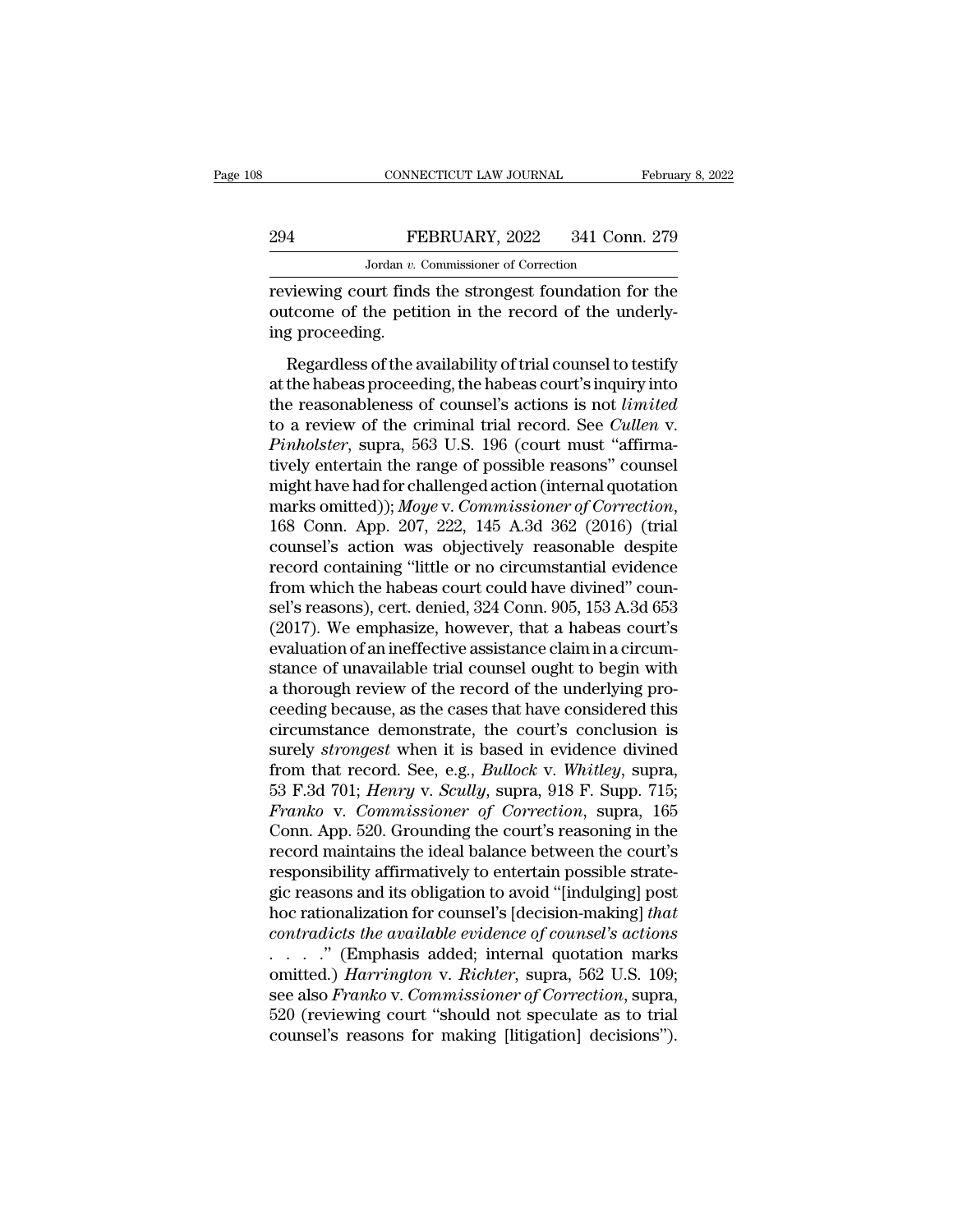reviewing court finds the strongest foundation for the outcome of the petition in the record of the underlying proceeding.

Regardless of the availability of trial counsel to testify at the habeas proceeding, the habeas court's inquiry into the reasonableness of counsel's actions is not *limited* to a review of the criminal trial record. See *Cullen* v. *Pinholster*, supra, 563 U.S. 196 (court must "affirmatively entertain the range of possible reasons" counsel might have had for challenged action (internal quotation marks omitted)); *Moye* v. *Commissioner of Correction*, 168 Conn. App. 207, 222, 145 A.3d 362 (2016) (trial counsel's action was objectively reasonable despite record containing "little or no circumstantial evidence from which the habeas court could have divined" counsel's reasons), cert. denied, 324 Conn. 905, 153 A.3d 653 (2017). We emphasize, however, that a habeas court's evaluation of an ineffective assistance claim in a circumstance of unavailable trial counsel ought to begin with a thorough review of the record of the underlying proceeding because, as the cases that have considered this circumstance demonstrate, the court's conclusion is surely *strongest* when it is based in evidence divined from that record. See, e.g., *Bullock* v. *Whitley*, supra, 53 F.3d 701; *Henry* v. *Scully*, supra, 918 F. Supp. 715; *Franko* v. *Commissioner of Correction*, supra, 165 Conn. App. 520. Grounding the court's reasoning in the record maintains the ideal balance between the court's responsibility affirmatively to entertain possible strategic reasons and its obligation to avoid "[indulging] post hoc rationalization for counsel's [decision-making] *that contradicts the available evidence of counsel's actions* . . . ." (Emphasis added; internal quotation marks omitted.) *Harrington* v. *Richter*, supra, 562 U.S. 109; see also *Franko* v. *Commissioner of Correction*, supra, 520 (reviewing court "should not speculate as to trial counsel's reasons for making [litigation] decisions").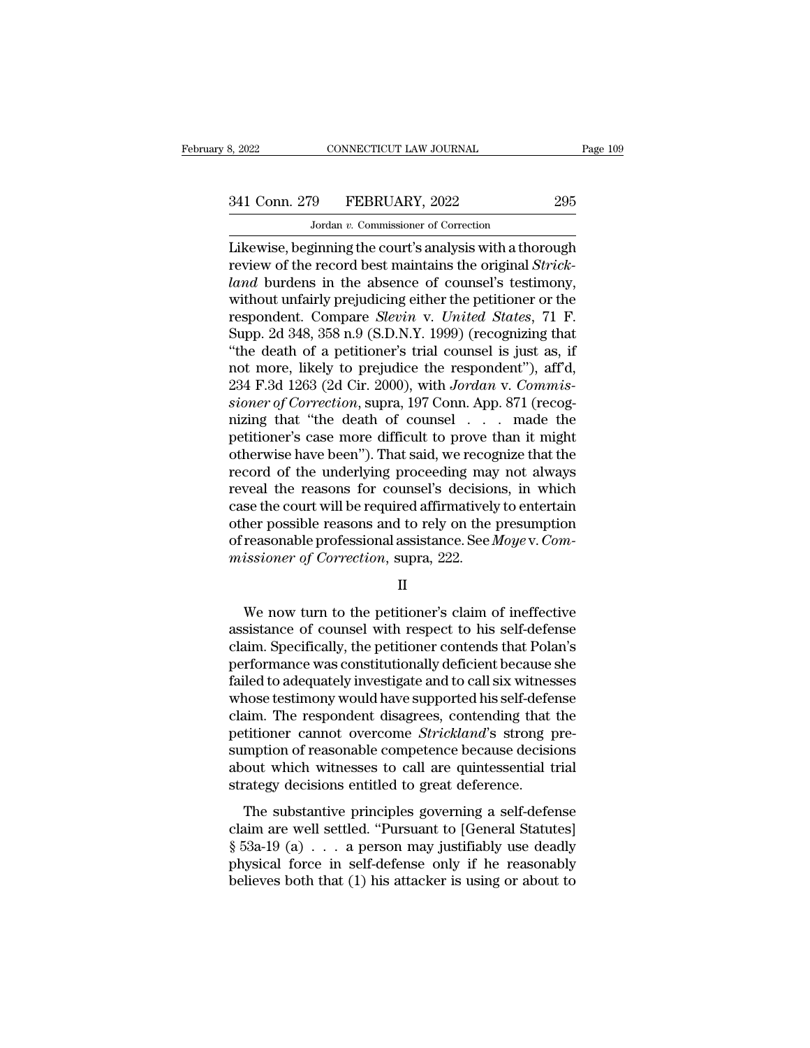Likewise, beginning the court's analysis with a thorough review of the record best maintains the original *Strickland* burdens in the absence of counsel's testimony, without unfairly prejudicing either the petitioner or the respondent. Compare *Slevin* v. *United States*, 71 F. Supp. 2d 348, 358 n.9 (S.D.N.Y. 1999) (recognizing that "the death of a petitioner's trial counsel is just as, if not more, likely to prejudice the respondent"), aff'd, 234 F.3d 1263 (2d Cir. 2000), with *Jordan* v. *Commissioner of Correction*, supra, 197 Conn. App. 871 (recognizing that "the death of counsel . . . made the petitioner's case more difficult to prove than it might otherwise have been"). That said, we recognize that the record of the underlying proceeding may not always reveal the reasons for counsel's decisions, in which case the court will be required affirmatively to entertain other possible reasons and to rely on the presumption of reasonable professional assistance. See *Moye* v. *Commissioner of Correction*, supra, 222.

## II

We now turn to the petitioner's claim of ineffective assistance of counsel with respect to his self-defense claim. Specifically, the petitioner contends that Polan's performance was constitutionally deficient because she failed to adequately investigate and to call six witnesses whose testimony would have supported his self-defense claim. The respondent disagrees, contending that the petitioner cannot overcome *Strickland*'s strong presumption of reasonable competence because decisions about which witnesses to call are quintessential trial strategy decisions entitled to great deference.

The substantive principles governing a self-defense claim are well settled. "Pursuant to [General Statutes] § 53a-19 (a) . . . a person may justifiably use deadly physical force in self-defense only if he reasonably believes both that (1) his attacker is using or about to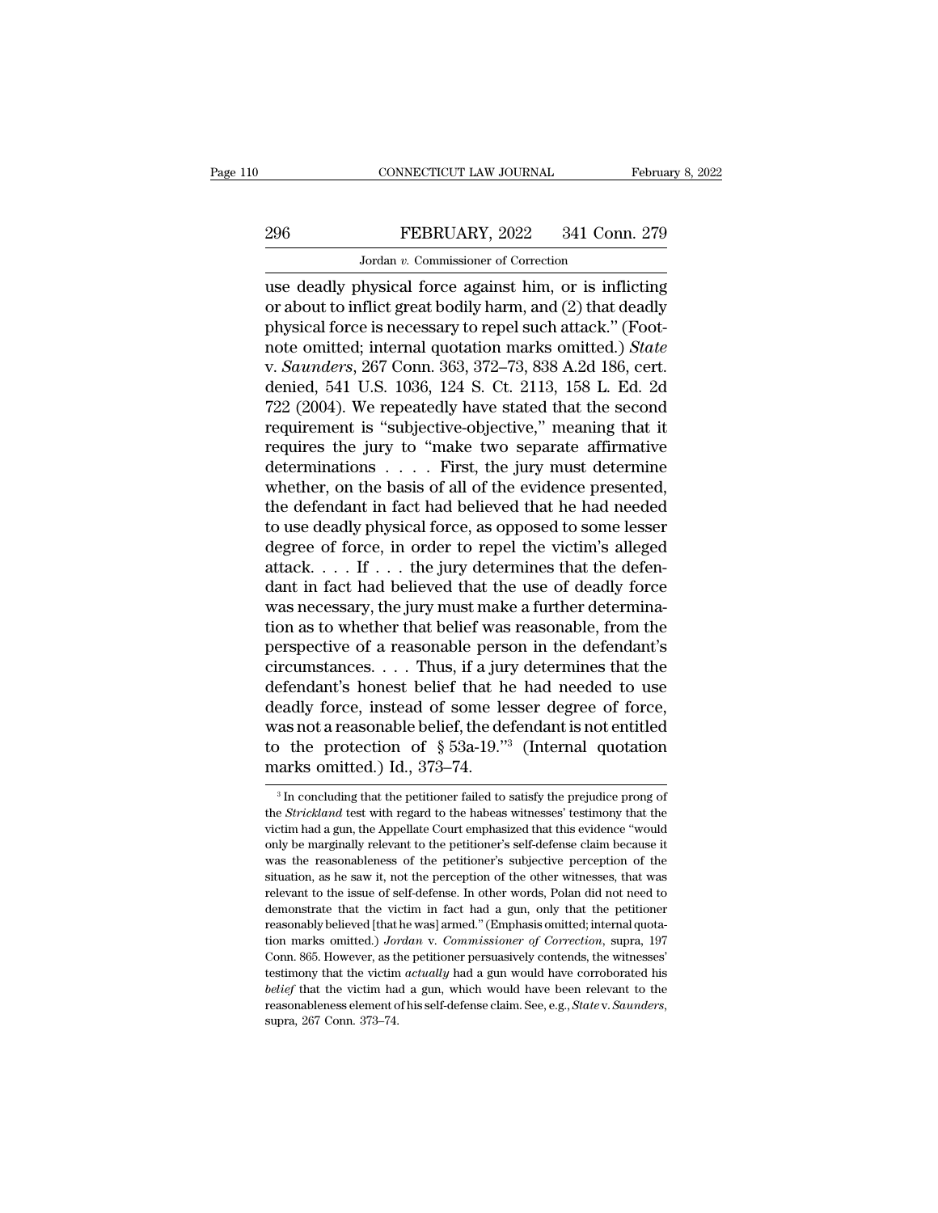use deadly physical force against him, or is inflicting or about to inflict great bodily harm, and (2) that deadly physical force is necessary to repel such attack." (Footnote omitted; internal quotation marks omitted.) *State* v. *Saunders*, 267 Conn. 363, 372–73, 838 A.2d 186, cert. denied, 541 U.S. 1036, 124 S. Ct. 2113, 158 L. Ed. 2d 722 (2004). We repeatedly have stated that the second requirement is "subjective-objective," meaning that it requires the jury to "make two separate affirmative determinations . . . . First, the jury must determine whether, on the basis of all of the evidence presented, the defendant in fact had believed that he had needed to use deadly physical force, as opposed to some lesser degree of force, in order to repel the victim's alleged attack. . . . If . . . the jury determines that the defendant in fact had believed that the use of deadly force was necessary, the jury must make a further determination as to whether that belief was reasonable, from the perspective of a reasonable person in the defendant's circumstances. . . . Thus, if a jury determines that the defendant's honest belief that he had needed to use deadly force, instead of some lesser degree of force, was not a reasonable belief, the defendant is not entitled to the protection of § 53a-19."[3] (Internal quotation marks omitted.) Id., 373–74.

[3] In concluding that the petitioner failed to satisfy the prejudice prong of the *Strickland* test with regard to the habeas witnesses' testimony that the victim had a gun, the Appellate Court emphasized that this evidence "would only be marginally relevant to the petitioner's self-defense claim because it was the reasonableness of the petitioner's subjective perception of the situation, as he saw it, not the perception of the other witnesses, that was relevant to the issue of self-defense. In other words, Polan did not need to demonstrate that the victim in fact had a gun, only that the petitioner reasonably believed [that he was] armed." (Emphasis omitted; internal quotation marks omitted.) *Jordan* v. *Commissioner of Correction*, supra, 197 Conn. 865. However, as the petitioner persuasively contends, the witnesses' testimony that the victim *actually* had a gun would have corroborated his *belief* that the victim had a gun, which would have been relevant to the reasonableness element of his self-defense claim. See, e.g., *State* v. *Saunders*, supra, 267 Conn. 373–74.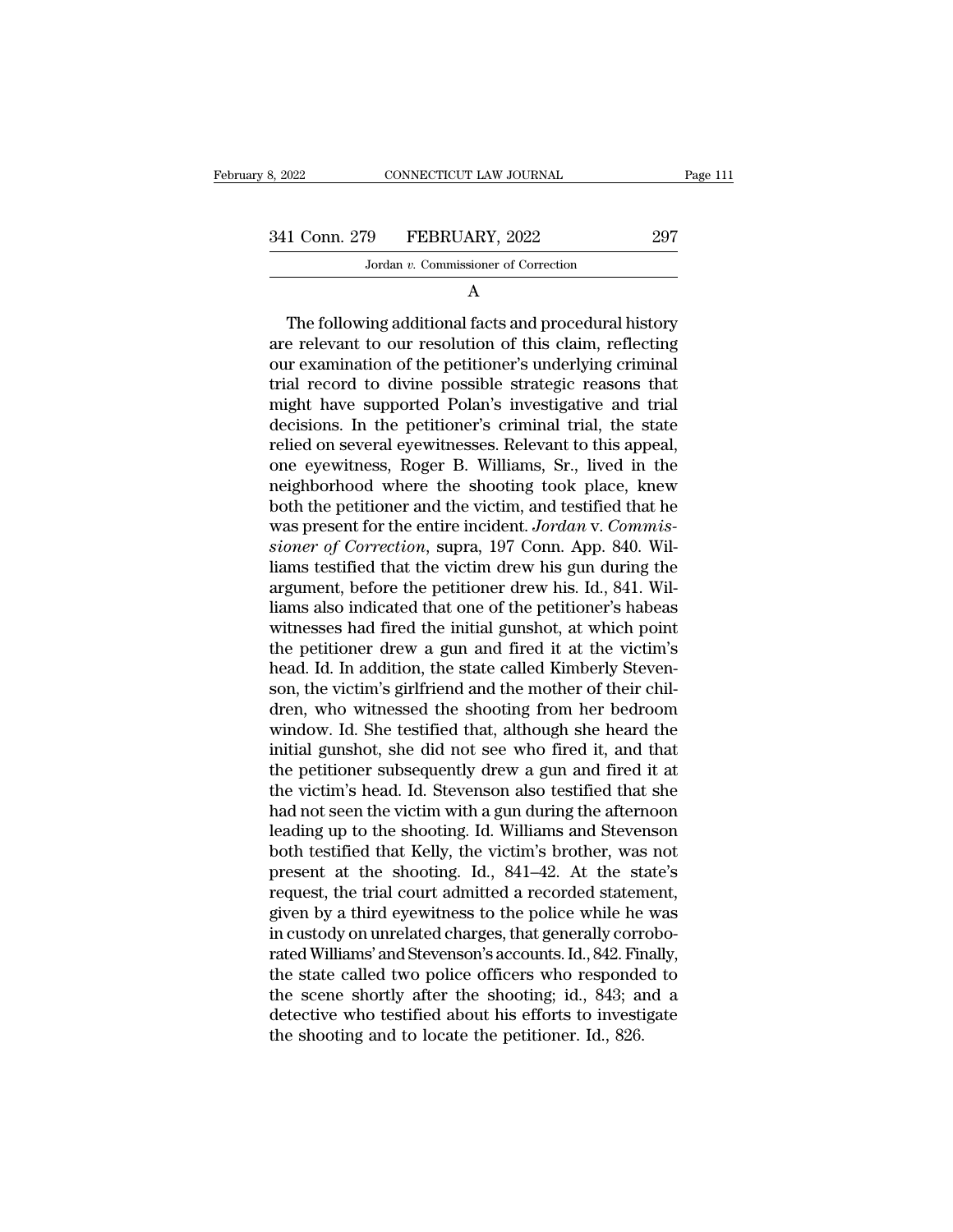A

The following additional facts and procedural history are relevant to our resolution of this claim, reflecting our examination of the petitioner's underlying criminal trial record to divine possible strategic reasons that might have supported Polan's investigative and trial decisions. In the petitioner's criminal trial, the state relied on several eyewitnesses. Relevant to this appeal, one eyewitness, Roger B. Williams, Sr., lived in the neighborhood where the shooting took place, knew both the petitioner and the victim, and testified that he was present for the entire incident. *Jordan* v. *Commissioner of Correction*, supra, 197 Conn. App. 840. Williams testified that the victim drew his gun during the argument, before the petitioner drew his. Id., 841. Williams also indicated that one of the petitioner's habeas witnesses had fired the initial gunshot, at which point the petitioner drew a gun and fired it at the victim's head. Id. In addition, the state called Kimberly Stevenson, the victim's girlfriend and the mother of their children, who witnessed the shooting from her bedroom window. Id. She testified that, although she heard the initial gunshot, she did not see who fired it, and that the petitioner subsequently drew a gun and fired it at the victim's head. Id. Stevenson also testified that she had not seen the victim with a gun during the afternoon leading up to the shooting. Id. Williams and Stevenson both testified that Kelly, the victim's brother, was not present at the shooting. Id., 841–42. At the state's request, the trial court admitted a recorded statement, given by a third eyewitness to the police while he was in custody on unrelated charges, that generally corroborated Williams' and Stevenson's accounts. Id., 842. Finally, the state called two police officers who responded to the scene shortly after the shooting; id., 843; and a detective who testified about his efforts to investigate the shooting and to locate the petitioner. Id., 826.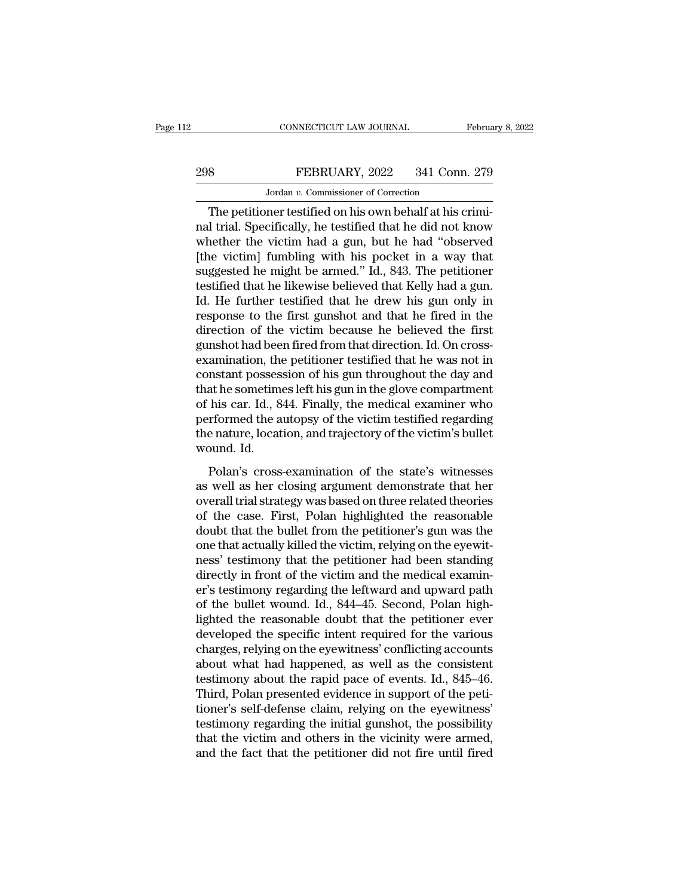The petitioner testified on his own behalf at his criminal trial. Specifically, he testified that he did not know whether the victim had a gun, but he had "observed [the victim] fumbling with his pocket in a way that suggested he might be armed." Id., 843. The petitioner testified that he likewise believed that Kelly had a gun. Id. He further testified that he drew his gun only in response to the first gunshot and that he fired in the direction of the victim because he believed the first gunshot had been fired from that direction. Id. On cross-examination, the petitioner testified that he was not in constant possession of his gun throughout the day and that he sometimes left his gun in the glove compartment of his car. Id., 844. Finally, the medical examiner who performed the autopsy of the victim testified regarding the nature, location, and trajectory of the victim's bullet wound. Id.

Polan's cross-examination of the state's witnesses as well as her closing argument demonstrate that her overall trial strategy was based on three related theories of the case. First, Polan highlighted the reasonable doubt that the bullet from the petitioner's gun was the one that actually killed the victim, relying on the eyewitness' testimony that the petitioner had been standing directly in front of the victim and the medical examiner's testimony regarding the leftward and upward path of the bullet wound. Id., 844–45. Second, Polan highlighted the reasonable doubt that the petitioner ever developed the specific intent required for the various charges, relying on the eyewitness' conflicting accounts about what had happened, as well as the consistent testimony about the rapid pace of events. Id., 845–46. Third, Polan presented evidence in support of the petitioner's self-defense claim, relying on the eyewitness' testimony regarding the initial gunshot, the possibility that the victim and others in the vicinity were armed, and the fact that the petitioner did not fire until fired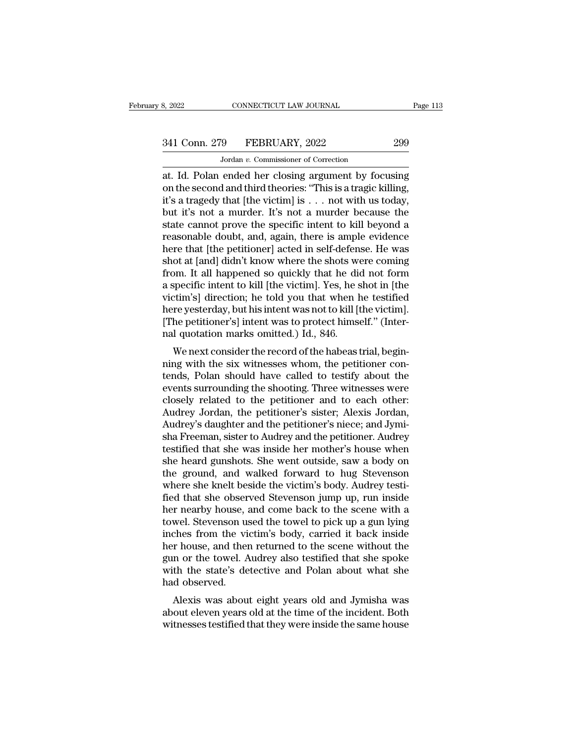at. Id. Polan ended her closing argument by focusing on the second and third theories: "This is a tragic killing, it's a tragedy that [the victim] is . . . not with us today, but it's not a murder. It's not a murder because the state cannot prove the specific intent to kill beyond a reasonable doubt, and, again, there is ample evidence here that [the petitioner] acted in self-defense. He was shot at [and] didn't know where the shots were coming from. It all happened so quickly that he did not form a specific intent to kill [the victim]. Yes, he shot in [the victim's] direction; he told you that when he testified here yesterday, but his intent was not to kill [the victim]. [The petitioner's] intent was to protect himself." (Internal quotation marks omitted.) Id., 846.

We next consider the record of the habeas trial, beginning with the six witnesses whom, the petitioner contends, Polan should have called to testify about the events surrounding the shooting. Three witnesses were closely related to the petitioner and to each other: Audrey Jordan, the petitioner's sister; Alexis Jordan, Audrey's daughter and the petitioner's niece; and Jymisha Freeman, sister to Audrey and the petitioner. Audrey testified that she was inside her mother's house when she heard gunshots. She went outside, saw a body on the ground, and walked forward to hug Stevenson where she knelt beside the victim's body. Audrey testified that she observed Stevenson jump up, run inside her nearby house, and come back to the scene with a towel. Stevenson used the towel to pick up a gun lying inches from the victim's body, carried it back inside her house, and then returned to the scene without the gun or the towel. Audrey also testified that she spoke with the state's detective and Polan about what she had observed.

Alexis was about eight years old and Jymisha was about eleven years old at the time of the incident. Both witnesses testified that they were inside the same house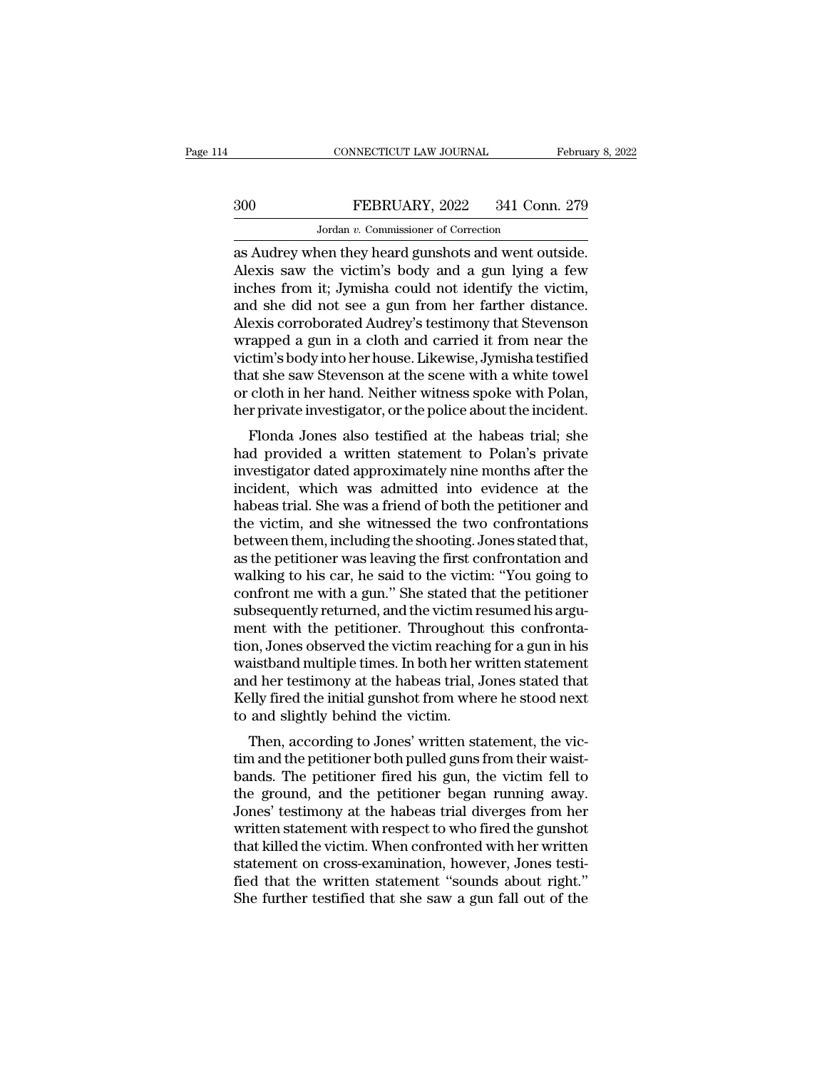as Audrey when they heard gunshots and went outside. Alexis saw the victim's body and a gun lying a few inches from it; Jymisha could not identify the victim, and she did not see a gun from her farther distance. Alexis corroborated Audrey's testimony that Stevenson wrapped a gun in a cloth and carried it from near the victim's body into her house. Likewise, Jymisha testified that she saw Stevenson at the scene with a white towel or cloth in her hand. Neither witness spoke with Polan, her private investigator, or the police about the incident.

Flonda Jones also testified at the habeas trial; she had provided a written statement to Polan's private investigator dated approximately nine months after the incident, which was admitted into evidence at the habeas trial. She was a friend of both the petitioner and the victim, and she witnessed the two confrontations between them, including the shooting. Jones stated that, as the petitioner was leaving the first confrontation and walking to his car, he said to the victim: "You going to confront me with a gun." She stated that the petitioner subsequently returned, and the victim resumed his argument with the petitioner. Throughout this confrontation, Jones observed the victim reaching for a gun in his waistband multiple times. In both her written statement and her testimony at the habeas trial, Jones stated that Kelly fired the initial gunshot from where he stood next to and slightly behind the victim.

Then, according to Jones' written statement, the victim and the petitioner both pulled guns from their waistbands. The petitioner fired his gun, the victim fell to the ground, and the petitioner began running away. Jones' testimony at the habeas trial diverges from her written statement with respect to who fired the gunshot that killed the victim. When confronted with her written statement on cross-examination, however, Jones testified that the written statement "sounds about right." She further testified that she saw a gun fall out of the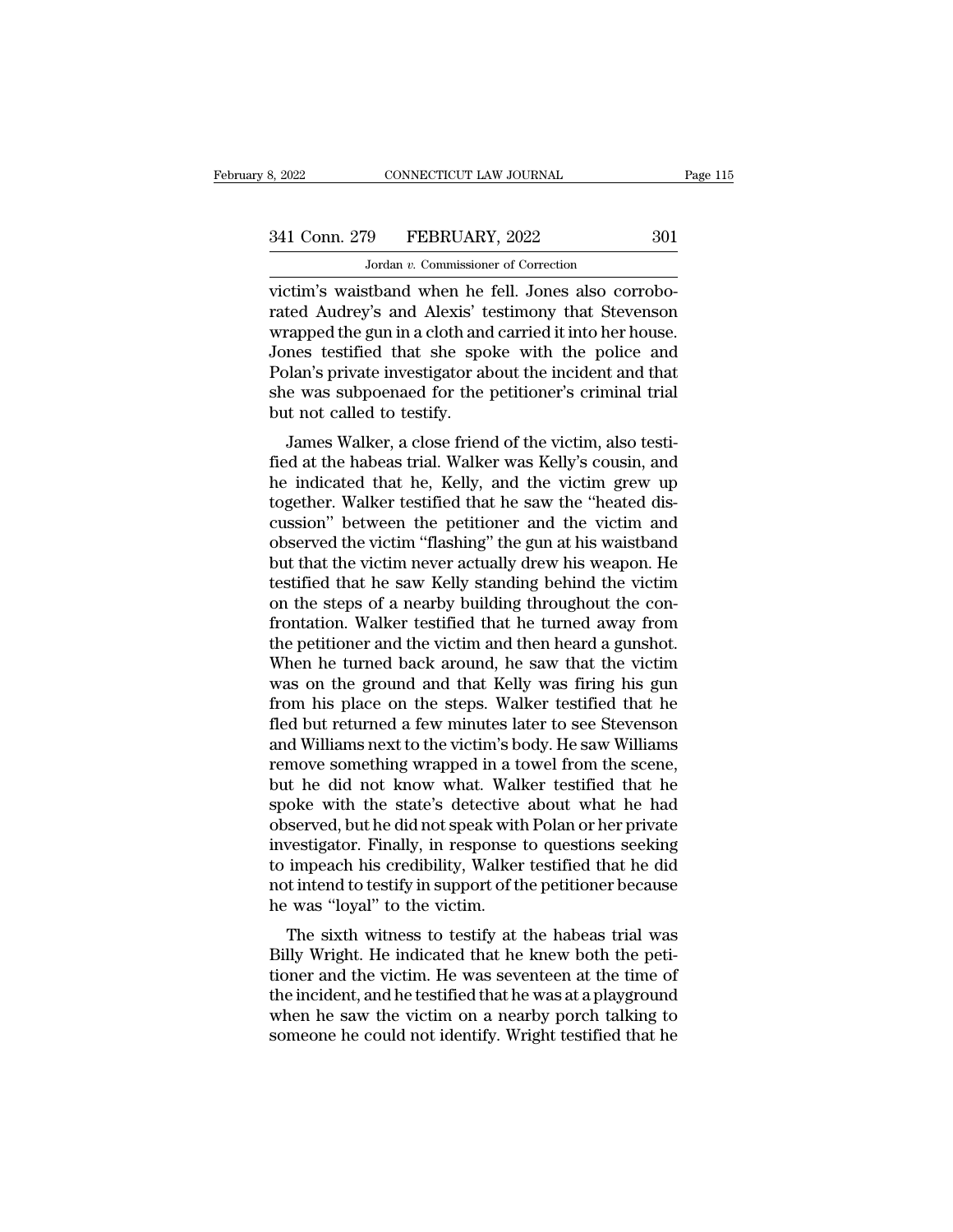victim's waistband when he fell. Jones also corroborated Audrey's and Alexis' testimony that Stevenson wrapped the gun in a cloth and carried it into her house. Jones testified that she spoke with the police and Polan's private investigator about the incident and that she was subpoenaed for the petitioner's criminal trial but not called to testify.

James Walker, a close friend of the victim, also testified at the habeas trial. Walker was Kelly's cousin, and he indicated that he, Kelly, and the victim grew up together. Walker testified that he saw the "heated discussion" between the petitioner and the victim and observed the victim "flashing" the gun at his waistband but that the victim never actually drew his weapon. He testified that he saw Kelly standing behind the victim on the steps of a nearby building throughout the confrontation. Walker testified that he turned away from the petitioner and the victim and then heard a gunshot. When he turned back around, he saw that the victim was on the ground and that Kelly was firing his gun from his place on the steps. Walker testified that he fled but returned a few minutes later to see Stevenson and Williams next to the victim's body. He saw Williams remove something wrapped in a towel from the scene, but he did not know what. Walker testified that he spoke with the state's detective about what he had observed, but he did not speak with Polan or her private investigator. Finally, in response to questions seeking to impeach his credibility, Walker testified that he did not intend to testify in support of the petitioner because he was "loyal" to the victim.

The sixth witness to testify at the habeas trial was Billy Wright. He indicated that he knew both the petitioner and the victim. He was seventeen at the time of the incident, and he testified that he was at a playground when he saw the victim on a nearby porch talking to someone he could not identify. Wright testified that he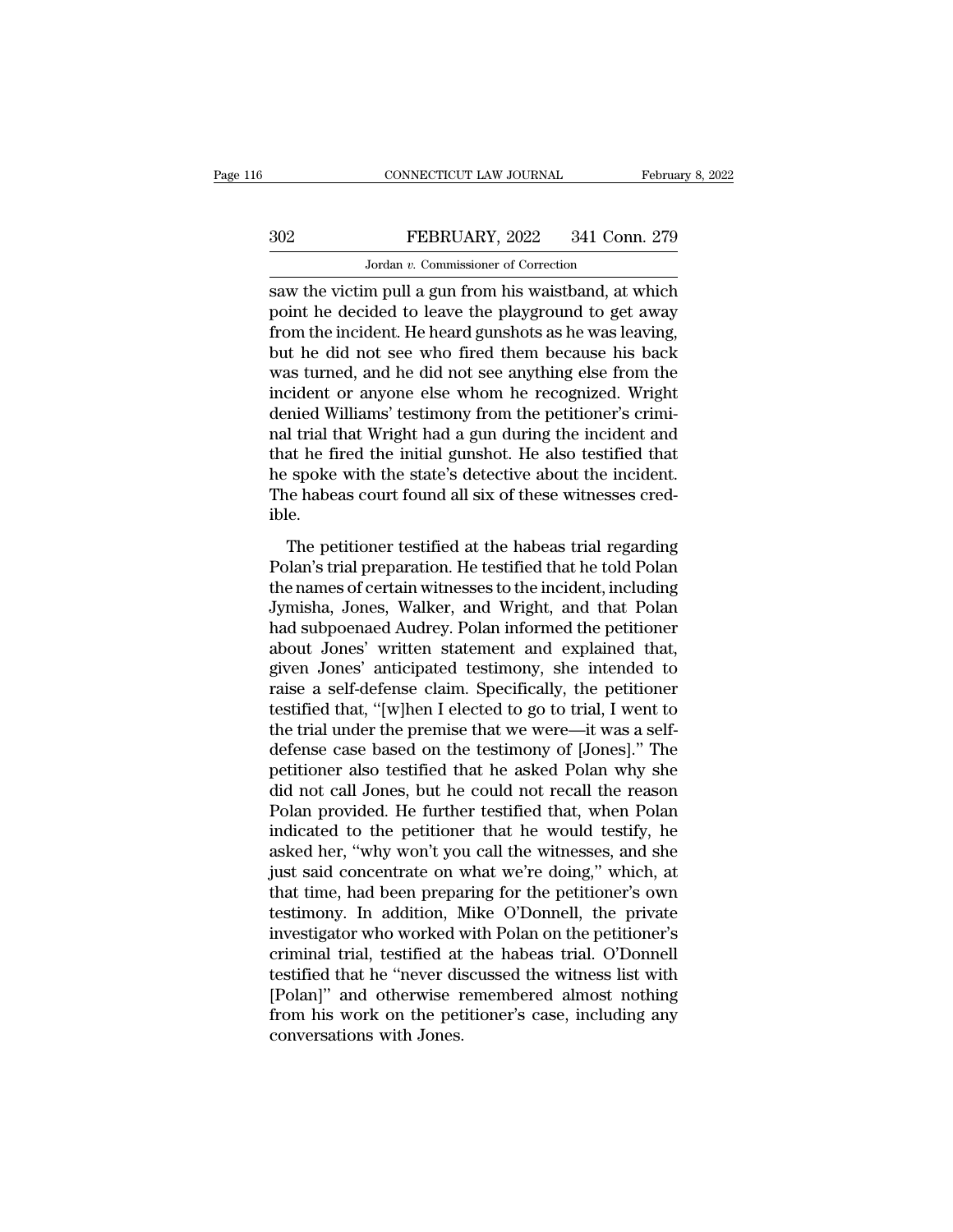saw the victim pull a gun from his waistband, at which point he decided to leave the playground to get away from the incident. He heard gunshots as he was leaving, but he did not see who fired them because his back was turned, and he did not see anything else from the incident or anyone else whom he recognized. Wright denied Williams' testimony from the petitioner's criminal trial that Wright had a gun during the incident and that he fired the initial gunshot. He also testified that he spoke with the state's detective about the incident. The habeas court found all six of these witnesses credible.

The petitioner testified at the habeas trial regarding Polan's trial preparation. He testified that he told Polan the names of certain witnesses to the incident, including Jymisha, Jones, Walker, and Wright, and that Polan had subpoenaed Audrey. Polan informed the petitioner about Jones' written statement and explained that, given Jones' anticipated testimony, she intended to raise a self-defense claim. Specifically, the petitioner testified that, "[w]hen I elected to go to trial, I went to the trial under the premise that we were—it was a self-defense case based on the testimony of [Jones]." The petitioner also testified that he asked Polan why she did not call Jones, but he could not recall the reason Polan provided. He further testified that, when Polan indicated to the petitioner that he would testify, he asked her, "why won't you call the witnesses, and she just said concentrate on what we're doing," which, at that time, had been preparing for the petitioner's own testimony. In addition, Mike O'Donnell, the private investigator who worked with Polan on the petitioner's criminal trial, testified at the habeas trial. O'Donnell testified that he "never discussed the witness list with [Polan]" and otherwise remembered almost nothing from his work on the petitioner's case, including any conversations with Jones.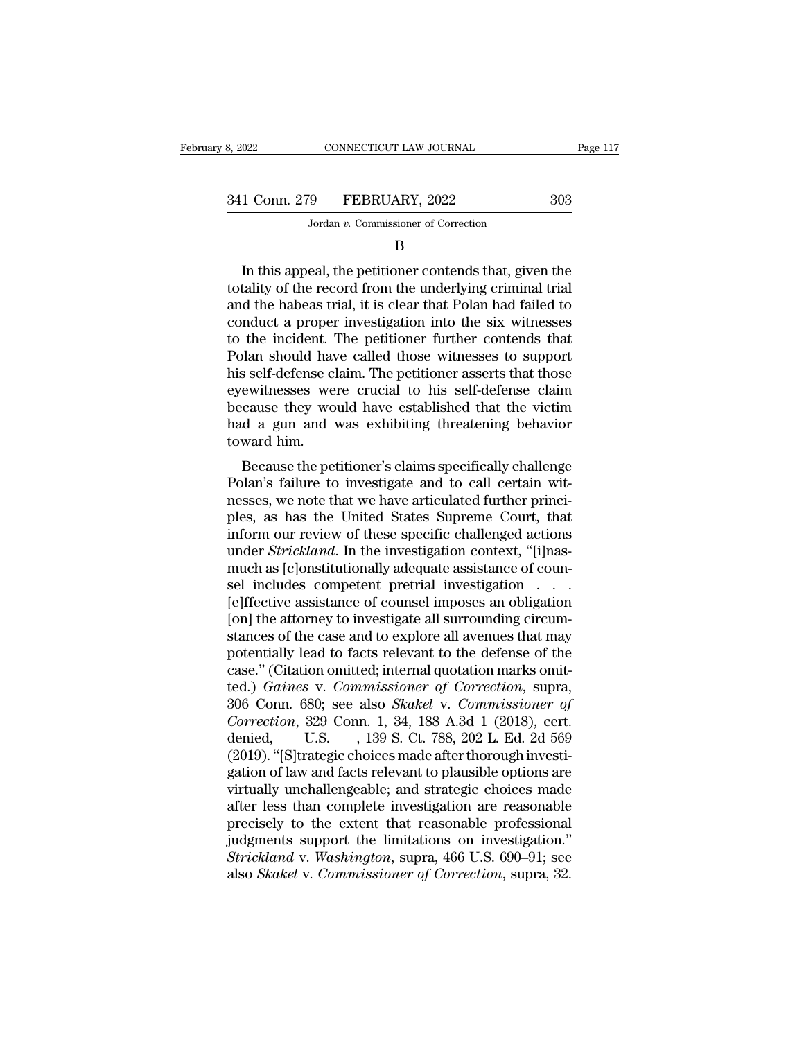B

In this appeal, the petitioner contends that, given the totality of the record from the underlying criminal trial and the habeas trial, it is clear that Polan had failed to conduct a proper investigation into the six witnesses to the incident. The petitioner further contends that Polan should have called those witnesses to support his self-defense claim. The petitioner asserts that those eyewitnesses were crucial to his self-defense claim because they would have established that the victim had a gun and was exhibiting threatening behavior toward him.

Because the petitioner's claims specifically challenge Polan's failure to investigate and to call certain witnesses, we note that we have articulated further principles, as has the United States Supreme Court, that inform our review of these specific challenged actions under *Strickland*. In the investigation context, "[i]nasmuch as [c]onstitutionally adequate assistance of counsel includes competent pretrial investigation . . . [e]ffective assistance of counsel imposes an obligation [on] the attorney to investigate all surrounding circumstances of the case and to explore all avenues that may potentially lead to facts relevant to the defense of the case." (Citation omitted; internal quotation marks omitted.) *Gaines* v. *Commissioner of Correction*, supra, 306 Conn. 680; see also *Skakel* v. *Commissioner of Correction*, 329 Conn. 1, 34, 188 A.3d 1 (2018), cert. denied, U.S. , 139 S. Ct. 788, 202 L. Ed. 2d 569 (2019). "[S]trategic choices made after thorough investigation of law and facts relevant to plausible options are virtually unchallengeable; and strategic choices made after less than complete investigation are reasonable precisely to the extent that reasonable professional judgments support the limitations on investigation." *Strickland* v. *Washington*, supra, 466 U.S. 690–91; see also *Skakel* v. *Commissioner of Correction*, supra, 32.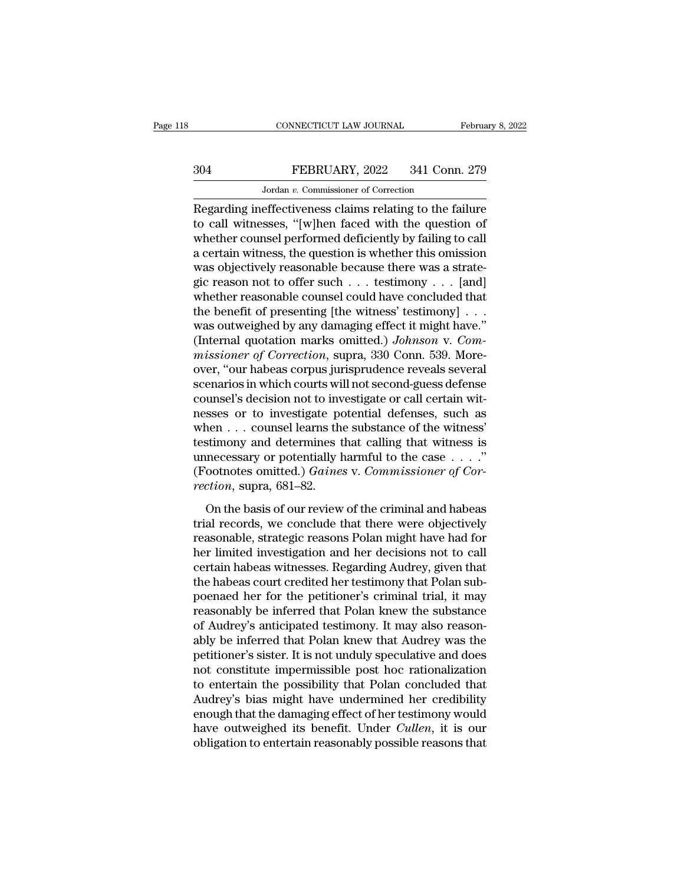Regarding ineffectiveness claims relating to the failure to call witnesses, "[w]hen faced with the question of whether counsel performed deficiently by failing to call a certain witness, the question is whether this omission was objectively reasonable because there was a strategic reason not to offer such . . . testimony . . . [and] whether reasonable counsel could have concluded that the benefit of presenting [the witness' testimony] . . . was outweighed by any damaging effect it might have." (Internal quotation marks omitted.) *Johnson* v. *Commissioner of Correction*, supra, 330 Conn. 539. Moreover, "our habeas corpus jurisprudence reveals several scenarios in which courts will not second-guess defense counsel's decision not to investigate or call certain witnesses or to investigate potential defenses, such as when . . . counsel learns the substance of the witness' testimony and determines that calling that witness is unnecessary or potentially harmful to the case . . . ." (Footnotes omitted.) *Gaines* v. *Commissioner of Correction*, supra, 681–82.

On the basis of our review of the criminal and habeas trial records, we conclude that there were objectively reasonable, strategic reasons Polan might have had for her limited investigation and her decisions not to call certain habeas witnesses. Regarding Audrey, given that the habeas court credited her testimony that Polan subpoenaed her for the petitioner's criminal trial, it may reasonably be inferred that Polan knew the substance of Audrey's anticipated testimony. It may also reasonably be inferred that Polan knew that Audrey was the petitioner's sister. It is not unduly speculative and does not constitute impermissible post hoc rationalization to entertain the possibility that Polan concluded that Audrey's bias might have undermined her credibility enough that the damaging effect of her testimony would have outweighed its benefit. Under *Cullen*, it is our obligation to entertain reasonably possible reasons that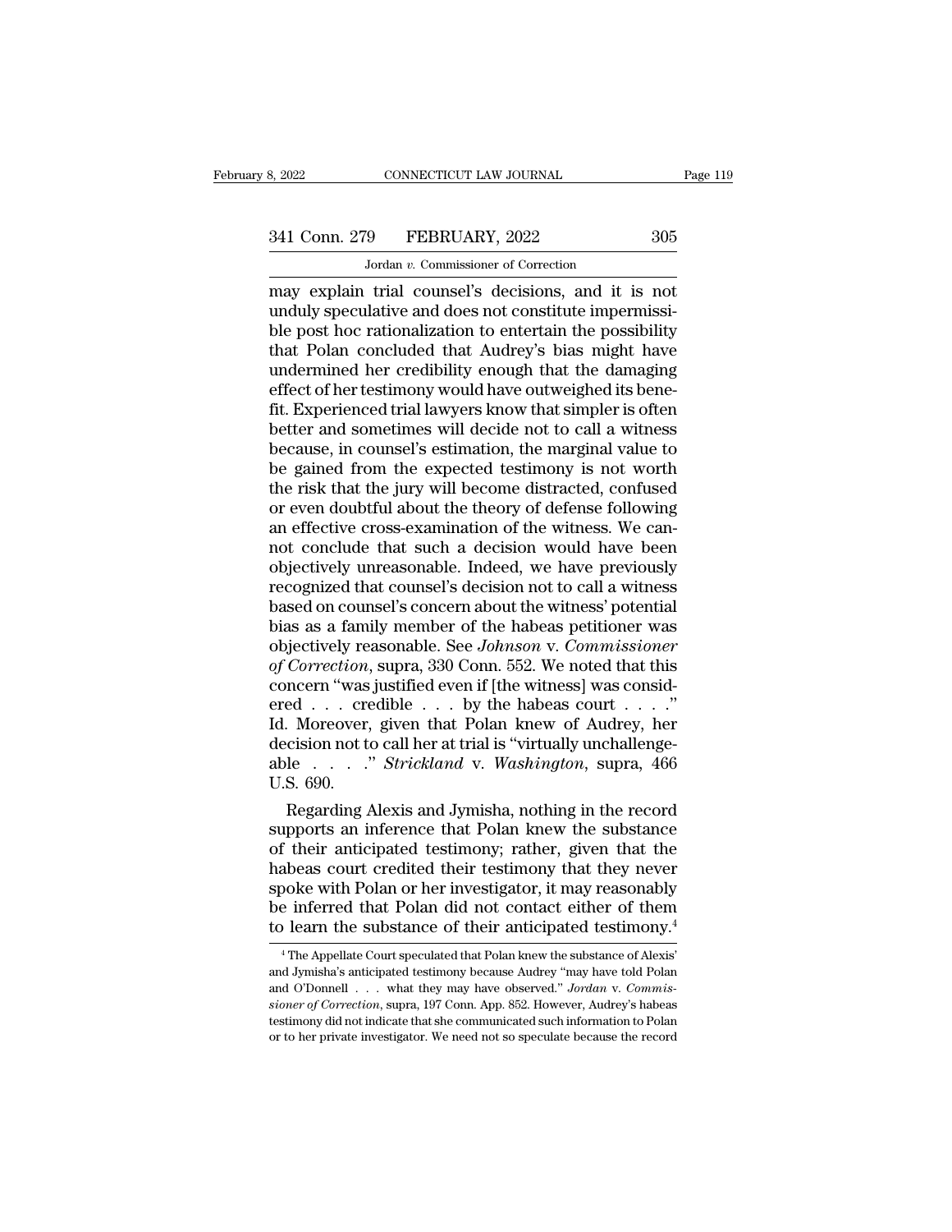may explain trial counsel's decisions, and it is not unduly speculative and does not constitute impermissible post hoc rationalization to entertain the possibility that Polan concluded that Audrey's bias might have undermined her credibility enough that the damaging effect of her testimony would have outweighed its benefit. Experienced trial lawyers know that simpler is often better and sometimes will decide not to call a witness because, in counsel's estimation, the marginal value to be gained from the expected testimony is not worth the risk that the jury will become distracted, confused or even doubtful about the theory of defense following an effective cross-examination of the witness. We cannot conclude that such a decision would have been objectively unreasonable. Indeed, we have previously recognized that counsel's decision not to call a witness based on counsel's concern about the witness' potential bias as a family member of the habeas petitioner was objectively reasonable. See *Johnson* v. *Commissioner of Correction*, supra, 330 Conn. 552. We noted that this concern "was justified even if [the witness] was considered . . . credible . . . by the habeas court . . . ." Id. Moreover, given that Polan knew of Audrey, her decision not to call her at trial is "virtually unchallengeable . . . ." *Strickland* v. *Washington*, supra, 466 U.S. 690.

Regarding Alexis and Jymisha, nothing in the record supports an inference that Polan knew the substance of their anticipated testimony; rather, given that the habeas court credited their testimony that they never spoke with Polan or her investigator, it may reasonably be inferred that Polan did not contact either of them to learn the substance of their anticipated testimony.[4]

[4] The Appellate Court speculated that Polan knew the substance of Alexis' and Jymisha's anticipated testimony because Audrey "may have told Polan and O'Donnell . . . what they may have observed." *Jordan* v. *Commissioner of Correction*, supra, 197 Conn. App. 852. However, Audrey's habeas testimony did not indicate that she communicated such information to Polan or to her private investigator. We need not so speculate because the record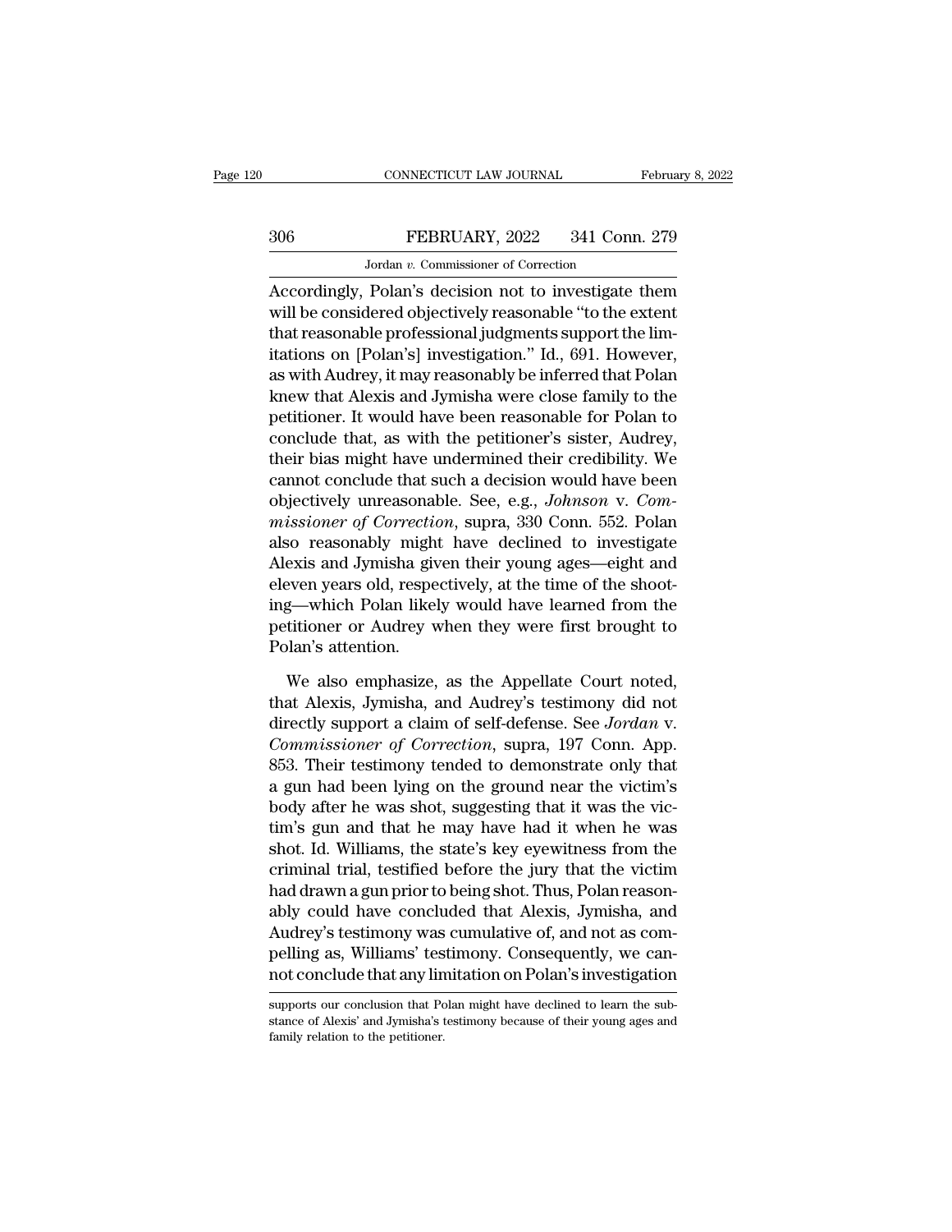Accordingly, Polan's decision not to investigate them will be considered objectively reasonable "to the extent that reasonable professional judgments support the limitations on [Polan's] investigation." Id., 691. However, as with Audrey, it may reasonably be inferred that Polan knew that Alexis and Jymisha were close family to the petitioner. It would have been reasonable for Polan to conclude that, as with the petitioner's sister, Audrey, their bias might have undermined their credibility. We cannot conclude that such a decision would have been objectively unreasonable. See, e.g., *Johnson* v. *Commissioner of Correction*, supra, 330 Conn. 552. Polan also reasonably might have declined to investigate Alexis and Jymisha given their young ages—eight and eleven years old, respectively, at the time of the shooting—which Polan likely would have learned from the petitioner or Audrey when they were first brought to Polan's attention.

We also emphasize, as the Appellate Court noted, that Alexis, Jymisha, and Audrey's testimony did not directly support a claim of self-defense. See *Jordan* v. *Commissioner of Correction*, supra, 197 Conn. App. 853. Their testimony tended to demonstrate only that a gun had been lying on the ground near the victim's body after he was shot, suggesting that it was the victim's gun and that he may have had it when he was shot. Id. Williams, the state's key eyewitness from the criminal trial, testified before the jury that the victim had drawn a gun prior to being shot. Thus, Polan reasonably could have concluded that Alexis, Jymisha, and Audrey's testimony was cumulative of, and not as compelling as, Williams' testimony. Consequently, we cannot conclude that any limitation on Polan's investigation

supports our conclusion that Polan might have declined to learn the substance of Alexis' and Jymisha's testimony because of their young ages and family relation to the petitioner.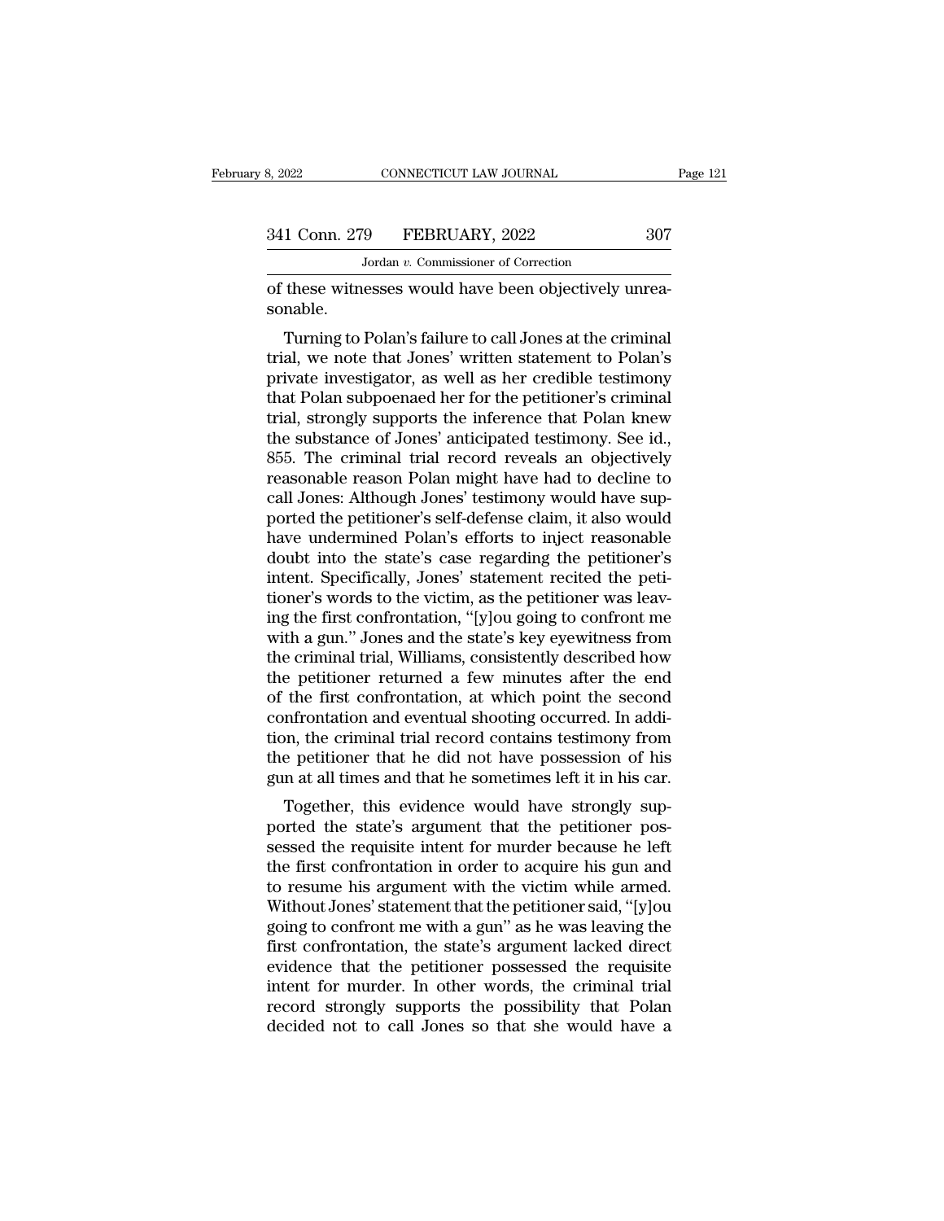of these witnesses would have been objectively unreasonable.

Turning to Polan's failure to call Jones at the criminal trial, we note that Jones' written statement to Polan's private investigator, as well as her credible testimony that Polan subpoenaed her for the petitioner's criminal trial, strongly supports the inference that Polan knew the substance of Jones' anticipated testimony. See id., 855. The criminal trial record reveals an objectively reasonable reason Polan might have had to decline to call Jones: Although Jones' testimony would have supported the petitioner's self-defense claim, it also would have undermined Polan's efforts to inject reasonable doubt into the state's case regarding the petitioner's intent. Specifically, Jones' statement recited the petitioner's words to the victim, as the petitioner was leaving the first confrontation, "[y]ou going to confront me with a gun." Jones and the state's key eyewitness from the criminal trial, Williams, consistently described how the petitioner returned a few minutes after the end of the first confrontation, at which point the second confrontation and eventual shooting occurred. In addition, the criminal trial record contains testimony from the petitioner that he did not have possession of his gun at all times and that he sometimes left it in his car.

Together, this evidence would have strongly supported the state's argument that the petitioner possessed the requisite intent for murder because he left the first confrontation in order to acquire his gun and to resume his argument with the victim while armed. Without Jones' statement that the petitioner said, "[y]ou going to confront me with a gun" as he was leaving the first confrontation, the state's argument lacked direct evidence that the petitioner possessed the requisite intent for murder. In other words, the criminal trial record strongly supports the possibility that Polan decided not to call Jones so that she would have a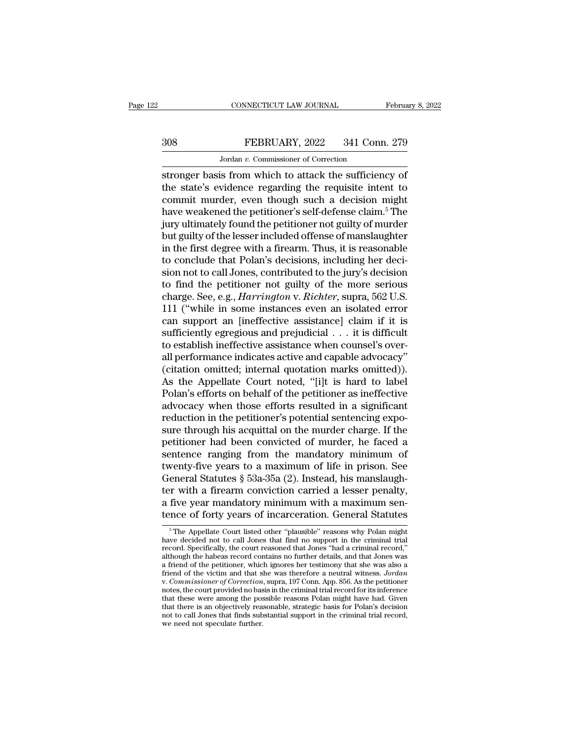stronger basis from which to attack the sufficiency of the state's evidence regarding the requisite intent to commit murder, even though such a decision might have weakened the petitioner's self-defense claim.[5] The jury ultimately found the petitioner not guilty of murder but guilty of the lesser included offense of manslaughter in the first degree with a firearm. Thus, it is reasonable to conclude that Polan's decisions, including her decision not to call Jones, contributed to the jury's decision to find the petitioner not guilty of the more serious charge. See, e.g., *Harrington* v. *Richter*, supra, 562 U.S. 111 ("while in some instances even an isolated error can support an [ineffective assistance] claim if it is sufficiently egregious and prejudicial . . . it is difficult to establish ineffective assistance when counsel's overall performance indicates active and capable advocacy" (citation omitted; internal quotation marks omitted)). As the Appellate Court noted, "[i]t is hard to label Polan's efforts on behalf of the petitioner as ineffective advocacy when those efforts resulted in a significant reduction in the petitioner's potential sentencing exposure through his acquittal on the murder charge. If the petitioner had been convicted of murder, he faced a sentence ranging from the mandatory minimum of twenty-five years to a maximum of life in prison. See General Statutes § 53a-35a (2). Instead, his manslaughter with a firearm conviction carried a lesser penalty, a five year mandatory minimum with a maximum sentence of forty years of incarceration. General Statutes

[5] The Appellate Court listed other "plausible" reasons why Polan might have decided not to call Jones that find no support in the criminal trial record. Specifically, the court reasoned that Jones "had a criminal record," although the habeas record contains no further details, and that Jones was a friend of the petitioner, which ignores her testimony that she was also a friend of the victim and that she was therefore a neutral witness. *Jordan* v. *Commissioner of Correction*, supra, 197 Conn. App. 856. As the petitioner notes, the court provided no basis in the criminal trial record for its inference that these were among the possible reasons Polan might have had. Given that there is an objectively reasonable, strategic basis for Polan's decision not to call Jones that finds substantial support in the criminal trial record, we need not speculate further.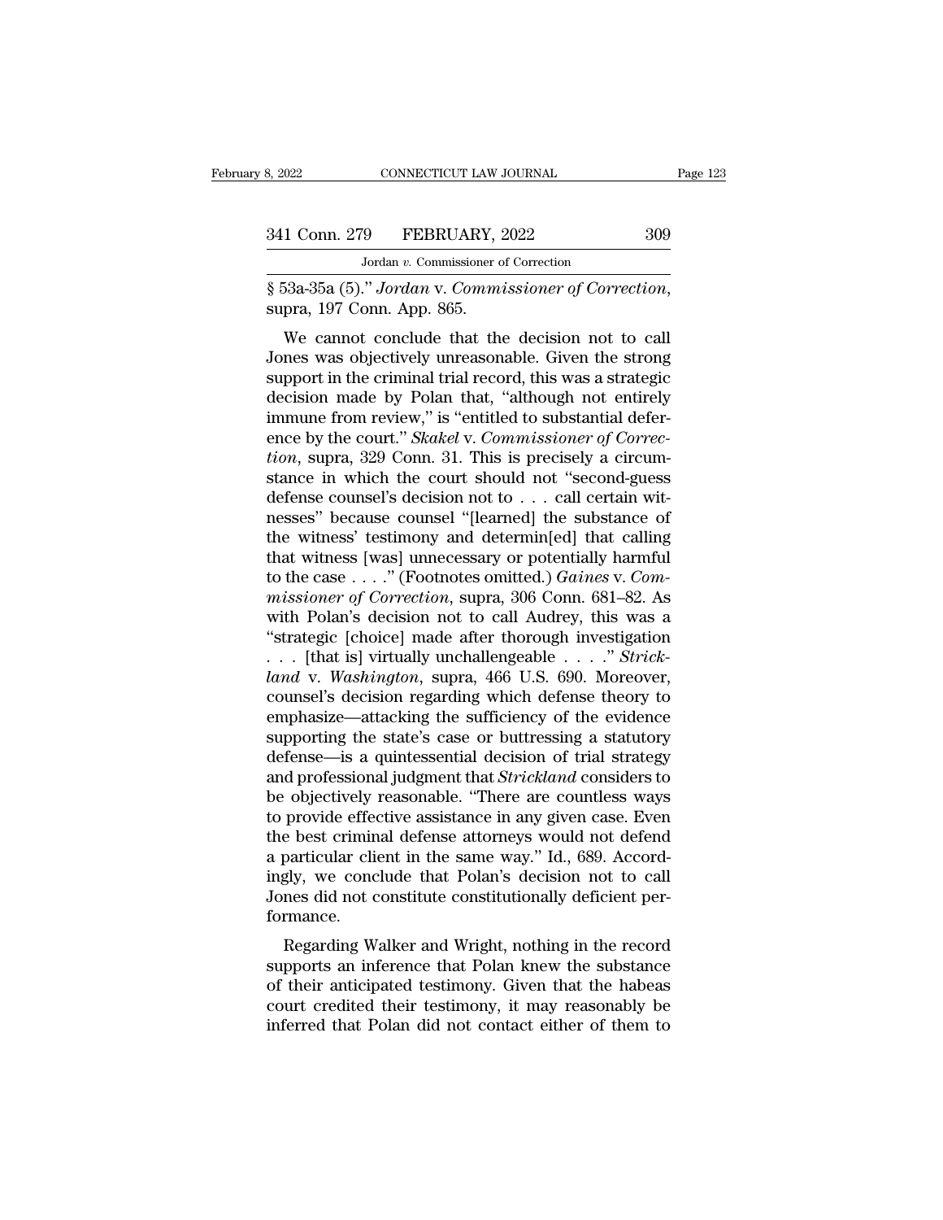§ 53a-35a (5)." *Jordan* v. *Commissioner of Correction*, supra, 197 Conn. App. 865.

We cannot conclude that the decision not to call Jones was objectively unreasonable. Given the strong support in the criminal trial record, this was a strategic decision made by Polan that, "although not entirely immune from review," is "entitled to substantial deference by the court." *Skakel* v. *Commissioner of Correction*, supra, 329 Conn. 31. This is precisely a circumstance in which the court should not "second-guess defense counsel's decision not to . . . call certain witnesses" because counsel "[learned] the substance of the witness' testimony and determin[ed] that calling that witness [was] unnecessary or potentially harmful to the case . . . ." (Footnotes omitted.) *Gaines* v. *Commissioner of Correction*, supra, 306 Conn. 681–82. As with Polan's decision not to call Audrey, this was a "strategic [choice] made after thorough investigation . . . [that is] virtually unchallengeable . . . ." *Strickland* v. *Washington*, supra, 466 U.S. 690. Moreover, counsel's decision regarding which defense theory to emphasize—attacking the sufficiency of the evidence supporting the state's case or buttressing a statutory defense—is a quintessential decision of trial strategy and professional judgment that *Strickland* considers to be objectively reasonable. "There are countless ways to provide effective assistance in any given case. Even the best criminal defense attorneys would not defend a particular client in the same way." Id., 689. Accordingly, we conclude that Polan's decision not to call Jones did not constitute constitutionally deficient performance.

Regarding Walker and Wright, nothing in the record supports an inference that Polan knew the substance of their anticipated testimony. Given that the habeas court credited their testimony, it may reasonably be inferred that Polan did not contact either of them to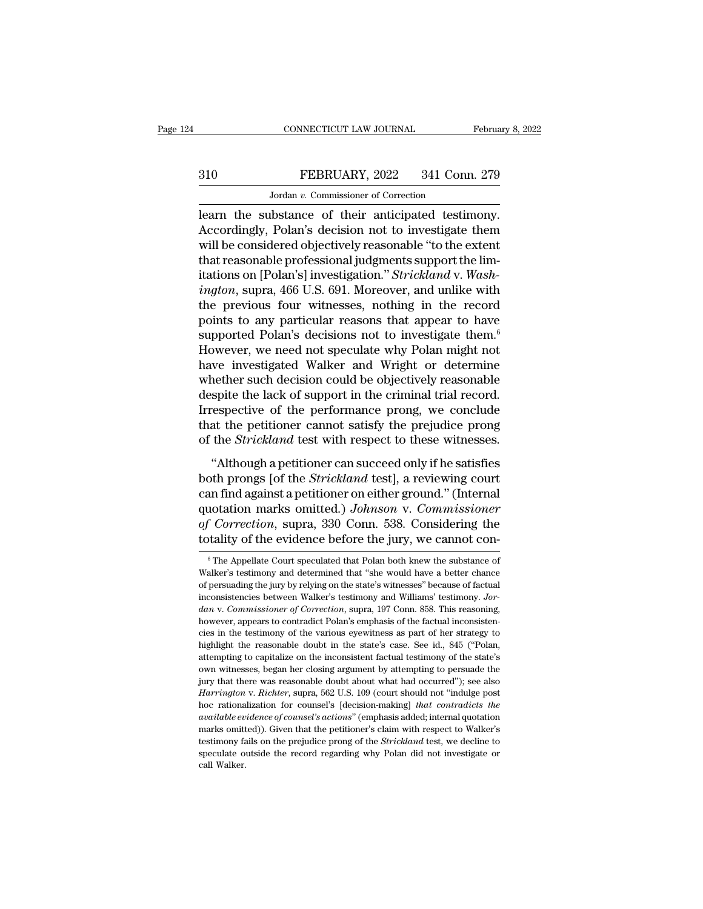learn the substance of their anticipated testimony. Accordingly, Polan's decision not to investigate them will be considered objectively reasonable "to the extent that reasonable professional judgments support the limitations on [Polan's] investigation." *Strickland* v. *Washington*, supra, 466 U.S. 691. Moreover, and unlike with the previous four witnesses, nothing in the record points to any particular reasons that appear to have supported Polan's decisions not to investigate them.[6] However, we need not speculate why Polan might not have investigated Walker and Wright or determine whether such decision could be objectively reasonable despite the lack of support in the criminal trial record. Irrespective of the performance prong, we conclude that the petitioner cannot satisfy the prejudice prong of the *Strickland* test with respect to these witnesses.

"Although a petitioner can succeed only if he satisfies both prongs [of the *Strickland* test], a reviewing court can find against a petitioner on either ground." (Internal quotation marks omitted.) *Johnson* v. *Commissioner of Correction*, supra, 330 Conn. 538. Considering the totality of the evidence before the jury, we cannot con-

---

[6] The Appellate Court speculated that Polan both knew the substance of Walker's testimony and determined that "she would have a better chance of persuading the jury by relying on the state's witnesses" because of factual inconsistencies between Walker's testimony and Williams' testimony. *Jordan* v. *Commissioner of Correction*, supra, 197 Conn. 858. This reasoning, however, appears to contradict Polan's emphasis of the factual inconsistencies in the testimony of the various eyewitness as part of her strategy to highlight the reasonable doubt in the state's case. See id., 845 ("Polan, attempting to capitalize on the inconsistent factual testimony of the state's own witnesses, began her closing argument by attempting to persuade the jury that there was reasonable doubt about what had occurred"); see also *Harrington* v. *Richter*, supra, 562 U.S. 109 (court should not "indulge post hoc rationalization for counsel's [decision-making] *that contradicts the available evidence of counsel's actions*" (emphasis added; internal quotation marks omitted)). Given that the petitioner's claim with respect to Walker's testimony fails on the prejudice prong of the *Strickland* test, we decline to speculate outside the record regarding why Polan did not investigate or call Walker.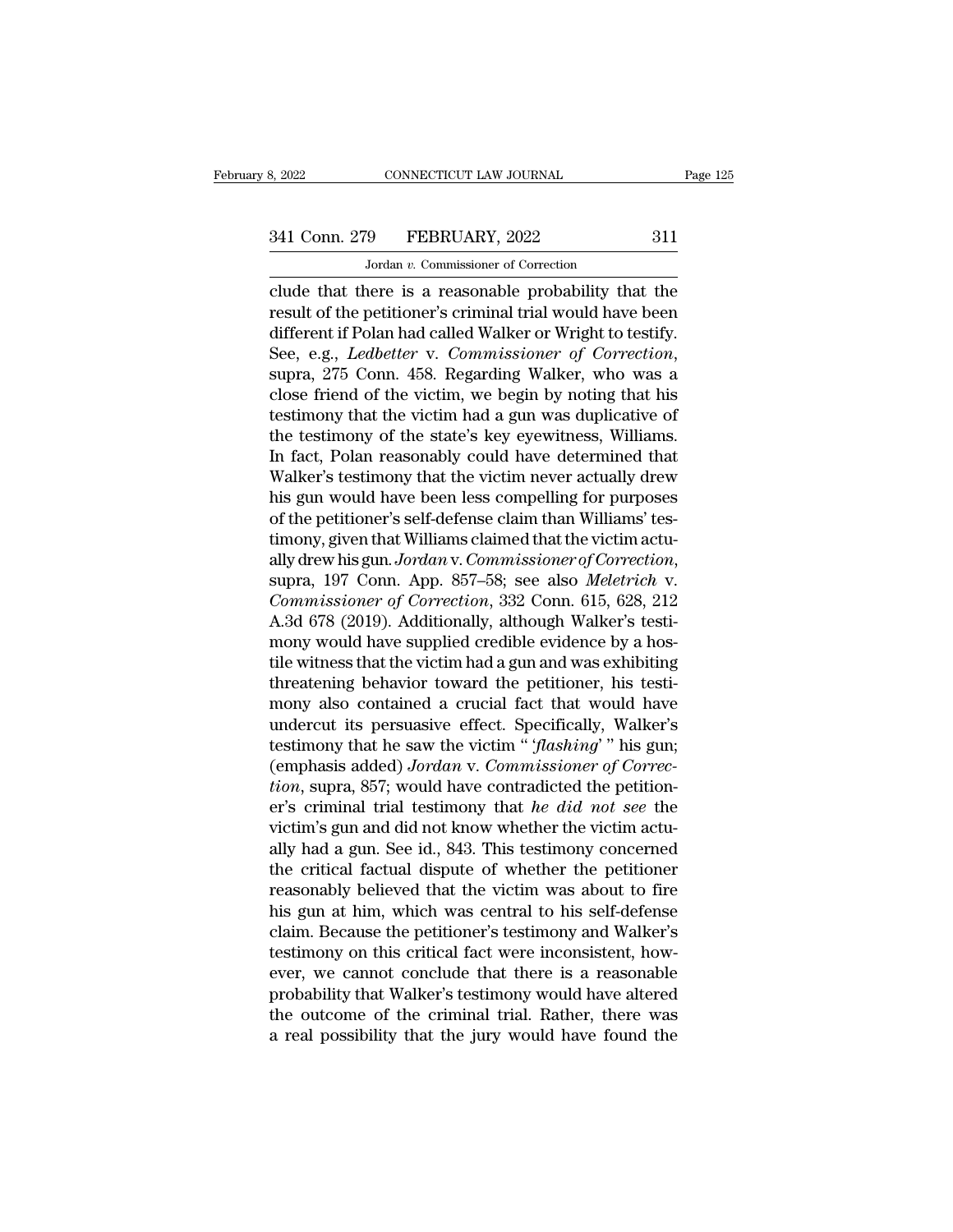clude that there is a reasonable probability that the result of the petitioner's criminal trial would have been different if Polan had called Walker or Wright to testify. See, e.g., *Ledbetter* v. *Commissioner of Correction*, supra, 275 Conn. 458. Regarding Walker, who was a close friend of the victim, we begin by noting that his testimony that the victim had a gun was duplicative of the testimony of the state's key eyewitness, Williams. In fact, Polan reasonably could have determined that Walker's testimony that the victim never actually drew his gun would have been less compelling for purposes of the petitioner's self-defense claim than Williams' testimony, given that Williams claimed that the victim actually drew his gun. *Jordan* v. *Commissioner of Correction*, supra, 197 Conn. App. 857–58; see also *Meletrich* v. *Commissioner of Correction*, 332 Conn. 615, 628, 212 A.3d 678 (2019). Additionally, although Walker's testimony would have supplied credible evidence by a hostile witness that the victim had a gun and was exhibiting threatening behavior toward the petitioner, his testimony also contained a crucial fact that would have undercut its persuasive effect. Specifically, Walker's testimony that he saw the victim " '*flashing*' " his gun; (emphasis added) *Jordan* v. *Commissioner of Correction*, supra, 857; would have contradicted the petitioner's criminal trial testimony that *he did not see* the victim's gun and did not know whether the victim actually had a gun. See id., 843. This testimony concerned the critical factual dispute of whether the petitioner reasonably believed that the victim was about to fire his gun at him, which was central to his self-defense claim. Because the petitioner's testimony and Walker's testimony on this critical fact were inconsistent, however, we cannot conclude that there is a reasonable probability that Walker's testimony would have altered the outcome of the criminal trial. Rather, there was a real possibility that the jury would have found the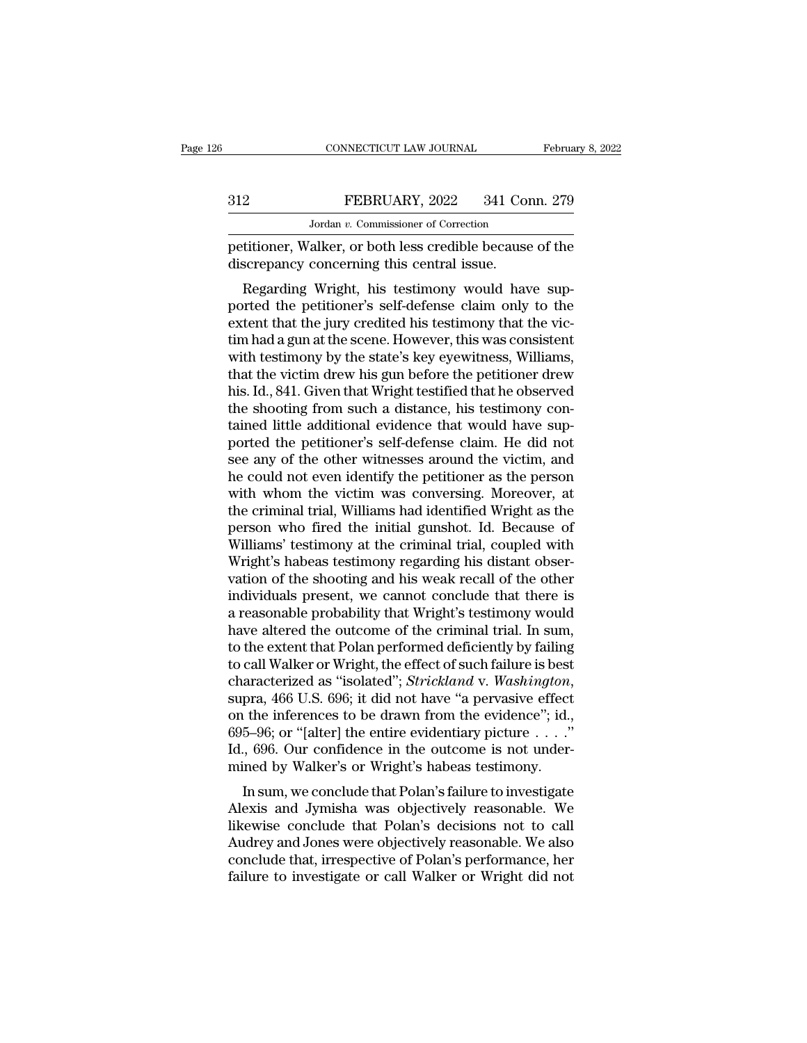petitioner, Walker, or both less credible because of the discrepancy concerning this central issue.

Regarding Wright, his testimony would have supported the petitioner's self-defense claim only to the extent that the jury credited his testimony that the victim had a gun at the scene. However, this was consistent with testimony by the state's key eyewitness, Williams, that the victim drew his gun before the petitioner drew his. Id., 841. Given that Wright testified that he observed the shooting from such a distance, his testimony contained little additional evidence that would have supported the petitioner's self-defense claim. He did not see any of the other witnesses around the victim, and he could not even identify the petitioner as the person with whom the victim was conversing. Moreover, at the criminal trial, Williams had identified Wright as the person who fired the initial gunshot. Id. Because of Williams' testimony at the criminal trial, coupled with Wright's habeas testimony regarding his distant observation of the shooting and his weak recall of the other individuals present, we cannot conclude that there is a reasonable probability that Wright's testimony would have altered the outcome of the criminal trial. In sum, to the extent that Polan performed deficiently by failing to call Walker or Wright, the effect of such failure is best characterized as "isolated"; *Strickland* v. *Washington*, supra, 466 U.S. 696; it did not have "a pervasive effect on the inferences to be drawn from the evidence"; id., 695–96; or "[alter] the entire evidentiary picture . . . ." Id., 696. Our confidence in the outcome is not undermined by Walker's or Wright's habeas testimony.

In sum, we conclude that Polan's failure to investigate Alexis and Jymisha was objectively reasonable. We likewise conclude that Polan's decisions not to call Audrey and Jones were objectively reasonable. We also conclude that, irrespective of Polan's performance, her failure to investigate or call Walker or Wright did not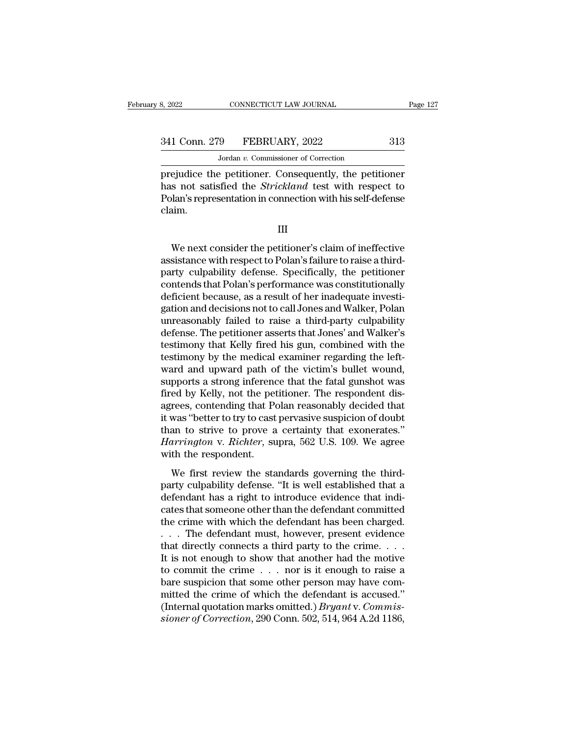prejudice the petitioner. Consequently, the petitioner has not satisfied the *Strickland* test with respect to Polan's representation in connection with his self-defense claim.

III

We next consider the petitioner's claim of ineffective assistance with respect to Polan's failure to raise a third-party culpability defense. Specifically, the petitioner contends that Polan's performance was constitutionally deficient because, as a result of her inadequate investigation and decisions not to call Jones and Walker, Polan unreasonably failed to raise a third-party culpability defense. The petitioner asserts that Jones' and Walker's testimony that Kelly fired his gun, combined with the testimony by the medical examiner regarding the leftward and upward path of the victim's bullet wound, supports a strong inference that the fatal gunshot was fired by Kelly, not the petitioner. The respondent disagrees, contending that Polan reasonably decided that it was "better to try to cast pervasive suspicion of doubt than to strive to prove a certainty that exonerates." *Harrington* v. *Richter*, supra, 562 U.S. 109. We agree with the respondent.

We first review the standards governing the third-party culpability defense. "It is well established that a defendant has a right to introduce evidence that indicates that someone other than the defendant committed the crime with which the defendant has been charged. . . . The defendant must, however, present evidence that directly connects a third party to the crime. . . . It is not enough to show that another had the motive to commit the crime . . . nor is it enough to raise a bare suspicion that some other person may have committed the crime of which the defendant is accused." (Internal quotation marks omitted.) *Bryant* v. *Commissioner of Correction*, 290 Conn. 502, 514, 964 A.2d 1186,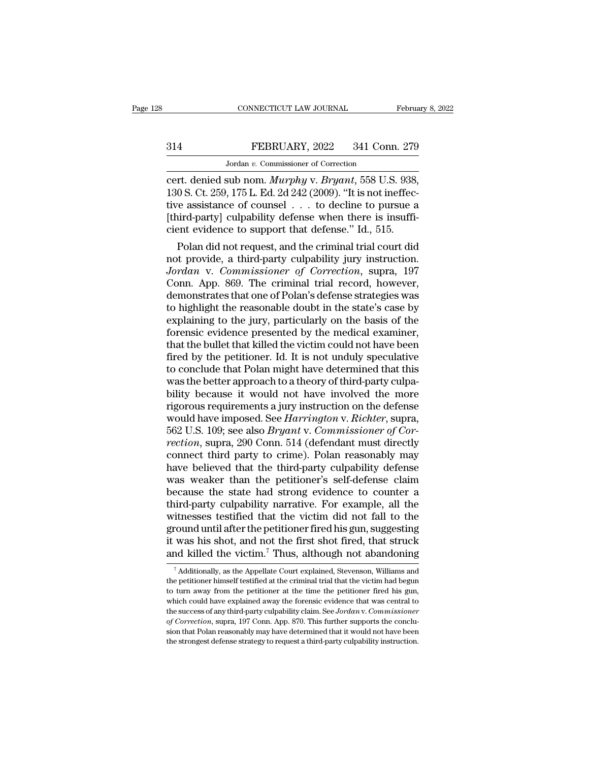cert. denied sub nom. *Murphy* v. *Bryant*, 558 U.S. 938, 130 S. Ct. 259, 175 L. Ed. 2d 242 (2009). "It is not ineffective assistance of counsel . . . to decline to pursue a [third-party] culpability defense when there is insufficient evidence to support that defense." Id., 515.

Polan did not request, and the criminal trial court did not provide, a third-party culpability jury instruction. *Jordan* v. *Commissioner of Correction*, supra, 197 Conn. App. 869. The criminal trial record, however, demonstrates that one of Polan's defense strategies was to highlight the reasonable doubt in the state's case by explaining to the jury, particularly on the basis of the forensic evidence presented by the medical examiner, that the bullet that killed the victim could not have been fired by the petitioner. Id. It is not unduly speculative to conclude that Polan might have determined that this was the better approach to a theory of third-party culpability because it would not have involved the more rigorous requirements a jury instruction on the defense would have imposed. See *Harrington* v. *Richter*, supra, 562 U.S. 109; see also *Bryant* v. *Commissioner of Correction*, supra, 290 Conn. 514 (defendant must directly connect third party to crime). Polan reasonably may have believed that the third-party culpability defense was weaker than the petitioner's self-defense claim because the state had strong evidence to counter a third-party culpability narrative. For example, all the witnesses testified that the victim did not fall to the ground until after the petitioner fired his gun, suggesting it was his shot, and not the first shot fired, that struck and killed the victim.[7] Thus, although not abandoning

[7] Additionally, as the Appellate Court explained, Stevenson, Williams and the petitioner himself testified at the criminal trial that the victim had begun to turn away from the petitioner at the time the petitioner fired his gun, which could have explained away the forensic evidence that was central to the success of any third-party culpability claim. See *Jordan* v. *Commissioner of Correction*, supra, 197 Conn. App. 870. This further supports the conclusion that Polan reasonably may have determined that it would not have been the strongest defense strategy to request a third-party culpability instruction.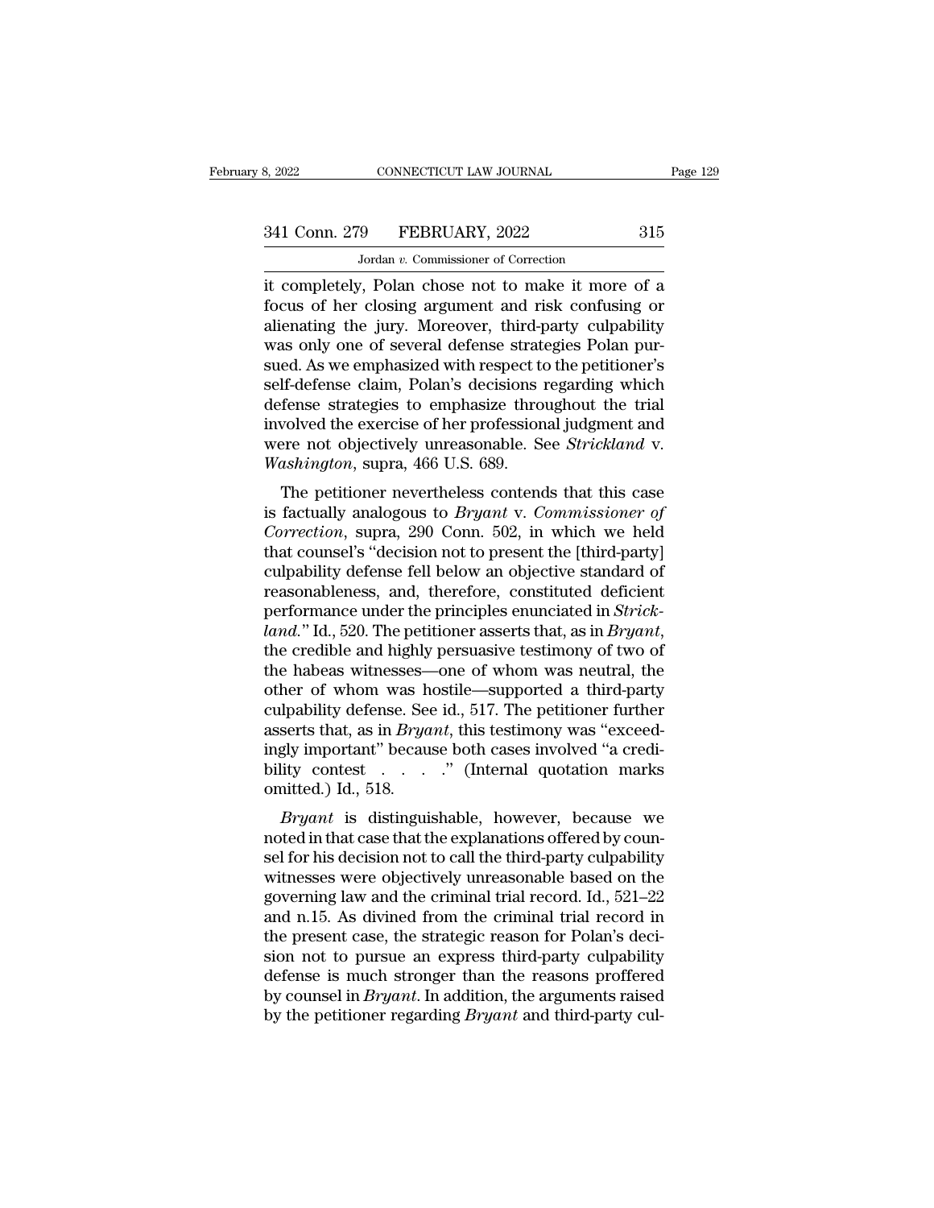it completely, Polan chose not to make it more of a focus of her closing argument and risk confusing or alienating the jury. Moreover, third-party culpability was only one of several defense strategies Polan pursued. As we emphasized with respect to the petitioner's self-defense claim, Polan's decisions regarding which defense strategies to emphasize throughout the trial involved the exercise of her professional judgment and were not objectively unreasonable. See *Strickland* v. *Washington*, supra, 466 U.S. 689.

The petitioner nevertheless contends that this case is factually analogous to *Bryant* v. *Commissioner of Correction*, supra, 290 Conn. 502, in which we held that counsel's "decision not to present the [third-party] culpability defense fell below an objective standard of reasonableness, and, therefore, constituted deficient performance under the principles enunciated in *Strickland*." Id., 520. The petitioner asserts that, as in *Bryant*, the credible and highly persuasive testimony of two of the habeas witnesses—one of whom was neutral, the other of whom was hostile—supported a third-party culpability defense. See id., 517. The petitioner further asserts that, as in *Bryant*, this testimony was "exceedingly important" because both cases involved "a credibility contest . . . ." (Internal quotation marks omitted.) Id., 518.

*Bryant* is distinguishable, however, because we noted in that case that the explanations offered by counsel for his decision not to call the third-party culpability witnesses were objectively unreasonable based on the governing law and the criminal trial record. Id., 521–22 and n.15. As divined from the criminal trial record in the present case, the strategic reason for Polan's decision not to pursue an express third-party culpability defense is much stronger than the reasons proffered by counsel in *Bryant*. In addition, the arguments raised by the petitioner regarding *Bryant* and third-party cul-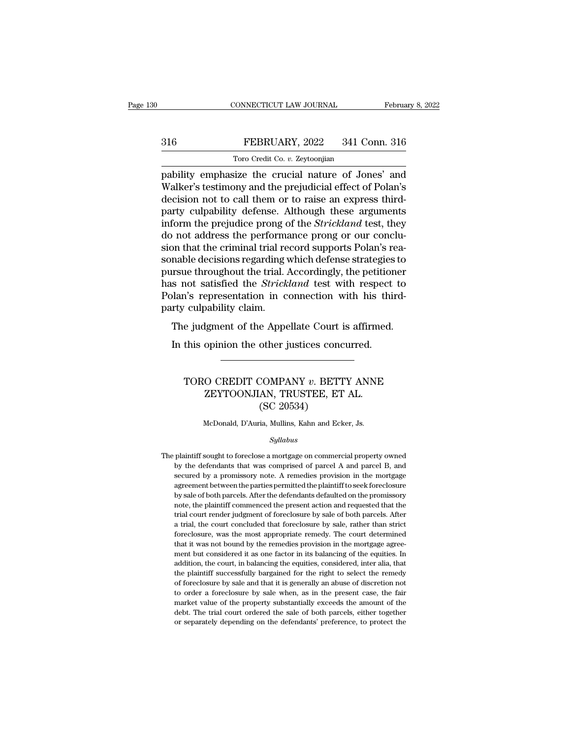pability emphasize the crucial nature of Jones' and Walker's testimony and the prejudicial effect of Polan's decision not to call them or to raise an express third-party culpability defense. Although these arguments inform the prejudice prong of the *Strickland* test, they do not address the performance prong or our conclusion that the criminal trial record supports Polan's reasonable decisions regarding which defense strategies to pursue throughout the trial. Accordingly, the petitioner has not satisfied the *Strickland* test with respect to Polan's representation in connection with his third-party culpability claim.

The judgment of the Appellate Court is affirmed.

In this opinion the other justices concurred.

---

## TORO CREDIT COMPANY *v.* BETTY ANNE ZEYTOONJIAN, TRUSTEE, ET AL.
## (SC 20534)

McDonald, D'Auria, Mullins, Kahn and Ecker, Js.

*Syllabus*

The plaintiff sought to foreclose a mortgage on commercial property owned by the defendants that was comprised of parcel A and parcel B, and secured by a promissory note. A remedies provision in the mortgage agreement between the parties permitted the plaintiff to seek foreclosure by sale of both parcels. After the defendants defaulted on the promissory note, the plaintiff commenced the present action and requested that the trial court render judgment of foreclosure by sale of both parcels. After a trial, the court concluded that foreclosure by sale, rather than strict foreclosure, was the most appropriate remedy. The court determined that it was not bound by the remedies provision in the mortgage agreement but considered it as one factor in its balancing of the equities. In addition, the court, in balancing the equities, considered, inter alia, that the plaintiff successfully bargained for the right to select the remedy of foreclosure by sale and that it is generally an abuse of discretion not to order a foreclosure by sale when, as in the present case, the fair market value of the property substantially exceeds the amount of the debt. The trial court ordered the sale of both parcels, either together or separately depending on the defendants' preference, to protect the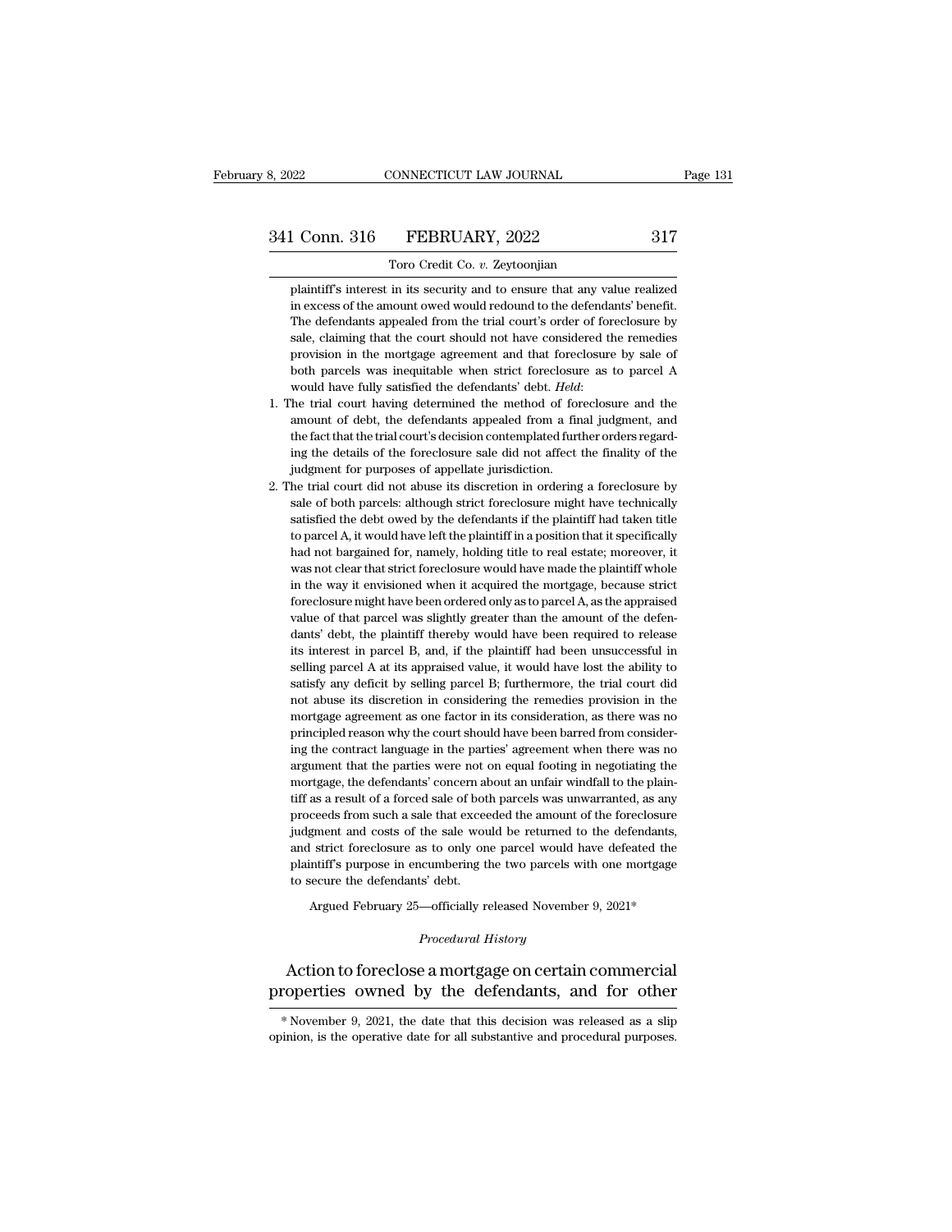plaintiff's interest in its security and to ensure that any value realized in excess of the amount owed would redound to the defendants' benefit. The defendants appealed from the trial court's order of foreclosure by sale, claiming that the court should not have considered the remedies provision in the mortgage agreement and that foreclosure by sale of both parcels was inequitable when strict foreclosure as to parcel A would have fully satisfied the defendants' debt. *Held*:

1. The trial court having determined the method of foreclosure and the amount of debt, the defendants appealed from a final judgment, and the fact that the trial court's decision contemplated further orders regarding the details of the foreclosure sale did not affect the finality of the judgment for purposes of appellate jurisdiction.

2. The trial court did not abuse its discretion in ordering a foreclosure by sale of both parcels: although strict foreclosure might have technically satisfied the debt owed by the defendants if the plaintiff had taken title to parcel A, it would have left the plaintiff in a position that it specifically had not bargained for, namely, holding title to real estate; moreover, it was not clear that strict foreclosure would have made the plaintiff whole in the way it envisioned when it acquired the mortgage, because strict foreclosure might have been ordered only as to parcel A, as the appraised value of that parcel was slightly greater than the amount of the defendants' debt, the plaintiff thereby would have been required to release its interest in parcel B, and, if the plaintiff had been unsuccessful in selling parcel A at its appraised value, it would have lost the ability to satisfy any deficit by selling parcel B; furthermore, the trial court did not abuse its discretion in considering the remedies provision in the mortgage agreement as one factor in its consideration, as there was no principled reason why the court should have been barred from considering the contract language in the parties' agreement when there was no argument that the parties were not on equal footing in negotiating the mortgage, the defendants' concern about an unfair windfall to the plaintiff as a result of a forced sale of both parcels was unwarranted, as any proceeds from such a sale that exceeded the amount of the foreclosure judgment and costs of the sale would be returned to the defendants, and strict foreclosure as to only one parcel would have defeated the plaintiff's purpose in encumbering the two parcels with one mortgage to secure the defendants' debt.

Argued February 25—officially released November 9, 2021*

*Procedural History*

Action to foreclose a mortgage on certain commercial properties owned by the defendants, and for other

\* November 9, 2021, the date that this decision was released as a slip opinion, is the operative date for all substantive and procedural purposes.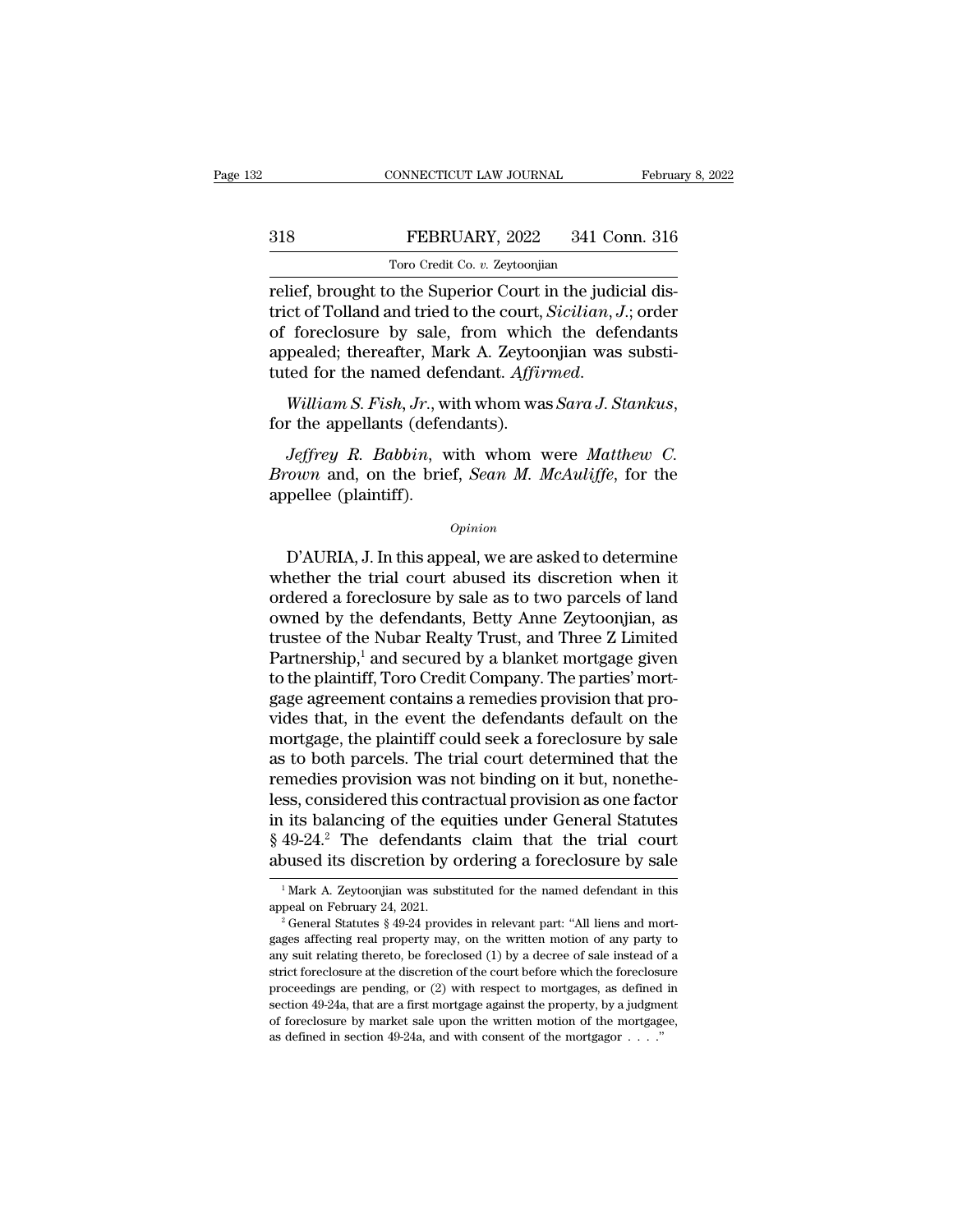relief, brought to the Superior Court in the judicial district of Tolland and tried to the court, *Sicilian*, *J.*; order of foreclosure by sale, from which the defendants appealed; thereafter, Mark A. Zeytoonjian was substituted for the named defendant. *Affirmed*.

*William S. Fish, Jr.*, with whom was *Sara J. Stankus*, for the appellants (defendants).

*Jeffrey R. Babbin*, with whom were *Matthew C. Brown* and, on the brief, *Sean M. McAuliffe*, for the appellee (plaintiff).

*Opinion*

D'AURIA, J. In this appeal, we are asked to determine whether the trial court abused its discretion when it ordered a foreclosure by sale as to two parcels of land owned by the defendants, Betty Anne Zeytoonjian, as trustee of the Nubar Realty Trust, and Three Z Limited Partnership,[1] and secured by a blanket mortgage given to the plaintiff, Toro Credit Company. The parties' mortgage agreement contains a remedies provision that provides that, in the event the defendants default on the mortgage, the plaintiff could seek a foreclosure by sale as to both parcels. The trial court determined that the remedies provision was not binding on it but, nonetheless, considered this contractual provision as one factor in its balancing of the equities under General Statutes § 49-24.[2] The defendants claim that the trial court abused its discretion by ordering a foreclosure by sale

---

[1] Mark A. Zeytoonjian was substituted for the named defendant in this appeal on February 24, 2021.

[2] General Statutes § 49-24 provides in relevant part: "All liens and mortgages affecting real property may, on the written motion of any party to any suit relating thereto, be foreclosed (1) by a decree of sale instead of a strict foreclosure at the discretion of the court before which the foreclosure proceedings are pending, or (2) with respect to mortgages, as defined in section 49-24a, that are a first mortgage against the property, by a judgment of foreclosure by market sale upon the written motion of the mortgagee, as defined in section 49-24a, and with consent of the mortgagor . . . ."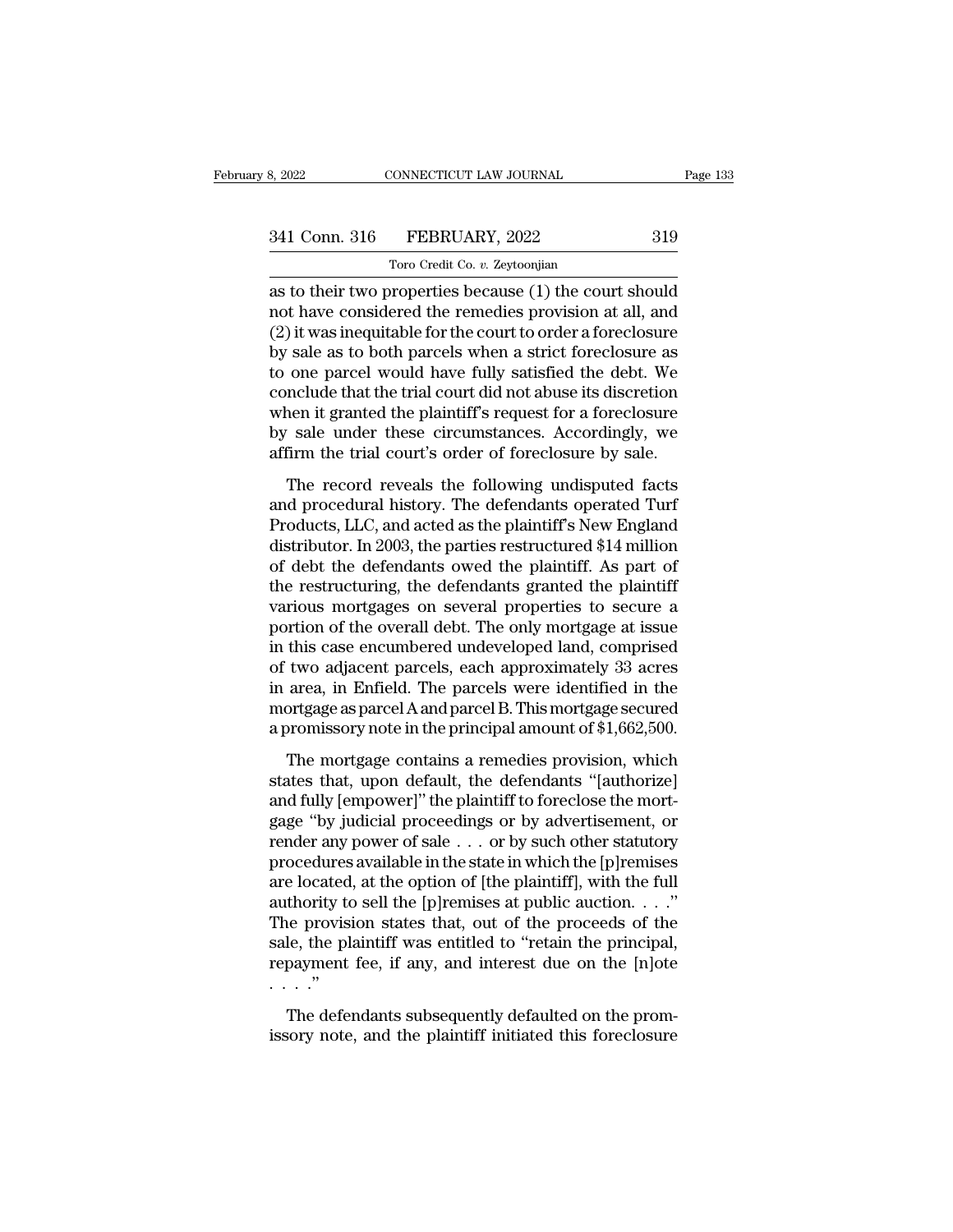as to their two properties because (1) the court should not have considered the remedies provision at all, and (2) it was inequitable for the court to order a foreclosure by sale as to both parcels when a strict foreclosure as to one parcel would have fully satisfied the debt. We conclude that the trial court did not abuse its discretion when it granted the plaintiff's request for a foreclosure by sale under these circumstances. Accordingly, we affirm the trial court's order of foreclosure by sale.

The record reveals the following undisputed facts and procedural history. The defendants operated Turf Products, LLC, and acted as the plaintiff's New England distributor. In 2003, the parties restructured $14 million of debt the defendants owed the plaintiff. As part of the restructuring, the defendants granted the plaintiff various mortgages on several properties to secure a portion of the overall debt. The only mortgage at issue in this case encumbered undeveloped land, comprised of two adjacent parcels, each approximately 33 acres in area, in Enfield. The parcels were identified in the mortgage as parcel A and parcel B. This mortgage secured a promissory note in the principal amount of $1,662,500.

The mortgage contains a remedies provision, which states that, upon default, the defendants "[authorize] and fully [empower]" the plaintiff to foreclose the mortgage "by judicial proceedings or by advertisement, or render any power of sale . . . or by such other statutory procedures available in the state in which the [p]remises are located, at the option of [the plaintiff], with the full authority to sell the [p]remises at public auction. . . ." The provision states that, out of the proceeds of the sale, the plaintiff was entitled to "retain the principal, repayment fee, if any, and interest due on the [n]ote . . . ."

The defendants subsequently defaulted on the promissory note, and the plaintiff initiated this foreclosure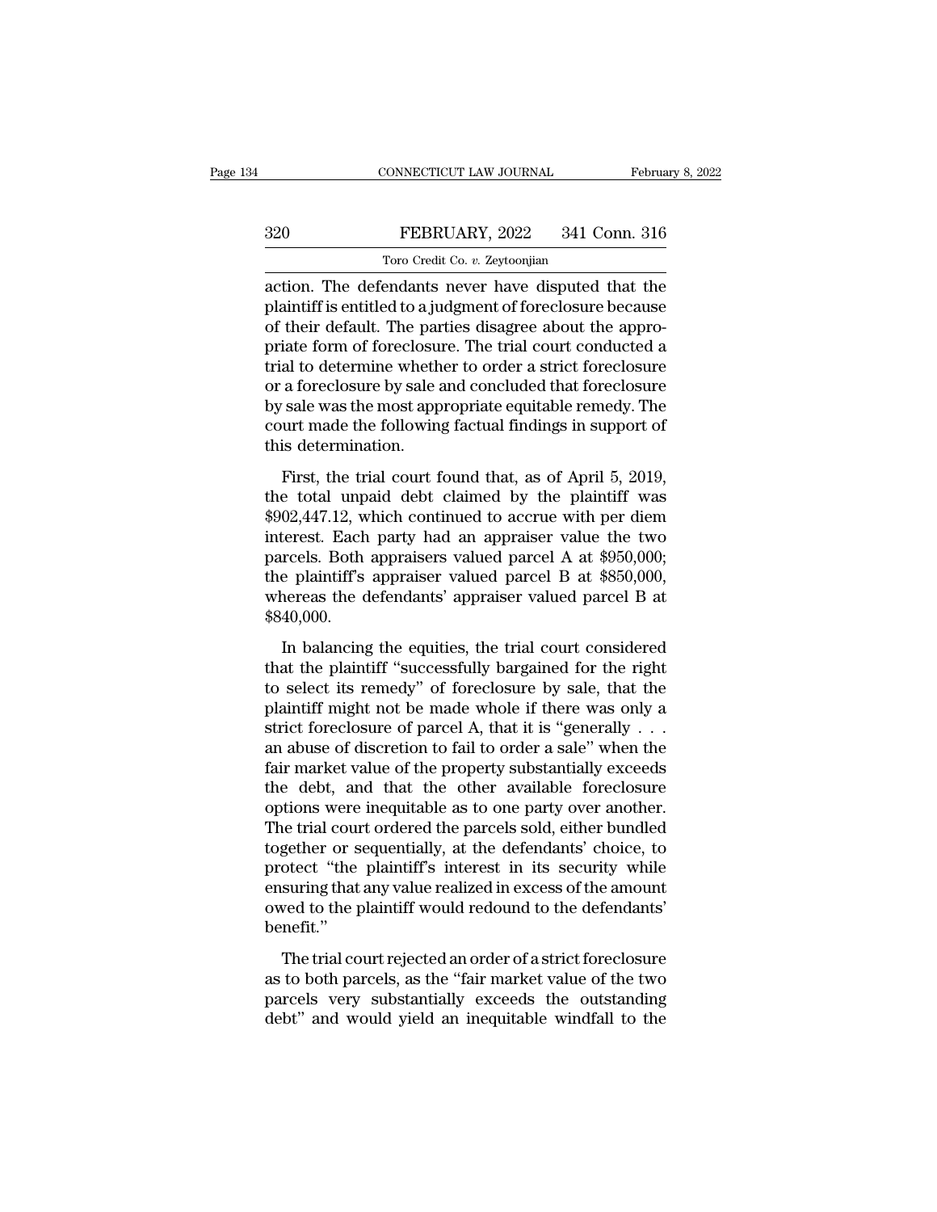action. The defendants never have disputed that the plaintiff is entitled to a judgment of foreclosure because of their default. The parties disagree about the appropriate form of foreclosure. The trial court conducted a trial to determine whether to order a strict foreclosure or a foreclosure by sale and concluded that foreclosure by sale was the most appropriate equitable remedy. The court made the following factual findings in support of this determination.

First, the trial court found that, as of April 5, 2019, the total unpaid debt claimed by the plaintiff was $902,447.12, which continued to accrue with per diem interest. Each party had an appraiser value the two parcels. Both appraisers valued parcel A at $950,000; the plaintiff's appraiser valued parcel B at $850,000, whereas the defendants' appraiser valued parcel B at $840,000.

In balancing the equities, the trial court considered that the plaintiff "successfully bargained for the right to select its remedy" of foreclosure by sale, that the plaintiff might not be made whole if there was only a strict foreclosure of parcel A, that it is "generally . . . an abuse of discretion to fail to order a sale" when the fair market value of the property substantially exceeds the debt, and that the other available foreclosure options were inequitable as to one party over another. The trial court ordered the parcels sold, either bundled together or sequentially, at the defendants' choice, to protect "the plaintiff's interest in its security while ensuring that any value realized in excess of the amount owed to the plaintiff would redound to the defendants' benefit."

The trial court rejected an order of a strict foreclosure as to both parcels, as the "fair market value of the two parcels very substantially exceeds the outstanding debt" and would yield an inequitable windfall to the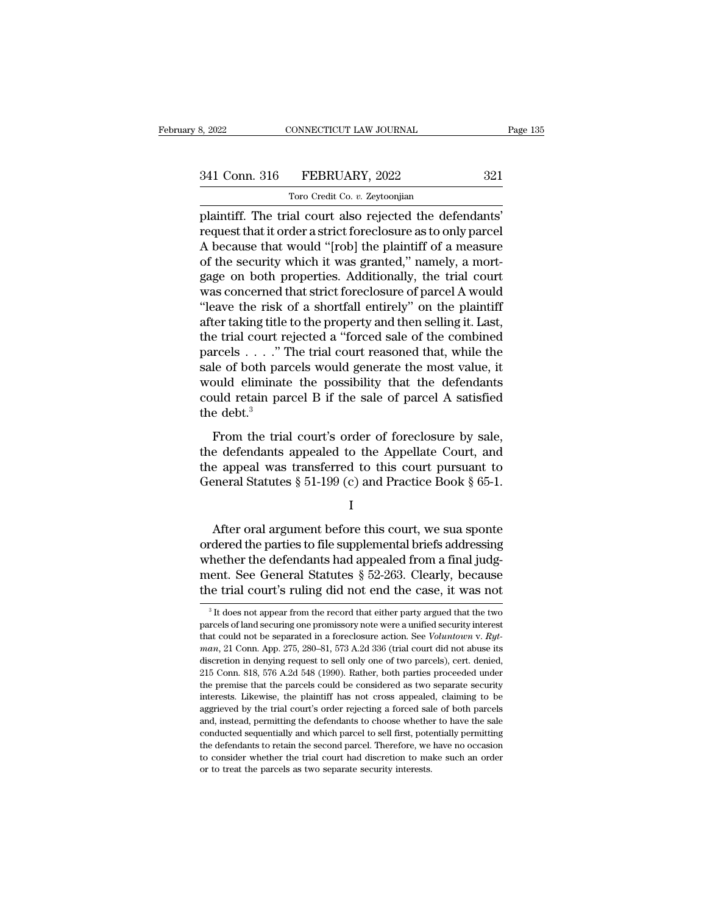plaintiff. The trial court also rejected the defendants' request that it order a strict foreclosure as to only parcel A because that would "[rob] the plaintiff of a measure of the security which it was granted," namely, a mortgage on both properties. Additionally, the trial court was concerned that strict foreclosure of parcel A would "leave the risk of a shortfall entirely" on the plaintiff after taking title to the property and then selling it. Last, the trial court rejected a "forced sale of the combined parcels . . . ." The trial court reasoned that, while the sale of both parcels would generate the most value, it would eliminate the possibility that the defendants could retain parcel B if the sale of parcel A satisfied the debt.[3]

From the trial court's order of foreclosure by sale, the defendants appealed to the Appellate Court, and the appeal was transferred to this court pursuant to General Statutes § 51-199 (c) and Practice Book § 65-1.

I

After oral argument before this court, we sua sponte ordered the parties to file supplemental briefs addressing whether the defendants had appealed from a final judgment. See General Statutes § 52-263. Clearly, because the trial court's ruling did not end the case, it was not

[3] It does not appear from the record that either party argued that the two parcels of land securing one promissory note were a unified security interest that could not be separated in a foreclosure action. See *Voluntown* v. *Rytman*, 21 Conn. App. 275, 280–81, 573 A.2d 336 (trial court did not abuse its discretion in denying request to sell only one of two parcels), cert. denied, 215 Conn. 818, 576 A.2d 548 (1990). Rather, both parties proceeded under the premise that the parcels could be considered as two separate security interests. Likewise, the plaintiff has not cross appealed, claiming to be aggrieved by the trial court's order rejecting a forced sale of both parcels and, instead, permitting the defendants to choose whether to have the sale conducted sequentially and which parcel to sell first, potentially permitting the defendants to retain the second parcel. Therefore, we have no occasion to consider whether the trial court had discretion to make such an order or to treat the parcels as two separate security interests.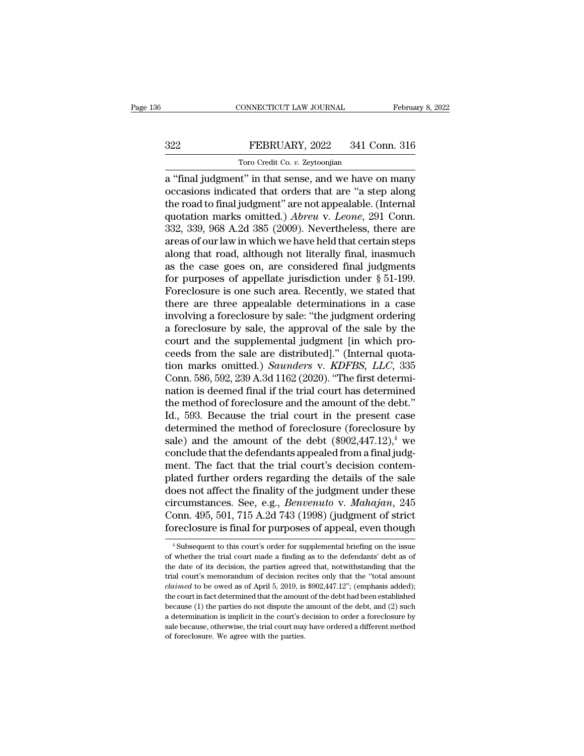a "final judgment" in that sense, and we have on many occasions indicated that orders that are "a step along the road to final judgment" are not appealable. (Internal quotation marks omitted.) *Abreu* v. *Leone*, 291 Conn. 332, 339, 968 A.2d 385 (2009). Nevertheless, there are areas of our law in which we have held that certain steps along that road, although not literally final, inasmuch as the case goes on, are considered final judgments for purposes of appellate jurisdiction under § 51-199. Foreclosure is one such area. Recently, we stated that there are three appealable determinations in a case involving a foreclosure by sale: "the judgment ordering a foreclosure by sale, the approval of the sale by the court and the supplemental judgment [in which proceeds from the sale are distributed]." (Internal quotation marks omitted.) *Saunders* v. *KDFBS, LLC*, 335 Conn. 586, 592, 239 A.3d 1162 (2020). "The first determination is deemed final if the trial court has determined the method of foreclosure and the amount of the debt." Id., 593. Because the trial court in the present case determined the method of foreclosure (foreclosure by sale) and the amount of the debt ($902,447.12),[4] we conclude that the defendants appealed from a final judgment. The fact that the trial court's decision contemplated further orders regarding the details of the sale does not affect the finality of the judgment under these circumstances. See, e.g., *Benvenuto* v. *Mahajan*, 245 Conn. 495, 501, 715 A.2d 743 (1998) (judgment of strict foreclosure is final for purposes of appeal, even though

[4] Subsequent to this court's order for supplemental briefing on the issue of whether the trial court made a finding as to the defendants' debt as of the date of its decision, the parties agreed that, notwithstanding that the trial court's memorandum of decision recites only that the "total amount *claimed* to be owed as of April 5, 2019, is $902,447.12"; (emphasis added); the court in fact determined that the amount of the debt had been established because (1) the parties do not dispute the amount of the debt, and (2) such a determination is implicit in the court's decision to order a foreclosure by sale because, otherwise, the trial court may have ordered a different method of foreclosure. We agree with the parties.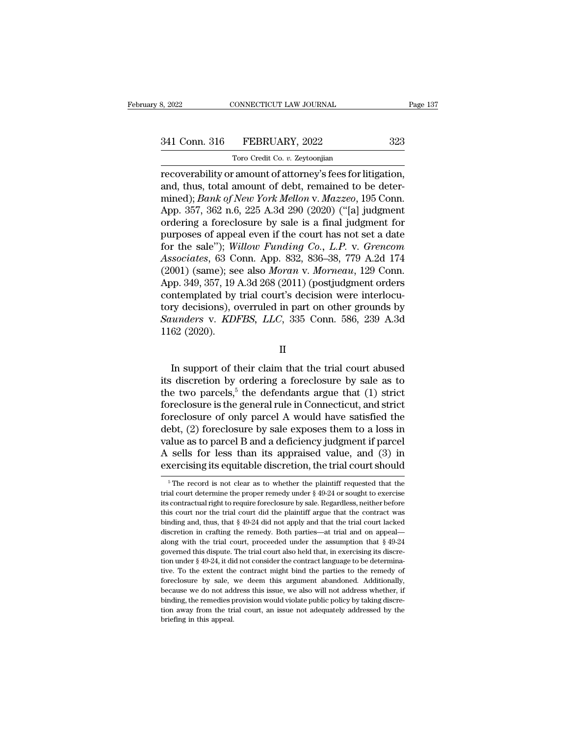recoverability or amount of attorney's fees for litigation, and, thus, total amount of debt, remained to be determined); *Bank of New York Mellon* v. *Mazzeo*, 195 Conn. App. 357, 362 n.6, 225 A.3d 290 (2020) ("[a] judgment ordering a foreclosure by sale is a final judgment for purposes of appeal even if the court has not set a date for the sale"); *Willow Funding Co., L.P.* v. *Grencom Associates*, 63 Conn. App. 832, 836–38, 779 A.2d 174 (2001) (same); see also *Moran* v. *Morneau*, 129 Conn. App. 349, 357, 19 A.3d 268 (2011) (postjudgment orders contemplated by trial court's decision were interlocutory decisions), overruled in part on other grounds by *Saunders* v. *KDFBS, LLC*, 335 Conn. 586, 239 A.3d 1162 (2020).

## II

In support of their claim that the trial court abused its discretion by ordering a foreclosure by sale as to the two parcels,[5] the defendants argue that (1) strict foreclosure is the general rule in Connecticut, and strict foreclosure of only parcel A would have satisfied the debt, (2) foreclosure by sale exposes them to a loss in value as to parcel B and a deficiency judgment if parcel A sells for less than its appraised value, and (3) in exercising its equitable discretion, the trial court should

---

[5] The record is not clear as to whether the plaintiff requested that the trial court determine the proper remedy under § 49-24 or sought to exercise its contractual right to require foreclosure by sale. Regardless, neither before this court nor the trial court did the plaintiff argue that the contract was binding and, thus, that § 49-24 did not apply and that the trial court lacked discretion in crafting the remedy. Both parties—at trial and on appeal—along with the trial court, proceeded under the assumption that § 49-24 governed this dispute. The trial court also held that, in exercising its discretion under § 49-24, it did not consider the contract language to be determinative. To the extent the contract might bind the parties to the remedy of foreclosure by sale, we deem this argument abandoned. Additionally, because we do not address this issue, we also will not address whether, if binding, the remedies provision would violate public policy by taking discretion away from the trial court, an issue not adequately addressed by the briefing in this appeal.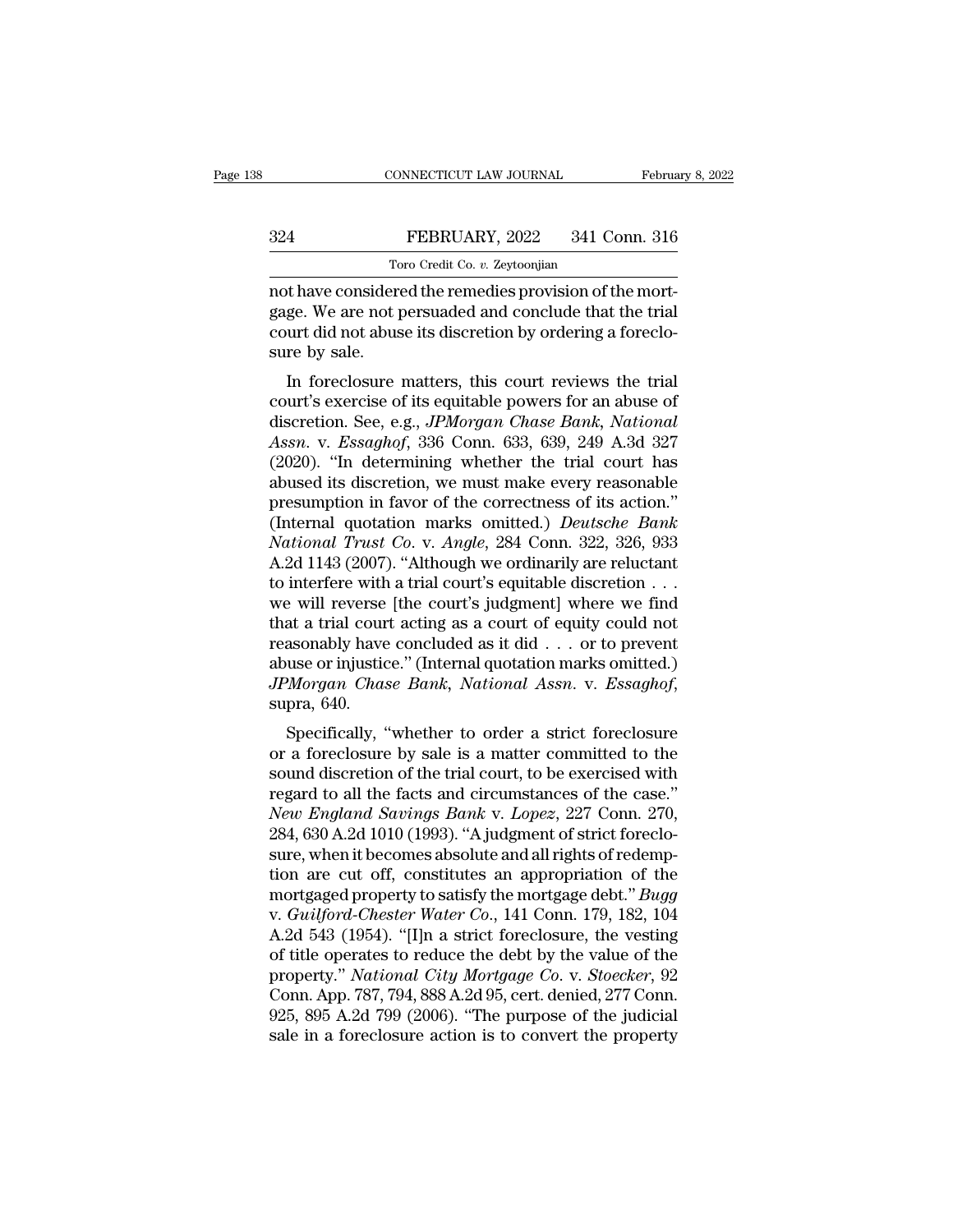not have considered the remedies provision of the mortgage. We are not persuaded and conclude that the trial court did not abuse its discretion by ordering a foreclosure by sale.

In foreclosure matters, this court reviews the trial court's exercise of its equitable powers for an abuse of discretion. See, e.g., *JPMorgan Chase Bank, National Assn.* v. *Essaghof*, 336 Conn. 633, 639, 249 A.3d 327 (2020). "In determining whether the trial court has abused its discretion, we must make every reasonable presumption in favor of the correctness of its action." (Internal quotation marks omitted.) *Deutsche Bank National Trust Co.* v. *Angle*, 284 Conn. 322, 326, 933 A.2d 1143 (2007). "Although we ordinarily are reluctant to interfere with a trial court's equitable discretion . . . we will reverse [the court's judgment] where we find that a trial court acting as a court of equity could not reasonably have concluded as it did . . . or to prevent abuse or injustice." (Internal quotation marks omitted.) *JPMorgan Chase Bank, National Assn.* v. *Essaghof*, supra, 640.

Specifically, "whether to order a strict foreclosure or a foreclosure by sale is a matter committed to the sound discretion of the trial court, to be exercised with regard to all the facts and circumstances of the case." *New England Savings Bank* v. *Lopez*, 227 Conn. 270, 284, 630 A.2d 1010 (1993). "A judgment of strict foreclosure, when it becomes absolute and all rights of redemption are cut off, constitutes an appropriation of the mortgaged property to satisfy the mortgage debt." *Bugg* v. *Guilford-Chester Water Co.*, 141 Conn. 179, 182, 104 A.2d 543 (1954). "[I]n a strict foreclosure, the vesting of title operates to reduce the debt by the value of the property." *National City Mortgage Co.* v. *Stoecker*, 92 Conn. App. 787, 794, 888 A.2d 95, cert. denied, 277 Conn. 925, 895 A.2d 799 (2006). "The purpose of the judicial sale in a foreclosure action is to convert the property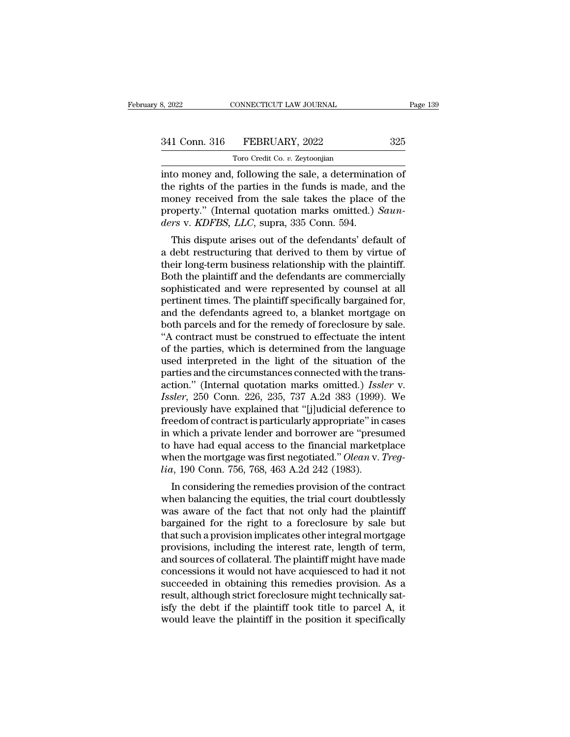into money and, following the sale, a determination of the rights of the parties in the funds is made, and the money received from the sale takes the place of the property." (Internal quotation marks omitted.) *Saunders* v. *KDFBS, LLC*, supra, 335 Conn. 594.

This dispute arises out of the defendants' default of a debt restructuring that derived to them by virtue of their long-term business relationship with the plaintiff. Both the plaintiff and the defendants are commercially sophisticated and were represented by counsel at all pertinent times. The plaintiff specifically bargained for, and the defendants agreed to, a blanket mortgage on both parcels and for the remedy of foreclosure by sale. "A contract must be construed to effectuate the intent of the parties, which is determined from the language used interpreted in the light of the situation of the parties and the circumstances connected with the transaction." (Internal quotation marks omitted.) *Issler* v. *Issler*, 250 Conn. 226, 235, 737 A.2d 383 (1999). We previously have explained that "[j]udicial deference to freedom of contract is particularly appropriate" in cases in which a private lender and borrower are "presumed to have had equal access to the financial marketplace when the mortgage was first negotiated." *Olean* v. *Treglia*, 190 Conn. 756, 768, 463 A.2d 242 (1983).

In considering the remedies provision of the contract when balancing the equities, the trial court doubtlessly was aware of the fact that not only had the plaintiff bargained for the right to a foreclosure by sale but that such a provision implicates other integral mortgage provisions, including the interest rate, length of term, and sources of collateral. The plaintiff might have made concessions it would not have acquiesced to had it not succeeded in obtaining this remedies provision. As a result, although strict foreclosure might technically satisfy the debt if the plaintiff took title to parcel A, it would leave the plaintiff in the position it specifically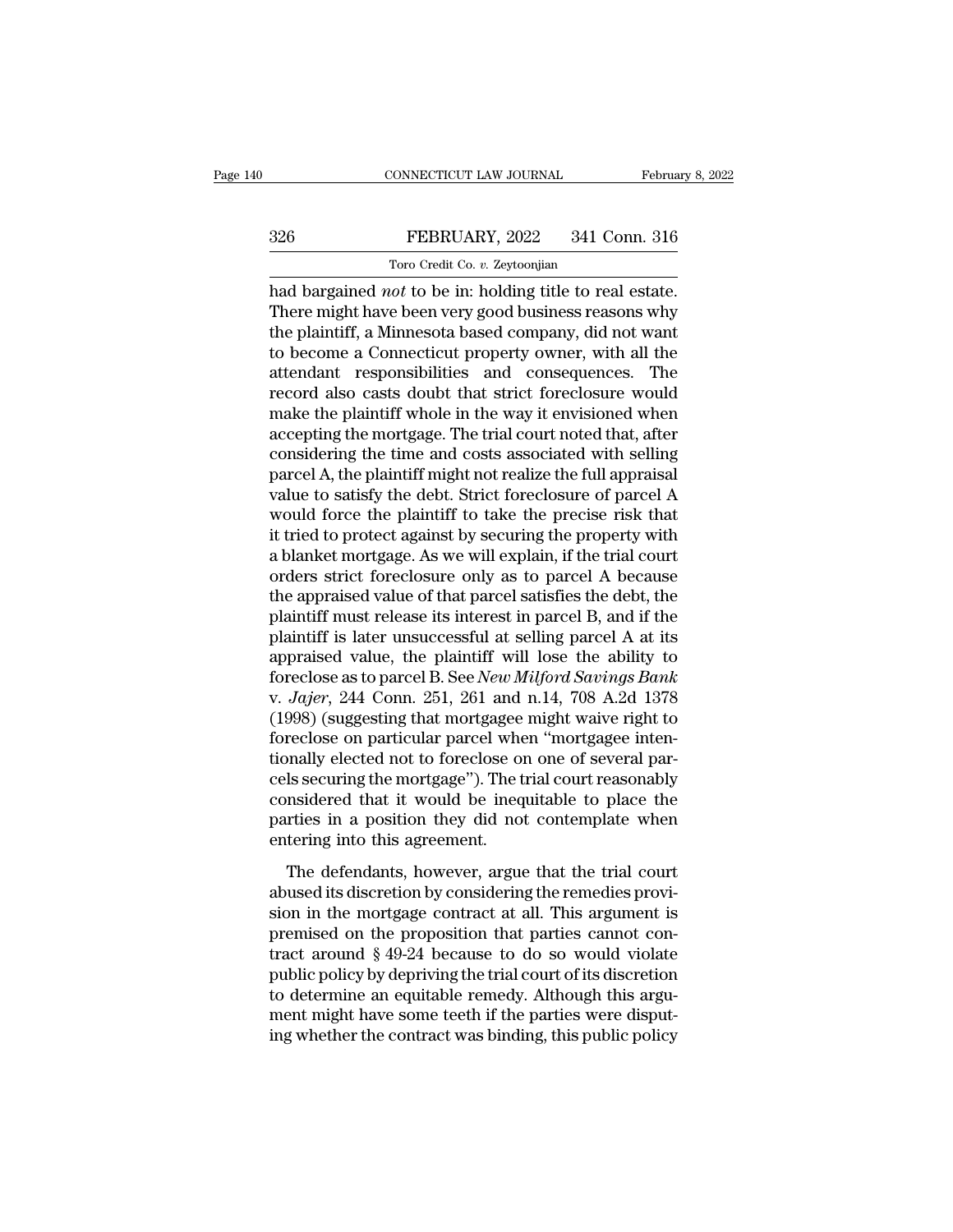had bargained *not* to be in: holding title to real estate. There might have been very good business reasons why the plaintiff, a Minnesota based company, did not want to become a Connecticut property owner, with all the attendant responsibilities and consequences. The record also casts doubt that strict foreclosure would make the plaintiff whole in the way it envisioned when accepting the mortgage. The trial court noted that, after considering the time and costs associated with selling parcel A, the plaintiff might not realize the full appraisal value to satisfy the debt. Strict foreclosure of parcel A would force the plaintiff to take the precise risk that it tried to protect against by securing the property with a blanket mortgage. As we will explain, if the trial court orders strict foreclosure only as to parcel A because the appraised value of that parcel satisfies the debt, the plaintiff must release its interest in parcel B, and if the plaintiff is later unsuccessful at selling parcel A at its appraised value, the plaintiff will lose the ability to foreclose as to parcel B. See *New Milford Savings Bank* v. *Jajer*, 244 Conn. 251, 261 and n.14, 708 A.2d 1378 (1998) (suggesting that mortgagee might waive right to foreclose on particular parcel when "mortgagee intentionally elected not to foreclose on one of several parcels securing the mortgage"). The trial court reasonably considered that it would be inequitable to place the parties in a position they did not contemplate when entering into this agreement.

The defendants, however, argue that the trial court abused its discretion by considering the remedies provision in the mortgage contract at all. This argument is premised on the proposition that parties cannot contract around § 49-24 because to do so would violate public policy by depriving the trial court of its discretion to determine an equitable remedy. Although this argument might have some teeth if the parties were disputing whether the contract was binding, this public policy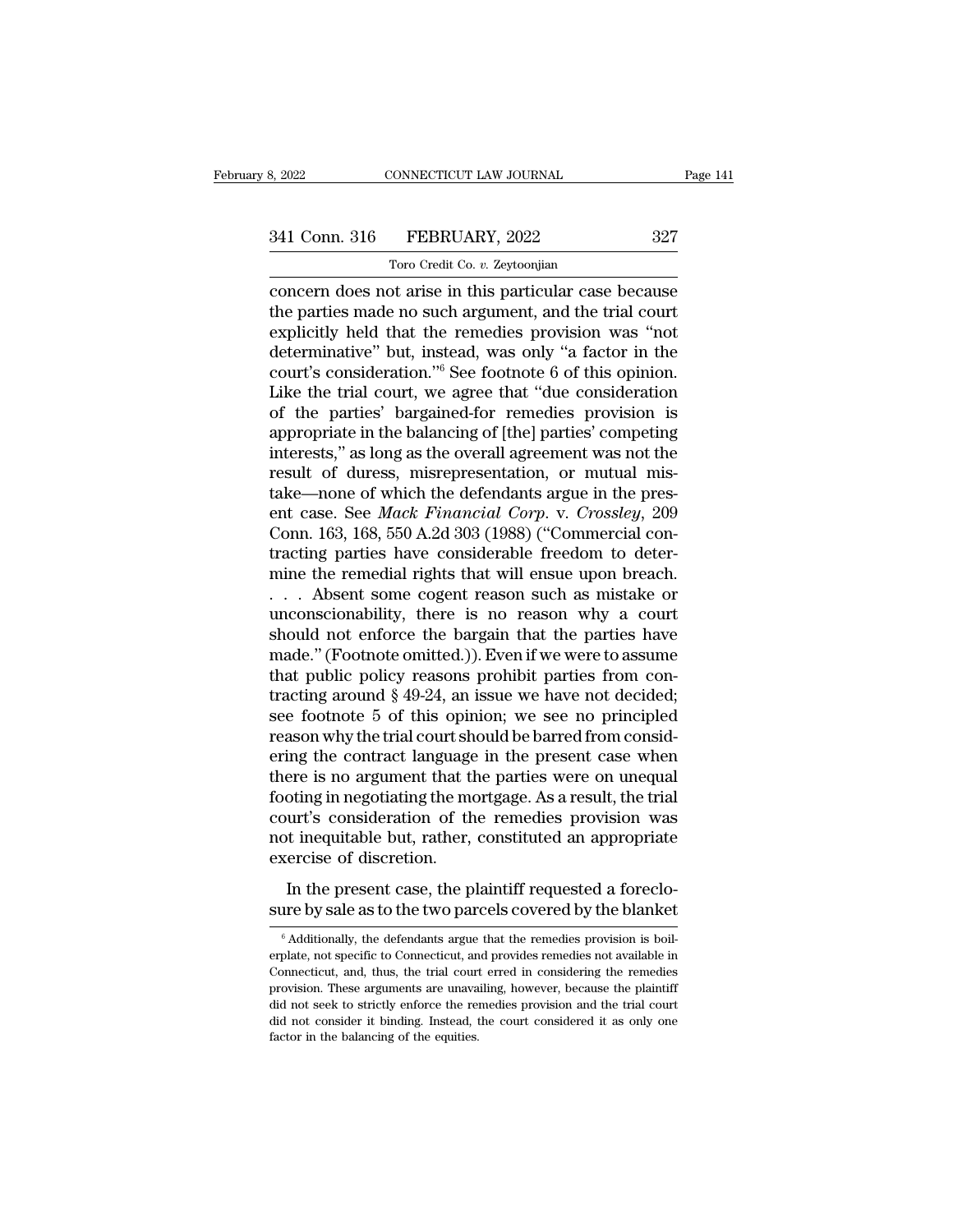concern does not arise in this particular case because the parties made no such argument, and the trial court explicitly held that the remedies provision was "not determinative" but, instead, was only "a factor in the court's consideration."[6] See footnote 6 of this opinion. Like the trial court, we agree that "due consideration of the parties' bargained-for remedies provision is appropriate in the balancing of [the] parties' competing interests," as long as the overall agreement was not the result of duress, misrepresentation, or mutual mistake—none of which the defendants argue in the present case. See *Mack Financial Corp.* v. *Crossley*, 209 Conn. 163, 168, 550 A.2d 303 (1988) ("Commercial contracting parties have considerable freedom to determine the remedial rights that will ensue upon breach. . . . Absent some cogent reason such as mistake or unconscionability, there is no reason why a court should not enforce the bargain that the parties have made." (Footnote omitted.)). Even if we were to assume that public policy reasons prohibit parties from contracting around § 49-24, an issue we have not decided; see footnote 5 of this opinion; we see no principled reason why the trial court should be barred from considering the contract language in the present case when there is no argument that the parties were on unequal footing in negotiating the mortgage. As a result, the trial court's consideration of the remedies provision was not inequitable but, rather, constituted an appropriate exercise of discretion.

In the present case, the plaintiff requested a foreclosure by sale as to the two parcels covered by the blanket

[6] Additionally, the defendants argue that the remedies provision is boilerplate, not specific to Connecticut, and provides remedies not available in Connecticut, and, thus, the trial court erred in considering the remedies provision. These arguments are unavailing, however, because the plaintiff did not seek to strictly enforce the remedies provision and the trial court did not consider it binding. Instead, the court considered it as only one factor in the balancing of the equities.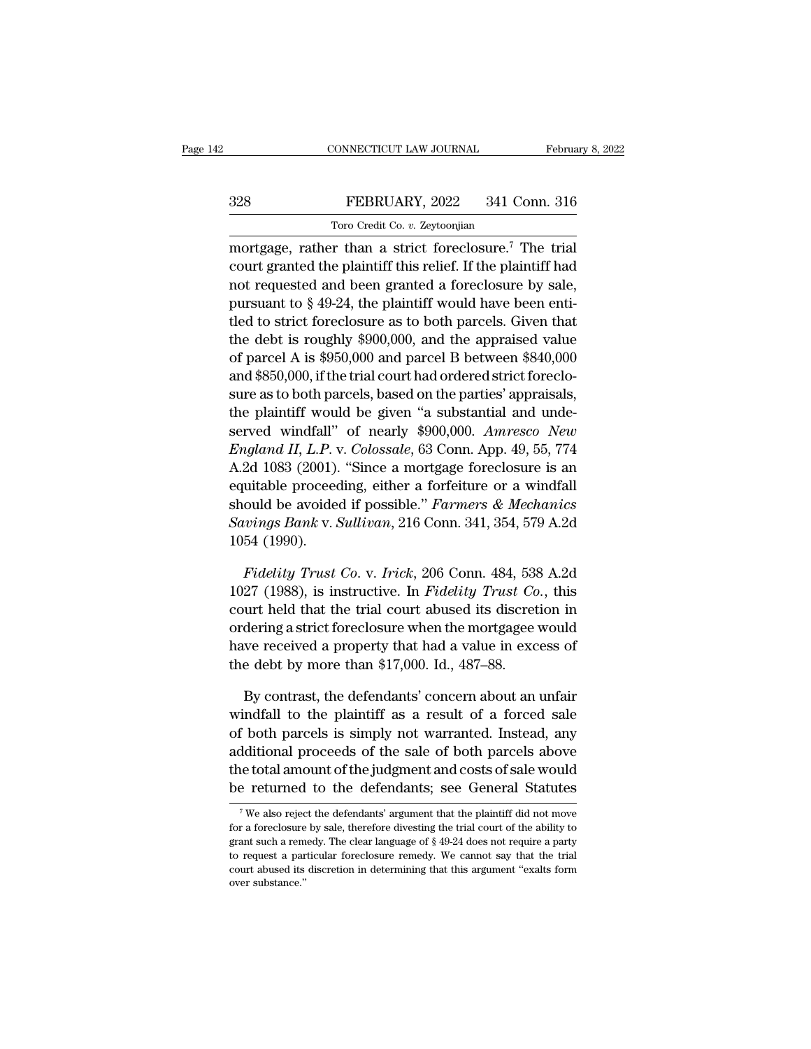mortgage, rather than a strict foreclosure.[7] The trial court granted the plaintiff this relief. If the plaintiff had not requested and been granted a foreclosure by sale, pursuant to § 49-24, the plaintiff would have been entitled to strict foreclosure as to both parcels. Given that the debt is roughly $900,000, and the appraised value of parcel A is $950,000 and parcel B between $840,000 and $850,000, if the trial court had ordered strict foreclosure as to both parcels, based on the parties' appraisals, the plaintiff would be given "a substantial and undeserved windfall" of nearly $900,000. *Amresco New England II, L.P.* v. *Colossale*, 63 Conn. App. 49, 55, 774 A.2d 1083 (2001). "Since a mortgage foreclosure is an equitable proceeding, either a forfeiture or a windfall should be avoided if possible." *Farmers & Mechanics Savings Bank* v. *Sullivan*, 216 Conn. 341, 354, 579 A.2d 1054 (1990).

*Fidelity Trust Co.* v. *Irick*, 206 Conn. 484, 538 A.2d 1027 (1988), is instructive. In *Fidelity Trust Co.*, this court held that the trial court abused its discretion in ordering a strict foreclosure when the mortgagee would have received a property that had a value in excess of the debt by more than $17,000. Id., 487–88.

By contrast, the defendants' concern about an unfair windfall to the plaintiff as a result of a forced sale of both parcels is simply not warranted. Instead, any additional proceeds of the sale of both parcels above the total amount of the judgment and costs of sale would be returned to the defendants; see General Statutes

---

[7] We also reject the defendants' argument that the plaintiff did not move for a foreclosure by sale, therefore divesting the trial court of the ability to grant such a remedy. The clear language of § 49-24 does not require a party to request a particular foreclosure remedy. We cannot say that the trial court abused its discretion in determining that this argument "exalts form over substance."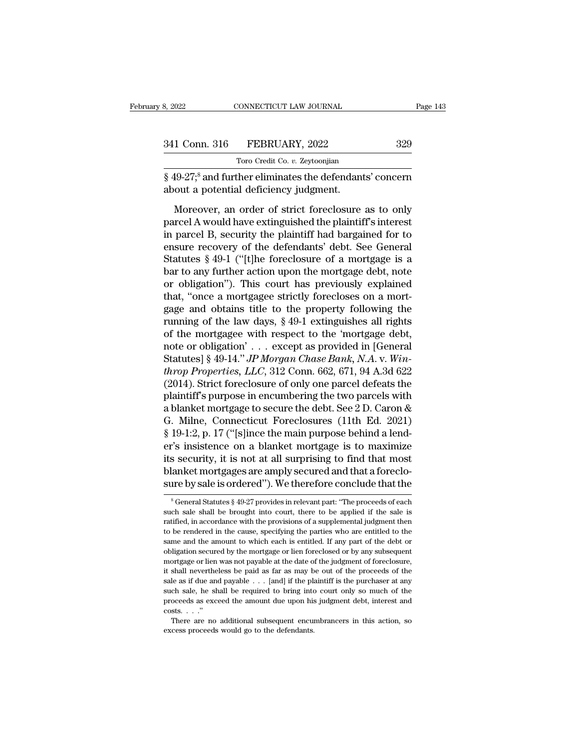§ 49-27;[8] and further eliminates the defendants' concern about a potential deficiency judgment.

Moreover, an order of strict foreclosure as to only parcel A would have extinguished the plaintiff's interest in parcel B, security the plaintiff had bargained for to ensure recovery of the defendants' debt. See General Statutes § 49-1 ("[t]he foreclosure of a mortgage is a bar to any further action upon the mortgage debt, note or obligation"). This court has previously explained that, "once a mortgagee strictly forecloses on a mortgage and obtains title to the property following the running of the law days, § 49-1 extinguishes all rights of the mortgagee with respect to the 'mortgage debt, note or obligation' . . . except as provided in [General Statutes] § 49-14." *JP Morgan Chase Bank, N.A.* v. *Winthrop Properties, LLC*, 312 Conn. 662, 671, 94 A.3d 622 (2014). Strict foreclosure of only one parcel defeats the plaintiff's purpose in encumbering the two parcels with a blanket mortgage to secure the debt. See 2 D. Caron & G. Milne, Connecticut Foreclosures (11th Ed. 2021) § 19-1:2, p. 17 ("[s]ince the main purpose behind a lender's insistence on a blanket mortgage is to maximize its security, it is not at all surprising to find that most blanket mortgages are amply secured and that a foreclosure by sale is ordered"). We therefore conclude that the

[8] General Statutes § 49-27 provides in relevant part: "The proceeds of each such sale shall be brought into court, there to be applied if the sale is ratified, in accordance with the provisions of a supplemental judgment then to be rendered in the cause, specifying the parties who are entitled to the same and the amount to which each is entitled. If any part of the debt or obligation secured by the mortgage or lien foreclosed or by any subsequent mortgage or lien was not payable at the date of the judgment of foreclosure, it shall nevertheless be paid as far as may be out of the proceeds of the sale as if due and payable . . . [and] if the plaintiff is the purchaser at any such sale, he shall be required to bring into court only so much of the proceeds as exceed the amount due upon his judgment debt, interest and costs. . . ."

There are no additional subsequent encumbrancers in this action, so excess proceeds would go to the defendants.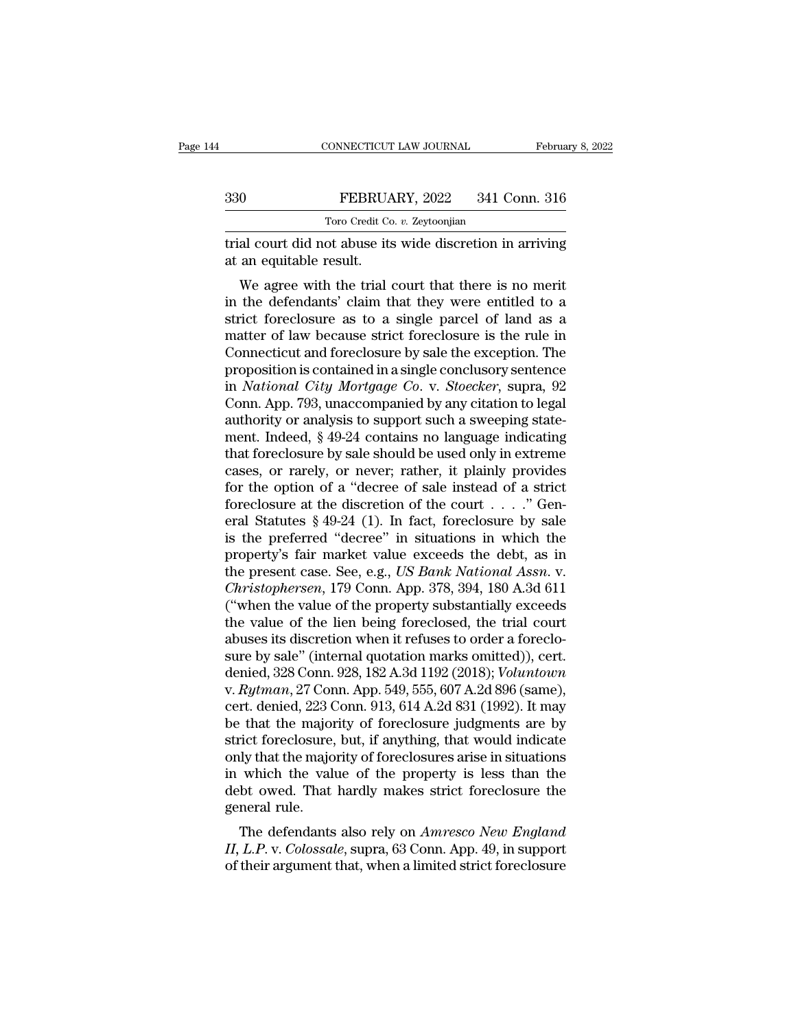trial court did not abuse its wide discretion in arriving at an equitable result.

We agree with the trial court that there is no merit in the defendants' claim that they were entitled to a strict foreclosure as to a single parcel of land as a matter of law because strict foreclosure is the rule in Connecticut and foreclosure by sale the exception. The proposition is contained in a single conclusory sentence in *National City Mortgage Co.* v. *Stoecker*, supra, 92 Conn. App. 793, unaccompanied by any citation to legal authority or analysis to support such a sweeping statement. Indeed, § 49-24 contains no language indicating that foreclosure by sale should be used only in extreme cases, or rarely, or never; rather, it plainly provides for the option of a "decree of sale instead of a strict foreclosure at the discretion of the court . . . ." General Statutes § 49-24 (1). In fact, foreclosure by sale is the preferred "decree" in situations in which the property's fair market value exceeds the debt, as in the present case. See, e.g., *US Bank National Assn.* v. *Christophersen*, 179 Conn. App. 378, 394, 180 A.3d 611 ("when the value of the property substantially exceeds the value of the lien being foreclosed, the trial court abuses its discretion when it refuses to order a foreclosure by sale" (internal quotation marks omitted)), cert. denied, 328 Conn. 928, 182 A.3d 1192 (2018); *Voluntown* v. *Rytman*, 27 Conn. App. 549, 555, 607 A.2d 896 (same), cert. denied, 223 Conn. 913, 614 A.2d 831 (1992). It may be that the majority of foreclosure judgments are by strict foreclosure, but, if anything, that would indicate only that the majority of foreclosures arise in situations in which the value of the property is less than the debt owed. That hardly makes strict foreclosure the general rule.

The defendants also rely on *Amresco New England II, L.P.* v. *Colossale*, supra, 63 Conn. App. 49, in support of their argument that, when a limited strict foreclosure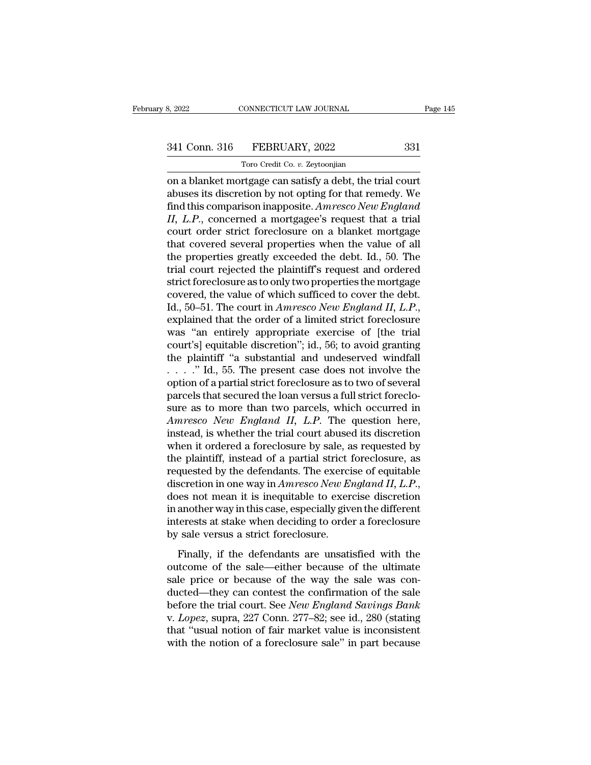on a blanket mortgage can satisfy a debt, the trial court abuses its discretion by not opting for that remedy. We find this comparison inapposite. *Amresco New England II, L.P.*, concerned a mortgagee's request that a trial court order strict foreclosure on a blanket mortgage that covered several properties when the value of all the properties greatly exceeded the debt. Id., 50. The trial court rejected the plaintiff's request and ordered strict foreclosure as to only two properties the mortgage covered, the value of which sufficed to cover the debt. Id., 50–51. The court in *Amresco New England II, L.P.*, explained that the order of a limited strict foreclosure was "an entirely appropriate exercise of [the trial court's] equitable discretion"; id., 56; to avoid granting the plaintiff "a substantial and undeserved windfall . . . ." Id., 55. The present case does not involve the option of a partial strict foreclosure as to two of several parcels that secured the loan versus a full strict foreclosure as to more than two parcels, which occurred in *Amresco New England II, L.P.* The question here, instead, is whether the trial court abused its discretion when it ordered a foreclosure by sale, as requested by the plaintiff, instead of a partial strict foreclosure, as requested by the defendants. The exercise of equitable discretion in one way in *Amresco New England II, L.P.*, does not mean it is inequitable to exercise discretion in another way in this case, especially given the different interests at stake when deciding to order a foreclosure by sale versus a strict foreclosure.

Finally, if the defendants are unsatisfied with the outcome of the sale—either because of the ultimate sale price or because of the way the sale was conducted—they can contest the confirmation of the sale before the trial court. See *New England Savings Bank v. Lopez*, supra, 227 Conn. 277–82; see id., 280 (stating that "usual notion of fair market value is inconsistent with the notion of a foreclosure sale" in part because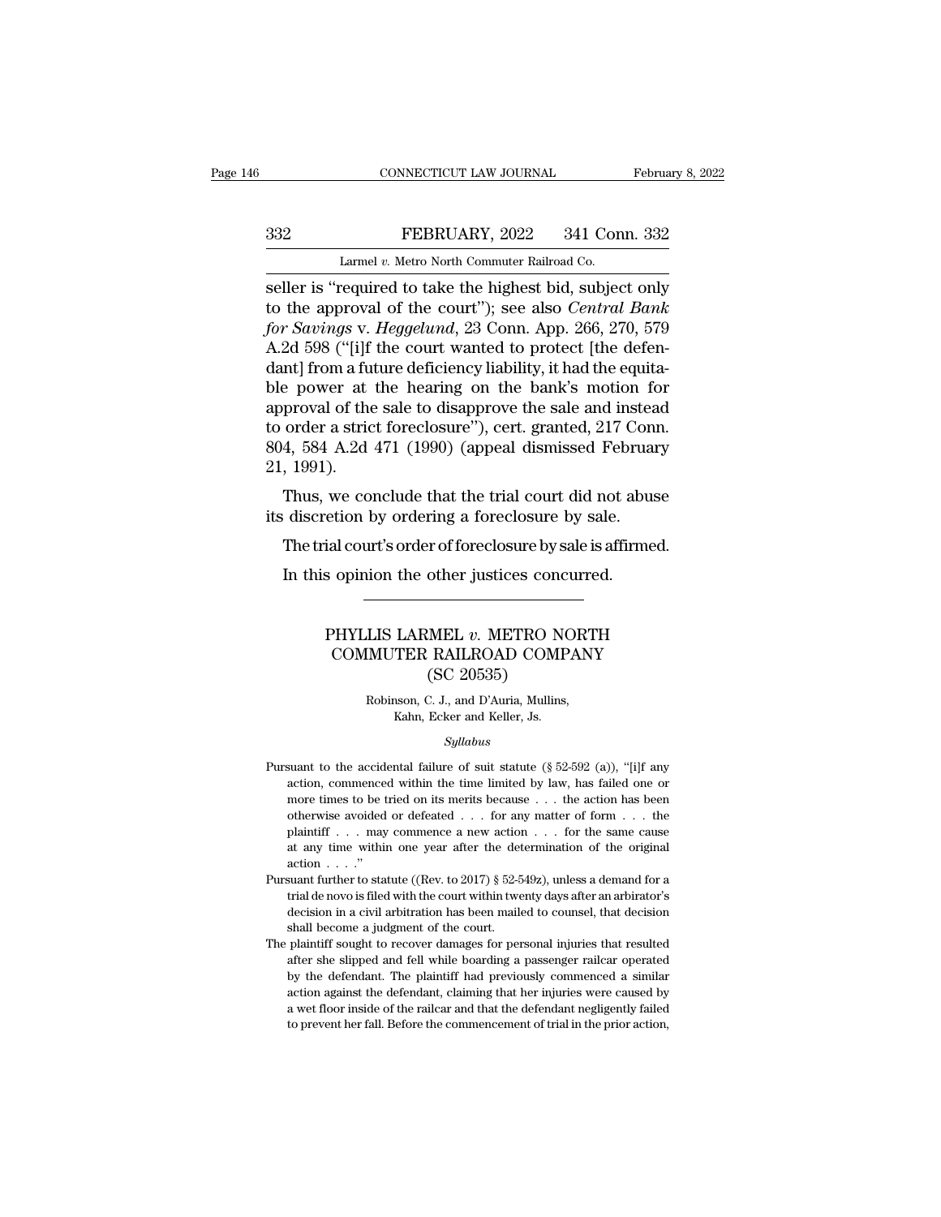seller is "required to take the highest bid, subject only to the approval of the court"); see also *Central Bank for Savings* v. *Heggelund*, 23 Conn. App. 266, 270, 579 A.2d 598 ("[i]f the court wanted to protect [the defendant] from a future deficiency liability, it had the equitable power at the hearing on the bank's motion for approval of the sale to disapprove the sale and instead to order a strict foreclosure"), cert. granted, 217 Conn. 804, 584 A.2d 471 (1990) (appeal dismissed February 21, 1991).

Thus, we conclude that the trial court did not abuse its discretion by ordering a foreclosure by sale.

The trial court's order of foreclosure by sale is affirmed.

In this opinion the other justices concurred.

---

# PHYLLIS LARMEL *v.* METRO NORTH COMMUTER RAILROAD COMPANY (SC 20535)

Robinson, C. J., and D'Auria, Mullins, Kahn, Ecker and Keller, Js.

*Syllabus*

Pursuant to the accidental failure of suit statute (§ 52-592 (a)), "[i]f any action, commenced within the time limited by law, has failed one or more times to be tried on its merits because . . . the action has been otherwise avoided or defeated . . . for any matter of form . . . the plaintiff . . . may commence a new action . . . for the same cause at any time within one year after the determination of the original action . . . ."

Pursuant further to statute ((Rev. to 2017) § 52-549z), unless a demand for a trial de novo is filed with the court within twenty days after an arbitrator's decision in a civil arbitration has been mailed to counsel, that decision shall become a judgment of the court.

The plaintiff sought to recover damages for personal injuries that resulted after she slipped and fell while boarding a passenger railcar operated by the defendant. The plaintiff had previously commenced a similar action against the defendant, claiming that her injuries were caused by a wet floor inside of the railcar and that the defendant negligently failed to prevent her fall. Before the commencement of trial in the prior action,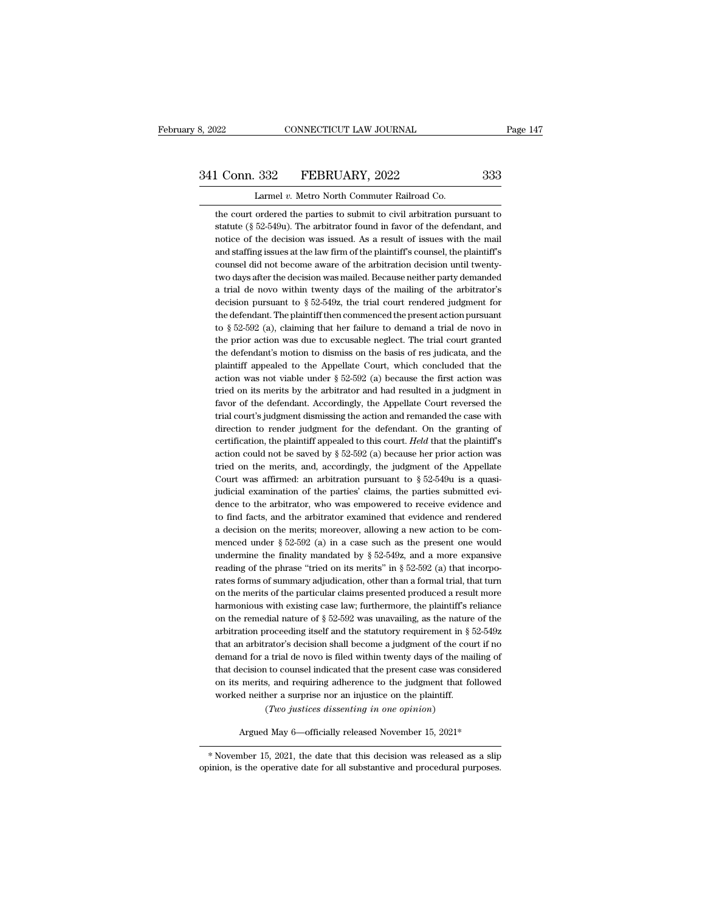the court ordered the parties to submit to civil arbitration pursuant to statute (§ 52-549u). The arbitrator found in favor of the defendant, and notice of the decision was issued. As a result of issues with the mail and staffing issues at the law firm of the plaintiff's counsel, the plaintiff's counsel did not become aware of the arbitration decision until twenty-two days after the decision was mailed. Because neither party demanded a trial de novo within twenty days of the mailing of the arbitrator's decision pursuant to § 52-549z, the trial court rendered judgment for the defendant. The plaintiff then commenced the present action pursuant to § 52-592 (a), claiming that her failure to demand a trial de novo in the prior action was due to excusable neglect. The trial court granted the defendant's motion to dismiss on the basis of res judicata, and the plaintiff appealed to the Appellate Court, which concluded that the action was not viable under § 52-592 (a) because the first action was tried on its merits by the arbitrator and had resulted in a judgment in favor of the defendant. Accordingly, the Appellate Court reversed the trial court's judgment dismissing the action and remanded the case with direction to render judgment for the defendant. On the granting of certification, the plaintiff appealed to this court. *Held* that the plaintiff's action could not be saved by § 52-592 (a) because her prior action was tried on the merits, and, accordingly, the judgment of the Appellate Court was affirmed: an arbitration pursuant to § 52-549u is a quasi-judicial examination of the parties' claims, the parties submitted evidence to the arbitrator, who was empowered to receive evidence and to find facts, and the arbitrator examined that evidence and rendered a decision on the merits; moreover, allowing a new action to be commenced under § 52-592 (a) in a case such as the present one would undermine the finality mandated by § 52-549z, and a more expansive reading of the phrase "tried on its merits" in § 52-592 (a) that incorporates forms of summary adjudication, other than a formal trial, that turn on the merits of the particular claims presented produced a result more harmonious with existing case law; furthermore, the plaintiff's reliance on the remedial nature of § 52-592 was unavailing, as the nature of the arbitration proceeding itself and the statutory requirement in § 52-549z that an arbitrator's decision shall become a judgment of the court if no demand for a trial de novo is filed within twenty days of the mailing of that decision to counsel indicated that the present case was considered on its merits, and requiring adherence to the judgment that followed worked neither a surprise nor an injustice on the plaintiff.

(*Two justices dissenting in one opinion*)

Argued May 6—officially released November 15, 2021*

\* November 15, 2021, the date that this decision was released as a slip opinion, is the operative date for all substantive and procedural purposes.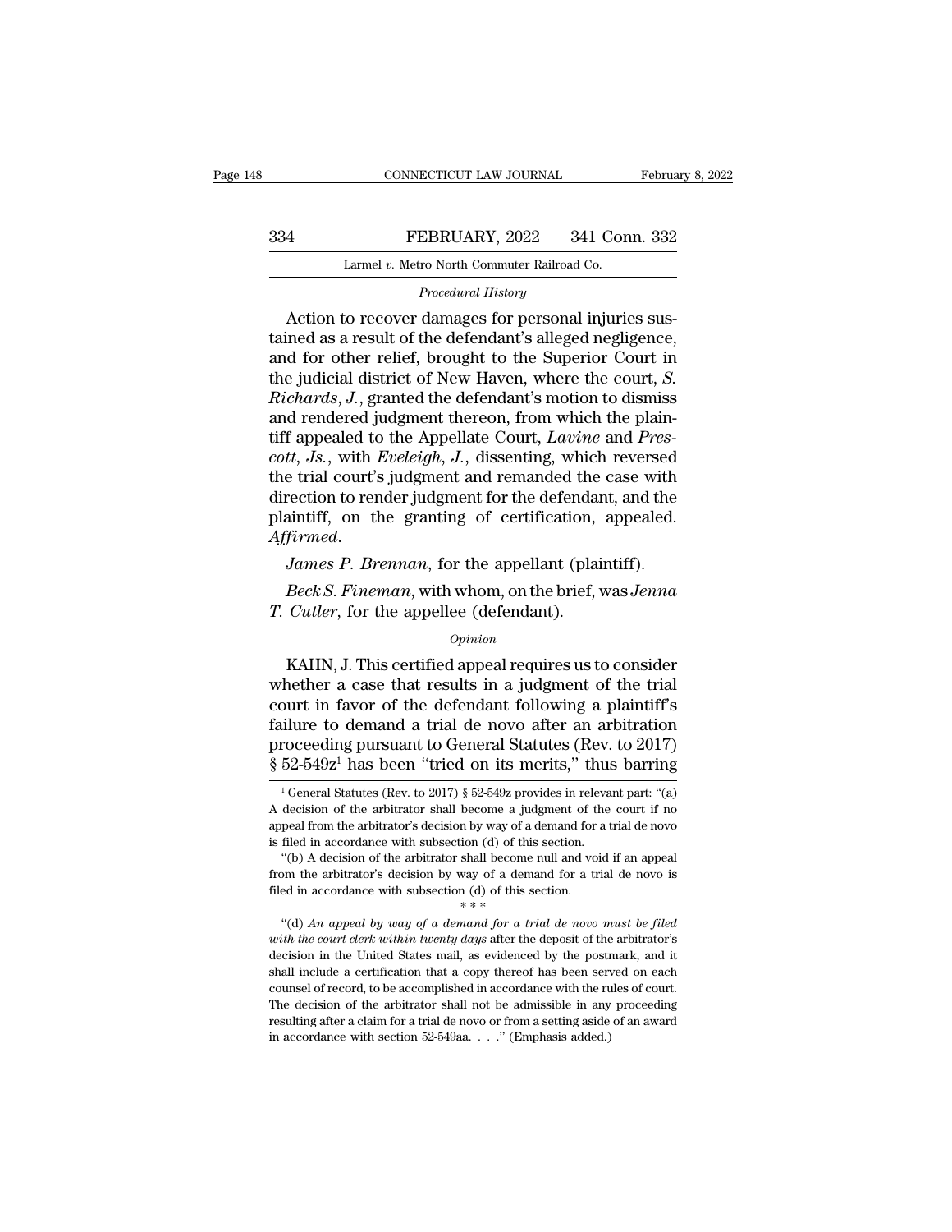*Procedural History*

Action to recover damages for personal injuries sustained as a result of the defendant's alleged negligence, and for other relief, brought to the Superior Court in the judicial district of New Haven, where the court, *S. Richards, J.*, granted the defendant's motion to dismiss and rendered judgment thereon, from which the plaintiff appealed to the Appellate Court, *Lavine* and *Prescott, Js.*, with *Eveleigh, J.*, dissenting, which reversed the trial court's judgment and remanded the case with direction to render judgment for the defendant, and the plaintiff, on the granting of certification, appealed. *Affirmed*.

*James P. Brennan*, for the appellant (plaintiff).

*Beck S. Fineman*, with whom, on the brief, was *Jenna T. Cutler*, for the appellee (defendant).

*Opinion*

KAHN, J. This certified appeal requires us to consider whether a case that results in a judgment of the trial court in favor of the defendant following a plaintiff's failure to demand a trial de novo after an arbitration proceeding pursuant to General Statutes (Rev. to 2017) § 52-549z[1] has been "tried on its merits," thus barring

[1] General Statutes (Rev. to 2017) § 52-549z provides in relevant part: "(a) A decision of the arbitrator shall become a judgment of the court if no appeal from the arbitrator's decision by way of a demand for a trial de novo is filed in accordance with subsection (d) of this section.

"(b) A decision of the arbitrator shall become null and void if an appeal from the arbitrator's decision by way of a demand for a trial de novo is filed in accordance with subsection (d) of this section.

\* \* \*

"(d) *An appeal by way of a demand for a trial de novo must be filed with the court clerk within twenty days* after the deposit of the arbitrator's decision in the United States mail, as evidenced by the postmark, and it shall include a certification that a copy thereof has been served on each counsel of record, to be accomplished in accordance with the rules of court. The decision of the arbitrator shall not be admissible in any proceeding resulting after a claim for a trial de novo or from a setting aside of an award in accordance with section 52-549aa. . . ." (Emphasis added.)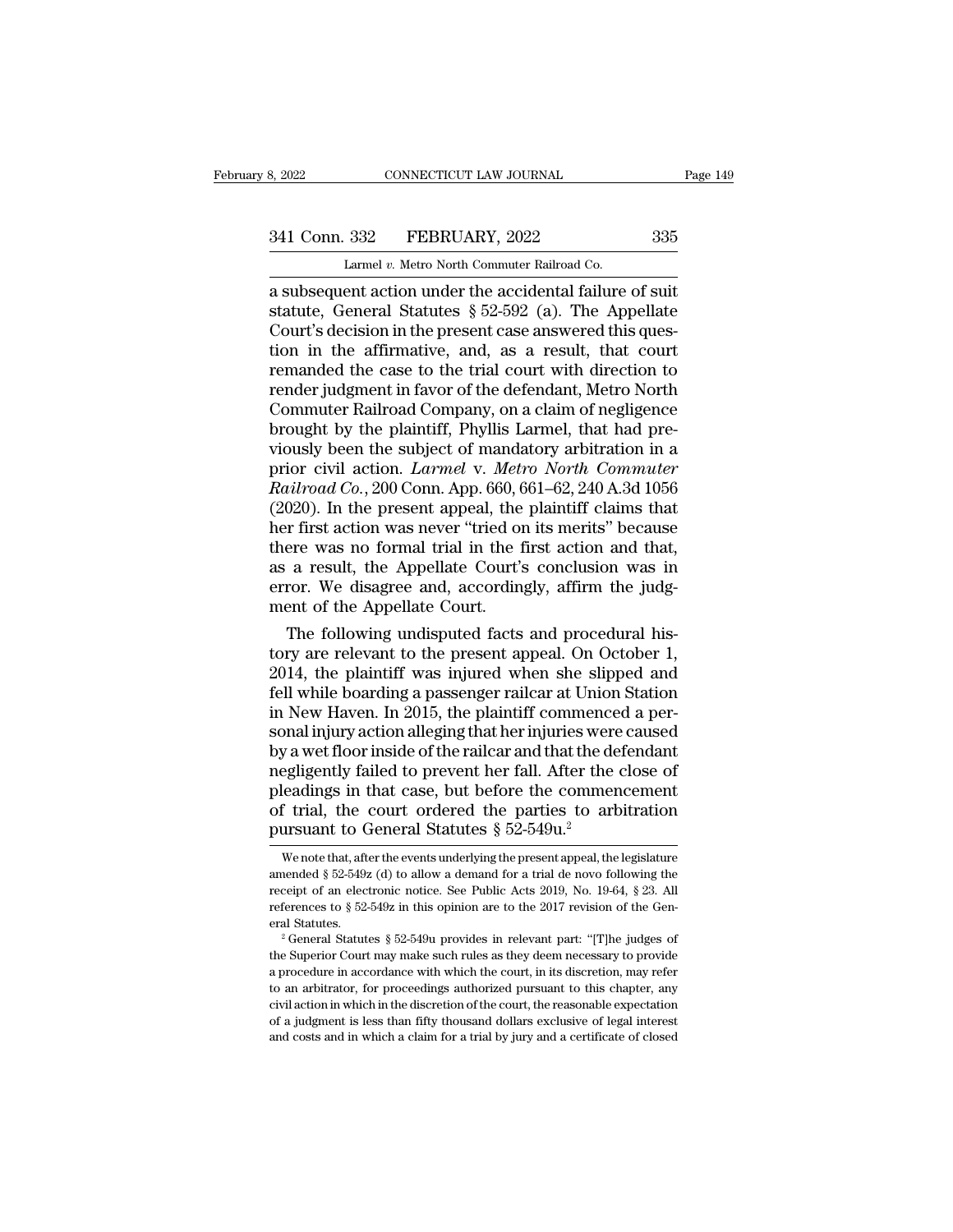a subsequent action under the accidental failure of suit statute, General Statutes § 52-592 (a). The Appellate Court's decision in the present case answered this question in the affirmative, and, as a result, that court remanded the case to the trial court with direction to render judgment in favor of the defendant, Metro North Commuter Railroad Company, on a claim of negligence brought by the plaintiff, Phyllis Larmel, that had previously been the subject of mandatory arbitration in a prior civil action. *Larmel* v. *Metro North Commuter Railroad Co.*, 200 Conn. App. 660, 661–62, 240 A.3d 1056 (2020). In the present appeal, the plaintiff claims that her first action was never "tried on its merits" because there was no formal trial in the first action and that, as a result, the Appellate Court's conclusion was in error. We disagree and, accordingly, affirm the judgment of the Appellate Court.

The following undisputed facts and procedural history are relevant to the present appeal. On October 1, 2014, the plaintiff was injured when she slipped and fell while boarding a passenger railcar at Union Station in New Haven. In 2015, the plaintiff commenced a personal injury action alleging that her injuries were caused by a wet floor inside of the railcar and that the defendant negligently failed to prevent her fall. After the close of pleadings in that case, but before the commencement of trial, the court ordered the parties to arbitration pursuant to General Statutes § 52-549u.[2]

We note that, after the events underlying the present appeal, the legislature amended § 52-549z (d) to allow a demand for a trial de novo following the receipt of an electronic notice. See Public Acts 2019, No. 19-64, § 23. All references to § 52-549z in this opinion are to the 2017 revision of the General Statutes.

[2] General Statutes § 52-549u provides in relevant part: "[T]he judges of the Superior Court may make such rules as they deem necessary to provide a procedure in accordance with which the court, in its discretion, may refer to an arbitrator, for proceedings authorized pursuant to this chapter, any civil action in which in the discretion of the court, the reasonable expectation of a judgment is less than fifty thousand dollars exclusive of legal interest and costs and in which a claim for a trial by jury and a certificate of closed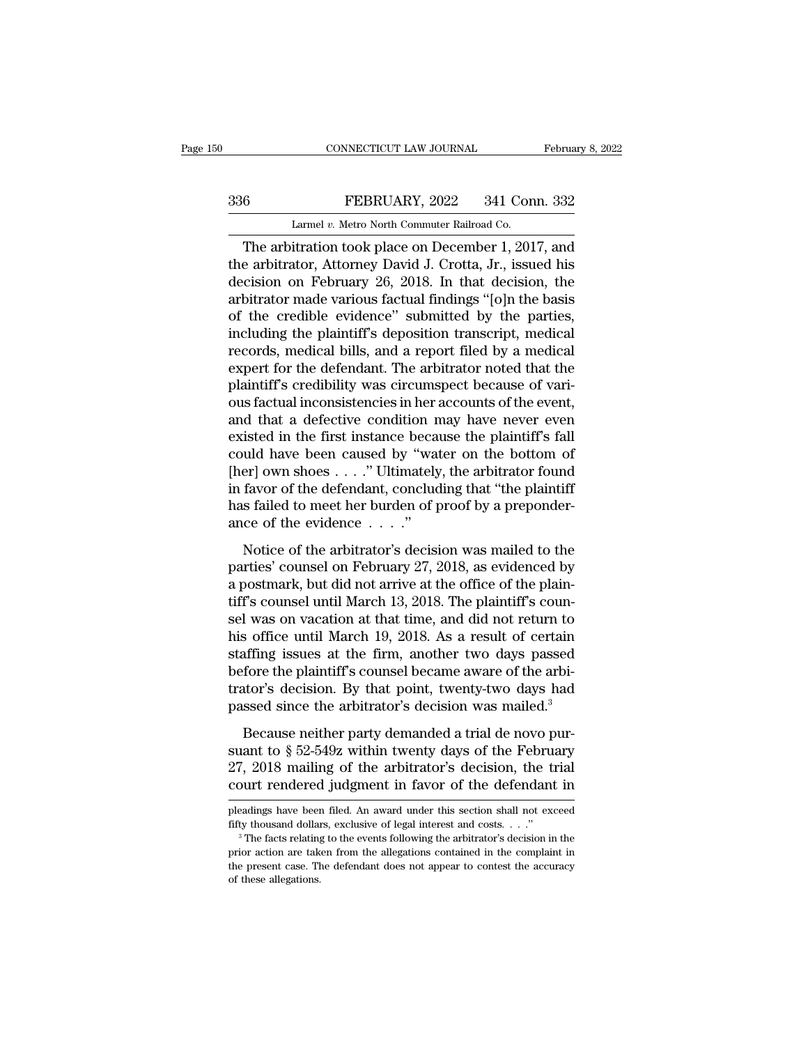The arbitration took place on December 1, 2017, and the arbitrator, Attorney David J. Crotta, Jr., issued his decision on February 26, 2018. In that decision, the arbitrator made various factual findings "[o]n the basis of the credible evidence" submitted by the parties, including the plaintiff's deposition transcript, medical records, medical bills, and a report filed by a medical expert for the defendant. The arbitrator noted that the plaintiff's credibility was circumspect because of various factual inconsistencies in her accounts of the event, and that a defective condition may have never even existed in the first instance because the plaintiff's fall could have been caused by "water on the bottom of [her] own shoes . . . ." Ultimately, the arbitrator found in favor of the defendant, concluding that "the plaintiff has failed to meet her burden of proof by a preponderance of the evidence . . . ."

Notice of the arbitrator's decision was mailed to the parties' counsel on February 27, 2018, as evidenced by a postmark, but did not arrive at the office of the plaintiff's counsel until March 13, 2018. The plaintiff's counsel was on vacation at that time, and did not return to his office until March 19, 2018. As a result of certain staffing issues at the firm, another two days passed before the plaintiff's counsel became aware of the arbitrator's decision. By that point, twenty-two days had passed since the arbitrator's decision was mailed.[3]

Because neither party demanded a trial de novo pursuant to § 52-549z within twenty days of the February 27, 2018 mailing of the arbitrator's decision, the trial court rendered judgment in favor of the defendant in

pleadings have been filed. An award under this section shall not exceed fifty thousand dollars, exclusive of legal interest and costs. . . ."

[3] The facts relating to the events following the arbitrator's decision in the prior action are taken from the allegations contained in the complaint in the present case. The defendant does not appear to contest the accuracy of these allegations.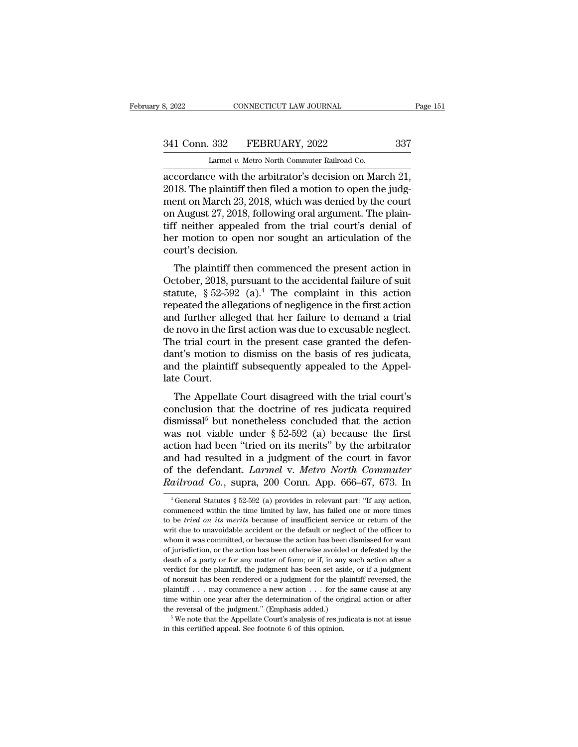accordance with the arbitrator's decision on March 21, 2018. The plaintiff then filed a motion to open the judgment on March 23, 2018, which was denied by the court on August 27, 2018, following oral argument. The plaintiff neither appealed from the trial court's denial of her motion to open nor sought an articulation of the court's decision.

The plaintiff then commenced the present action in October, 2018, pursuant to the accidental failure of suit statute, § 52-592 (a).[4] The complaint in this action repeated the allegations of negligence in the first action and further alleged that her failure to demand a trial de novo in the first action was due to excusable neglect. The trial court in the present case granted the defendant's motion to dismiss on the basis of res judicata, and the plaintiff subsequently appealed to the Appellate Court.

The Appellate Court disagreed with the trial court's conclusion that the doctrine of res judicata required dismissal[5] but nonetheless concluded that the action was not viable under § 52-592 (a) because the first action had been "tried on its merits" by the arbitrator and had resulted in a judgment of the court in favor of the defendant. *Larmel* v. *Metro North Commuter Railroad Co.*, supra, 200 Conn. App. 666–67, 673. In

---

[4] General Statutes § 52-592 (a) provides in relevant part: "If any action, commenced within the time limited by law, has failed one or more times to be *tried on its merits* because of insufficient service or return of the writ due to unavoidable accident or the default or neglect of the officer to whom it was committed, or because the action has been dismissed for want of jurisdiction, or the action has been otherwise avoided or defeated by the death of a party or for any matter of form; or if, in any such action after a verdict for the plaintiff, the judgment has been set aside, or if a judgment of nonsuit has been rendered or a judgment for the plaintiff reversed, the plaintiff . . . may commence a new action . . . for the same cause at any time within one year after the determination of the original action or after the reversal of the judgment." (Emphasis added.)

[5] We note that the Appellate Court's analysis of res judicata is not at issue in this certified appeal. See footnote 6 of this opinion.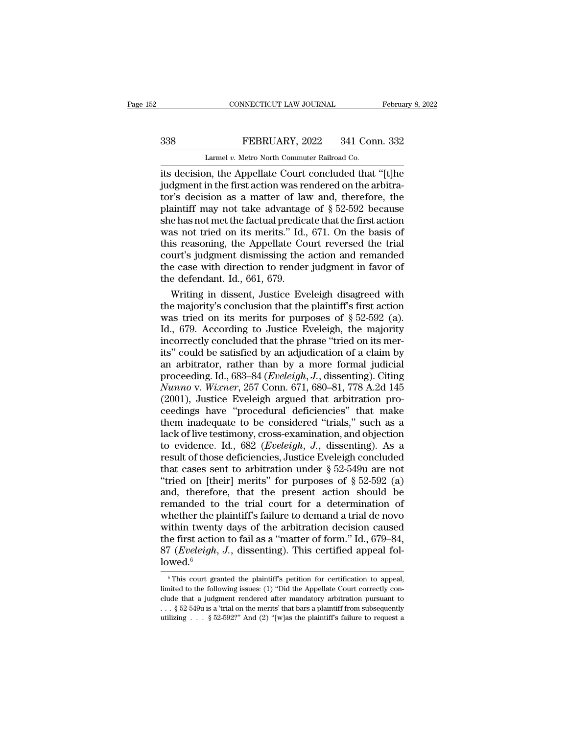its decision, the Appellate Court concluded that "[t]he judgment in the first action was rendered on the arbitrator's decision as a matter of law and, therefore, the plaintiff may not take advantage of § 52-592 because she has not met the factual predicate that the first action was not tried on its merits." Id., 671. On the basis of this reasoning, the Appellate Court reversed the trial court's judgment dismissing the action and remanded the case with direction to render judgment in favor of the defendant. Id., 661, 679.

Writing in dissent, Justice Eveleigh disagreed with the majority's conclusion that the plaintiff's first action was tried on its merits for purposes of § 52-592 (a). Id., 679. According to Justice Eveleigh, the majority incorrectly concluded that the phrase "tried on its merits" could be satisfied by an adjudication of a claim by an arbitrator, rather than by a more formal judicial proceeding. Id., 683–84 (*Eveleigh, J.*, dissenting). Citing *Nunno* v. *Wixner*, 257 Conn. 671, 680–81, 778 A.2d 145 (2001), Justice Eveleigh argued that arbitration proceedings have "procedural deficiencies" that make them inadequate to be considered "trials," such as a lack of live testimony, cross-examination, and objection to evidence. Id., 682 (*Eveleigh, J.*, dissenting). As a result of those deficiencies, Justice Eveleigh concluded that cases sent to arbitration under § 52-549u are not "tried on [their] merits" for purposes of § 52-592 (a) and, therefore, that the present action should be remanded to the trial court for a determination of whether the plaintiff's failure to demand a trial de novo within twenty days of the arbitration decision caused the first action to fail as a "matter of form." Id., 679–84, 87 (*Eveleigh, J.*, dissenting). This certified appeal followed.[6]

---

[6] This court granted the plaintiff's petition for certification to appeal, limited to the following issues: (1) "Did the Appellate Court correctly conclude that a judgment rendered after mandatory arbitration pursuant to . . . § 52-549u is a 'trial on the merits' that bars a plaintiff from subsequently utilizing . . . § 52-592?" And (2) "[w]as the plaintiff's failure to request a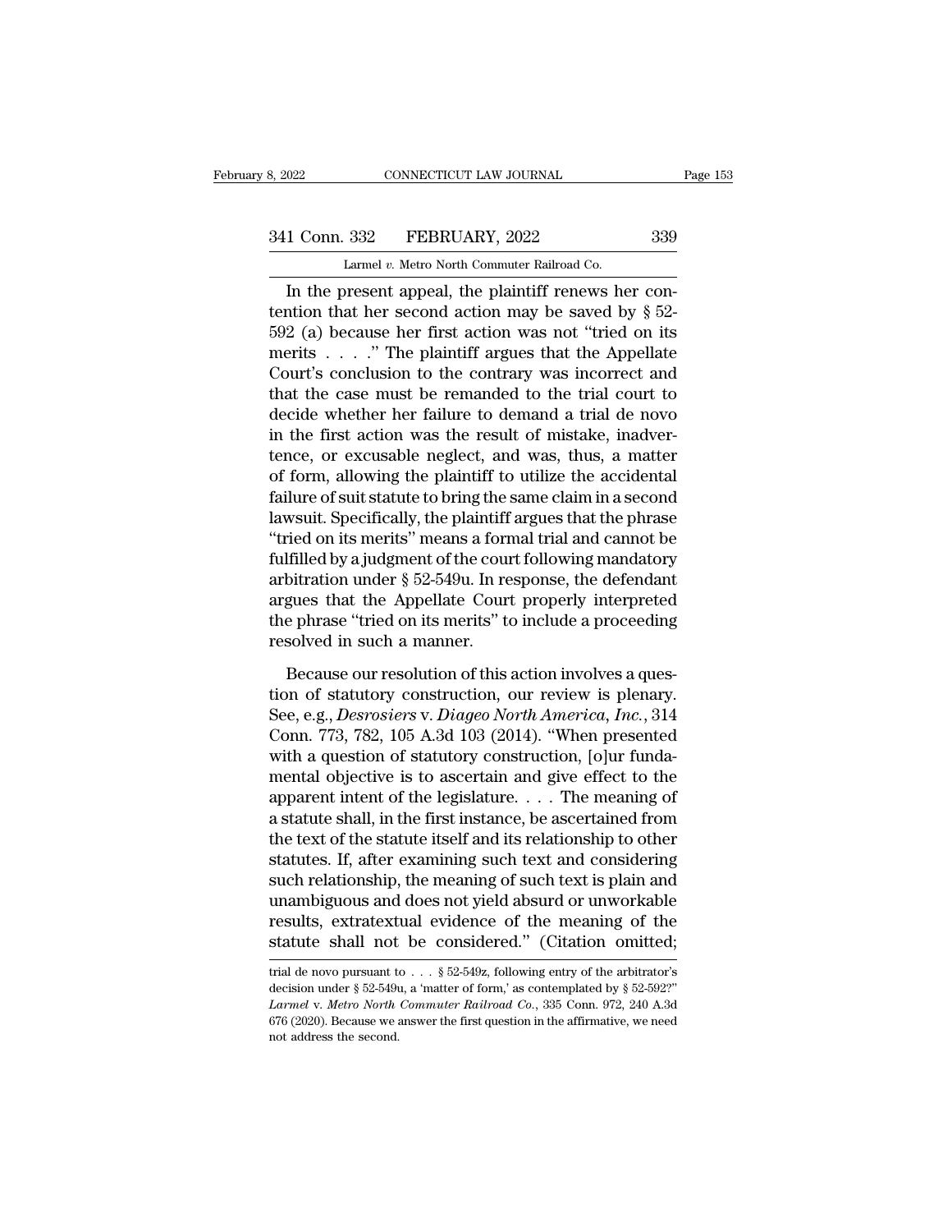In the present appeal, the plaintiff renews her contention that her second action may be saved by § 52-592 (a) because her first action was not "tried on its merits . . . ." The plaintiff argues that the Appellate Court's conclusion to the contrary was incorrect and that the case must be remanded to the trial court to decide whether her failure to demand a trial de novo in the first action was the result of mistake, inadvertence, or excusable neglect, and was, thus, a matter of form, allowing the plaintiff to utilize the accidental failure of suit statute to bring the same claim in a second lawsuit. Specifically, the plaintiff argues that the phrase "tried on its merits" means a formal trial and cannot be fulfilled by a judgment of the court following mandatory arbitration under § 52-549u. In response, the defendant argues that the Appellate Court properly interpreted the phrase "tried on its merits" to include a proceeding resolved in such a manner.

Because our resolution of this action involves a question of statutory construction, our review is plenary. See, e.g., *Desrosiers* v. *Diageo North America, Inc.*, 314 Conn. 773, 782, 105 A.3d 103 (2014). "When presented with a question of statutory construction, [o]ur fundamental objective is to ascertain and give effect to the apparent intent of the legislature. . . . The meaning of a statute shall, in the first instance, be ascertained from the text of the statute itself and its relationship to other statutes. If, after examining such text and considering such relationship, the meaning of such text is plain and unambiguous and does not yield absurd or unworkable results, extratextual evidence of the meaning of the statute shall not be considered." (Citation omitted;

---

trial de novo pursuant to . . . § 52-549z, following entry of the arbitrator's decision under § 52-549u, a 'matter of form,' as contemplated by § 52-592?" *Larmel* v. *Metro North Commuter Railroad Co.*, 335 Conn. 972, 240 A.3d 676 (2020). Because we answer the first question in the affirmative, we need not address the second.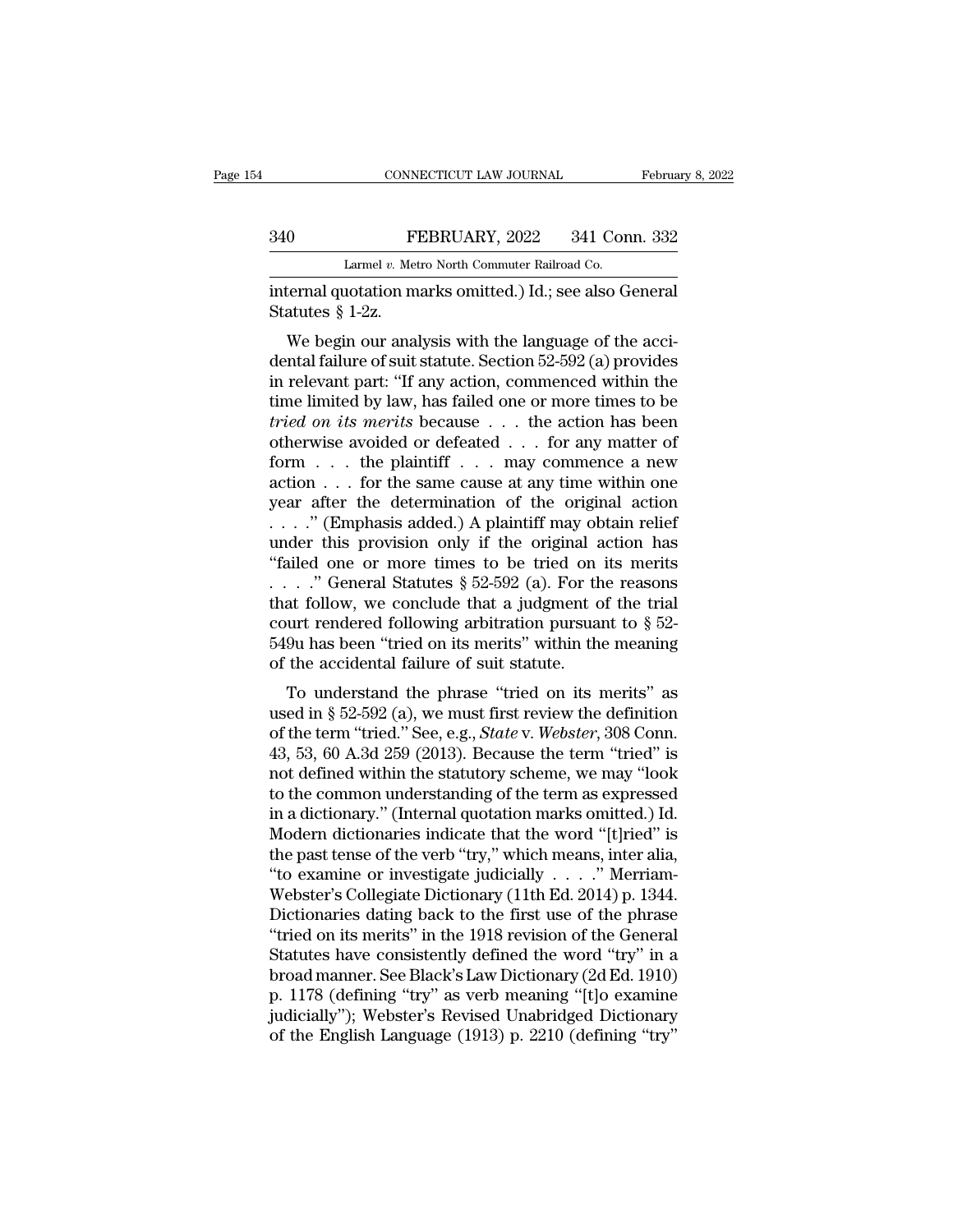internal quotation marks omitted.) Id.; see also General Statutes § 1-2z.

We begin our analysis with the language of the accidental failure of suit statute. Section 52-592 (a) provides in relevant part: "If any action, commenced within the time limited by law, has failed one or more times to be *tried on its merits* because . . . the action has been otherwise avoided or defeated . . . for any matter of form . . . the plaintiff . . . may commence a new action . . . for the same cause at any time within one year after the determination of the original action . . . ." (Emphasis added.) A plaintiff may obtain relief under this provision only if the original action has "failed one or more times to be tried on its merits . . . ." General Statutes § 52-592 (a). For the reasons that follow, we conclude that a judgment of the trial court rendered following arbitration pursuant to § 52-549u has been "tried on its merits" within the meaning of the accidental failure of suit statute.

To understand the phrase "tried on its merits" as used in § 52-592 (a), we must first review the definition of the term "tried." See, e.g., *State* v. *Webster*, 308 Conn. 43, 53, 60 A.3d 259 (2013). Because the term "tried" is not defined within the statutory scheme, we may "look to the common understanding of the term as expressed in a dictionary." (Internal quotation marks omitted.) Id. Modern dictionaries indicate that the word "[t]ried" is the past tense of the verb "try," which means, inter alia, "to examine or investigate judicially . . . ." Merriam-Webster's Collegiate Dictionary (11th Ed. 2014) p. 1344. Dictionaries dating back to the first use of the phrase "tried on its merits" in the 1918 revision of the General Statutes have consistently defined the word "try" in a broad manner. See Black's Law Dictionary (2d Ed. 1910) p. 1178 (defining "try" as verb meaning "[t]o examine judicially"); Webster's Revised Unabridged Dictionary of the English Language (1913) p. 2210 (defining "try"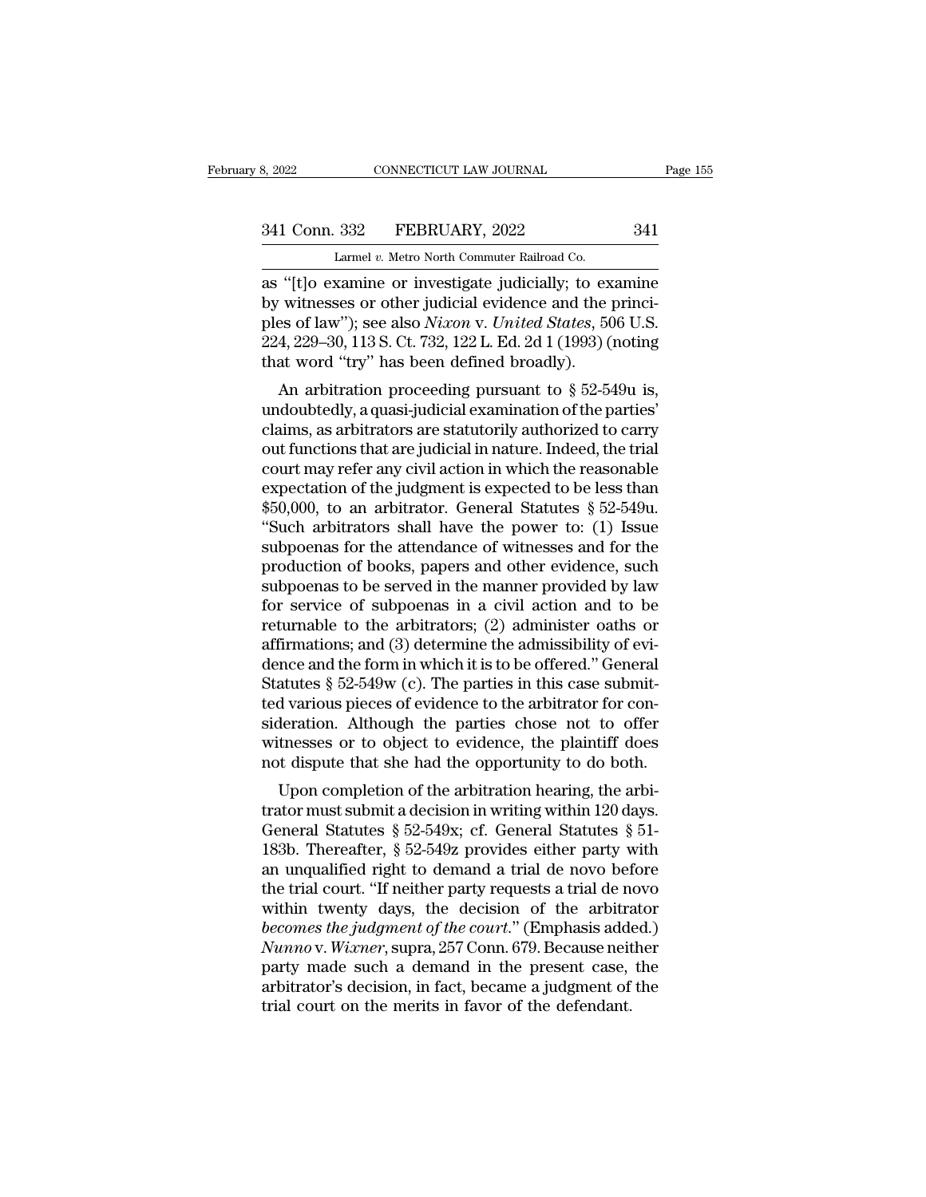as "[t]o examine or investigate judicially; to examine by witnesses or other judicial evidence and the principles of law"); see also *Nixon* v. *United States*, 506 U.S. 224, 229–30, 113 S. Ct. 732, 122 L. Ed. 2d 1 (1993) (noting that word "try" has been defined broadly).

An arbitration proceeding pursuant to § 52-549u is, undoubtedly, a quasi-judicial examination of the parties' claims, as arbitrators are statutorily authorized to carry out functions that are judicial in nature. Indeed, the trial court may refer any civil action in which the reasonable expectation of the judgment is expected to be less than $50,000, to an arbitrator. General Statutes § 52-549u. "Such arbitrators shall have the power to: (1) Issue subpoenas for the attendance of witnesses and for the production of books, papers and other evidence, such subpoenas to be served in the manner provided by law for service of subpoenas in a civil action and to be returnable to the arbitrators; (2) administer oaths or affirmations; and (3) determine the admissibility of evidence and the form in which it is to be offered." General Statutes § 52-549w (c). The parties in this case submitted various pieces of evidence to the arbitrator for consideration. Although the parties chose not to offer witnesses or to object to evidence, the plaintiff does not dispute that she had the opportunity to do both.

Upon completion of the arbitration hearing, the arbitrator must submit a decision in writing within 120 days. General Statutes § 52-549x; cf. General Statutes § 51-183b. Thereafter, § 52-549z provides either party with an unqualified right to demand a trial de novo before the trial court. "If neither party requests a trial de novo within twenty days, the decision of the arbitrator *becomes the judgment of the court*." (Emphasis added.) *Nunno* v. *Wixner*, supra, 257 Conn. 679. Because neither party made such a demand in the present case, the arbitrator's decision, in fact, became a judgment of the trial court on the merits in favor of the defendant.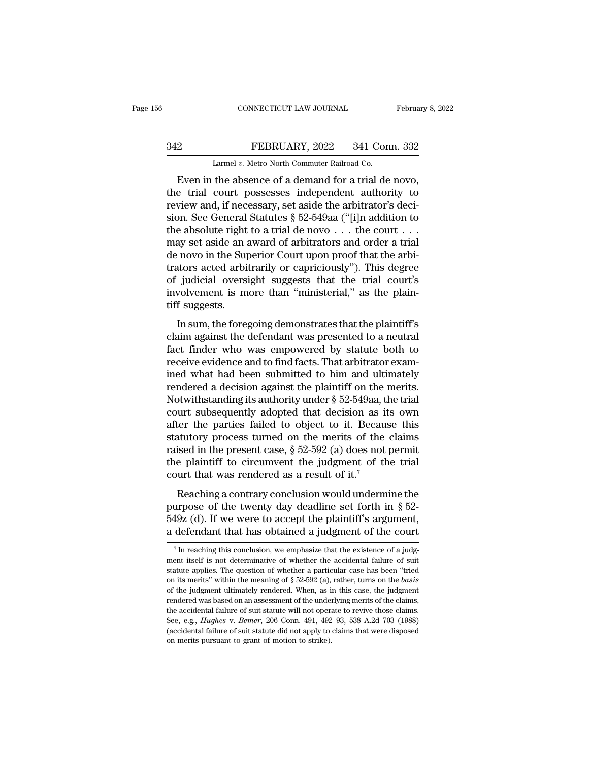Even in the absence of a demand for a trial de novo, the trial court possesses independent authority to review and, if necessary, set aside the arbitrator's decision. See General Statutes § 52-549aa ("[i]n addition to the absolute right to a trial de novo . . . the court . . . may set aside an award of arbitrators and order a trial de novo in the Superior Court upon proof that the arbitrators acted arbitrarily or capriciously"). This degree of judicial oversight suggests that the trial court's involvement is more than "ministerial," as the plaintiff suggests.

In sum, the foregoing demonstrates that the plaintiff's claim against the defendant was presented to a neutral fact finder who was empowered by statute both to receive evidence and to find facts. That arbitrator examined what had been submitted to him and ultimately rendered a decision against the plaintiff on the merits. Notwithstanding its authority under § 52-549aa, the trial court subsequently adopted that decision as its own after the parties failed to object to it. Because this statutory process turned on the merits of the claims raised in the present case, § 52-592 (a) does not permit the plaintiff to circumvent the judgment of the trial court that was rendered as a result of it.[7]

Reaching a contrary conclusion would undermine the purpose of the twenty day deadline set forth in § 52-549z (d). If we were to accept the plaintiff's argument, a defendant that has obtained a judgment of the court

---

[7] In reaching this conclusion, we emphasize that the existence of a judgment itself is not determinative of whether the accidental failure of suit statute applies. The question of whether a particular case has been "tried on its merits" within the meaning of § 52-592 (a), rather, turns on the *basis* of the judgment ultimately rendered. When, as in this case, the judgment rendered was based on an assessment of the underlying merits of the claims, the accidental failure of suit statute will not operate to revive those claims. See, e.g., *Hughes* v. *Bemer*, 206 Conn. 491, 492–93, 538 A.2d 703 (1988) (accidental failure of suit statute did not apply to claims that were disposed on merits pursuant to grant of motion to strike).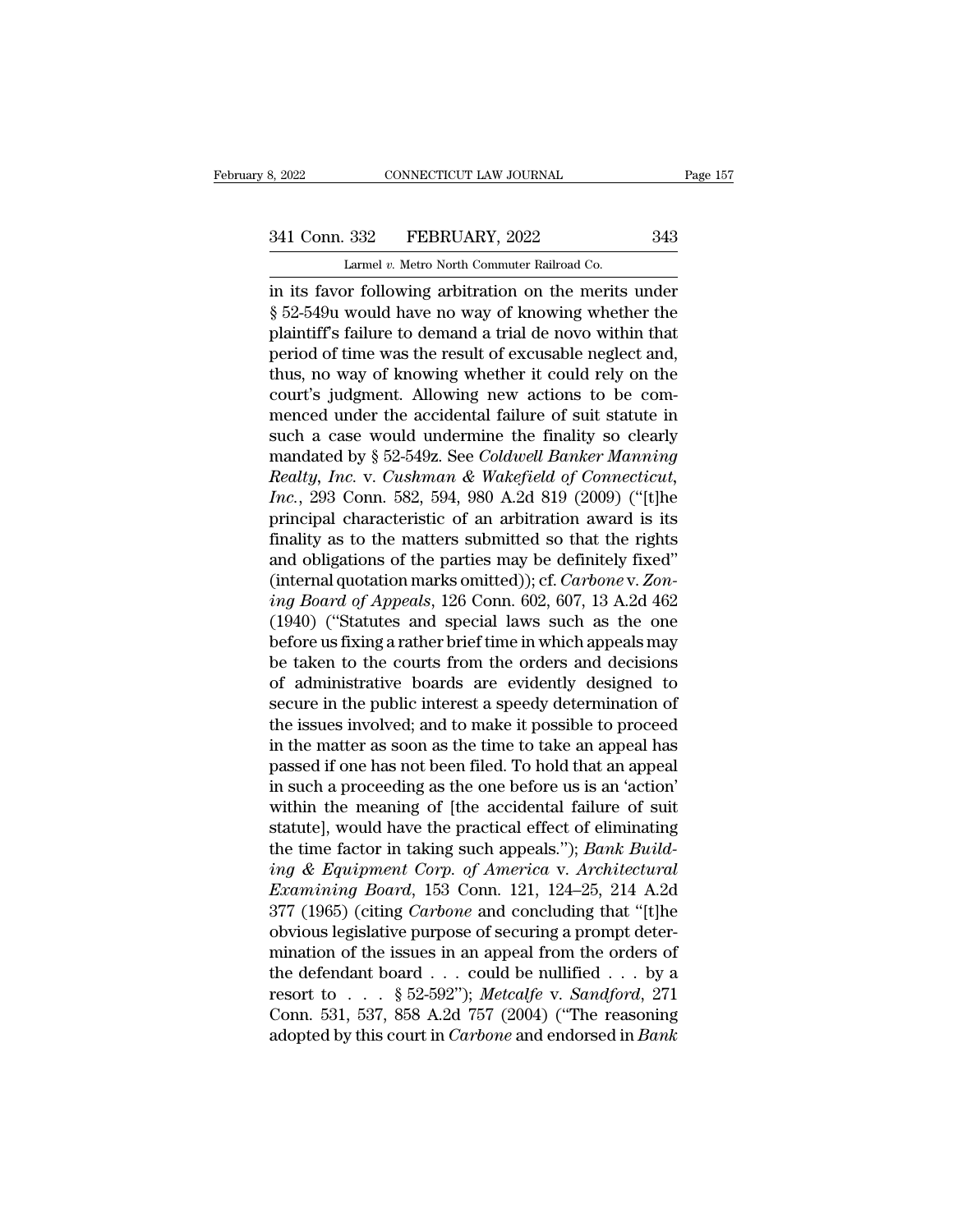in its favor following arbitration on the merits under § 52-549u would have no way of knowing whether the plaintiff's failure to demand a trial de novo within that period of time was the result of excusable neglect and, thus, no way of knowing whether it could rely on the court's judgment. Allowing new actions to be commenced under the accidental failure of suit statute in such a case would undermine the finality so clearly mandated by § 52-549z. See *Coldwell Banker Manning Realty, Inc.* v. *Cushman & Wakefield of Connecticut, Inc.*, 293 Conn. 582, 594, 980 A.2d 819 (2009) ("[t]he principal characteristic of an arbitration award is its finality as to the matters submitted so that the rights and obligations of the parties may be definitely fixed" (internal quotation marks omitted)); cf. *Carbone* v. *Zoning Board of Appeals*, 126 Conn. 602, 607, 13 A.2d 462 (1940) ("Statutes and special laws such as the one before us fixing a rather brief time in which appeals may be taken to the courts from the orders and decisions of administrative boards are evidently designed to secure in the public interest a speedy determination of the issues involved; and to make it possible to proceed in the matter as soon as the time to take an appeal has passed if one has not been filed. To hold that an appeal in such a proceeding as the one before us is an 'action' within the meaning of [the accidental failure of suit statute], would have the practical effect of eliminating the time factor in taking such appeals."); *Bank Building & Equipment Corp. of America* v. *Architectural Examining Board*, 153 Conn. 121, 124–25, 214 A.2d 377 (1965) (citing *Carbone* and concluding that "[t]he obvious legislative purpose of securing a prompt determination of the issues in an appeal from the orders of the defendant board . . . could be nullified . . . by a resort to . . . § 52-592"); *Metcalfe* v. *Sandford*, 271 Conn. 531, 537, 858 A.2d 757 (2004) ("The reasoning adopted by this court in *Carbone* and endorsed in *Bank*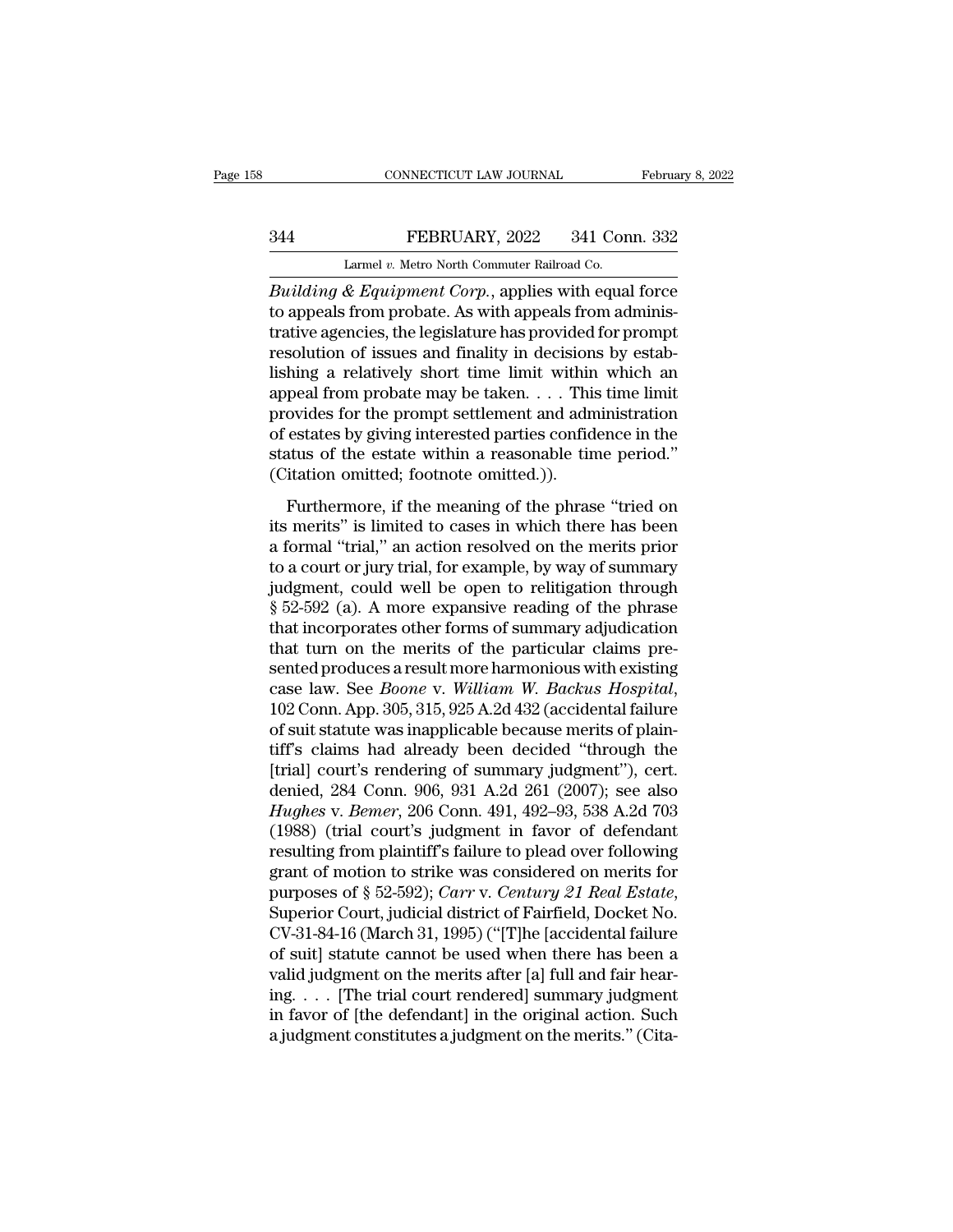*Building & Equipment Corp.*, applies with equal force to appeals from probate. As with appeals from administrative agencies, the legislature has provided for prompt resolution of issues and finality in decisions by establishing a relatively short time limit within which an appeal from probate may be taken. . . . This time limit provides for the prompt settlement and administration of estates by giving interested parties confidence in the status of the estate within a reasonable time period." (Citation omitted; footnote omitted.)).

Furthermore, if the meaning of the phrase "tried on its merits" is limited to cases in which there has been a formal "trial," an action resolved on the merits prior to a court or jury trial, for example, by way of summary judgment, could well be open to relitigation through § 52-592 (a). A more expansive reading of the phrase that incorporates other forms of summary adjudication that turn on the merits of the particular claims presented produces a result more harmonious with existing case law. See *Boone* v. *William W. Backus Hospital*, 102 Conn. App. 305, 315, 925 A.2d 432 (accidental failure of suit statute was inapplicable because merits of plaintiff's claims had already been decided "through the [trial] court's rendering of summary judgment"), cert. denied, 284 Conn. 906, 931 A.2d 261 (2007); see also *Hughes* v. *Bemer*, 206 Conn. 491, 492–93, 538 A.2d 703 (1988) (trial court's judgment in favor of defendant resulting from plaintiff's failure to plead over following grant of motion to strike was considered on merits for purposes of § 52-592); *Carr* v. *Century 21 Real Estate*, Superior Court, judicial district of Fairfield, Docket No. CV-31-84-16 (March 31, 1995) ("[T]he [accidental failure of suit] statute cannot be used when there has been a valid judgment on the merits after [a] full and fair hearing. . . . [The trial court rendered] summary judgment in favor of [the defendant] in the original action. Such a judgment constitutes a judgment on the merits." (Cita-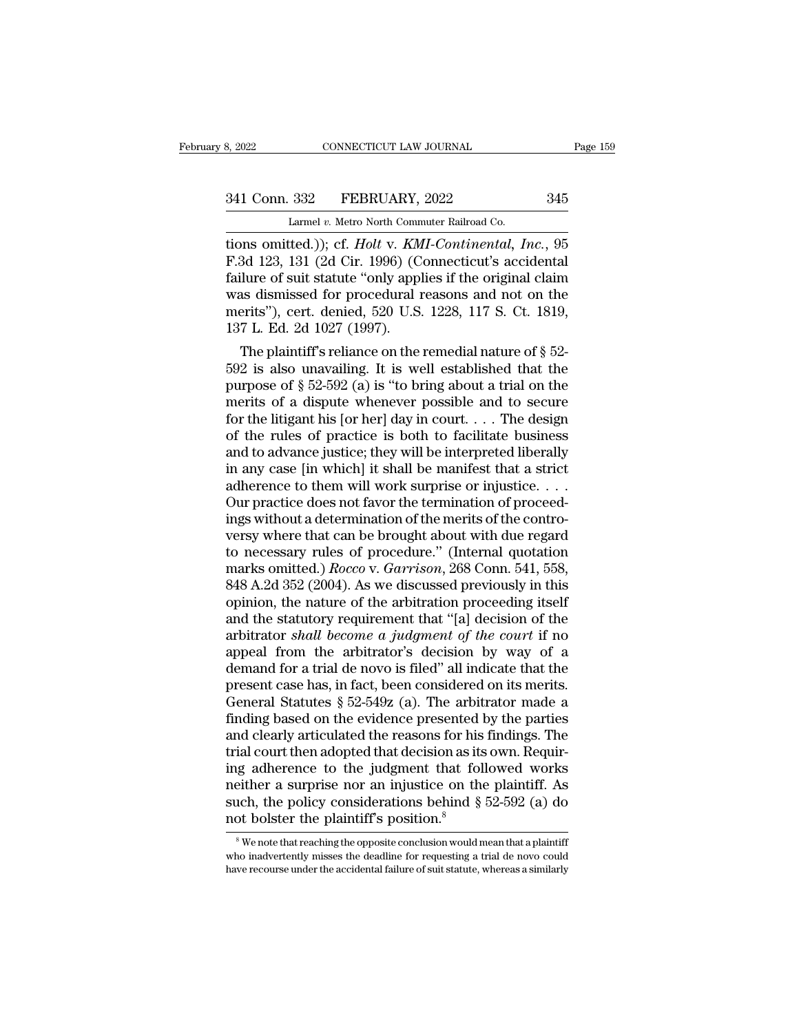tions omitted.)); cf. *Holt* v. *KMI-Continental, Inc.*, 95 F.3d 123, 131 (2d Cir. 1996) (Connecticut's accidental failure of suit statute "only applies if the original claim was dismissed for procedural reasons and not on the merits"), cert. denied, 520 U.S. 1228, 117 S. Ct. 1819, 137 L. Ed. 2d 1027 (1997).

The plaintiff's reliance on the remedial nature of § 52-592 is also unavailing. It is well established that the purpose of § 52-592 (a) is "to bring about a trial on the merits of a dispute whenever possible and to secure for the litigant his [or her] day in court. . . . The design of the rules of practice is both to facilitate business and to advance justice; they will be interpreted liberally in any case [in which] it shall be manifest that a strict adherence to them will work surprise or injustice. . . . Our practice does not favor the termination of proceedings without a determination of the merits of the controversy where that can be brought about with due regard to necessary rules of procedure." (Internal quotation marks omitted.) *Rocco* v. *Garrison*, 268 Conn. 541, 558, 848 A.2d 352 (2004). As we discussed previously in this opinion, the nature of the arbitration proceeding itself and the statutory requirement that "[a] decision of the arbitrator *shall become a judgment of the court* if no appeal from the arbitrator's decision by way of a demand for a trial de novo is filed" all indicate that the present case has, in fact, been considered on its merits. General Statutes § 52-549z (a). The arbitrator made a finding based on the evidence presented by the parties and clearly articulated the reasons for his findings. The trial court then adopted that decision as its own. Requiring adherence to the judgment that followed works neither a surprise nor an injustice on the plaintiff. As such, the policy considerations behind § 52-592 (a) do not bolster the plaintiff's position.[8]

[8] We note that reaching the opposite conclusion would mean that a plaintiff who inadvertently misses the deadline for requesting a trial de novo could have recourse under the accidental failure of suit statute, whereas a similarly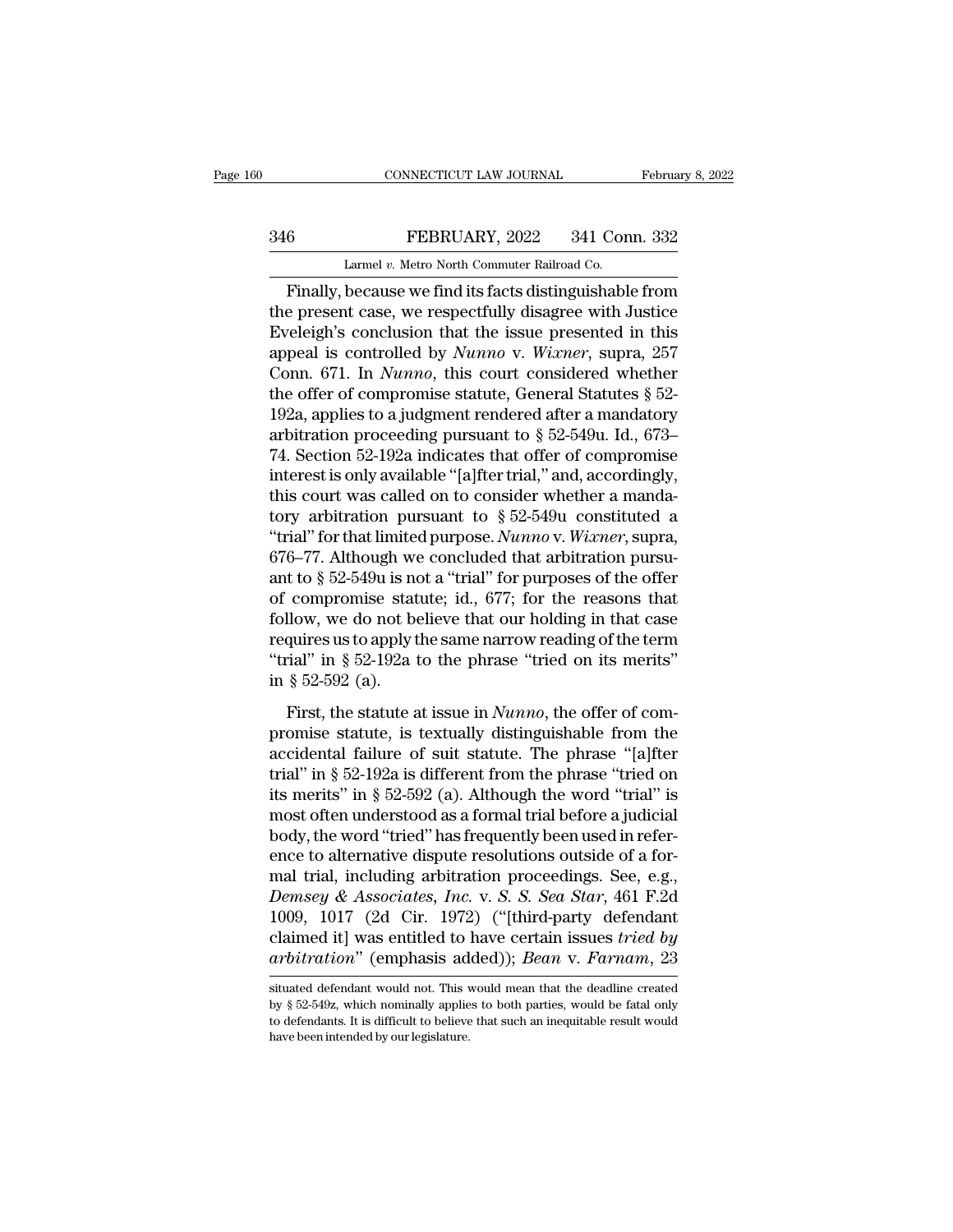Finally, because we find its facts distinguishable from the present case, we respectfully disagree with Justice Eveleigh's conclusion that the issue presented in this appeal is controlled by *Nunno* v. *Wixner*, supra, 257 Conn. 671. In *Nunno*, this court considered whether the offer of compromise statute, General Statutes § 52-192a, applies to a judgment rendered after a mandatory arbitration proceeding pursuant to § 52-549u. Id., 673–74. Section 52-192a indicates that offer of compromise interest is only available "[a]fter trial," and, accordingly, this court was called on to consider whether a mandatory arbitration pursuant to § 52-549u constituted a "trial" for that limited purpose. *Nunno* v. *Wixner*, supra, 676–77. Although we concluded that arbitration pursuant to § 52-549u is not a "trial" for purposes of the offer of compromise statute; id., 677; for the reasons that follow, we do not believe that our holding in that case requires us to apply the same narrow reading of the term "trial" in § 52-192a to the phrase "tried on its merits" in § 52-592 (a).

First, the statute at issue in *Nunno*, the offer of compromise statute, is textually distinguishable from the accidental failure of suit statute. The phrase "[a]fter trial" in § 52-192a is different from the phrase "tried on its merits" in § 52-592 (a). Although the word "trial" is most often understood as a formal trial before a judicial body, the word "tried" has frequently been used in reference to alternative dispute resolutions outside of a formal trial, including arbitration proceedings. See, e.g., *Demsey & Associates, Inc.* v. *S. S. Sea Star*, 461 F.2d 1009, 1017 (2d Cir. 1972) ("[third-party defendant claimed it] was entitled to have certain issues *tried by arbitration*" (emphasis added)); *Bean* v. *Farnam*, 23

situated defendant would not. This would mean that the deadline created by § 52-549z, which nominally applies to both parties, would be fatal only to defendants. It is difficult to believe that such an inequitable result would have been intended by our legislature.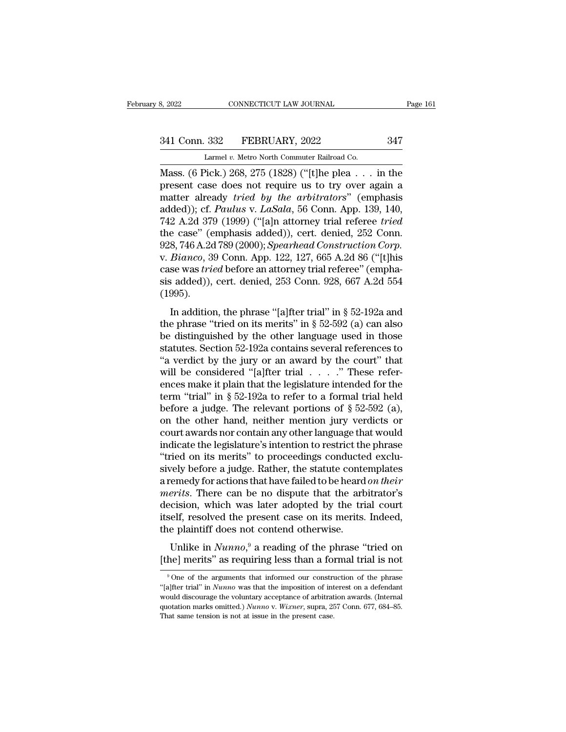Mass. (6 Pick.) 268, 275 (1828) (''[t]he plea . . . in the present case does not require us to try over again a matter already *tried by the arbitrators*'' (emphasis added)); cf. *Paulus* v. *LaSala*, 56 Conn. App. 139, 140, 742 A.2d 379 (1999) (''[a]n attorney trial referee *tried* the case'' (emphasis added)), cert. denied, 252 Conn. 928, 746 A.2d 789 (2000); *Spearhead Construction Corp.* v. *Bianco*, 39 Conn. App. 122, 127, 665 A.2d 86 (''[t]his case was *tried* before an attorney trial referee'' (emphasis added)), cert. denied, 253 Conn. 928, 667 A.2d 554 (1995).

In addition, the phrase ''[a]fter trial'' in § 52-192a and the phrase ''tried on its merits'' in § 52-592 (a) can also be distinguished by the other language used in those statutes. Section 52-192a contains several references to ''a verdict by the jury or an award by the court'' that will be considered ''[a]fter trial . . . .'' These references make it plain that the legislature intended for the term ''trial'' in § 52-192a to refer to a formal trial held before a judge. The relevant portions of § 52-592 (a), on the other hand, neither mention jury verdicts or court awards nor contain any other language that would indicate the legislature's intention to restrict the phrase ''tried on its merits'' to proceedings conducted exclusively before a judge. Rather, the statute contemplates a remedy for actions that have failed to be heard *on their merits*. There can be no dispute that the arbitrator's decision, which was later adopted by the trial court itself, resolved the present case on its merits. Indeed, the plaintiff does not contend otherwise.

Unlike in *Nunno*,[9] a reading of the phrase ''tried on [the] merits'' as requiring less than a formal trial is not

---

[9] One of the arguments that informed our construction of the phrase ''[a]fter trial'' in *Nunno* was that the imposition of interest on a defendant would discourage the voluntary acceptance of arbitration awards. (Internal quotation marks omitted.) *Nunno* v. *Wixner*, supra, 257 Conn. 677, 684–85. That same tension is not at issue in the present case.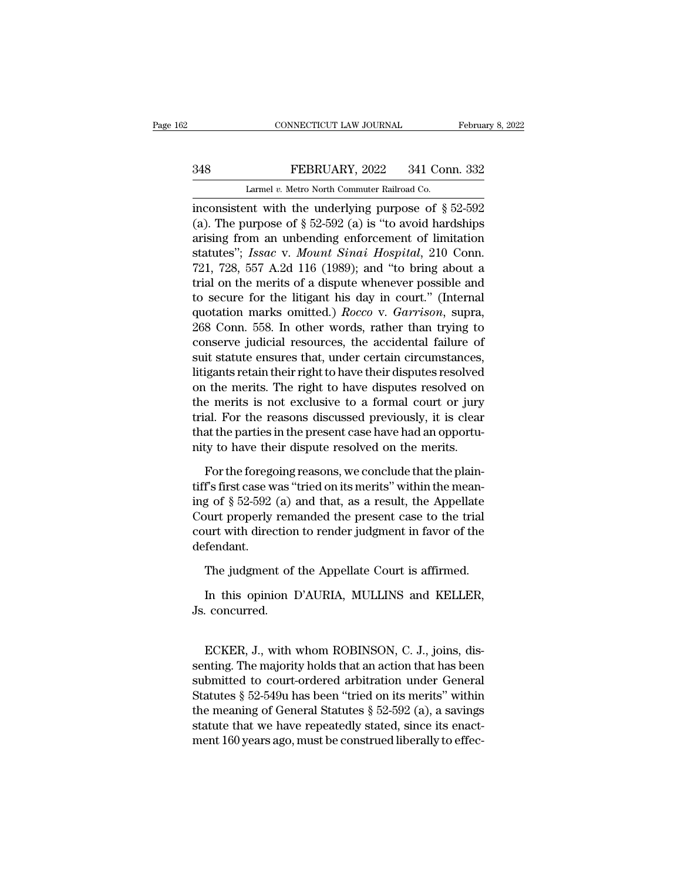inconsistent with the underlying purpose of § 52-592 (a). The purpose of § 52-592 (a) is "to avoid hardships arising from an unbending enforcement of limitation statutes"; *Issac* v. *Mount Sinai Hospital*, 210 Conn. 721, 728, 557 A.2d 116 (1989); and "to bring about a trial on the merits of a dispute whenever possible and to secure for the litigant his day in court." (Internal quotation marks omitted.) *Rocco* v. *Garrison*, supra, 268 Conn. 558. In other words, rather than trying to conserve judicial resources, the accidental failure of suit statute ensures that, under certain circumstances, litigants retain their right to have their disputes resolved on the merits. The right to have disputes resolved on the merits is not exclusive to a formal court or jury trial. For the reasons discussed previously, it is clear that the parties in the present case have had an opportunity to have their dispute resolved on the merits.

For the foregoing reasons, we conclude that the plaintiff's first case was "tried on its merits" within the meaning of § 52-592 (a) and that, as a result, the Appellate Court properly remanded the present case to the trial court with direction to render judgment in favor of the defendant.

The judgment of the Appellate Court is affirmed.

In this opinion D'AURIA, MULLINS and KELLER, Js. concurred.

ECKER, J., with whom ROBINSON, C. J., joins, dissenting. The majority holds that an action that has been submitted to court-ordered arbitration under General Statutes § 52-549u has been "tried on its merits" within the meaning of General Statutes § 52-592 (a), a savings statute that we have repeatedly stated, since its enactment 160 years ago, must be construed liberally to effec-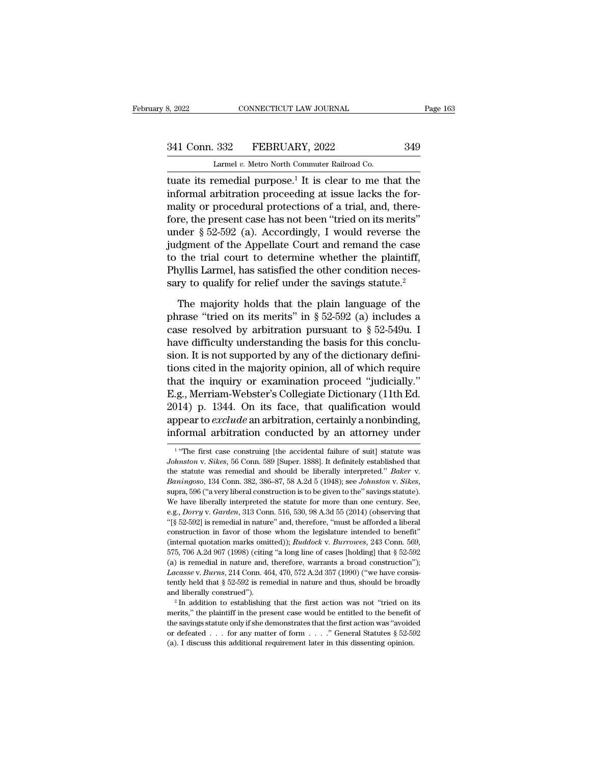tuate its remedial purpose.[1] It is clear to me that the informal arbitration proceeding at issue lacks the formality or procedural protections of a trial, and, therefore, the present case has not been "tried on its merits" under § 52-592 (a). Accordingly, I would reverse the judgment of the Appellate Court and remand the case to the trial court to determine whether the plaintiff, Phyllis Larmel, has satisfied the other condition necessary to qualify for relief under the savings statute.[2]

The majority holds that the plain language of the phrase "tried on its merits" in § 52-592 (a) includes a case resolved by arbitration pursuant to § 52-549u. I have difficulty understanding the basis for this conclusion. It is not supported by any of the dictionary definitions cited in the majority opinion, all of which require that the inquiry or examination proceed "judicially." E.g., Merriam-Webster's Collegiate Dictionary (11th Ed. 2014) p. 1344. On its face, that qualification would appear to *exclude* an arbitration, certainly a nonbinding, informal arbitration conducted by an attorney under

[1] "The first case construing [the accidental failure of suit] statute was *Johnston* v. *Sikes*, 56 Conn. 589 [Super. 1888]. It definitely established that the statute was remedial and should be liberally interpreted." *Baker* v. *Baningoso*, 134 Conn. 382, 386–87, 58 A.2d 5 (1948); see *Johnston* v. *Sikes*, supra, 596 ("a very liberal construction is to be given to the" savings statute). We have liberally interpreted the statute for more than one century. See, e.g., *Dorry* v. *Garden*, 313 Conn. 516, 530, 98 A.3d 55 (2014) (observing that "[§ 52-592] is remedial in nature" and, therefore, "must be afforded a liberal construction in favor of those whom the legislature intended to benefit" (internal quotation marks omitted)); *Ruddock* v. *Burrowes*, 243 Conn. 569, 575, 706 A.2d 967 (1998) (citing "a long line of cases [holding] that § 52-592 (a) is remedial in nature and, therefore, warrants a broad construction"); *Lacasse* v. *Burns*, 214 Conn. 464, 470, 572 A.2d 357 (1990) ("we have consistently held that § 52-592 is remedial in nature and thus, should be broadly and liberally construed").

[2] In addition to establishing that the first action was not "tried on its merits," the plaintiff in the present case would be entitled to the benefit of the savings statute only if she demonstrates that the first action was "avoided or defeated . . . for any matter of form . . . ." General Statutes § 52-592 (a). I discuss this additional requirement later in this dissenting opinion.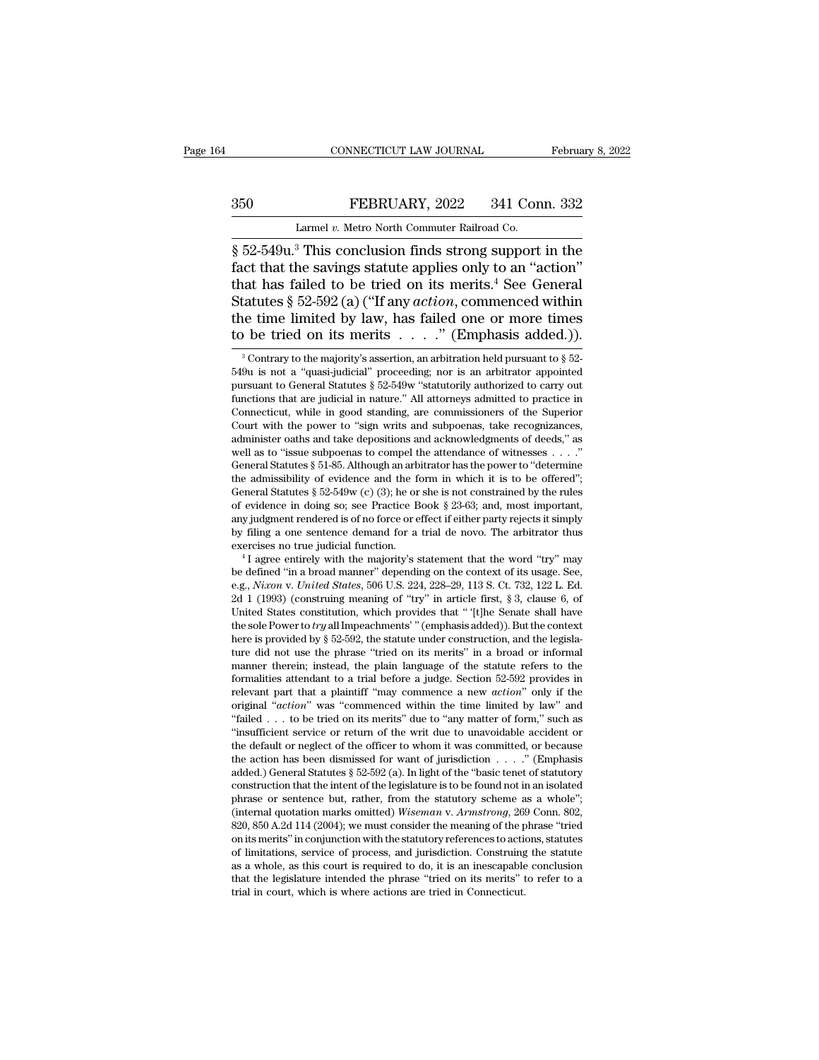§ 52-549u.[3] This conclusion finds strong support in the fact that the savings statute applies only to an "action" that has failed to be tried on its merits.[4] See General Statutes § 52-592 (a) ("If any *action*, commenced within the time limited by law, has failed one or more times to be tried on its merits . . . ." (Emphasis added.)).

[3] Contrary to the majority's assertion, an arbitration held pursuant to § 52-549u is not a "quasi-judicial" proceeding; nor is an arbitrator appointed pursuant to General Statutes § 52-549w "statutorily authorized to carry out functions that are judicial in nature." All attorneys admitted to practice in Connecticut, while in good standing, are commissioners of the Superior Court with the power to "sign writs and subpoenas, take recognizances, administer oaths and take depositions and acknowledgments of deeds," as well as to "issue subpoenas to compel the attendance of witnesses . . . ." General Statutes § 51-85. Although an arbitrator has the power to "determine the admissibility of evidence and the form in which it is to be offered"; General Statutes § 52-549w (c) (3); he or she is not constrained by the rules of evidence in doing so; see Practice Book § 23-63; and, most important, any judgment rendered is of no force or effect if either party rejects it simply by filing a one sentence demand for a trial de novo. The arbitrator thus exercises no true judicial function.

[4] I agree entirely with the majority's statement that the word "try" may be defined "in a broad manner" depending on the context of its usage. See, e.g., *Nixon* v. *United States*, 506 U.S. 224, 228–29, 113 S. Ct. 732, 122 L. Ed. 2d 1 (1993) (construing meaning of "try" in article first, § 3, clause 6, of United States constitution, which provides that " '[t]he Senate shall have the sole Power to *try* all Impeachments' " (emphasis added)). But the context here is provided by § 52-592, the statute under construction, and the legislature did not use the phrase "tried on its merits" in a broad or informal manner therein; instead, the plain language of the statute refers to the formalities attendant to a trial before a judge. Section 52-592 provides in relevant part that a plaintiff "may commence a new *action*" only if the original "*action*" was "commenced within the time limited by law" and "failed . . . to be tried on its merits" due to "any matter of form," such as "insufficient service or return of the writ due to unavoidable accident or the default or neglect of the officer to whom it was committed, or because the action has been dismissed for want of jurisdiction . . . ." (Emphasis added.) General Statutes § 52-592 (a). In light of the "basic tenet of statutory construction that the intent of the legislature is to be found not in an isolated phrase or sentence but, rather, from the statutory scheme as a whole"; (internal quotation marks omitted) *Wiseman* v. *Armstrong*, 269 Conn. 802, 820, 850 A.2d 114 (2004); we must consider the meaning of the phrase "tried on its merits" in conjunction with the statutory references to actions, statutes of limitations, service of process, and jurisdiction. Construing the statute as a whole, as this court is required to do, it is an inescapable conclusion that the legislature intended the phrase "tried on its merits" to refer to a trial in court, which is where actions are tried in Connecticut.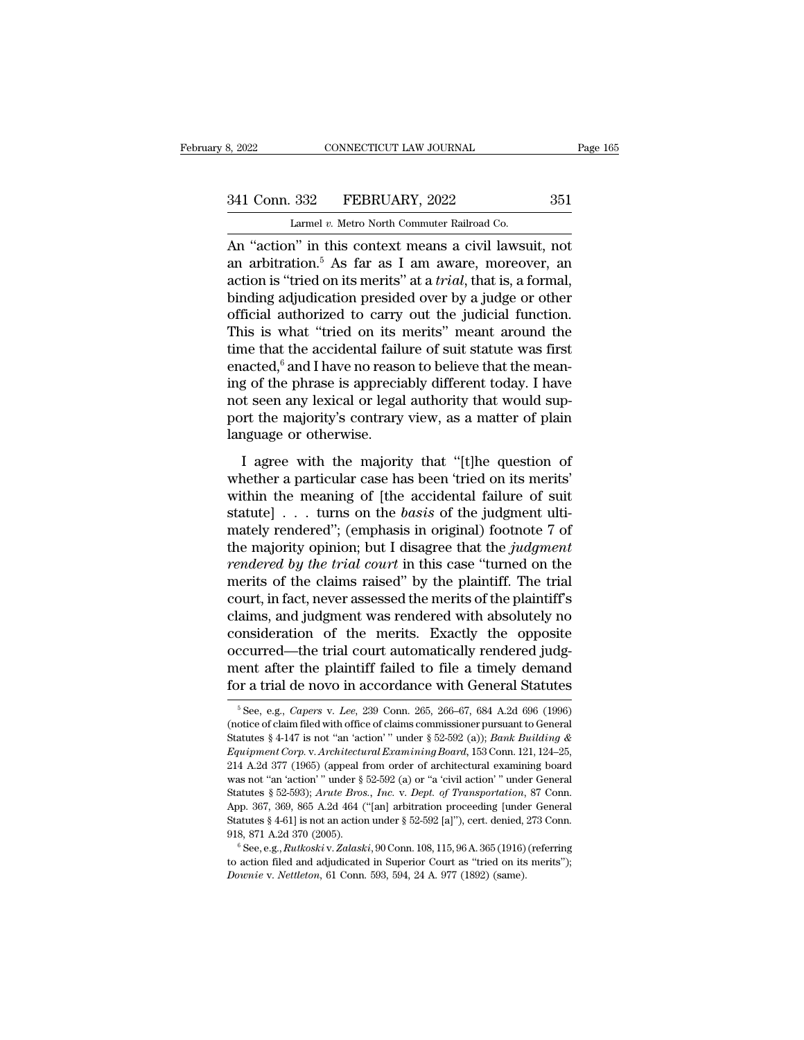An "action" in this context means a civil lawsuit, not an arbitration.[5] As far as I am aware, moreover, an action is "tried on its merits" at a *trial*, that is, a formal, binding adjudication presided over by a judge or other official authorized to carry out the judicial function. This is what "tried on its merits" meant around the time that the accidental failure of suit statute was first enacted,[6] and I have no reason to believe that the meaning of the phrase is appreciably different today. I have not seen any lexical or legal authority that would support the majority's contrary view, as a matter of plain language or otherwise.

I agree with the majority that "[t]he question of whether a particular case has been 'tried on its merits' within the meaning of [the accidental failure of suit statute] . . . turns on the *basis* of the judgment ultimately rendered"; (emphasis in original) footnote 7 of the majority opinion; but I disagree that the *judgment rendered by the trial court* in this case "turned on the merits of the claims raised" by the plaintiff. The trial court, in fact, never assessed the merits of the plaintiff's claims, and judgment was rendered with absolutely no consideration of the merits. Exactly the opposite occurred—the trial court automatically rendered judgment after the plaintiff failed to file a timely demand for a trial de novo in accordance with General Statutes

[5] See, e.g., *Capers* v. *Lee*, 239 Conn. 265, 266–67, 684 A.2d 696 (1996) (notice of claim filed with office of claims commissioner pursuant to General Statutes § 4-147 is not "an 'action' " under § 52-592 (a)); *Bank Building & Equipment Corp.* v. *Architectural Examining Board*, 153 Conn. 121, 124–25, 214 A.2d 377 (1965) (appeal from order of architectural examining board was not "an 'action' " under § 52-592 (a) or "a 'civil action' " under General Statutes § 52-593); *Arute Bros., Inc.* v. *Dept. of Transportation*, 87 Conn. App. 367, 369, 865 A.2d 464 ("[an] arbitration proceeding [under General Statutes § 4-61] is not an action under § 52-592 [a]"), cert. denied, 273 Conn. 918, 871 A.2d 370 (2005).

[6] See, e.g., *Rutkoski* v. *Zalaski*, 90 Conn. 108, 115, 96 A. 365 (1916) (referring to action filed and adjudicated in Superior Court as "tried on its merits"); *Downie* v. *Nettleton*, 61 Conn. 593, 594, 24 A. 977 (1892) (same).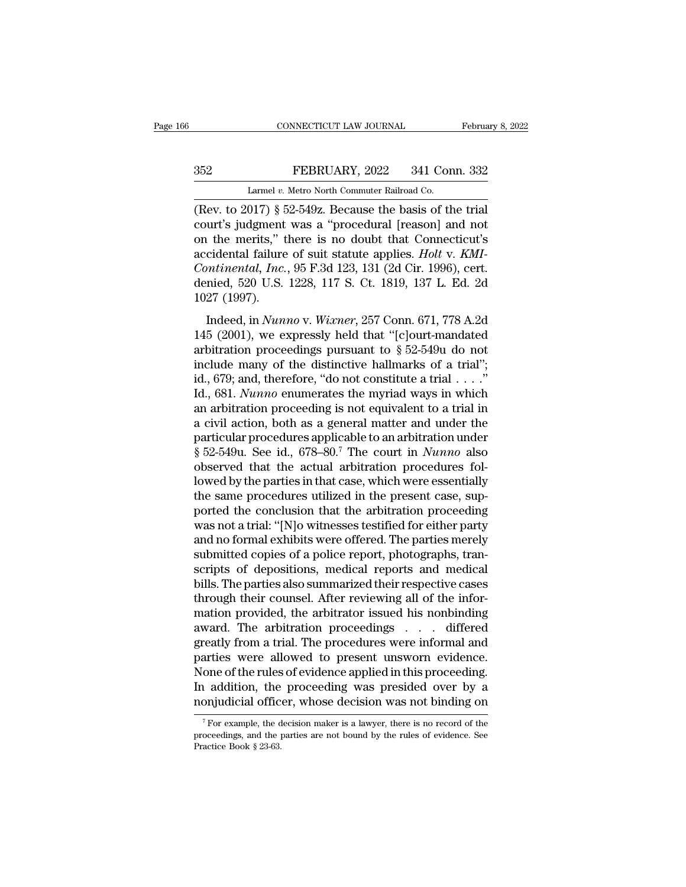(Rev. to 2017) § 52-549z. Because the basis of the trial court's judgment was a "procedural [reason] and not on the merits," there is no doubt that Connecticut's accidental failure of suit statute applies. *Holt* v. *KMI-Continental, Inc.*, 95 F.3d 123, 131 (2d Cir. 1996), cert. denied, 520 U.S. 1228, 117 S. Ct. 1819, 137 L. Ed. 2d 1027 (1997).

Indeed, in *Nunno* v. *Wixner*, 257 Conn. 671, 778 A.2d 145 (2001), we expressly held that "[c]ourt-mandated arbitration proceedings pursuant to § 52-549u do not include many of the distinctive hallmarks of a trial"; id., 679; and, therefore, "do not constitute a trial . . . ." Id., 681. *Nunno* enumerates the myriad ways in which an arbitration proceeding is not equivalent to a trial in a civil action, both as a general matter and under the particular procedures applicable to an arbitration under § 52-549u. See id., 678–80.[7] The court in *Nunno* also observed that the actual arbitration procedures followed by the parties in that case, which were essentially the same procedures utilized in the present case, supported the conclusion that the arbitration proceeding was not a trial: "[N]o witnesses testified for either party and no formal exhibits were offered. The parties merely submitted copies of a police report, photographs, transcripts of depositions, medical reports and medical bills. The parties also summarized their respective cases through their counsel. After reviewing all of the information provided, the arbitrator issued his nonbinding award. The arbitration proceedings . . . differed greatly from a trial. The procedures were informal and parties were allowed to present unsworn evidence. None of the rules of evidence applied in this proceeding. In addition, the proceeding was presided over by a nonjudicial officer, whose decision was not binding on

[7] For example, the decision maker is a lawyer, there is no record of the proceedings, and the parties are not bound by the rules of evidence. See Practice Book § 23-63.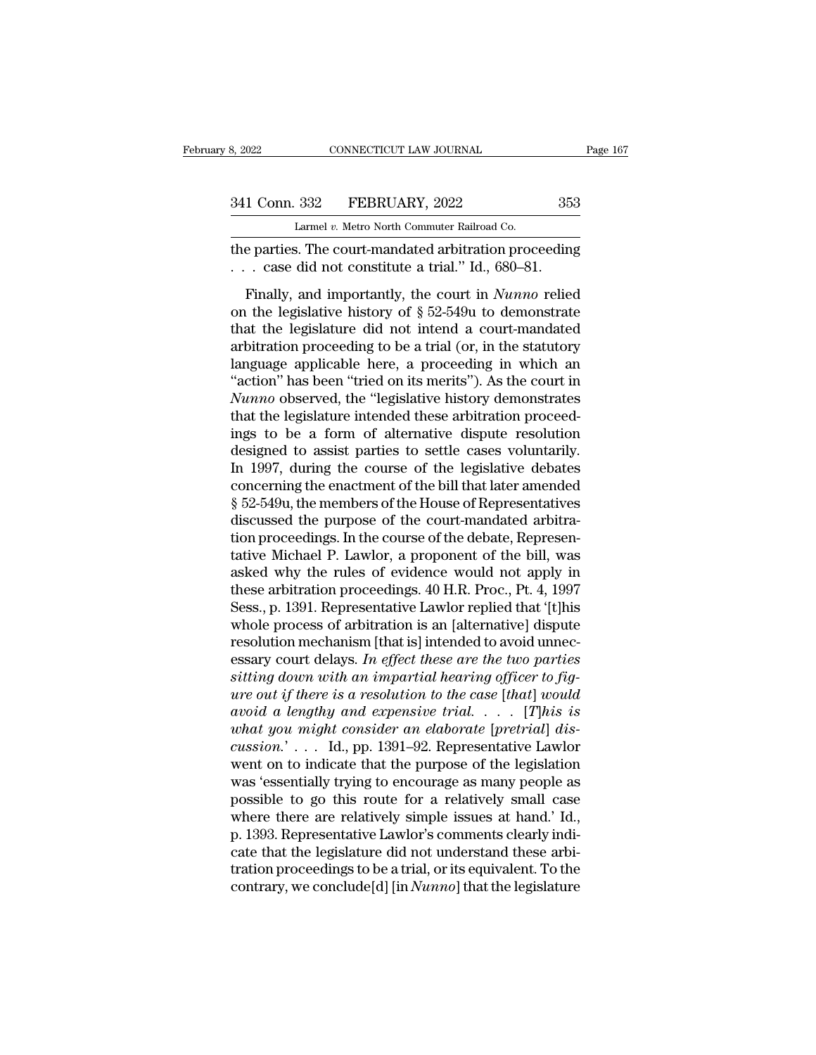the parties. The court-mandated arbitration proceeding . . . case did not constitute a trial." Id., 680–81.

Finally, and importantly, the court in *Nunno* relied on the legislative history of § 52-549u to demonstrate that the legislature did not intend a court-mandated arbitration proceeding to be a trial (or, in the statutory language applicable here, a proceeding in which an "action" has been "tried on its merits"). As the court in *Nunno* observed, the "legislative history demonstrates that the legislature intended these arbitration proceedings to be a form of alternative dispute resolution designed to assist parties to settle cases voluntarily. In 1997, during the course of the legislative debates concerning the enactment of the bill that later amended § 52-549u, the members of the House of Representatives discussed the purpose of the court-mandated arbitration proceedings. In the course of the debate, Representative Michael P. Lawlor, a proponent of the bill, was asked why the rules of evidence would not apply in these arbitration proceedings. 40 H.R. Proc., Pt. 4, 1997 Sess., p. 1391. Representative Lawlor replied that '[t]his whole process of arbitration is an [alternative] dispute resolution mechanism [that is] intended to avoid unnecessary court delays. *In effect these are the two parties sitting down with an impartial hearing officer to figure out if there is a resolution to the case* [*that*] *would avoid a lengthy and expensive trial. . . .* [*T*]*his is what you might consider an elaborate* [*pretrial*] *discussion.*' . . . Id., pp. 1391–92. Representative Lawlor went on to indicate that the purpose of the legislation was 'essentially trying to encourage as many people as possible to go this route for a relatively small case where there are relatively simple issues at hand.' Id., p. 1393. Representative Lawlor's comments clearly indicate that the legislature did not understand these arbitration proceedings to be a trial, or its equivalent. To the contrary, we conclude[d] [in *Nunno*] that the legislature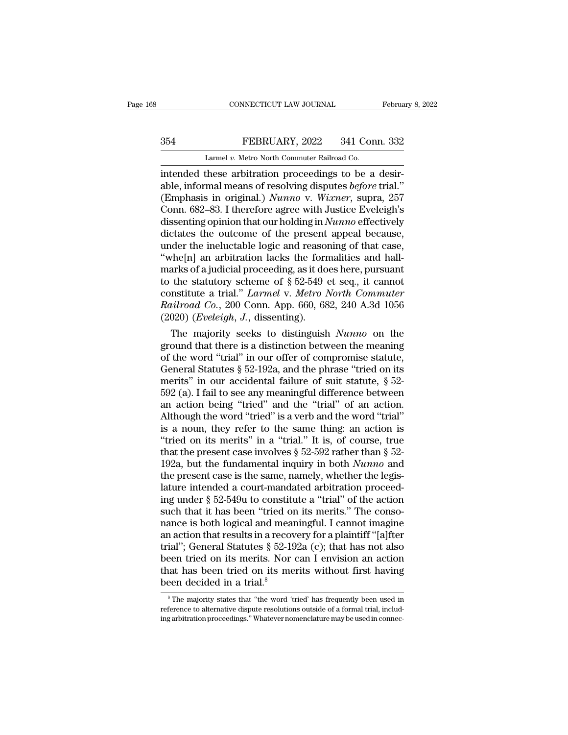intended these arbitration proceedings to be a desirable, informal means of resolving disputes *before* trial." (Emphasis in original.) *Nunno* v. *Wixner*, supra, 257 Conn. 682–83. I therefore agree with Justice Eveleigh's dissenting opinion that our holding in *Nunno* effectively dictates the outcome of the present appeal because, under the ineluctable logic and reasoning of that case, "whe[n] an arbitration lacks the formalities and hallmarks of a judicial proceeding, as it does here, pursuant to the statutory scheme of § 52-549 et seq., it cannot constitute a trial." *Larmel* v. *Metro North Commuter Railroad Co.*, 200 Conn. App. 660, 682, 240 A.3d 1056 (2020) (*Eveleigh, J.*, dissenting).

The majority seeks to distinguish *Nunno* on the ground that there is a distinction between the meaning of the word "trial" in our offer of compromise statute, General Statutes § 52-192a, and the phrase "tried on its merits" in our accidental failure of suit statute, § 52-592 (a). I fail to see any meaningful difference between an action being "tried" and the "trial" of an action. Although the word "tried" is a verb and the word "trial" is a noun, they refer to the same thing: an action is "tried on its merits" in a "trial." It is, of course, true that the present case involves § 52-592 rather than § 52-192a, but the fundamental inquiry in both *Nunno* and the present case is the same, namely, whether the legislature intended a court-mandated arbitration proceeding under § 52-549u to constitute a "trial" of the action such that it has been "tried on its merits." The consonance is both logical and meaningful. I cannot imagine an action that results in a recovery for a plaintiff "[a]fter trial"; General Statutes § 52-192a (c); that has not also been tried on its merits. Nor can I envision an action that has been tried on its merits without first having been decided in a trial.[8]

[8] The majority states that "the word 'tried' has frequently been used in reference to alternative dispute resolutions outside of a formal trial, including arbitration proceedings." Whatever nomenclature may be used in connec-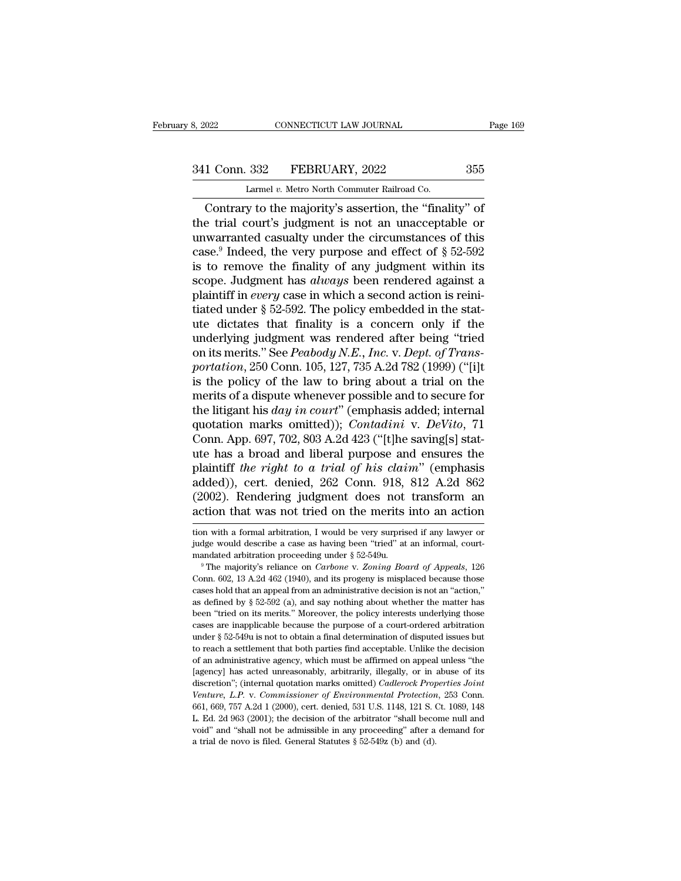Contrary to the majority's assertion, the "finality" of the trial court's judgment is not an unacceptable or unwarranted casualty under the circumstances of this case.[9] Indeed, the very purpose and effect of § 52-592 is to remove the finality of any judgment within its scope. Judgment has *always* been rendered against a plaintiff in *every* case in which a second action is reinitiated under § 52-592. The policy embedded in the statute dictates that finality is a concern only if the underlying judgment was rendered after being "tried on its merits." See *Peabody N.E., Inc.* v. *Dept. of Transportation*, 250 Conn. 105, 127, 735 A.2d 782 (1999) ("[i]t is the policy of the law to bring about a trial on the merits of a dispute whenever possible and to secure for the litigant his *day in court*" (emphasis added; internal quotation marks omitted)); *Contadini* v. *DeVito*, 71 Conn. App. 697, 702, 803 A.2d 423 ("[t]he saving[s] statute has a broad and liberal purpose and ensures the plaintiff *the right to a trial of his claim*" (emphasis added)), cert. denied, 262 Conn. 918, 812 A.2d 862 (2002). Rendering judgment does not transform an action that was not tried on the merits into an action

tion with a formal arbitration, I would be very surprised if any lawyer or judge would describe a case as having been "tried" at an informal, court-mandated arbitration proceeding under § 52-549u.

[9] The majority's reliance on *Carbone* v. *Zoning Board of Appeals*, 126 Conn. 602, 13 A.2d 462 (1940), and its progeny is misplaced because those cases hold that an appeal from an administrative decision is not an "action," as defined by § 52-592 (a), and say nothing about whether the matter has been "tried on its merits." Moreover, the policy interests underlying those cases are inapplicable because the purpose of a court-ordered arbitration under § 52-549u is not to obtain a final determination of disputed issues but to reach a settlement that both parties find acceptable. Unlike the decision of an administrative agency, which must be affirmed on appeal unless "the [agency] has acted unreasonably, arbitrarily, illegally, or in abuse of its discretion"; (internal quotation marks omitted) *Cadlerock Properties Joint Venture, L.P.* v. *Commissioner of Environmental Protection*, 253 Conn. 661, 669, 757 A.2d 1 (2000), cert. denied, 531 U.S. 1148, 121 S. Ct. 1089, 148 L. Ed. 2d 963 (2001); the decision of the arbitrator "shall become null and void" and "shall not be admissible in any proceeding" after a demand for a trial de novo is filed. General Statutes § 52-549z (b) and (d).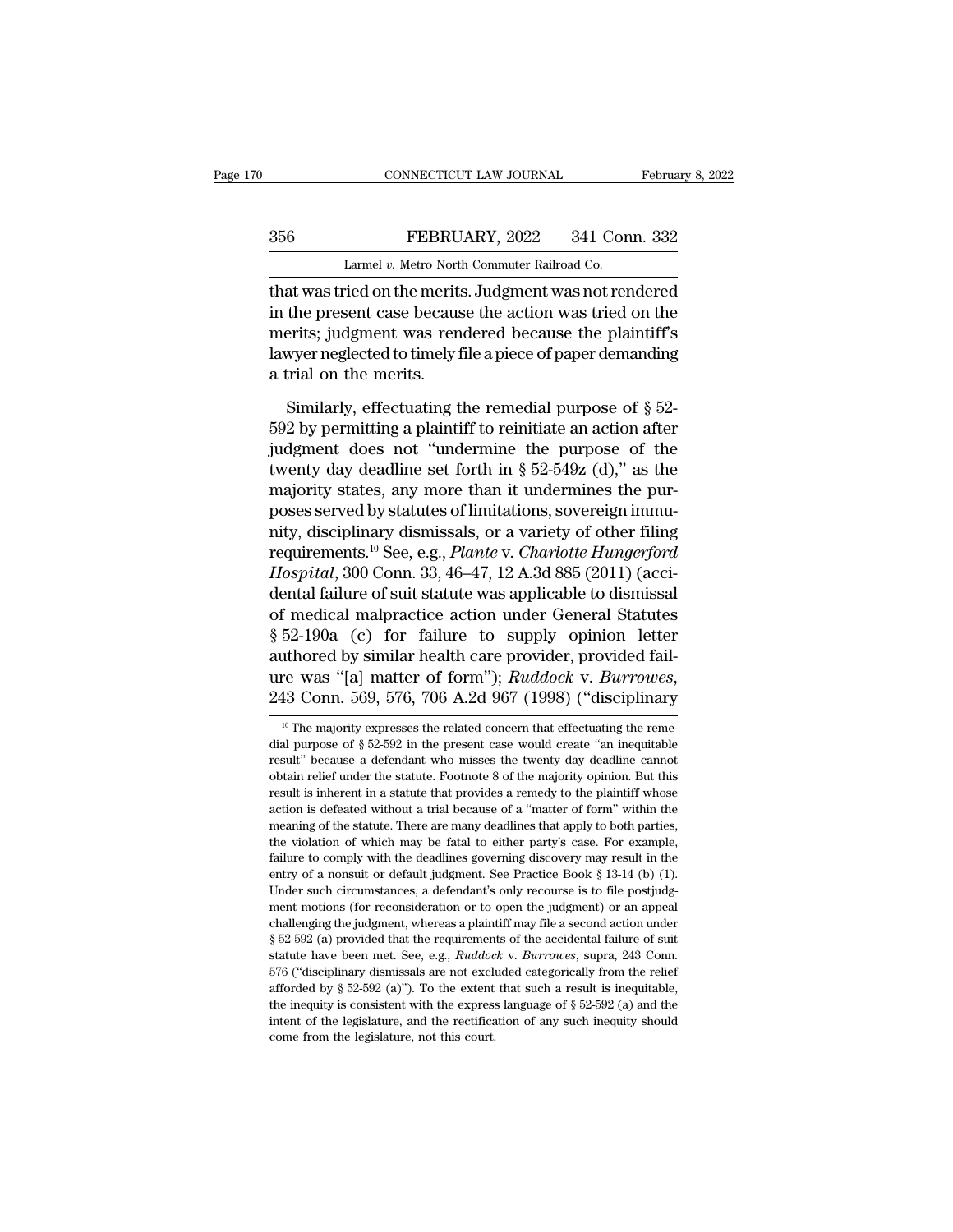that was tried on the merits. Judgment was not rendered in the present case because the action was tried on the merits; judgment was rendered because the plaintiff's lawyer neglected to timely file a piece of paper demanding a trial on the merits.

Similarly, effectuating the remedial purpose of § 52-592 by permitting a plaintiff to reinitiate an action after judgment does not "undermine the purpose of the twenty day deadline set forth in § 52-549z (d)," as the majority states, any more than it undermines the purposes served by statutes of limitations, sovereign immunity, disciplinary dismissals, or a variety of other filing requirements.[10] See, e.g., *Plante* v. *Charlotte Hungerford Hospital*, 300 Conn. 33, 46–47, 12 A.3d 885 (2011) (accidental failure of suit statute was applicable to dismissal of medical malpractice action under General Statutes § 52-190a (c) for failure to supply opinion letter authored by similar health care provider, provided failure was "[a] matter of form"); *Ruddock* v. *Burrowes*, 243 Conn. 569, 576, 706 A.2d 967 (1998) ("disciplinary

[10] The majority expresses the related concern that effectuating the remedial purpose of § 52-592 in the present case would create "an inequitable result" because a defendant who misses the twenty day deadline cannot obtain relief under the statute. Footnote 8 of the majority opinion. But this result is inherent in a statute that provides a remedy to the plaintiff whose action is defeated without a trial because of a "matter of form" within the meaning of the statute. There are many deadlines that apply to both parties, the violation of which may be fatal to either party's case. For example, failure to comply with the deadlines governing discovery may result in the entry of a nonsuit or default judgment. See Practice Book § 13-14 (b) (1). Under such circumstances, a defendant's only recourse is to file postjudgment motions (for reconsideration or to open the judgment) or an appeal challenging the judgment, whereas a plaintiff may file a second action under § 52-592 (a) provided that the requirements of the accidental failure of suit statute have been met. See, e.g., *Ruddock* v. *Burrowes*, supra, 243 Conn. 576 ("disciplinary dismissals are not excluded categorically from the relief afforded by § 52-592 (a)"). To the extent that such a result is inequitable, the inequity is consistent with the express language of § 52-592 (a) and the intent of the legislature, and the rectification of any such inequity should come from the legislature, not this court.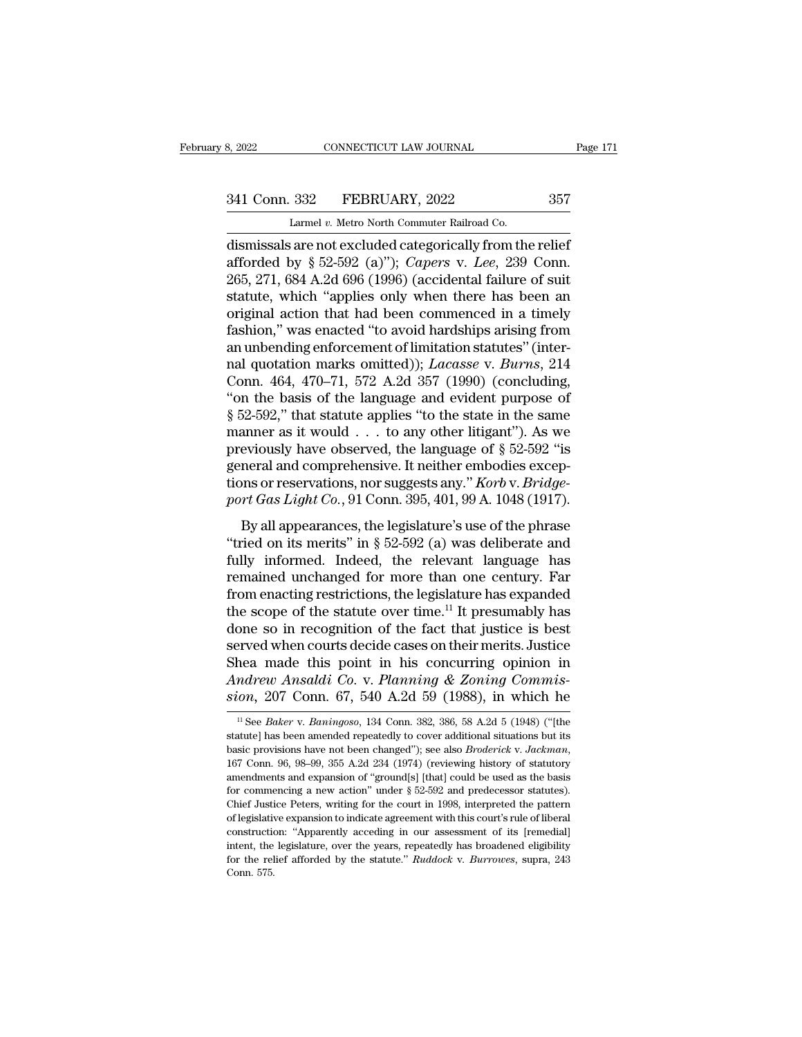dismissals are not excluded categorically from the relief afforded by § 52-592 (a)"); *Capers* v. *Lee*, 239 Conn. 265, 271, 684 A.2d 696 (1996) (accidental failure of suit statute, which "applies only when there has been an original action that had been commenced in a timely fashion," was enacted "to avoid hardships arising from an unbending enforcement of limitation statutes" (internal quotation marks omitted)); *Lacasse* v. *Burns*, 214 Conn. 464, 470–71, 572 A.2d 357 (1990) (concluding, "on the basis of the language and evident purpose of § 52-592," that statute applies "to the state in the same manner as it would . . . to any other litigant"). As we previously have observed, the language of § 52-592 "is general and comprehensive. It neither embodies exceptions or reservations, nor suggests any." *Korb* v. *Bridgeport Gas Light Co.*, 91 Conn. 395, 401, 99 A. 1048 (1917).

By all appearances, the legislature's use of the phrase "tried on its merits" in § 52-592 (a) was deliberate and fully informed. Indeed, the relevant language has remained unchanged for more than one century. Far from enacting restrictions, the legislature has expanded the scope of the statute over time.[11] It presumably has done so in recognition of the fact that justice is best served when courts decide cases on their merits. Justice Shea made this point in his concurring opinion in *Andrew Ansaldi Co.* v. *Planning & Zoning Commission*, 207 Conn. 67, 540 A.2d 59 (1988), in which he

---

[11] See *Baker* v. *Baningoso*, 134 Conn. 382, 386, 58 A.2d 5 (1948) ("[the statute] has been amended repeatedly to cover additional situations but its basic provisions have not been changed"); see also *Broderick* v. *Jackman*, 167 Conn. 96, 98–99, 355 A.2d 234 (1974) (reviewing history of statutory amendments and expansion of "ground[s] [that] could be used as the basis for commencing a new action" under § 52-592 and predecessor statutes). Chief Justice Peters, writing for the court in 1998, interpreted the pattern of legislative expansion to indicate agreement with this court's rule of liberal construction: "Apparently acceding in our assessment of its [remedial] intent, the legislature, over the years, repeatedly has broadened eligibility for the relief afforded by the statute." *Ruddock* v. *Burrowes*, supra, 243 Conn. 575.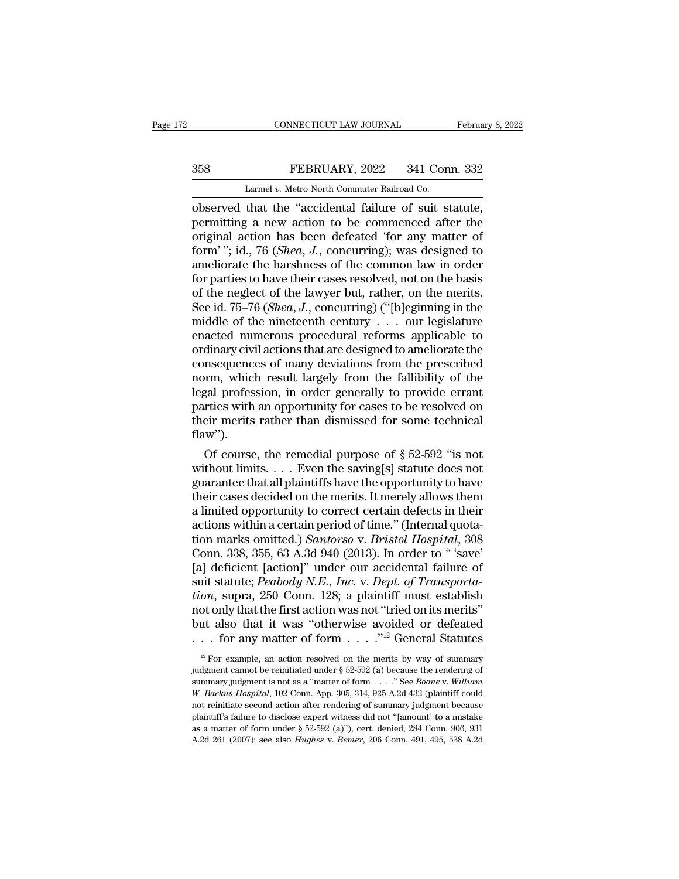observed that the "accidental failure of suit statute, permitting a new action to be commenced after the original action has been defeated 'for any matter of form' "; id., 76 (*Shea, J.*, concurring); was designed to ameliorate the harshness of the common law in order for parties to have their cases resolved, not on the basis of the neglect of the lawyer but, rather, on the merits. See id. 75–76 (*Shea, J.*, concurring) ("[b]eginning in the middle of the nineteenth century . . . our legislature enacted numerous procedural reforms applicable to ordinary civil actions that are designed to ameliorate the consequences of many deviations from the prescribed norm, which result largely from the fallibility of the legal profession, in order generally to provide errant parties with an opportunity for cases to be resolved on their merits rather than dismissed for some technical flaw").

Of course, the remedial purpose of § 52-592 "is not without limits. . . . Even the saving[s] statute does not guarantee that all plaintiffs have the opportunity to have their cases decided on the merits. It merely allows them a limited opportunity to correct certain defects in their actions within a certain period of time." (Internal quotation marks omitted.) *Santorso* v. *Bristol Hospital*, 308 Conn. 338, 355, 63 A.3d 940 (2013). In order to " 'save' [a] deficient [action]" under our accidental failure of suit statute; *Peabody N.E., Inc.* v. *Dept. of Transportation*, supra, 250 Conn. 128; a plaintiff must establish not only that the first action was not "tried on its merits" but also that it was "otherwise avoided or defeated . . . for any matter of form . . . ."[12] General Statutes

[12] For example, an action resolved on the merits by way of summary judgment cannot be reinitiated under § 52-592 (a) because the rendering of summary judgment is not as a "matter of form . . . ." See *Boone* v. *William W. Backus Hospital*, 102 Conn. App. 305, 314, 925 A.2d 432 (plaintiff could not reinitiate second action after rendering of summary judgment because plaintiff's failure to disclose expert witness did not "[amount] to a mistake as a matter of form under § 52-592 (a)"), cert. denied, 284 Conn. 906, 931 A.2d 261 (2007); see also *Hughes* v. *Bemer*, 206 Conn. 491, 495, 538 A.2d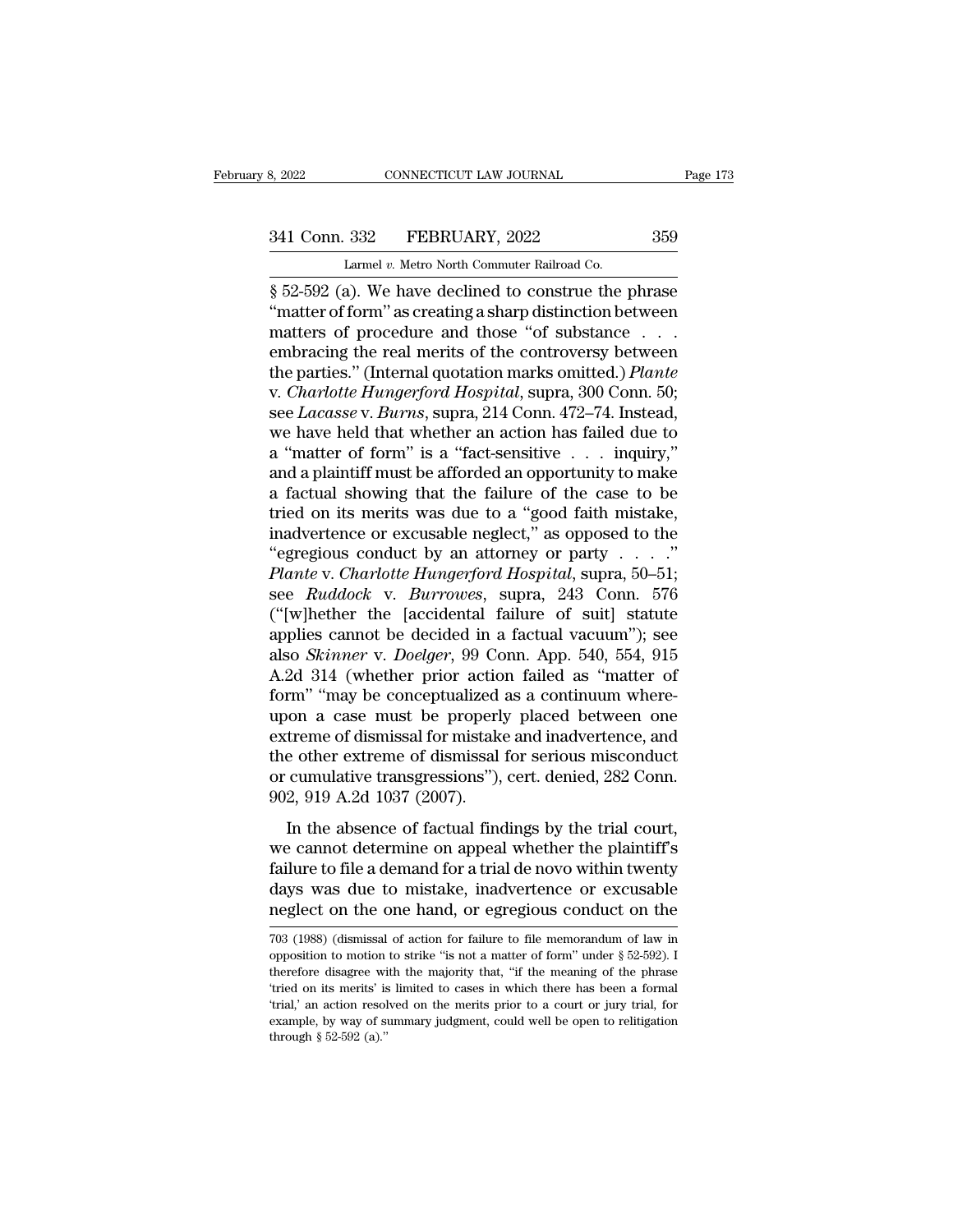§ 52-592 (a). We have declined to construe the phrase "matter of form" as creating a sharp distinction between matters of procedure and those "of substance . . . embracing the real merits of the controversy between the parties." (Internal quotation marks omitted.) *Plante* v. *Charlotte Hungerford Hospital*, supra, 300 Conn. 50; see *Lacasse* v. *Burns*, supra, 214 Conn. 472–74. Instead, we have held that whether an action has failed due to a "matter of form" is a "fact-sensitive . . . inquiry," and a plaintiff must be afforded an opportunity to make a factual showing that the failure of the case to be tried on its merits was due to a "good faith mistake, inadvertence or excusable neglect," as opposed to the "egregious conduct by an attorney or party . . . ." *Plante* v. *Charlotte Hungerford Hospital*, supra, 50–51; see *Ruddock* v. *Burrowes*, supra, 243 Conn. 576 ("[w]hether the [accidental failure of suit] statute applies cannot be decided in a factual vacuum"); see also *Skinner* v. *Doelger*, 99 Conn. App. 540, 554, 915 A.2d 314 (whether prior action failed as "matter of form" "may be conceptualized as a continuum whereupon a case must be properly placed between one extreme of dismissal for mistake and inadvertence, and the other extreme of dismissal for serious misconduct or cumulative transgressions"), cert. denied, 282 Conn. 902, 919 A.2d 1037 (2007).

In the absence of factual findings by the trial court, we cannot determine on appeal whether the plaintiff's failure to file a demand for a trial de novo within twenty days was due to mistake, inadvertence or excusable neglect on the one hand, or egregious conduct on the

703 (1988) (dismissal of action for failure to file memorandum of law in opposition to motion to strike "is not a matter of form" under § 52-592). I therefore disagree with the majority that, "if the meaning of the phrase 'tried on its merits' is limited to cases in which there has been a formal 'trial,' an action resolved on the merits prior to a court or jury trial, for example, by way of summary judgment, could well be open to relitigation through § 52-592 (a)."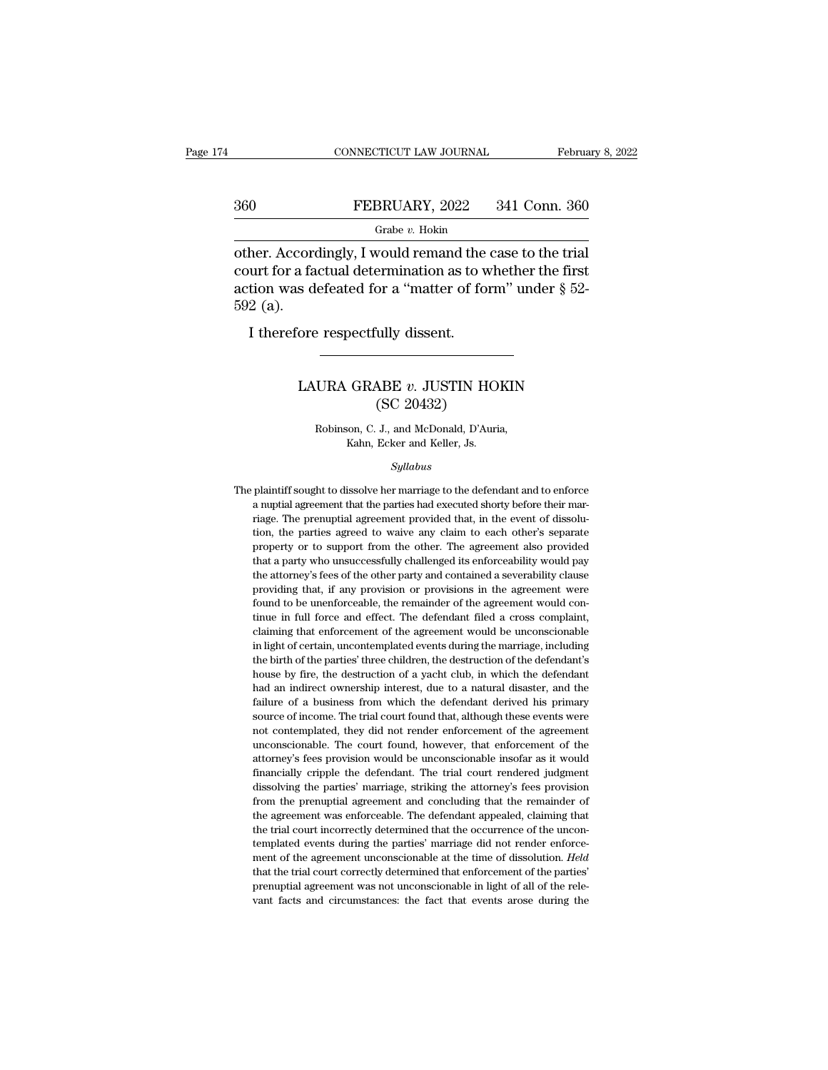other. Accordingly, I would remand the case to the trial court for a factual determination as to whether the first action was defeated for a "matter of form" under § 52-592 (a).

I therefore respectfully dissent.

---

## LAURA GRABE *v.* JUSTIN HOKIN
## (SC 20432)

Robinson, C. J., and McDonald, D'Auria, Kahn, Ecker and Keller, Js.

*Syllabus*

The plaintiff sought to dissolve her marriage to the defendant and to enforce a nuptial agreement that the parties had executed shorty before their marriage. The prenuptial agreement provided that, in the event of dissolution, the parties agreed to waive any claim to each other's separate property or to support from the other. The agreement also provided that a party who unsuccessfully challenged its enforceability would pay the attorney's fees of the other party and contained a severability clause providing that, if any provision or provisions in the agreement were found to be unenforceable, the remainder of the agreement would continue in full force and effect. The defendant filed a cross complaint, claiming that enforcement of the agreement would be unconscionable in light of certain, uncontemplated events during the marriage, including the birth of the parties' three children, the destruction of the defendant's house by fire, the destruction of a yacht club, in which the defendant had an indirect ownership interest, due to a natural disaster, and the failure of a business from which the defendant derived his primary source of income. The trial court found that, although these events were not contemplated, they did not render enforcement of the agreement unconscionable. The court found, however, that enforcement of the attorney's fees provision would be unconscionable insofar as it would financially cripple the defendant. The trial court rendered judgment dissolving the parties' marriage, striking the attorney's fees provision from the prenuptial agreement and concluding that the remainder of the agreement was enforceable. The defendant appealed, claiming that the trial court incorrectly determined that the occurrence of the uncontemplated events during the parties' marriage did not render enforcement of the agreement unconscionable at the time of dissolution. *Held* that the trial court correctly determined that enforcement of the parties' prenuptial agreement was not unconscionable in light of all of the relevant facts and circumstances: the fact that events arose during the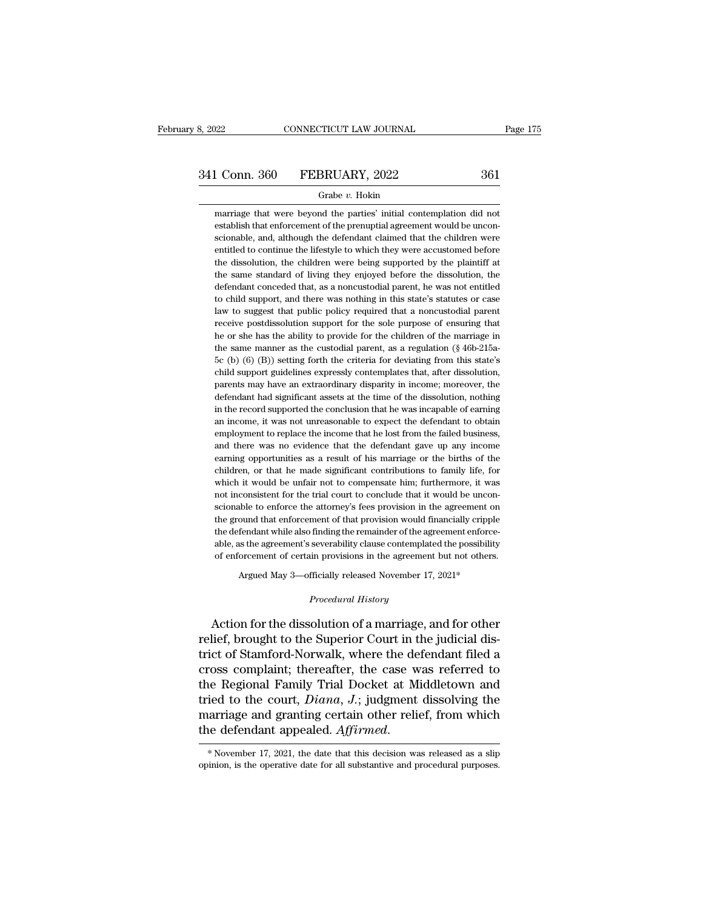marriage that were beyond the parties' initial contemplation did not establish that enforcement of the prenuptial agreement would be unconscionable, and, although the defendant claimed that the children were entitled to continue the lifestyle to which they were accustomed before the dissolution, the children were being supported by the plaintiff at the same standard of living they enjoyed before the dissolution, the defendant conceded that, as a noncustodial parent, he was not entitled to child support, and there was nothing in this state's statutes or case law to suggest that public policy required that a noncustodial parent receive postdissolution support for the sole purpose of ensuring that he or she has the ability to provide for the children of the marriage in the same manner as the custodial parent, as a regulation (§ 46b-215a-5c (b) (6) (B)) setting forth the criteria for deviating from this state's child support guidelines expressly contemplates that, after dissolution, parents may have an extraordinary disparity in income; moreover, the defendant had significant assets at the time of the dissolution, nothing in the record supported the conclusion that he was incapable of earning an income, it was not unreasonable to expect the defendant to obtain employment to replace the income that he lost from the failed business, and there was no evidence that the defendant gave up any income earning opportunities as a result of his marriage or the births of the children, or that he made significant contributions to family life, for which it would be unfair not to compensate him; furthermore, it was not inconsistent for the trial court to conclude that it would be unconscionable to enforce the attorney's fees provision in the agreement on the ground that enforcement of that provision would financially cripple the defendant while also finding the remainder of the agreement enforceable, as the agreement's severability clause contemplated the possibility of enforcement of certain provisions in the agreement but not others.

Argued May 3—officially released November 17, 2021*

*Procedural History*

Action for the dissolution of a marriage, and for other relief, brought to the Superior Court in the judicial district of Stamford-Norwalk, where the defendant filed a cross complaint; thereafter, the case was referred to the Regional Family Trial Docket at Middletown and tried to the court, *Diana*, *J.*; judgment dissolving the marriage and granting certain other relief, from which the defendant appealed. *Affirmed.*

* November 17, 2021, the date that this decision was released as a slip opinion, is the operative date for all substantive and procedural purposes.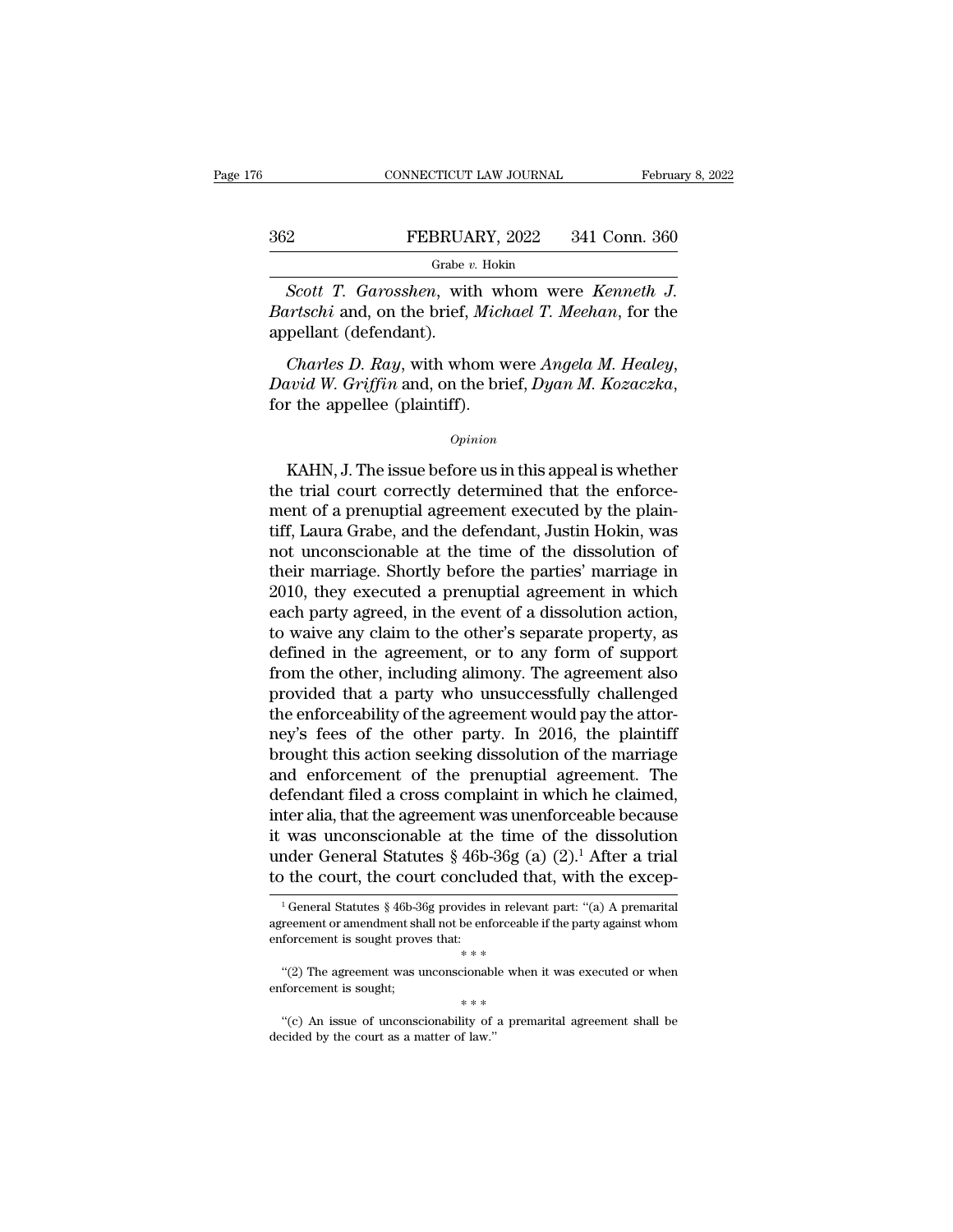*Scott T. Garosshen*, with whom were *Kenneth J. Bartschi* and, on the brief, *Michael T. Meehan*, for the appellant (defendant).

*Charles D. Ray*, with whom were *Angela M. Healey*, *David W. Griffin* and, on the brief, *Dyan M. Kozaczka*, for the appellee (plaintiff).

*Opinion*

KAHN, J. The issue before us in this appeal is whether the trial court correctly determined that the enforcement of a prenuptial agreement executed by the plaintiff, Laura Grabe, and the defendant, Justin Hokin, was not unconscionable at the time of the dissolution of their marriage. Shortly before the parties' marriage in 2010, they executed a prenuptial agreement in which each party agreed, in the event of a dissolution action, to waive any claim to the other's separate property, as defined in the agreement, or to any form of support from the other, including alimony. The agreement also provided that a party who unsuccessfully challenged the enforceability of the agreement would pay the attorney's fees of the other party. In 2016, the plaintiff brought this action seeking dissolution of the marriage and enforcement of the prenuptial agreement. The defendant filed a cross complaint in which he claimed, inter alia, that the agreement was unenforceable because it was unconscionable at the time of the dissolution under General Statutes § 46b-36g (a) (2).[1] After a trial to the court, the court concluded that, with the excep-

[1] General Statutes § 46b-36g provides in relevant part: "(a) A premarital agreement or amendment shall not be enforceable if the party against whom enforcement is sought proves that:

\* \* \*

"(2) The agreement was unconscionable when it was executed or when enforcement is sought;

\* \* \*

"(c) An issue of unconscionability of a premarital agreement shall be decided by the court as a matter of law."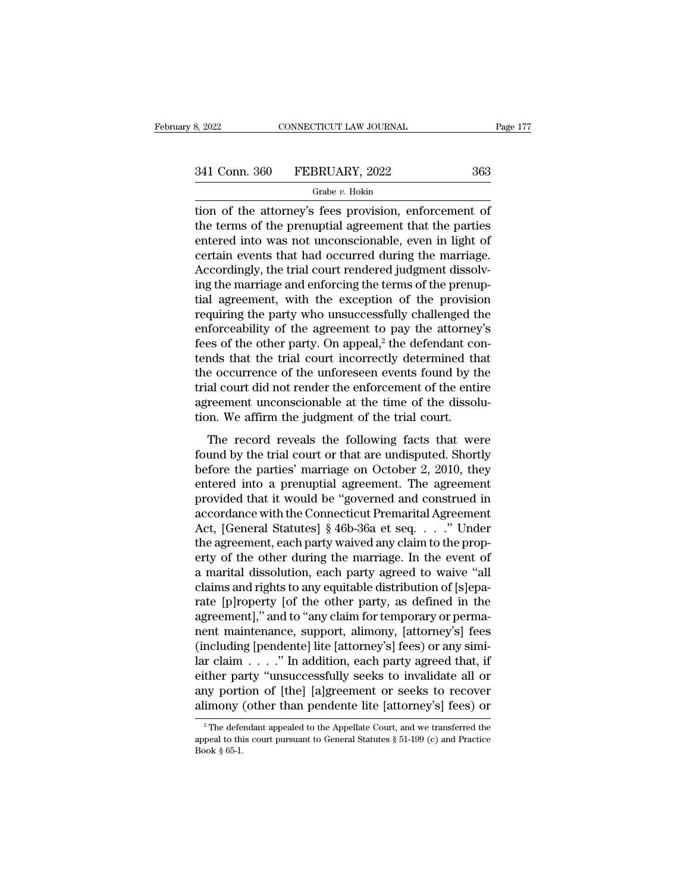tion of the attorney's fees provision, enforcement of the terms of the prenuptial agreement that the parties entered into was not unconscionable, even in light of certain events that had occurred during the marriage. Accordingly, the trial court rendered judgment dissolving the marriage and enforcing the terms of the prenuptial agreement, with the exception of the provision requiring the party who unsuccessfully challenged the enforceability of the agreement to pay the attorney's fees of the other party. On appeal,[2] the defendant contends that the trial court incorrectly determined that the occurrence of the unforeseen events found by the trial court did not render the enforcement of the entire agreement unconscionable at the time of the dissolution. We affirm the judgment of the trial court.

The record reveals the following facts that were found by the trial court or that are undisputed. Shortly before the parties' marriage on October 2, 2010, they entered into a prenuptial agreement. The agreement provided that it would be "governed and construed in accordance with the Connecticut Premarital Agreement Act, [General Statutes] § 46b-36a et seq. . . ." Under the agreement, each party waived any claim to the property of the other during the marriage. In the event of a marital dissolution, each party agreed to waive "all claims and rights to any equitable distribution of [s]eparate [p]roperty [of the other party, as defined in the agreement]," and to "any claim for temporary or permanent maintenance, support, alimony, [attorney's] fees (including [pendente] lite [attorney's] fees) or any similar claim . . . ." In addition, each party agreed that, if either party "unsuccessfully seeks to invalidate all or any portion of [the] [a]greement or seeks to recover alimony (other than pendente lite [attorney's] fees) or

[2] The defendant appealed to the Appellate Court, and we transferred the appeal to this court pursuant to General Statutes § 51-199 (c) and Practice Book § 65-1.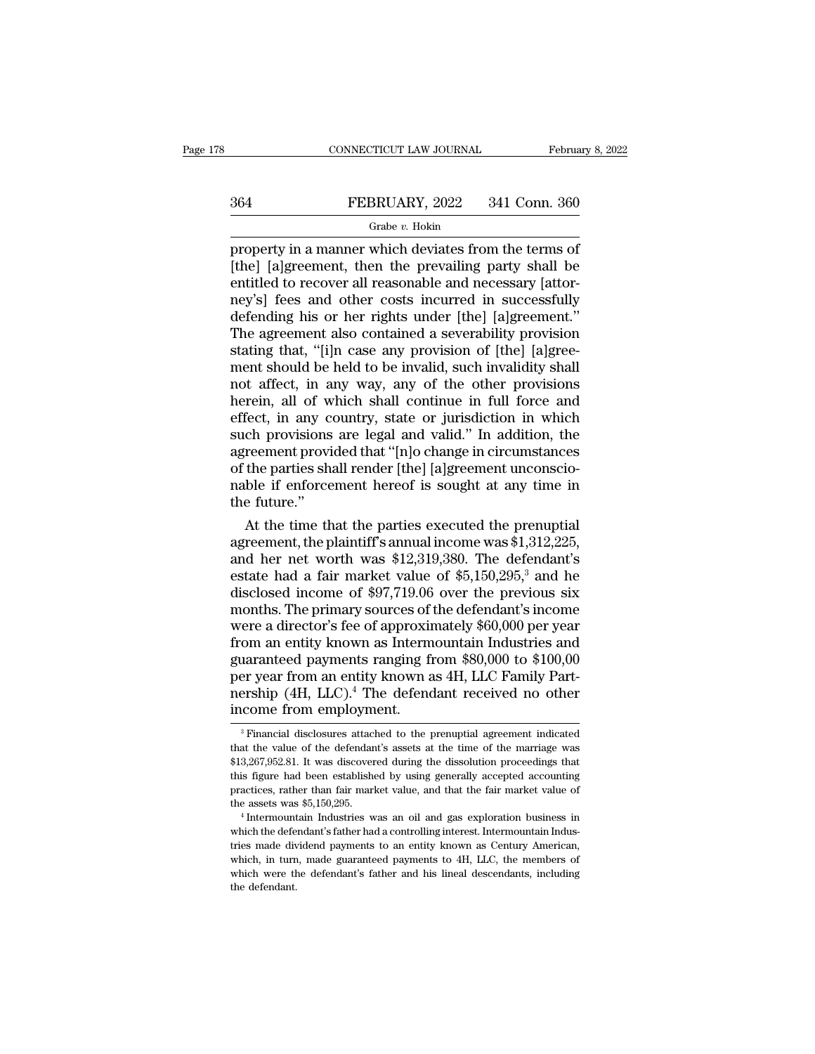property in a manner which deviates from the terms of [the] [a]greement, then the prevailing party shall be entitled to recover all reasonable and necessary [attorney's] fees and other costs incurred in successfully defending his or her rights under [the] [a]greement." The agreement also contained a severability provision stating that, "[i]n case any provision of [the] [a]greement should be held to be invalid, such invalidity shall not affect, in any way, any of the other provisions herein, all of which shall continue in full force and effect, in any country, state or jurisdiction in which such provisions are legal and valid." In addition, the agreement provided that "[n]o change in circumstances of the parties shall render [the] [a]greement unconscionable if enforcement hereof is sought at any time in the future."

At the time that the parties executed the prenuptial agreement, the plaintiff's annual income was $1,312,225, and her net worth was $12,319,380. The defendant's estate had a fair market value of $5,150,295,[3] and he disclosed income of $97,719.06 over the previous six months. The primary sources of the defendant's income were a director's fee of approximately $60,000 per year from an entity known as Intermountain Industries and guaranteed payments ranging from $80,000 to $100,00 per year from an entity known as 4H, LLC Family Partnership (4H, LLC).[4] The defendant received no other income from employment.

---

[3] Financial disclosures attached to the prenuptial agreement indicated that the value of the defendant's assets at the time of the marriage was $13,267,952.81. It was discovered during the dissolution proceedings that this figure had been established by using generally accepted accounting practices, rather than fair market value, and that the fair market value of the assets was $5,150,295.

[4] Intermountain Industries was an oil and gas exploration business in which the defendant's father had a controlling interest. Intermountain Industries made dividend payments to an entity known as Century American, which, in turn, made guaranteed payments to 4H, LLC, the members of which were the defendant's father and his lineal descendants, including the defendant.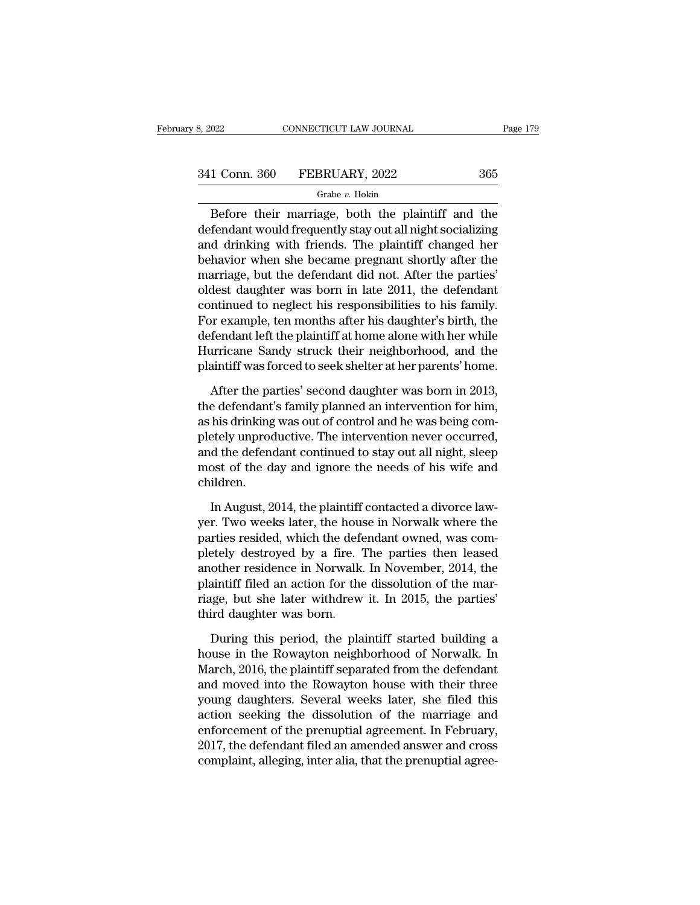Before their marriage, both the plaintiff and the defendant would frequently stay out all night socializing and drinking with friends. The plaintiff changed her behavior when she became pregnant shortly after the marriage, but the defendant did not. After the parties' oldest daughter was born in late 2011, the defendant continued to neglect his responsibilities to his family. For example, ten months after his daughter's birth, the defendant left the plaintiff at home alone with her while Hurricane Sandy struck their neighborhood, and the plaintiff was forced to seek shelter at her parents' home.

After the parties' second daughter was born in 2013, the defendant's family planned an intervention for him, as his drinking was out of control and he was being completely unproductive. The intervention never occurred, and the defendant continued to stay out all night, sleep most of the day and ignore the needs of his wife and children.

In August, 2014, the plaintiff contacted a divorce lawyer. Two weeks later, the house in Norwalk where the parties resided, which the defendant owned, was completely destroyed by a fire. The parties then leased another residence in Norwalk. In November, 2014, the plaintiff filed an action for the dissolution of the marriage, but she later withdrew it. In 2015, the parties' third daughter was born.

During this period, the plaintiff started building a house in the Rowayton neighborhood of Norwalk. In March, 2016, the plaintiff separated from the defendant and moved into the Rowayton house with their three young daughters. Several weeks later, she filed this action seeking the dissolution of the marriage and enforcement of the prenuptial agreement. In February, 2017, the defendant filed an amended answer and cross complaint, alleging, inter alia, that the prenuptial agree-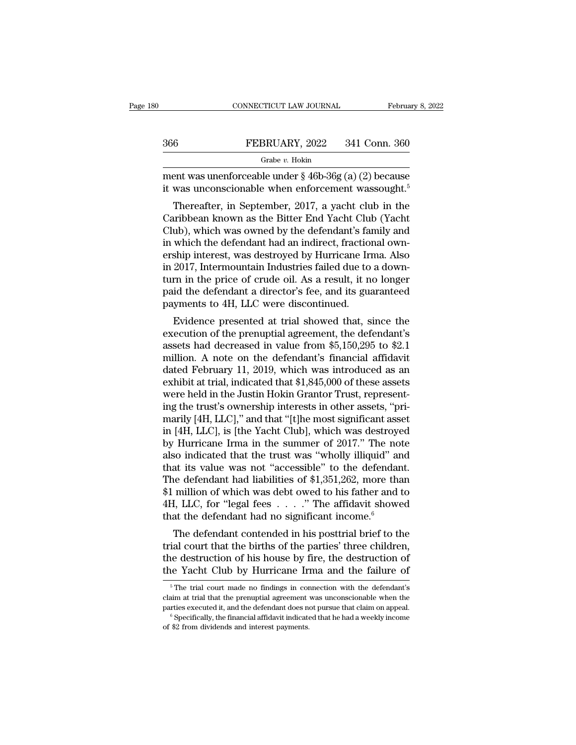ment was unenforceable under § 46b-36g (a) (2) because it was unconscionable when enforcement wassought.[5]

Thereafter, in September, 2017, a yacht club in the Caribbean known as the Bitter End Yacht Club (Yacht Club), which was owned by the defendant's family and in which the defendant had an indirect, fractional ownership interest, was destroyed by Hurricane Irma. Also in 2017, Intermountain Industries failed due to a downturn in the price of crude oil. As a result, it no longer paid the defendant a director's fee, and its guaranteed payments to 4H, LLC were discontinued.

Evidence presented at trial showed that, since the execution of the prenuptial agreement, the defendant's assets had decreased in value from $5,150,295 to $2.1 million. A note on the defendant's financial affidavit dated February 11, 2019, which was introduced as an exhibit at trial, indicated that $1,845,000 of these assets were held in the Justin Hokin Grantor Trust, representing the trust's ownership interests in other assets, "primarily [4H, LLC]," and that "[t]he most significant asset in [4H, LLC], is [the Yacht Club], which was destroyed by Hurricane Irma in the summer of 2017." The note also indicated that the trust was "wholly illiquid" and that its value was not "accessible" to the defendant. The defendant had liabilities of $1,351,262, more than $1 million of which was debt owed to his father and to 4H, LLC, for "legal fees . . . ." The affidavit showed that the defendant had no significant income.[6]

The defendant contended in his posttrial brief to the trial court that the births of the parties' three children, the destruction of his house by fire, the destruction of the Yacht Club by Hurricane Irma and the failure of

[5] The trial court made no findings in connection with the defendant's claim at trial that the prenuptial agreement was unconscionable when the parties executed it, and the defendant does not pursue that claim on appeal.

[6] Specifically, the financial affidavit indicated that he had a weekly income of $2 from dividends and interest payments.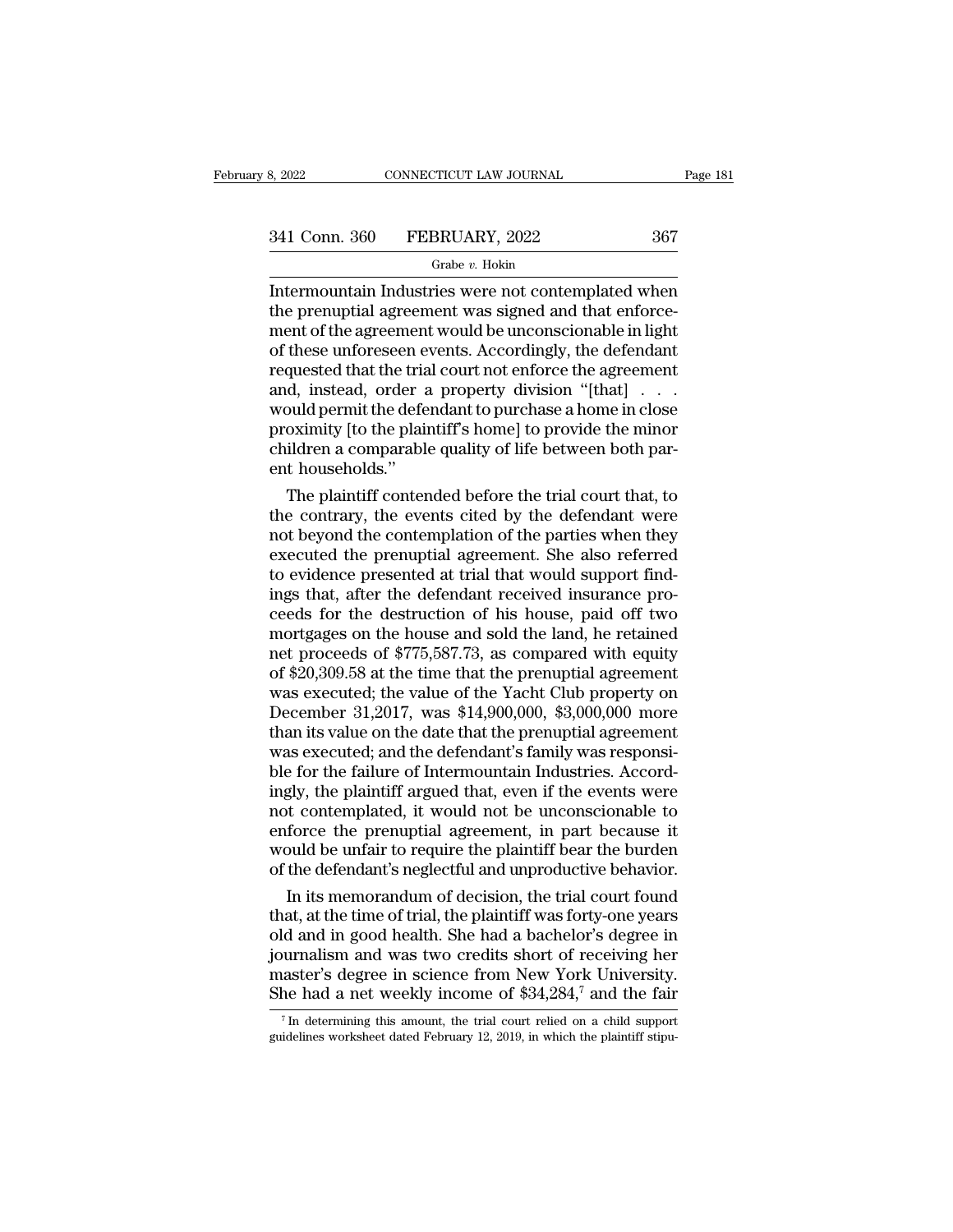Intermountain Industries were not contemplated when the prenuptial agreement was signed and that enforcement of the agreement would be unconscionable in light of these unforeseen events. Accordingly, the defendant requested that the trial court not enforce the agreement and, instead, order a property division "[that] . . . would permit the defendant to purchase a home in close proximity [to the plaintiff's home] to provide the minor children a comparable quality of life between both parent households."

The plaintiff contended before the trial court that, to the contrary, the events cited by the defendant were not beyond the contemplation of the parties when they executed the prenuptial agreement. She also referred to evidence presented at trial that would support findings that, after the defendant received insurance proceeds for the destruction of his house, paid off two mortgages on the house and sold the land, he retained net proceeds of $775,587.73, as compared with equity of $20,309.58 at the time that the prenuptial agreement was executed; the value of the Yacht Club property on December 31,2017, was $14,900,000, $3,000,000 more than its value on the date that the prenuptial agreement was executed; and the defendant's family was responsible for the failure of Intermountain Industries. Accordingly, the plaintiff argued that, even if the events were not contemplated, it would not be unconscionable to enforce the prenuptial agreement, in part because it would be unfair to require the plaintiff bear the burden of the defendant's neglectful and unproductive behavior.

In its memorandum of decision, the trial court found that, at the time of trial, the plaintiff was forty-one years old and in good health. She had a bachelor's degree in journalism and was two credits short of receiving her master's degree in science from New York University. She had a net weekly income of $34,284,[7] and the fair

[7] In determining this amount, the trial court relied on a child support guidelines worksheet dated February 12, 2019, in which the plaintiff stipu-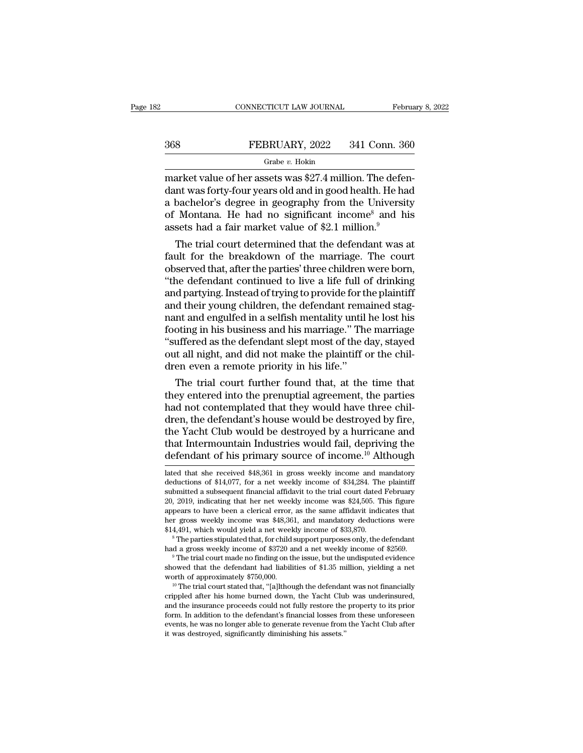market value of her assets was $27.4 million. The defendant was forty-four years old and in good health. He had a bachelor's degree in geography from the University of Montana. He had no significant income[8] and his assets had a fair market value of $2.1 million.[9]

The trial court determined that the defendant was at fault for the breakdown of the marriage. The court observed that, after the parties' three children were born, "the defendant continued to live a life full of drinking and partying. Instead of trying to provide for the plaintiff and their young children, the defendant remained stagnant and engulfed in a selfish mentality until he lost his footing in his business and his marriage." The marriage "suffered as the defendant slept most of the day, stayed out all night, and did not make the plaintiff or the children even a remote priority in his life."

The trial court further found that, at the time that they entered into the prenuptial agreement, the parties had not contemplated that they would have three children, the defendant's house would be destroyed by fire, the Yacht Club would be destroyed by a hurricane and that Intermountain Industries would fail, depriving the defendant of his primary source of income.[10] Although

lated that she received $48,361 in gross weekly income and mandatory deductions of $14,077, for a net weekly income of $34,284. The plaintiff submitted a subsequent financial affidavit to the trial court dated February 20, 2019, indicating that her net weekly income was $24,505. This figure appears to have been a clerical error, as the same affidavit indicates that her gross weekly income was $48,361, and mandatory deductions were $14,491, which would yield a net weekly income of $33,870.

[8] The parties stipulated that, for child support purposes only, the defendant had a gross weekly income of $3720 and a net weekly income of $2569.

[9] The trial court made no finding on the issue, but the undisputed evidence showed that the defendant had liabilities of $1.35 million, yielding a net worth of approximately $750,000.

[10] The trial court stated that, "[a]lthough the defendant was not financially crippled after his home burned down, the Yacht Club was underinsured, and the insurance proceeds could not fully restore the property to its prior form. In addition to the defendant's financial losses from these unforeseen events, he was no longer able to generate revenue from the Yacht Club after it was destroyed, significantly diminishing his assets."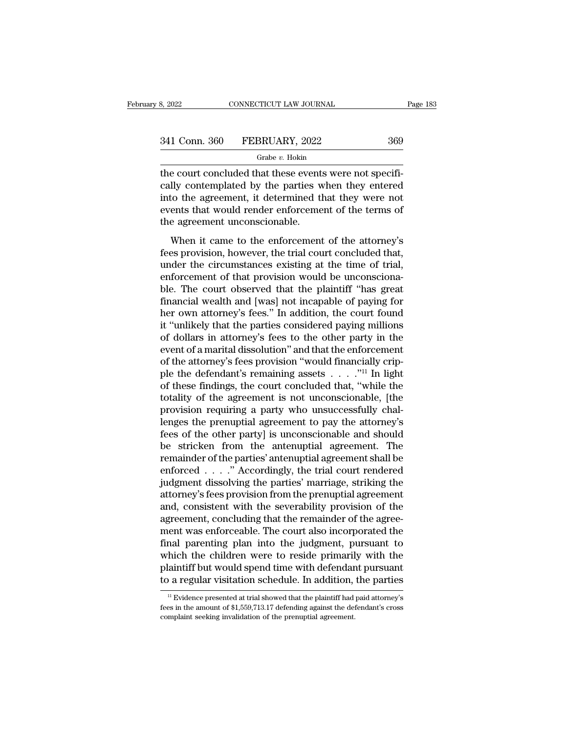the court concluded that these events were not specifically contemplated by the parties when they entered into the agreement, it determined that they were not events that would render enforcement of the terms of the agreement unconscionable.

When it came to the enforcement of the attorney's fees provision, however, the trial court concluded that, under the circumstances existing at the time of trial, enforcement of that provision would be unconscionable. The court observed that the plaintiff "has great financial wealth and [was] not incapable of paying for her own attorney's fees." In addition, the court found it "unlikely that the parties considered paying millions of dollars in attorney's fees to the other party in the event of a marital dissolution" and that the enforcement of the attorney's fees provision "would financially cripple the defendant's remaining assets . . . ."[11] In light of these findings, the court concluded that, "while the totality of the agreement is not unconscionable, [the provision requiring a party who unsuccessfully challenges the prenuptial agreement to pay the attorney's fees of the other party] is unconscionable and should be stricken from the antenuptial agreement. The remainder of the parties' antenuptial agreement shall be enforced . . . ." Accordingly, the trial court rendered judgment dissolving the parties' marriage, striking the attorney's fees provision from the prenuptial agreement and, consistent with the severability provision of the agreement, concluding that the remainder of the agreement was enforceable. The court also incorporated the final parenting plan into the judgment, pursuant to which the children were to reside primarily with the plaintiff but would spend time with defendant pursuant to a regular visitation schedule. In addition, the parties

[11] Evidence presented at trial showed that the plaintiff had paid attorney's fees in the amount of $1,559,713.17 defending against the defendant's cross complaint seeking invalidation of the prenuptial agreement.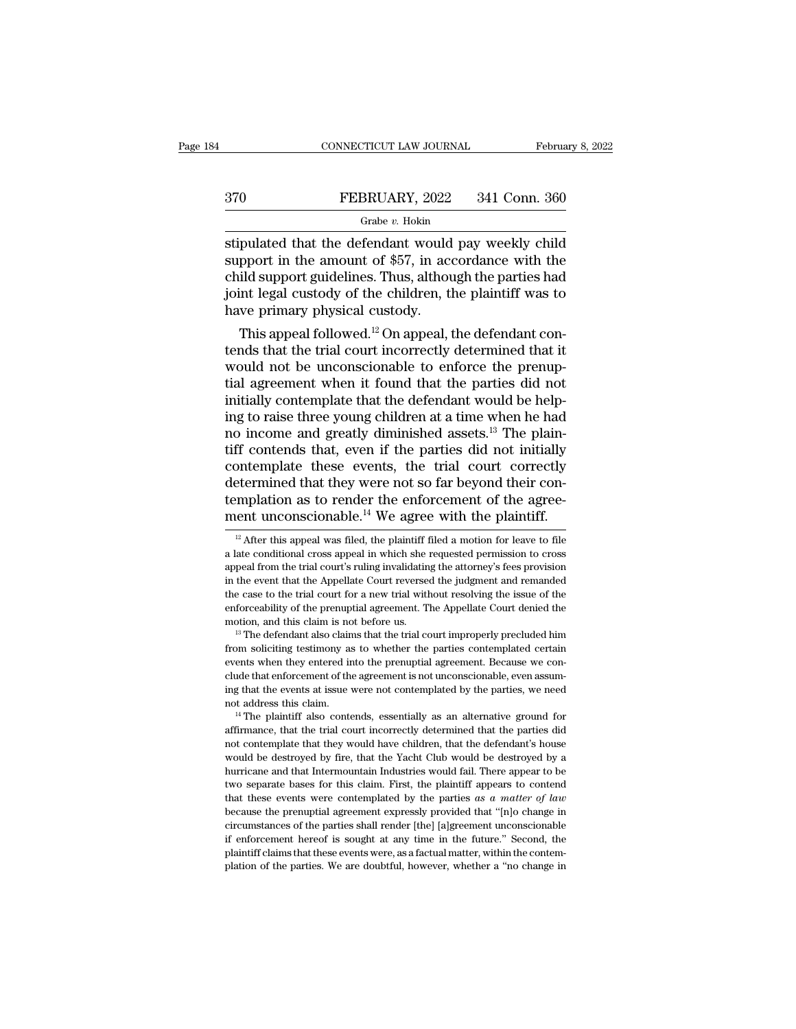stipulated that the defendant would pay weekly child support in the amount of $57, in accordance with the child support guidelines. Thus, although the parties had joint legal custody of the children, the plaintiff was to have primary physical custody.

This appeal followed.[12] On appeal, the defendant contends that the trial court incorrectly determined that it would not be unconscionable to enforce the prenuptial agreement when it found that the parties did not initially contemplate that the defendant would be helping to raise three young children at a time when he had no income and greatly diminished assets.[13] The plaintiff contends that, even if the parties did not initially contemplate these events, the trial court correctly determined that they were not so far beyond their contemplation as to render the enforcement of the agreement unconscionable.[14] We agree with the plaintiff.

---

[12] After this appeal was filed, the plaintiff filed a motion for leave to file a late conditional cross appeal in which she requested permission to cross appeal from the trial court's ruling invalidating the attorney's fees provision in the event that the Appellate Court reversed the judgment and remanded the case to the trial court for a new trial without resolving the issue of the enforceability of the prenuptial agreement. The Appellate Court denied the motion, and this claim is not before us.

[13] The defendant also claims that the trial court improperly precluded him from soliciting testimony as to whether the parties contemplated certain events when they entered into the prenuptial agreement. Because we conclude that enforcement of the agreement is not unconscionable, even assuming that the events at issue were not contemplated by the parties, we need not address this claim.

[14] The plaintiff also contends, essentially as an alternative ground for affirmance, that the trial court incorrectly determined that the parties did not contemplate that they would have children, that the defendant's house would be destroyed by fire, that the Yacht Club would be destroyed by a hurricane and that Intermountain Industries would fail. There appear to be two separate bases for this claim. First, the plaintiff appears to contend that these events were contemplated by the parties *as a matter of law* because the prenuptial agreement expressly provided that "[n]o change in circumstances of the parties shall render [the] [a]greement unconscionable if enforcement hereof is sought at any time in the future." Second, the plaintiff claims that these events were, as a factual matter, within the contemplation of the parties. We are doubtful, however, whether a "no change in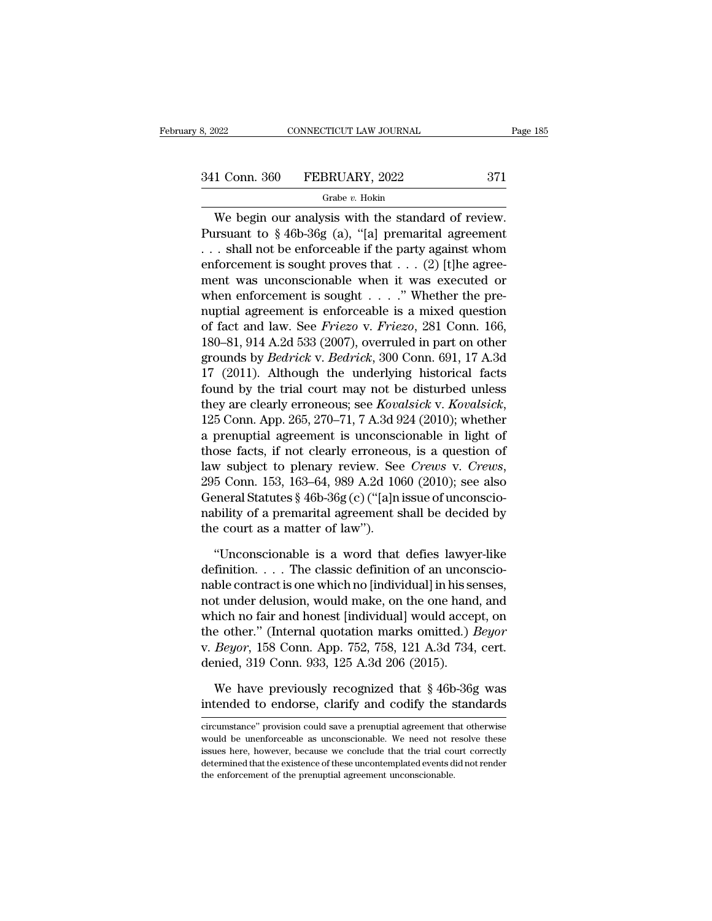We begin our analysis with the standard of review. Pursuant to § 46b-36g (a), "[a] premarital agreement . . . shall not be enforceable if the party against whom enforcement is sought proves that . . . (2) [t]he agreement was unconscionable when it was executed or when enforcement is sought . . . ." Whether the prenuptial agreement is enforceable is a mixed question of fact and law. See *Friezo* v. *Friezo*, 281 Conn. 166, 180–81, 914 A.2d 533 (2007), overruled in part on other grounds by *Bedrick* v. *Bedrick*, 300 Conn. 691, 17 A.3d 17 (2011). Although the underlying historical facts found by the trial court may not be disturbed unless they are clearly erroneous; see *Kovalsick* v. *Kovalsick*, 125 Conn. App. 265, 270–71, 7 A.3d 924 (2010); whether a prenuptial agreement is unconscionable in light of those facts, if not clearly erroneous, is a question of law subject to plenary review. See *Crews* v. *Crews*, 295 Conn. 153, 163–64, 989 A.2d 1060 (2010); see also General Statutes § 46b-36g (c) ("[a]n issue of unconscionability of a premarital agreement shall be decided by the court as a matter of law").

"Unconscionable is a word that defies lawyer-like definition. . . . The classic definition of an unconscionable contract is one which no [individual] in his senses, not under delusion, would make, on the one hand, and which no fair and honest [individual] would accept, on the other." (Internal quotation marks omitted.) *Beyor* v. *Beyor*, 158 Conn. App. 752, 758, 121 A.3d 734, cert. denied, 319 Conn. 933, 125 A.3d 206 (2015).

We have previously recognized that § 46b-36g was intended to endorse, clarify and codify the standards

circumstance" provision could save a prenuptial agreement that otherwise would be unenforceable as unconscionable. We need not resolve these issues here, however, because we conclude that the trial court correctly determined that the existence of these uncontemplated events did not render the enforcement of the prenuptial agreement unconscionable.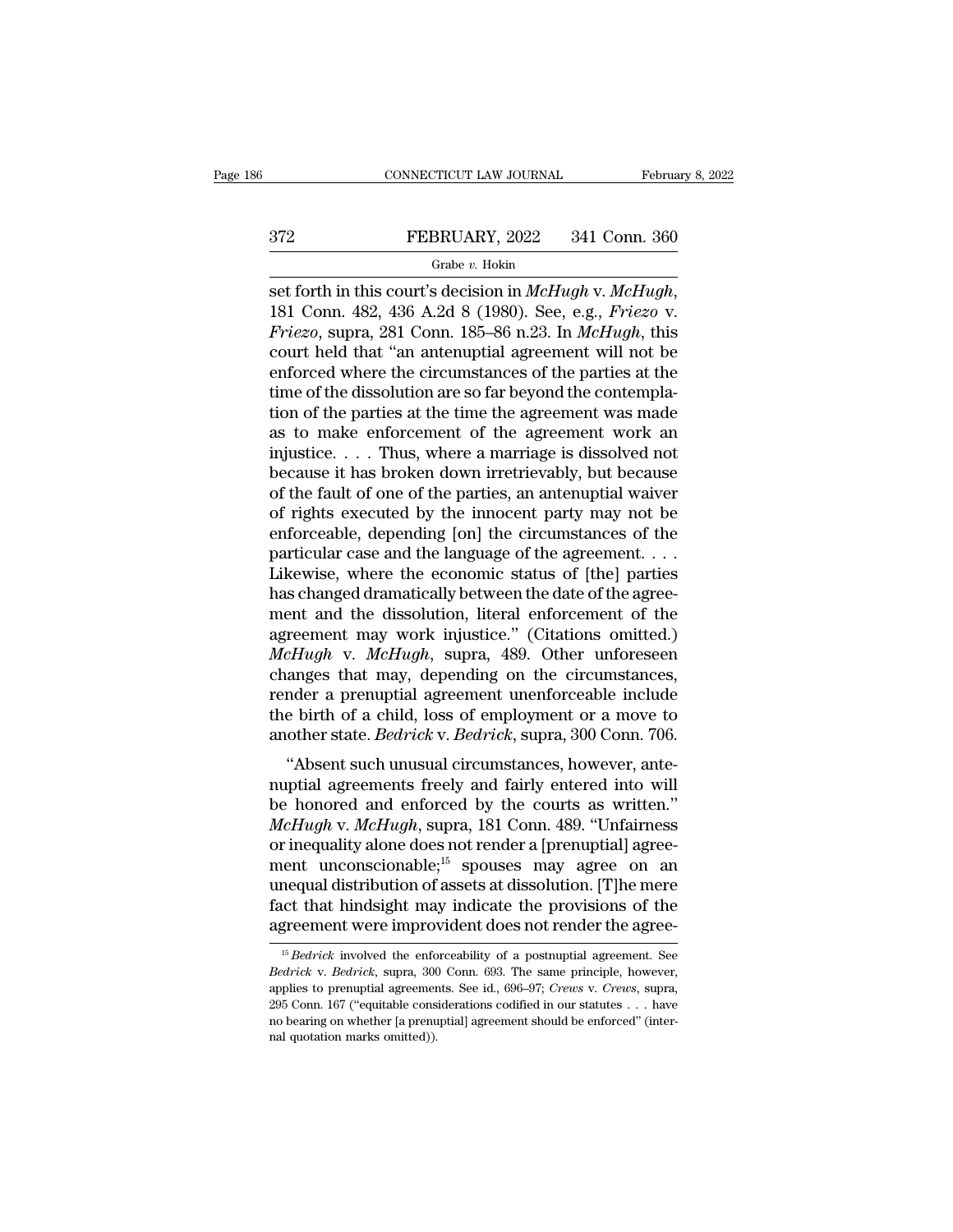set forth in this court's decision in *McHugh* v. *McHugh*, 181 Conn. 482, 436 A.2d 8 (1980). See, e.g., *Friezo* v. *Friezo*, supra, 281 Conn. 185–86 n.23. In *McHugh*, this court held that "an antenuptial agreement will not be enforced where the circumstances of the parties at the time of the dissolution are so far beyond the contemplation of the parties at the time the agreement was made as to make enforcement of the agreement work an injustice. . . . Thus, where a marriage is dissolved not because it has broken down irretrievably, but because of the fault of one of the parties, an antenuptial waiver of rights executed by the innocent party may not be enforceable, depending [on] the circumstances of the particular case and the language of the agreement. . . . Likewise, where the economic status of [the] parties has changed dramatically between the date of the agreement and the dissolution, literal enforcement of the agreement may work injustice." (Citations omitted.) *McHugh* v. *McHugh*, supra, 489. Other unforeseen changes that may, depending on the circumstances, render a prenuptial agreement unenforceable include the birth of a child, loss of employment or a move to another state. *Bedrick* v. *Bedrick*, supra, 300 Conn. 706.

"Absent such unusual circumstances, however, antenuptial agreements freely and fairly entered into will be honored and enforced by the courts as written." *McHugh* v. *McHugh*, supra, 181 Conn. 489. "Unfairness or inequality alone does not render a [prenuptial] agreement unconscionable;[15] spouses may agree on an unequal distribution of assets at dissolution. [T]he mere fact that hindsight may indicate the provisions of the agreement were improvident does not render the agree-

[15] *Bedrick* involved the enforceability of a postnuptial agreement. See *Bedrick* v. *Bedrick*, supra, 300 Conn. 693. The same principle, however, applies to prenuptial agreements. See id., 696–97; *Crews* v. *Crews*, supra, 295 Conn. 167 ("equitable considerations codified in our statutes . . . have no bearing on whether [a prenuptial] agreement should be enforced" (internal quotation marks omitted)).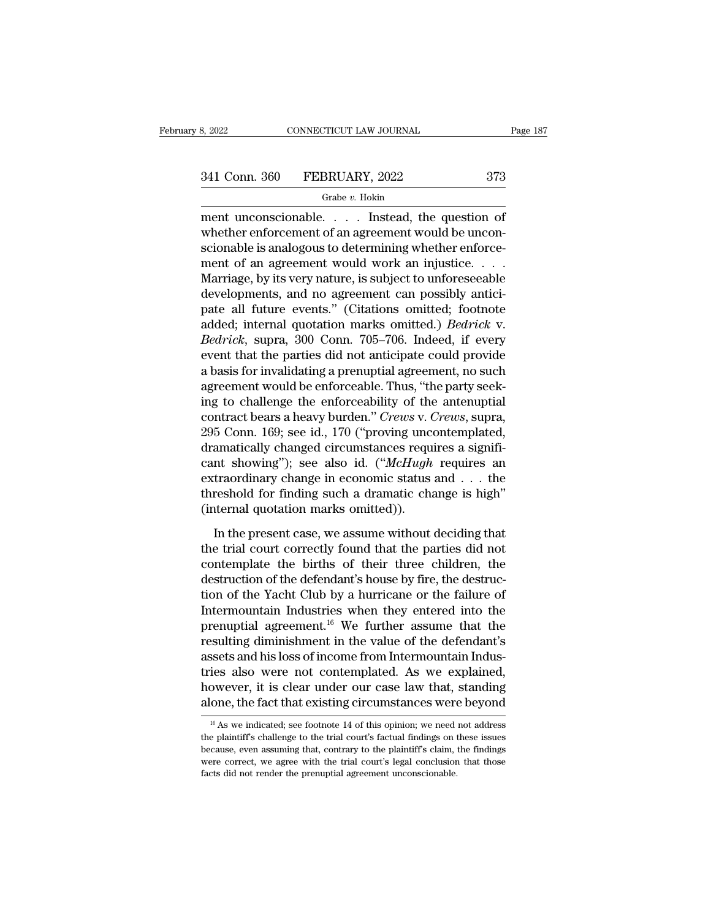ment unconscionable. . . . Instead, the question of whether enforcement of an agreement would be unconscionable is analogous to determining whether enforcement of an agreement would work an injustice. . . . Marriage, by its very nature, is subject to unforeseeable developments, and no agreement can possibly anticipate all future events." (Citations omitted; footnote added; internal quotation marks omitted.) *Bedrick* v. *Bedrick*, supra, 300 Conn. 705–706. Indeed, if every event that the parties did not anticipate could provide a basis for invalidating a prenuptial agreement, no such agreement would be enforceable. Thus, "the party seeking to challenge the enforceability of the antenuptial contract bears a heavy burden." *Crews* v. *Crews*, supra, 295 Conn. 169; see id., 170 ("proving uncontemplated, dramatically changed circumstances requires a significant showing"); see also id. ("*McHugh* requires an extraordinary change in economic status and . . . the threshold for finding such a dramatic change is high" (internal quotation marks omitted)).

In the present case, we assume without deciding that the trial court correctly found that the parties did not contemplate the births of their three children, the destruction of the defendant's house by fire, the destruction of the Yacht Club by a hurricane or the failure of Intermountain Industries when they entered into the prenuptial agreement.[16] We further assume that the resulting diminishment in the value of the defendant's assets and his loss of income from Intermountain Industries also were not contemplated. As we explained, however, it is clear under our case law that, standing alone, the fact that existing circumstances were beyond

[16] As we indicated; see footnote 14 of this opinion; we need not address the plaintiff's challenge to the trial court's factual findings on these issues because, even assuming that, contrary to the plaintiff's claim, the findings were correct, we agree with the trial court's legal conclusion that those facts did not render the prenuptial agreement unconscionable.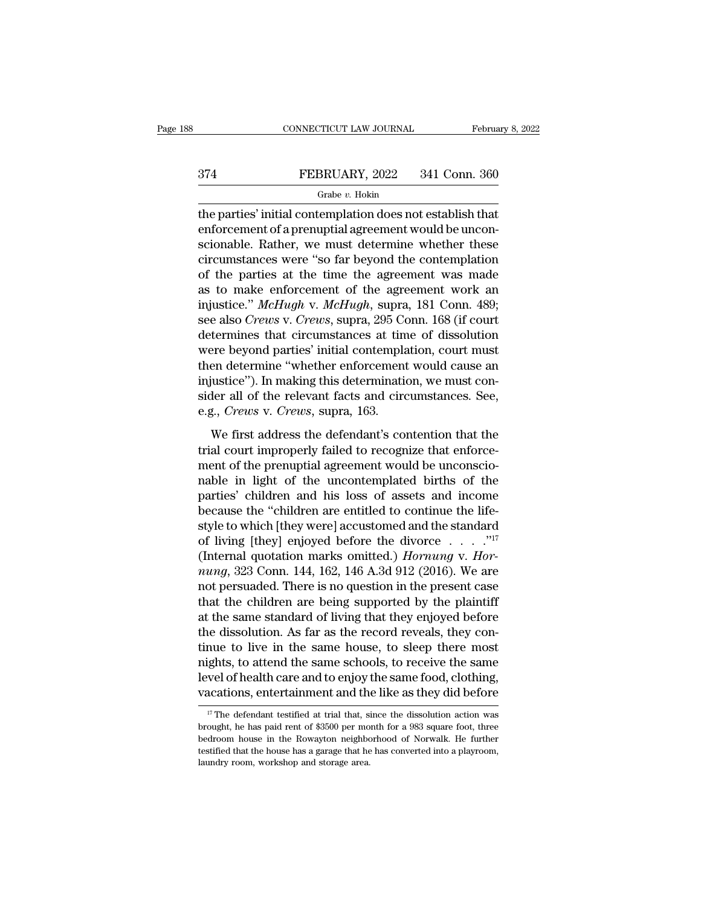the parties' initial contemplation does not establish that enforcement of a prenuptial agreement would be unconscionable. Rather, we must determine whether these circumstances were "so far beyond the contemplation of the parties at the time the agreement was made as to make enforcement of the agreement work an injustice." *McHugh* v. *McHugh*, supra, 181 Conn. 489; see also *Crews* v. *Crews*, supra, 295 Conn. 168 (if court determines that circumstances at time of dissolution were beyond parties' initial contemplation, court must then determine "whether enforcement would cause an injustice"). In making this determination, we must consider all of the relevant facts and circumstances. See, e.g., *Crews* v. *Crews*, supra, 163.

We first address the defendant's contention that the trial court improperly failed to recognize that enforcement of the prenuptial agreement would be unconscionable in light of the uncontemplated births of the parties' children and his loss of assets and income because the "children are entitled to continue the lifestyle to which [they were] accustomed and the standard of living [they] enjoyed before the divorce . . . ."[17] (Internal quotation marks omitted.) *Hornung* v. *Hornung*, 323 Conn. 144, 162, 146 A.3d 912 (2016). We are not persuaded. There is no question in the present case that the children are being supported by the plaintiff at the same standard of living that they enjoyed before the dissolution. As far as the record reveals, they continue to live in the same house, to sleep there most nights, to attend the same schools, to receive the same level of health care and to enjoy the same food, clothing, vacations, entertainment and the like as they did before

[17] The defendant testified at trial that, since the dissolution action was brought, he has paid rent of $3500 per month for a 983 square foot, three bedroom house in the Rowayton neighborhood of Norwalk. He further testified that the house has a garage that he has converted into a playroom, laundry room, workshop and storage area.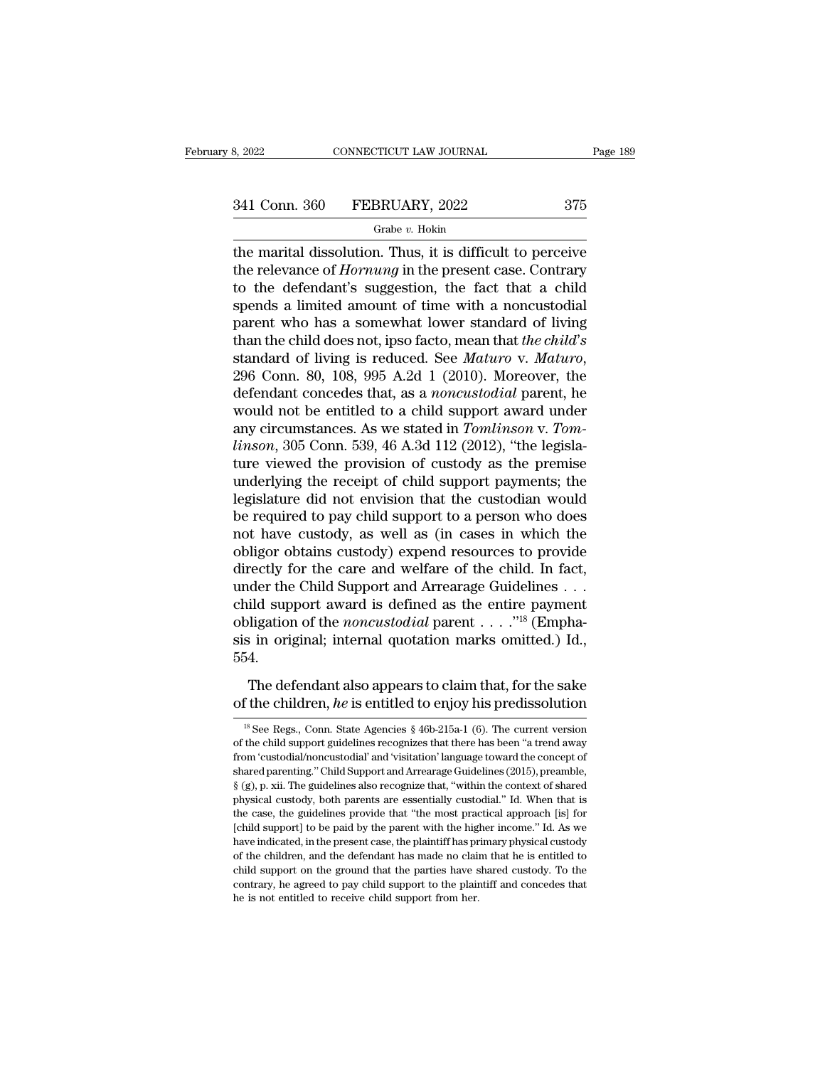the marital dissolution. Thus, it is difficult to perceive the relevance of *Hornung* in the present case. Contrary to the defendant's suggestion, the fact that a child spends a limited amount of time with a noncustodial parent who has a somewhat lower standard of living than the child does not, ipso facto, mean that *the child's* standard of living is reduced. See *Maturo* v. *Maturo*, 296 Conn. 80, 108, 995 A.2d 1 (2010). Moreover, the defendant concedes that, as a *noncustodial* parent, he would not be entitled to a child support award under any circumstances. As we stated in *Tomlinson* v. *Tomlinson*, 305 Conn. 539, 46 A.3d 112 (2012), "the legislature viewed the provision of custody as the premise underlying the receipt of child support payments; the legislature did not envision that the custodian would be required to pay child support to a person who does not have custody, as well as (in cases in which the obligor obtains custody) expend resources to provide directly for the care and welfare of the child. In fact, under the Child Support and Arrearage Guidelines . . . child support award is defined as the entire payment obligation of the *noncustodial* parent . . . ."[18] (Emphasis in original; internal quotation marks omitted.) Id., 554.

The defendant also appears to claim that, for the sake of the children, *he* is entitled to enjoy his predissolution

---

[18] See Regs., Conn. State Agencies § 46b-215a-1 (6). The current version of the child support guidelines recognizes that there has been "a trend away from 'custodial/noncustodial' and 'visitation' language toward the concept of shared parenting." Child Support and Arrearage Guidelines (2015), preamble, § (g), p. xii. The guidelines also recognize that, "within the context of shared physical custody, both parents are essentially custodial." Id. When that is the case, the guidelines provide that "the most practical approach [is] for [child support] to be paid by the parent with the higher income." Id. As we have indicated, in the present case, the plaintiff has primary physical custody of the children, and the defendant has made no claim that he is entitled to child support on the ground that the parties have shared custody. To the contrary, he agreed to pay child support to the plaintiff and concedes that he is not entitled to receive child support from her.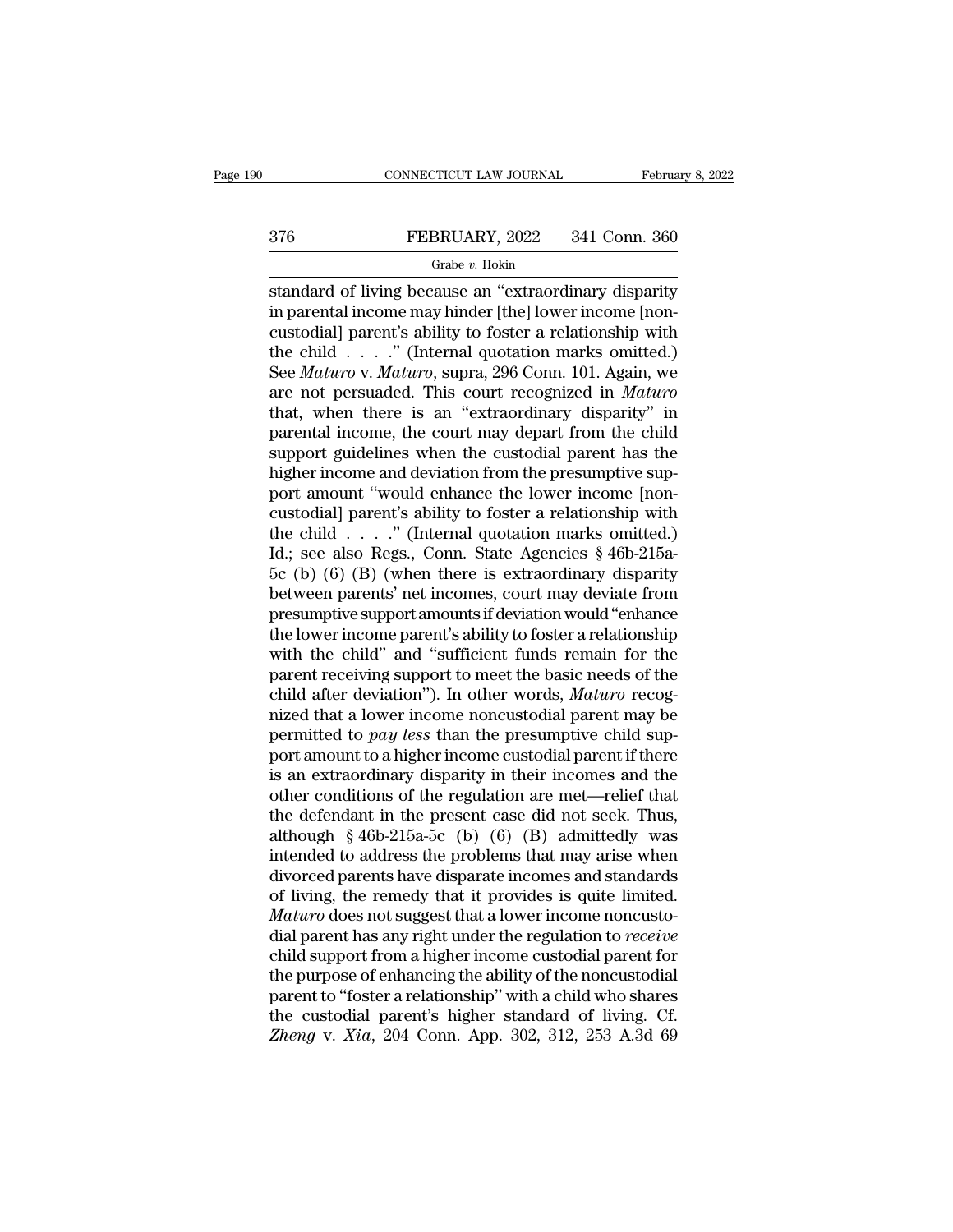standard of living because an "extraordinary disparity in parental income may hinder [the] lower income [noncustodial] parent's ability to foster a relationship with the child . . . ." (Internal quotation marks omitted.) See *Maturo* v. *Maturo*, supra, 296 Conn. 101. Again, we are not persuaded. This court recognized in *Maturo* that, when there is an "extraordinary disparity" in parental income, the court may depart from the child support guidelines when the custodial parent has the higher income and deviation from the presumptive support amount "would enhance the lower income [noncustodial] parent's ability to foster a relationship with the child . . . ." (Internal quotation marks omitted.) Id.; see also Regs., Conn. State Agencies § 46b-215a-5c (b) (6) (B) (when there is extraordinary disparity between parents' net incomes, court may deviate from presumptive support amounts if deviation would "enhance the lower income parent's ability to foster a relationship with the child" and "sufficient funds remain for the parent receiving support to meet the basic needs of the child after deviation"). In other words, *Maturo* recognized that a lower income noncustodial parent may be permitted to *pay less* than the presumptive child support amount to a higher income custodial parent if there is an extraordinary disparity in their incomes and the other conditions of the regulation are met—relief that the defendant in the present case did not seek. Thus, although § 46b-215a-5c (b) (6) (B) admittedly was intended to address the problems that may arise when divorced parents have disparate incomes and standards of living, the remedy that it provides is quite limited. *Maturo* does not suggest that a lower income noncustodial parent has any right under the regulation to *receive* child support from a higher income custodial parent for the purpose of enhancing the ability of the noncustodial parent to "foster a relationship" with a child who shares the custodial parent's higher standard of living. Cf. *Zheng* v. *Xia*, 204 Conn. App. 302, 312, 253 A.3d 69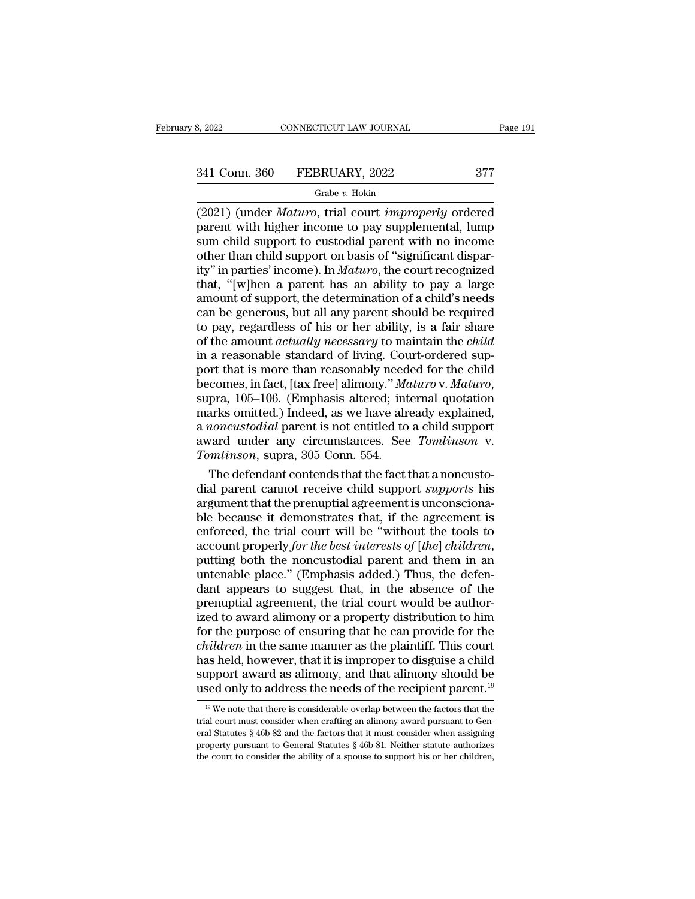(2021) (under *Maturo*, trial court *improperly* ordered parent with higher income to pay supplemental, lump sum child support to custodial parent with no income other than child support on basis of "significant disparity" in parties' income). In *Maturo*, the court recognized that, "[w]hen a parent has an ability to pay a large amount of support, the determination of a child's needs can be generous, but all any parent should be required to pay, regardless of his or her ability, is a fair share of the amount *actually necessary* to maintain the *child* in a reasonable standard of living. Court-ordered support that is more than reasonably needed for the child becomes, in fact, [tax free] alimony." *Maturo* v. *Maturo*, supra, 105–106. (Emphasis altered; internal quotation marks omitted.) Indeed, as we have already explained, a *noncustodial* parent is not entitled to a child support award under any circumstances. See *Tomlinson* v. *Tomlinson*, supra, 305 Conn. 554.

The defendant contends that the fact that a noncustodial parent cannot receive child support *supports* his argument that the prenuptial agreement is unconscionable because it demonstrates that, if the agreement is enforced, the trial court will be "without the tools to account properly *for the best interests of* [*the*] *children*, putting both the noncustodial parent and them in an untenable place." (Emphasis added.) Thus, the defendant appears to suggest that, in the absence of the prenuptial agreement, the trial court would be authorized to award alimony or a property distribution to him for the purpose of ensuring that he can provide for the *children* in the same manner as the plaintiff. This court has held, however, that it is improper to disguise a child support award as alimony, and that alimony should be used only to address the needs of the recipient parent.[19]

[19] We note that there is considerable overlap between the factors that the trial court must consider when crafting an alimony award pursuant to General Statutes § 46b-82 and the factors that it must consider when assigning property pursuant to General Statutes § 46b-81. Neither statute authorizes the court to consider the ability of a spouse to support his or her children,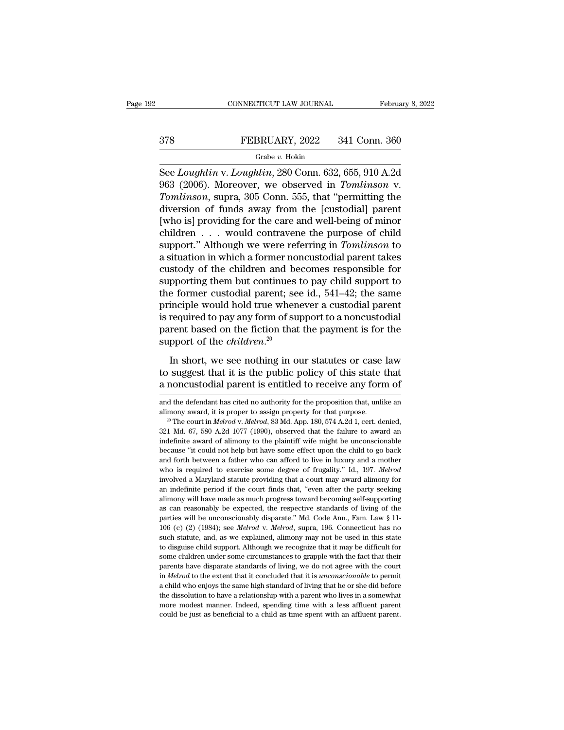See *Loughlin* v. *Loughlin*, 280 Conn. 632, 655, 910 A.2d 963 (2006). Moreover, we observed in *Tomlinson* v. *Tomlinson*, supra, 305 Conn. 555, that "permitting the diversion of funds away from the [custodial] parent [who is] providing for the care and well-being of minor children . . . would contravene the purpose of child support." Although we were referring in *Tomlinson* to a situation in which a former noncustodial parent takes custody of the children and becomes responsible for supporting them but continues to pay child support to the former custodial parent; see id., 541–42; the same principle would hold true whenever a custodial parent is required to pay any form of support to a noncustodial parent based on the fiction that the payment is for the support of the *children*.[20]

In short, we see nothing in our statutes or case law to suggest that it is the public policy of this state that a noncustodial parent is entitled to receive any form of

---

and the defendant has cited no authority for the proposition that, unlike an alimony award, it is proper to assign property for that purpose.

[20] The court in *Melrod* v. *Melrod*, 83 Md. App. 180, 574 A.2d 1, cert. denied, 321 Md. 67, 580 A.2d 1077 (1990), observed that the failure to award an indefinite award of alimony to the plaintiff wife might be unconscionable because "it could not help but have some effect upon the child to go back and forth between a father who can afford to live in luxury and a mother who is required to exercise some degree of frugality." Id., 197. *Melrod* involved a Maryland statute providing that a court may award alimony for an indefinite period if the court finds that, "even after the party seeking alimony will have made as much progress toward becoming self-supporting as can reasonably be expected, the respective standards of living of the parties will be unconscionably disparate." Md. Code Ann., Fam. Law § 11-106 (c) (2) (1984); see *Melrod* v. *Melrod*, supra, 196. Connecticut has no such statute, and, as we explained, alimony may not be used in this state to disguise child support. Although we recognize that it may be difficult for some children under some circumstances to grapple with the fact that their parents have disparate standards of living, we do not agree with the court in *Melrod* to the extent that it concluded that it is *unconscionable* to permit a child who enjoys the same high standard of living that he or she did before the dissolution to have a relationship with a parent who lives in a somewhat more modest manner. Indeed, spending time with a less affluent parent could be just as beneficial to a child as time spent with an affluent parent.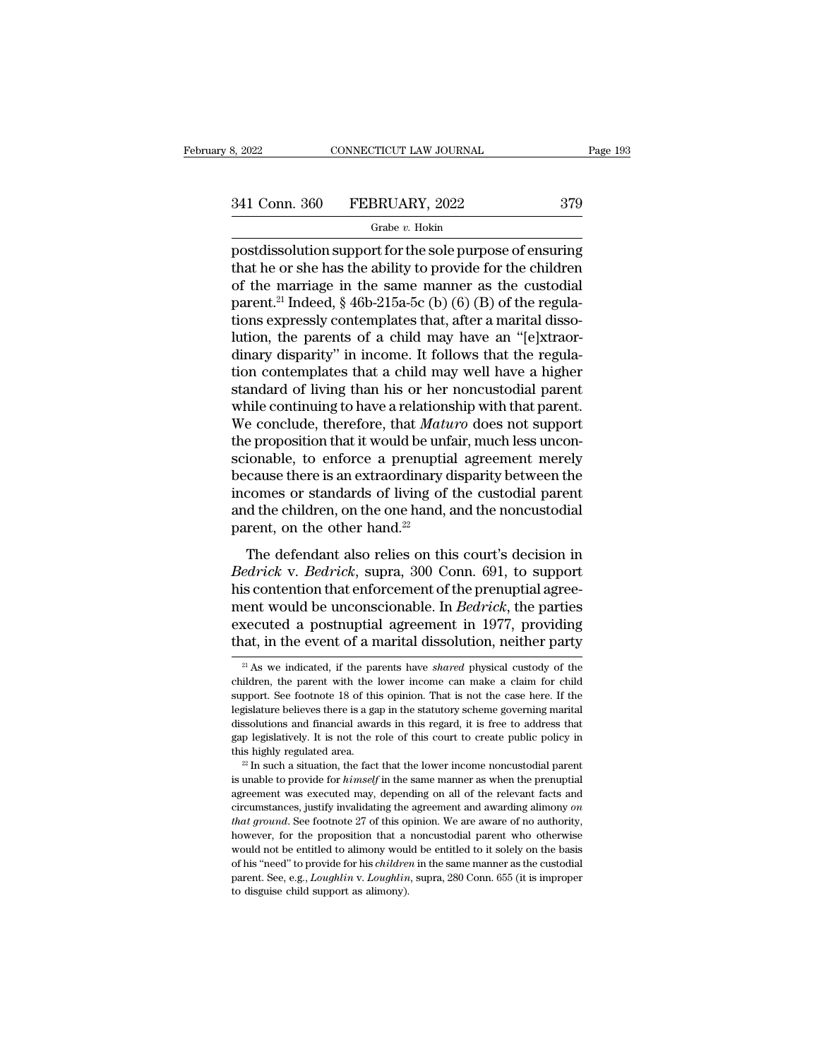postdissolution support for the sole purpose of ensuring that he or she has the ability to provide for the children of the marriage in the same manner as the custodial parent.[21] Indeed, § 46b-215a-5c (b) (6) (B) of the regulations expressly contemplates that, after a marital dissolution, the parents of a child may have an "[e]xtraordinary disparity" in income. It follows that the regulation contemplates that a child may well have a higher standard of living than his or her noncustodial parent while continuing to have a relationship with that parent. We conclude, therefore, that *Maturo* does not support the proposition that it would be unfair, much less unconscionable, to enforce a prenuptial agreement merely because there is an extraordinary disparity between the incomes or standards of living of the custodial parent and the children, on the one hand, and the noncustodial parent, on the other hand.[22]

The defendant also relies on this court's decision in *Bedrick* v. *Bedrick*, supra, 300 Conn. 691, to support his contention that enforcement of the prenuptial agreement would be unconscionable. In *Bedrick*, the parties executed a postnuptial agreement in 1977, providing that, in the event of a marital dissolution, neither party

---

[21] As we indicated, if the parents have *shared* physical custody of the children, the parent with the lower income can make a claim for child support. See footnote 18 of this opinion. That is not the case here. If the legislature believes there is a gap in the statutory scheme governing marital dissolutions and financial awards in this regard, it is free to address that gap legislatively. It is not the role of this court to create public policy in this highly regulated area.

[22] In such a situation, the fact that the lower income noncustodial parent is unable to provide for *himself* in the same manner as when the prenuptial agreement was executed may, depending on all of the relevant facts and circumstances, justify invalidating the agreement and awarding alimony *on that ground*. See footnote 27 of this opinion. We are aware of no authority, however, for the proposition that a noncustodial parent who otherwise would not be entitled to alimony would be entitled to it solely on the basis of his "need" to provide for his *children* in the same manner as the custodial parent. See, e.g., *Loughlin* v. *Loughlin*, supra, 280 Conn. 655 (it is improper to disguise child support as alimony).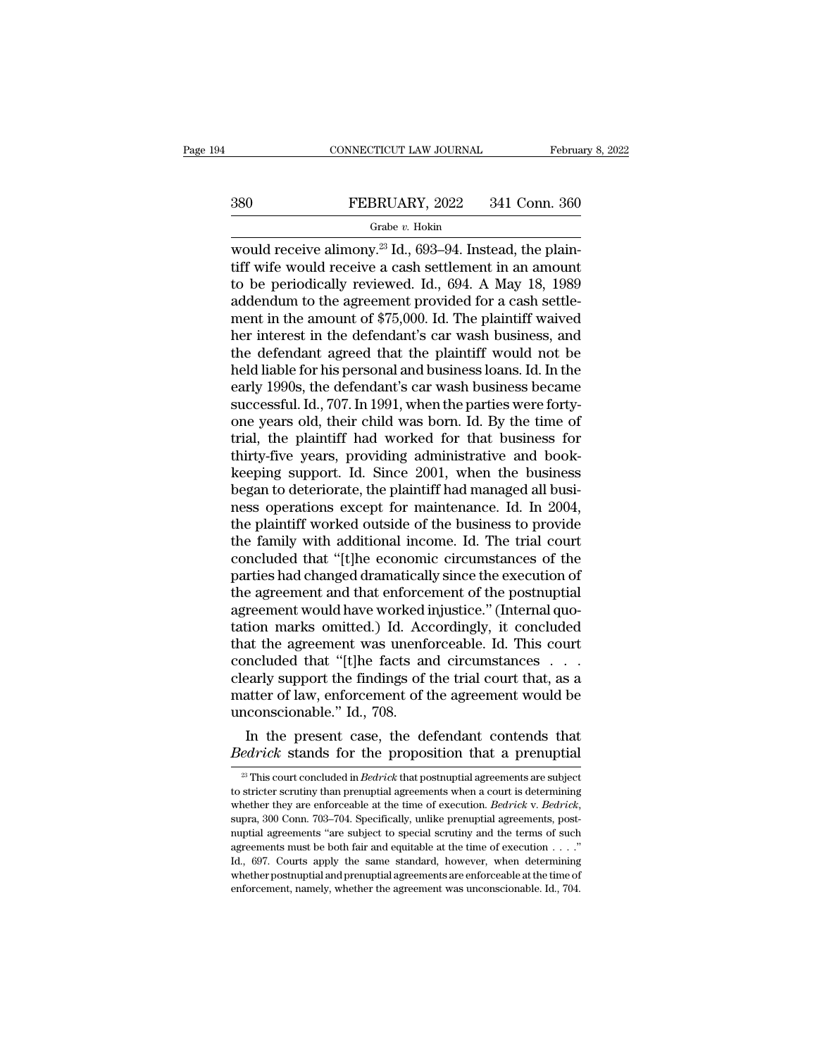would receive alimony.[23] Id., 693–94. Instead, the plaintiff wife would receive a cash settlement in an amount to be periodically reviewed. Id., 694. A May 18, 1989 addendum to the agreement provided for a cash settlement in the amount of $75,000. Id. The plaintiff waived her interest in the defendant's car wash business, and the defendant agreed that the plaintiff would not be held liable for his personal and business loans. Id. In the early 1990s, the defendant's car wash business became successful. Id., 707. In 1991, when the parties were forty-one years old, their child was born. Id. By the time of trial, the plaintiff had worked for that business for thirty-five years, providing administrative and bookkeeping support. Id. Since 2001, when the business began to deteriorate, the plaintiff had managed all business operations except for maintenance. Id. In 2004, the plaintiff worked outside of the business to provide the family with additional income. Id. The trial court concluded that "[t]he economic circumstances of the parties had changed dramatically since the execution of the agreement and that enforcement of the postnuptial agreement would have worked injustice." (Internal quotation marks omitted.) Id. Accordingly, it concluded that the agreement was unenforceable. Id. This court concluded that "[t]he facts and circumstances . . . clearly support the findings of the trial court that, as a matter of law, enforcement of the agreement would be unconscionable." Id., 708.

In the present case, the defendant contends that *Bedrick* stands for the proposition that a prenuptial

---

[23] This court concluded in *Bedrick* that postnuptial agreements are subject to stricter scrutiny than prenuptial agreements when a court is determining whether they are enforceable at the time of execution. *Bedrick* v. *Bedrick*, supra, 300 Conn. 703–704. Specifically, unlike prenuptial agreements, postnuptial agreements "are subject to special scrutiny and the terms of such agreements must be both fair and equitable at the time of execution . . . ." Id., 697. Courts apply the same standard, however, when determining whether postnuptial and prenuptial agreements are enforceable at the time of enforcement, namely, whether the agreement was unconscionable. Id., 704.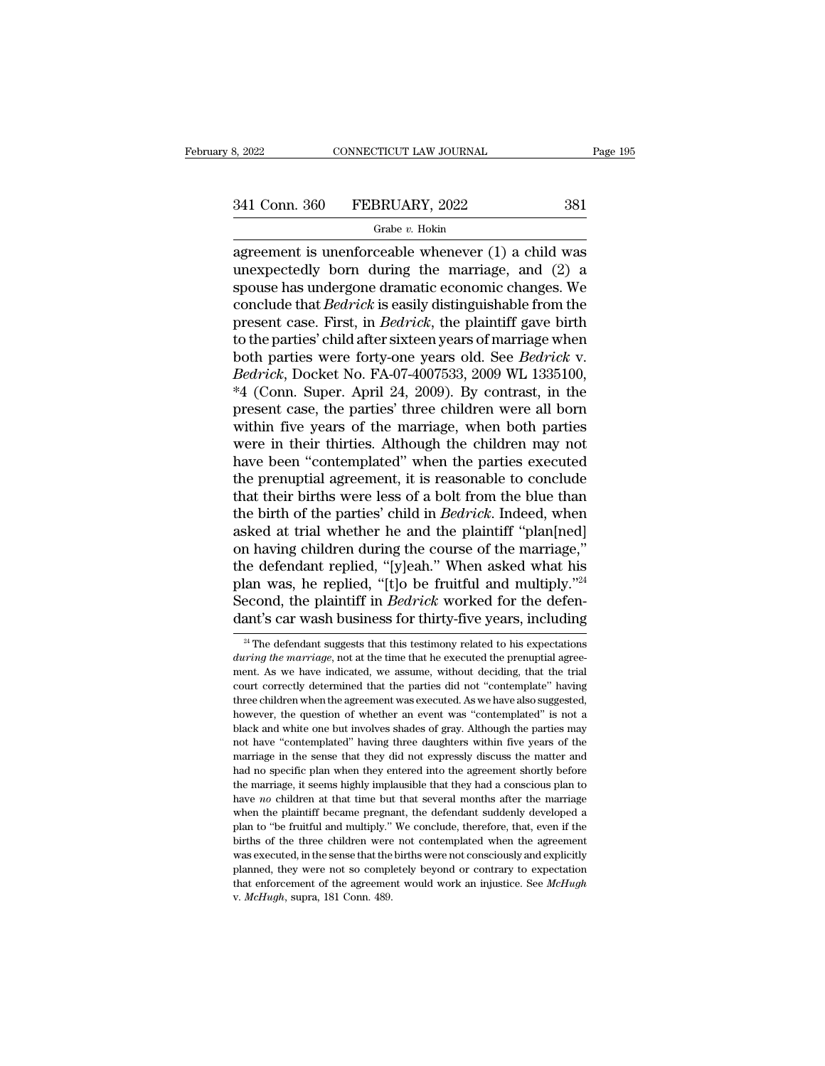agreement is unenforceable whenever (1) a child was unexpectedly born during the marriage, and (2) a spouse has undergone dramatic economic changes. We conclude that *Bedrick* is easily distinguishable from the present case. First, in *Bedrick*, the plaintiff gave birth to the parties' child after sixteen years of marriage when both parties were forty-one years old. See *Bedrick* v. *Bedrick*, Docket No. FA-07-4007533, 2009 WL 1335100, *4 (Conn. Super. April 24, 2009). By contrast, in the present case, the parties' three children were all born within five years of the marriage, when both parties were in their thirties. Although the children may not have been "contemplated" when the parties executed the prenuptial agreement, it is reasonable to conclude that their births were less of a bolt from the blue than the birth of the parties' child in *Bedrick*. Indeed, when asked at trial whether he and the plaintiff "plan[ned] on having children during the course of the marriage," the defendant replied, "[y]eah." When asked what his plan was, he replied, "[t]o be fruitful and multiply."[24] Second, the plaintiff in *Bedrick* worked for the defendant's car wash business for thirty-five years, including

[24] The defendant suggests that this testimony related to his expectations *during the marriage*, not at the time that he executed the prenuptial agreement. As we have indicated, we assume, without deciding, that the trial court correctly determined that the parties did not "contemplate" having three children when the agreement was executed. As we have also suggested, however, the question of whether an event was "contemplated" is not a black and white one but involves shades of gray. Although the parties may not have "contemplated" having three daughters within five years of the marriage in the sense that they did not expressly discuss the matter and had no specific plan when they entered into the agreement shortly before the marriage, it seems highly implausible that they had a conscious plan to have *no* children at that time but that several months after the marriage when the plaintiff became pregnant, the defendant suddenly developed a plan to "be fruitful and multiply." We conclude, therefore, that, even if the births of the three children were not contemplated when the agreement was executed, in the sense that the births were not consciously and explicitly planned, they were not so completely beyond or contrary to expectation that enforcement of the agreement would work an injustice. See *McHugh* v. *McHugh*, supra, 181 Conn. 489.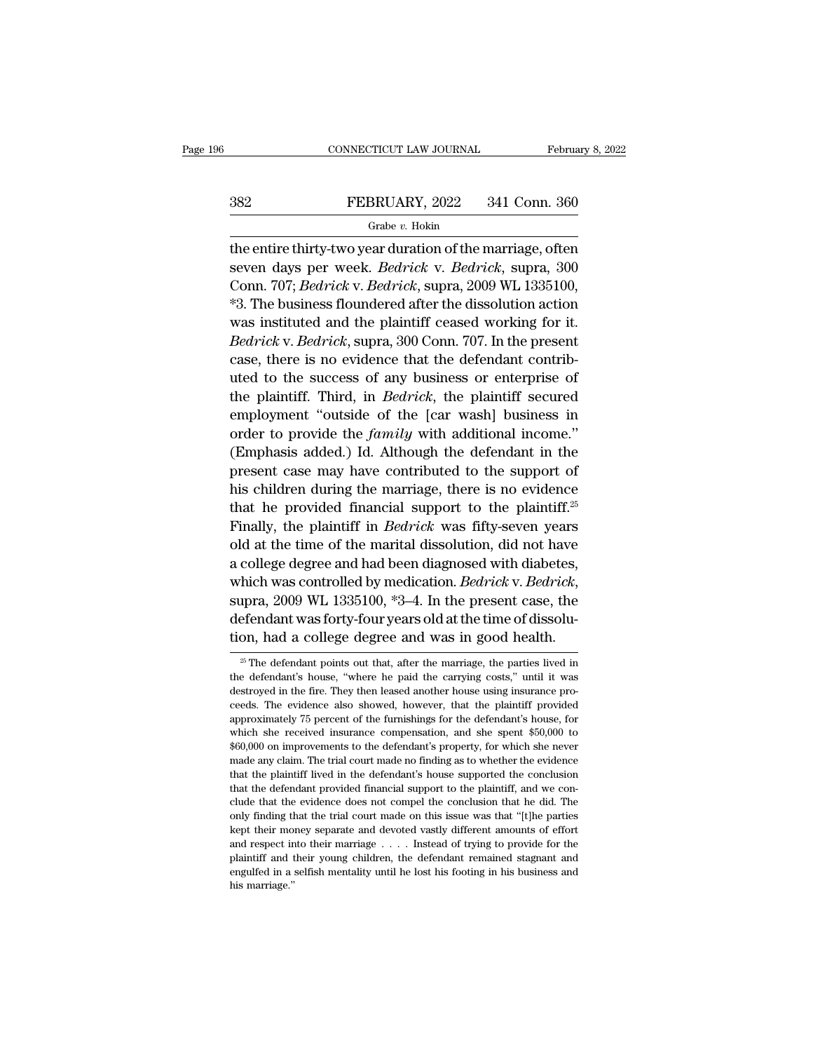the entire thirty-two year duration of the marriage, often seven days per week. *Bedrick* v. *Bedrick*, supra, 300 Conn. 707; *Bedrick* v. *Bedrick*, supra, 2009 WL 1335100, *3. The business floundered after the dissolution action was instituted and the plaintiff ceased working for it. *Bedrick* v. *Bedrick*, supra, 300 Conn. 707. In the present case, there is no evidence that the defendant contributed to the success of any business or enterprise of the plaintiff. Third, in *Bedrick*, the plaintiff secured employment "outside of the [car wash] business in order to provide the *family* with additional income." (Emphasis added.) Id. Although the defendant in the present case may have contributed to the support of his children during the marriage, there is no evidence that he provided financial support to the plaintiff.[25] Finally, the plaintiff in *Bedrick* was fifty-seven years old at the time of the marital dissolution, did not have a college degree and had been diagnosed with diabetes, which was controlled by medication. *Bedrick* v. *Bedrick*, supra, 2009 WL 1335100, *3–4. In the present case, the defendant was forty-four years old at the time of dissolution, had a college degree and was in good health.

[25] The defendant points out that, after the marriage, the parties lived in the defendant's house, "where he paid the carrying costs," until it was destroyed in the fire. They then leased another house using insurance proceeds. The evidence also showed, however, that the plaintiff provided approximately 75 percent of the furnishings for the defendant's house, for which she received insurance compensation, and she spent $50,000 to $60,000 on improvements to the defendant's property, for which she never made any claim. The trial court made no finding as to whether the evidence that the plaintiff lived in the defendant's house supported the conclusion that the defendant provided financial support to the plaintiff, and we conclude that the evidence does not compel the conclusion that he did. The only finding that the trial court made on this issue was that "[t]he parties kept their money separate and devoted vastly different amounts of effort and respect into their marriage . . . . Instead of trying to provide for the plaintiff and their young children, the defendant remained stagnant and engulfed in a selfish mentality until he lost his footing in his business and his marriage."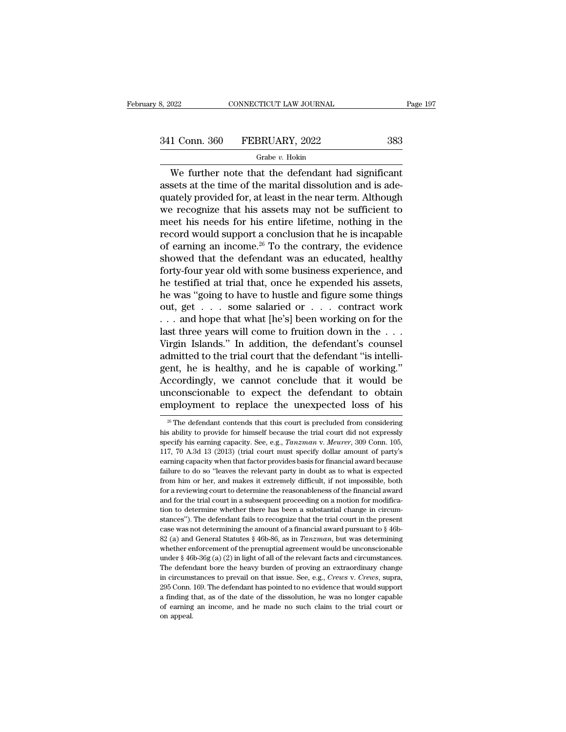We further note that the defendant had significant assets at the time of the marital dissolution and is adequately provided for, at least in the near term. Although we recognize that his assets may not be sufficient to meet his needs for his entire lifetime, nothing in the record would support a conclusion that he is incapable of earning an income.[26] To the contrary, the evidence showed that the defendant was an educated, healthy forty-four year old with some business experience, and he testified at trial that, once he expended his assets, he was "going to have to hustle and figure some things out, get . . . some salaried or . . . contract work . . . and hope that what [he's] been working on for the last three years will come to fruition down in the . . . Virgin Islands." In addition, the defendant's counsel admitted to the trial court that the defendant "is intelligent, he is healthy, and he is capable of working." Accordingly, we cannot conclude that it would be unconscionable to expect the defendant to obtain employment to replace the unexpected loss of his

[26] The defendant contends that this court is precluded from considering his ability to provide for himself because the trial court did not expressly specify his earning capacity. See, e.g., *Tanzman* v. *Meurer*, 309 Conn. 105, 117, 70 A.3d 13 (2013) (trial court must specify dollar amount of party's earning capacity when that factor provides basis for financial award because failure to do so "leaves the relevant party in doubt as to what is expected from him or her, and makes it extremely difficult, if not impossible, both for a reviewing court to determine the reasonableness of the financial award and for the trial court in a subsequent proceeding on a motion for modification to determine whether there has been a substantial change in circumstances"). The defendant fails to recognize that the trial court in the present case was not determining the amount of a financial award pursuant to § 46b-82 (a) and General Statutes § 46b-86, as in *Tanzman*, but was determining whether enforcement of the prenuptial agreement would be unconscionable under § 46b-36g (a) (2) in light of all of the relevant facts and circumstances. The defendant bore the heavy burden of proving an extraordinary change in circumstances to prevail on that issue. See, e.g., *Crews* v. *Crews*, supra, 295 Conn. 169. The defendant has pointed to no evidence that would support a finding that, as of the date of the dissolution, he was no longer capable of earning an income, and he made no such claim to the trial court or on appeal.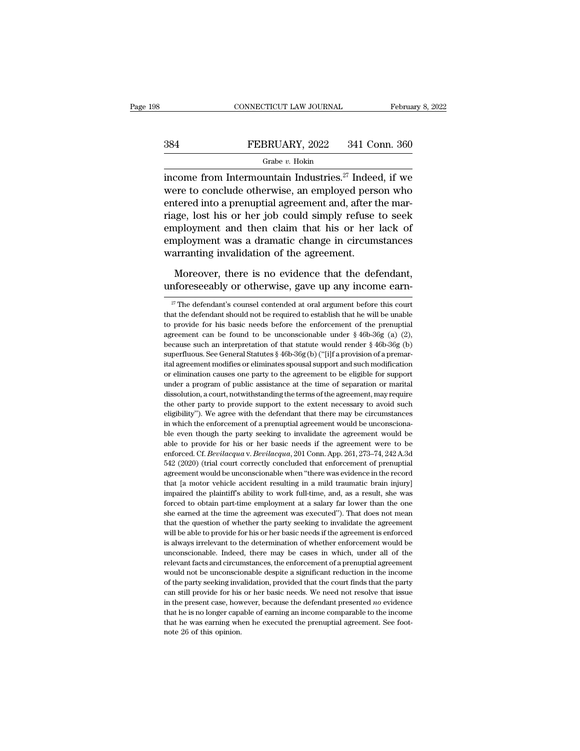income from Intermountain Industries.[27] Indeed, if we were to conclude otherwise, an employed person who entered into a prenuptial agreement and, after the marriage, lost his or her job could simply refuse to seek employment and then claim that his or her lack of employment was a dramatic change in circumstances warranting invalidation of the agreement.

Moreover, there is no evidence that the defendant, unforeseeably or otherwise, gave up any income earn-

[27] The defendant's counsel contended at oral argument before this court that the defendant should not be required to establish that he will be unable to provide for his basic needs before the enforcement of the prenuptial agreement can be found to be unconscionable under § 46b-36g (a) (2), because such an interpretation of that statute would render § 46b-36g (b) superfluous. See General Statutes § 46b-36g (b) ("[i]f a provision of a premarital agreement modifies or eliminates spousal support and such modification or elimination causes one party to the agreement to be eligible for support under a program of public assistance at the time of separation or marital dissolution, a court, notwithstanding the terms of the agreement, may require the other party to provide support to the extent necessary to avoid such eligibility"). We agree with the defendant that there may be circumstances in which the enforcement of a prenuptial agreement would be unconscionable even though the party seeking to invalidate the agreement would be able to provide for his or her basic needs if the agreement were to be enforced. Cf. *Bevilacqua* v. *Bevilacqua*, 201 Conn. App. 261, 273–74, 242 A.3d 542 (2020) (trial court correctly concluded that enforcement of prenuptial agreement would be unconscionable when "there was evidence in the record that [a motor vehicle accident resulting in a mild traumatic brain injury] impaired the plaintiff's ability to work full-time, and, as a result, she was forced to obtain part-time employment at a salary far lower than the one she earned at the time the agreement was executed"). That does not mean that the question of whether the party seeking to invalidate the agreement will be able to provide for his or her basic needs if the agreement is enforced is always irrelevant to the determination of whether enforcement would be unconscionable. Indeed, there may be cases in which, under all of the relevant facts and circumstances, the enforcement of a prenuptial agreement would not be unconscionable despite a significant reduction in the income of the party seeking invalidation, provided that the court finds that the party can still provide for his or her basic needs. We need not resolve that issue in the present case, however, because the defendant presented *no* evidence that he is no longer capable of earning an income comparable to the income that he was earning when he executed the prenuptial agreement. See footnote 26 of this opinion.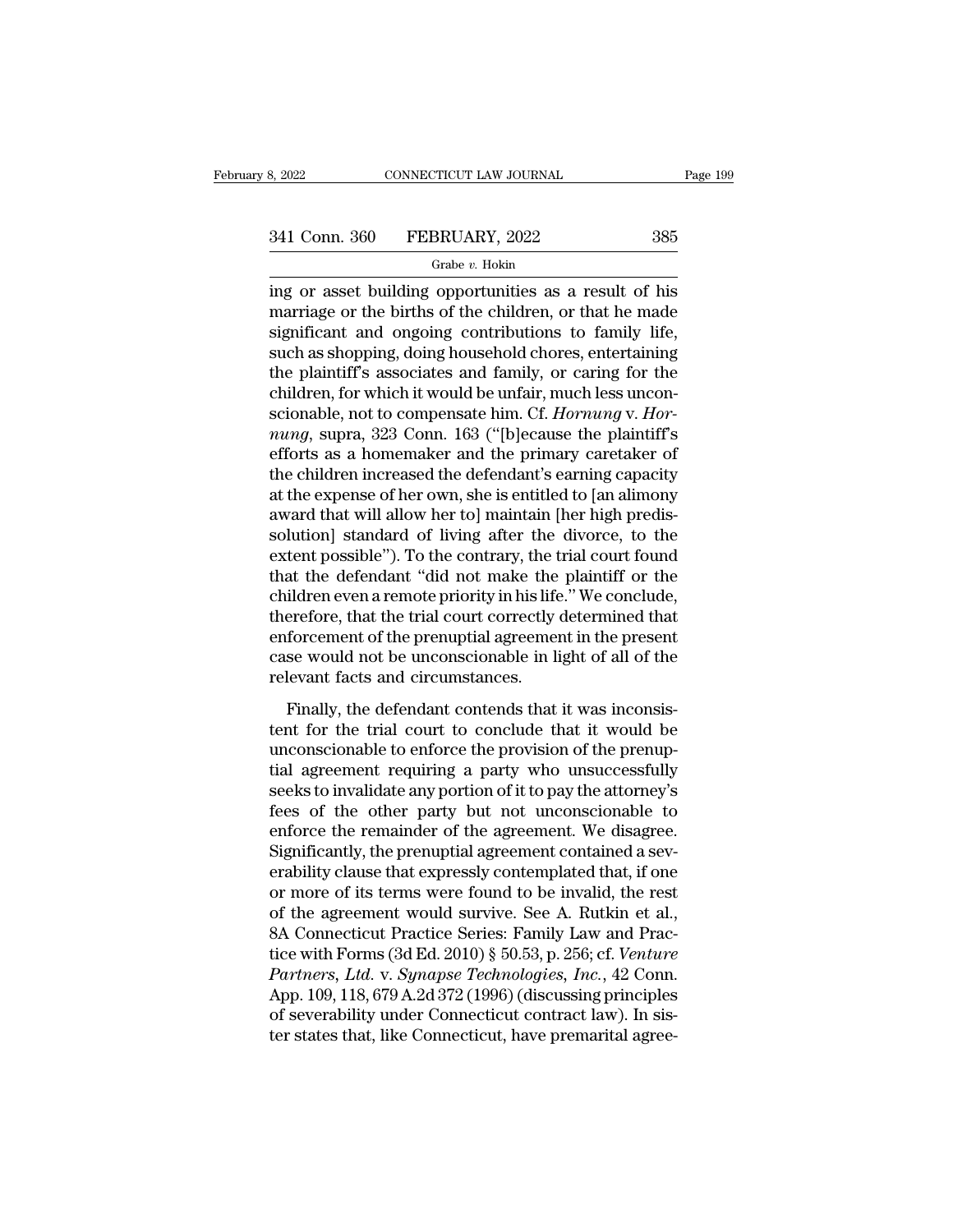ing or asset building opportunities as a result of his marriage or the births of the children, or that he made significant and ongoing contributions to family life, such as shopping, doing household chores, entertaining the plaintiff's associates and family, or caring for the children, for which it would be unfair, much less unconscionable, not to compensate him. Cf. *Hornung* v. *Hornung*, supra, 323 Conn. 163 ("[b]ecause the plaintiff's efforts as a homemaker and the primary caretaker of the children increased the defendant's earning capacity at the expense of her own, she is entitled to [an alimony award that will allow her to] maintain [her high predissolution] standard of living after the divorce, to the extent possible"). To the contrary, the trial court found that the defendant "did not make the plaintiff or the children even a remote priority in his life." We conclude, therefore, that the trial court correctly determined that enforcement of the prenuptial agreement in the present case would not be unconscionable in light of all of the relevant facts and circumstances.

Finally, the defendant contends that it was inconsistent for the trial court to conclude that it would be unconscionable to enforce the provision of the prenuptial agreement requiring a party who unsuccessfully seeks to invalidate any portion of it to pay the attorney's fees of the other party but not unconscionable to enforce the remainder of the agreement. We disagree. Significantly, the prenuptial agreement contained a severability clause that expressly contemplated that, if one or more of its terms were found to be invalid, the rest of the agreement would survive. See A. Rutkin et al., 8A Connecticut Practice Series: Family Law and Practice with Forms (3d Ed. 2010) § 50.53, p. 256; cf. *Venture Partners, Ltd.* v. *Synapse Technologies, Inc.*, 42 Conn. App. 109, 118, 679 A.2d 372 (1996) (discussing principles of severability under Connecticut contract law). In sister states that, like Connecticut, have premarital agree-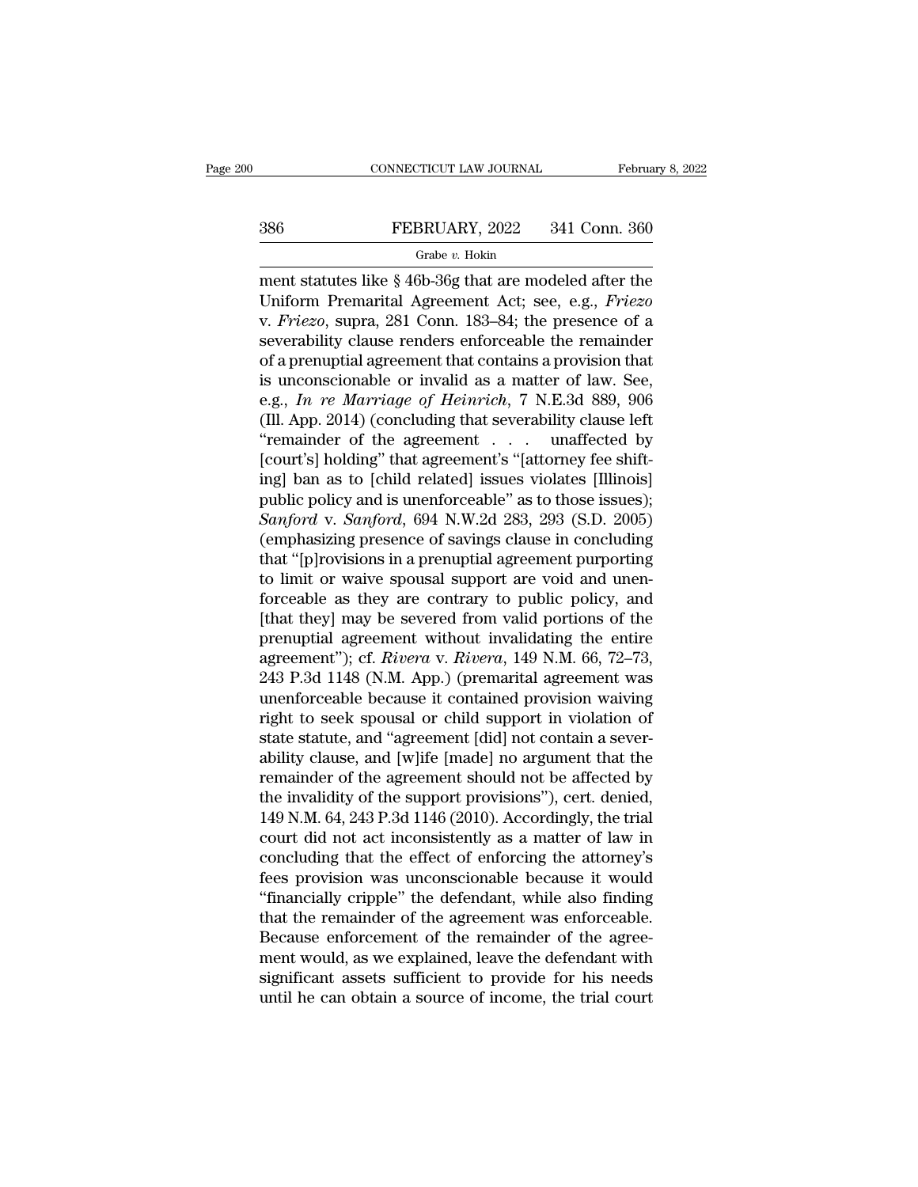ment statutes like § 46b-36g that are modeled after the Uniform Premarital Agreement Act; see, e.g., *Friezo* v. *Friezo*, supra, 281 Conn. 183–84; the presence of a severability clause renders enforceable the remainder of a prenuptial agreement that contains a provision that is unconscionable or invalid as a matter of law. See, e.g., *In re Marriage of Heinrich*, 7 N.E.3d 889, 906 (Ill. App. 2014) (concluding that severability clause left "remainder of the agreement . . . unaffected by [court's] holding" that agreement's "[attorney fee shifting] ban as to [child related] issues violates [Illinois] public policy and is unenforceable" as to those issues); *Sanford* v. *Sanford*, 694 N.W.2d 283, 293 (S.D. 2005) (emphasizing presence of savings clause in concluding that "[p]rovisions in a prenuptial agreement purporting to limit or waive spousal support are void and unenforceable as they are contrary to public policy, and [that they] may be severed from valid portions of the prenuptial agreement without invalidating the entire agreement"); cf. *Rivera* v. *Rivera*, 149 N.M. 66, 72–73, 243 P.3d 1148 (N.M. App.) (premarital agreement was unenforceable because it contained provision waiving right to seek spousal or child support in violation of state statute, and "agreement [did] not contain a severability clause, and [w]ife [made] no argument that the remainder of the agreement should not be affected by the invalidity of the support provisions"), cert. denied, 149 N.M. 64, 243 P.3d 1146 (2010). Accordingly, the trial court did not act inconsistently as a matter of law in concluding that the effect of enforcing the attorney's fees provision was unconscionable because it would "financially cripple" the defendant, while also finding that the remainder of the agreement was enforceable. Because enforcement of the remainder of the agreement would, as we explained, leave the defendant with significant assets sufficient to provide for his needs until he can obtain a source of income, the trial court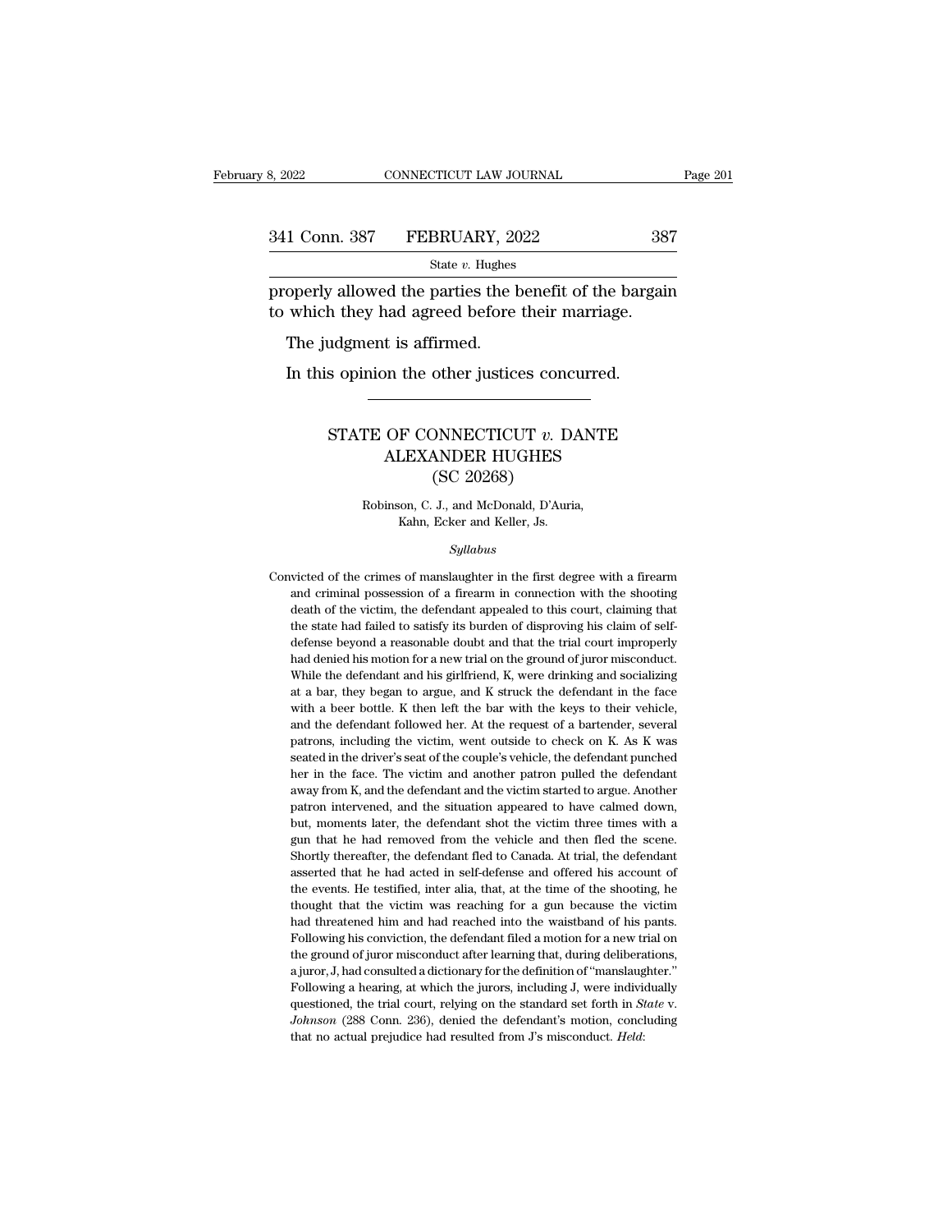properly allowed the parties the benefit of the bargain to which they had agreed before their marriage.

The judgment is affirmed.

In this opinion the other justices concurred.

---

# STATE OF CONNECTICUT *v.* DANTE ALEXANDER HUGHES (SC 20268)

Robinson, C. J., and McDonald, D'Auria, Kahn, Ecker and Keller, Js.

*Syllabus*

Convicted of the crimes of manslaughter in the first degree with a firearm and criminal possession of a firearm in connection with the shooting death of the victim, the defendant appealed to this court, claiming that the state had failed to satisfy its burden of disproving his claim of self-defense beyond a reasonable doubt and that the trial court improperly had denied his motion for a new trial on the ground of juror misconduct. While the defendant and his girlfriend, K, were drinking and socializing at a bar, they began to argue, and K struck the defendant in the face with a beer bottle. K then left the bar with the keys to their vehicle, and the defendant followed her. At the request of a bartender, several patrons, including the victim, went outside to check on K. As K was seated in the driver's seat of the couple's vehicle, the defendant punched her in the face. The victim and another patron pulled the defendant away from K, and the defendant and the victim started to argue. Another patron intervened, and the situation appeared to have calmed down, but, moments later, the defendant shot the victim three times with a gun that he had removed from the vehicle and then fled the scene. Shortly thereafter, the defendant fled to Canada. At trial, the defendant asserted that he had acted in self-defense and offered his account of the events. He testified, inter alia, that, at the time of the shooting, he thought that the victim was reaching for a gun because the victim had threatened him and had reached into the waistband of his pants. Following his conviction, the defendant filed a motion for a new trial on the ground of juror misconduct after learning that, during deliberations, a juror, J, had consulted a dictionary for the definition of "manslaughter." Following a hearing, at which the jurors, including J, were individually questioned, the trial court, relying on the standard set forth in *State* v. *Johnson* (288 Conn. 236), denied the defendant's motion, concluding that no actual prejudice had resulted from J's misconduct. *Held*: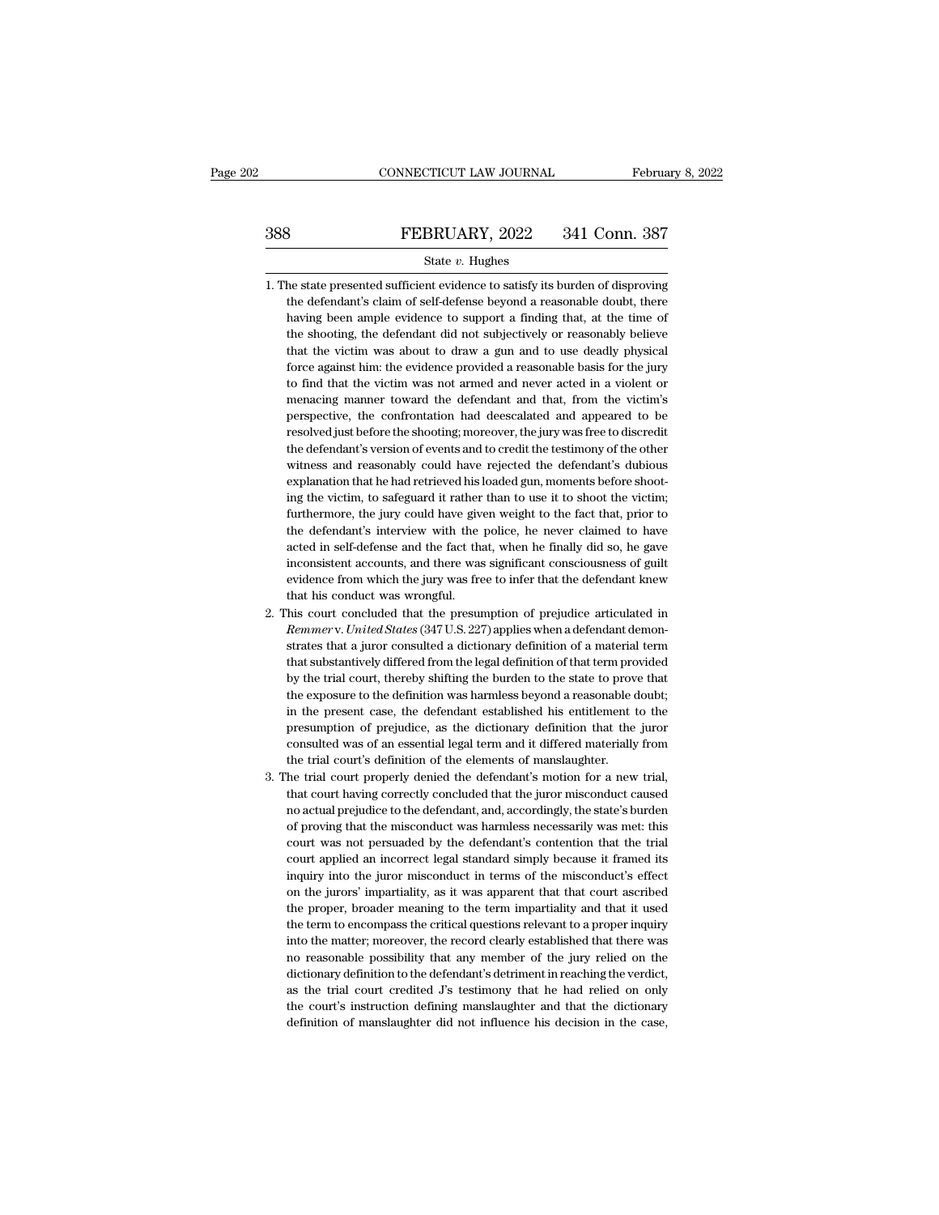1. The state presented sufficient evidence to satisfy its burden of disproving the defendant's claim of self-defense beyond a reasonable doubt, there having been ample evidence to support a finding that, at the time of the shooting, the defendant did not subjectively or reasonably believe that the victim was about to draw a gun and to use deadly physical force against him: the evidence provided a reasonable basis for the jury to find that the victim was not armed and never acted in a violent or menacing manner toward the defendant and that, from the victim's perspective, the confrontation had deescalated and appeared to be resolved just before the shooting; moreover, the jury was free to discredit the defendant's version of events and to credit the testimony of the other witness and reasonably could have rejected the defendant's dubious explanation that he had retrieved his loaded gun, moments before shooting the victim, to safeguard it rather than to use it to shoot the victim; furthermore, the jury could have given weight to the fact that, prior to the defendant's interview with the police, he never claimed to have acted in self-defense and the fact that, when he finally did so, he gave inconsistent accounts, and there was significant consciousness of guilt evidence from which the jury was free to infer that the defendant knew that his conduct was wrongful.
2. This court concluded that the presumption of prejudice articulated in *Remmer* v. *United States* (347 U.S. 227) applies when a defendant demonstrates that a juror consulted a dictionary definition of a material term that substantively differed from the legal definition of that term provided by the trial court, thereby shifting the burden to the state to prove that the exposure to the definition was harmless beyond a reasonable doubt; in the present case, the defendant established his entitlement to the presumption of prejudice, as the dictionary definition that the juror consulted was of an essential legal term and it differed materially from the trial court's definition of the elements of manslaughter.
3. The trial court properly denied the defendant's motion for a new trial, that court having correctly concluded that the juror misconduct caused no actual prejudice to the defendant, and, accordingly, the state's burden of proving that the misconduct was harmless necessarily was met: this court was not persuaded by the defendant's contention that the trial court applied an incorrect legal standard simply because it framed its inquiry into the juror misconduct in terms of the misconduct's effect on the jurors' impartiality, as it was apparent that that court ascribed the proper, broader meaning to the term impartiality and that it used the term to encompass the critical questions relevant to a proper inquiry into the matter; moreover, the record clearly established that there was no reasonable possibility that any member of the jury relied on the dictionary definition to the defendant's detriment in reaching the verdict, as the trial court credited J's testimony that he had relied on only the court's instruction defining manslaughter and that the dictionary definition of manslaughter did not influence his decision in the case,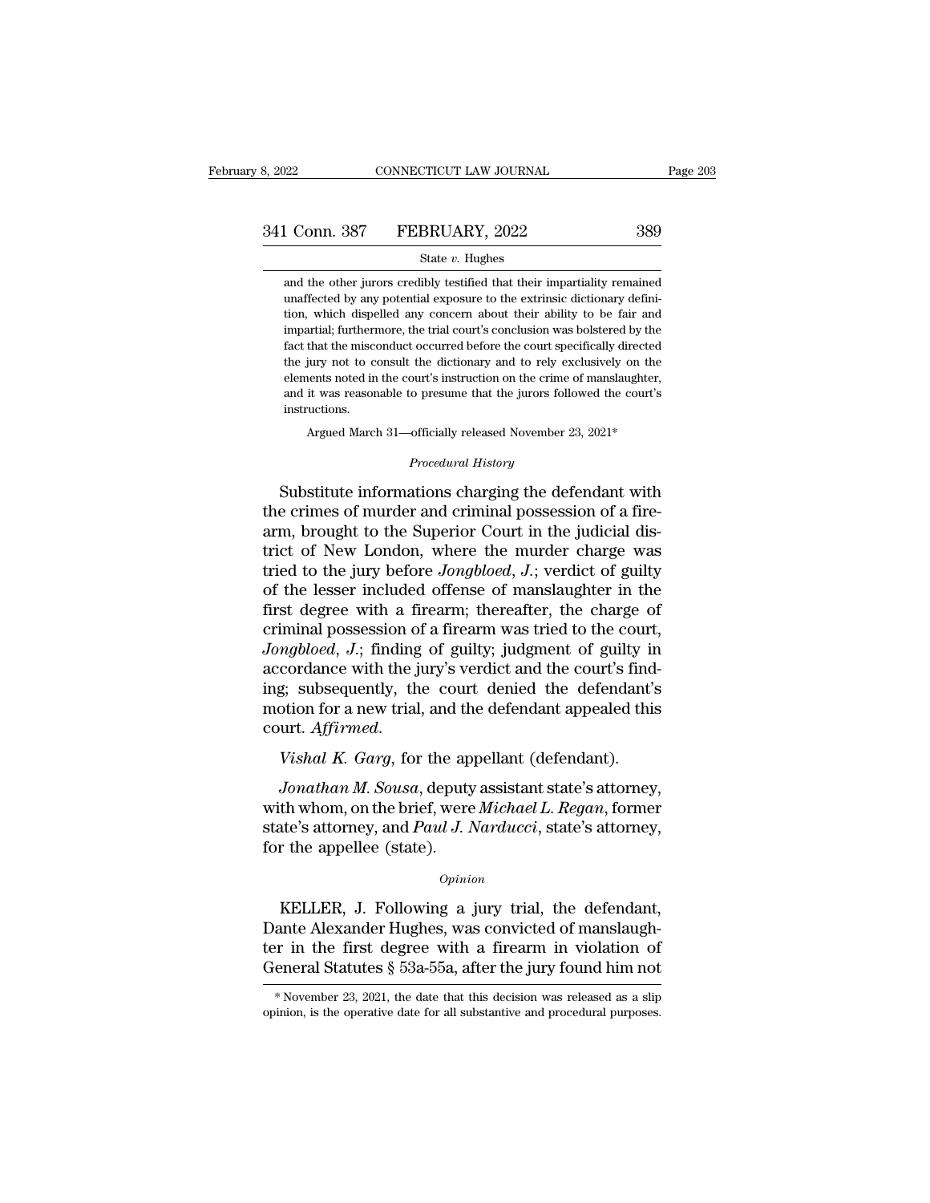and the other jurors credibly testified that their impartiality remained unaffected by any potential exposure to the extrinsic dictionary definition, which dispelled any concern about their ability to be fair and impartial; furthermore, the trial court's conclusion was bolstered by the fact that the misconduct occurred before the court specifically directed the jury not to consult the dictionary and to rely exclusively on the elements noted in the court's instruction on the crime of manslaughter, and it was reasonable to presume that the jurors followed the court's instructions.

Argued March 31—officially released November 23, 2021*

*Procedural History*

Substitute informations charging the defendant with the crimes of murder and criminal possession of a firearm, brought to the Superior Court in the judicial district of New London, where the murder charge was tried to the jury before *Jongbloed, J.*; verdict of guilty of the lesser included offense of manslaughter in the first degree with a firearm; thereafter, the charge of criminal possession of a firearm was tried to the court, *Jongbloed, J.*; finding of guilty; judgment of guilty in accordance with the jury's verdict and the court's finding; subsequently, the court denied the defendant's motion for a new trial, and the defendant appealed this court. *Affirmed*.

*Vishal K. Garg*, for the appellant (defendant).

*Jonathan M. Sousa*, deputy assistant state's attorney, with whom, on the brief, were *Michael L. Regan*, former state's attorney, and *Paul J. Narducci*, state's attorney, for the appellee (state).

*Opinion*

KELLER, J. Following a jury trial, the defendant, Dante Alexander Hughes, was convicted of manslaughter in the first degree with a firearm in violation of General Statutes § 53a-55a, after the jury found him not

\* November 23, 2021, the date that this decision was released as a slip opinion, is the operative date for all substantive and procedural purposes.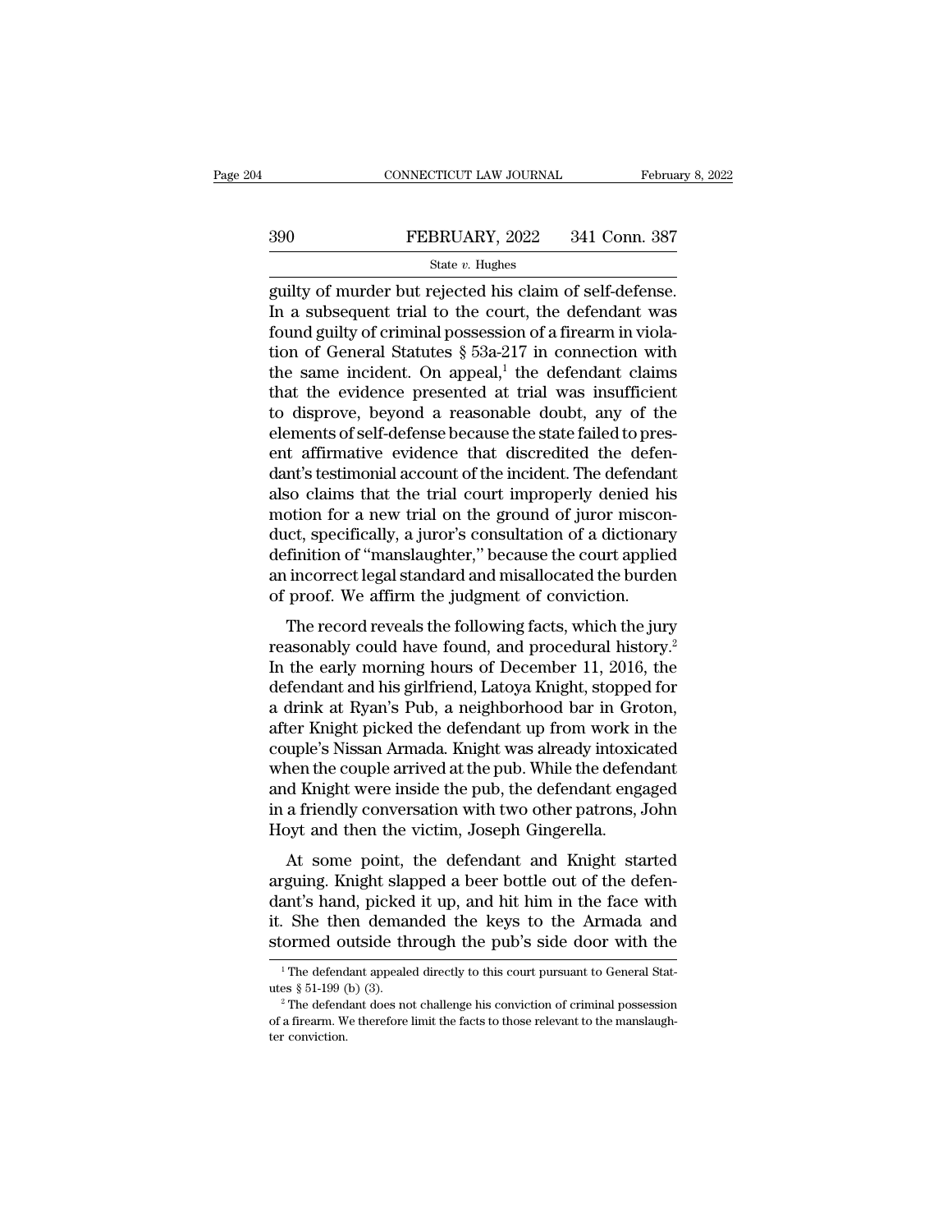guilty of murder but rejected his claim of self-defense. In a subsequent trial to the court, the defendant was found guilty of criminal possession of a firearm in violation of General Statutes § 53a-217 in connection with the same incident. On appeal,[1] the defendant claims that the evidence presented at trial was insufficient to disprove, beyond a reasonable doubt, any of the elements of self-defense because the state failed to present affirmative evidence that discredited the defendant's testimonial account of the incident. The defendant also claims that the trial court improperly denied his motion for a new trial on the ground of juror misconduct, specifically, a juror's consultation of a dictionary definition of "manslaughter," because the court applied an incorrect legal standard and misallocated the burden of proof. We affirm the judgment of conviction.

The record reveals the following facts, which the jury reasonably could have found, and procedural history.[2] In the early morning hours of December 11, 2016, the defendant and his girlfriend, Latoya Knight, stopped for a drink at Ryan's Pub, a neighborhood bar in Groton, after Knight picked the defendant up from work in the couple's Nissan Armada. Knight was already intoxicated when the couple arrived at the pub. While the defendant and Knight were inside the pub, the defendant engaged in a friendly conversation with two other patrons, John Hoyt and then the victim, Joseph Gingerella.

At some point, the defendant and Knight started arguing. Knight slapped a beer bottle out of the defendant's hand, picked it up, and hit him in the face with it. She then demanded the keys to the Armada and stormed outside through the pub's side door with the

---

[1] The defendant appealed directly to this court pursuant to General Statutes § 51-199 (b) (3).

[2] The defendant does not challenge his conviction of criminal possession of a firearm. We therefore limit the facts to those relevant to the manslaughter conviction.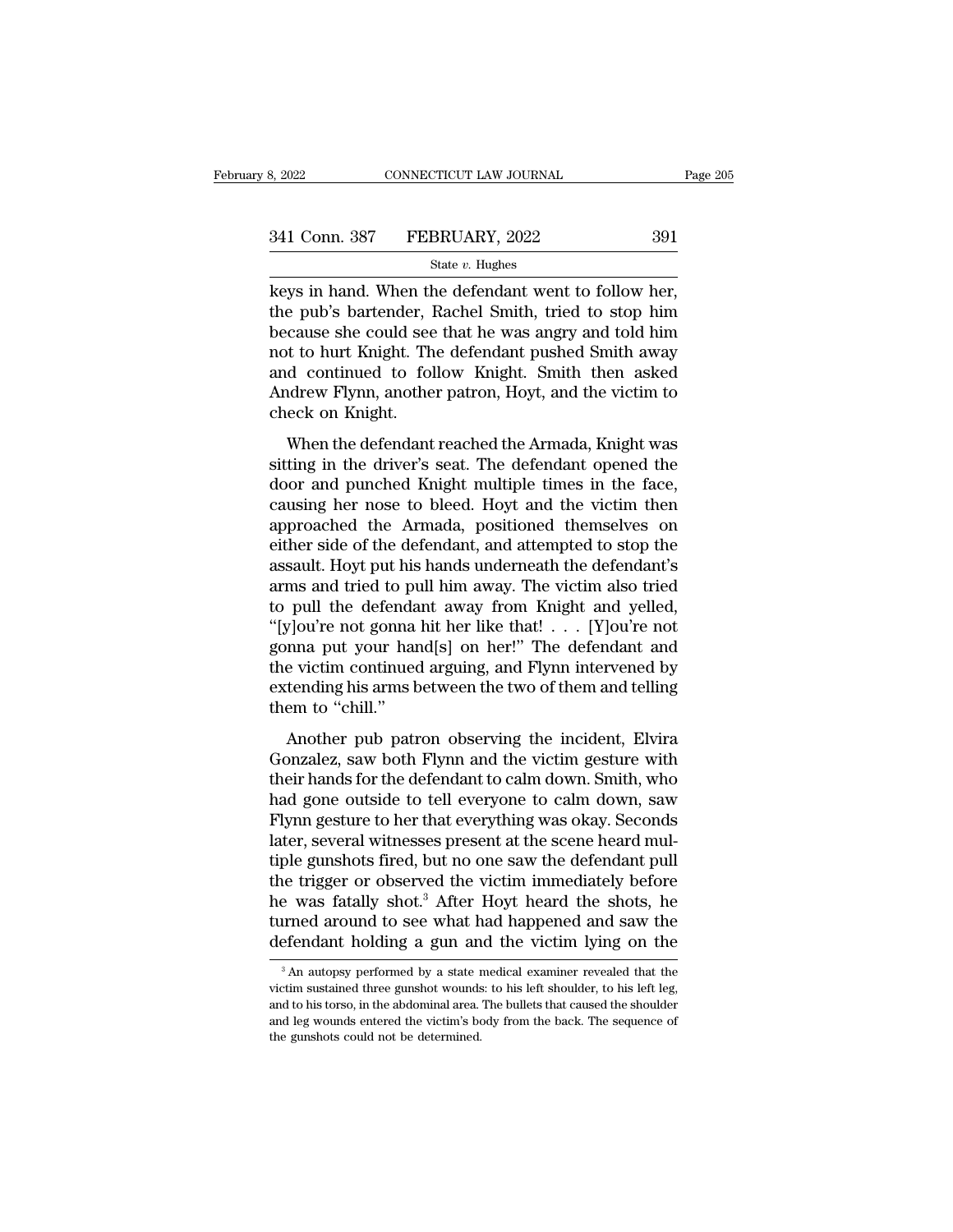keys in hand. When the defendant went to follow her, the pub's bartender, Rachel Smith, tried to stop him because she could see that he was angry and told him not to hurt Knight. The defendant pushed Smith away and continued to follow Knight. Smith then asked Andrew Flynn, another patron, Hoyt, and the victim to check on Knight.

When the defendant reached the Armada, Knight was sitting in the driver's seat. The defendant opened the door and punched Knight multiple times in the face, causing her nose to bleed. Hoyt and the victim then approached the Armada, positioned themselves on either side of the defendant, and attempted to stop the assault. Hoyt put his hands underneath the defendant's arms and tried to pull him away. The victim also tried to pull the defendant away from Knight and yelled, "[y]ou're not gonna hit her like that! . . . [Y]ou're not gonna put your hand[s] on her!" The defendant and the victim continued arguing, and Flynn intervened by extending his arms between the two of them and telling them to "chill."

Another pub patron observing the incident, Elvira Gonzalez, saw both Flynn and the victim gesture with their hands for the defendant to calm down. Smith, who had gone outside to tell everyone to calm down, saw Flynn gesture to her that everything was okay. Seconds later, several witnesses present at the scene heard multiple gunshots fired, but no one saw the defendant pull the trigger or observed the victim immediately before he was fatally shot.[3] After Hoyt heard the shots, he turned around to see what had happened and saw the defendant holding a gun and the victim lying on the

[3] An autopsy performed by a state medical examiner revealed that the victim sustained three gunshot wounds: to his left shoulder, to his left leg, and to his torso, in the abdominal area. The bullets that caused the shoulder and leg wounds entered the victim's body from the back. The sequence of the gunshots could not be determined.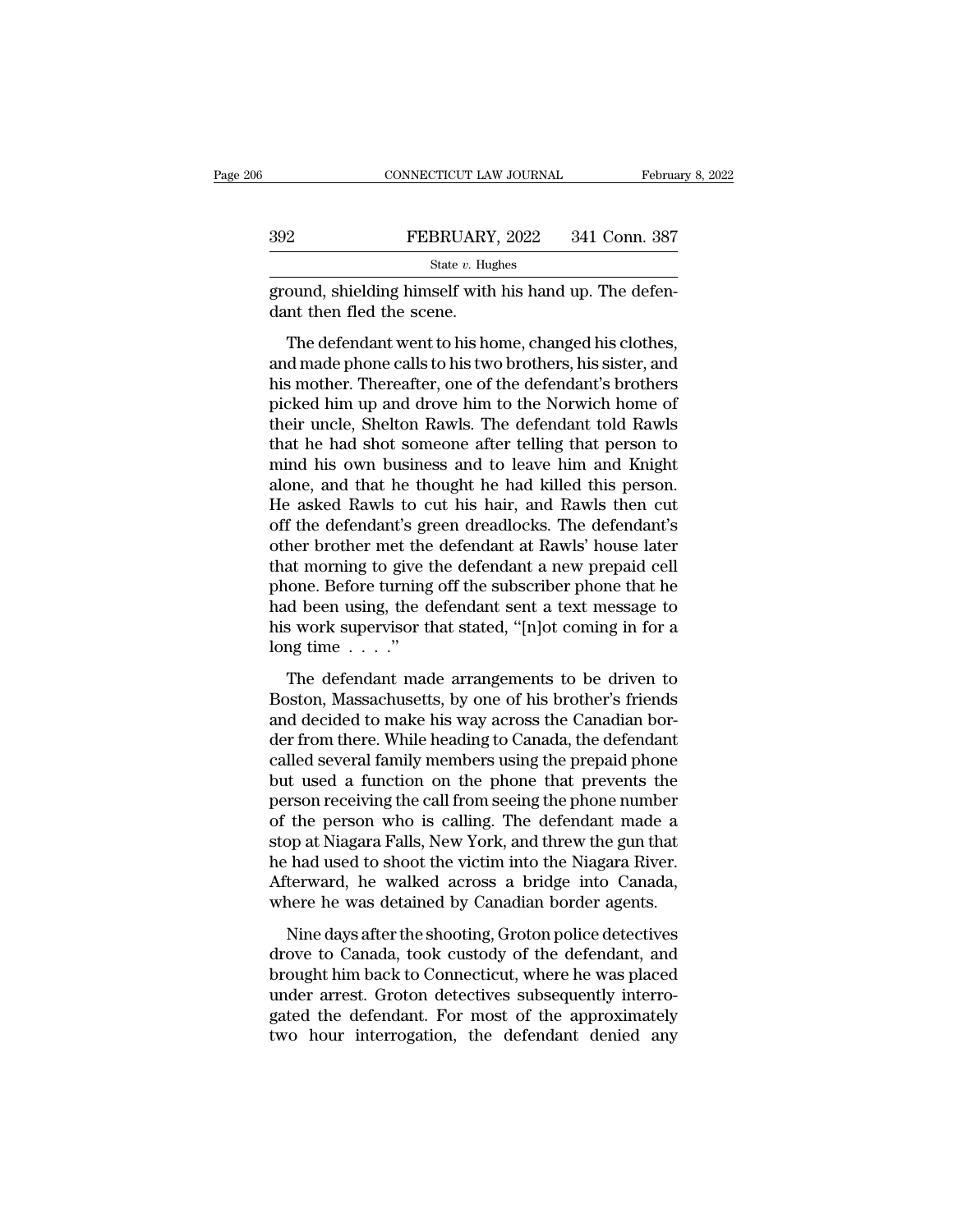ground, shielding himself with his hand up. The defendant then fled the scene.

The defendant went to his home, changed his clothes, and made phone calls to his two brothers, his sister, and his mother. Thereafter, one of the defendant's brothers picked him up and drove him to the Norwich home of their uncle, Shelton Rawls. The defendant told Rawls that he had shot someone after telling that person to mind his own business and to leave him and Knight alone, and that he thought he had killed this person. He asked Rawls to cut his hair, and Rawls then cut off the defendant's green dreadlocks. The defendant's other brother met the defendant at Rawls' house later that morning to give the defendant a new prepaid cell phone. Before turning off the subscriber phone that he had been using, the defendant sent a text message to his work supervisor that stated, "[n]ot coming in for a long time . . . ."

The defendant made arrangements to be driven to Boston, Massachusetts, by one of his brother's friends and decided to make his way across the Canadian border from there. While heading to Canada, the defendant called several family members using the prepaid phone but used a function on the phone that prevents the person receiving the call from seeing the phone number of the person who is calling. The defendant made a stop at Niagara Falls, New York, and threw the gun that he had used to shoot the victim into the Niagara River. Afterward, he walked across a bridge into Canada, where he was detained by Canadian border agents.

Nine days after the shooting, Groton police detectives drove to Canada, took custody of the defendant, and brought him back to Connecticut, where he was placed under arrest. Groton detectives subsequently interrogated the defendant. For most of the approximately two hour interrogation, the defendant denied any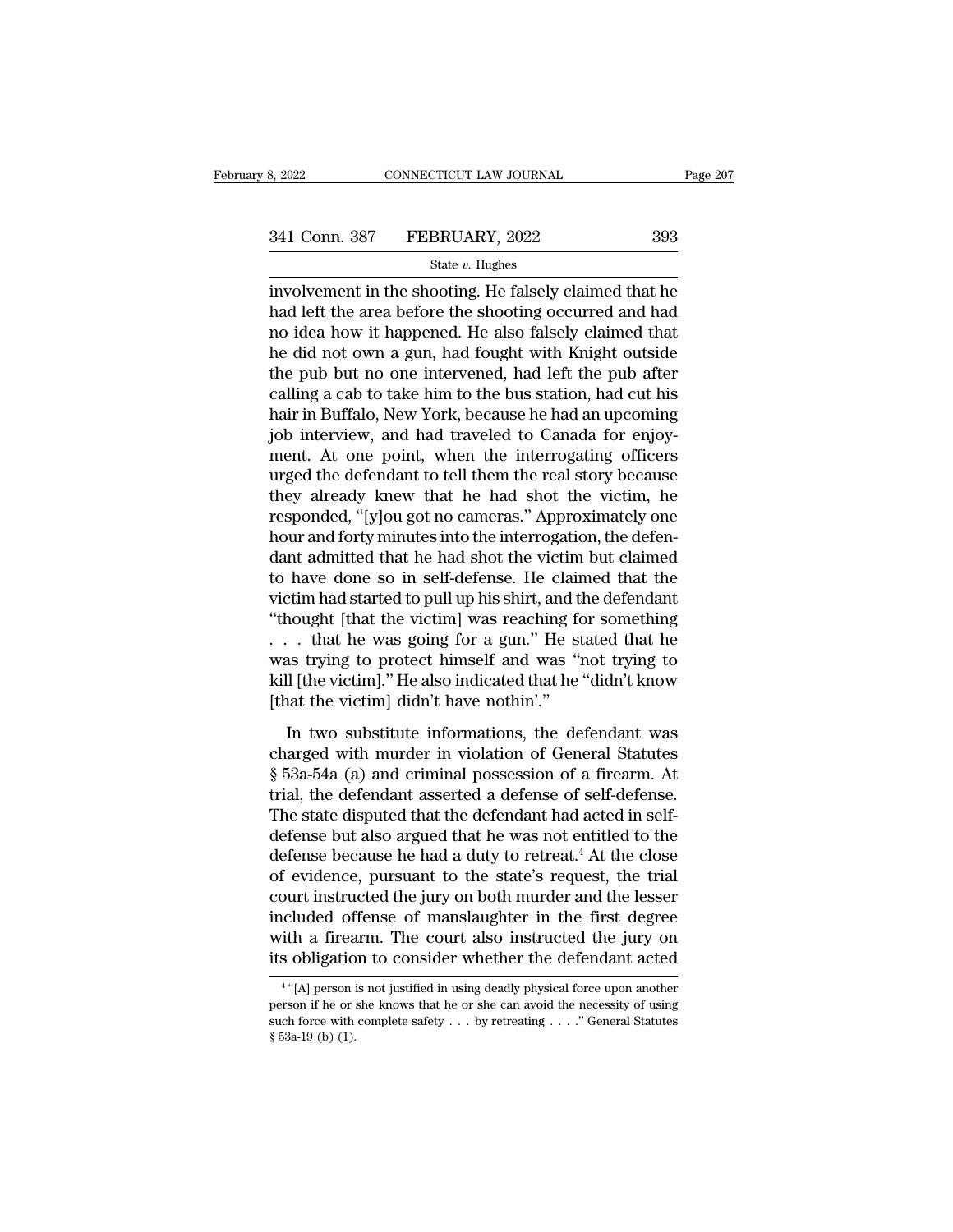involvement in the shooting. He falsely claimed that he had left the area before the shooting occurred and had no idea how it happened. He also falsely claimed that he did not own a gun, had fought with Knight outside the pub but no one intervened, had left the pub after calling a cab to take him to the bus station, had cut his hair in Buffalo, New York, because he had an upcoming job interview, and had traveled to Canada for enjoyment. At one point, when the interrogating officers urged the defendant to tell them the real story because they already knew that he had shot the victim, he responded, "[y]ou got no cameras." Approximately one hour and forty minutes into the interrogation, the defendant admitted that he had shot the victim but claimed to have done so in self-defense. He claimed that the victim had started to pull up his shirt, and the defendant "thought [that the victim] was reaching for something . . . that he was going for a gun." He stated that he was trying to protect himself and was "not trying to kill [the victim]." He also indicated that he "didn't know [that the victim] didn't have nothin'."

In two substitute informations, the defendant was charged with murder in violation of General Statutes § 53a-54a (a) and criminal possession of a firearm. At trial, the defendant asserted a defense of self-defense. The state disputed that the defendant had acted in self-defense but also argued that he was not entitled to the defense because he had a duty to retreat.[4] At the close of evidence, pursuant to the state's request, the trial court instructed the jury on both murder and the lesser included offense of manslaughter in the first degree with a firearm. The court also instructed the jury on its obligation to consider whether the defendant acted

[4] "[A] person is not justified in using deadly physical force upon another person if he or she knows that he or she can avoid the necessity of using such force with complete safety . . . by retreating . . . ." General Statutes § 53a-19 (b) (1).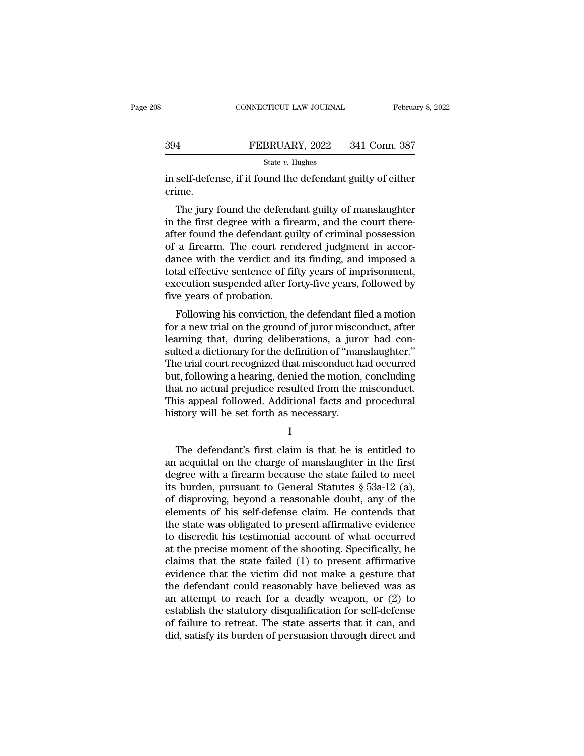in self-defense, if it found the defendant guilty of either crime.

The jury found the defendant guilty of manslaughter in the first degree with a firearm, and the court thereafter found the defendant guilty of criminal possession of a firearm. The court rendered judgment in accordance with the verdict and its finding, and imposed a total effective sentence of fifty years of imprisonment, execution suspended after forty-five years, followed by five years of probation.

Following his conviction, the defendant filed a motion for a new trial on the ground of juror misconduct, after learning that, during deliberations, a juror had consulted a dictionary for the definition of "manslaughter." The trial court recognized that misconduct had occurred but, following a hearing, denied the motion, concluding that no actual prejudice resulted from the misconduct. This appeal followed. Additional facts and procedural history will be set forth as necessary.

I

The defendant's first claim is that he is entitled to an acquittal on the charge of manslaughter in the first degree with a firearm because the state failed to meet its burden, pursuant to General Statutes § 53a-12 (a), of disproving, beyond a reasonable doubt, any of the elements of his self-defense claim. He contends that the state was obligated to present affirmative evidence to discredit his testimonial account of what occurred at the precise moment of the shooting. Specifically, he claims that the state failed (1) to present affirmative evidence that the victim did not make a gesture that the defendant could reasonably have believed was as an attempt to reach for a deadly weapon, or (2) to establish the statutory disqualification for self-defense of failure to retreat. The state asserts that it can, and did, satisfy its burden of persuasion through direct and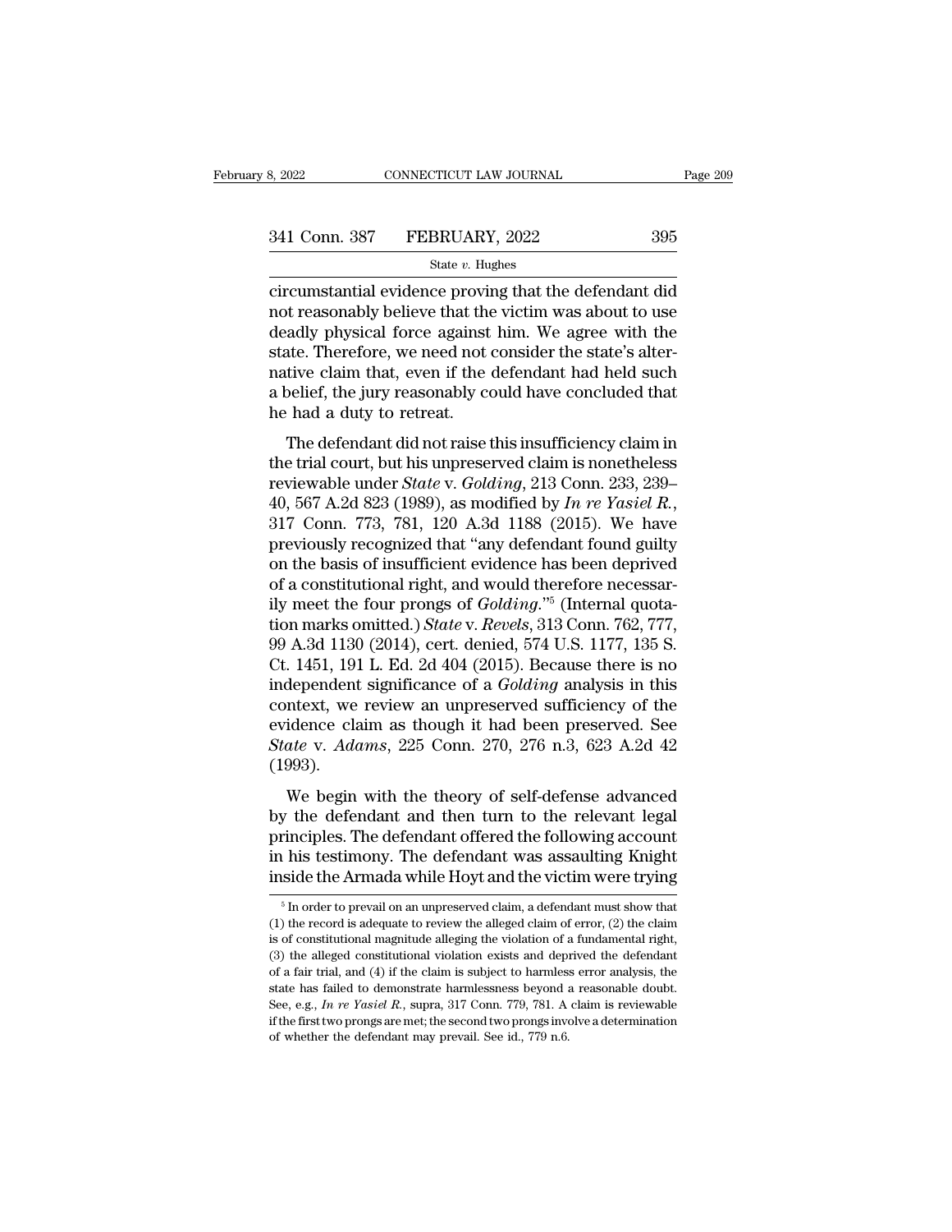circumstantial evidence proving that the defendant did not reasonably believe that the victim was about to use deadly physical force against him. We agree with the state. Therefore, we need not consider the state's alternative claim that, even if the defendant had held such a belief, the jury reasonably could have concluded that he had a duty to retreat.

The defendant did not raise this insufficiency claim in the trial court, but his unpreserved claim is nonetheless reviewable under *State* v. *Golding*, 213 Conn. 233, 239–40, 567 A.2d 823 (1989), as modified by *In re Yasiel R.*, 317 Conn. 773, 781, 120 A.3d 1188 (2015). We have previously recognized that "any defendant found guilty on the basis of insufficient evidence has been deprived of a constitutional right, and would therefore necessarily meet the four prongs of *Golding*."[5] (Internal quotation marks omitted.) *State* v. *Revels*, 313 Conn. 762, 777, 99 A.3d 1130 (2014), cert. denied, 574 U.S. 1177, 135 S. Ct. 1451, 191 L. Ed. 2d 404 (2015). Because there is no independent significance of a *Golding* analysis in this context, we review an unpreserved sufficiency of the evidence claim as though it had been preserved. See *State* v. *Adams*, 225 Conn. 270, 276 n.3, 623 A.2d 42 (1993).

We begin with the theory of self-defense advanced by the defendant and then turn to the relevant legal principles. The defendant offered the following account in his testimony. The defendant was assaulting Knight inside the Armada while Hoyt and the victim were trying

[5] In order to prevail on an unpreserved claim, a defendant must show that (1) the record is adequate to review the alleged claim of error, (2) the claim is of constitutional magnitude alleging the violation of a fundamental right, (3) the alleged constitutional violation exists and deprived the defendant of a fair trial, and (4) if the claim is subject to harmless error analysis, the state has failed to demonstrate harmlessness beyond a reasonable doubt. See, e.g., *In re Yasiel R.*, supra, 317 Conn. 779, 781. A claim is reviewable if the first two prongs are met; the second two prongs involve a determination of whether the defendant may prevail. See id., 779 n.6.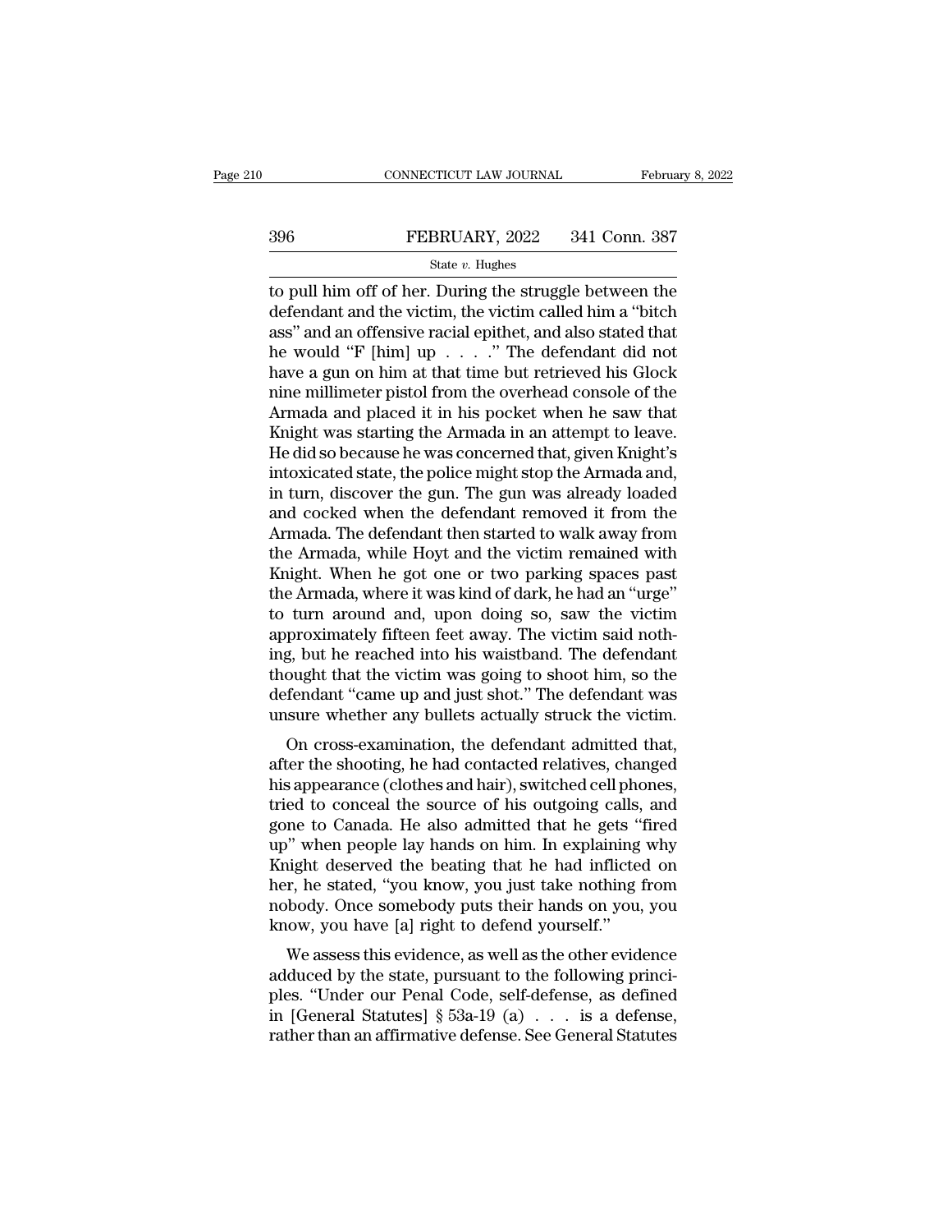to pull him off of her. During the struggle between the defendant and the victim, the victim called him a "bitch ass" and an offensive racial epithet, and also stated that he would "F [him] up . . . ." The defendant did not have a gun on him at that time but retrieved his Glock nine millimeter pistol from the overhead console of the Armada and placed it in his pocket when he saw that Knight was starting the Armada in an attempt to leave. He did so because he was concerned that, given Knight's intoxicated state, the police might stop the Armada and, in turn, discover the gun. The gun was already loaded and cocked when the defendant removed it from the Armada. The defendant then started to walk away from the Armada, while Hoyt and the victim remained with Knight. When he got one or two parking spaces past the Armada, where it was kind of dark, he had an "urge" to turn around and, upon doing so, saw the victim approximately fifteen feet away. The victim said nothing, but he reached into his waistband. The defendant thought that the victim was going to shoot him, so the defendant "came up and just shot." The defendant was unsure whether any bullets actually struck the victim.

On cross-examination, the defendant admitted that, after the shooting, he had contacted relatives, changed his appearance (clothes and hair), switched cell phones, tried to conceal the source of his outgoing calls, and gone to Canada. He also admitted that he gets "fired up" when people lay hands on him. In explaining why Knight deserved the beating that he had inflicted on her, he stated, "you know, you just take nothing from nobody. Once somebody puts their hands on you, you know, you have [a] right to defend yourself."

We assess this evidence, as well as the other evidence adduced by the state, pursuant to the following principles. "Under our Penal Code, self-defense, as defined in [General Statutes] § 53a-19 (a) . . . is a defense, rather than an affirmative defense. See General Statutes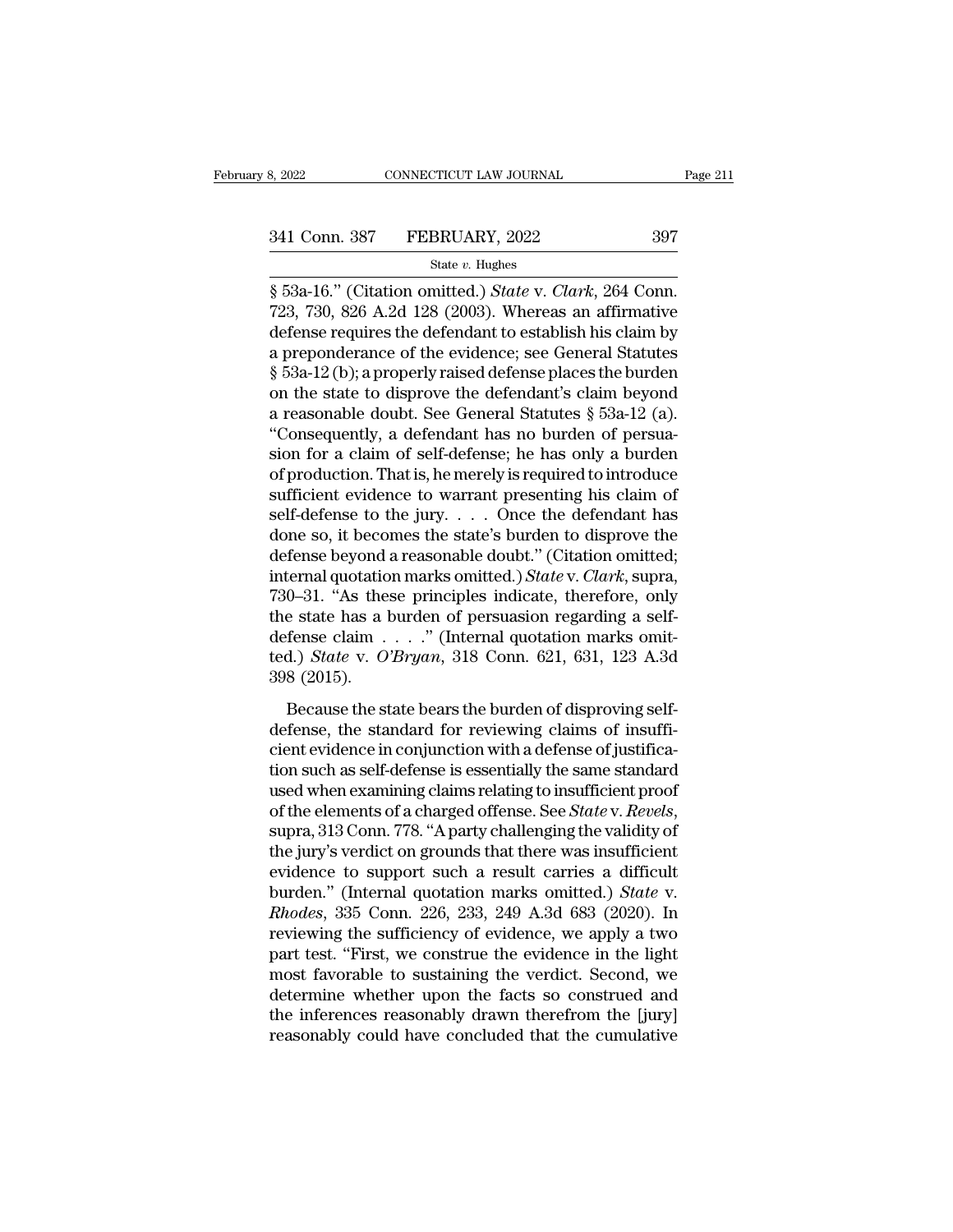§ 53a-16." (Citation omitted.) *State* v. *Clark*, 264 Conn. 723, 730, 826 A.2d 128 (2003). Whereas an affirmative defense requires the defendant to establish his claim by a preponderance of the evidence; see General Statutes § 53a-12 (b); a properly raised defense places the burden on the state to disprove the defendant's claim beyond a reasonable doubt. See General Statutes § 53a-12 (a). "Consequently, a defendant has no burden of persuasion for a claim of self-defense; he has only a burden of production. That is, he merely is required to introduce sufficient evidence to warrant presenting his claim of self-defense to the jury. . . . Once the defendant has done so, it becomes the state's burden to disprove the defense beyond a reasonable doubt." (Citation omitted; internal quotation marks omitted.) *State* v. *Clark*, supra, 730–31. "As these principles indicate, therefore, only the state has a burden of persuasion regarding a self-defense claim . . . ." (Internal quotation marks omitted.) *State* v. *O'Bryan*, 318 Conn. 621, 631, 123 A.3d 398 (2015).

Because the state bears the burden of disproving self-defense, the standard for reviewing claims of insufficient evidence in conjunction with a defense of justification such as self-defense is essentially the same standard used when examining claims relating to insufficient proof of the elements of a charged offense. See *State* v. *Revels*, supra, 313 Conn. 778. "A party challenging the validity of the jury's verdict on grounds that there was insufficient evidence to support such a result carries a difficult burden." (Internal quotation marks omitted.) *State* v. *Rhodes*, 335 Conn. 226, 233, 249 A.3d 683 (2020). In reviewing the sufficiency of evidence, we apply a two part test. "First, we construe the evidence in the light most favorable to sustaining the verdict. Second, we determine whether upon the facts so construed and the inferences reasonably drawn therefrom the [jury] reasonably could have concluded that the cumulative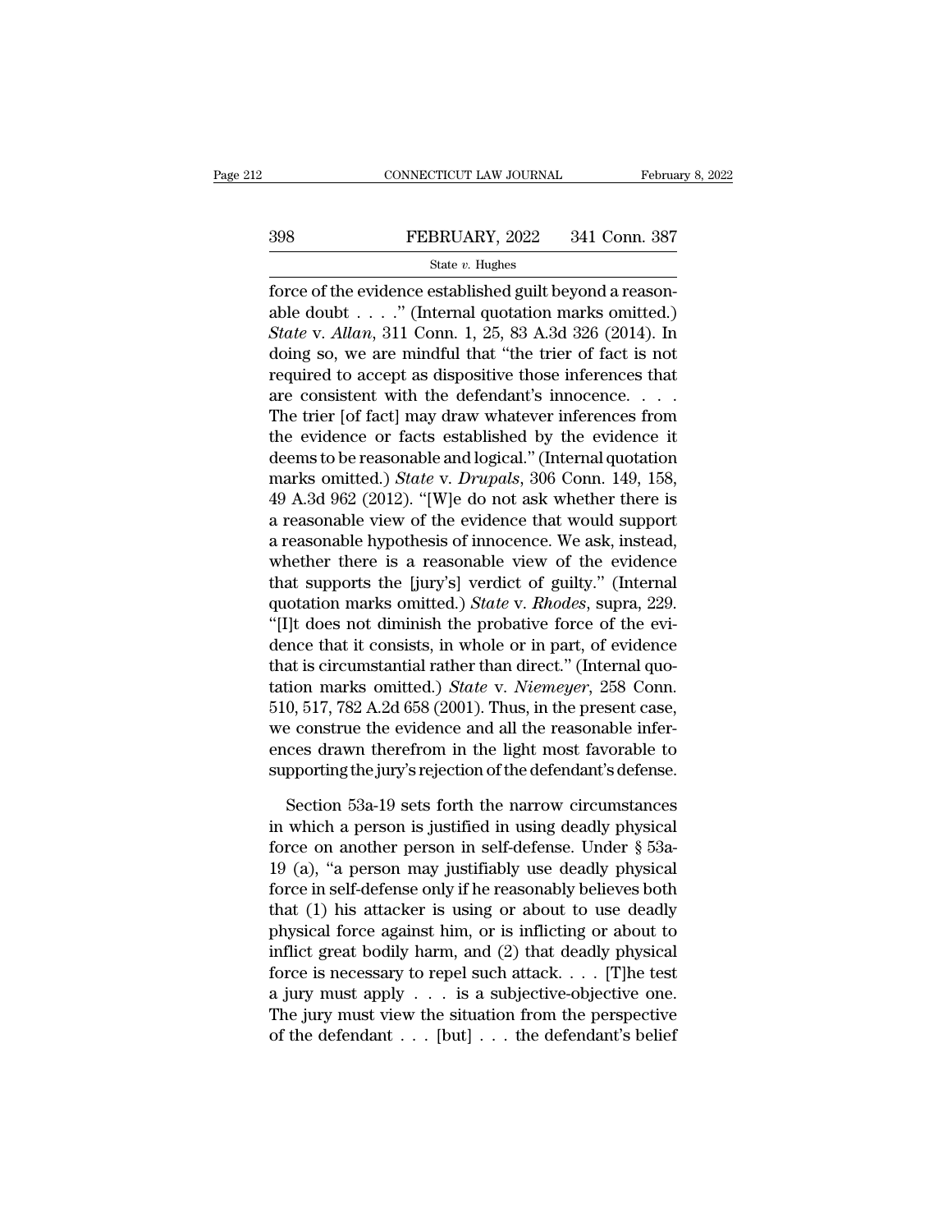force of the evidence established guilt beyond a reasonable doubt . . . ." (Internal quotation marks omitted.) *State* v. *Allan*, 311 Conn. 1, 25, 83 A.3d 326 (2014). In doing so, we are mindful that "the trier of fact is not required to accept as dispositive those inferences that are consistent with the defendant's innocence. . . . The trier [of fact] may draw whatever inferences from the evidence or facts established by the evidence it deems to be reasonable and logical." (Internal quotation marks omitted.) *State* v. *Drupals*, 306 Conn. 149, 158, 49 A.3d 962 (2012). "[W]e do not ask whether there is a reasonable view of the evidence that would support a reasonable hypothesis of innocence. We ask, instead, whether there is a reasonable view of the evidence that supports the [jury's] verdict of guilty." (Internal quotation marks omitted.) *State* v. *Rhodes*, supra, 229. "[I]t does not diminish the probative force of the evidence that it consists, in whole or in part, of evidence that is circumstantial rather than direct." (Internal quotation marks omitted.) *State* v. *Niemeyer*, 258 Conn. 510, 517, 782 A.2d 658 (2001). Thus, in the present case, we construe the evidence and all the reasonable inferences drawn therefrom in the light most favorable to supporting the jury's rejection of the defendant's defense.

Section 53a-19 sets forth the narrow circumstances in which a person is justified in using deadly physical force on another person in self-defense. Under § 53a-19 (a), "a person may justifiably use deadly physical force in self-defense only if he reasonably believes both that (1) his attacker is using or about to use deadly physical force against him, or is inflicting or about to inflict great bodily harm, and (2) that deadly physical force is necessary to repel such attack. . . . [T]he test a jury must apply . . . is a subjective-objective one. The jury must view the situation from the perspective of the defendant . . . [but] . . . the defendant's belief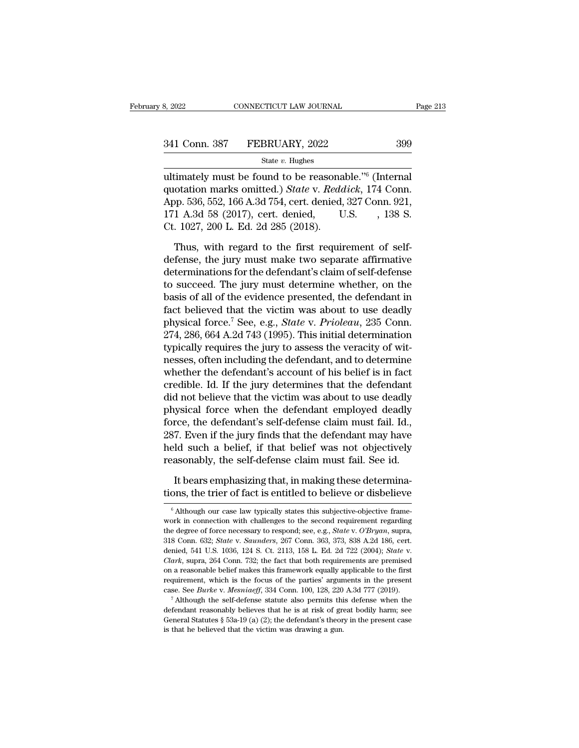ultimately must be found to be reasonable."[6] (Internal quotation marks omitted.) *State* v. *Reddick*, 174 Conn. App. 536, 552, 166 A.3d 754, cert. denied, 327 Conn. 921, 171 A.3d 58 (2017), cert. denied, U.S. , 138 S. Ct. 1027, 200 L. Ed. 2d 285 (2018).

Thus, with regard to the first requirement of self-defense, the jury must make two separate affirmative determinations for the defendant's claim of self-defense to succeed. The jury must determine whether, on the basis of all of the evidence presented, the defendant in fact believed that the victim was about to use deadly physical force.[7] See, e.g., *State* v. *Prioleau*, 235 Conn. 274, 286, 664 A.2d 743 (1995). This initial determination typically requires the jury to assess the veracity of witnesses, often including the defendant, and to determine whether the defendant's account of his belief is in fact credible. Id. If the jury determines that the defendant did not believe that the victim was about to use deadly physical force when the defendant employed deadly force, the defendant's self-defense claim must fail. Id., 287. Even if the jury finds that the defendant may have held such a belief, if that belief was not objectively reasonably, the self-defense claim must fail. See id.

It bears emphasizing that, in making these determinations, the trier of fact is entitled to believe or disbelieve

[6] Although our case law typically states this subjective-objective framework in connection with challenges to the second requirement regarding the degree of force necessary to respond; see, e.g., *State* v. *O'Bryan*, supra, 318 Conn. 632; *State* v. *Saunders*, 267 Conn. 363, 373, 838 A.2d 186, cert. denied, 541 U.S. 1036, 124 S. Ct. 2113, 158 L. Ed. 2d 722 (2004); *State* v. *Clark*, supra, 264 Conn. 732; the fact that both requirements are premised on a reasonable belief makes this framework equally applicable to the first requirement, which is the focus of the parties' arguments in the present case. See *Burke* v. *Mesniaeff*, 334 Conn. 100, 128, 220 A.3d 777 (2019).

[7] Although the self-defense statute also permits this defense when the defendant reasonably believes that he is at risk of great bodily harm; see General Statutes § 53a-19 (a) (2); the defendant's theory in the present case is that he believed that the victim was drawing a gun.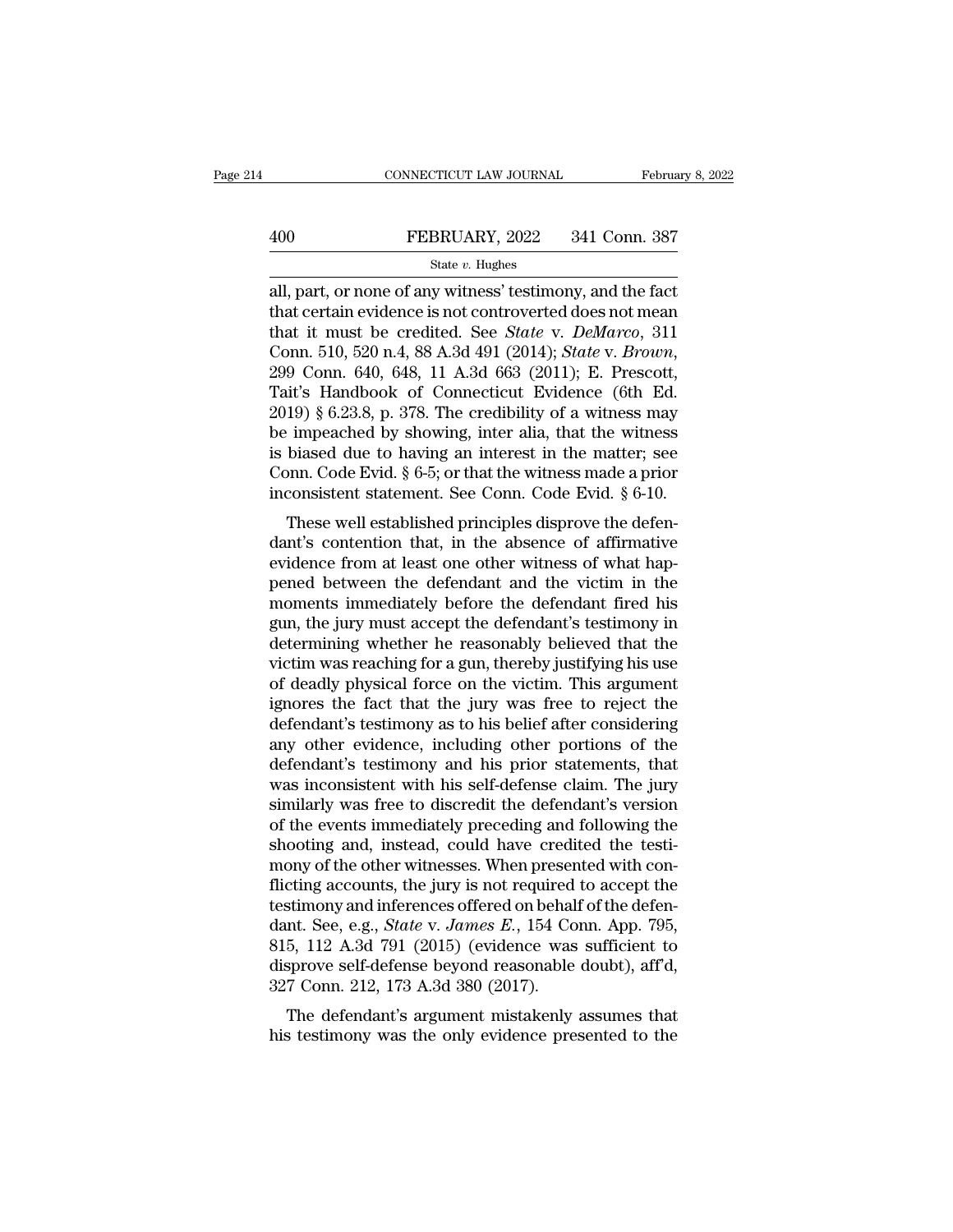all, part, or none of any witness' testimony, and the fact that certain evidence is not controverted does not mean that it must be credited. See *State* v. *DeMarco*, 311 Conn. 510, 520 n.4, 88 A.3d 491 (2014); *State* v. *Brown*, 299 Conn. 640, 648, 11 A.3d 663 (2011); E. Prescott, Tait's Handbook of Connecticut Evidence (6th Ed. 2019) § 6.23.8, p. 378. The credibility of a witness may be impeached by showing, inter alia, that the witness is biased due to having an interest in the matter; see Conn. Code Evid. § 6-5; or that the witness made a prior inconsistent statement. See Conn. Code Evid. § 6-10.

These well established principles disprove the defendant's contention that, in the absence of affirmative evidence from at least one other witness of what happened between the defendant and the victim in the moments immediately before the defendant fired his gun, the jury must accept the defendant's testimony in determining whether he reasonably believed that the victim was reaching for a gun, thereby justifying his use of deadly physical force on the victim. This argument ignores the fact that the jury was free to reject the defendant's testimony as to his belief after considering any other evidence, including other portions of the defendant's testimony and his prior statements, that was inconsistent with his self-defense claim. The jury similarly was free to discredit the defendant's version of the events immediately preceding and following the shooting and, instead, could have credited the testimony of the other witnesses. When presented with conflicting accounts, the jury is not required to accept the testimony and inferences offered on behalf of the defendant. See, e.g., *State* v. *James E.*, 154 Conn. App. 795, 815, 112 A.3d 791 (2015) (evidence was sufficient to disprove self-defense beyond reasonable doubt), aff'd, 327 Conn. 212, 173 A.3d 380 (2017).

The defendant's argument mistakenly assumes that his testimony was the only evidence presented to the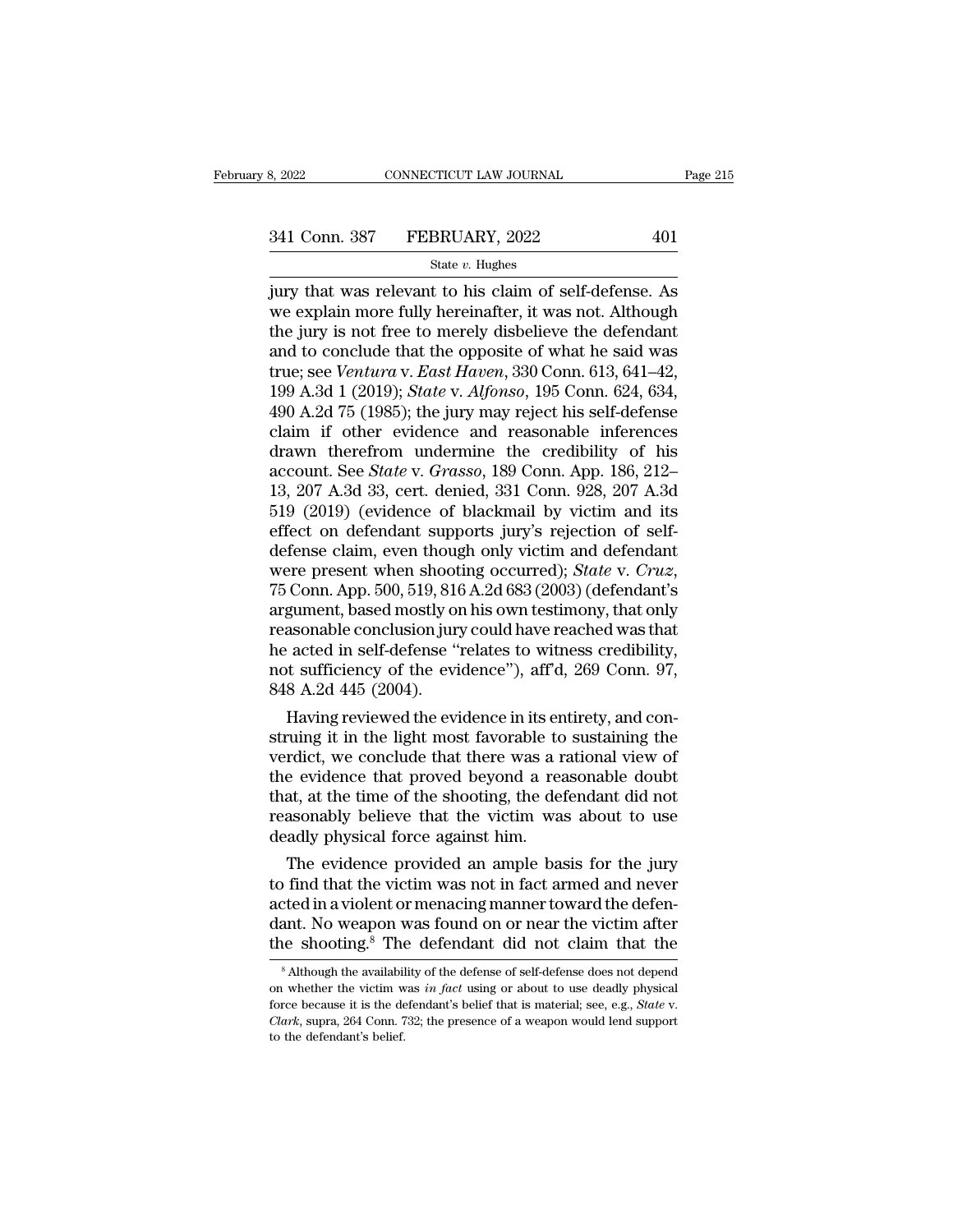jury that was relevant to his claim of self-defense. As we explain more fully hereinafter, it was not. Although the jury is not free to merely disbelieve the defendant and to conclude that the opposite of what he said was true; see *Ventura* v. *East Haven*, 330 Conn. 613, 641–42, 199 A.3d 1 (2019); *State* v. *Alfonso*, 195 Conn. 624, 634, 490 A.2d 75 (1985); the jury may reject his self-defense claim if other evidence and reasonable inferences drawn therefrom undermine the credibility of his account. See *State* v. *Grasso*, 189 Conn. App. 186, 212–13, 207 A.3d 33, cert. denied, 331 Conn. 928, 207 A.3d 519 (2019) (evidence of blackmail by victim and its effect on defendant supports jury's rejection of self-defense claim, even though only victim and defendant were present when shooting occurred); *State* v. *Cruz*, 75 Conn. App. 500, 519, 816 A.2d 683 (2003) (defendant's argument, based mostly on his own testimony, that only reasonable conclusion jury could have reached was that he acted in self-defense "relates to witness credibility, not sufficiency of the evidence"), aff'd, 269 Conn. 97, 848 A.2d 445 (2004).

Having reviewed the evidence in its entirety, and construing it in the light most favorable to sustaining the verdict, we conclude that there was a rational view of the evidence that proved beyond a reasonable doubt that, at the time of the shooting, the defendant did not reasonably believe that the victim was about to use deadly physical force against him.

The evidence provided an ample basis for the jury to find that the victim was not in fact armed and never acted in a violent or menacing manner toward the defendant. No weapon was found on or near the victim after the shooting.[8] The defendant did not claim that the

[8] Although the availability of the defense of self-defense does not depend on whether the victim was *in fact* using or about to use deadly physical force because it is the defendant's belief that is material; see, e.g., *State* v. *Clark*, supra, 264 Conn. 732; the presence of a weapon would lend support to the defendant's belief.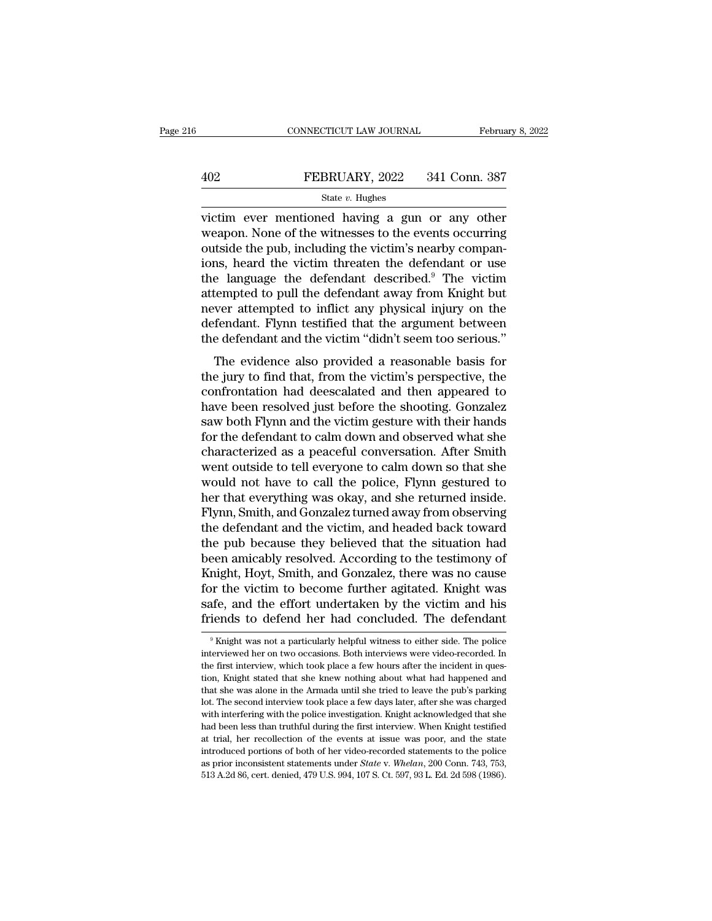victim ever mentioned having a gun or any other weapon. None of the witnesses to the events occurring outside the pub, including the victim's nearby companions, heard the victim threaten the defendant or use the language the defendant described.[9] The victim attempted to pull the defendant away from Knight but never attempted to inflict any physical injury on the defendant. Flynn testified that the argument between the defendant and the victim "didn't seem too serious."

The evidence also provided a reasonable basis for the jury to find that, from the victim's perspective, the confrontation had deescalated and then appeared to have been resolved just before the shooting. Gonzalez saw both Flynn and the victim gesture with their hands for the defendant to calm down and observed what she characterized as a peaceful conversation. After Smith went outside to tell everyone to calm down so that she would not have to call the police, Flynn gestured to her that everything was okay, and she returned inside. Flynn, Smith, and Gonzalez turned away from observing the defendant and the victim, and headed back toward the pub because they believed that the situation had been amicably resolved. According to the testimony of Knight, Hoyt, Smith, and Gonzalez, there was no cause for the victim to become further agitated. Knight was safe, and the effort undertaken by the victim and his friends to defend her had concluded. The defendant

[9] Knight was not a particularly helpful witness to either side. The police interviewed her on two occasions. Both interviews were video-recorded. In the first interview, which took place a few hours after the incident in question, Knight stated that she knew nothing about what had happened and that she was alone in the Armada until she tried to leave the pub's parking lot. The second interview took place a few days later, after she was charged with interfering with the police investigation. Knight acknowledged that she had been less than truthful during the first interview. When Knight testified at trial, her recollection of the events at issue was poor, and the state introduced portions of both of her video-recorded statements to the police as prior inconsistent statements under *State* v. *Whelan*, 200 Conn. 743, 753, 513 A.2d 86, cert. denied, 479 U.S. 994, 107 S. Ct. 597, 93 L. Ed. 2d 598 (1986).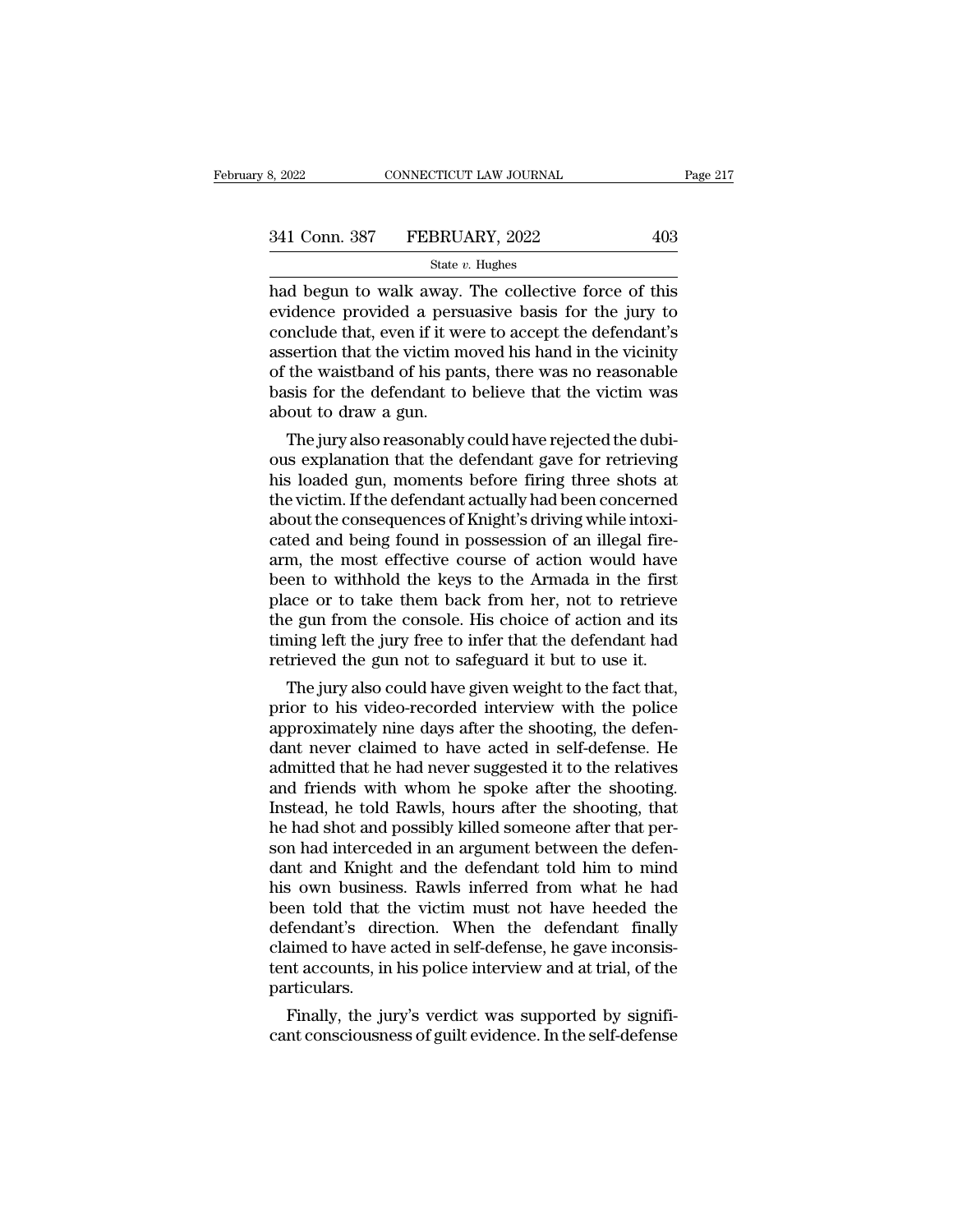had begun to walk away. The collective force of this evidence provided a persuasive basis for the jury to conclude that, even if it were to accept the defendant's assertion that the victim moved his hand in the vicinity of the waistband of his pants, there was no reasonable basis for the defendant to believe that the victim was about to draw a gun.

The jury also reasonably could have rejected the dubious explanation that the defendant gave for retrieving his loaded gun, moments before firing three shots at the victim. If the defendant actually had been concerned about the consequences of Knight's driving while intoxicated and being found in possession of an illegal firearm, the most effective course of action would have been to withhold the keys to the Armada in the first place or to take them back from her, not to retrieve the gun from the console. His choice of action and its timing left the jury free to infer that the defendant had retrieved the gun not to safeguard it but to use it.

The jury also could have given weight to the fact that, prior to his video-recorded interview with the police approximately nine days after the shooting, the defendant never claimed to have acted in self-defense. He admitted that he had never suggested it to the relatives and friends with whom he spoke after the shooting. Instead, he told Rawls, hours after the shooting, that he had shot and possibly killed someone after that person had interceded in an argument between the defendant and Knight and the defendant told him to mind his own business. Rawls inferred from what he had been told that the victim must not have heeded the defendant's direction. When the defendant finally claimed to have acted in self-defense, he gave inconsistent accounts, in his police interview and at trial, of the particulars.

Finally, the jury's verdict was supported by significant consciousness of guilt evidence. In the self-defense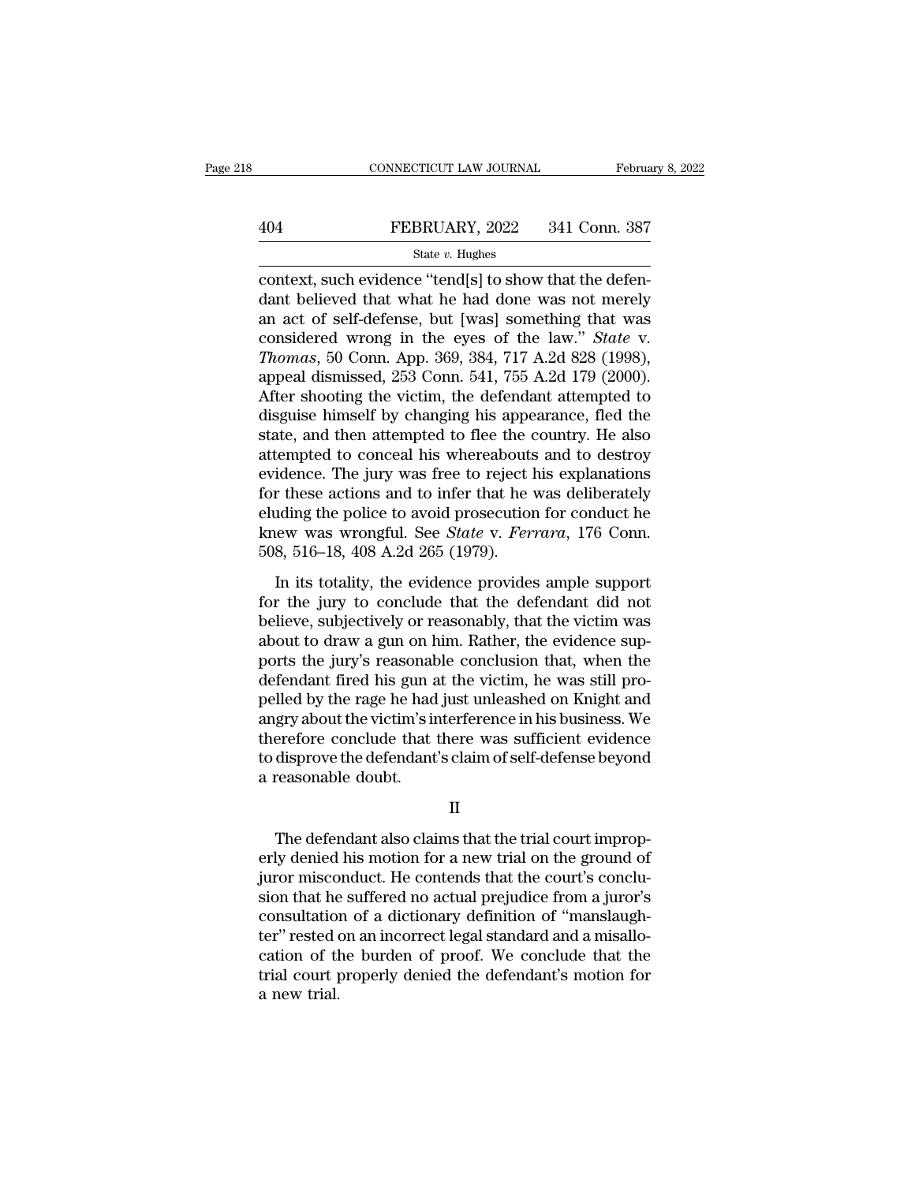context, such evidence "tend[s] to show that the defendant believed that what he had done was not merely an act of self-defense, but [was] something that was considered wrong in the eyes of the law." *State* v. *Thomas*, 50 Conn. App. 369, 384, 717 A.2d 828 (1998), appeal dismissed, 253 Conn. 541, 755 A.2d 179 (2000). After shooting the victim, the defendant attempted to disguise himself by changing his appearance, fled the state, and then attempted to flee the country. He also attempted to conceal his whereabouts and to destroy evidence. The jury was free to reject his explanations for these actions and to infer that he was deliberately eluding the police to avoid prosecution for conduct he knew was wrongful. See *State* v. *Ferrara*, 176 Conn. 508, 516–18, 408 A.2d 265 (1979).

In its totality, the evidence provides ample support for the jury to conclude that the defendant did not believe, subjectively or reasonably, that the victim was about to draw a gun on him. Rather, the evidence supports the jury's reasonable conclusion that, when the defendant fired his gun at the victim, he was still propelled by the rage he had just unleashed on Knight and angry about the victim's interference in his business. We therefore conclude that there was sufficient evidence to disprove the defendant's claim of self-defense beyond a reasonable doubt.

## II

The defendant also claims that the trial court improperly denied his motion for a new trial on the ground of juror misconduct. He contends that the court's conclusion that he suffered no actual prejudice from a juror's consultation of a dictionary definition of "manslaughter" rested on an incorrect legal standard and a misallocation of the burden of proof. We conclude that the trial court properly denied the defendant's motion for a new trial.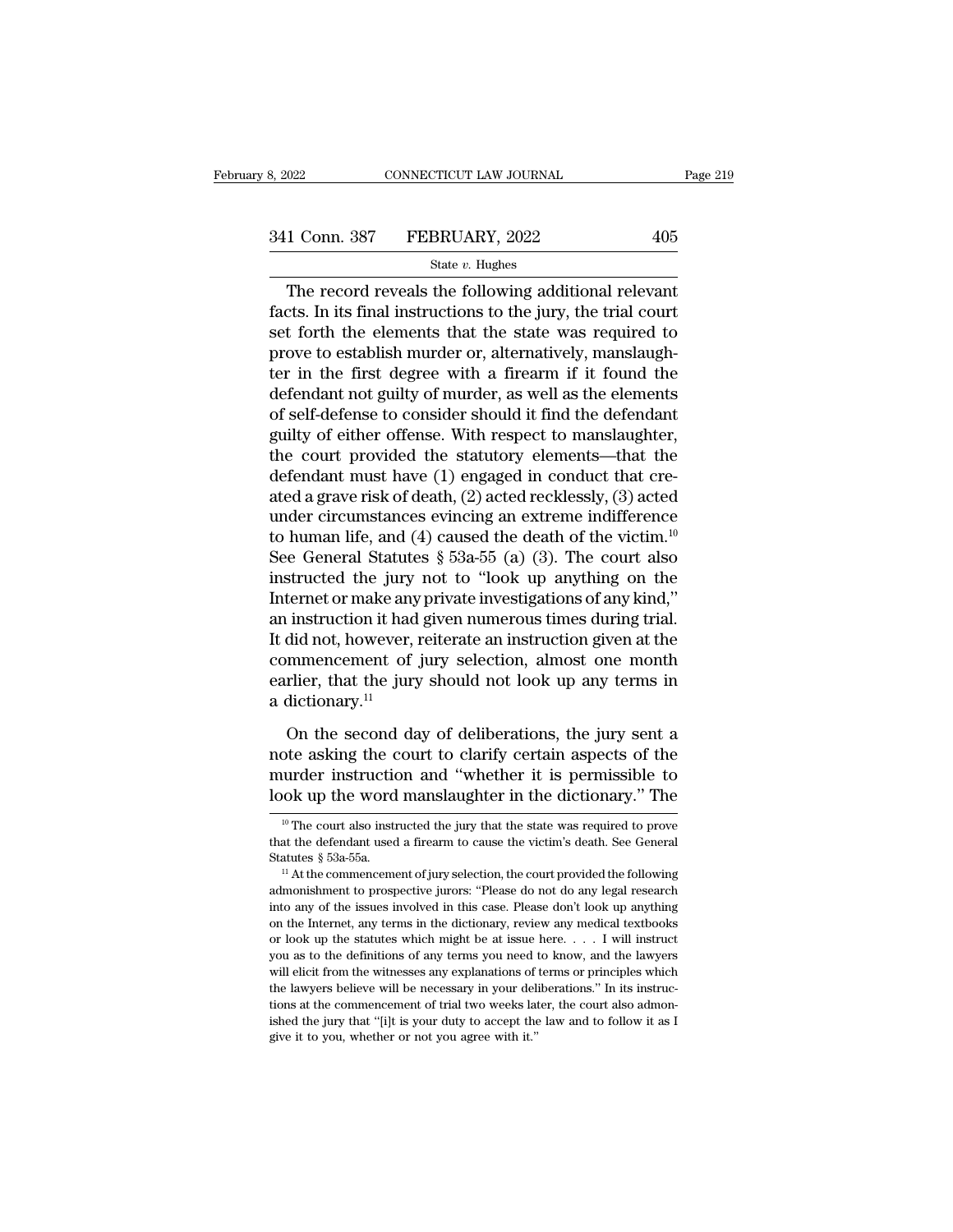The record reveals the following additional relevant facts. In its final instructions to the jury, the trial court set forth the elements that the state was required to prove to establish murder or, alternatively, manslaughter in the first degree with a firearm if it found the defendant not guilty of murder, as well as the elements of self-defense to consider should it find the defendant guilty of either offense. With respect to manslaughter, the court provided the statutory elements—that the defendant must have (1) engaged in conduct that created a grave risk of death, (2) acted recklessly, (3) acted under circumstances evincing an extreme indifference to human life, and (4) caused the death of the victim.[10] See General Statutes § 53a-55 (a) (3). The court also instructed the jury not to "look up anything on the Internet or make any private investigations of any kind," an instruction it had given numerous times during trial. It did not, however, reiterate an instruction given at the commencement of jury selection, almost one month earlier, that the jury should not look up any terms in a dictionary.[11]

On the second day of deliberations, the jury sent a note asking the court to clarify certain aspects of the murder instruction and "whether it is permissible to look up the word manslaughter in the dictionary." The

[10] The court also instructed the jury that the state was required to prove that the defendant used a firearm to cause the victim's death. See General Statutes § 53a-55a.

[11] At the commencement of jury selection, the court provided the following admonishment to prospective jurors: "Please do not do any legal research into any of the issues involved in this case. Please don't look up anything on the Internet, any terms in the dictionary, review any medical textbooks or look up the statutes which might be at issue here. . . . I will instruct you as to the definitions of any terms you need to know, and the lawyers will elicit from the witnesses any explanations of terms or principles which the lawyers believe will be necessary in your deliberations." In its instructions at the commencement of trial two weeks later, the court also admonished the jury that "[i]t is your duty to accept the law and to follow it as I give it to you, whether or not you agree with it."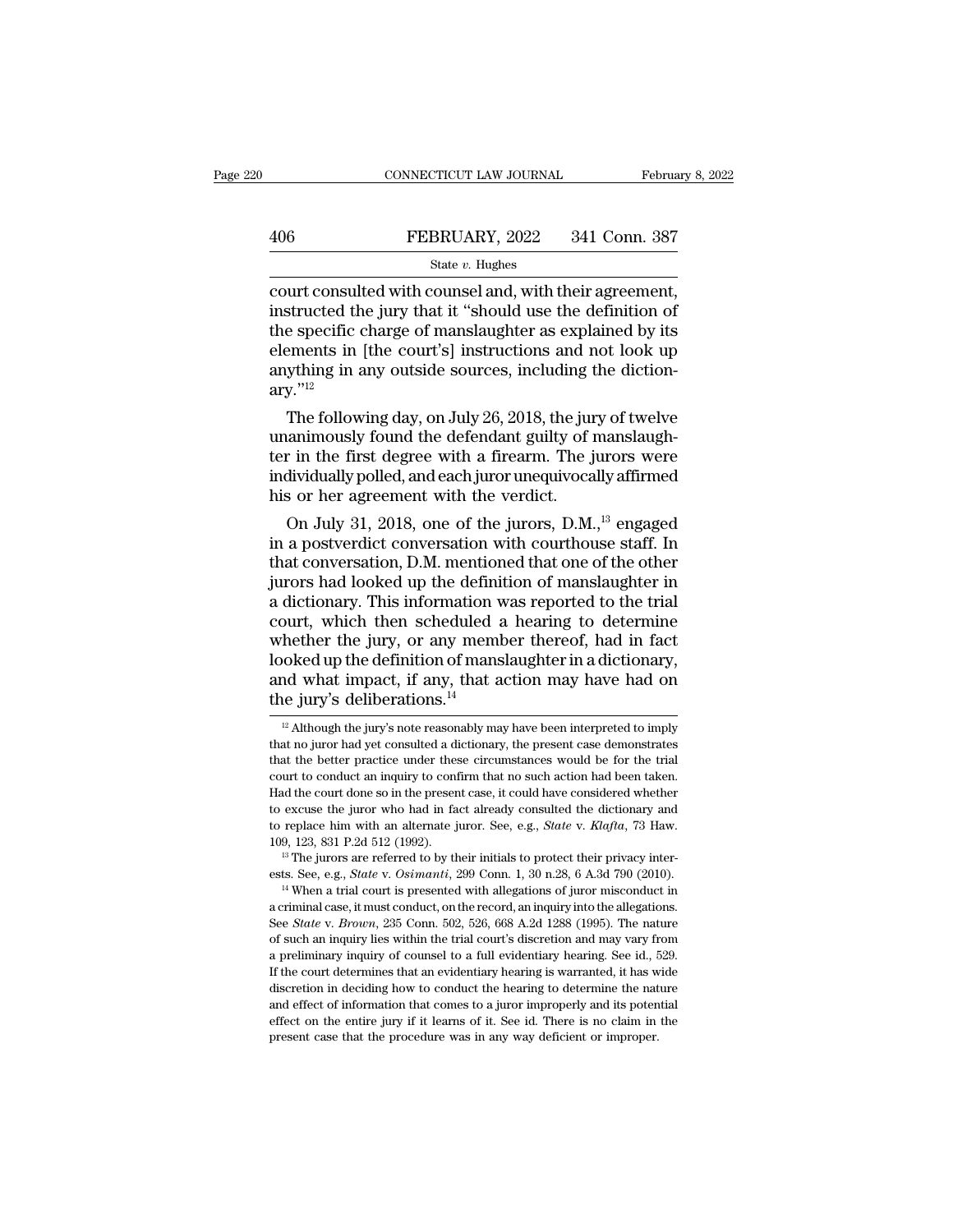court consulted with counsel and, with their agreement, instructed the jury that it "should use the definition of the specific charge of manslaughter as explained by its elements in [the court's] instructions and not look up anything in any outside sources, including the dictionary."[12]

The following day, on July 26, 2018, the jury of twelve unanimously found the defendant guilty of manslaughter in the first degree with a firearm. The jurors were individually polled, and each juror unequivocally affirmed his or her agreement with the verdict.

On July 31, 2018, one of the jurors, D.M.,[13] engaged in a postverdict conversation with courthouse staff. In that conversation, D.M. mentioned that one of the other jurors had looked up the definition of manslaughter in a dictionary. This information was reported to the trial court, which then scheduled a hearing to determine whether the jury, or any member thereof, had in fact looked up the definition of manslaughter in a dictionary, and what impact, if any, that action may have had on the jury's deliberations.[14]

---

[12] Although the jury's note reasonably may have been interpreted to imply that no juror had yet consulted a dictionary, the present case demonstrates that the better practice under these circumstances would be for the trial court to conduct an inquiry to confirm that no such action had been taken. Had the court done so in the present case, it could have considered whether to excuse the juror who had in fact already consulted the dictionary and to replace him with an alternate juror. See, e.g., *State* v. *Klafta*, 73 Haw. 109, 123, 831 P.2d 512 (1992).

[13] The jurors are referred to by their initials to protect their privacy interests. See, e.g., *State* v. *Osimanti*, 299 Conn. 1, 30 n.28, 6 A.3d 790 (2010).

[14] When a trial court is presented with allegations of juror misconduct in a criminal case, it must conduct, on the record, an inquiry into the allegations. See *State* v. *Brown*, 235 Conn. 502, 526, 668 A.2d 1288 (1995). The nature of such an inquiry lies within the trial court's discretion and may vary from a preliminary inquiry of counsel to a full evidentiary hearing. See id., 529. If the court determines that an evidentiary hearing is warranted, it has wide discretion in deciding how to conduct the hearing to determine the nature and effect of information that comes to a juror improperly and its potential effect on the entire jury if it learns of it. See id. There is no claim in the present case that the procedure was in any way deficient or improper.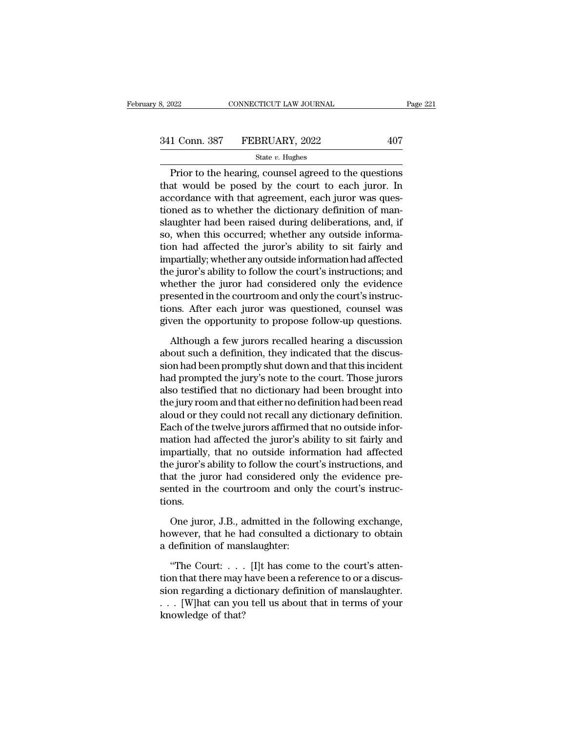Prior to the hearing, counsel agreed to the questions that would be posed by the court to each juror. In accordance with that agreement, each juror was questioned as to whether the dictionary definition of manslaughter had been raised during deliberations, and, if so, when this occurred; whether any outside information had affected the juror's ability to sit fairly and impartially; whether any outside information had affected the juror's ability to follow the court's instructions; and whether the juror had considered only the evidence presented in the courtroom and only the court's instructions. After each juror was questioned, counsel was given the opportunity to propose follow-up questions.

Although a few jurors recalled hearing a discussion about such a definition, they indicated that the discussion had been promptly shut down and that this incident had prompted the jury's note to the court. Those jurors also testified that no dictionary had been brought into the jury room and that either no definition had been read aloud or they could not recall any dictionary definition. Each of the twelve jurors affirmed that no outside information had affected the juror's ability to sit fairly and impartially, that no outside information had affected the juror's ability to follow the court's instructions, and that the juror had considered only the evidence presented in the courtroom and only the court's instructions.

One juror, J.B., admitted in the following exchange, however, that he had consulted a dictionary to obtain a definition of manslaughter:

"The Court: . . . [I]t has come to the court's attention that there may have been a reference to or a discussion regarding a dictionary definition of manslaughter. . . . [W]hat can you tell us about that in terms of your knowledge of that?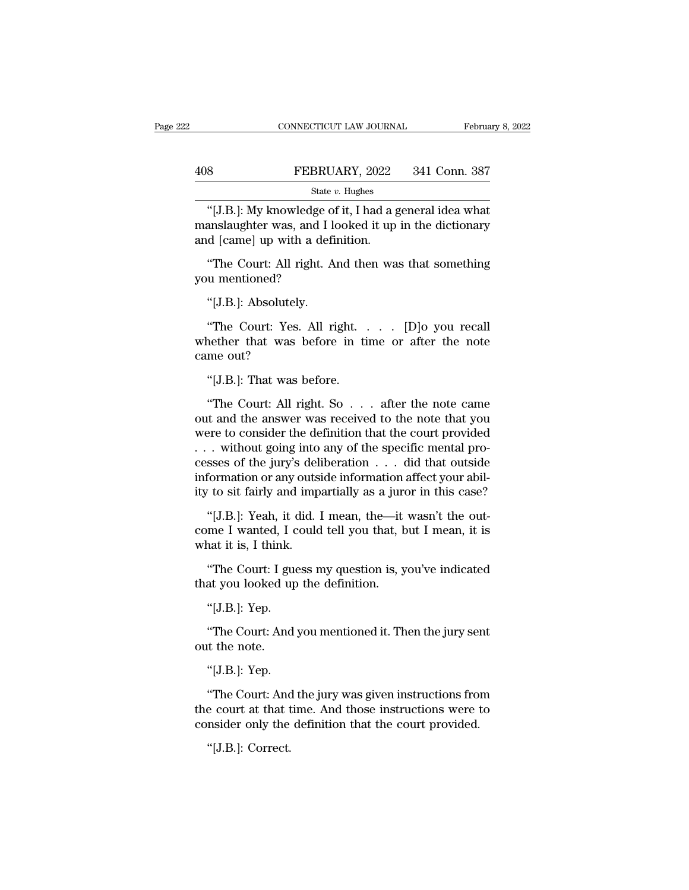"[J.B.]: My knowledge of it, I had a general idea what manslaughter was, and I looked it up in the dictionary and [came] up with a definition.

"The Court: All right. And then was that something you mentioned?

"[J.B.]: Absolutely.

"The Court: Yes. All right. . . . [D]o you recall whether that was before in time or after the note came out?

"[J.B.]: That was before.

"The Court: All right. So . . . after the note came out and the answer was received to the note that you were to consider the definition that the court provided . . . without going into any of the specific mental processes of the jury's deliberation . . . did that outside information or any outside information affect your ability to sit fairly and impartially as a juror in this case?

"[J.B.]: Yeah, it did. I mean, the—it wasn't the outcome I wanted, I could tell you that, but I mean, it is what it is, I think.

"The Court: I guess my question is, you've indicated that you looked up the definition.

"[J.B.]: Yep.

"The Court: And you mentioned it. Then the jury sent out the note.

"[J.B.]: Yep.

"The Court: And the jury was given instructions from the court at that time. And those instructions were to consider only the definition that the court provided.

"[J.B.]: Correct.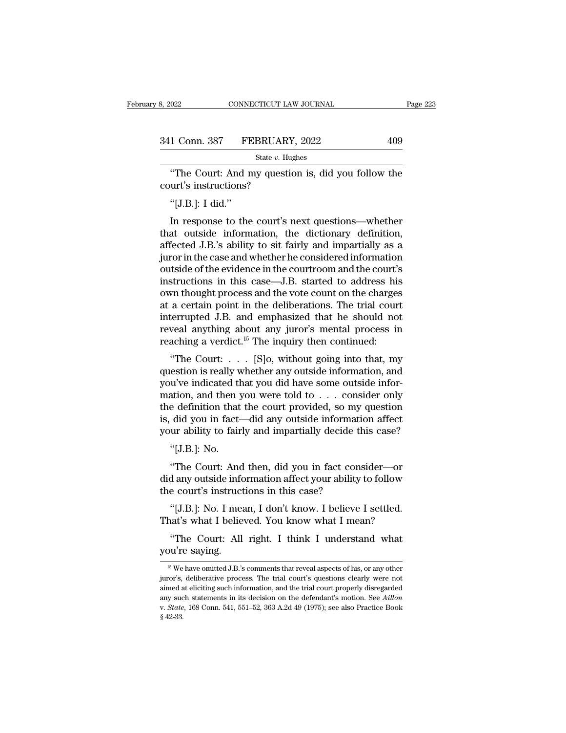"The Court: And my question is, did you follow the court's instructions?

"[J.B.]: I did."

In response to the court's next questions—whether that outside information, the dictionary definition, affected J.B.'s ability to sit fairly and impartially as a juror in the case and whether he considered information outside of the evidence in the courtroom and the court's instructions in this case—J.B. started to address his own thought process and the vote count on the charges at a certain point in the deliberations. The trial court interrupted J.B. and emphasized that he should not reveal anything about any juror's mental process in reaching a verdict.[15] The inquiry then continued:

"The Court: . . . [S]o, without going into that, my question is really whether any outside information, and you've indicated that you did have some outside information, and then you were told to . . . consider only the definition that the court provided, so my question is, did you in fact—did any outside information affect your ability to fairly and impartially decide this case?

"[J.B.]: No.

"The Court: And then, did you in fact consider—or did any outside information affect your ability to follow the court's instructions in this case?

"[J.B.]: No. I mean, I don't know. I believe I settled. That's what I believed. You know what I mean?

"The Court: All right. I think I understand what you're saying.

[15] We have omitted J.B.'s comments that reveal aspects of his, or any other juror's, deliberative process. The trial court's questions clearly were not aimed at eliciting such information, and the trial court properly disregarded any such statements in its decision on the defendant's motion. See *Aillon* v. *State*, 168 Conn. 541, 551–52, 363 A.2d 49 (1975); see also Practice Book § 42-33.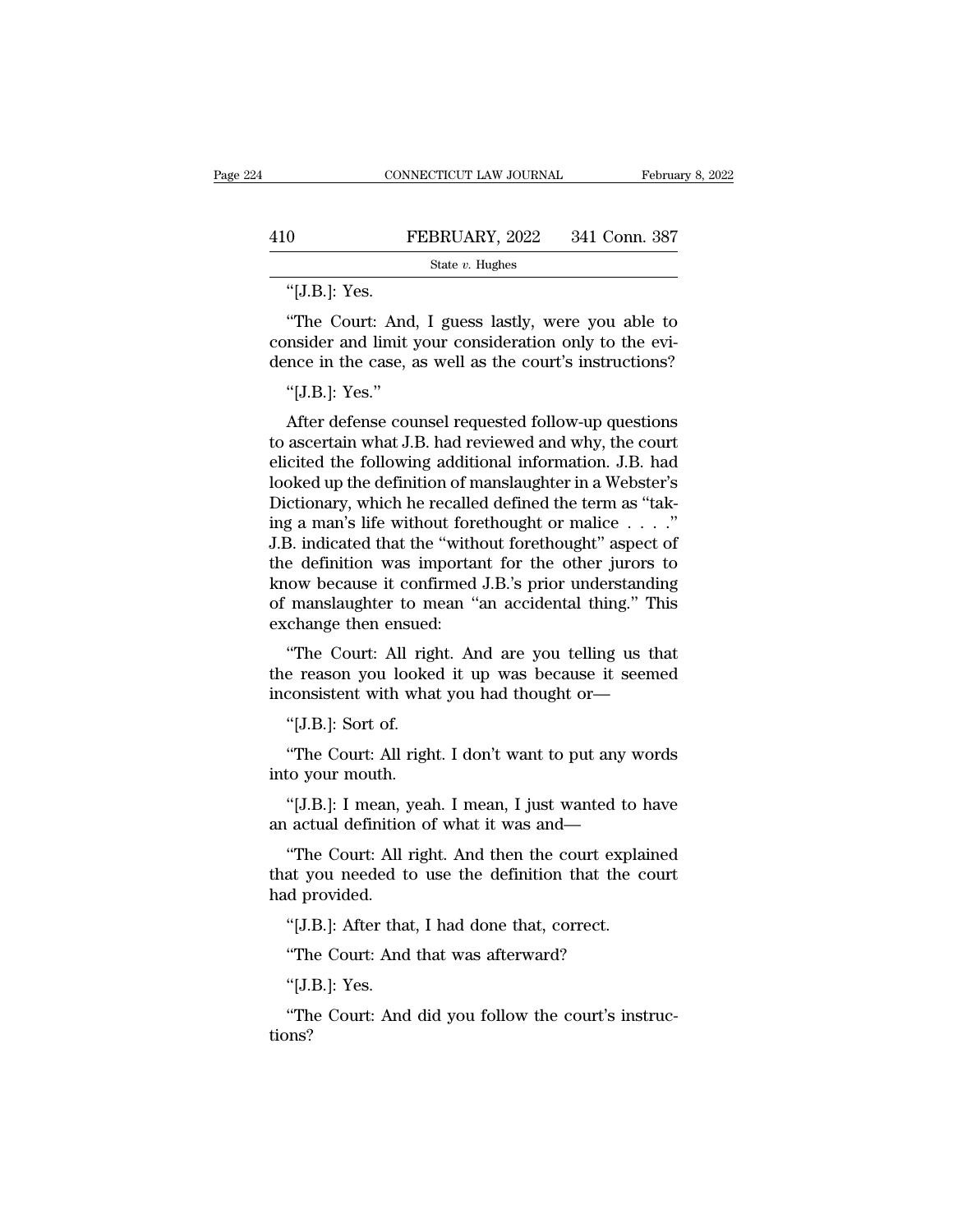"[J.B.]: Yes.

"The Court: And, I guess lastly, were you able to consider and limit your consideration only to the evidence in the case, as well as the court's instructions?

"[J.B.]: Yes."

After defense counsel requested follow-up questions to ascertain what J.B. had reviewed and why, the court elicited the following additional information. J.B. had looked up the definition of manslaughter in a Webster's Dictionary, which he recalled defined the term as "taking a man's life without forethought or malice . . . ." J.B. indicated that the "without forethought" aspect of the definition was important for the other jurors to know because it confirmed J.B.'s prior understanding of manslaughter to mean "an accidental thing." This exchange then ensued:

"The Court: All right. And are you telling us that the reason you looked it up was because it seemed inconsistent with what you had thought or—

"[J.B.]: Sort of.

"The Court: All right. I don't want to put any words into your mouth.

"[J.B.]: I mean, yeah. I mean, I just wanted to have an actual definition of what it was and—

"The Court: All right. And then the court explained that you needed to use the definition that the court had provided.

"[J.B.]: After that, I had done that, correct.

"The Court: And that was afterward?

"[J.B.]: Yes.

"The Court: And did you follow the court's instructions?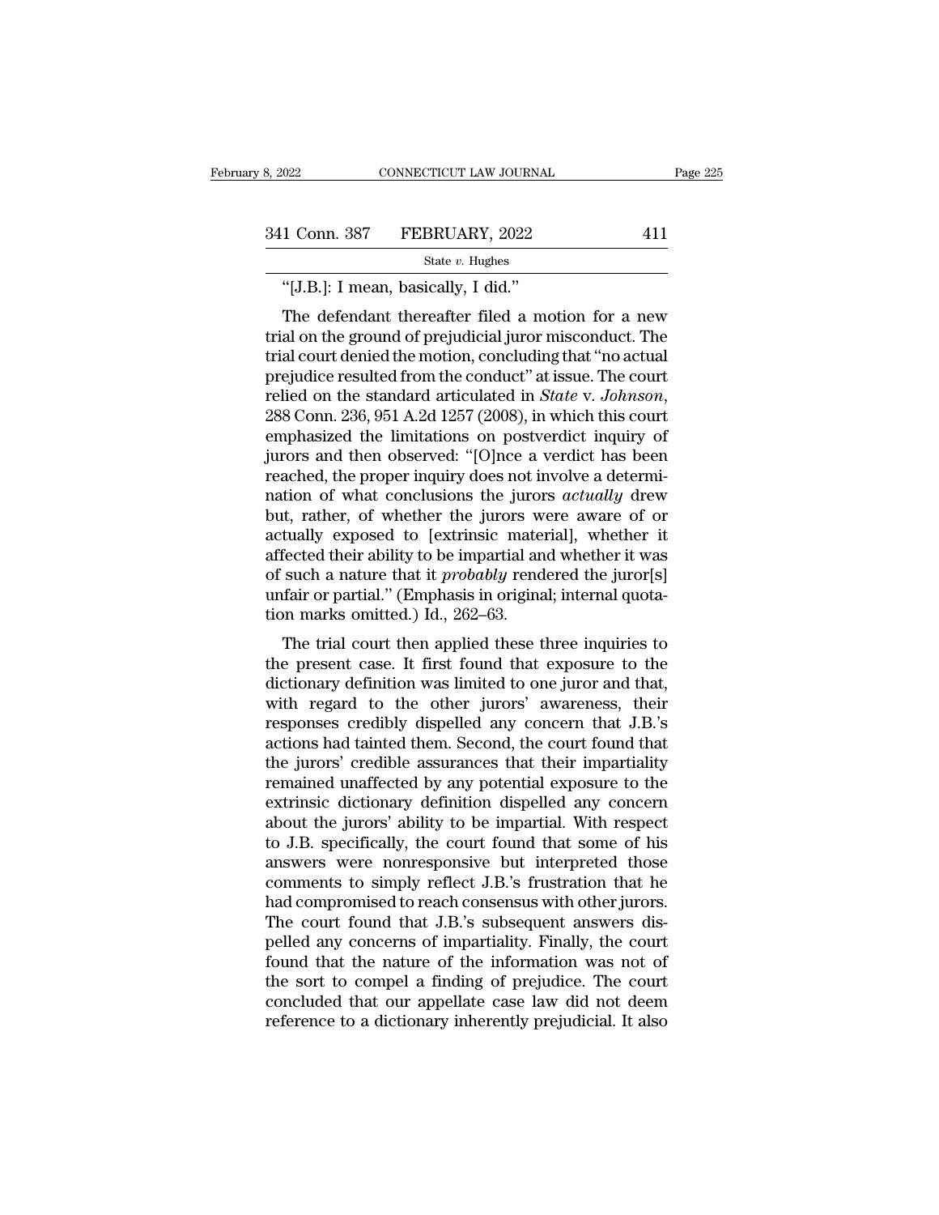"[J.B.]: I mean, basically, I did."

The defendant thereafter filed a motion for a new trial on the ground of prejudicial juror misconduct. The trial court denied the motion, concluding that "no actual prejudice resulted from the conduct" at issue. The court relied on the standard articulated in *State* v. *Johnson*, 288 Conn. 236, 951 A.2d 1257 (2008), in which this court emphasized the limitations on postverdict inquiry of jurors and then observed: "[O]nce a verdict has been reached, the proper inquiry does not involve a determination of what conclusions the jurors *actually* drew but, rather, of whether the jurors were aware of or actually exposed to [extrinsic material], whether it affected their ability to be impartial and whether it was of such a nature that it *probably* rendered the juror[s] unfair or partial." (Emphasis in original; internal quotation marks omitted.) Id., 262–63.

The trial court then applied these three inquiries to the present case. It first found that exposure to the dictionary definition was limited to one juror and that, with regard to the other jurors' awareness, their responses credibly dispelled any concern that J.B.'s actions had tainted them. Second, the court found that the jurors' credible assurances that their impartiality remained unaffected by any potential exposure to the extrinsic dictionary definition dispelled any concern about the jurors' ability to be impartial. With respect to J.B. specifically, the court found that some of his answers were nonresponsive but interpreted those comments to simply reflect J.B.'s frustration that he had compromised to reach consensus with other jurors. The court found that J.B.'s subsequent answers dispelled any concerns of impartiality. Finally, the court found that the nature of the information was not of the sort to compel a finding of prejudice. The court concluded that our appellate case law did not deem reference to a dictionary inherently prejudicial. It also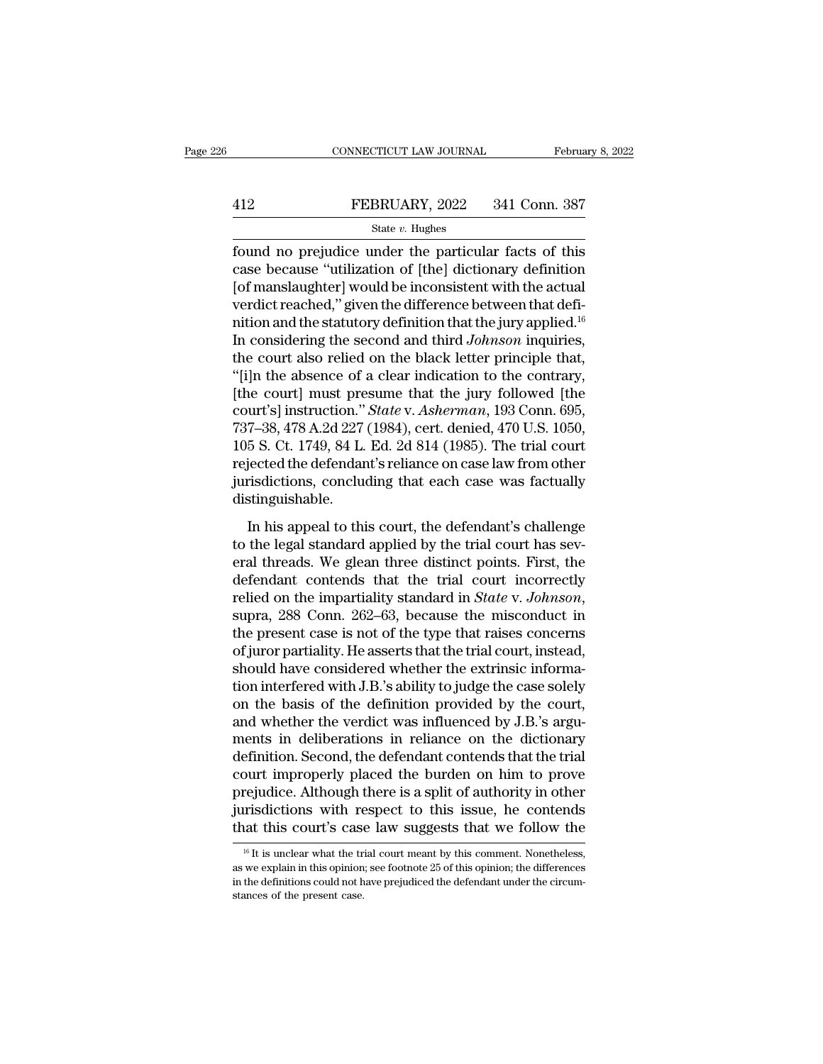found no prejudice under the particular facts of this case because "utilization of [the] dictionary definition [of manslaughter] would be inconsistent with the actual verdict reached," given the difference between that definition and the statutory definition that the jury applied.[16] In considering the second and third *Johnson* inquiries, the court also relied on the black letter principle that, "[i]n the absence of a clear indication to the contrary, [the court] must presume that the jury followed [the court's] instruction." *State* v. *Asherman*, 193 Conn. 695, 737–38, 478 A.2d 227 (1984), cert. denied, 470 U.S. 1050, 105 S. Ct. 1749, 84 L. Ed. 2d 814 (1985). The trial court rejected the defendant's reliance on case law from other jurisdictions, concluding that each case was factually distinguishable.

In his appeal to this court, the defendant's challenge to the legal standard applied by the trial court has several threads. We glean three distinct points. First, the defendant contends that the trial court incorrectly relied on the impartiality standard in *State* v. *Johnson*, supra, 288 Conn. 262–63, because the misconduct in the present case is not of the type that raises concerns of juror partiality. He asserts that the trial court, instead, should have considered whether the extrinsic information interfered with J.B.'s ability to judge the case solely on the basis of the definition provided by the court, and whether the verdict was influenced by J.B.'s arguments in deliberations in reliance on the dictionary definition. Second, the defendant contends that the trial court improperly placed the burden on him to prove prejudice. Although there is a split of authority in other jurisdictions with respect to this issue, he contends that this court's case law suggests that we follow the

[16] It is unclear what the trial court meant by this comment. Nonetheless, as we explain in this opinion; see footnote 25 of this opinion; the differences in the definitions could not have prejudiced the defendant under the circumstances of the present case.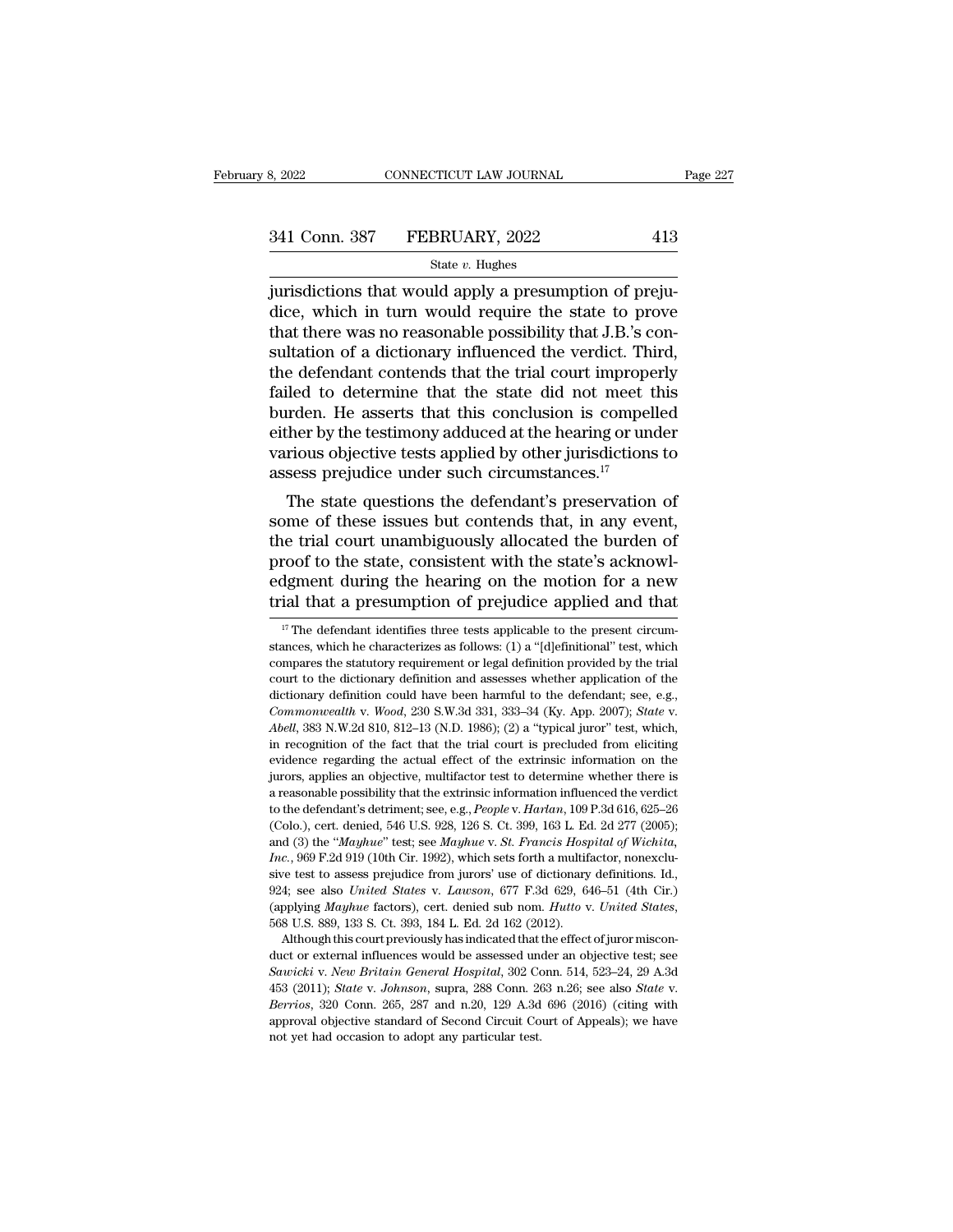jurisdictions that would apply a presumption of prejudice, which in turn would require the state to prove that there was no reasonable possibility that J.B.'s consultation of a dictionary influenced the verdict. Third, the defendant contends that the trial court improperly failed to determine that the state did not meet this burden. He asserts that this conclusion is compelled either by the testimony adduced at the hearing or under various objective tests applied by other jurisdictions to assess prejudice under such circumstances.[17]

The state questions the defendant's preservation of some of these issues but contends that, in any event, the trial court unambiguously allocated the burden of proof to the state, consistent with the state's acknowledgment during the hearing on the motion for a new trial that a presumption of prejudice applied and that

[17] The defendant identifies three tests applicable to the present circumstances, which he characterizes as follows: (1) a "[d]efinitional" test, which compares the statutory requirement or legal definition provided by the trial court to the dictionary definition and assesses whether application of the dictionary definition could have been harmful to the defendant; see, e.g., *Commonwealth* v. *Wood*, 230 S.W.3d 331, 333–34 (Ky. App. 2007); *State* v. *Abell*, 383 N.W.2d 810, 812–13 (N.D. 1986); (2) a "typical juror" test, which, in recognition of the fact that the trial court is precluded from eliciting evidence regarding the actual effect of the extrinsic information on the jurors, applies an objective, multifactor test to determine whether there is a reasonable possibility that the extrinsic information influenced the verdict to the defendant's detriment; see, e.g., *People* v. *Harlan*, 109 P.3d 616, 625–26 (Colo.), cert. denied, 546 U.S. 928, 126 S. Ct. 399, 163 L. Ed. 2d 277 (2005); and (3) the "*Mayhue*" test; see *Mayhue* v. *St. Francis Hospital of Wichita, Inc.*, 969 F.2d 919 (10th Cir. 1992), which sets forth a multifactor, nonexclusive test to assess prejudice from jurors' use of dictionary definitions. Id., 924; see also *United States* v. *Lawson*, 677 F.3d 629, 646–51 (4th Cir.) (applying *Mayhue* factors), cert. denied sub nom. *Hutto* v. *United States*, 568 U.S. 889, 133 S. Ct. 393, 184 L. Ed. 2d 162 (2012).

Although this court previously has indicated that the effect of juror misconduct or external influences would be assessed under an objective test; see *Sawicki* v. *New Britain General Hospital*, 302 Conn. 514, 523–24, 29 A.3d 453 (2011); *State* v. *Johnson*, supra, 288 Conn. 263 n.26; see also *State* v. *Berrios*, 320 Conn. 265, 287 and n.20, 129 A.3d 696 (2016) (citing with approval objective standard of Second Circuit Court of Appeals); we have not yet had occasion to adopt any particular test.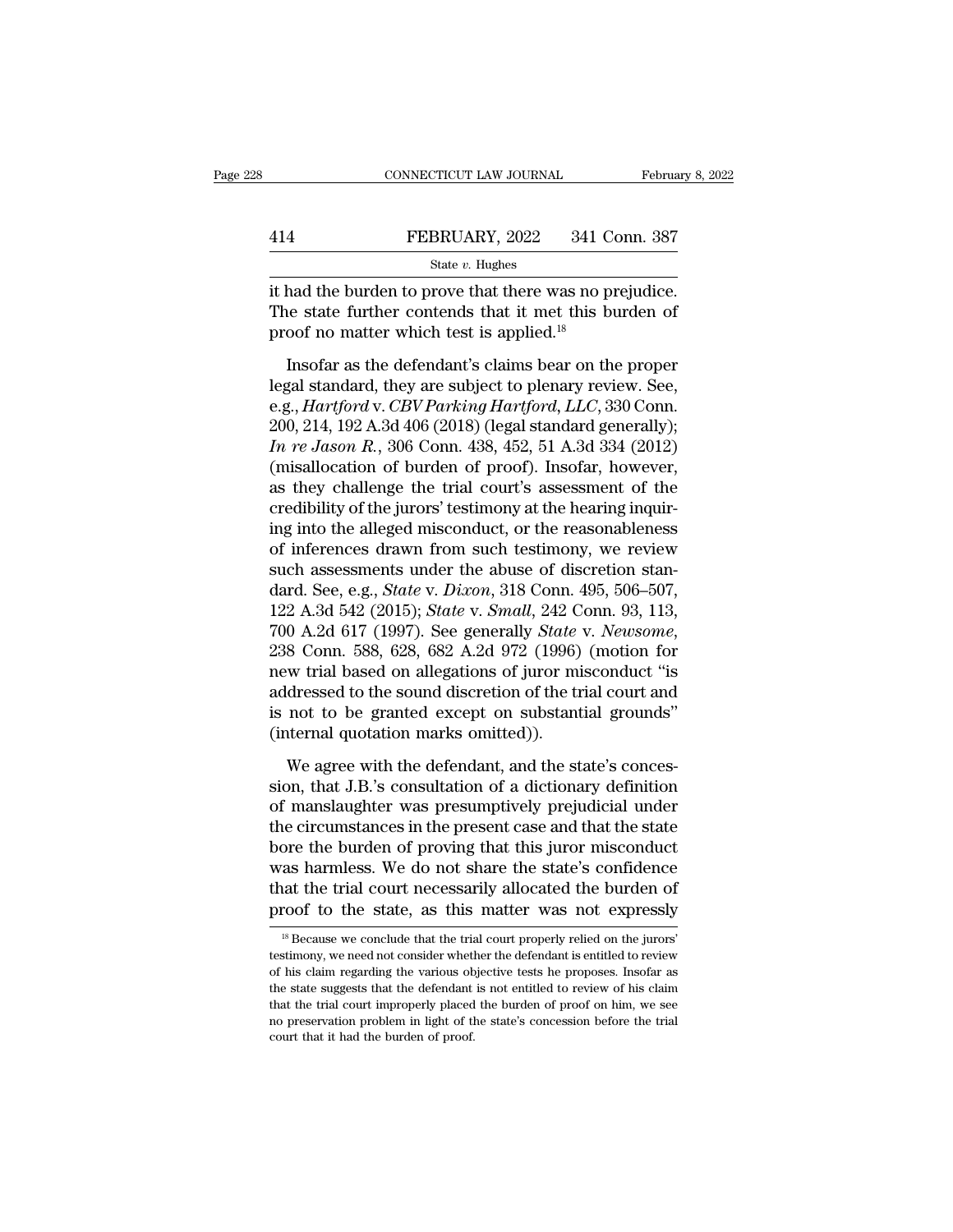it had the burden to prove that there was no prejudice. The state further contends that it met this burden of proof no matter which test is applied.[18]

Insofar as the defendant's claims bear on the proper legal standard, they are subject to plenary review. See, e.g., *Hartford* v. *CBV Parking Hartford, LLC*, 330 Conn. 200, 214, 192 A.3d 406 (2018) (legal standard generally); *In re Jason R.*, 306 Conn. 438, 452, 51 A.3d 334 (2012) (misallocation of burden of proof). Insofar, however, as they challenge the trial court's assessment of the credibility of the jurors' testimony at the hearing inquiring into the alleged misconduct, or the reasonableness of inferences drawn from such testimony, we review such assessments under the abuse of discretion standard. See, e.g., *State* v. *Dixon*, 318 Conn. 495, 506–507, 122 A.3d 542 (2015); *State* v. *Small*, 242 Conn. 93, 113, 700 A.2d 617 (1997). See generally *State* v. *Newsome*, 238 Conn. 588, 628, 682 A.2d 972 (1996) (motion for new trial based on allegations of juror misconduct "is addressed to the sound discretion of the trial court and is not to be granted except on substantial grounds" (internal quotation marks omitted)).

We agree with the defendant, and the state's concession, that J.B.'s consultation of a dictionary definition of manslaughter was presumptively prejudicial under the circumstances in the present case and that the state bore the burden of proving that this juror misconduct was harmless. We do not share the state's confidence that the trial court necessarily allocated the burden of proof to the state, as this matter was not expressly

[18] Because we conclude that the trial court properly relied on the jurors' testimony, we need not consider whether the defendant is entitled to review of his claim regarding the various objective tests he proposes. Insofar as the state suggests that the defendant is not entitled to review of his claim that the trial court improperly placed the burden of proof on him, we see no preservation problem in light of the state's concession before the trial court that it had the burden of proof.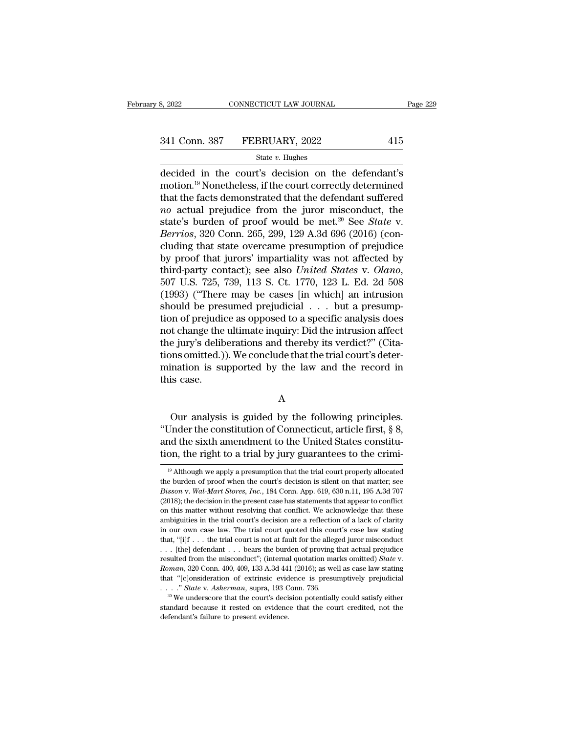decided in the court's decision on the defendant's motion.[19] Nonetheless, if the court correctly determined that the facts demonstrated that the defendant suffered *no* actual prejudice from the juror misconduct, the state's burden of proof would be met.[20] See *State* v. *Berrios*, 320 Conn. 265, 299, 129 A.3d 696 (2016) (concluding that state overcame presumption of prejudice by proof that jurors' impartiality was not affected by third-party contact); see also *United States* v. *Olano*, 507 U.S. 725, 739, 113 S. Ct. 1770, 123 L. Ed. 2d 508 (1993) ("There may be cases [in which] an intrusion should be presumed prejudicial . . . but a presumption of prejudice as opposed to a specific analysis does not change the ultimate inquiry: Did the intrusion affect the jury's deliberations and thereby its verdict?" (Citations omitted.)). We conclude that the trial court's determination is supported by the law and the record in this case.

## A

Our analysis is guided by the following principles. "Under the constitution of Connecticut, article first, § 8, and the sixth amendment to the United States constitution, the right to a trial by jury guarantees to the crimi-

---

[19] Although we apply a presumption that the trial court properly allocated the burden of proof when the court's decision is silent on that matter; see *Bisson* v. *Wal-Mart Stores, Inc.*, 184 Conn. App. 619, 630 n.11, 195 A.3d 707 (2018); the decision in the present case has statements that appear to conflict on this matter without resolving that conflict. We acknowledge that these ambiguities in the trial court's decision are a reflection of a lack of clarity in our own case law. The trial court quoted this court's case law stating that, "[i]f . . . the trial court is not at fault for the alleged juror misconduct . . . [the] defendant . . . bears the burden of proving that actual prejudice resulted from the misconduct"; (internal quotation marks omitted) *State* v. *Roman*, 320 Conn. 400, 409, 133 A.3d 441 (2016); as well as case law stating that "[c]onsideration of extrinsic evidence is presumptively prejudicial . . . ." *State* v. *Asherman*, supra, 193 Conn. 736.

[20] We underscore that the court's decision potentially could satisfy either standard because it rested on evidence that the court credited, not the defendant's failure to present evidence.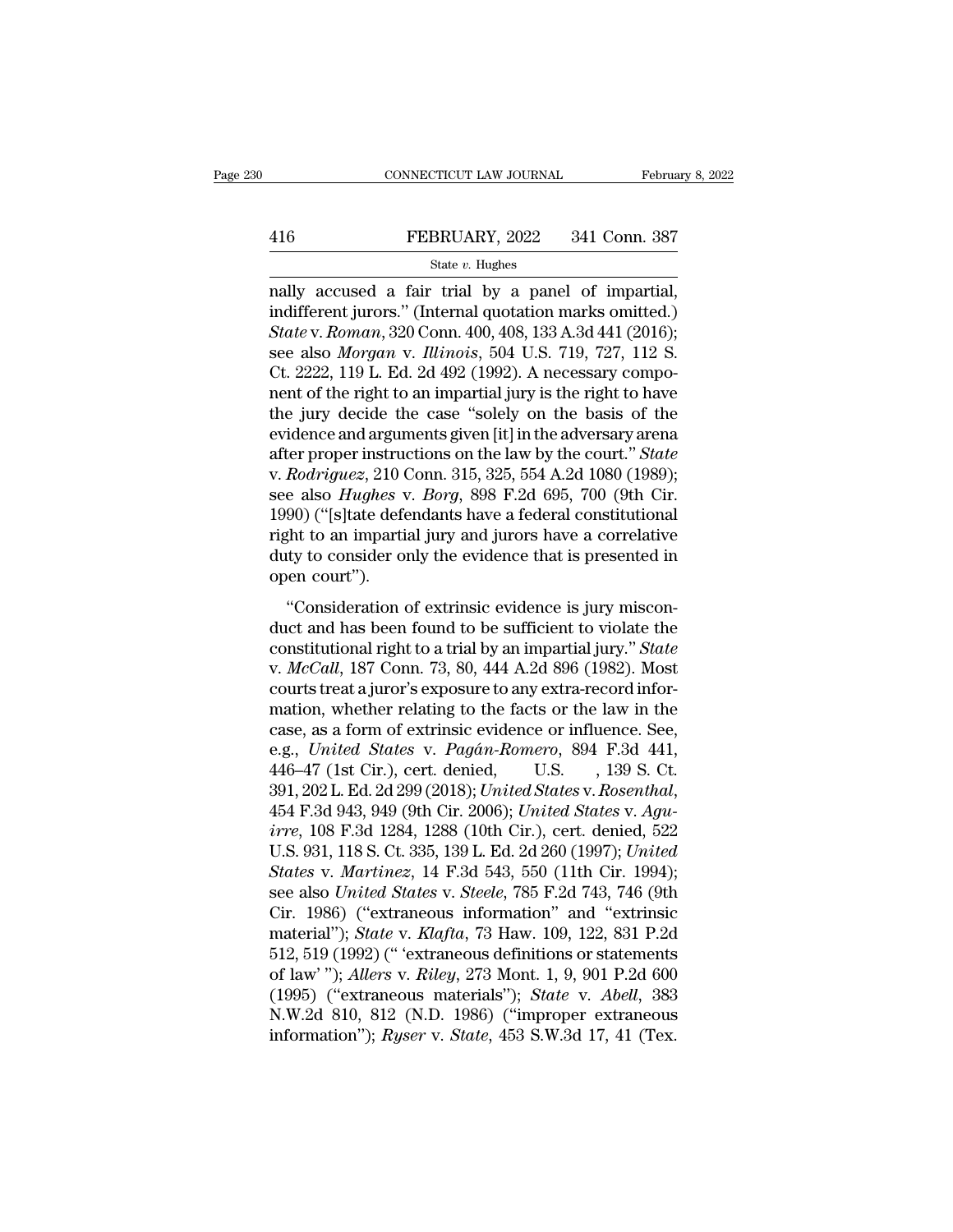nally accused a fair trial by a panel of impartial, indifferent jurors." (Internal quotation marks omitted.) *State* v. *Roman*, 320 Conn. 400, 408, 133 A.3d 441 (2016); see also *Morgan* v. *Illinois*, 504 U.S. 719, 727, 112 S. Ct. 2222, 119 L. Ed. 2d 492 (1992). A necessary component of the right to an impartial jury is the right to have the jury decide the case "solely on the basis of the evidence and arguments given [it] in the adversary arena after proper instructions on the law by the court." *State* v. *Rodriguez*, 210 Conn. 315, 325, 554 A.2d 1080 (1989); see also *Hughes* v. *Borg*, 898 F.2d 695, 700 (9th Cir. 1990) ("[s]tate defendants have a federal constitutional right to an impartial jury and jurors have a correlative duty to consider only the evidence that is presented in open court").

"Consideration of extrinsic evidence is jury misconduct and has been found to be sufficient to violate the constitutional right to a trial by an impartial jury." *State* v. *McCall*, 187 Conn. 73, 80, 444 A.2d 896 (1982). Most courts treat a juror's exposure to any extra-record information, whether relating to the facts or the law in the case, as a form of extrinsic evidence or influence. See, e.g., *United States* v. *Pagán-Romero*, 894 F.3d 441, 446–47 (1st Cir.), cert. denied, U.S. , 139 S. Ct. 391, 202 L. Ed. 2d 299 (2018); *United States* v. *Rosenthal*, 454 F.3d 943, 949 (9th Cir. 2006); *United States* v. *Aguirre*, 108 F.3d 1284, 1288 (10th Cir.), cert. denied, 522 U.S. 931, 118 S. Ct. 335, 139 L. Ed. 2d 260 (1997); *United States* v. *Martinez*, 14 F.3d 543, 550 (11th Cir. 1994); see also *United States* v. *Steele*, 785 F.2d 743, 746 (9th Cir. 1986) ("extraneous information" and "extrinsic material"); *State* v. *Klafta*, 73 Haw. 109, 122, 831 P.2d 512, 519 (1992) (" 'extraneous definitions or statements of law' "); *Allers* v. *Riley*, 273 Mont. 1, 9, 901 P.2d 600 (1995) ("extraneous materials"); *State* v. *Abell*, 383 N.W.2d 810, 812 (N.D. 1986) ("improper extraneous information"); *Ryser* v. *State*, 453 S.W.3d 17, 41 (Tex.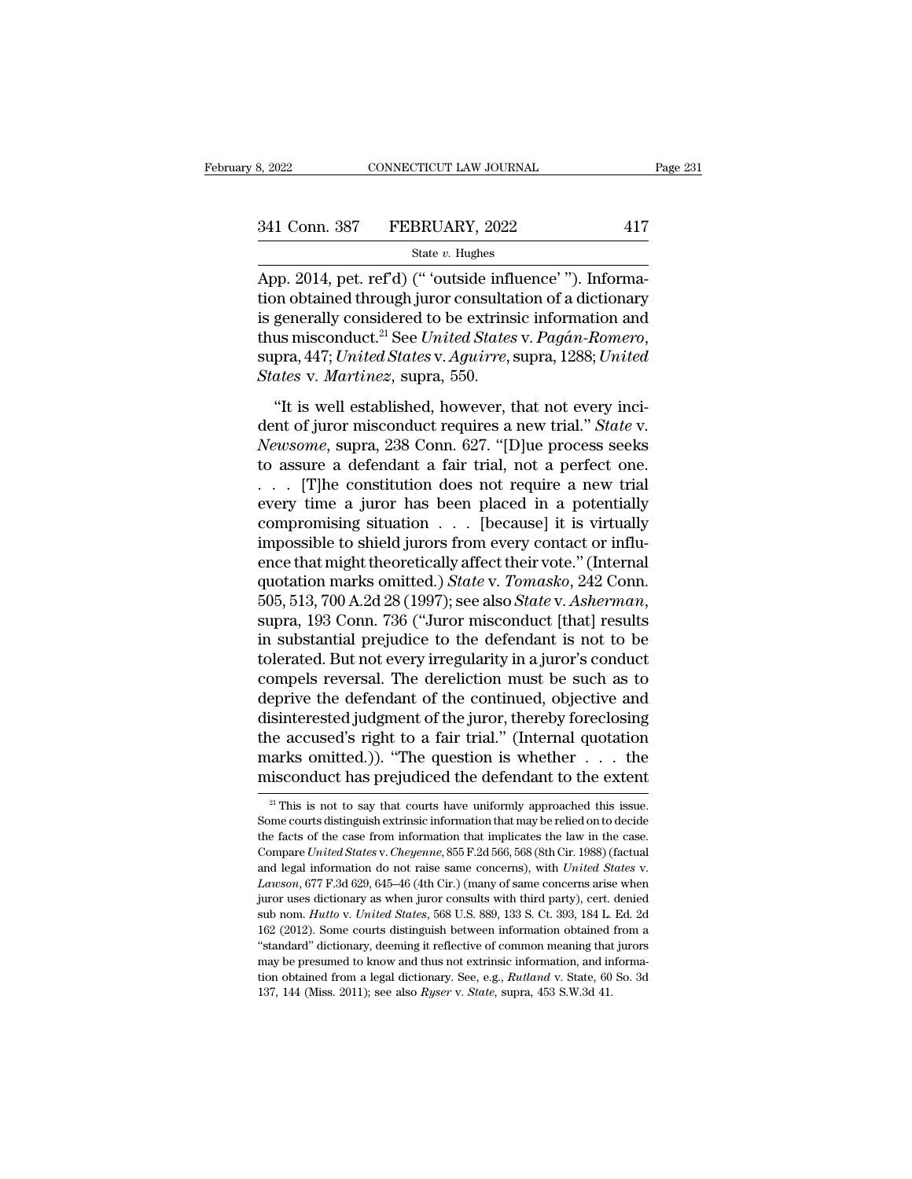App. 2014, pet. ref'd) (" 'outside influence' "). Information obtained through juror consultation of a dictionary is generally considered to be extrinsic information and thus misconduct.[21] See *United States* v. *Pagán-Romero*, supra, 447; *United States* v. *Aguirre*, supra, 1288; *United States* v. *Martinez*, supra, 550.

"It is well established, however, that not every incident of juror misconduct requires a new trial." *State* v. *Newsome*, supra, 238 Conn. 627. "[D]ue process seeks to assure a defendant a fair trial, not a perfect one. . . . [T]he constitution does not require a new trial every time a juror has been placed in a potentially compromising situation . . . [because] it is virtually impossible to shield jurors from every contact or influence that might theoretically affect their vote." (Internal quotation marks omitted.) *State* v. *Tomasko*, 242 Conn. 505, 513, 700 A.2d 28 (1997); see also *State* v. *Asherman*, supra, 193 Conn. 736 ("Juror misconduct [that] results in substantial prejudice to the defendant is not to be tolerated. But not every irregularity in a juror's conduct compels reversal. The dereliction must be such as to deprive the defendant of the continued, objective and disinterested judgment of the juror, thereby foreclosing the accused's right to a fair trial." (Internal quotation marks omitted.)). "The question is whether . . . the misconduct has prejudiced the defendant to the extent

---

[21] This is not to say that courts have uniformly approached this issue. Some courts distinguish extrinsic information that may be relied on to decide the facts of the case from information that implicates the law in the case. Compare *United States* v. *Cheyenne*, 855 F.2d 566, 568 (8th Cir. 1988) (factual and legal information do not raise same concerns), with *United States* v. *Lawson*, 677 F.3d 629, 645–46 (4th Cir.) (many of same concerns arise when juror uses dictionary as when juror consults with third party), cert. denied sub nom. *Hutto* v. *United States*, 568 U.S. 889, 133 S. Ct. 393, 184 L. Ed. 2d 162 (2012). Some courts distinguish between information obtained from a "standard" dictionary, deeming it reflective of common meaning that jurors may be presumed to know and thus not extrinsic information, and information obtained from a legal dictionary. See, e.g., *Rutland* v. State, 60 So. 3d 137, 144 (Miss. 2011); see also *Ryser* v. *State*, supra, 453 S.W.3d 41.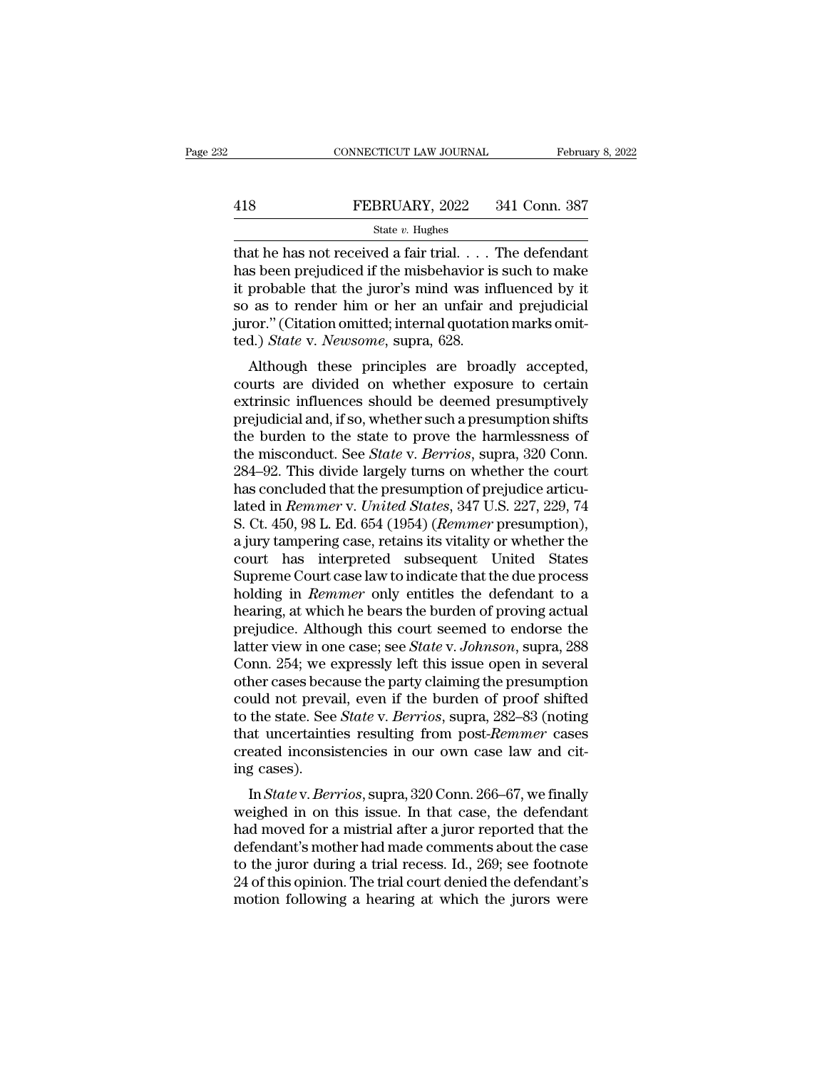that he has not received a fair trial. . . . The defendant has been prejudiced if the misbehavior is such to make it probable that the juror's mind was influenced by it so as to render him or her an unfair and prejudicial juror." (Citation omitted; internal quotation marks omitted.) *State* v. *Newsome*, supra, 628.

Although these principles are broadly accepted, courts are divided on whether exposure to certain extrinsic influences should be deemed presumptively prejudicial and, if so, whether such a presumption shifts the burden to the state to prove the harmlessness of the misconduct. See *State* v. *Berrios*, supra, 320 Conn. 284–92. This divide largely turns on whether the court has concluded that the presumption of prejudice articulated in *Remmer* v. *United States*, 347 U.S. 227, 229, 74 S. Ct. 450, 98 L. Ed. 654 (1954) (*Remmer* presumption), a jury tampering case, retains its vitality or whether the court has interpreted subsequent United States Supreme Court case law to indicate that the due process holding in *Remmer* only entitles the defendant to a hearing, at which he bears the burden of proving actual prejudice. Although this court seemed to endorse the latter view in one case; see *State* v. *Johnson*, supra, 288 Conn. 254; we expressly left this issue open in several other cases because the party claiming the presumption could not prevail, even if the burden of proof shifted to the state. See *State* v. *Berrios*, supra, 282–83 (noting that uncertainties resulting from post-*Remmer* cases created inconsistencies in our own case law and citing cases).

In *State* v. *Berrios*, supra, 320 Conn. 266–67, we finally weighed in on this issue. In that case, the defendant had moved for a mistrial after a juror reported that the defendant's mother had made comments about the case to the juror during a trial recess. Id., 269; see footnote 24 of this opinion. The trial court denied the defendant's motion following a hearing at which the jurors were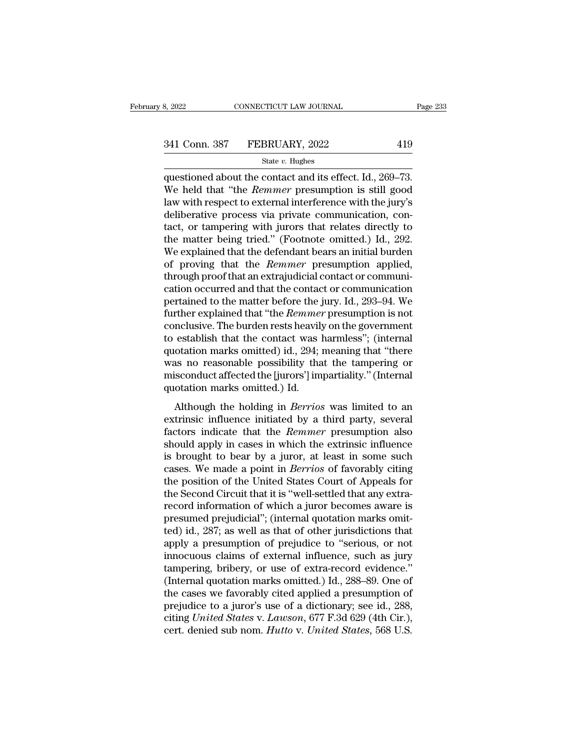questioned about the contact and its effect. Id., 269–73. We held that "the *Remmer* presumption is still good law with respect to external interference with the jury's deliberative process via private communication, contact, or tampering with jurors that relates directly to the matter being tried." (Footnote omitted.) Id., 292. We explained that the defendant bears an initial burden of proving that the *Remmer* presumption applied, through proof that an extrajudicial contact or communication occurred and that the contact or communication pertained to the matter before the jury. Id., 293–94. We further explained that "the *Remmer* presumption is not conclusive. The burden rests heavily on the government to establish that the contact was harmless"; (internal quotation marks omitted) id., 294; meaning that "there was no reasonable possibility that the tampering or misconduct affected the [jurors'] impartiality." (Internal quotation marks omitted.) Id.

Although the holding in *Berrios* was limited to an extrinsic influence initiated by a third party, several factors indicate that the *Remmer* presumption also should apply in cases in which the extrinsic influence is brought to bear by a juror, at least in some such cases. We made a point in *Berrios* of favorably citing the position of the United States Court of Appeals for the Second Circuit that it is "well-settled that any extra-record information of which a juror becomes aware is presumed prejudicial"; (internal quotation marks omitted) id., 287; as well as that of other jurisdictions that apply a presumption of prejudice to "serious, or not innocuous claims of external influence, such as jury tampering, bribery, or use of extra-record evidence." (Internal quotation marks omitted.) Id., 288–89. One of the cases we favorably cited applied a presumption of prejudice to a juror's use of a dictionary; see id., 288, citing *United States* v. *Lawson*, 677 F.3d 629 (4th Cir.), cert. denied sub nom. *Hutto* v. *United States*, 568 U.S.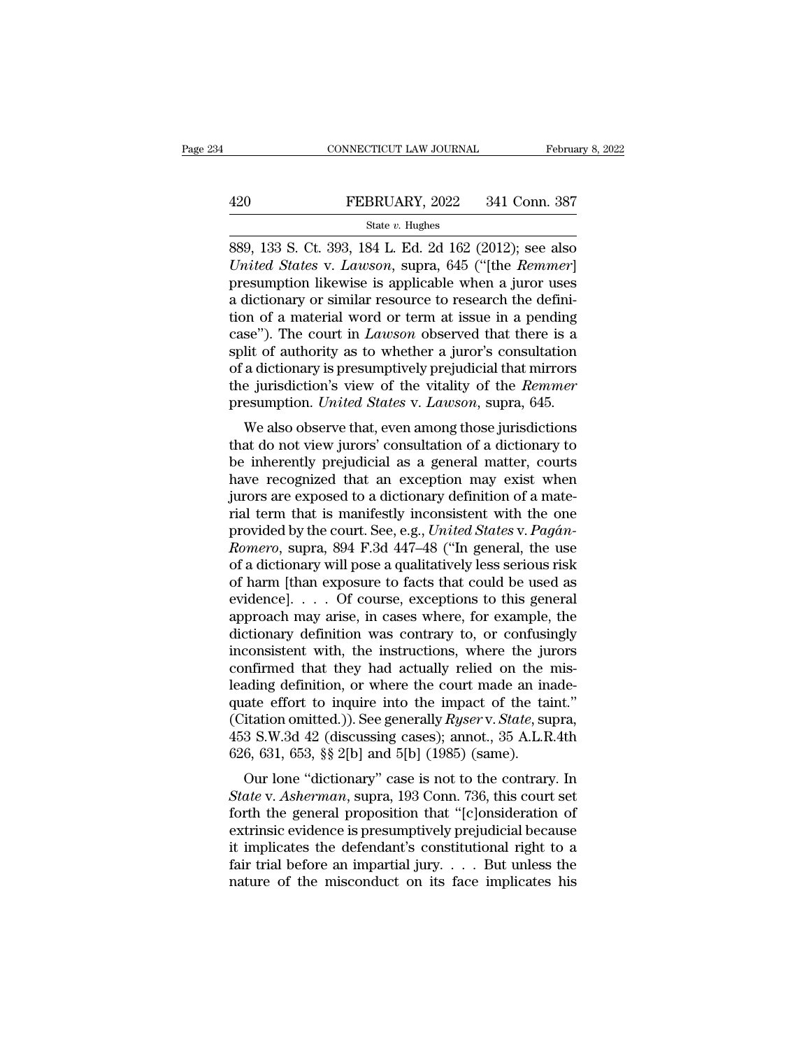889, 133 S. Ct. 393, 184 L. Ed. 2d 162 (2012); see also *United States* v. *Lawson*, supra, 645 ("[the *Remmer*] presumption likewise is applicable when a juror uses a dictionary or similar resource to research the definition of a material word or term at issue in a pending case"). The court in *Lawson* observed that there is a split of authority as to whether a juror's consultation of a dictionary is presumptively prejudicial that mirrors the jurisdiction's view of the vitality of the *Remmer* presumption. *United States* v. *Lawson*, supra, 645.

We also observe that, even among those jurisdictions that do not view jurors' consultation of a dictionary to be inherently prejudicial as a general matter, courts have recognized that an exception may exist when jurors are exposed to a dictionary definition of a material term that is manifestly inconsistent with the one provided by the court. See, e.g., *United States* v. *Pagán-Romero*, supra, 894 F.3d 447–48 ("In general, the use of a dictionary will pose a qualitatively less serious risk of harm [than exposure to facts that could be used as evidence]. . . . Of course, exceptions to this general approach may arise, in cases where, for example, the dictionary definition was contrary to, or confusingly inconsistent with, the instructions, where the jurors confirmed that they had actually relied on the misleading definition, or where the court made an inadequate effort to inquire into the impact of the taint." (Citation omitted.)). See generally *Ryser* v. *State*, supra, 453 S.W.3d 42 (discussing cases); annot., 35 A.L.R.4th 626, 631, 653, §§ 2[b] and 5[b] (1985) (same).

Our lone "dictionary" case is not to the contrary. In *State* v. *Asherman*, supra, 193 Conn. 736, this court set forth the general proposition that "[c]onsideration of extrinsic evidence is presumptively prejudicial because it implicates the defendant's constitutional right to a fair trial before an impartial jury. . . . But unless the nature of the misconduct on its face implicates his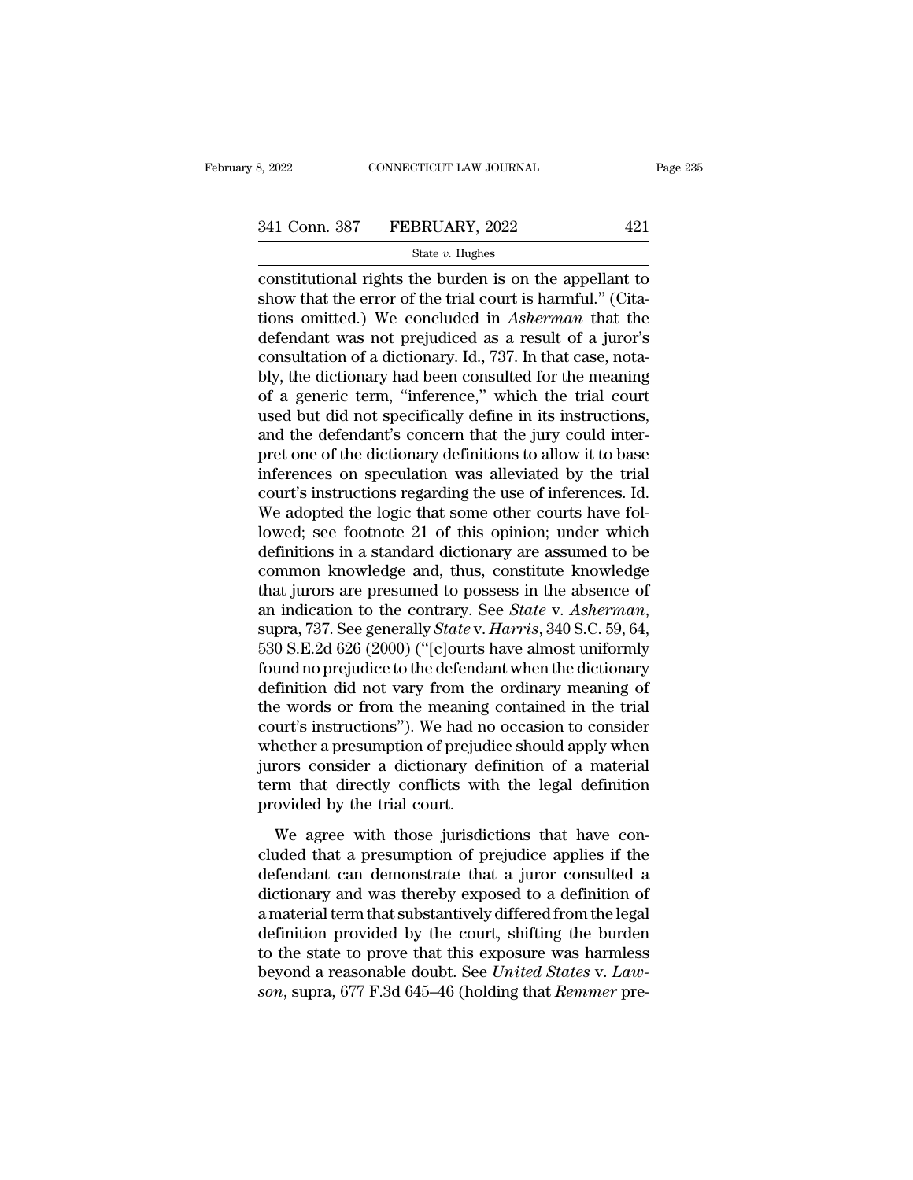constitutional rights the burden is on the appellant to show that the error of the trial court is harmful." (Citations omitted.) We concluded in *Asherman* that the defendant was not prejudiced as a result of a juror's consultation of a dictionary. Id., 737. In that case, notably, the dictionary had been consulted for the meaning of a generic term, "inference," which the trial court used but did not specifically define in its instructions, and the defendant's concern that the jury could interpret one of the dictionary definitions to allow it to base inferences on speculation was alleviated by the trial court's instructions regarding the use of inferences. Id. We adopted the logic that some other courts have followed; see footnote 21 of this opinion; under which definitions in a standard dictionary are assumed to be common knowledge and, thus, constitute knowledge that jurors are presumed to possess in the absence of an indication to the contrary. See *State* v. *Asherman*, supra, 737. See generally *State* v. *Harris*, 340 S.C. 59, 64, 530 S.E.2d 626 (2000) ("[c]ourts have almost uniformly found no prejudice to the defendant when the dictionary definition did not vary from the ordinary meaning of the words or from the meaning contained in the trial court's instructions"). We had no occasion to consider whether a presumption of prejudice should apply when jurors consider a dictionary definition of a material term that directly conflicts with the legal definition provided by the trial court.

We agree with those jurisdictions that have concluded that a presumption of prejudice applies if the defendant can demonstrate that a juror consulted a dictionary and was thereby exposed to a definition of a material term that substantively differed from the legal definition provided by the court, shifting the burden to the state to prove that this exposure was harmless beyond a reasonable doubt. See *United States* v. *Lawson*, supra, 677 F.3d 645–46 (holding that *Remmer* pre-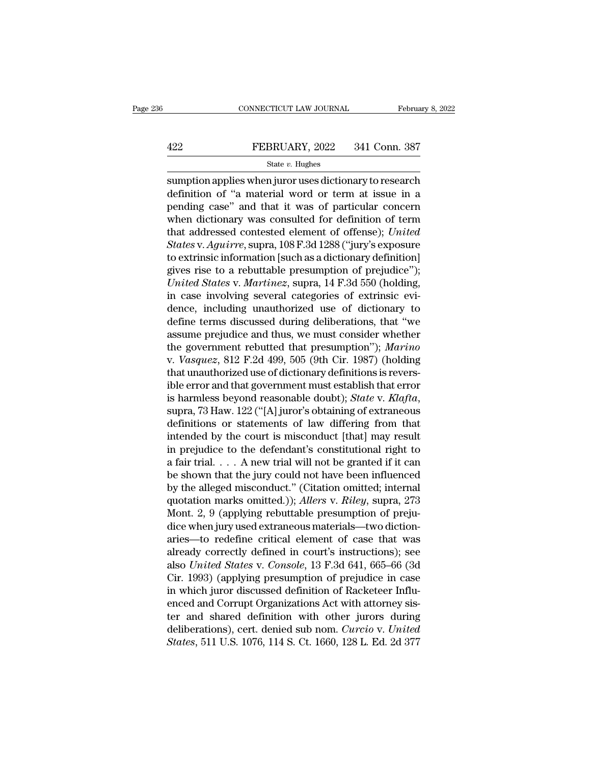sumption applies when juror uses dictionary to research definition of "a material word or term at issue in a pending case" and that it was of particular concern when dictionary was consulted for definition of term that addressed contested element of offense); *United States* v. *Aguirre*, supra, 108 F.3d 1288 ("jury's exposure to extrinsic information [such as a dictionary definition] gives rise to a rebuttable presumption of prejudice"); *United States* v. *Martinez*, supra, 14 F.3d 550 (holding, in case involving several categories of extrinsic evidence, including unauthorized use of dictionary to define terms discussed during deliberations, that "we assume prejudice and thus, we must consider whether the government rebutted that presumption"); *Marino* v. *Vasquez*, 812 F.2d 499, 505 (9th Cir. 1987) (holding that unauthorized use of dictionary definitions is reversible error and that government must establish that error is harmless beyond reasonable doubt); *State* v. *Klafta*, supra, 73 Haw. 122 ("[A] juror's obtaining of extraneous definitions or statements of law differing from that intended by the court is misconduct [that] may result in prejudice to the defendant's constitutional right to a fair trial. . . . A new trial will not be granted if it can be shown that the jury could not have been influenced by the alleged misconduct." (Citation omitted; internal quotation marks omitted.)); *Allers* v. *Riley*, supra, 273 Mont. 2, 9 (applying rebuttable presumption of prejudice when jury used extraneous materials—two dictionaries—to redefine critical element of case that was already correctly defined in court's instructions); see also *United States* v. *Console*, 13 F.3d 641, 665–66 (3d Cir. 1993) (applying presumption of prejudice in case in which juror discussed definition of Racketeer Influenced and Corrupt Organizations Act with attorney sister and shared definition with other jurors during deliberations), cert. denied sub nom. *Curcio* v. *United States*, 511 U.S. 1076, 114 S. Ct. 1660, 128 L. Ed. 2d 377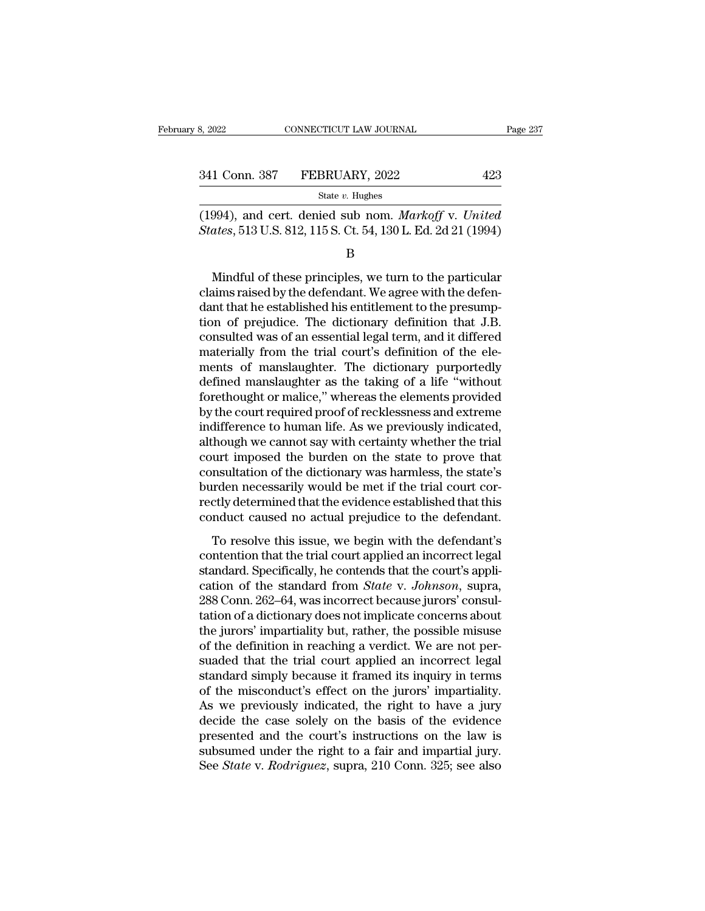(1994), and cert. denied sub nom. *Markoff* v. *United States*, 513 U.S. 812, 115 S. Ct. 54, 130 L. Ed. 2d 21 (1994)

B

Mindful of these principles, we turn to the particular claims raised by the defendant. We agree with the defendant that he established his entitlement to the presumption of prejudice. The dictionary definition that J.B. consulted was of an essential legal term, and it differed materially from the trial court's definition of the elements of manslaughter. The dictionary purportedly defined manslaughter as the taking of a life "without forethought or malice," whereas the elements provided by the court required proof of recklessness and extreme indifference to human life. As we previously indicated, although we cannot say with certainty whether the trial court imposed the burden on the state to prove that consultation of the dictionary was harmless, the state's burden necessarily would be met if the trial court correctly determined that the evidence established that this conduct caused no actual prejudice to the defendant.

To resolve this issue, we begin with the defendant's contention that the trial court applied an incorrect legal standard. Specifically, he contends that the court's application of the standard from *State* v. *Johnson*, supra, 288 Conn. 262–64, was incorrect because jurors' consultation of a dictionary does not implicate concerns about the jurors' impartiality but, rather, the possible misuse of the definition in reaching a verdict. We are not persuaded that the trial court applied an incorrect legal standard simply because it framed its inquiry in terms of the misconduct's effect on the jurors' impartiality. As we previously indicated, the right to have a jury decide the case solely on the basis of the evidence presented and the court's instructions on the law is subsumed under the right to a fair and impartial jury. See *State* v. *Rodriguez*, supra, 210 Conn. 325; see also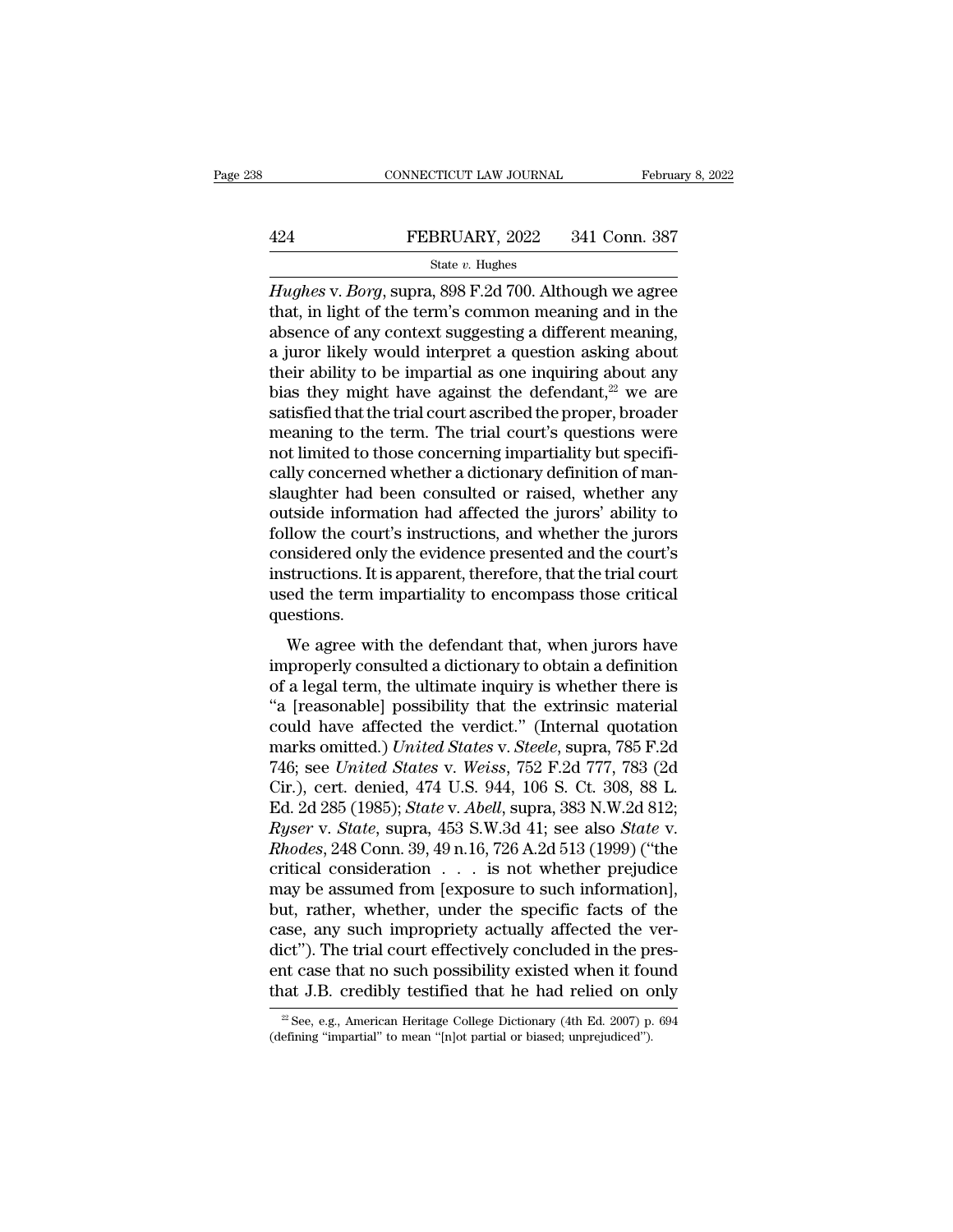*Hughes* v. *Borg*, supra, 898 F.2d 700. Although we agree that, in light of the term's common meaning and in the absence of any context suggesting a different meaning, a juror likely would interpret a question asking about their ability to be impartial as one inquiring about any bias they might have against the defendant,[22] we are satisfied that the trial court ascribed the proper, broader meaning to the term. The trial court's questions were not limited to those concerning impartiality but specifically concerned whether a dictionary definition of manslaughter had been consulted or raised, whether any outside information had affected the jurors' ability to follow the court's instructions, and whether the jurors considered only the evidence presented and the court's instructions. It is apparent, therefore, that the trial court used the term impartiality to encompass those critical questions.

We agree with the defendant that, when jurors have improperly consulted a dictionary to obtain a definition of a legal term, the ultimate inquiry is whether there is "a [reasonable] possibility that the extrinsic material could have affected the verdict." (Internal quotation marks omitted.) *United States* v. *Steele*, supra, 785 F.2d 746; see *United States* v. *Weiss*, 752 F.2d 777, 783 (2d Cir.), cert. denied, 474 U.S. 944, 106 S. Ct. 308, 88 L. Ed. 2d 285 (1985); *State* v. *Abell*, supra, 383 N.W.2d 812; *Ryser* v. *State*, supra, 453 S.W.3d 41; see also *State* v. *Rhodes*, 248 Conn. 39, 49 n.16, 726 A.2d 513 (1999) ("the critical consideration . . . is not whether prejudice may be assumed from [exposure to such information], but, rather, whether, under the specific facts of the case, any such impropriety actually affected the verdict"). The trial court effectively concluded in the present case that no such possibility existed when it found that J.B. credibly testified that he had relied on only

[22] See, e.g., American Heritage College Dictionary (4th Ed. 2007) p. 694 (defining "impartial" to mean "[n]ot partial or biased; unprejudiced").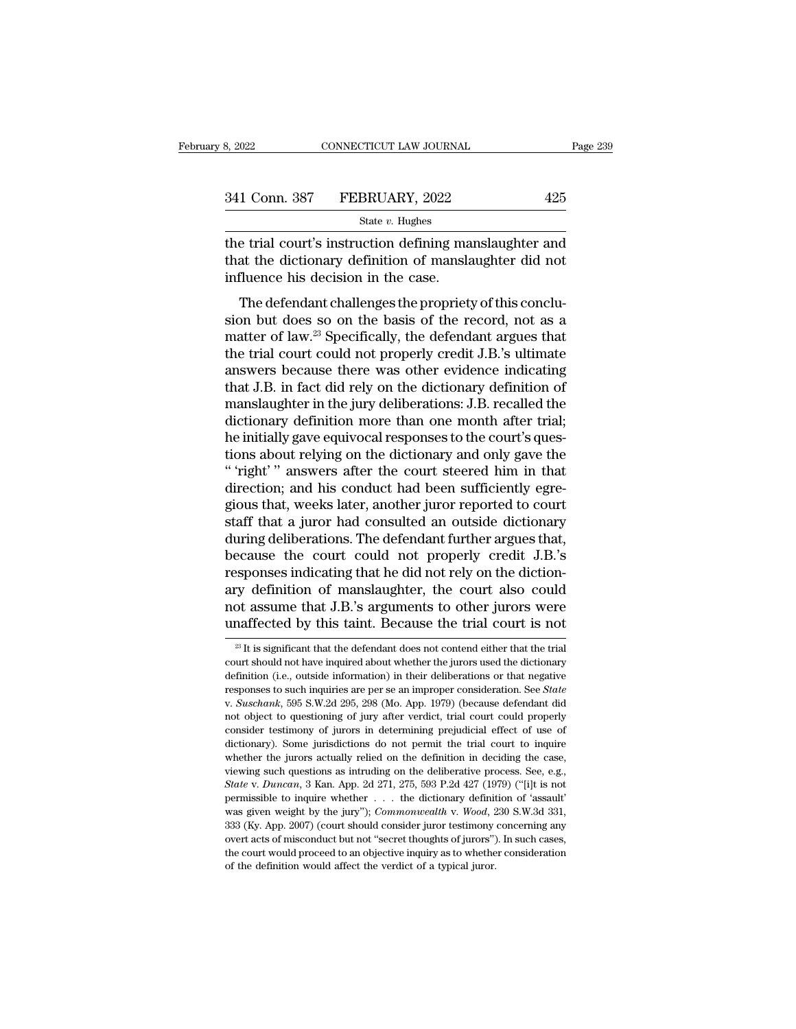the trial court's instruction defining manslaughter and that the dictionary definition of manslaughter did not influence his decision in the case.

The defendant challenges the propriety of this conclusion but does so on the basis of the record, not as a matter of law.[23] Specifically, the defendant argues that the trial court could not properly credit J.B.'s ultimate answers because there was other evidence indicating that J.B. in fact did rely on the dictionary definition of manslaughter in the jury deliberations: J.B. recalled the dictionary definition more than one month after trial; he initially gave equivocal responses to the court's questions about relying on the dictionary and only gave the " 'right' " answers after the court steered him in that direction; and his conduct had been sufficiently egregious that, weeks later, another juror reported to court staff that a juror had consulted an outside dictionary during deliberations. The defendant further argues that, because the court could not properly credit J.B.'s responses indicating that he did not rely on the dictionary definition of manslaughter, the court also could not assume that J.B.'s arguments to other jurors were unaffected by this taint. Because the trial court is not

[23] It is significant that the defendant does not contend either that the trial court should not have inquired about whether the jurors used the dictionary definition (i.e., outside information) in their deliberations or that negative responses to such inquiries are per se an improper consideration. See *State* v. *Suschank*, 595 S.W.2d 295, 298 (Mo. App. 1979) (because defendant did not object to questioning of jury after verdict, trial court could properly consider testimony of jurors in determining prejudicial effect of use of dictionary). Some jurisdictions do not permit the trial court to inquire whether the jurors actually relied on the definition in deciding the case, viewing such questions as intruding on the deliberative process. See, e.g., *State* v. *Duncan*, 3 Kan. App. 2d 271, 275, 593 P.2d 427 (1979) ("[i]t is not permissible to inquire whether . . . the dictionary definition of 'assault' was given weight by the jury"); *Commonwealth* v. *Wood*, 230 S.W.3d 331, 333 (Ky. App. 2007) (court should consider juror testimony concerning any overt acts of misconduct but not "secret thoughts of jurors"). In such cases, the court would proceed to an objective inquiry as to whether consideration of the definition would affect the verdict of a typical juror.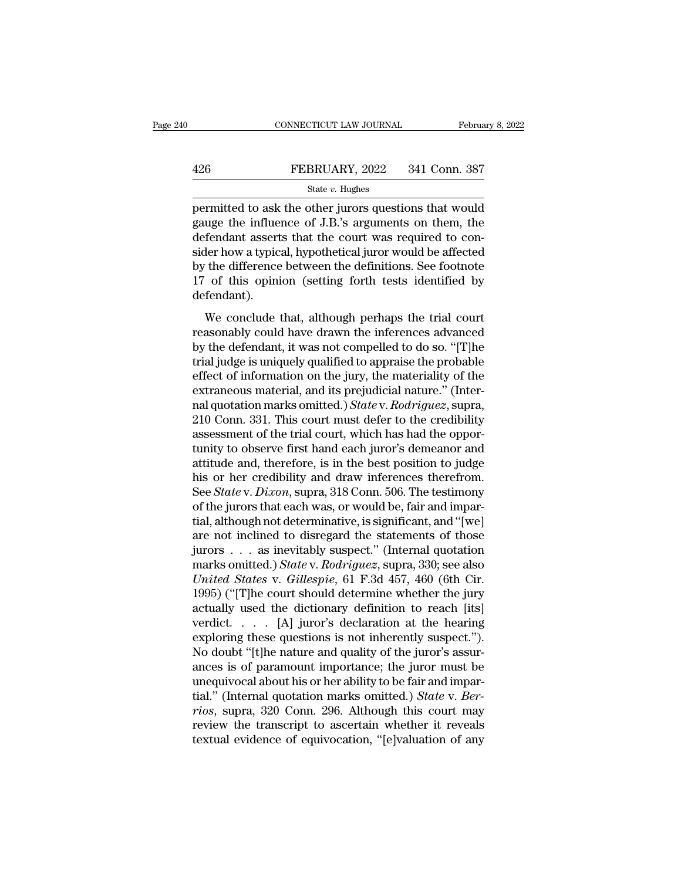permitted to ask the other jurors questions that would gauge the influence of J.B.'s arguments on them, the defendant asserts that the court was required to consider how a typical, hypothetical juror would be affected by the difference between the definitions. See footnote 17 of this opinion (setting forth tests identified by defendant).

We conclude that, although perhaps the trial court reasonably could have drawn the inferences advanced by the defendant, it was not compelled to do so. "[T]he trial judge is uniquely qualified to appraise the probable effect of information on the jury, the materiality of the extraneous material, and its prejudicial nature." (Internal quotation marks omitted.) *State* v. *Rodriguez*, supra, 210 Conn. 331. This court must defer to the credibility assessment of the trial court, which has had the opportunity to observe first hand each juror's demeanor and attitude and, therefore, is in the best position to judge his or her credibility and draw inferences therefrom. See *State* v. *Dixon*, supra, 318 Conn. 506. The testimony of the jurors that each was, or would be, fair and impartial, although not determinative, is significant, and "[we] are not inclined to disregard the statements of those jurors . . . as inevitably suspect." (Internal quotation marks omitted.) *State* v. *Rodriguez*, supra, 330; see also *United States* v. *Gillespie*, 61 F.3d 457, 460 (6th Cir. 1995) ("[T]he court should determine whether the jury actually used the dictionary definition to reach [its] verdict. . . . [A] juror's declaration at the hearing exploring these questions is not inherently suspect."). No doubt "[t]he nature and quality of the juror's assurances is of paramount importance; the juror must be unequivocal about his or her ability to be fair and impartial." (Internal quotation marks omitted.) *State* v. *Berrios*, supra, 320 Conn. 296. Although this court may review the transcript to ascertain whether it reveals textual evidence of equivocation, "[e]valuation of any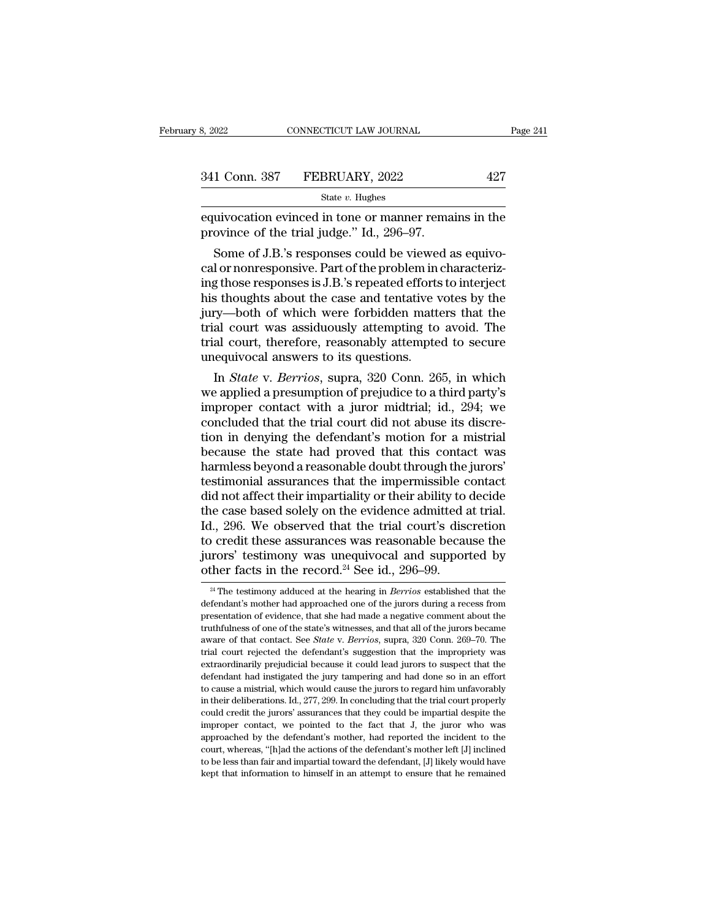equivocation evinced in tone or manner remains in the province of the trial judge." Id., 296–97.

Some of J.B.'s responses could be viewed as equivocal or nonresponsive. Part of the problem in characterizing those responses is J.B.'s repeated efforts to interject his thoughts about the case and tentative votes by the jury—both of which were forbidden matters that the trial court was assiduously attempting to avoid. The trial court, therefore, reasonably attempted to secure unequivocal answers to its questions.

In *State* v. *Berrios*, supra, 320 Conn. 265, in which we applied a presumption of prejudice to a third party's improper contact with a juror midtrial; id., 294; we concluded that the trial court did not abuse its discretion in denying the defendant's motion for a mistrial because the state had proved that this contact was harmless beyond a reasonable doubt through the jurors' testimonial assurances that the impermissible contact did not affect their impartiality or their ability to decide the case based solely on the evidence admitted at trial. Id., 296. We observed that the trial court's discretion to credit these assurances was reasonable because the jurors' testimony was unequivocal and supported by other facts in the record.[24] See id., 296–99.

[24] The testimony adduced at the hearing in *Berrios* established that the defendant's mother had approached one of the jurors during a recess from presentation of evidence, that she had made a negative comment about the truthfulness of one of the state's witnesses, and that all of the jurors became aware of that contact. See *State* v. *Berrios*, supra, 320 Conn. 269–70. The trial court rejected the defendant's suggestion that the impropriety was extraordinarily prejudicial because it could lead jurors to suspect that the defendant had instigated the jury tampering and had done so in an effort to cause a mistrial, which would cause the jurors to regard him unfavorably in their deliberations. Id., 277, 299. In concluding that the trial court properly could credit the jurors' assurances that they could be impartial despite the improper contact, we pointed to the fact that J, the juror who was approached by the defendant's mother, had reported the incident to the court, whereas, "[h]ad the actions of the defendant's mother left [J] inclined to be less than fair and impartial toward the defendant, [J] likely would have kept that information to himself in an attempt to ensure that he remained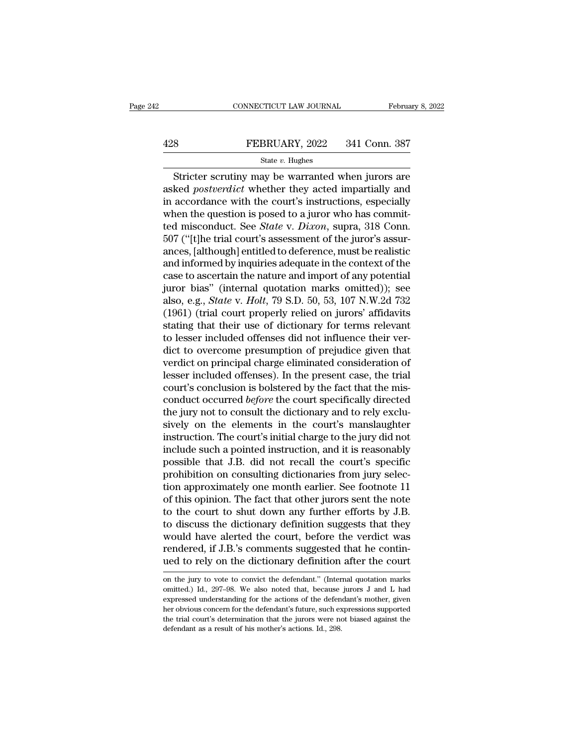Stricter scrutiny may be warranted when jurors are asked *postverdict* whether they acted impartially and in accordance with the court's instructions, especially when the question is posed to a juror who has committed misconduct. See *State* v. *Dixon*, supra, 318 Conn. 507 ("[t]he trial court's assessment of the juror's assurances, [although] entitled to deference, must be realistic and informed by inquiries adequate in the context of the case to ascertain the nature and import of any potential juror bias" (internal quotation marks omitted)); see also, e.g., *State* v. *Holt*, 79 S.D. 50, 53, 107 N.W.2d 732 (1961) (trial court properly relied on jurors' affidavits stating that their use of dictionary for terms relevant to lesser included offenses did not influence their verdict to overcome presumption of prejudice given that verdict on principal charge eliminated consideration of lesser included offenses). In the present case, the trial court's conclusion is bolstered by the fact that the misconduct occurred *before* the court specifically directed the jury not to consult the dictionary and to rely exclusively on the elements in the court's manslaughter instruction. The court's initial charge to the jury did not include such a pointed instruction, and it is reasonably possible that J.B. did not recall the court's specific prohibition on consulting dictionaries from jury selection approximately one month earlier. See footnote 11 of this opinion. The fact that other jurors sent the note to the court to shut down any further efforts by J.B. to discuss the dictionary definition suggests that they would have alerted the court, before the verdict was rendered, if J.B.'s comments suggested that he continued to rely on the dictionary definition after the court

on the jury to vote to convict the defendant." (Internal quotation marks omitted.) Id., 297–98. We also noted that, because jurors J and L had expressed understanding for the actions of the defendant's mother, given her obvious concern for the defendant's future, such expressions supported the trial court's determination that the jurors were not biased against the defendant as a result of his mother's actions. Id., 298.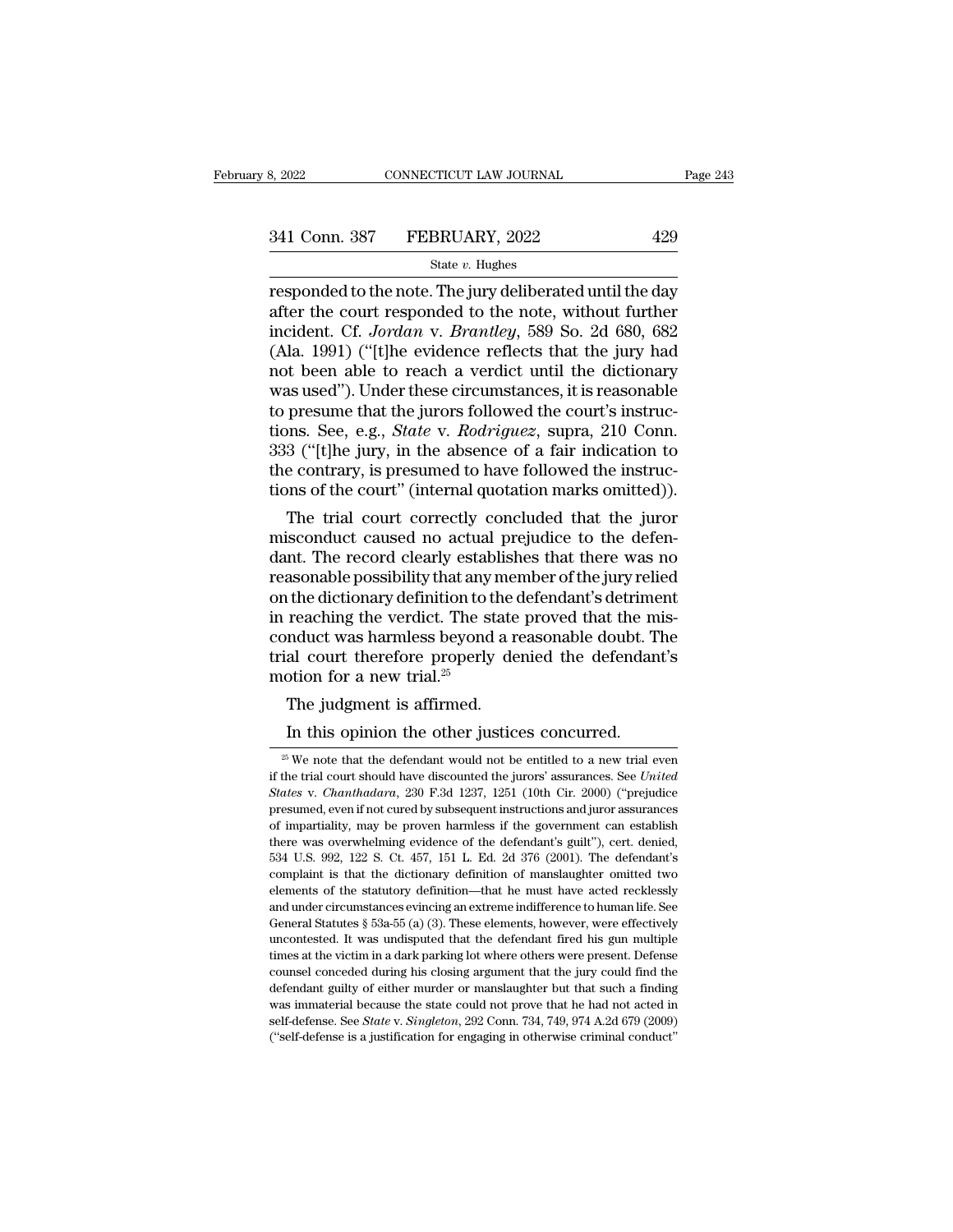responded to the note. The jury deliberated until the day after the court responded to the note, without further incident. Cf. *Jordan* v. *Brantley*, 589 So. 2d 680, 682 (Ala. 1991) ("[t]he evidence reflects that the jury had not been able to reach a verdict until the dictionary was used"). Under these circumstances, it is reasonable to presume that the jurors followed the court's instructions. See, e.g., *State* v. *Rodriguez*, supra, 210 Conn. 333 ("[t]he jury, in the absence of a fair indication to the contrary, is presumed to have followed the instructions of the court" (internal quotation marks omitted)).

The trial court correctly concluded that the juror misconduct caused no actual prejudice to the defendant. The record clearly establishes that there was no reasonable possibility that any member of the jury relied on the dictionary definition to the defendant's detriment in reaching the verdict. The state proved that the misconduct was harmless beyond a reasonable doubt. The trial court therefore properly denied the defendant's motion for a new trial.[25]

The judgment is affirmed.

In this opinion the other justices concurred.

[25] We note that the defendant would not be entitled to a new trial even if the trial court should have discounted the jurors' assurances. See *United States* v. *Chanthadara*, 230 F.3d 1237, 1251 (10th Cir. 2000) ("prejudice presumed, even if not cured by subsequent instructions and juror assurances of impartiality, may be proven harmless if the government can establish there was overwhelming evidence of the defendant's guilt"), cert. denied, 534 U.S. 992, 122 S. Ct. 457, 151 L. Ed. 2d 376 (2001). The defendant's complaint is that the dictionary definition of manslaughter omitted two elements of the statutory definition—that he must have acted recklessly and under circumstances evincing an extreme indifference to human life. See General Statutes § 53a-55 (a) (3). These elements, however, were effectively uncontested. It was undisputed that the defendant fired his gun multiple times at the victim in a dark parking lot where others were present. Defense counsel conceded during his closing argument that the jury could find the defendant guilty of either murder or manslaughter but that such a finding was immaterial because the state could not prove that he had not acted in self-defense. See *State* v. *Singleton*, 292 Conn. 734, 749, 974 A.2d 679 (2009) ("self-defense is a justification for engaging in otherwise criminal conduct"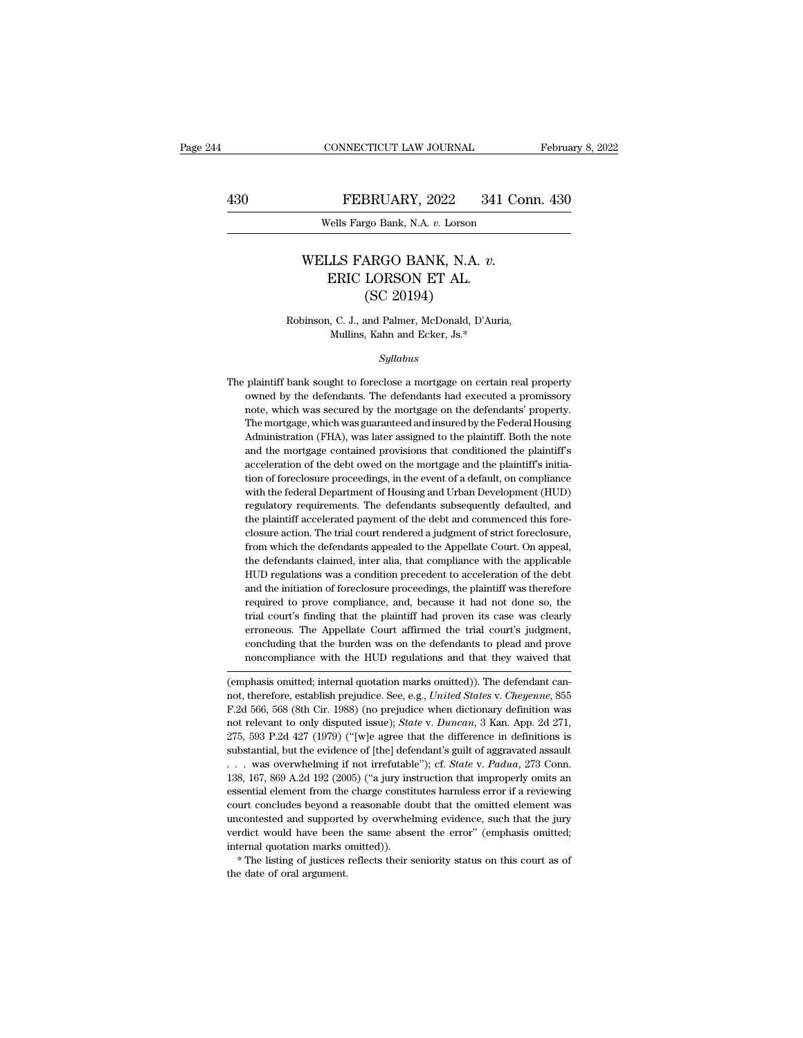# WELLS FARGO BANK, N.A. *v.* ERIC LORSON ET AL.
## (SC 20194)

Robinson, C. J., and Palmer, McDonald, D'Auria, Mullins, Kahn and Ecker, Js.*

*Syllabus*

The plaintiff bank sought to foreclose a mortgage on certain real property owned by the defendants. The defendants had executed a promissory note, which was secured by the mortgage on the defendants' property. The mortgage, which was guaranteed and insured by the Federal Housing Administration (FHA), was later assigned to the plaintiff. Both the note and the mortgage contained provisions that conditioned the plaintiff's acceleration of the debt owed on the mortgage and the plaintiff's initiation of foreclosure proceedings, in the event of a default, on compliance with the federal Department of Housing and Urban Development (HUD) regulatory requirements. The defendants subsequently defaulted, and the plaintiff accelerated payment of the debt and commenced this foreclosure action. The trial court rendered a judgment of strict foreclosure, from which the defendants appealed to the Appellate Court. On appeal, the defendants claimed, inter alia, that compliance with the applicable HUD regulations was a condition precedent to acceleration of the debt and the initiation of foreclosure proceedings, the plaintiff was therefore required to prove compliance, and, because it had not done so, the trial court's finding that the plaintiff had proven its case was clearly erroneous. The Appellate Court affirmed the trial court's judgment, concluding that the burden was on the defendants to plead and prove noncompliance with the HUD regulations and that they waived that

---

(emphasis omitted; internal quotation marks omitted)). The defendant cannot, therefore, establish prejudice. See, e.g., *United States* v. *Cheyenne*, 855 F.2d 566, 568 (8th Cir. 1988) (no prejudice when dictionary definition was not relevant to only disputed issue); *State* v. *Duncan*, 3 Kan. App. 2d 271, 275, 593 P.2d 427 (1979) ("[w]e agree that the difference in definitions is substantial, but the evidence of [the] defendant's guilt of aggravated assault . . . was overwhelming if not irrefutable"); cf. *State* v. *Padua*, 273 Conn. 138, 167, 869 A.2d 192 (2005) ("a jury instruction that improperly omits an essential element from the charge constitutes harmless error if a reviewing court concludes beyond a reasonable doubt that the omitted element was uncontested and supported by overwhelming evidence, such that the jury verdict would have been the same absent the error" (emphasis omitted; internal quotation marks omitted)).

* The listing of justices reflects their seniority status on this court as of the date of oral argument.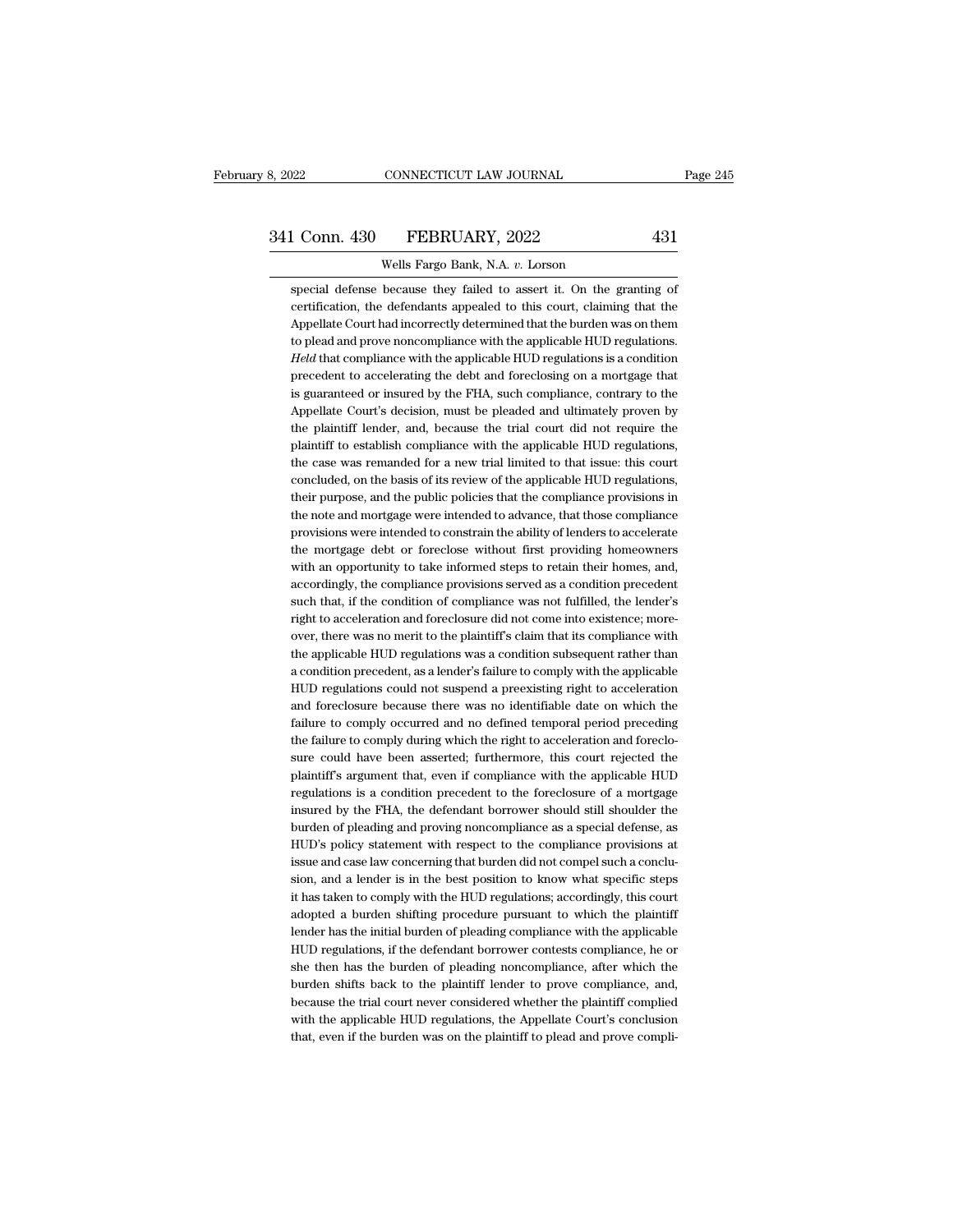special defense because they failed to assert it. On the granting of certification, the defendants appealed to this court, claiming that the Appellate Court had incorrectly determined that the burden was on them to plead and prove noncompliance with the applicable HUD regulations. *Held* that compliance with the applicable HUD regulations is a condition precedent to accelerating the debt and foreclosing on a mortgage that is guaranteed or insured by the FHA, such compliance, contrary to the Appellate Court's decision, must be pleaded and ultimately proven by the plaintiff lender, and, because the trial court did not require the plaintiff to establish compliance with the applicable HUD regulations, the case was remanded for a new trial limited to that issue: this court concluded, on the basis of its review of the applicable HUD regulations, their purpose, and the public policies that the compliance provisions in the note and mortgage were intended to advance, that those compliance provisions were intended to constrain the ability of lenders to accelerate the mortgage debt or foreclose without first providing homeowners with an opportunity to take informed steps to retain their homes, and, accordingly, the compliance provisions served as a condition precedent such that, if the condition of compliance was not fulfilled, the lender's right to acceleration and foreclosure did not come into existence; moreover, there was no merit to the plaintiff's claim that its compliance with the applicable HUD regulations was a condition subsequent rather than a condition precedent, as a lender's failure to comply with the applicable HUD regulations could not suspend a preexisting right to acceleration and foreclosure because there was no identifiable date on which the failure to comply occurred and no defined temporal period preceding the failure to comply during which the right to acceleration and foreclosure could have been asserted; furthermore, this court rejected the plaintiff's argument that, even if compliance with the applicable HUD regulations is a condition precedent to the foreclosure of a mortgage insured by the FHA, the defendant borrower should still shoulder the burden of pleading and proving noncompliance as a special defense, as HUD's policy statement with respect to the compliance provisions at issue and case law concerning that burden did not compel such a conclusion, and a lender is in the best position to know what specific steps it has taken to comply with the HUD regulations; accordingly, this court adopted a burden shifting procedure pursuant to which the plaintiff lender has the initial burden of pleading compliance with the applicable HUD regulations, if the defendant borrower contests compliance, he or she then has the burden of pleading noncompliance, after which the burden shifts back to the plaintiff lender to prove compliance, and, because the trial court never considered whether the plaintiff complied with the applicable HUD regulations, the Appellate Court's conclusion that, even if the burden was on the plaintiff to plead and prove compli-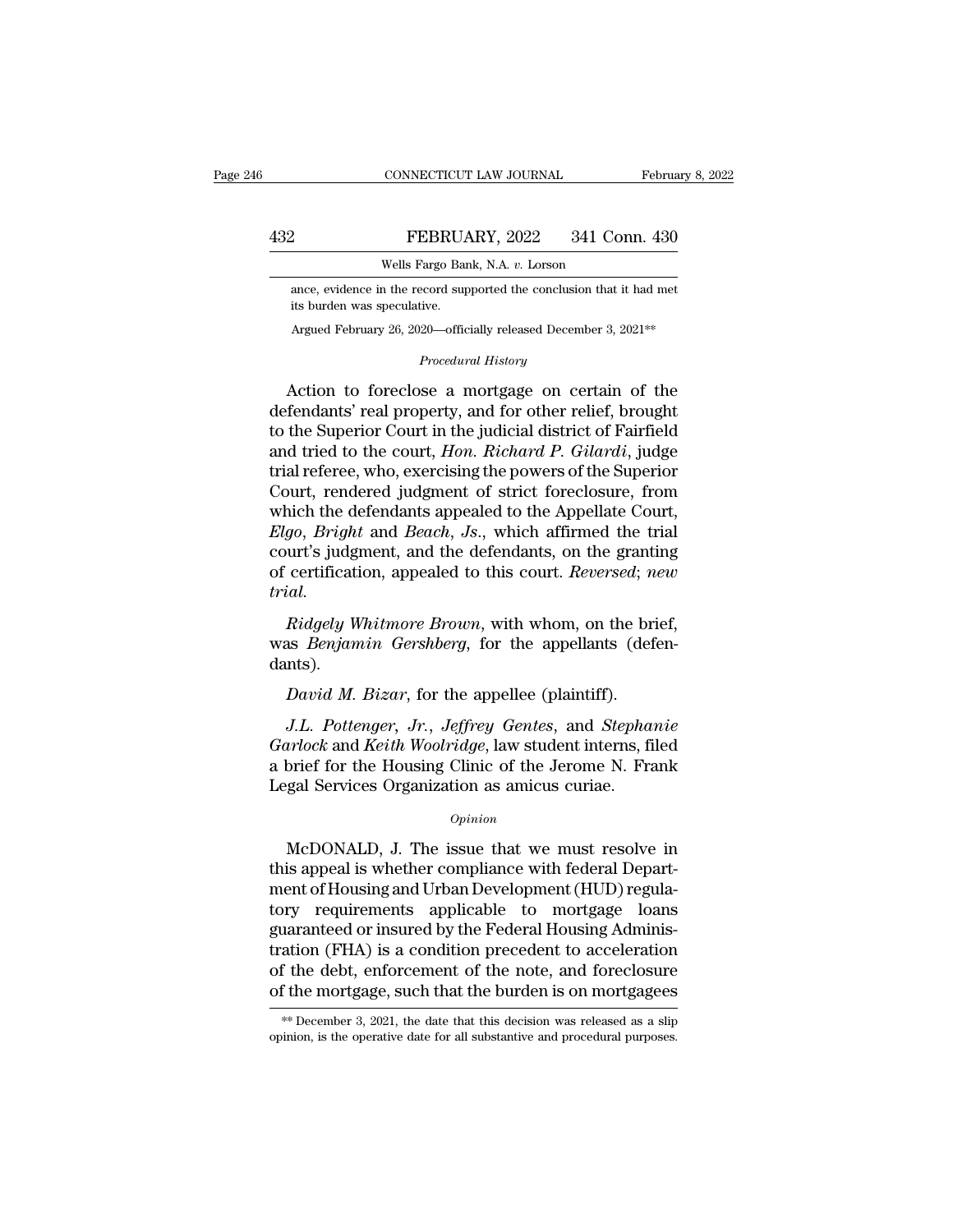ance, evidence in the record supported the conclusion that it had met its burden was speculative.

Argued February 26, 2020—officially released December 3, 2021**

*Procedural History*

Action to foreclose a mortgage on certain of the defendants' real property, and for other relief, brought to the Superior Court in the judicial district of Fairfield and tried to the court, *Hon. Richard P. Gilardi*, judge trial referee, who, exercising the powers of the Superior Court, rendered judgment of strict foreclosure, from which the defendants appealed to the Appellate Court, *Elgo*, *Bright* and *Beach*, *Js*., which affirmed the trial court's judgment, and the defendants, on the granting of certification, appealed to this court. *Reversed*; *new trial*.

*Ridgely Whitmore Brown*, with whom, on the brief, was *Benjamin Gershberg*, for the appellants (defendants).

*David M. Bizar*, for the appellee (plaintiff).

*J.L. Pottenger, Jr.*, *Jeffrey Gentes*, and *Stephanie Garlock* and *Keith Woolridge*, law student interns, filed a brief for the Housing Clinic of the Jerome N. Frank Legal Services Organization as amicus curiae.

*Opinion*

McDONALD, J. The issue that we must resolve in this appeal is whether compliance with federal Department of Housing and Urban Development (HUD) regulatory requirements applicable to mortgage loans guaranteed or insured by the Federal Housing Administration (FHA) is a condition precedent to acceleration of the debt, enforcement of the note, and foreclosure of the mortgage, such that the burden is on mortgagees

** December 3, 2021, the date that this decision was released as a slip opinion, is the operative date for all substantive and procedural purposes.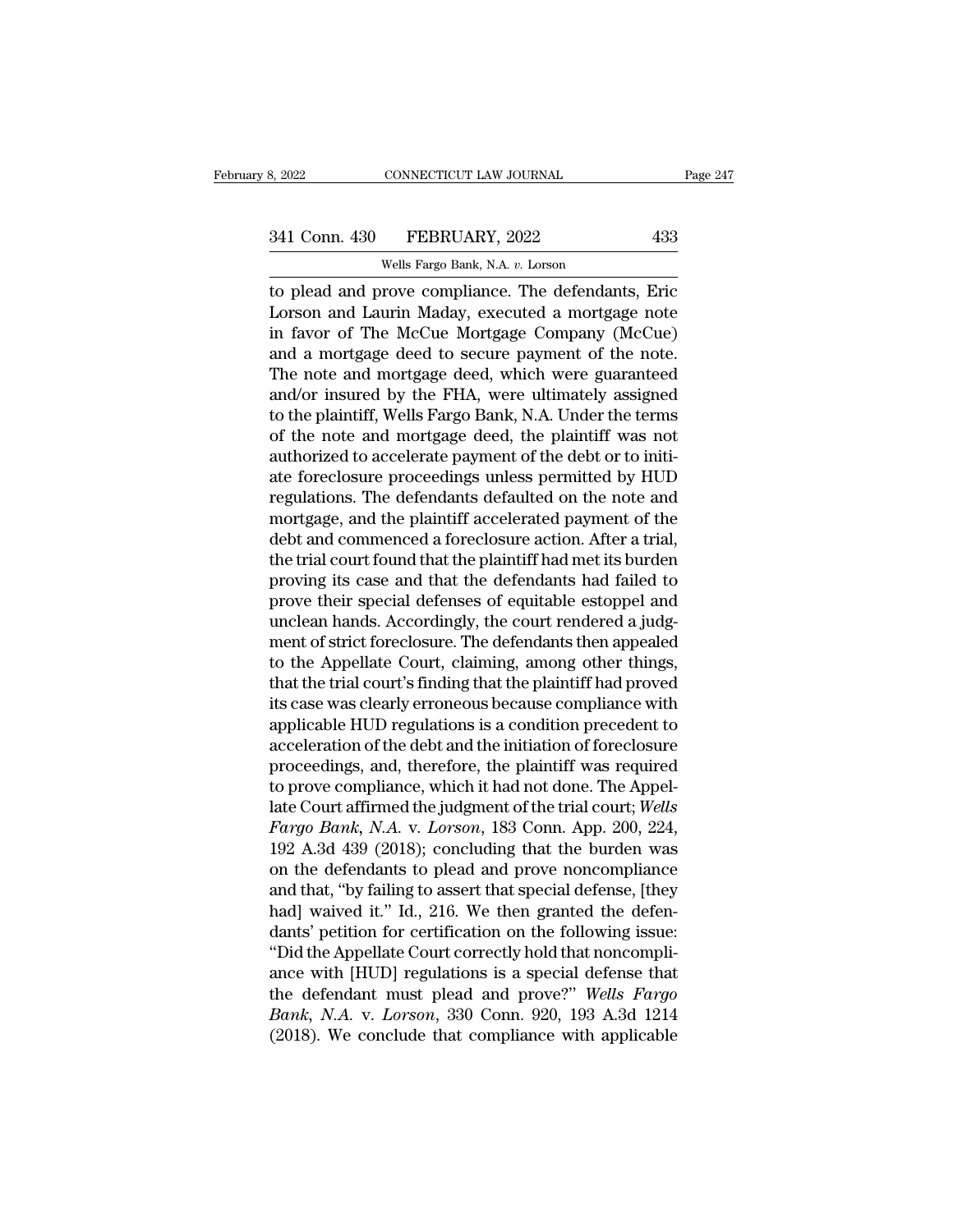to plead and prove compliance. The defendants, Eric Lorson and Laurin Maday, executed a mortgage note in favor of The McCue Mortgage Company (McCue) and a mortgage deed to secure payment of the note. The note and mortgage deed, which were guaranteed and/or insured by the FHA, were ultimately assigned to the plaintiff, Wells Fargo Bank, N.A. Under the terms of the note and mortgage deed, the plaintiff was not authorized to accelerate payment of the debt or to initiate foreclosure proceedings unless permitted by HUD regulations. The defendants defaulted on the note and mortgage, and the plaintiff accelerated payment of the debt and commenced a foreclosure action. After a trial, the trial court found that the plaintiff had met its burden proving its case and that the defendants had failed to prove their special defenses of equitable estoppel and unclean hands. Accordingly, the court rendered a judgment of strict foreclosure. The defendants then appealed to the Appellate Court, claiming, among other things, that the trial court's finding that the plaintiff had proved its case was clearly erroneous because compliance with applicable HUD regulations is a condition precedent to acceleration of the debt and the initiation of foreclosure proceedings, and, therefore, the plaintiff was required to prove compliance, which it had not done. The Appellate Court affirmed the judgment of the trial court; *Wells Fargo Bank, N.A.* v. *Lorson*, 183 Conn. App. 200, 224, 192 A.3d 439 (2018); concluding that the burden was on the defendants to plead and prove noncompliance and that, "by failing to assert that special defense, [they had] waived it." Id., 216. We then granted the defendants' petition for certification on the following issue: "Did the Appellate Court correctly hold that noncompliance with [HUD] regulations is a special defense that the defendant must plead and prove?" *Wells Fargo Bank, N.A.* v. *Lorson*, 330 Conn. 920, 193 A.3d 1214 (2018). We conclude that compliance with applicable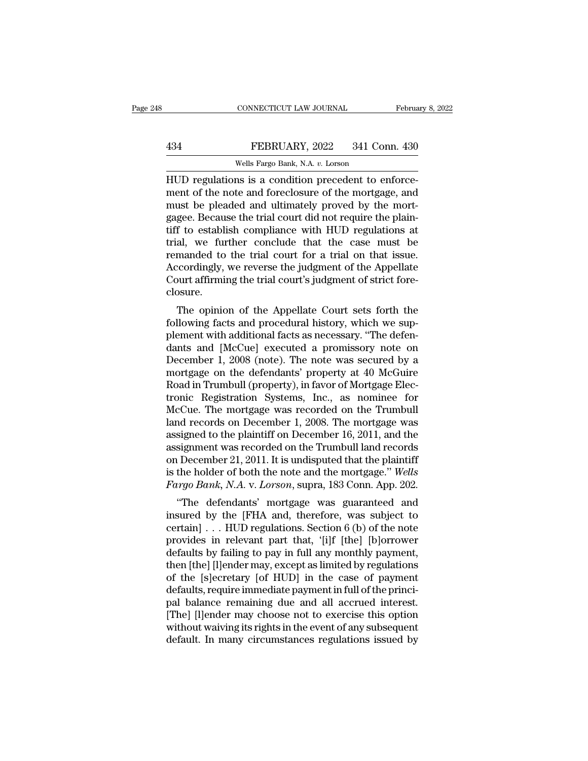HUD regulations is a condition precedent to enforcement of the note and foreclosure of the mortgage, and must be pleaded and ultimately proved by the mortgagee. Because the trial court did not require the plaintiff to establish compliance with HUD regulations at trial, we further conclude that the case must be remanded to the trial court for a trial on that issue. Accordingly, we reverse the judgment of the Appellate Court affirming the trial court's judgment of strict foreclosure.

The opinion of the Appellate Court sets forth the following facts and procedural history, which we supplement with additional facts as necessary. "The defendants and [McCue] executed a promissory note on December 1, 2008 (note). The note was secured by a mortgage on the defendants' property at 40 McGuire Road in Trumbull (property), in favor of Mortgage Electronic Registration Systems, Inc., as nominee for McCue. The mortgage was recorded on the Trumbull land records on December 1, 2008. The mortgage was assigned to the plaintiff on December 16, 2011, and the assignment was recorded on the Trumbull land records on December 21, 2011. It is undisputed that the plaintiff is the holder of both the note and the mortgage." *Wells Fargo Bank, N.A.* v. *Lorson*, supra, 183 Conn. App. 202.

"The defendants' mortgage was guaranteed and insured by the [FHA and, therefore, was subject to certain] . . . HUD regulations. Section 6 (b) of the note provides in relevant part that, '[i]f [the] [b]orrower defaults by failing to pay in full any monthly payment, then [the] [l]ender may, except as limited by regulations of the [s]ecretary [of HUD] in the case of payment defaults, require immediate payment in full of the principal balance remaining due and all accrued interest. [The] [l]ender may choose not to exercise this option without waiving its rights in the event of any subsequent default. In many circumstances regulations issued by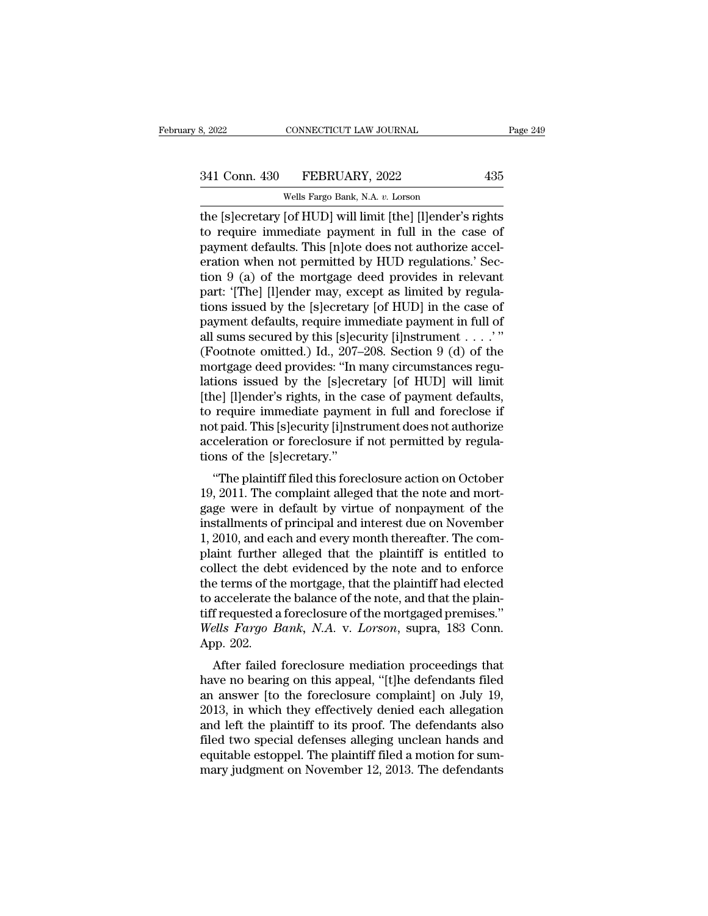the [s]ecretary [of HUD] will limit [the] [l]ender's rights to require immediate payment in full in the case of payment defaults. This [n]ote does not authorize acceleration when not permitted by HUD regulations.' Section 9 (a) of the mortgage deed provides in relevant part: '[The] [l]ender may, except as limited by regulations issued by the [s]ecretary [of HUD] in the case of payment defaults, require immediate payment in full of all sums secured by this [s]ecurity [i]nstrument . . . .' " (Footnote omitted.) Id., 207–208. Section 9 (d) of the mortgage deed provides: "In many circumstances regulations issued by the [s]ecretary [of HUD] will limit [the] [l]ender's rights, in the case of payment defaults, to require immediate payment in full and foreclose if not paid. This [s]ecurity [i]nstrument does not authorize acceleration or foreclosure if not permitted by regulations of the [s]ecretary."

"The plaintiff filed this foreclosure action on October 19, 2011. The complaint alleged that the note and mortgage were in default by virtue of nonpayment of the installments of principal and interest due on November 1, 2010, and each and every month thereafter. The complaint further alleged that the plaintiff is entitled to collect the debt evidenced by the note and to enforce the terms of the mortgage, that the plaintiff had elected to accelerate the balance of the note, and that the plaintiff requested a foreclosure of the mortgaged premises." *Wells Fargo Bank, N.A.* v. *Lorson*, supra, 183 Conn. App. 202.

After failed foreclosure mediation proceedings that have no bearing on this appeal, "[t]he defendants filed an answer [to the foreclosure complaint] on July 19, 2013, in which they effectively denied each allegation and left the plaintiff to its proof. The defendants also filed two special defenses alleging unclean hands and equitable estoppel. The plaintiff filed a motion for summary judgment on November 12, 2013. The defendants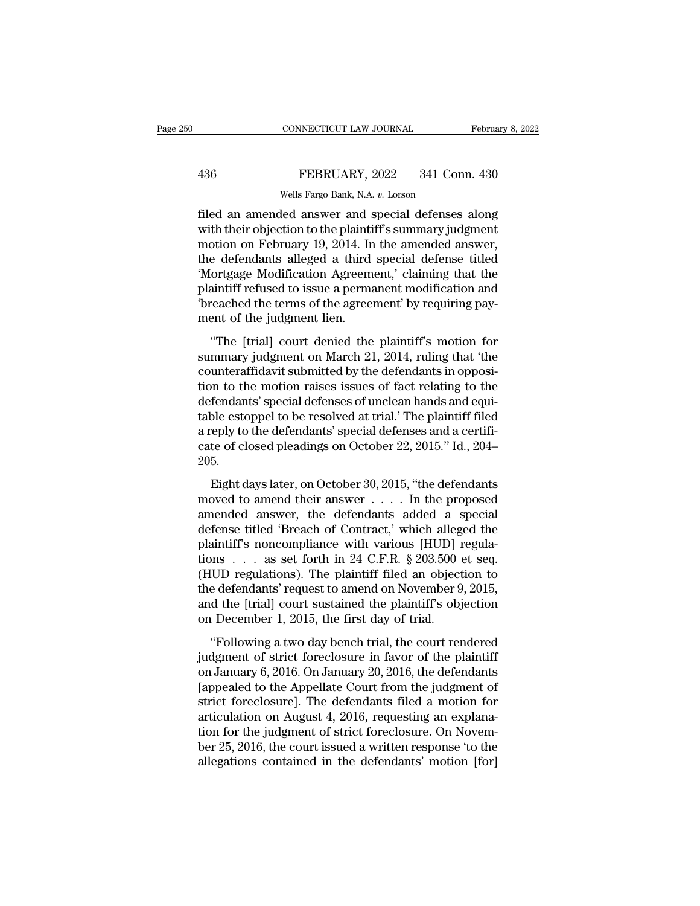filed an amended answer and special defenses along with their objection to the plaintiff's summary judgment motion on February 19, 2014. In the amended answer, the defendants alleged a third special defense titled 'Mortgage Modification Agreement,' claiming that the plaintiff refused to issue a permanent modification and 'breached the terms of the agreement' by requiring payment of the judgment lien.

"The [trial] court denied the plaintiff's motion for summary judgment on March 21, 2014, ruling that 'the counteraffidavit submitted by the defendants in opposition to the motion raises issues of fact relating to the defendants' special defenses of unclean hands and equitable estoppel to be resolved at trial.' The plaintiff filed a reply to the defendants' special defenses and a certificate of closed pleadings on October 22, 2015." Id., 204–205.

Eight days later, on October 30, 2015, "the defendants moved to amend their answer . . . . In the proposed amended answer, the defendants added a special defense titled 'Breach of Contract,' which alleged the plaintiff's noncompliance with various [HUD] regulations . . . as set forth in 24 C.F.R. § 203.500 et seq. (HUD regulations). The plaintiff filed an objection to the defendants' request to amend on November 9, 2015, and the [trial] court sustained the plaintiff's objection on December 1, 2015, the first day of trial.

"Following a two day bench trial, the court rendered judgment of strict foreclosure in favor of the plaintiff on January 6, 2016. On January 20, 2016, the defendants [appealed to the Appellate Court from the judgment of strict foreclosure]. The defendants filed a motion for articulation on August 4, 2016, requesting an explanation for the judgment of strict foreclosure. On November 25, 2016, the court issued a written response 'to the allegations contained in the defendants' motion [for]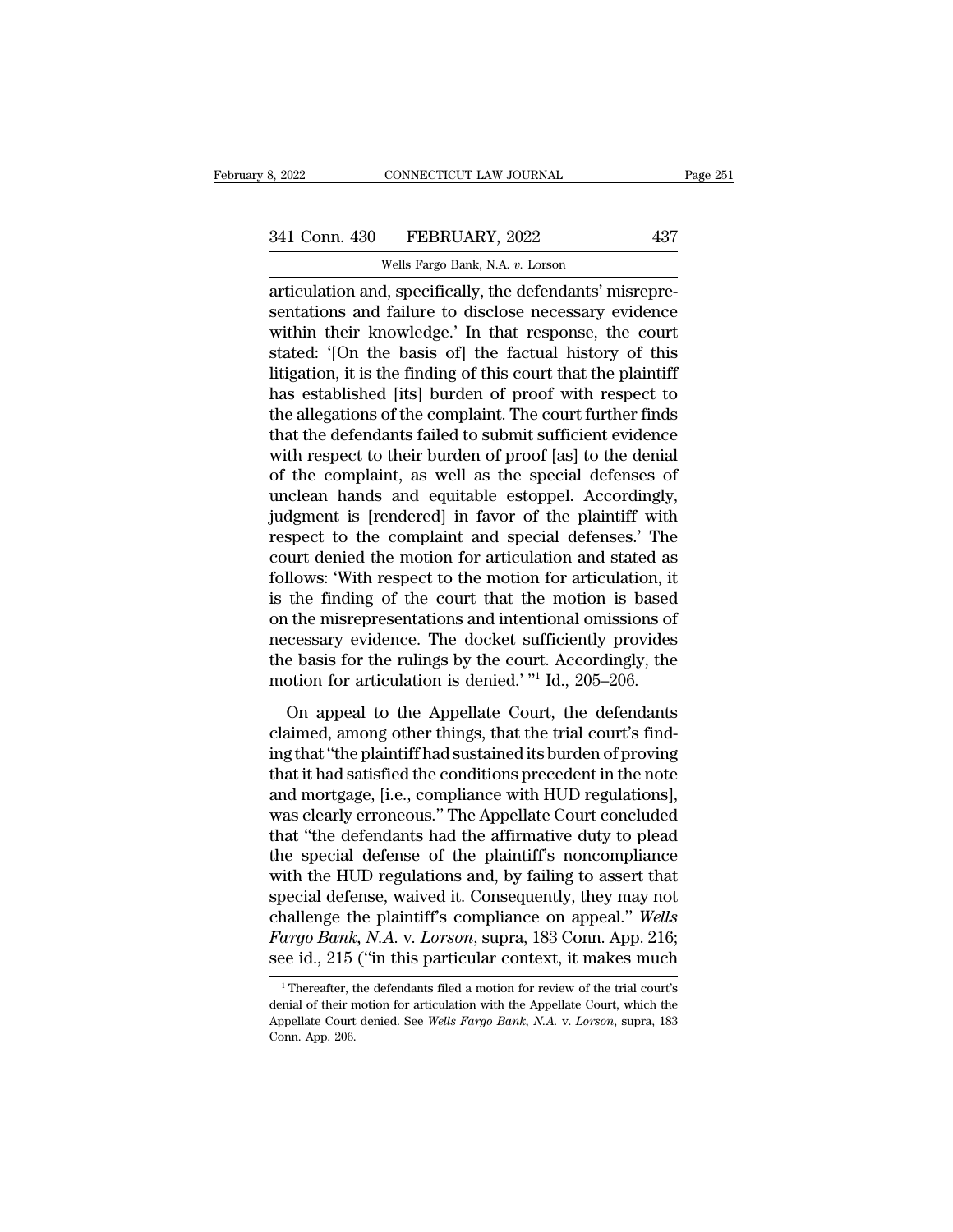articulation and, specifically, the defendants' misrepresentations and failure to disclose necessary evidence within their knowledge.' In that response, the court stated: '[On the basis of] the factual history of this litigation, it is the finding of this court that the plaintiff has established [its] burden of proof with respect to the allegations of the complaint. The court further finds that the defendants failed to submit sufficient evidence with respect to their burden of proof [as] to the denial of the complaint, as well as the special defenses of unclean hands and equitable estoppel. Accordingly, judgment is [rendered] in favor of the plaintiff with respect to the complaint and special defenses.' The court denied the motion for articulation and stated as follows: 'With respect to the motion for articulation, it is the finding of the court that the motion is based on the misrepresentations and intentional omissions of necessary evidence. The docket sufficiently provides the basis for the rulings by the court. Accordingly, the motion for articulation is denied.' "[1] Id., 205–206.

On appeal to the Appellate Court, the defendants claimed, among other things, that the trial court's finding that "the plaintiff had sustained its burden of proving that it had satisfied the conditions precedent in the note and mortgage, [i.e., compliance with HUD regulations], was clearly erroneous." The Appellate Court concluded that "the defendants had the affirmative duty to plead the special defense of the plaintiff's noncompliance with the HUD regulations and, by failing to assert that special defense, waived it. Consequently, they may not challenge the plaintiff's compliance on appeal." *Wells Fargo Bank, N.A.* v. *Lorson*, supra, 183 Conn. App. 216; see id., 215 ("in this particular context, it makes much

[1] Thereafter, the defendants filed a motion for review of the trial court's denial of their motion for articulation with the Appellate Court, which the Appellate Court denied. See *Wells Fargo Bank, N.A.* v. *Lorson*, supra, 183 Conn. App. 206.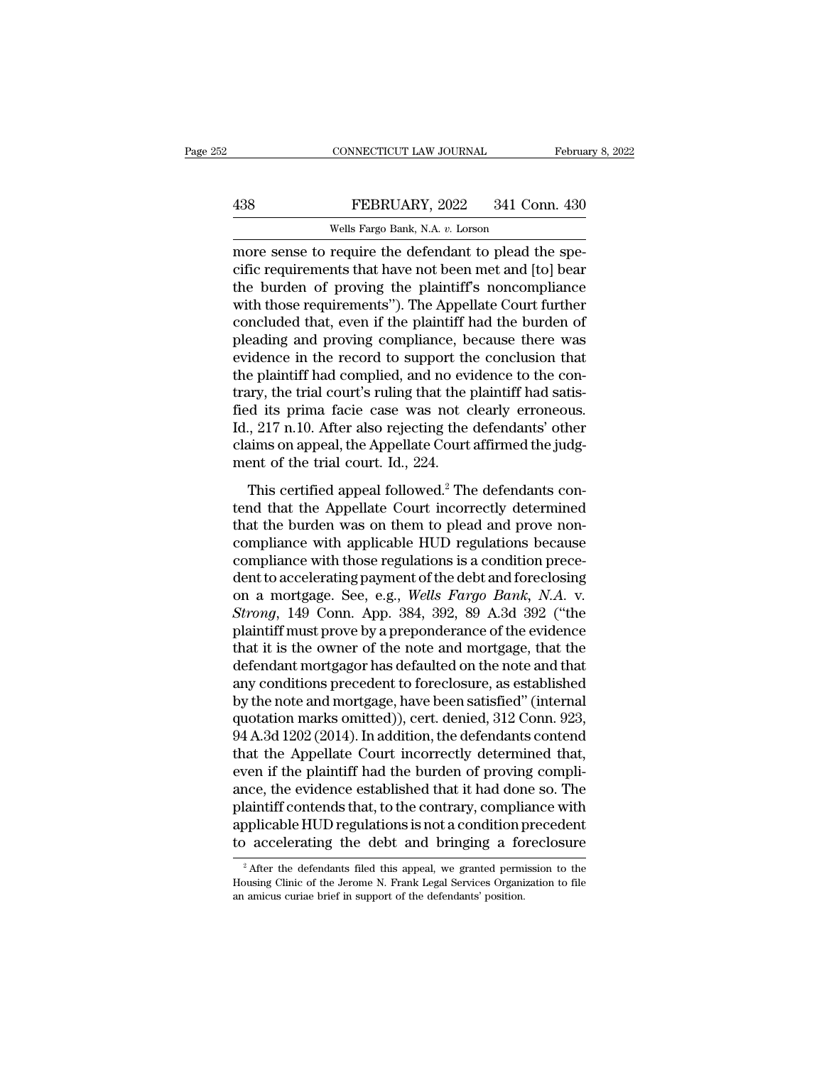more sense to require the defendant to plead the specific requirements that have not been met and [to] bear the burden of proving the plaintiff's noncompliance with those requirements"). The Appellate Court further concluded that, even if the plaintiff had the burden of pleading and proving compliance, because there was evidence in the record to support the conclusion that the plaintiff had complied, and no evidence to the contrary, the trial court's ruling that the plaintiff had satisfied its prima facie case was not clearly erroneous. Id., 217 n.10. After also rejecting the defendants' other claims on appeal, the Appellate Court affirmed the judgment of the trial court. Id., 224.

This certified appeal followed.[2] The defendants contend that the Appellate Court incorrectly determined that the burden was on them to plead and prove noncompliance with applicable HUD regulations because compliance with those regulations is a condition precedent to accelerating payment of the debt and foreclosing on a mortgage. See, e.g., *Wells Fargo Bank, N.A.* v. *Strong*, 149 Conn. App. 384, 392, 89 A.3d 392 ("the plaintiff must prove by a preponderance of the evidence that it is the owner of the note and mortgage, that the defendant mortgagor has defaulted on the note and that any conditions precedent to foreclosure, as established by the note and mortgage, have been satisfied" (internal quotation marks omitted)), cert. denied, 312 Conn. 923, 94 A.3d 1202 (2014). In addition, the defendants contend that the Appellate Court incorrectly determined that, even if the plaintiff had the burden of proving compliance, the evidence established that it had done so. The plaintiff contends that, to the contrary, compliance with applicable HUD regulations is not a condition precedent to accelerating the debt and bringing a foreclosure

[2] After the defendants filed this appeal, we granted permission to the Housing Clinic of the Jerome N. Frank Legal Services Organization to file an amicus curiae brief in support of the defendants' position.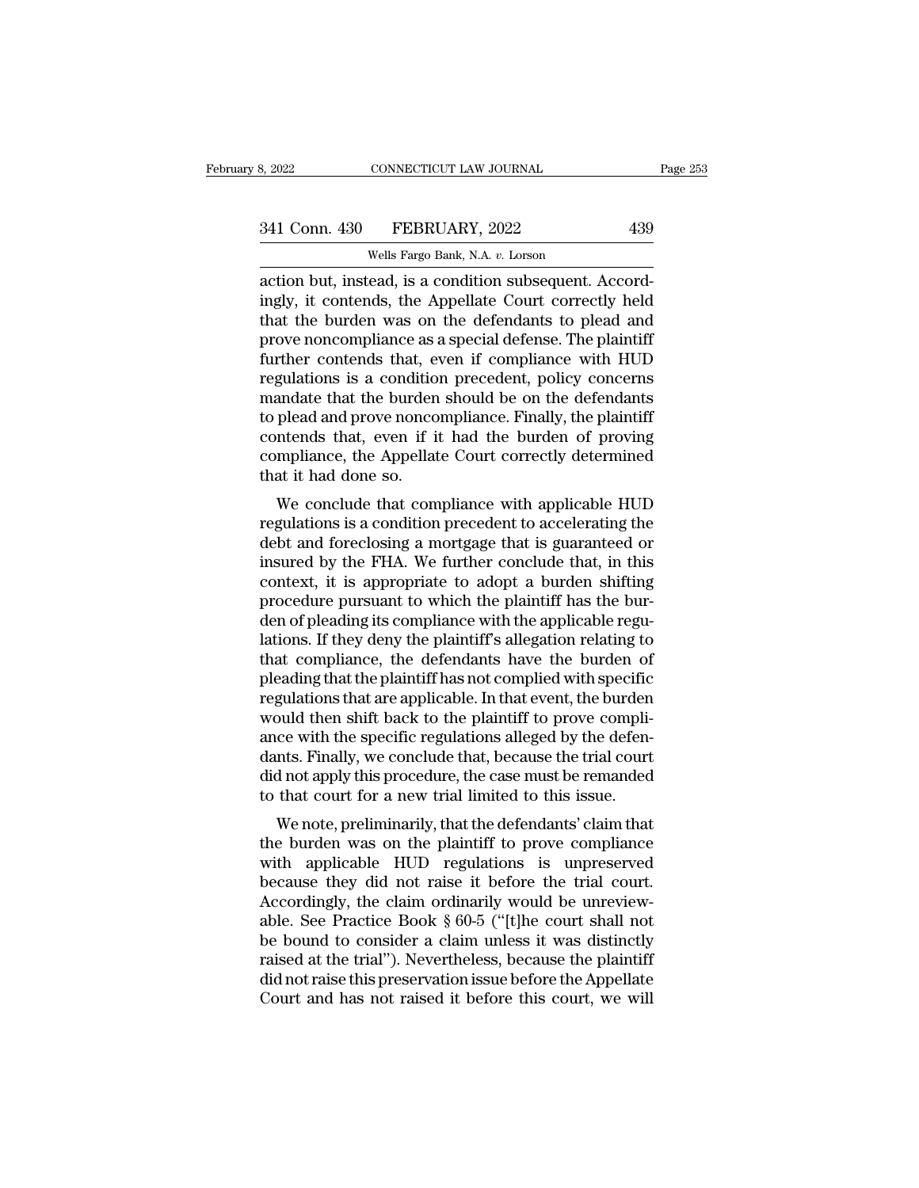action but, instead, is a condition subsequent. Accordingly, it contends, the Appellate Court correctly held that the burden was on the defendants to plead and prove noncompliance as a special defense. The plaintiff further contends that, even if compliance with HUD regulations is a condition precedent, policy concerns mandate that the burden should be on the defendants to plead and prove noncompliance. Finally, the plaintiff contends that, even if it had the burden of proving compliance, the Appellate Court correctly determined that it had done so.

We conclude that compliance with applicable HUD regulations is a condition precedent to accelerating the debt and foreclosing a mortgage that is guaranteed or insured by the FHA. We further conclude that, in this context, it is appropriate to adopt a burden shifting procedure pursuant to which the plaintiff has the burden of pleading its compliance with the applicable regulations. If they deny the plaintiff's allegation relating to that compliance, the defendants have the burden of pleading that the plaintiff has not complied with specific regulations that are applicable. In that event, the burden would then shift back to the plaintiff to prove compliance with the specific regulations alleged by the defendants. Finally, we conclude that, because the trial court did not apply this procedure, the case must be remanded to that court for a new trial limited to this issue.

We note, preliminarily, that the defendants' claim that the burden was on the plaintiff to prove compliance with applicable HUD regulations is unpreserved because they did not raise it before the trial court. Accordingly, the claim ordinarily would be unreviewable. See Practice Book § 60-5 ("[t]he court shall not be bound to consider a claim unless it was distinctly raised at the trial"). Nevertheless, because the plaintiff did not raise this preservation issue before the Appellate Court and has not raised it before this court, we will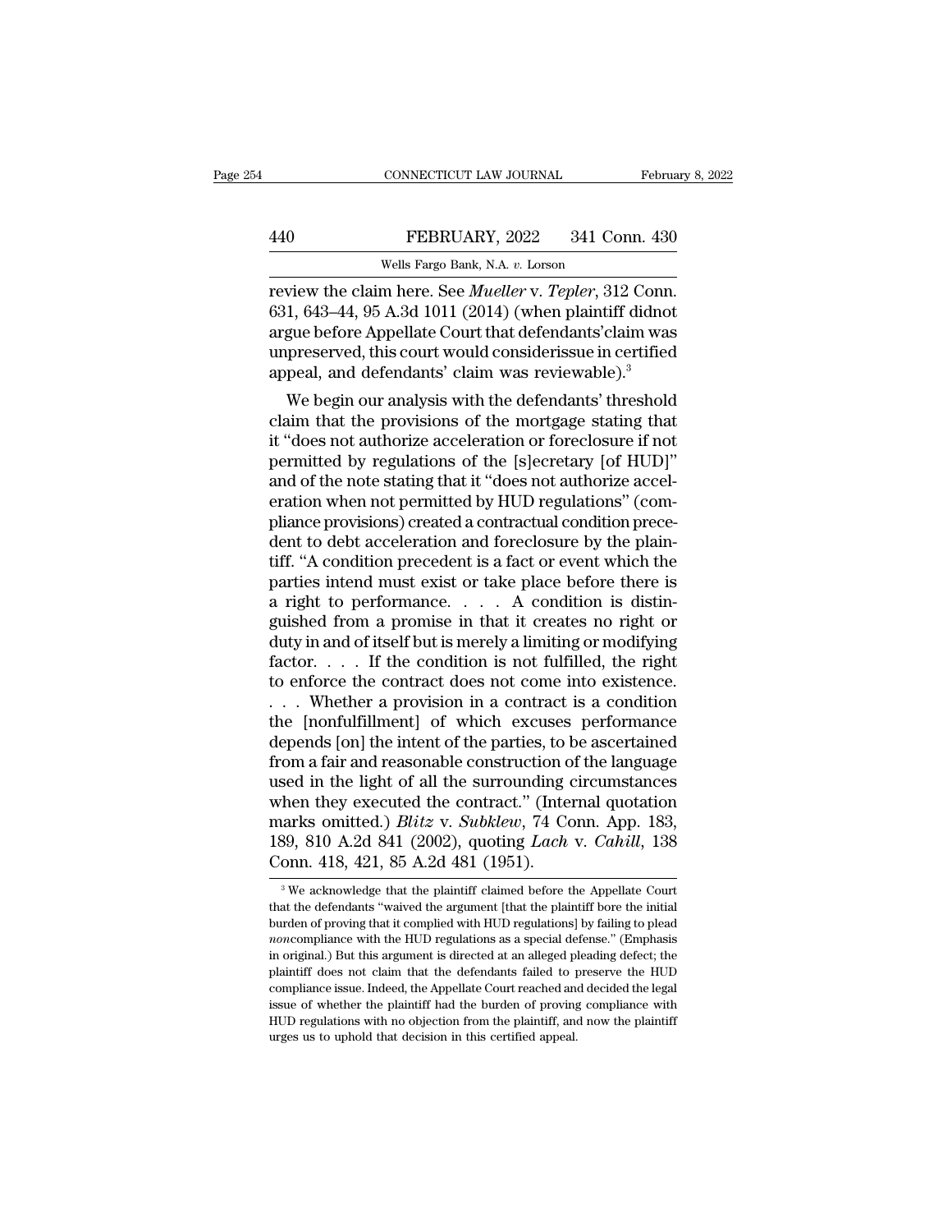review the claim here. See *Mueller* v. *Tepler*, 312 Conn. 631, 643–44, 95 A.3d 1011 (2014) (when plaintiff didnot argue before Appellate Court that defendants'claim was unpreserved, this court would considerissue in certified appeal, and defendants' claim was reviewable).[3]

We begin our analysis with the defendants' threshold claim that the provisions of the mortgage stating that it "does not authorize acceleration or foreclosure if not permitted by regulations of the [s]ecretary [of HUD]" and of the note stating that it "does not authorize acceleration when not permitted by HUD regulations" (compliance provisions) created a contractual condition precedent to debt acceleration and foreclosure by the plaintiff. "A condition precedent is a fact or event which the parties intend must exist or take place before there is a right to performance. . . . A condition is distinguished from a promise in that it creates no right or duty in and of itself but is merely a limiting or modifying factor. . . . If the condition is not fulfilled, the right to enforce the contract does not come into existence. . . . Whether a provision in a contract is a condition the [nonfulfillment] of which excuses performance depends [on] the intent of the parties, to be ascertained from a fair and reasonable construction of the language used in the light of all the surrounding circumstances when they executed the contract." (Internal quotation marks omitted.) *Blitz* v. *Subklew*, 74 Conn. App. 183, 189, 810 A.2d 841 (2002), quoting *Lach* v. *Cahill*, 138 Conn. 418, 421, 85 A.2d 481 (1951).

[3] We acknowledge that the plaintiff claimed before the Appellate Court that the defendants "waived the argument [that the plaintiff bore the initial burden of proving that it complied with HUD regulations] by failing to plead *non*compliance with the HUD regulations as a special defense." (Emphasis in original.) But this argument is directed at an alleged pleading defect; the plaintiff does not claim that the defendants failed to preserve the HUD compliance issue. Indeed, the Appellate Court reached and decided the legal issue of whether the plaintiff had the burden of proving compliance with HUD regulations with no objection from the plaintiff, and now the plaintiff urges us to uphold that decision in this certified appeal.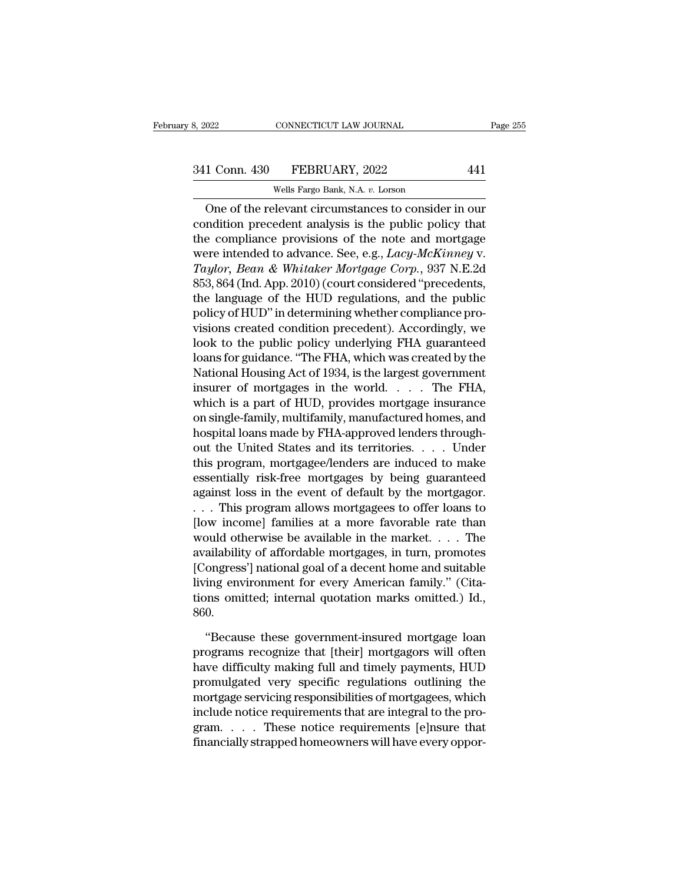One of the relevant circumstances to consider in our condition precedent analysis is the public policy that the compliance provisions of the note and mortgage were intended to advance. See, e.g., *Lacy-McKinney* v. *Taylor, Bean & Whitaker Mortgage Corp.*, 937 N.E.2d 853, 864 (Ind. App. 2010) (court considered "precedents, the language of the HUD regulations, and the public policy of HUD" in determining whether compliance provisions created condition precedent). Accordingly, we look to the public policy underlying FHA guaranteed loans for guidance. "The FHA, which was created by the National Housing Act of 1934, is the largest government insurer of mortgages in the world. . . . The FHA, which is a part of HUD, provides mortgage insurance on single-family, multifamily, manufactured homes, and hospital loans made by FHA-approved lenders throughout the United States and its territories. . . . Under this program, mortgagee/lenders are induced to make essentially risk-free mortgages by being guaranteed against loss in the event of default by the mortgagor. . . . This program allows mortgagees to offer loans to [low income] families at a more favorable rate than would otherwise be available in the market. . . . The availability of affordable mortgages, in turn, promotes [Congress'] national goal of a decent home and suitable living environment for every American family." (Citations omitted; internal quotation marks omitted.) Id., 860.

"Because these government-insured mortgage loan programs recognize that [their] mortgagors will often have difficulty making full and timely payments, HUD promulgated very specific regulations outlining the mortgage servicing responsibilities of mortgagees, which include notice requirements that are integral to the program. . . . These notice requirements [e]nsure that financially strapped homeowners will have every oppor-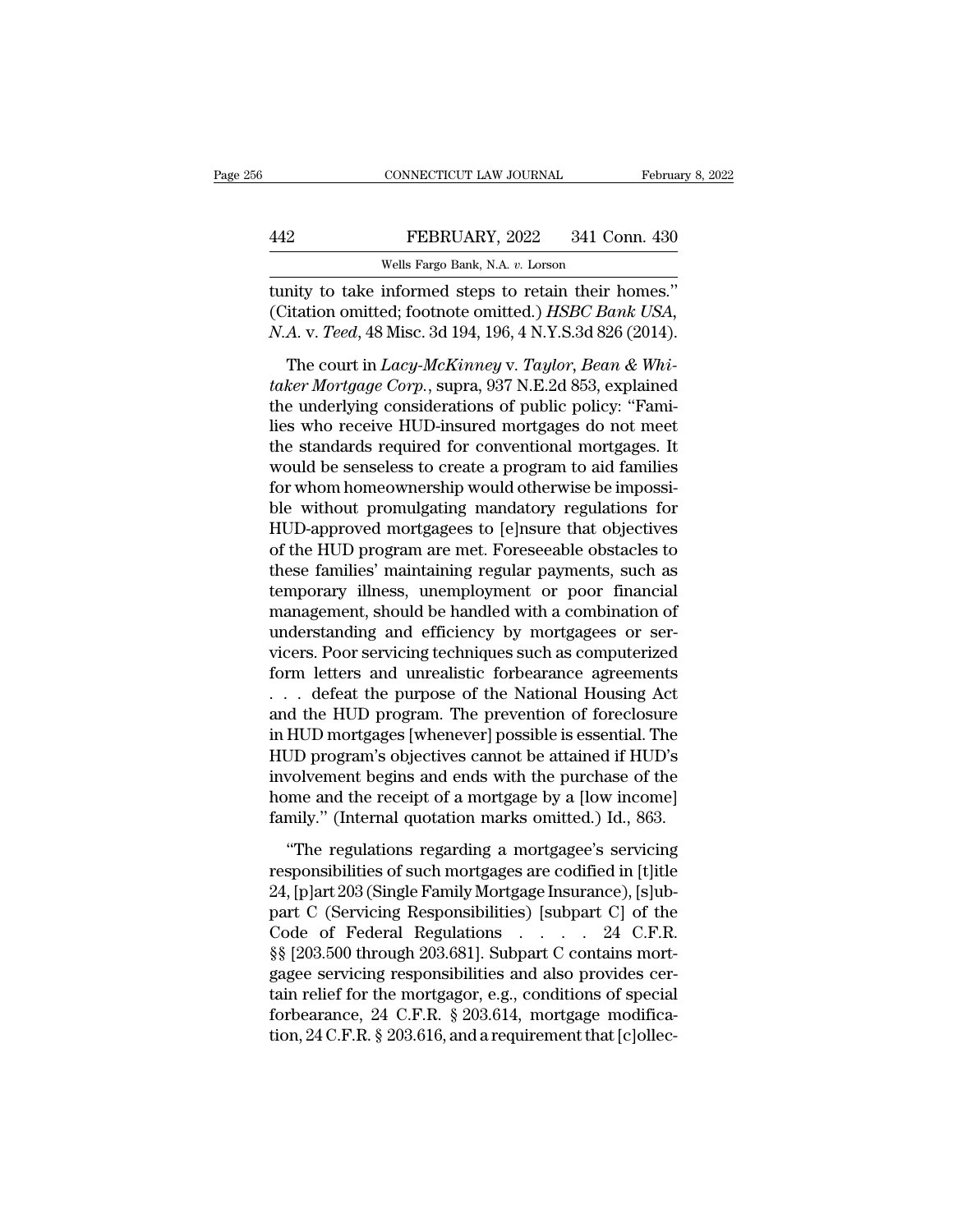tunity to take informed steps to retain their homes." (Citation omitted; footnote omitted.) *HSBC Bank USA, N.A.* v. *Teed*, 48 Misc. 3d 194, 196, 4 N.Y.S.3d 826 (2014).

The court in *Lacy-McKinney* v. *Taylor, Bean & Whitaker Mortgage Corp.*, supra, 937 N.E.2d 853, explained the underlying considerations of public policy: "Families who receive HUD-insured mortgages do not meet the standards required for conventional mortgages. It would be senseless to create a program to aid families for whom homeownership would otherwise be impossible without promulgating mandatory regulations for HUD-approved mortgagees to [e]nsure that objectives of the HUD program are met. Foreseeable obstacles to these families' maintaining regular payments, such as temporary illness, unemployment or poor financial management, should be handled with a combination of understanding and efficiency by mortgagees or servicers. Poor servicing techniques such as computerized form letters and unrealistic forbearance agreements . . . defeat the purpose of the National Housing Act and the HUD program. The prevention of foreclosure in HUD mortgages [whenever] possible is essential. The HUD program's objectives cannot be attained if HUD's involvement begins and ends with the purchase of the home and the receipt of a mortgage by a [low income] family." (Internal quotation marks omitted.) Id., 863.

"The regulations regarding a mortgagee's servicing responsibilities of such mortgages are codified in [t]itle 24, [p]art 203 (Single Family Mortgage Insurance), [s]ubpart C (Servicing Responsibilities) [subpart C] of the Code of Federal Regulations . . . . 24 C.F.R. §§ [203.500 through 203.681]. Subpart C contains mortgagee servicing responsibilities and also provides certain relief for the mortgagor, e.g., conditions of special forbearance, 24 C.F.R. § 203.614, mortgage modification, 24 C.F.R. § 203.616, and a requirement that [c]ollec-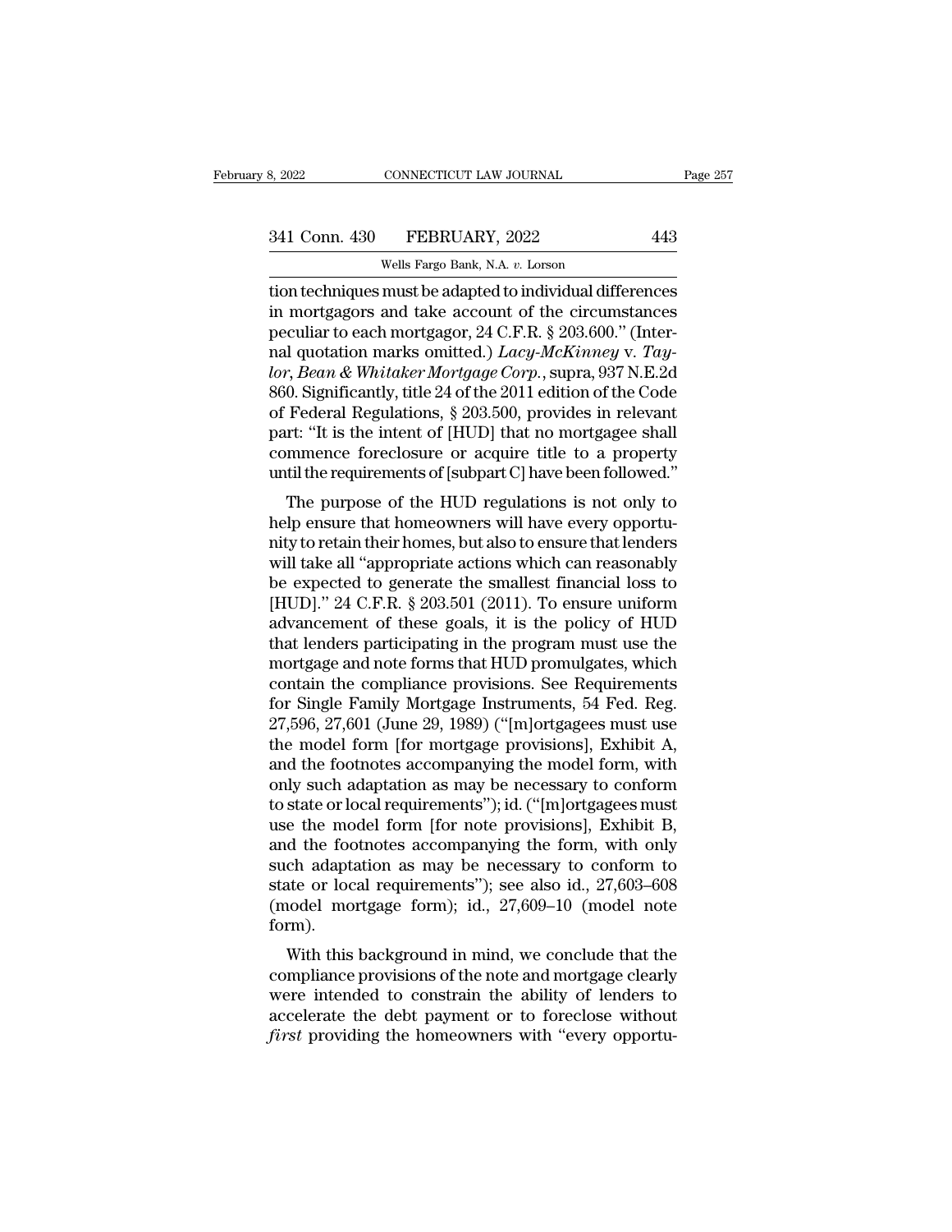tion techniques must be adapted to individual differences in mortgagors and take account of the circumstances peculiar to each mortgagor, 24 C.F.R. § 203.600." (Internal quotation marks omitted.) *Lacy-McKinney* v. *Taylor, Bean & Whitaker Mortgage Corp.*, supra, 937 N.E.2d 860. Significantly, title 24 of the 2011 edition of the Code of Federal Regulations, § 203.500, provides in relevant part: "It is the intent of [HUD] that no mortgagee shall commence foreclosure or acquire title to a property until the requirements of [subpart C] have been followed."

The purpose of the HUD regulations is not only to help ensure that homeowners will have every opportunity to retain their homes, but also to ensure that lenders will take all "appropriate actions which can reasonably be expected to generate the smallest financial loss to [HUD]." 24 C.F.R. § 203.501 (2011). To ensure uniform advancement of these goals, it is the policy of HUD that lenders participating in the program must use the mortgage and note forms that HUD promulgates, which contain the compliance provisions. See Requirements for Single Family Mortgage Instruments, 54 Fed. Reg. 27,596, 27,601 (June 29, 1989) ("[m]ortgagees must use the model form [for mortgage provisions], Exhibit A, and the footnotes accompanying the model form, with only such adaptation as may be necessary to conform to state or local requirements"); id. ("[m]ortgagees must use the model form [for note provisions], Exhibit B, and the footnotes accompanying the form, with only such adaptation as may be necessary to conform to state or local requirements"); see also id., 27,603–608 (model mortgage form); id., 27,609–10 (model note form).

With this background in mind, we conclude that the compliance provisions of the note and mortgage clearly were intended to constrain the ability of lenders to accelerate the debt payment or to foreclose without *first* providing the homeowners with "every opportu-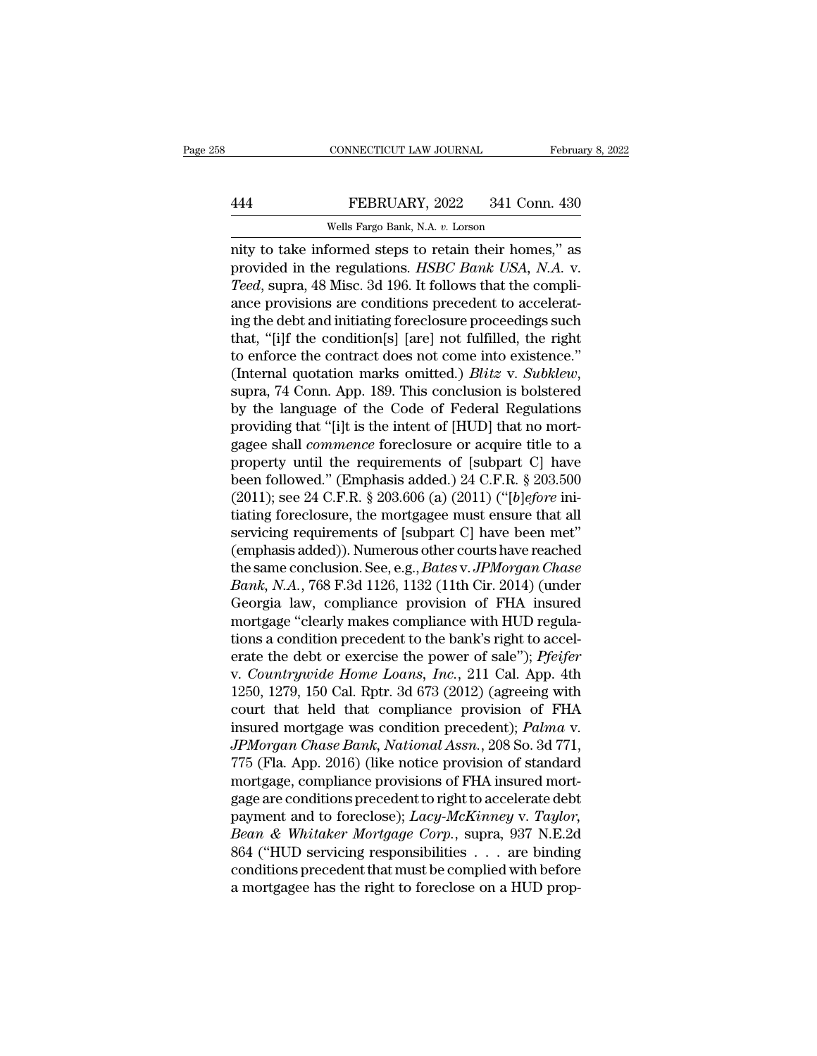nity to take informed steps to retain their homes," as provided in the regulations. *HSBC Bank USA, N.A.* v. *Teed*, supra, 48 Misc. 3d 196. It follows that the compliance provisions are conditions precedent to accelerating the debt and initiating foreclosure proceedings such that, "[i]f the condition[s] [are] not fulfilled, the right to enforce the contract does not come into existence." (Internal quotation marks omitted.) *Blitz* v. *Subklew*, supra, 74 Conn. App. 189. This conclusion is bolstered by the language of the Code of Federal Regulations providing that "[i]t is the intent of [HUD] that no mortgagee shall *commence* foreclosure or acquire title to a property until the requirements of [subpart C] have been followed." (Emphasis added.) 24 C.F.R. § 203.500 (2011); see 24 C.F.R. § 203.606 (a) (2011) ("[*b*]*efore* initiating foreclosure, the mortgagee must ensure that all servicing requirements of [subpart C] have been met" (emphasis added)). Numerous other courts have reached the same conclusion. See, e.g., *Bates* v. *JPMorgan Chase Bank, N.A.*, 768 F.3d 1126, 1132 (11th Cir. 2014) (under Georgia law, compliance provision of FHA insured mortgage "clearly makes compliance with HUD regulations a condition precedent to the bank's right to accelerate the debt or exercise the power of sale"); *Pfeifer* v. *Countrywide Home Loans, Inc.*, 211 Cal. App. 4th 1250, 1279, 150 Cal. Rptr. 3d 673 (2012) (agreeing with court that held that compliance provision of FHA insured mortgage was condition precedent); *Palma* v. *JPMorgan Chase Bank, National Assn.*, 208 So. 3d 771, 775 (Fla. App. 2016) (like notice provision of standard mortgage, compliance provisions of FHA insured mortgage are conditions precedent to right to accelerate debt payment and to foreclose); *Lacy-McKinney* v. *Taylor, Bean & Whitaker Mortgage Corp.*, supra, 937 N.E.2d 864 ("HUD servicing responsibilities . . . are binding conditions precedent that must be complied with before a mortgagee has the right to foreclose on a HUD prop-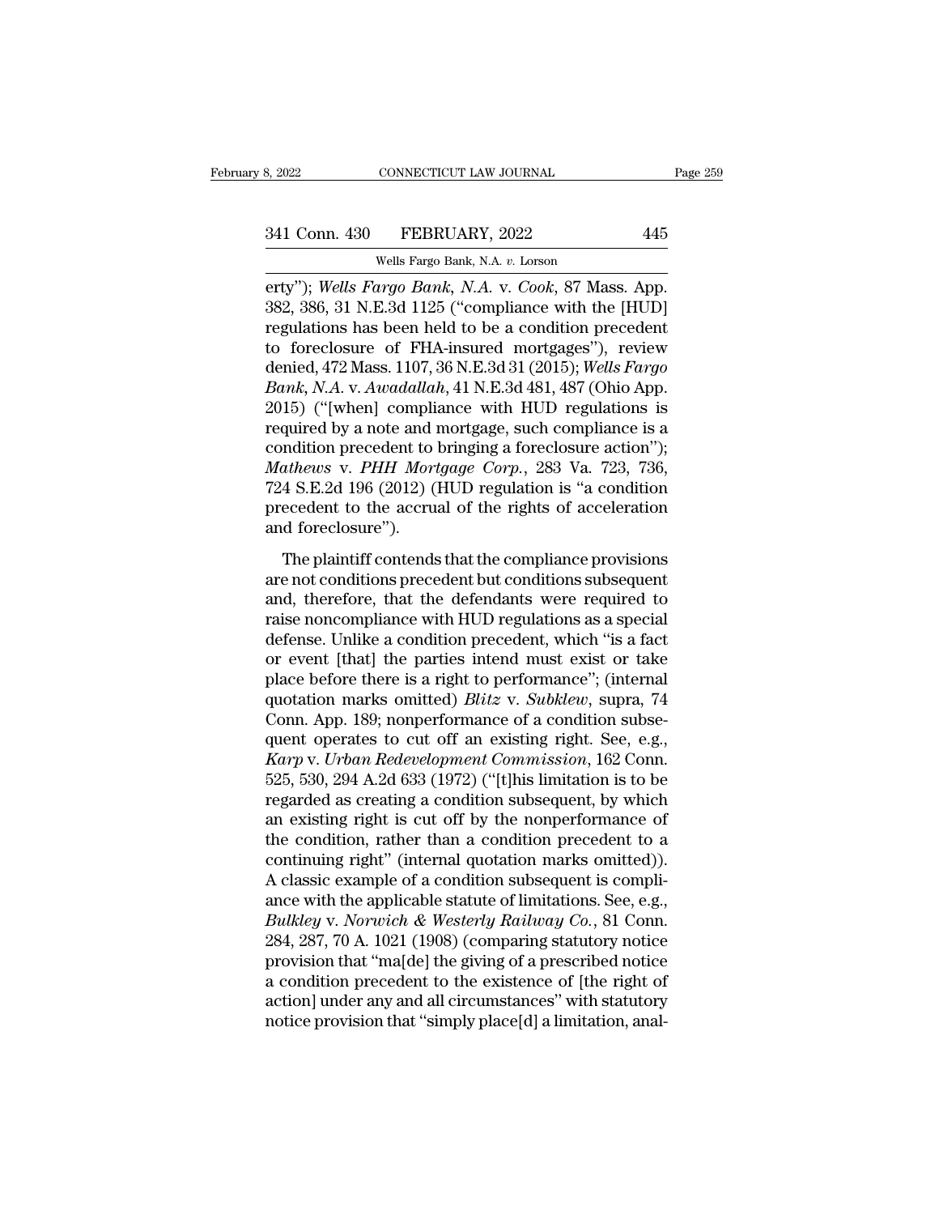erty"); *Wells Fargo Bank, N.A.* v. *Cook*, 87 Mass. App. 382, 386, 31 N.E.3d 1125 ("compliance with the [HUD] regulations has been held to be a condition precedent to foreclosure of FHA-insured mortgages"), review denied, 472 Mass. 1107, 36 N.E.3d 31 (2015); *Wells Fargo Bank, N.A.* v. *Awadallah*, 41 N.E.3d 481, 487 (Ohio App. 2015) ("[when] compliance with HUD regulations is required by a note and mortgage, such compliance is a condition precedent to bringing a foreclosure action"); *Mathews* v. *PHH Mortgage Corp.*, 283 Va. 723, 736, 724 S.E.2d 196 (2012) (HUD regulation is "a condition precedent to the accrual of the rights of acceleration and foreclosure").

The plaintiff contends that the compliance provisions are not conditions precedent but conditions subsequent and, therefore, that the defendants were required to raise noncompliance with HUD regulations as a special defense. Unlike a condition precedent, which "is a fact or event [that] the parties intend must exist or take place before there is a right to performance"; (internal quotation marks omitted) *Blitz* v. *Subklew*, supra, 74 Conn. App. 189; nonperformance of a condition subsequent operates to cut off an existing right. See, e.g., *Karp* v. *Urban Redevelopment Commission*, 162 Conn. 525, 530, 294 A.2d 633 (1972) ("[t]his limitation is to be regarded as creating a condition subsequent, by which an existing right is cut off by the nonperformance of the condition, rather than a condition precedent to a continuing right" (internal quotation marks omitted)). A classic example of a condition subsequent is compliance with the applicable statute of limitations. See, e.g., *Bulkley* v. *Norwich & Westerly Railway Co.*, 81 Conn. 284, 287, 70 A. 1021 (1908) (comparing statutory notice provision that "ma[de] the giving of a prescribed notice a condition precedent to the existence of [the right of action] under any and all circumstances" with statutory notice provision that "simply place[d] a limitation, anal-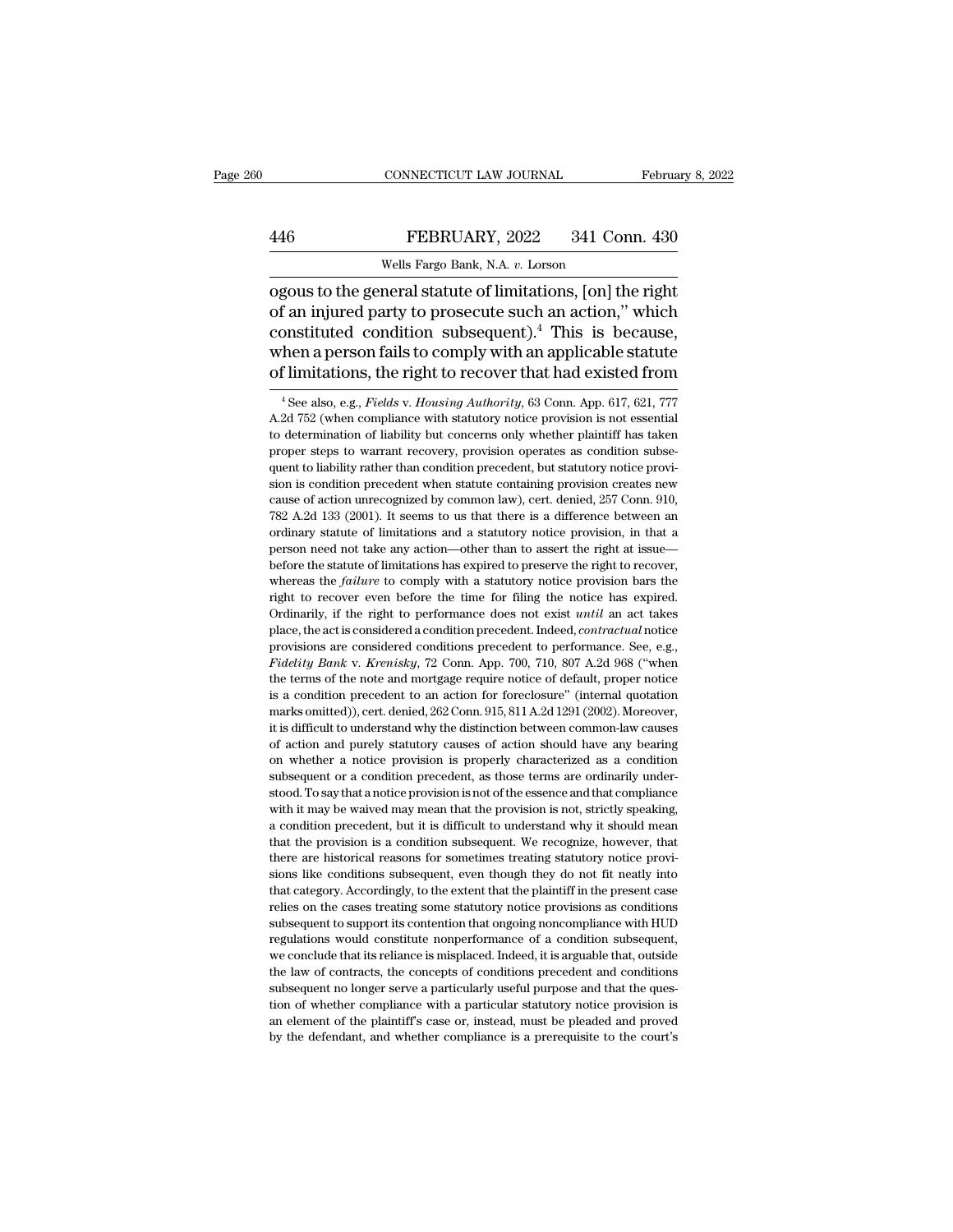ogous to the general statute of limitations, [on] the right of an injured party to prosecute such an action," which constituted condition subsequent).[4] This is because, when a person fails to comply with an applicable statute of limitations, the right to recover that had existed from

[4] See also, e.g., *Fields* v. *Housing Authority*, 63 Conn. App. 617, 621, 777 A.2d 752 (when compliance with statutory notice provision is not essential to determination of liability but concerns only whether plaintiff has taken proper steps to warrant recovery, provision operates as condition subsequent to liability rather than condition precedent, but statutory notice provision is condition precedent when statute containing provision creates new cause of action unrecognized by common law), cert. denied, 257 Conn. 910, 782 A.2d 133 (2001). It seems to us that there is a difference between an ordinary statute of limitations and a statutory notice provision, in that a person need not take any action—other than to assert the right at issue—before the statute of limitations has expired to preserve the right to recover, whereas the *failure* to comply with a statutory notice provision bars the right to recover even before the time for filing the notice has expired. Ordinarily, if the right to performance does not exist *until* an act takes place, the act is considered a condition precedent. Indeed, *contractual* notice provisions are considered conditions precedent to performance. See, e.g., *Fidelity Bank* v. *Krenisky*, 72 Conn. App. 700, 710, 807 A.2d 968 ("when the terms of the note and mortgage require notice of default, proper notice is a condition precedent to an action for foreclosure" (internal quotation marks omitted)), cert. denied, 262 Conn. 915, 811 A.2d 1291 (2002). Moreover, it is difficult to understand why the distinction between common-law causes of action and purely statutory causes of action should have any bearing on whether a notice provision is properly characterized as a condition subsequent or a condition precedent, as those terms are ordinarily understood. To say that a notice provision is not of the essence and that compliance with it may be waived may mean that the provision is not, strictly speaking, a condition precedent, but it is difficult to understand why it should mean that the provision is a condition subsequent. We recognize, however, that there are historical reasons for sometimes treating statutory notice provisions like conditions subsequent, even though they do not fit neatly into that category. Accordingly, to the extent that the plaintiff in the present case relies on the cases treating some statutory notice provisions as conditions subsequent to support its contention that ongoing noncompliance with HUD regulations would constitute nonperformance of a condition subsequent, we conclude that its reliance is misplaced. Indeed, it is arguable that, outside the law of contracts, the concepts of conditions precedent and conditions subsequent no longer serve a particularly useful purpose and that the question of whether compliance with a particular statutory notice provision is an element of the plaintiff's case or, instead, must be pleaded and proved by the defendant, and whether compliance is a prerequisite to the court's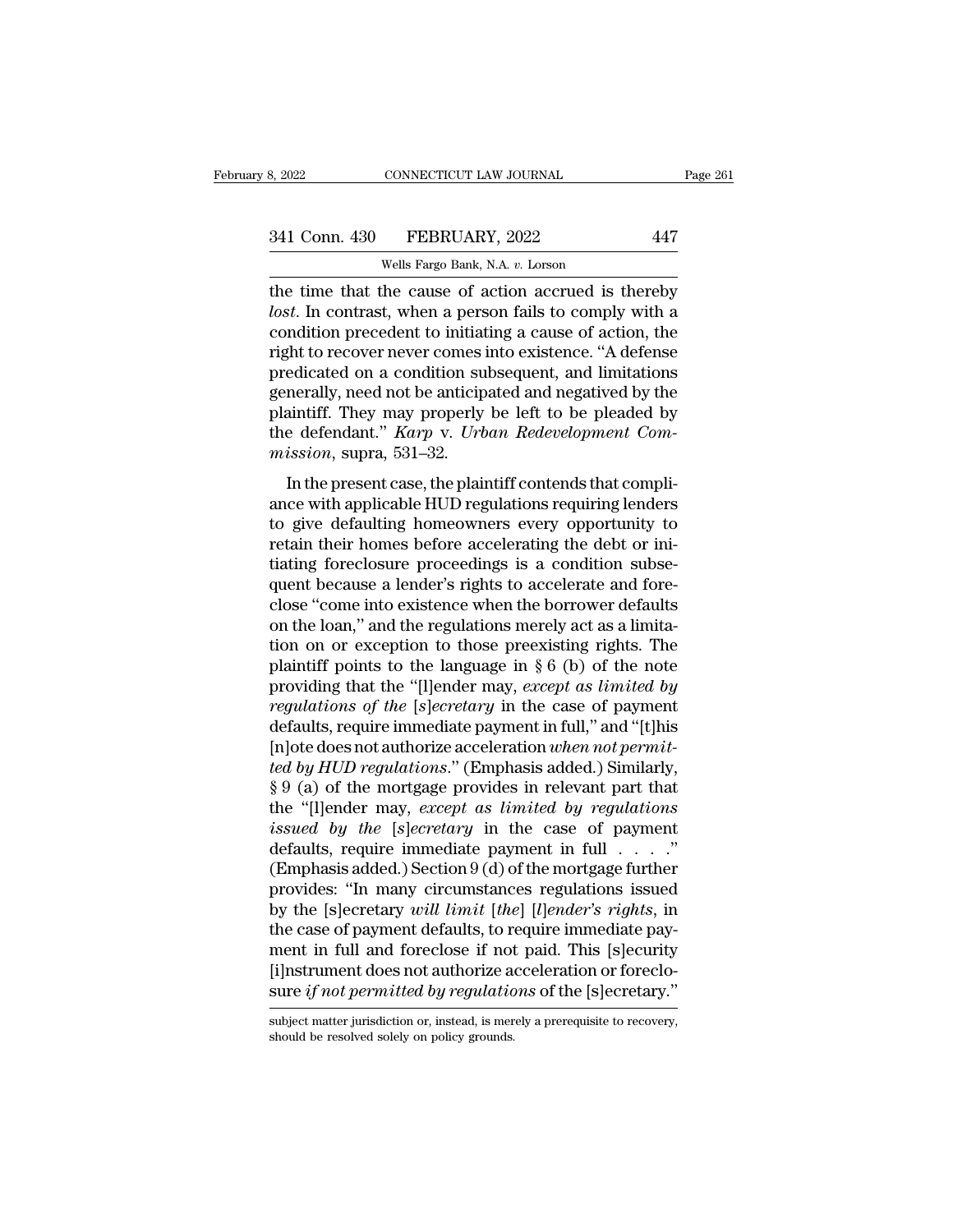the time that the cause of action accrued is thereby *lost*. In contrast, when a person fails to comply with a condition precedent to initiating a cause of action, the right to recover never comes into existence. "A defense predicated on a condition subsequent, and limitations generally, need not be anticipated and negatived by the plaintiff. They may properly be left to be pleaded by the defendant." *Karp* v. *Urban Redevelopment Commission*, supra, 531–32.

In the present case, the plaintiff contends that compliance with applicable HUD regulations requiring lenders to give defaulting homeowners every opportunity to retain their homes before accelerating the debt or initiating foreclosure proceedings is a condition subsequent because a lender's rights to accelerate and foreclose "come into existence when the borrower defaults on the loan," and the regulations merely act as a limitation on or exception to those preexisting rights. The plaintiff points to the language in § 6 (b) of the note providing that the "[l]ender may, *except as limited by regulations of the* [*s*]*ecretary* in the case of payment defaults, require immediate payment in full," and "[t]his [n]ote does not authorize acceleration *when not permitted by HUD regulations*." (Emphasis added.) Similarly, § 9 (a) of the mortgage provides in relevant part that the "[l]ender may, *except as limited by regulations issued by the* [*s*]*ecretary* in the case of payment defaults, require immediate payment in full . . . ." (Emphasis added.) Section 9 (d) of the mortgage further provides: "In many circumstances regulations issued by the [s]ecretary *will limit* [*the*] [*l*]*ender's rights*, in the case of payment defaults, to require immediate payment in full and foreclose if not paid. This [s]ecurity [i]nstrument does not authorize acceleration or foreclosure *if not permitted by regulations* of the [s]ecretary."

subject matter jurisdiction or, instead, is merely a prerequisite to recovery, should be resolved solely on policy grounds.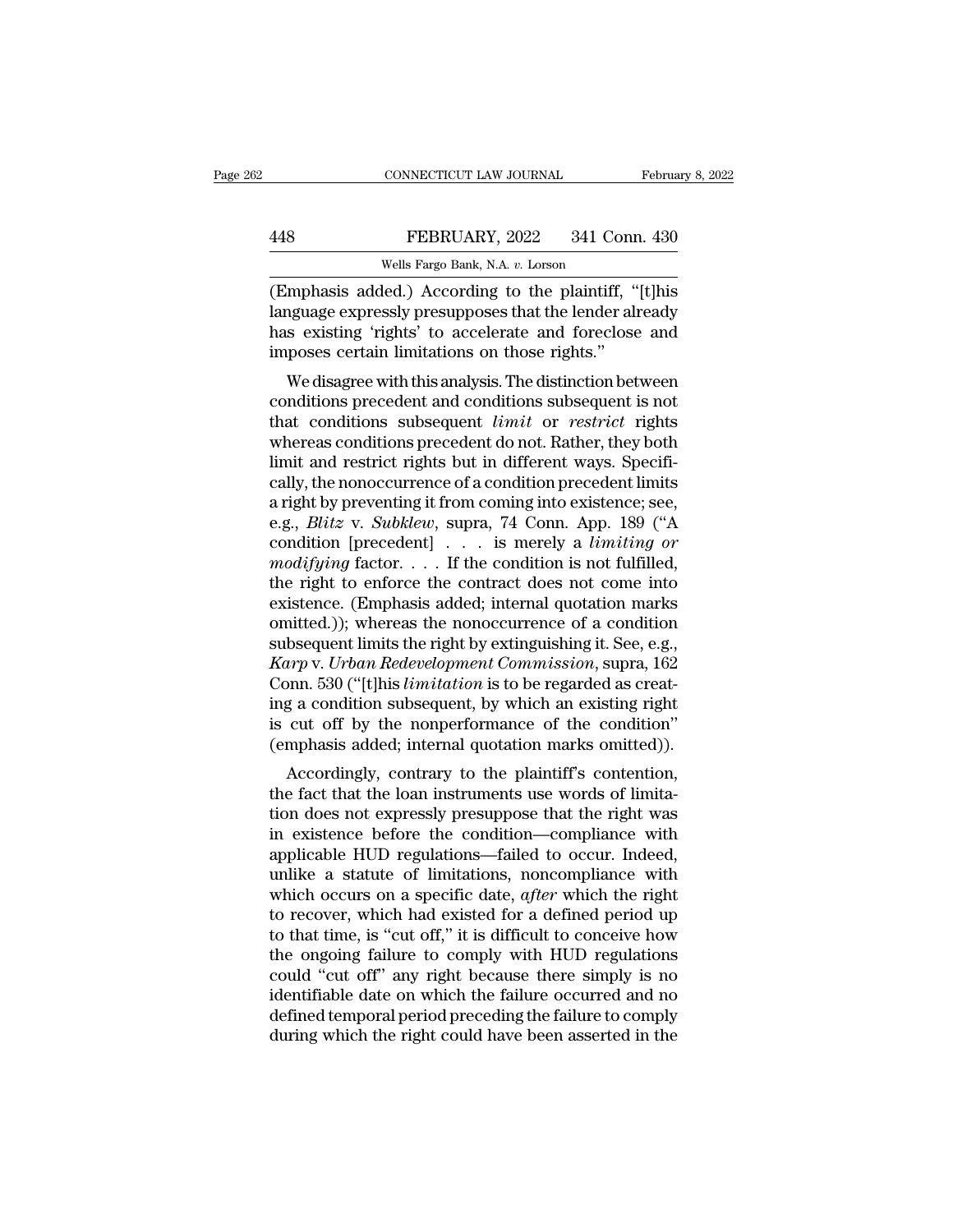(Emphasis added.) According to the plaintiff, "[t]his language expressly presupposes that the lender already has existing 'rights' to accelerate and foreclose and imposes certain limitations on those rights."

We disagree with this analysis. The distinction between conditions precedent and conditions subsequent is not that conditions subsequent *limit* or *restrict* rights whereas conditions precedent do not. Rather, they both limit and restrict rights but in different ways. Specifically, the nonoccurrence of a condition precedent limits a right by preventing it from coming into existence; see, e.g., *Blitz* v. *Subklew*, supra, 74 Conn. App. 189 ("A condition [precedent] . . . is merely a *limiting or modifying* factor. . . . If the condition is not fulfilled, the right to enforce the contract does not come into existence. (Emphasis added; internal quotation marks omitted.)); whereas the nonoccurrence of a condition subsequent limits the right by extinguishing it. See, e.g., *Karp* v. *Urban Redevelopment Commission*, supra, 162 Conn. 530 ("[t]his *limitation* is to be regarded as creating a condition subsequent, by which an existing right is cut off by the nonperformance of the condition" (emphasis added; internal quotation marks omitted)).

Accordingly, contrary to the plaintiff's contention, the fact that the loan instruments use words of limitation does not expressly presuppose that the right was in existence before the condition—compliance with applicable HUD regulations—failed to occur. Indeed, unlike a statute of limitations, noncompliance with which occurs on a specific date, *after* which the right to recover, which had existed for a defined period up to that time, is "cut off," it is difficult to conceive how the ongoing failure to comply with HUD regulations could "cut off" any right because there simply is no identifiable date on which the failure occurred and no defined temporal period preceding the failure to comply during which the right could have been asserted in the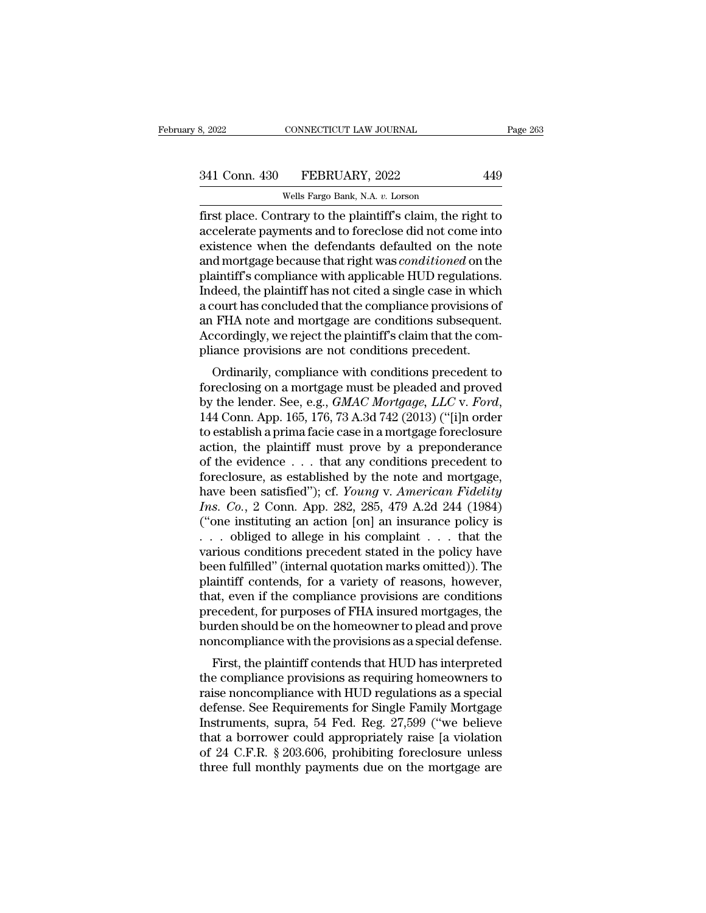first place. Contrary to the plaintiff's claim, the right to accelerate payments and to foreclose did not come into existence when the defendants defaulted on the note and mortgage because that right was *conditioned* on the plaintiff's compliance with applicable HUD regulations. Indeed, the plaintiff has not cited a single case in which a court has concluded that the compliance provisions of an FHA note and mortgage are conditions subsequent. Accordingly, we reject the plaintiff's claim that the compliance provisions are not conditions precedent.

Ordinarily, compliance with conditions precedent to foreclosing on a mortgage must be pleaded and proved by the lender. See, e.g., *GMAC Mortgage, LLC* v. *Ford*, 144 Conn. App. 165, 176, 73 A.3d 742 (2013) ("[i]n order to establish a prima facie case in a mortgage foreclosure action, the plaintiff must prove by a preponderance of the evidence . . . that any conditions precedent to foreclosure, as established by the note and mortgage, have been satisfied"); cf. *Young* v. *American Fidelity Ins. Co.*, 2 Conn. App. 282, 285, 479 A.2d 244 (1984) ("one instituting an action [on] an insurance policy is . . . obliged to allege in his complaint . . . that the various conditions precedent stated in the policy have been fulfilled" (internal quotation marks omitted)). The plaintiff contends, for a variety of reasons, however, that, even if the compliance provisions are conditions precedent, for purposes of FHA insured mortgages, the burden should be on the homeowner to plead and prove noncompliance with the provisions as a special defense.

First, the plaintiff contends that HUD has interpreted the compliance provisions as requiring homeowners to raise noncompliance with HUD regulations as a special defense. See Requirements for Single Family Mortgage Instruments, supra, 54 Fed. Reg. 27,599 ("we believe that a borrower could appropriately raise [a violation of 24 C.F.R. § 203.606, prohibiting foreclosure unless three full monthly payments due on the mortgage are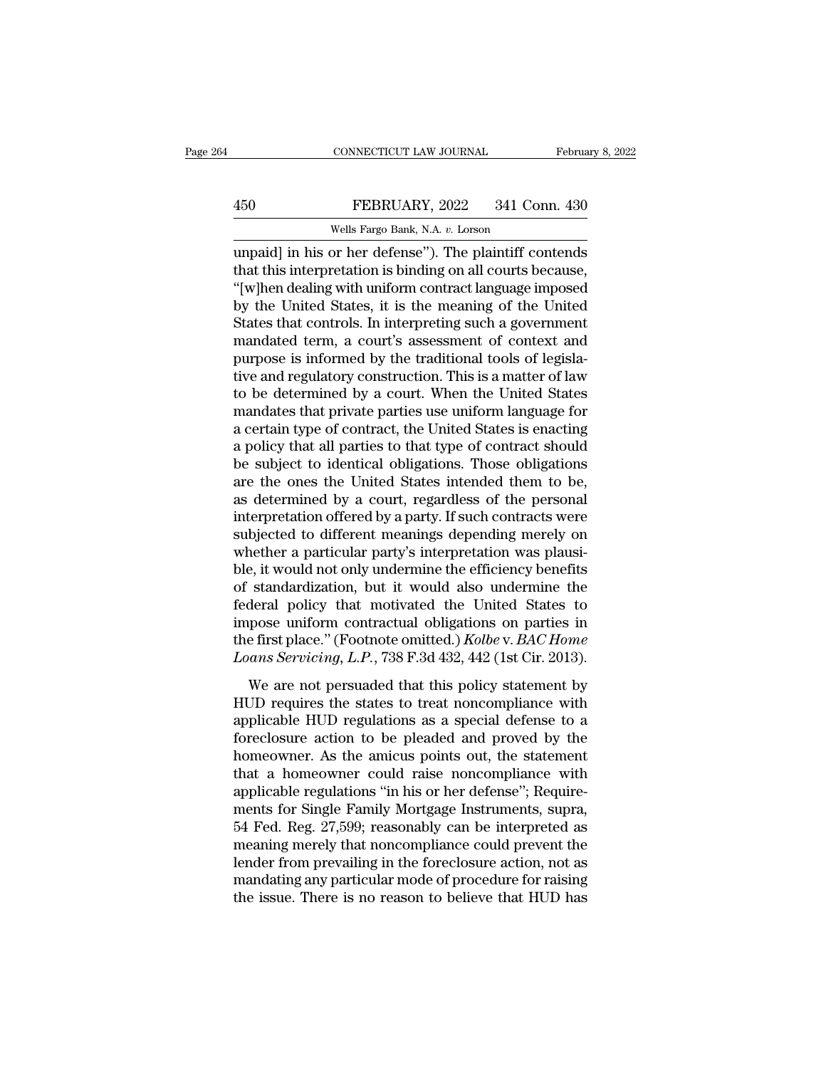unpaid] in his or her defense"). The plaintiff contends that this interpretation is binding on all courts because, "[w]hen dealing with uniform contract language imposed by the United States, it is the meaning of the United States that controls. In interpreting such a government mandated term, a court's assessment of context and purpose is informed by the traditional tools of legislative and regulatory construction. This is a matter of law to be determined by a court. When the United States mandates that private parties use uniform language for a certain type of contract, the United States is enacting a policy that all parties to that type of contract should be subject to identical obligations. Those obligations are the ones the United States intended them to be, as determined by a court, regardless of the personal interpretation offered by a party. If such contracts were subjected to different meanings depending merely on whether a particular party's interpretation was plausible, it would not only undermine the efficiency benefits of standardization, but it would also undermine the federal policy that motivated the United States to impose uniform contractual obligations on parties in the first place." (Footnote omitted.) *Kolbe* v. *BAC Home Loans Servicing, L.P.*, 738 F.3d 432, 442 (1st Cir. 2013).

We are not persuaded that this policy statement by HUD requires the states to treat noncompliance with applicable HUD regulations as a special defense to a foreclosure action to be pleaded and proved by the homeowner. As the amicus points out, the statement that a homeowner could raise noncompliance with applicable regulations "in his or her defense"; Requirements for Single Family Mortgage Instruments, supra, 54 Fed. Reg. 27,599; reasonably can be interpreted as meaning merely that noncompliance could prevent the lender from prevailing in the foreclosure action, not as mandating any particular mode of procedure for raising the issue. There is no reason to believe that HUD has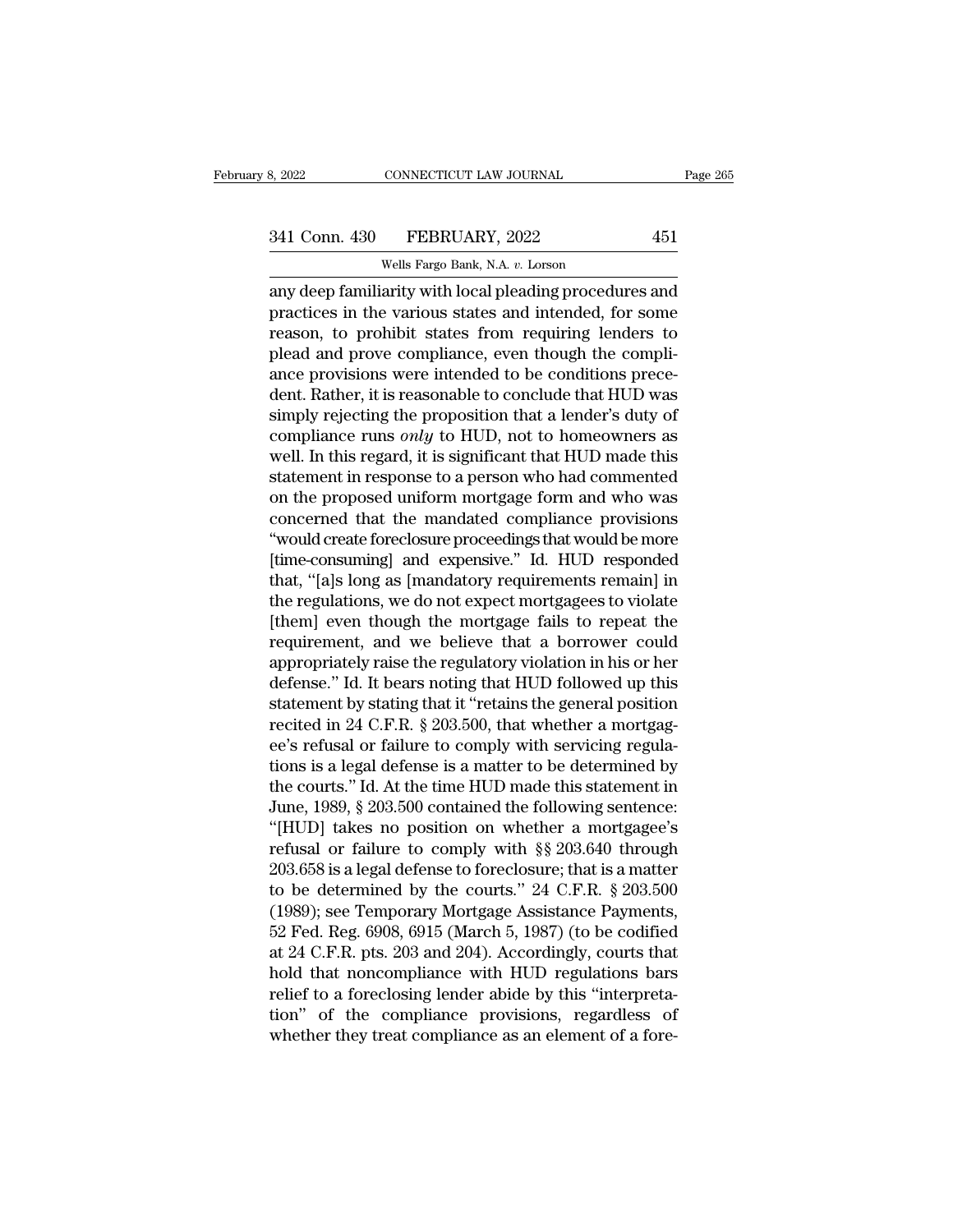any deep familiarity with local pleading procedures and practices in the various states and intended, for some reason, to prohibit states from requiring lenders to plead and prove compliance, even though the compliance provisions were intended to be conditions precedent. Rather, it is reasonable to conclude that HUD was simply rejecting the proposition that a lender's duty of compliance runs *only* to HUD, not to homeowners as well. In this regard, it is significant that HUD made this statement in response to a person who had commented on the proposed uniform mortgage form and who was concerned that the mandated compliance provisions "would create foreclosure proceedings that would be more [time-consuming] and expensive." Id. HUD responded that, "[a]s long as [mandatory requirements remain] in the regulations, we do not expect mortgagees to violate [them] even though the mortgage fails to repeat the requirement, and we believe that a borrower could appropriately raise the regulatory violation in his or her defense." Id. It bears noting that HUD followed up this statement by stating that it "retains the general position recited in 24 C.F.R. § 203.500, that whether a mortgagee's refusal or failure to comply with servicing regulations is a legal defense is a matter to be determined by the courts." Id. At the time HUD made this statement in June, 1989, § 203.500 contained the following sentence: "[HUD] takes no position on whether a mortgagee's refusal or failure to comply with §§ 203.640 through 203.658 is a legal defense to foreclosure; that is a matter to be determined by the courts." 24 C.F.R. § 203.500 (1989); see Temporary Mortgage Assistance Payments, 52 Fed. Reg. 6908, 6915 (March 5, 1987) (to be codified at 24 C.F.R. pts. 203 and 204). Accordingly, courts that hold that noncompliance with HUD regulations bars relief to a foreclosing lender abide by this "interpretation" of the compliance provisions, regardless of whether they treat compliance as an element of a fore-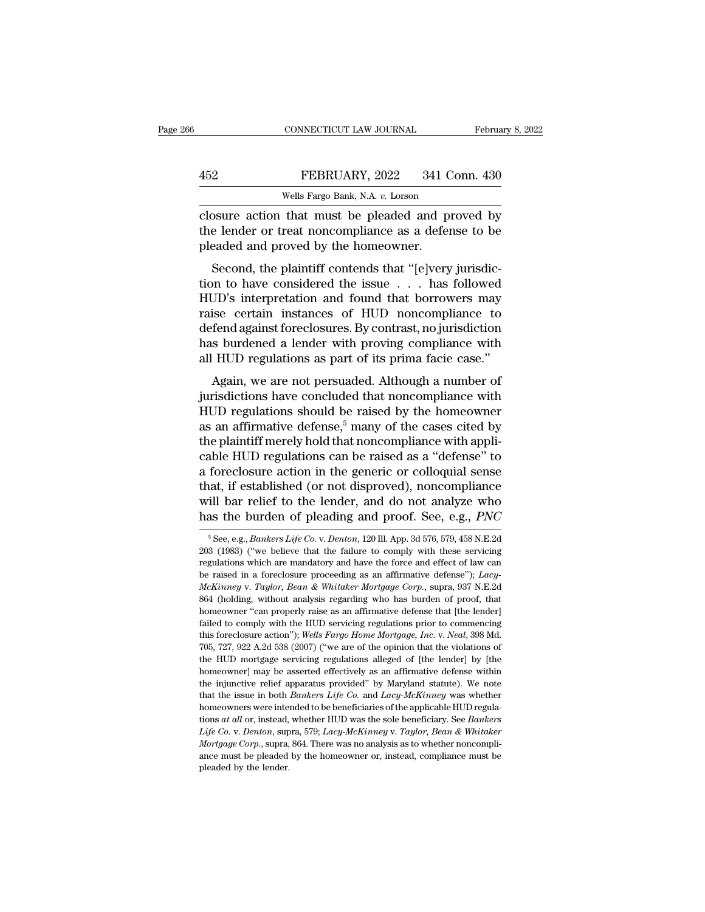closure action that must be pleaded and proved by the lender or treat noncompliance as a defense to be pleaded and proved by the homeowner.

Second, the plaintiff contends that "[e]very jurisdiction to have considered the issue . . . has followed HUD's interpretation and found that borrowers may raise certain instances of HUD noncompliance to defend against foreclosures. By contrast, no jurisdiction has burdened a lender with proving compliance with all HUD regulations as part of its prima facie case."

Again, we are not persuaded. Although a number of jurisdictions have concluded that noncompliance with HUD regulations should be raised by the homeowner as an affirmative defense,[5] many of the cases cited by the plaintiff merely hold that noncompliance with applicable HUD regulations can be raised as a "defense" to a foreclosure action in the generic or colloquial sense that, if established (or not disproved), noncompliance will bar relief to the lender, and do not analyze who has the burden of pleading and proof. See, e.g., *PNC*

---

[5] See, e.g., *Bankers Life Co.* v. *Denton*, 120 Ill. App. 3d 576, 579, 458 N.E.2d 203 (1983) ("we believe that the failure to comply with these servicing regulations which are mandatory and have the force and effect of law can be raised in a foreclosure proceeding as an affirmative defense"); *Lacy-McKinney* v. *Taylor, Bean & Whitaker Mortgage Corp.*, supra, 937 N.E.2d 864 (holding, without analysis regarding who has burden of proof, that homeowner "can properly raise as an affirmative defense that [the lender] failed to comply with the HUD servicing regulations prior to commencing this foreclosure action"); *Wells Fargo Home Mortgage, Inc.* v. *Neal*, 398 Md. 705, 727, 922 A.2d 538 (2007) ("we are of the opinion that the violations of the HUD mortgage servicing regulations alleged of [the lender] by [the homeowner] may be asserted effectively as an affirmative defense within the injunctive relief apparatus provided" by Maryland statute). We note that the issue in both *Bankers Life Co.* and *Lacy-McKinney* was whether homeowners were intended to be beneficiaries of the applicable HUD regulations *at all* or, instead, whether HUD was the sole beneficiary. See *Bankers Life Co.* v. *Denton*, supra, 579; *Lacy-McKinney* v. *Taylor, Bean & Whitaker Mortgage Corp.*, supra, 864. There was no analysis as to whether noncompliance must be pleaded by the homeowner or, instead, compliance must be pleaded by the lender.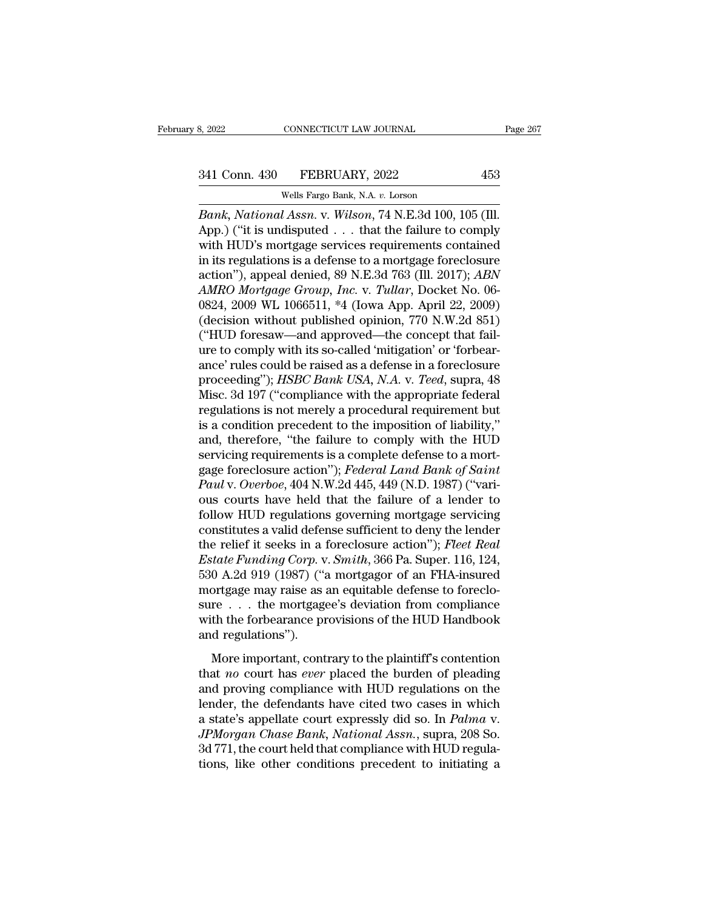*Bank, National Assn.* v. *Wilson*, 74 N.E.3d 100, 105 (Ill. App.) ("it is undisputed . . . that the failure to comply with HUD's mortgage services requirements contained in its regulations is a defense to a mortgage foreclosure action"), appeal denied, 89 N.E.3d 763 (Ill. 2017); *ABN AMRO Mortgage Group, Inc.* v. *Tullar*, Docket No. 06-0824, 2009 WL 1066511, *4 (Iowa App. April 22, 2009) (decision without published opinion, 770 N.W.2d 851) ("HUD foresaw—and approved—the concept that failure to comply with its so-called 'mitigation' or 'forbearance' rules could be raised as a defense in a foreclosure proceeding"); *HSBC Bank USA, N.A.* v. *Teed*, supra, 48 Misc. 3d 197 ("compliance with the appropriate federal regulations is not merely a procedural requirement but is a condition precedent to the imposition of liability," and, therefore, "the failure to comply with the HUD servicing requirements is a complete defense to a mortgage foreclosure action"); *Federal Land Bank of Saint Paul* v. *Overboe*, 404 N.W.2d 445, 449 (N.D. 1987) ("various courts have held that the failure of a lender to follow HUD regulations governing mortgage servicing constitutes a valid defense sufficient to deny the lender the relief it seeks in a foreclosure action"); *Fleet Real Estate Funding Corp.* v. *Smith*, 366 Pa. Super. 116, 124, 530 A.2d 919 (1987) ("a mortgagor of an FHA-insured mortgage may raise as an equitable defense to foreclosure . . . the mortgagee's deviation from compliance with the forbearance provisions of the HUD Handbook and regulations").

More important, contrary to the plaintiff's contention that *no* court has *ever* placed the burden of pleading and proving compliance with HUD regulations on the lender, the defendants have cited two cases in which a state's appellate court expressly did so. In *Palma* v. *JPMorgan Chase Bank, National Assn.*, supra, 208 So. 3d 771, the court held that compliance with HUD regulations, like other conditions precedent to initiating a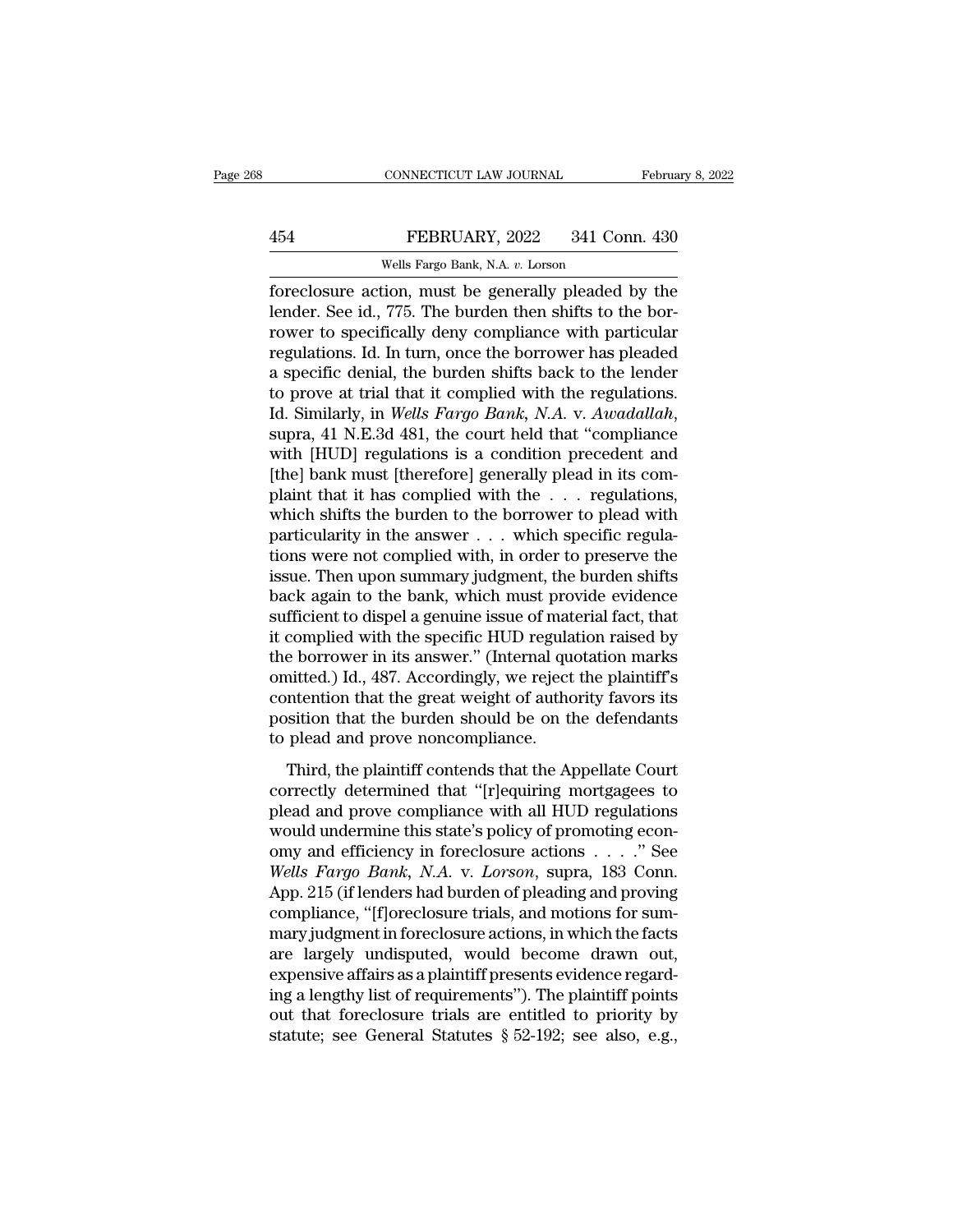foreclosure action, must be generally pleaded by the lender. See id., 775. The burden then shifts to the borrower to specifically deny compliance with particular regulations. Id. In turn, once the borrower has pleaded a specific denial, the burden shifts back to the lender to prove at trial that it complied with the regulations. Id. Similarly, in *Wells Fargo Bank, N.A.* v. *Awadallah*, supra, 41 N.E.3d 481, the court held that "compliance with [HUD] regulations is a condition precedent and [the] bank must [therefore] generally plead in its complaint that it has complied with the . . . regulations, which shifts the burden to the borrower to plead with particularity in the answer . . . which specific regulations were not complied with, in order to preserve the issue. Then upon summary judgment, the burden shifts back again to the bank, which must provide evidence sufficient to dispel a genuine issue of material fact, that it complied with the specific HUD regulation raised by the borrower in its answer." (Internal quotation marks omitted.) Id., 487. Accordingly, we reject the plaintiff's contention that the great weight of authority favors its position that the burden should be on the defendants to plead and prove noncompliance.

Third, the plaintiff contends that the Appellate Court correctly determined that "[r]equiring mortgagees to plead and prove compliance with all HUD regulations would undermine this state's policy of promoting economy and efficiency in foreclosure actions . . . ." See *Wells Fargo Bank, N.A.* v. *Lorson*, supra, 183 Conn. App. 215 (if lenders had burden of pleading and proving compliance, "[f]oreclosure trials, and motions for summary judgment in foreclosure actions, in which the facts are largely undisputed, would become drawn out, expensive affairs as a plaintiff presents evidence regarding a lengthy list of requirements"). The plaintiff points out that foreclosure trials are entitled to priority by statute; see General Statutes § 52-192; see also, e.g.,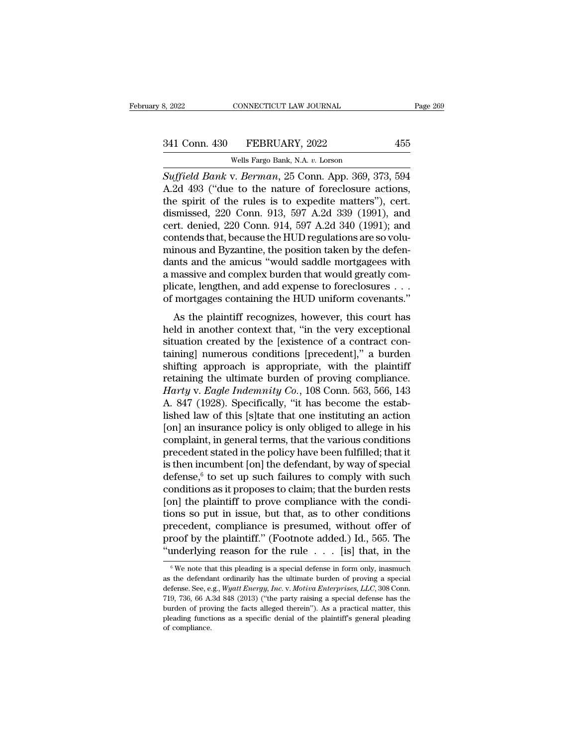*Suffield Bank* v. *Berman*, 25 Conn. App. 369, 373, 594 A.2d 493 ("due to the nature of foreclosure actions, the spirit of the rules is to expedite matters"), cert. dismissed, 220 Conn. 913, 597 A.2d 339 (1991), and cert. denied, 220 Conn. 914, 597 A.2d 340 (1991); and contends that, because the HUD regulations are so voluminous and Byzantine, the position taken by the defendants and the amicus "would saddle mortgagees with a massive and complex burden that would greatly complicate, lengthen, and add expense to foreclosures . . . of mortgages containing the HUD uniform covenants."

As the plaintiff recognizes, however, this court has held in another context that, "in the very exceptional situation created by the [existence of a contract containing] numerous conditions [precedent]," a burden shifting approach is appropriate, with the plaintiff retaining the ultimate burden of proving compliance. *Harty* v. *Eagle Indemnity Co.*, 108 Conn. 563, 566, 143 A. 847 (1928). Specifically, "it has become the established law of this [s]tate that one instituting an action [on] an insurance policy is only obliged to allege in his complaint, in general terms, that the various conditions precedent stated in the policy have been fulfilled; that it is then incumbent [on] the defendant, by way of special defense,[6] to set up such failures to comply with such conditions as it proposes to claim; that the burden rests [on] the plaintiff to prove compliance with the conditions so put in issue, but that, as to other conditions precedent, compliance is presumed, without offer of proof by the plaintiff." (Footnote added.) Id., 565. The "underlying reason for the rule . . . [is] that, in the

[6] We note that this pleading is a special defense in form only, inasmuch as the defendant ordinarily has the ultimate burden of proving a special defense. See, e.g., *Wyatt Energy, Inc.* v. *Motiva Enterprises, LLC*, 308 Conn. 719, 736, 66 A.3d 848 (2013) ("the party raising a special defense has the burden of proving the facts alleged therein"). As a practical matter, this pleading functions as a specific denial of the plaintiff's general pleading of compliance.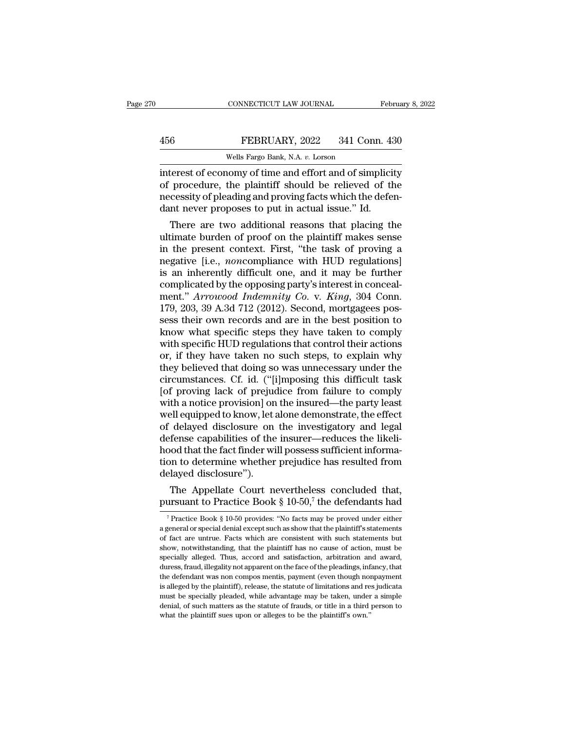interest of economy of time and effort and of simplicity of procedure, the plaintiff should be relieved of the necessity of pleading and proving facts which the defendant never proposes to put in actual issue." Id.

There are two additional reasons that placing the ultimate burden of proof on the plaintiff makes sense in the present context. First, "the task of proving a negative [i.e., *non*compliance with HUD regulations] is an inherently difficult one, and it may be further complicated by the opposing party's interest in concealment." *Arrowood Indemnity Co.* v. *King*, 304 Conn. 179, 203, 39 A.3d 712 (2012). Second, mortgagees possess their own records and are in the best position to know what specific steps they have taken to comply with specific HUD regulations that control their actions or, if they have taken no such steps, to explain why they believed that doing so was unnecessary under the circumstances. Cf. id. ("[i]mposing this difficult task [of proving lack of prejudice from failure to comply with a notice provision] on the insured—the party least well equipped to know, let alone demonstrate, the effect of delayed disclosure on the investigatory and legal defense capabilities of the insurer—reduces the likelihood that the fact finder will possess sufficient information to determine whether prejudice has resulted from delayed disclosure").

The Appellate Court nevertheless concluded that, pursuant to Practice Book § 10-50,[7] the defendants had

[7] Practice Book § 10-50 provides: "No facts may be proved under either a general or special denial except such as show that the plaintiff's statements of fact are untrue. Facts which are consistent with such statements but show, notwithstanding, that the plaintiff has no cause of action, must be specially alleged. Thus, accord and satisfaction, arbitration and award, duress, fraud, illegality not apparent on the face of the pleadings, infancy, that the defendant was non compos mentis, payment (even though nonpayment is alleged by the plaintiff), release, the statute of limitations and res judicata must be specially pleaded, while advantage may be taken, under a simple denial, of such matters as the statute of frauds, or title in a third person to what the plaintiff sues upon or alleges to be the plaintiff's own."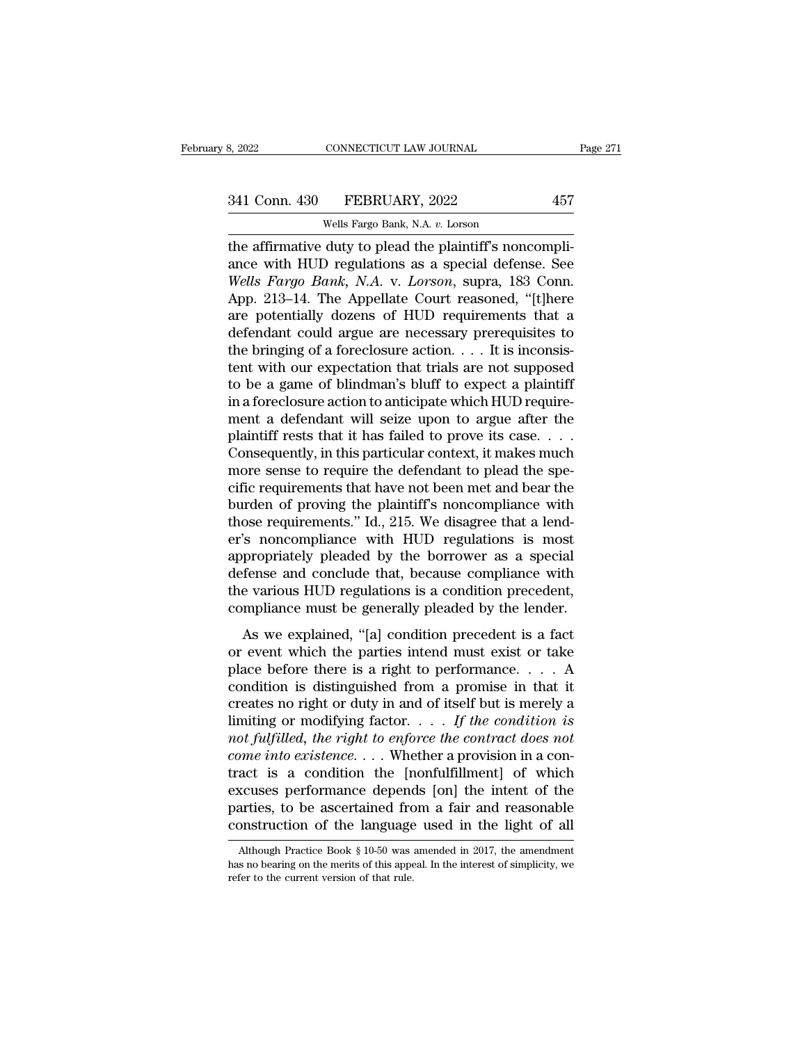the affirmative duty to plead the plaintiff's noncompliance with HUD regulations as a special defense. See *Wells Fargo Bank, N.A.* v. *Lorson*, supra, 183 Conn. App. 213–14. The Appellate Court reasoned, "[t]here are potentially dozens of HUD requirements that a defendant could argue are necessary prerequisites to the bringing of a foreclosure action. . . . It is inconsistent with our expectation that trials are not supposed to be a game of blindman's bluff to expect a plaintiff in a foreclosure action to anticipate which HUD requirement a defendant will seize upon to argue after the plaintiff rests that it has failed to prove its case. . . . Consequently, in this particular context, it makes much more sense to require the defendant to plead the specific requirements that have not been met and bear the burden of proving the plaintiff's noncompliance with those requirements." Id., 215. We disagree that a lender's noncompliance with HUD regulations is most appropriately pleaded by the borrower as a special defense and conclude that, because compliance with the various HUD regulations is a condition precedent, compliance must be generally pleaded by the lender.

As we explained, "[a] condition precedent is a fact or event which the parties intend must exist or take place before there is a right to performance. . . . A condition is distinguished from a promise in that it creates no right or duty in and of itself but is merely a limiting or modifying factor. . . . *If the condition is not fulfilled, the right to enforce the contract does not come into existence*. . . . Whether a provision in a contract is a condition the [nonfulfillment] of which excuses performance depends [on] the intent of the parties, to be ascertained from a fair and reasonable construction of the language used in the light of all

Although Practice Book § 10-50 was amended in 2017, the amendment has no bearing on the merits of this appeal. In the interest of simplicity, we refer to the current version of that rule.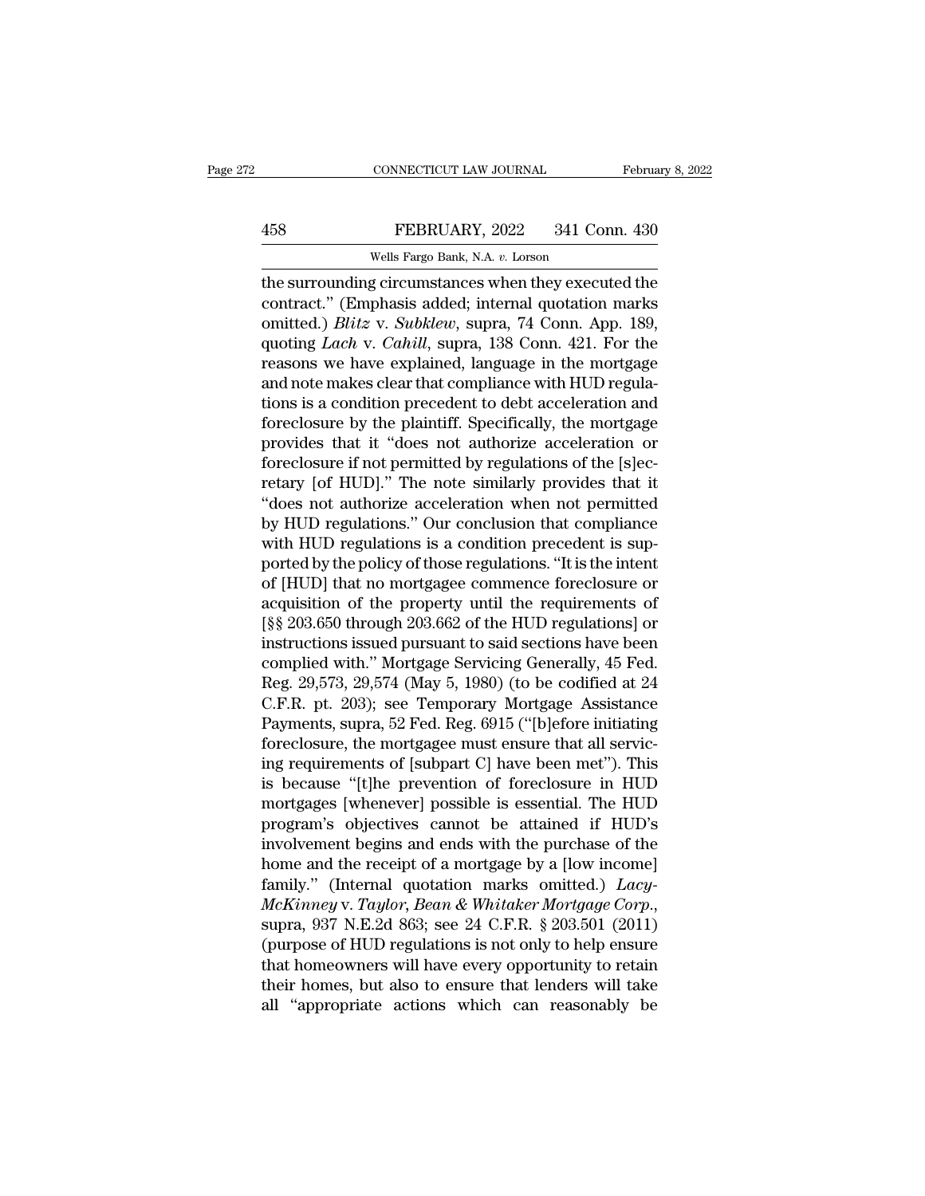the surrounding circumstances when they executed the contract." (Emphasis added; internal quotation marks omitted.) *Blitz* v. *Subklew*, supra, 74 Conn. App. 189, quoting *Lach* v. *Cahill*, supra, 138 Conn. 421. For the reasons we have explained, language in the mortgage and note makes clear that compliance with HUD regulations is a condition precedent to debt acceleration and foreclosure by the plaintiff. Specifically, the mortgage provides that it "does not authorize acceleration or foreclosure if not permitted by regulations of the [s]ecretary [of HUD]." The note similarly provides that it "does not authorize acceleration when not permitted by HUD regulations." Our conclusion that compliance with HUD regulations is a condition precedent is supported by the policy of those regulations. "It is the intent of [HUD] that no mortgagee commence foreclosure or acquisition of the property until the requirements of [§§ 203.650 through 203.662 of the HUD regulations] or instructions issued pursuant to said sections have been complied with." Mortgage Servicing Generally, 45 Fed. Reg. 29,573, 29,574 (May 5, 1980) (to be codified at 24 C.F.R. pt. 203); see Temporary Mortgage Assistance Payments, supra, 52 Fed. Reg. 6915 ("[b]efore initiating foreclosure, the mortgagee must ensure that all servicing requirements of [subpart C] have been met"). This is because "[t]he prevention of foreclosure in HUD mortgages [whenever] possible is essential. The HUD program's objectives cannot be attained if HUD's involvement begins and ends with the purchase of the home and the receipt of a mortgage by a [low income] family." (Internal quotation marks omitted.) *Lacy-McKinney* v. *Taylor, Bean & Whitaker Mortgage Corp.*, supra, 937 N.E.2d 863; see 24 C.F.R. § 203.501 (2011) (purpose of HUD regulations is not only to help ensure that homeowners will have every opportunity to retain their homes, but also to ensure that lenders will take all "appropriate actions which can reasonably be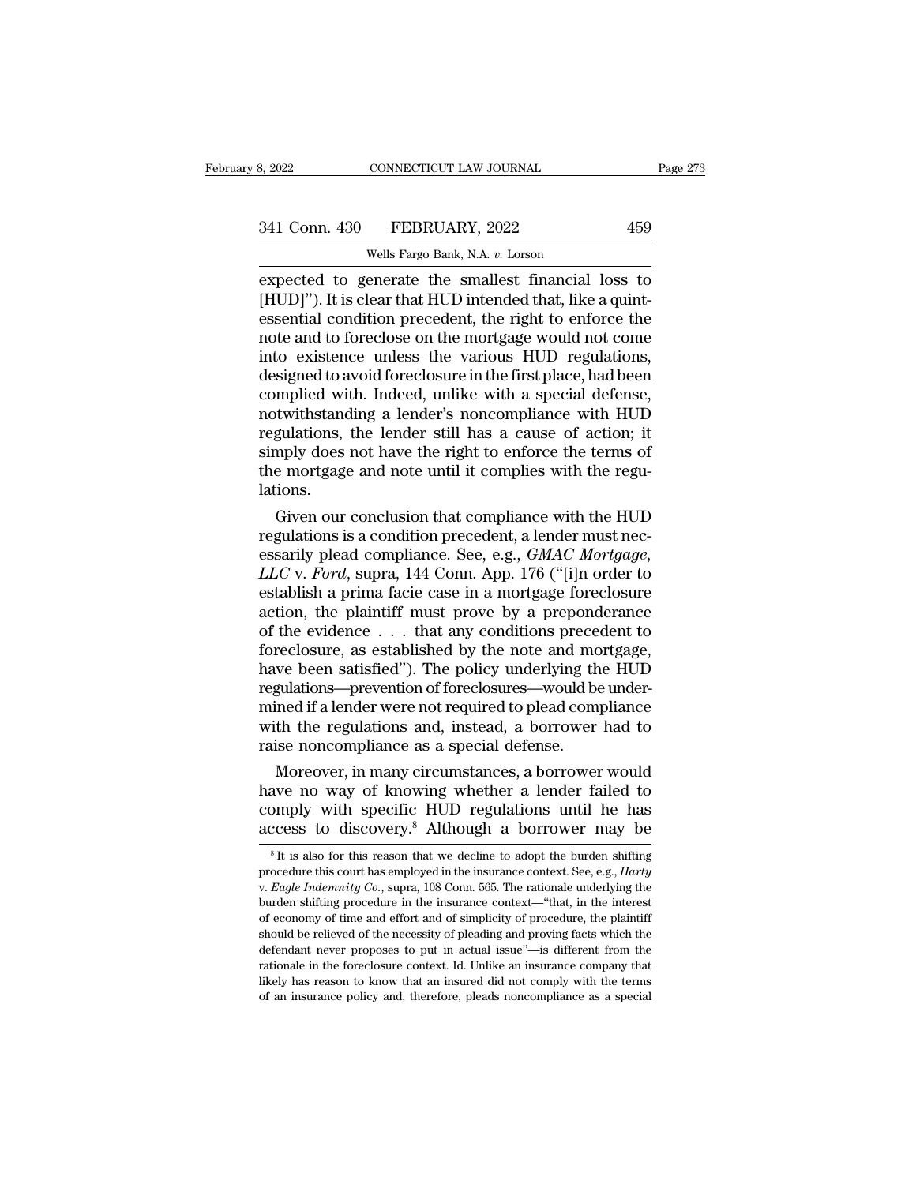expected to generate the smallest financial loss to [HUD]"). It is clear that HUD intended that, like a quintessential condition precedent, the right to enforce the note and to foreclose on the mortgage would not come into existence unless the various HUD regulations, designed to avoid foreclosure in the first place, had been complied with. Indeed, unlike with a special defense, notwithstanding a lender's noncompliance with HUD regulations, the lender still has a cause of action; it simply does not have the right to enforce the terms of the mortgage and note until it complies with the regulations.

Given our conclusion that compliance with the HUD regulations is a condition precedent, a lender must necessarily plead compliance. See, e.g., *GMAC Mortgage, LLC* v. *Ford*, supra, 144 Conn. App. 176 ("[i]n order to establish a prima facie case in a mortgage foreclosure action, the plaintiff must prove by a preponderance of the evidence . . . that any conditions precedent to foreclosure, as established by the note and mortgage, have been satisfied"). The policy underlying the HUD regulations—prevention of foreclosures—would be undermined if a lender were not required to plead compliance with the regulations and, instead, a borrower had to raise noncompliance as a special defense.

Moreover, in many circumstances, a borrower would have no way of knowing whether a lender failed to comply with specific HUD regulations until he has access to discovery.[8] Although a borrower may be

[8] It is also for this reason that we decline to adopt the burden shifting procedure this court has employed in the insurance context. See, e.g., *Harty* v. *Eagle Indemnity Co.*, supra, 108 Conn. 565. The rationale underlying the burden shifting procedure in the insurance context—"that, in the interest of economy of time and effort and of simplicity of procedure, the plaintiff should be relieved of the necessity of pleading and proving facts which the defendant never proposes to put in actual issue"—is different from the rationale in the foreclosure context. Id. Unlike an insurance company that likely has reason to know that an insured did not comply with the terms of an insurance policy and, therefore, pleads noncompliance as a special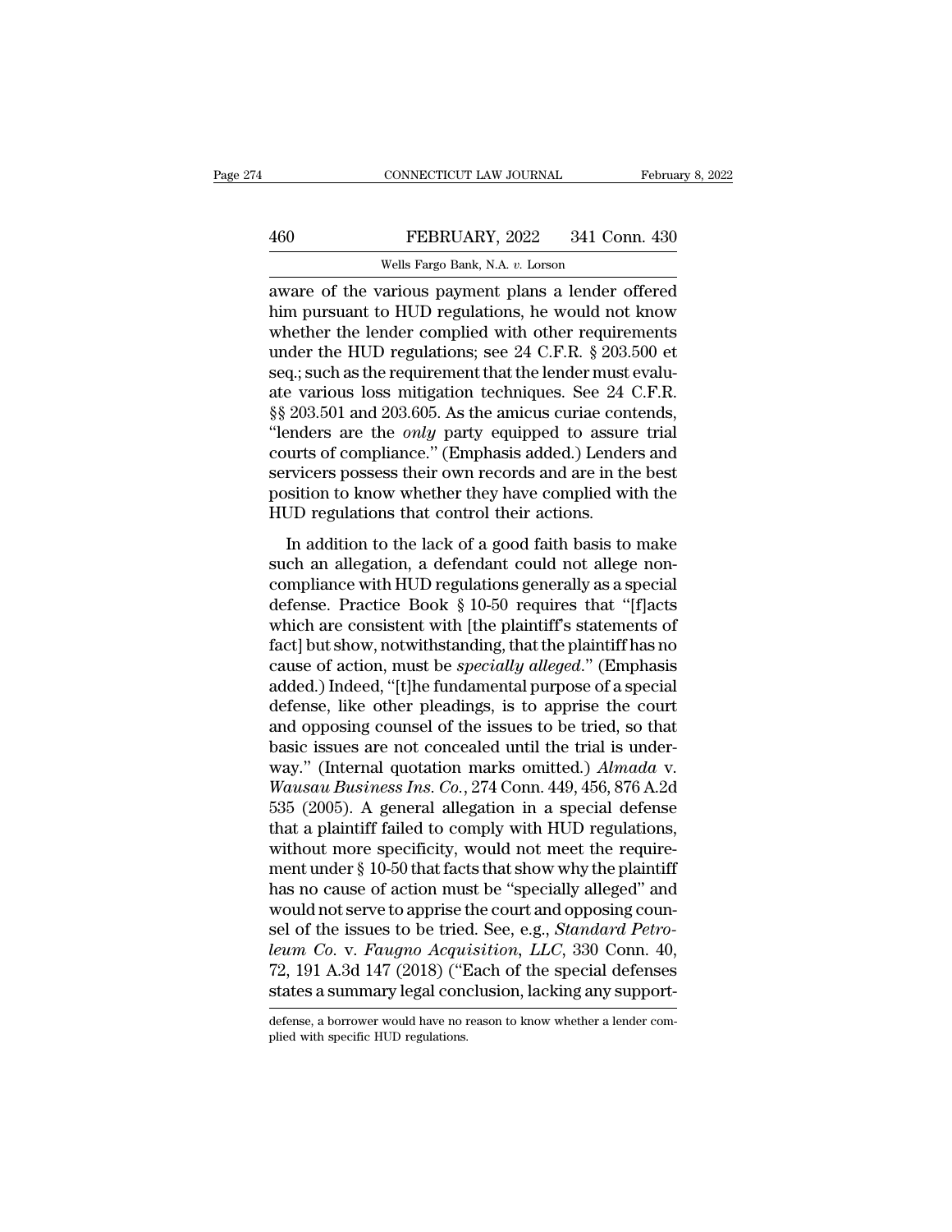aware of the various payment plans a lender offered him pursuant to HUD regulations, he would not know whether the lender complied with other requirements under the HUD regulations; see 24 C.F.R. § 203.500 et seq.; such as the requirement that the lender must evaluate various loss mitigation techniques. See 24 C.F.R. §§ 203.501 and 203.605. As the amicus curiae contends, "lenders are the *only* party equipped to assure trial courts of compliance." (Emphasis added.) Lenders and servicers possess their own records and are in the best position to know whether they have complied with the HUD regulations that control their actions.

In addition to the lack of a good faith basis to make such an allegation, a defendant could not allege noncompliance with HUD regulations generally as a special defense. Practice Book § 10-50 requires that "[f]acts which are consistent with [the plaintiff's statements of fact] but show, notwithstanding, that the plaintiff has no cause of action, must be *specially alleged*." (Emphasis added.) Indeed, "[t]he fundamental purpose of a special defense, like other pleadings, is to apprise the court and opposing counsel of the issues to be tried, so that basic issues are not concealed until the trial is underway." (Internal quotation marks omitted.) *Almada* v. *Wausau Business Ins. Co.*, 274 Conn. 449, 456, 876 A.2d 535 (2005). A general allegation in a special defense that a plaintiff failed to comply with HUD regulations, without more specificity, would not meet the requirement under § 10-50 that facts that show why the plaintiff has no cause of action must be "specially alleged" and would not serve to apprise the court and opposing counsel of the issues to be tried. See, e.g., *Standard Petroleum Co.* v. *Faugno Acquisition, LLC*, 330 Conn. 40, 72, 191 A.3d 147 (2018) ("Each of the special defenses states a summary legal conclusion, lacking any support-

defense, a borrower would have no reason to know whether a lender complied with specific HUD regulations.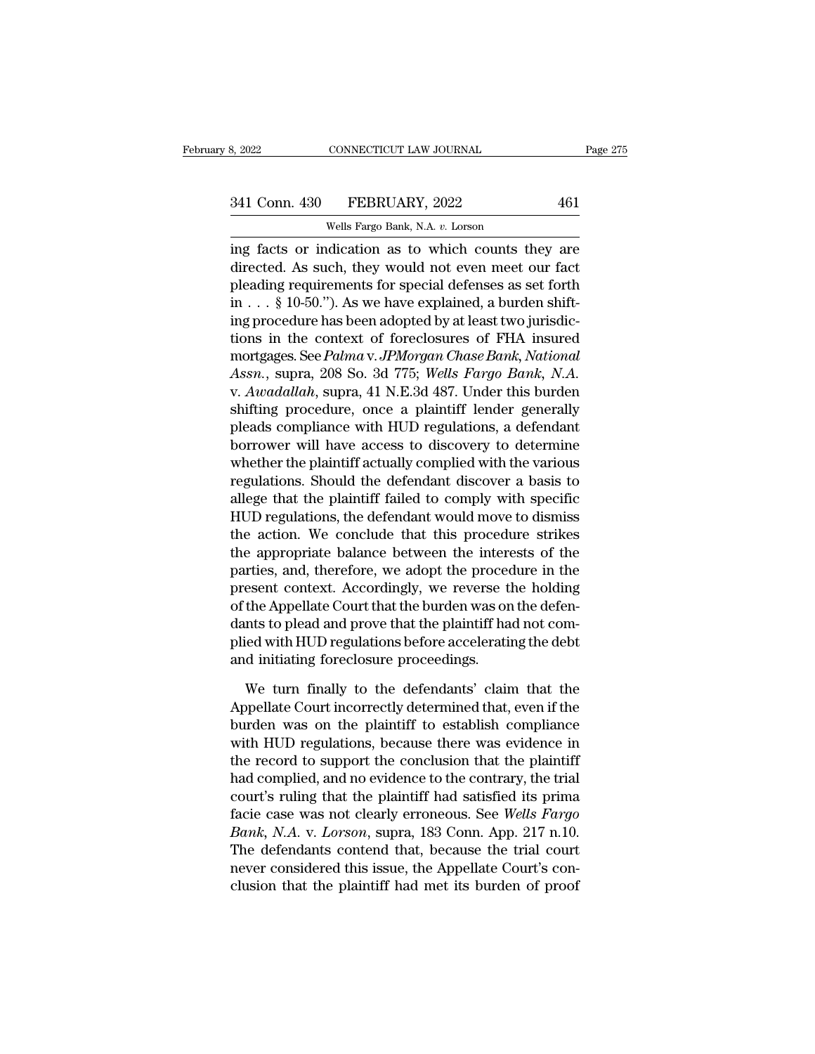ing facts or indication as to which counts they are directed. As such, they would not even meet our fact pleading requirements for special defenses as set forth in . . . § 10-50."). As we have explained, a burden shifting procedure has been adopted by at least two jurisdictions in the context of foreclosures of FHA insured mortgages. See *Palma* v. *JPMorgan Chase Bank, National Assn.*, supra, 208 So. 3d 775; *Wells Fargo Bank, N.A.* v. *Awadallah*, supra, 41 N.E.3d 487. Under this burden shifting procedure, once a plaintiff lender generally pleads compliance with HUD regulations, a defendant borrower will have access to discovery to determine whether the plaintiff actually complied with the various regulations. Should the defendant discover a basis to allege that the plaintiff failed to comply with specific HUD regulations, the defendant would move to dismiss the action. We conclude that this procedure strikes the appropriate balance between the interests of the parties, and, therefore, we adopt the procedure in the present context. Accordingly, we reverse the holding of the Appellate Court that the burden was on the defendants to plead and prove that the plaintiff had not complied with HUD regulations before accelerating the debt and initiating foreclosure proceedings.

We turn finally to the defendants' claim that the Appellate Court incorrectly determined that, even if the burden was on the plaintiff to establish compliance with HUD regulations, because there was evidence in the record to support the conclusion that the plaintiff had complied, and no evidence to the contrary, the trial court's ruling that the plaintiff had satisfied its prima facie case was not clearly erroneous. See *Wells Fargo Bank, N.A.* v. *Lorson*, supra, 183 Conn. App. 217 n.10. The defendants contend that, because the trial court never considered this issue, the Appellate Court's conclusion that the plaintiff had met its burden of proof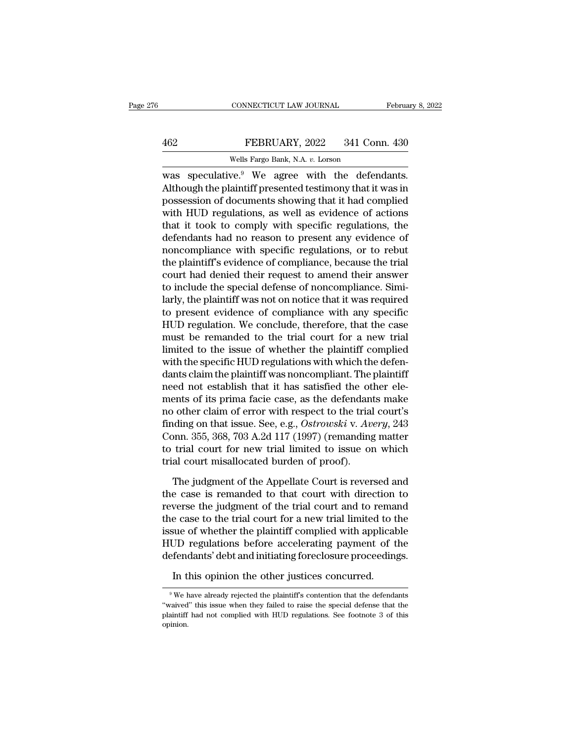was speculative.[9] We agree with the defendants. Although the plaintiff presented testimony that it was in possession of documents showing that it had complied with HUD regulations, as well as evidence of actions that it took to comply with specific regulations, the defendants had no reason to present any evidence of noncompliance with specific regulations, or to rebut the plaintiff's evidence of compliance, because the trial court had denied their request to amend their answer to include the special defense of noncompliance. Similarly, the plaintiff was not on notice that it was required to present evidence of compliance with any specific HUD regulation. We conclude, therefore, that the case must be remanded to the trial court for a new trial limited to the issue of whether the plaintiff complied with the specific HUD regulations with which the defendants claim the plaintiff was noncompliant. The plaintiff need not establish that it has satisfied the other elements of its prima facie case, as the defendants make no other claim of error with respect to the trial court's finding on that issue. See, e.g., *Ostrowski* v. *Avery*, 243 Conn. 355, 368, 703 A.2d 117 (1997) (remanding matter to trial court for new trial limited to issue on which trial court misallocated burden of proof).

The judgment of the Appellate Court is reversed and the case is remanded to that court with direction to reverse the judgment of the trial court and to remand the case to the trial court for a new trial limited to the issue of whether the plaintiff complied with applicable HUD regulations before accelerating payment of the defendants' debt and initiating foreclosure proceedings.

In this opinion the other justices concurred.

---

[9] We have already rejected the plaintiff's contention that the defendants "waived" this issue when they failed to raise the special defense that the plaintiff had not complied with HUD regulations. See footnote 3 of this opinion.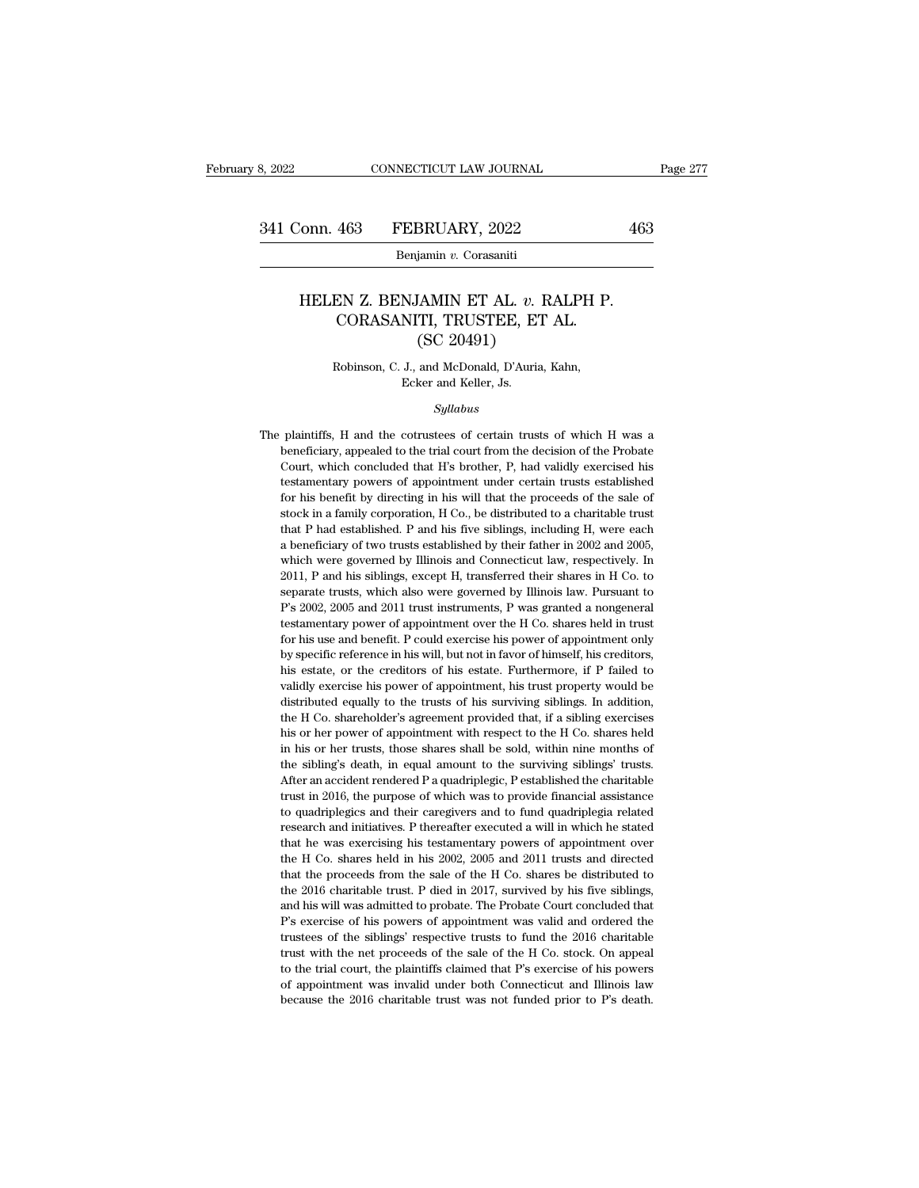# HELEN Z. BENJAMIN ET AL. *v.* RALPH P. CORASANITI, TRUSTEE, ET AL.
(SC 20491)

Robinson, C. J., and McDonald, D'Auria, Kahn, Ecker and Keller, Js.

*Syllabus*

The plaintiffs, H and the cotrustees of certain trusts of which H was a beneficiary, appealed to the trial court from the decision of the Probate Court, which concluded that H's brother, P, had validly exercised his testamentary powers of appointment under certain trusts established for his benefit by directing in his will that the proceeds of the sale of stock in a family corporation, H Co., be distributed to a charitable trust that P had established. P and his five siblings, including H, were each a beneficiary of two trusts established by their father in 2002 and 2005, which were governed by Illinois and Connecticut law, respectively. In 2011, P and his siblings, except H, transferred their shares in H Co. to separate trusts, which also were governed by Illinois law. Pursuant to P's 2002, 2005 and 2011 trust instruments, P was granted a nongeneral testamentary power of appointment over the H Co. shares held in trust for his use and benefit. P could exercise his power of appointment only by specific reference in his will, but not in favor of himself, his creditors, his estate, or the creditors of his estate. Furthermore, if P failed to validly exercise his power of appointment, his trust property would be distributed equally to the trusts of his surviving siblings. In addition, the H Co. shareholder's agreement provided that, if a sibling exercises his or her power of appointment with respect to the H Co. shares held in his or her trusts, those shares shall be sold, within nine months of the sibling's death, in equal amount to the surviving siblings' trusts. After an accident rendered P a quadriplegic, P established the charitable trust in 2016, the purpose of which was to provide financial assistance to quadriplegics and their caregivers and to fund quadriplegia related research and initiatives. P thereafter executed a will in which he stated that he was exercising his testamentary powers of appointment over the H Co. shares held in his 2002, 2005 and 2011 trusts and directed that the proceeds from the sale of the H Co. shares be distributed to the 2016 charitable trust. P died in 2017, survived by his five siblings, and his will was admitted to probate. The Probate Court concluded that P's exercise of his powers of appointment was valid and ordered the trustees of the siblings' respective trusts to fund the 2016 charitable trust with the net proceeds of the sale of the H Co. stock. On appeal to the trial court, the plaintiffs claimed that P's exercise of his powers of appointment was invalid under both Connecticut and Illinois law because the 2016 charitable trust was not funded prior to P's death.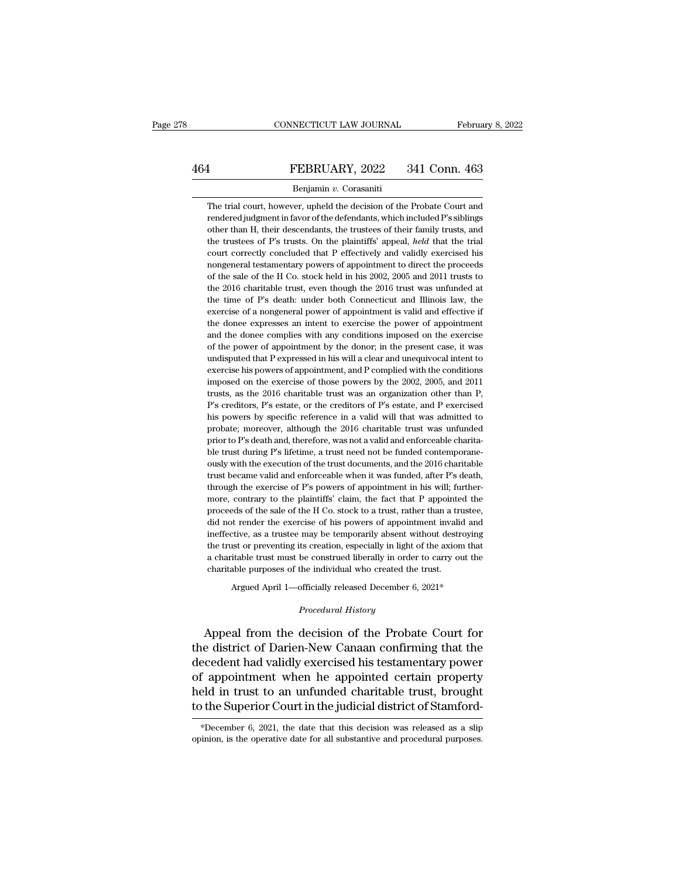The trial court, however, upheld the decision of the Probate Court and rendered judgment in favor of the defendants, which included P's siblings other than H, their descendants, the trustees of their family trusts, and the trustees of P's trusts. On the plaintiffs' appeal, *held* that the trial court correctly concluded that P effectively and validly exercised his nongeneral testamentary powers of appointment to direct the proceeds of the sale of the H Co. stock held in his 2002, 2005 and 2011 trusts to the 2016 charitable trust, even though the 2016 trust was unfunded at the time of P's death: under both Connecticut and Illinois law, the exercise of a nongeneral power of appointment is valid and effective if the donee expresses an intent to exercise the power of appointment and the donee complies with any conditions imposed on the exercise of the power of appointment by the donor; in the present case, it was undisputed that P expressed in his will a clear and unequivocal intent to exercise his powers of appointment, and P complied with the conditions imposed on the exercise of those powers by the 2002, 2005, and 2011 trusts, as the 2016 charitable trust was an organization other than P, P's creditors, P's estate, or the creditors of P's estate, and P exercised his powers by specific reference in a valid will that was admitted to probate; moreover, although the 2016 charitable trust was unfunded prior to P's death and, therefore, was not a valid and enforceable charitable trust during P's lifetime, a trust need not be funded contemporaneously with the execution of the trust documents, and the 2016 charitable trust became valid and enforceable when it was funded, after P's death, through the exercise of P's powers of appointment in his will; furthermore, contrary to the plaintiffs' claim, the fact that P appointed the proceeds of the sale of the H Co. stock to a trust, rather than a trustee, did not render the exercise of his powers of appointment invalid and ineffective, as a trustee may be temporarily absent without destroying the trust or preventing its creation, especially in light of the axiom that a charitable trust must be construed liberally in order to carry out the charitable purposes of the individual who created the trust.

Argued April 1—officially released December 6, 2021*

*Procedural History*

Appeal from the decision of the Probate Court for the district of Darien-New Canaan confirming that the decedent had validly exercised his testamentary power of appointment when he appointed certain property held in trust to an unfunded charitable trust, brought to the Superior Court in the judicial district of Stamford-

*December 6, 2021, the date that this decision was released as a slip opinion, is the operative date for all substantive and procedural purposes.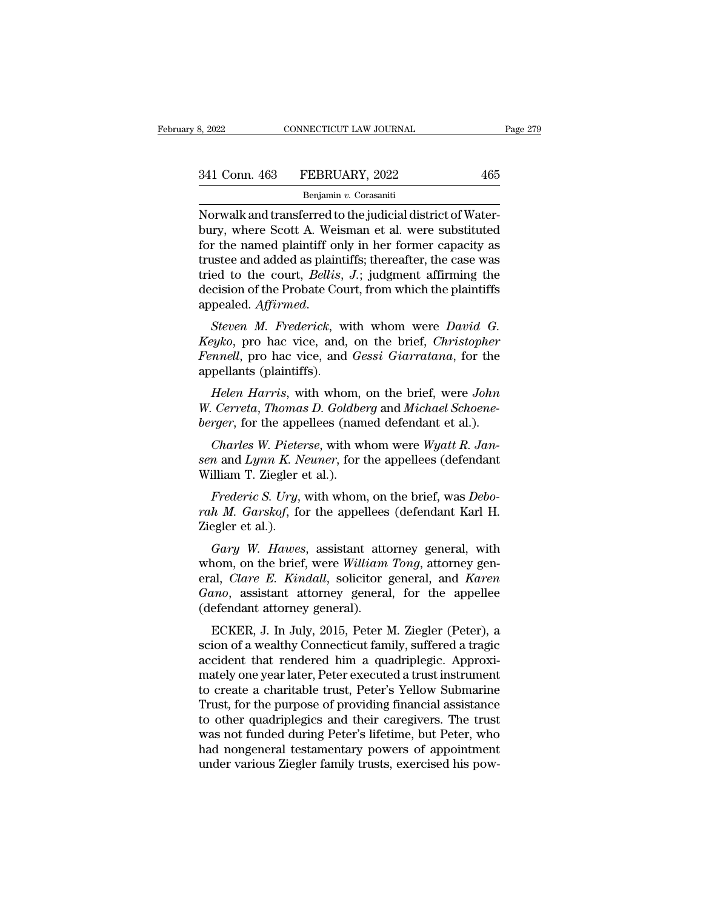Norwalk and transferred to the judicial district of Waterbury, where Scott A. Weisman et al. were substituted for the named plaintiff only in her former capacity as trustee and added as plaintiffs; thereafter, the case was tried to the court, *Bellis*, *J.*; judgment affirming the decision of the Probate Court, from which the plaintiffs appealed. *Affirmed*.

*Steven M. Frederick*, with whom were *David G. Keyko*, pro hac vice, and, on the brief, *Christopher Fennell*, pro hac vice, and *Gessi Giarratana*, for the appellants (plaintiffs).

*Helen Harris*, with whom, on the brief, were *John W. Cerreta*, *Thomas D. Goldberg* and *Michael Schoeneberger*, for the appellees (named defendant et al.).

*Charles W. Pieterse*, with whom were *Wyatt R. Jansen* and *Lynn K. Neuner*, for the appellees (defendant William T. Ziegler et al.).

*Frederic S. Ury*, with whom, on the brief, was *Deborah M. Garskof*, for the appellees (defendant Karl H. Ziegler et al.).

*Gary W. Hawes*, assistant attorney general, with whom, on the brief, were *William Tong*, attorney general, *Clare E. Kindall*, solicitor general, and *Karen Gano*, assistant attorney general, for the appellee (defendant attorney general).

ECKER, J. In July, 2015, Peter M. Ziegler (Peter), a scion of a wealthy Connecticut family, suffered a tragic accident that rendered him a quadriplegic. Approximately one year later, Peter executed a trust instrument to create a charitable trust, Peter's Yellow Submarine Trust, for the purpose of providing financial assistance to other quadriplegics and their caregivers. The trust was not funded during Peter's lifetime, but Peter, who had nongeneral testamentary powers of appointment under various Ziegler family trusts, exercised his pow-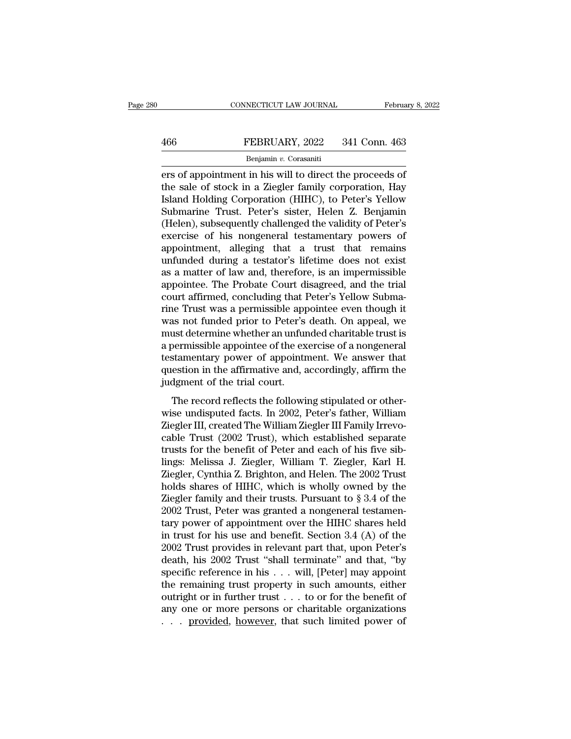ers of appointment in his will to direct the proceeds of the sale of stock in a Ziegler family corporation, Hay Island Holding Corporation (HIHC), to Peter's Yellow Submarine Trust. Peter's sister, Helen Z. Benjamin (Helen), subsequently challenged the validity of Peter's exercise of his nongeneral testamentary powers of appointment, alleging that a trust that remains unfunded during a testator's lifetime does not exist as a matter of law and, therefore, is an impermissible appointee. The Probate Court disagreed, and the trial court affirmed, concluding that Peter's Yellow Submarine Trust was a permissible appointee even though it was not funded prior to Peter's death. On appeal, we must determine whether an unfunded charitable trust is a permissible appointee of the exercise of a nongeneral testamentary power of appointment. We answer that question in the affirmative and, accordingly, affirm the judgment of the trial court.

The record reflects the following stipulated or otherwise undisputed facts. In 2002, Peter's father, William Ziegler III, created The William Ziegler III Family Irrevocable Trust (2002 Trust), which established separate trusts for the benefit of Peter and each of his five siblings: Melissa J. Ziegler, William T. Ziegler, Karl H. Ziegler, Cynthia Z. Brighton, and Helen. The 2002 Trust holds shares of HIHC, which is wholly owned by the Ziegler family and their trusts. Pursuant to § 3.4 of the 2002 Trust, Peter was granted a nongeneral testamentary power of appointment over the HIHC shares held in trust for his use and benefit. Section 3.4 (A) of the 2002 Trust provides in relevant part that, upon Peter's death, his 2002 Trust "shall terminate" and that, "by specific reference in his . . . will, [Peter] may appoint the remaining trust property in such amounts, either outright or in further trust . . . to or for the benefit of any one or more persons or charitable organizations . . . provided, however, that such limited power of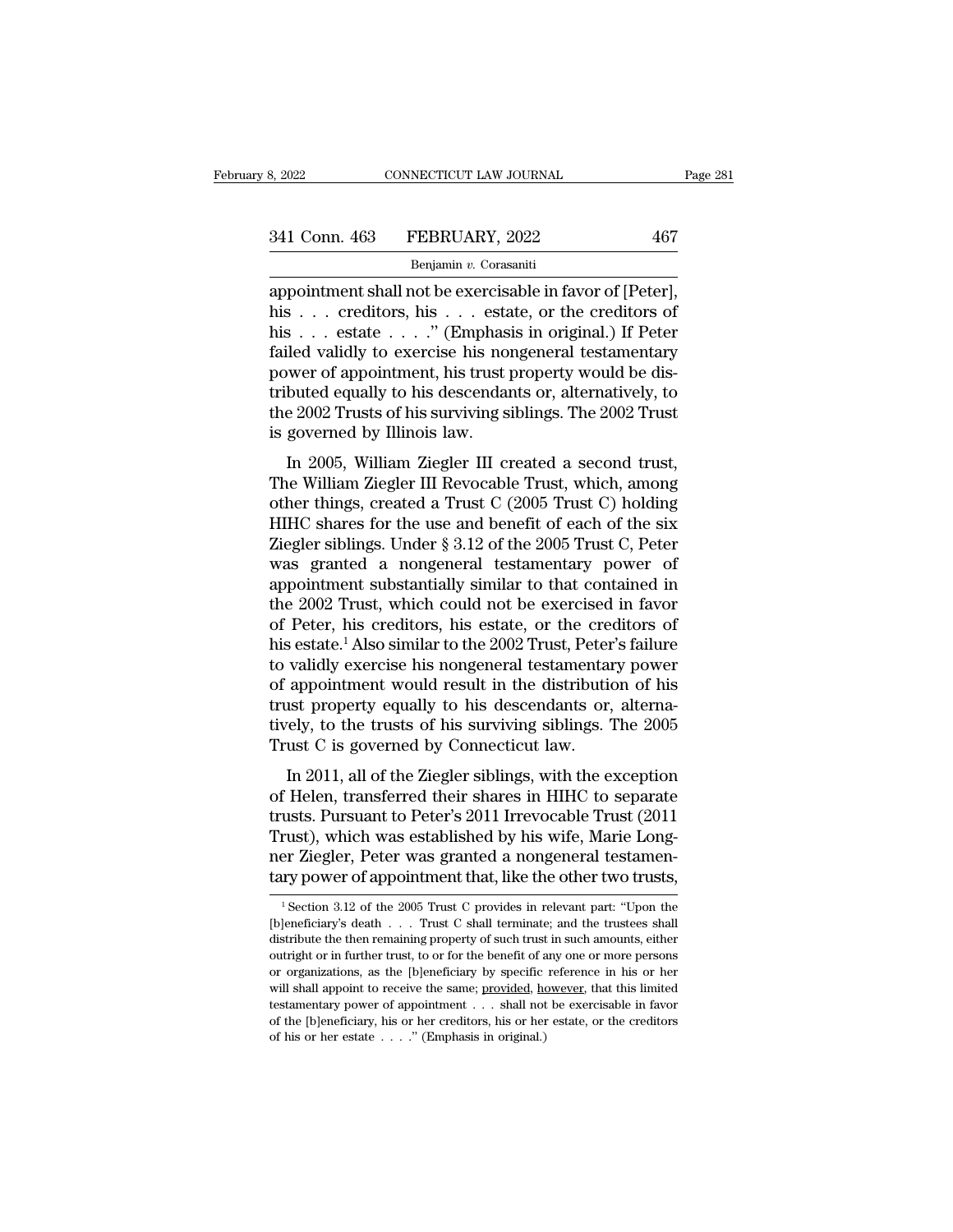appointment shall not be exercisable in favor of [Peter], his . . . creditors, his . . . estate, or the creditors of his . . . estate . . . ." (Emphasis in original.) If Peter failed validly to exercise his nongeneral testamentary power of appointment, his trust property would be distributed equally to his descendants or, alternatively, to the 2002 Trusts of his surviving siblings. The 2002 Trust is governed by Illinois law.

In 2005, William Ziegler III created a second trust, The William Ziegler III Revocable Trust, which, among other things, created a Trust C (2005 Trust C) holding HIHC shares for the use and benefit of each of the six Ziegler siblings. Under § 3.12 of the 2005 Trust C, Peter was granted a nongeneral testamentary power of appointment substantially similar to that contained in the 2002 Trust, which could not be exercised in favor of Peter, his creditors, his estate, or the creditors of his estate.[1] Also similar to the 2002 Trust, Peter's failure to validly exercise his nongeneral testamentary power of appointment would result in the distribution of his trust property equally to his descendants or, alternatively, to the trusts of his surviving siblings. The 2005 Trust C is governed by Connecticut law.

In 2011, all of the Ziegler siblings, with the exception of Helen, transferred their shares in HIHC to separate trusts. Pursuant to Peter's 2011 Irrevocable Trust (2011 Trust), which was established by his wife, Marie Longner Ziegler, Peter was granted a nongeneral testamentary power of appointment that, like the other two trusts,

[1] Section 3.12 of the 2005 Trust C provides in relevant part: "Upon the [b]eneficiary's death . . . Trust C shall terminate; and the trustees shall distribute the then remaining property of such trust in such amounts, either outright or in further trust, to or for the benefit of any one or more persons or organizations, as the [b]eneficiary by specific reference in his or her will shall appoint to receive the same; provided, however, that this limited testamentary power of appointment . . . shall not be exercisable in favor of the [b]eneficiary, his or her creditors, his or her estate, or the creditors of his or her estate . . . ." (Emphasis in original.)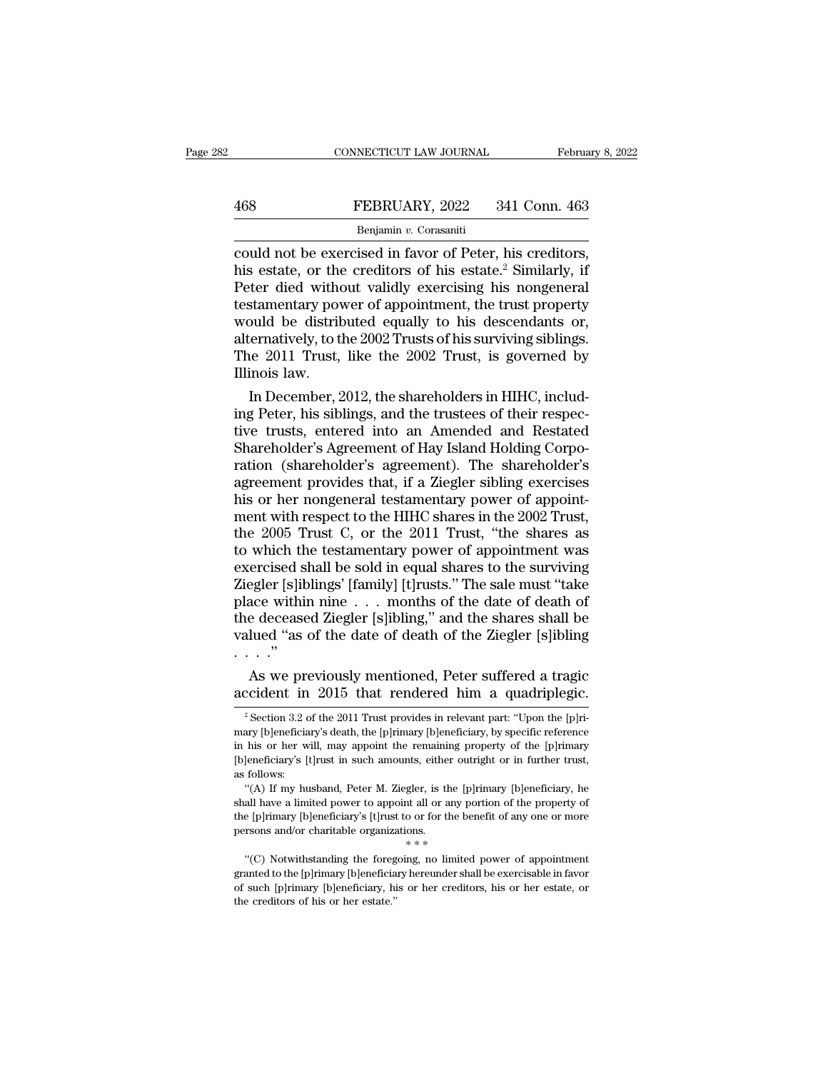could not be exercised in favor of Peter, his creditors, his estate, or the creditors of his estate.[2] Similarly, if Peter died without validly exercising his nongeneral testamentary power of appointment, the trust property would be distributed equally to his descendants or, alternatively, to the 2002 Trusts of his surviving siblings. The 2011 Trust, like the 2002 Trust, is governed by Illinois law.

In December, 2012, the shareholders in HIHC, including Peter, his siblings, and the trustees of their respective trusts, entered into an Amended and Restated Shareholder's Agreement of Hay Island Holding Corporation (shareholder's agreement). The shareholder's agreement provides that, if a Ziegler sibling exercises his or her nongeneral testamentary power of appointment with respect to the HIHC shares in the 2002 Trust, the 2005 Trust C, or the 2011 Trust, "the shares as to which the testamentary power of appointment was exercised shall be sold in equal shares to the surviving Ziegler [s]iblings' [family] [t]rusts." The sale must "take place within nine . . . months of the date of death of the deceased Ziegler [s]ibling," and the shares shall be valued "as of the date of death of the Ziegler [s]ibling . . . ."

As we previously mentioned, Peter suffered a tragic accident in 2015 that rendered him a quadriplegic.

---

[2] Section 3.2 of the 2011 Trust provides in relevant part: "Upon the [p]rimary [b]eneficiary's death, the [p]rimary [b]eneficiary, by specific reference in his or her will, may appoint the remaining property of the [p]rimary [b]eneficiary's [t]rust in such amounts, either outright or in further trust, as follows:

"(A) If my husband, Peter M. Ziegler, is the [p]rimary [b]eneficiary, he shall have a limited power to appoint all or any portion of the property of the [p]rimary [b]eneficiary's [t]rust to or for the benefit of any one or more persons and/or charitable organizations.

\* \* \*

"(C) Notwithstanding the foregoing, no limited power of appointment granted to the [p]rimary [b]eneficiary hereunder shall be exercisable in favor of such [p]rimary [b]eneficiary, his or her creditors, his or her estate, or the creditors of his or her estate."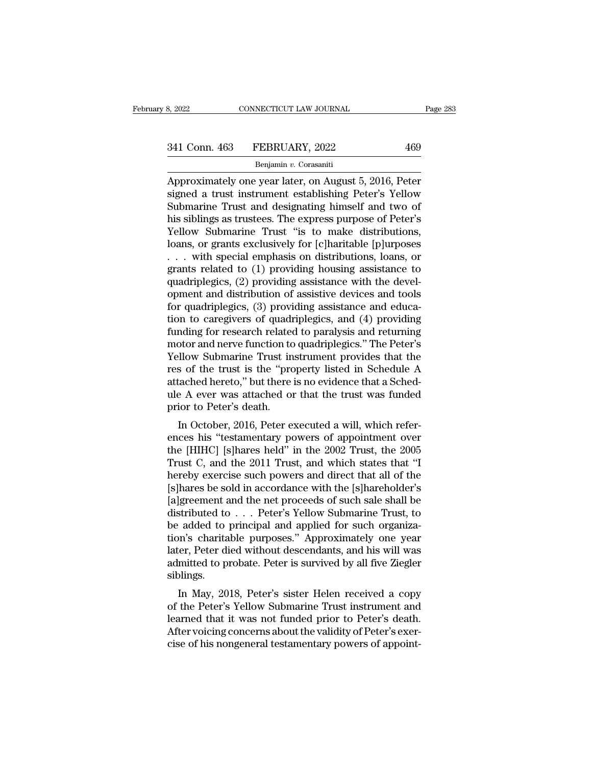Approximately one year later, on August 5, 2016, Peter signed a trust instrument establishing Peter's Yellow Submarine Trust and designating himself and two of his siblings as trustees. The express purpose of Peter's Yellow Submarine Trust "is to make distributions, loans, or grants exclusively for [c]haritable [p]urposes . . . with special emphasis on distributions, loans, or grants related to (1) providing housing assistance to quadriplegics, (2) providing assistance with the development and distribution of assistive devices and tools for quadriplegics, (3) providing assistance and education to caregivers of quadriplegics, and (4) providing funding for research related to paralysis and returning motor and nerve function to quadriplegics." The Peter's Yellow Submarine Trust instrument provides that the res of the trust is the "property listed in Schedule A attached hereto," but there is no evidence that a Schedule A ever was attached or that the trust was funded prior to Peter's death.

In October, 2016, Peter executed a will, which references his "testamentary powers of appointment over the [HIHC] [s]hares held" in the 2002 Trust, the 2005 Trust C, and the 2011 Trust, and which states that "I hereby exercise such powers and direct that all of the [s]hares be sold in accordance with the [s]hareholder's [a]greement and the net proceeds of such sale shall be distributed to . . . Peter's Yellow Submarine Trust, to be added to principal and applied for such organization's charitable purposes." Approximately one year later, Peter died without descendants, and his will was admitted to probate. Peter is survived by all five Ziegler siblings.

In May, 2018, Peter's sister Helen received a copy of the Peter's Yellow Submarine Trust instrument and learned that it was not funded prior to Peter's death. After voicing concerns about the validity of Peter's exercise of his nongeneral testamentary powers of appoint-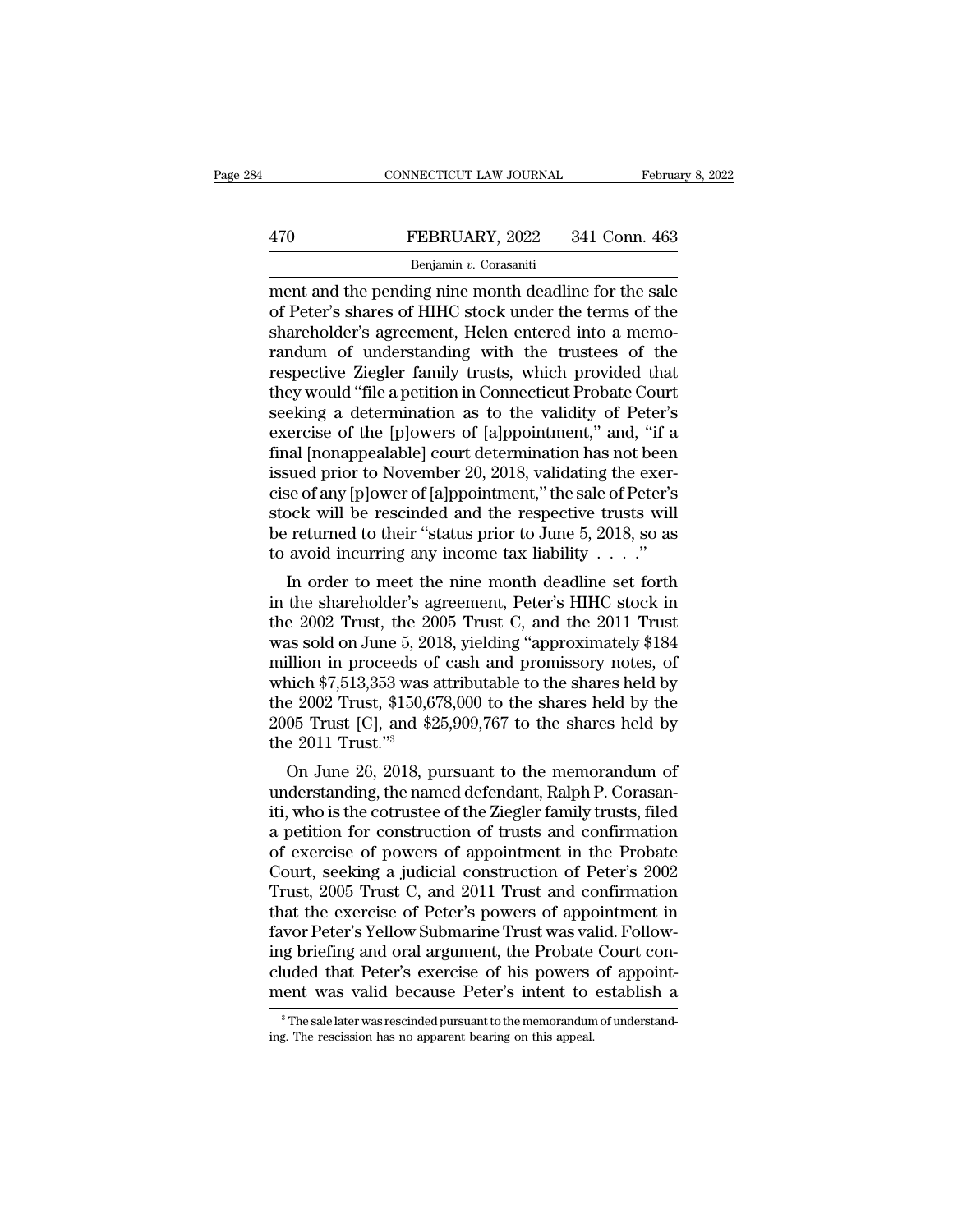ment and the pending nine month deadline for the sale of Peter's shares of HIHC stock under the terms of the shareholder's agreement, Helen entered into a memorandum of understanding with the trustees of the respective Ziegler family trusts, which provided that they would "file a petition in Connecticut Probate Court seeking a determination as to the validity of Peter's exercise of the [p]owers of [a]ppointment," and, "if a final [nonappealable] court determination has not been issued prior to November 20, 2018, validating the exercise of any [p]ower of [a]ppointment," the sale of Peter's stock will be rescinded and the respective trusts will be returned to their "status prior to June 5, 2018, so as to avoid incurring any income tax liability . . . ."

In order to meet the nine month deadline set forth in the shareholder's agreement, Peter's HIHC stock in the 2002 Trust, the 2005 Trust C, and the 2011 Trust was sold on June 5, 2018, yielding "approximately $184 million in proceeds of cash and promissory notes, of which $7,513,353 was attributable to the shares held by the 2002 Trust, $150,678,000 to the shares held by the 2005 Trust [C], and $25,909,767 to the shares held by the 2011 Trust."[3]

On June 26, 2018, pursuant to the memorandum of understanding, the named defendant, Ralph P. Corasaniti, who is the cotrustee of the Ziegler family trusts, filed a petition for construction of trusts and confirmation of exercise of powers of appointment in the Probate Court, seeking a judicial construction of Peter's 2002 Trust, 2005 Trust C, and 2011 Trust and confirmation that the exercise of Peter's powers of appointment in favor Peter's Yellow Submarine Trust was valid. Following briefing and oral argument, the Probate Court concluded that Peter's exercise of his powers of appointment was valid because Peter's intent to establish a

[3] The sale later was rescinded pursuant to the memorandum of understanding. The rescission has no apparent bearing on this appeal.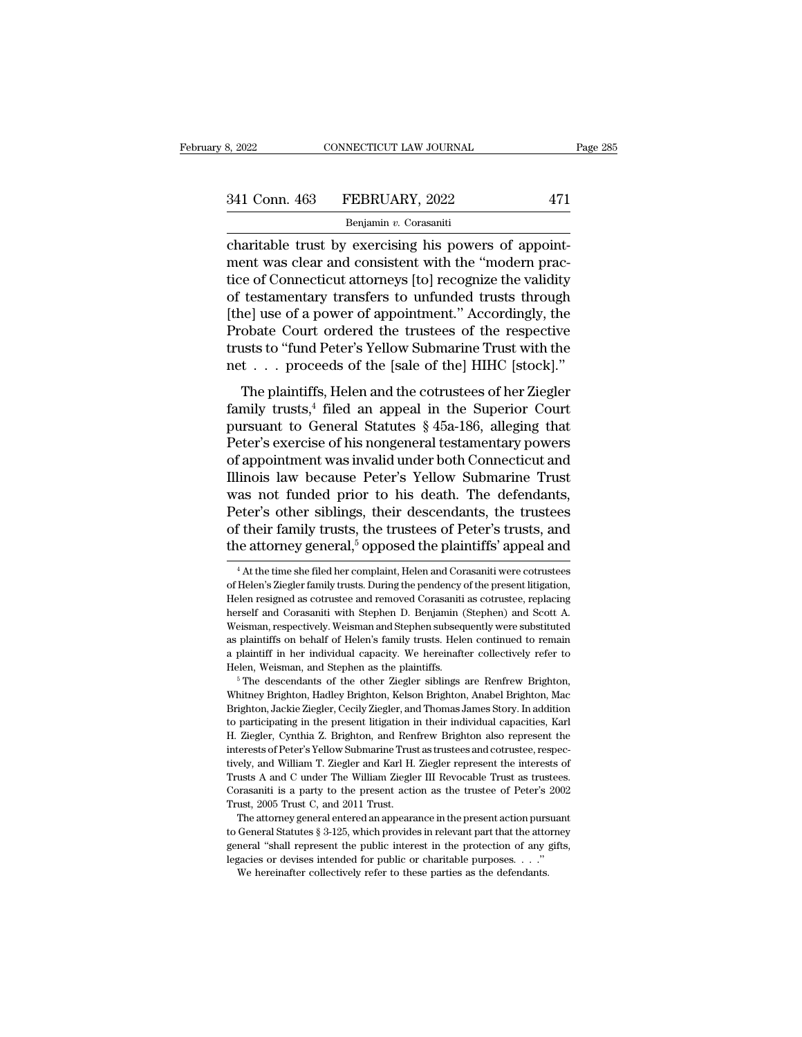charitable trust by exercising his powers of appointment was clear and consistent with the "modern practice of Connecticut attorneys [to] recognize the validity of testamentary transfers to unfunded trusts through [the] use of a power of appointment." Accordingly, the Probate Court ordered the trustees of the respective trusts to "fund Peter's Yellow Submarine Trust with the net . . . proceeds of the [sale of the] HIHC [stock]."

The plaintiffs, Helen and the cotrustees of her Ziegler family trusts,[4] filed an appeal in the Superior Court pursuant to General Statutes § 45a-186, alleging that Peter's exercise of his nongeneral testamentary powers of appointment was invalid under both Connecticut and Illinois law because Peter's Yellow Submarine Trust was not funded prior to his death. The defendants, Peter's other siblings, their descendants, the trustees of their family trusts, the trustees of Peter's trusts, and the attorney general,[5] opposed the plaintiffs' appeal and

---

[4] At the time she filed her complaint, Helen and Corasaniti were cotrustees of Helen's Ziegler family trusts. During the pendency of the present litigation, Helen resigned as cotrustee and removed Corasaniti as cotrustee, replacing herself and Corasaniti with Stephen D. Benjamin (Stephen) and Scott A. Weisman, respectively. Weisman and Stephen subsequently were substituted as plaintiffs on behalf of Helen's family trusts. Helen continued to remain a plaintiff in her individual capacity. We hereinafter collectively refer to Helen, Weisman, and Stephen as the plaintiffs.

[5] The descendants of the other Ziegler siblings are Renfrew Brighton, Whitney Brighton, Hadley Brighton, Kelson Brighton, Anabel Brighton, Mac Brighton, Jackie Ziegler, Cecily Ziegler, and Thomas James Story. In addition to participating in the present litigation in their individual capacities, Karl H. Ziegler, Cynthia Z. Brighton, and Renfrew Brighton also represent the interests of Peter's Yellow Submarine Trust as trustees and cotrustee, respectively, and William T. Ziegler and Karl H. Ziegler represent the interests of Trusts A and C under The William Ziegler III Revocable Trust as trustees. Corasaniti is a party to the present action as the trustee of Peter's 2002 Trust, 2005 Trust C, and 2011 Trust.

The attorney general entered an appearance in the present action pursuant to General Statutes § 3-125, which provides in relevant part that the attorney general "shall represent the public interest in the protection of any gifts, legacies or devises intended for public or charitable purposes. . . ."

We hereinafter collectively refer to these parties as the defendants.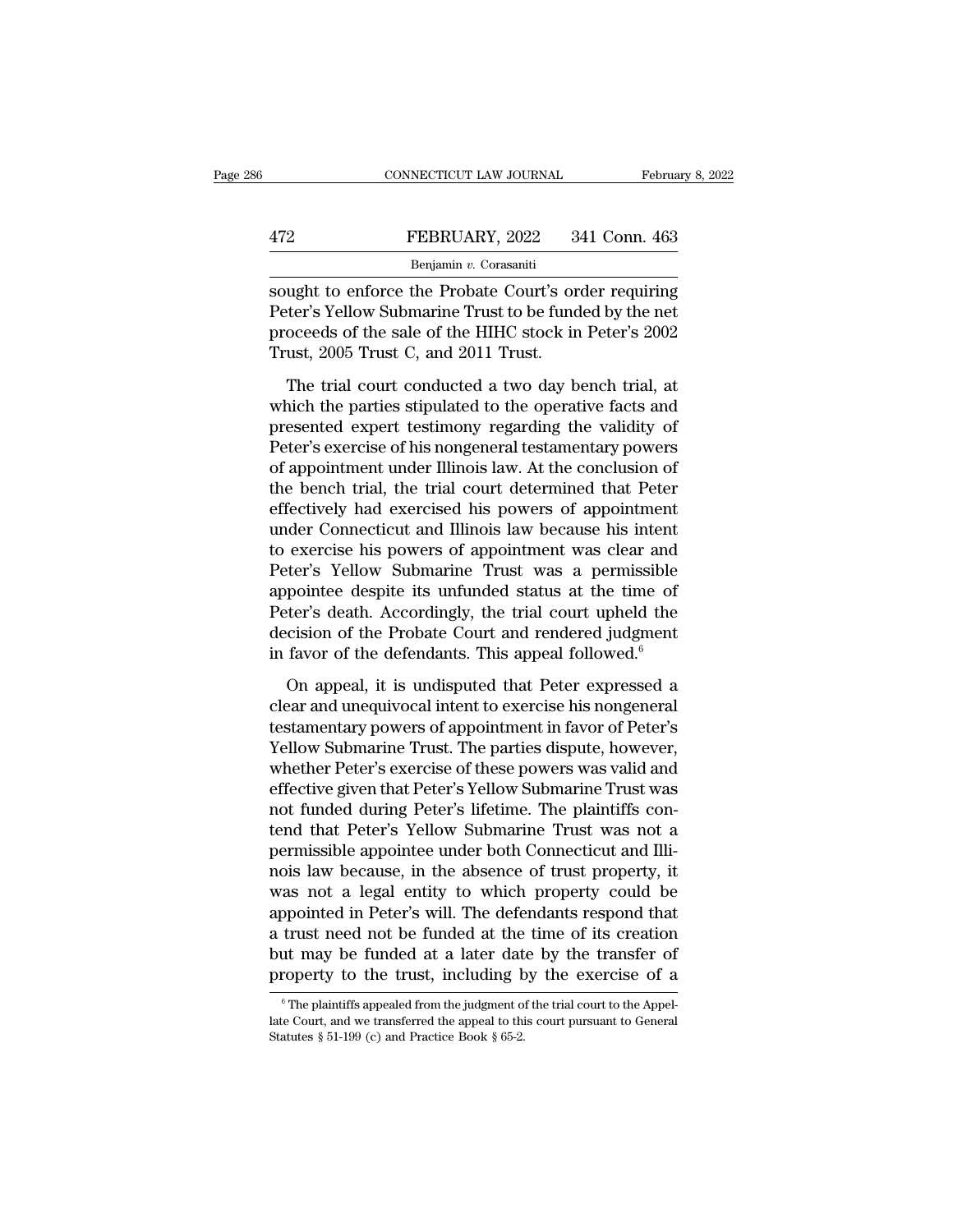sought to enforce the Probate Court's order requiring Peter's Yellow Submarine Trust to be funded by the net proceeds of the sale of the HIHC stock in Peter's 2002 Trust, 2005 Trust C, and 2011 Trust.

The trial court conducted a two day bench trial, at which the parties stipulated to the operative facts and presented expert testimony regarding the validity of Peter's exercise of his nongeneral testamentary powers of appointment under Illinois law. At the conclusion of the bench trial, the trial court determined that Peter effectively had exercised his powers of appointment under Connecticut and Illinois law because his intent to exercise his powers of appointment was clear and Peter's Yellow Submarine Trust was a permissible appointee despite its unfunded status at the time of Peter's death. Accordingly, the trial court upheld the decision of the Probate Court and rendered judgment in favor of the defendants. This appeal followed.[6]

On appeal, it is undisputed that Peter expressed a clear and unequivocal intent to exercise his nongeneral testamentary powers of appointment in favor of Peter's Yellow Submarine Trust. The parties dispute, however, whether Peter's exercise of these powers was valid and effective given that Peter's Yellow Submarine Trust was not funded during Peter's lifetime. The plaintiffs contend that Peter's Yellow Submarine Trust was not a permissible appointee under both Connecticut and Illinois law because, in the absence of trust property, it was not a legal entity to which property could be appointed in Peter's will. The defendants respond that a trust need not be funded at the time of its creation but may be funded at a later date by the transfer of property to the trust, including by the exercise of a

[6] The plaintiffs appealed from the judgment of the trial court to the Appellate Court, and we transferred the appeal to this court pursuant to General Statutes § 51-199 (c) and Practice Book § 65-2.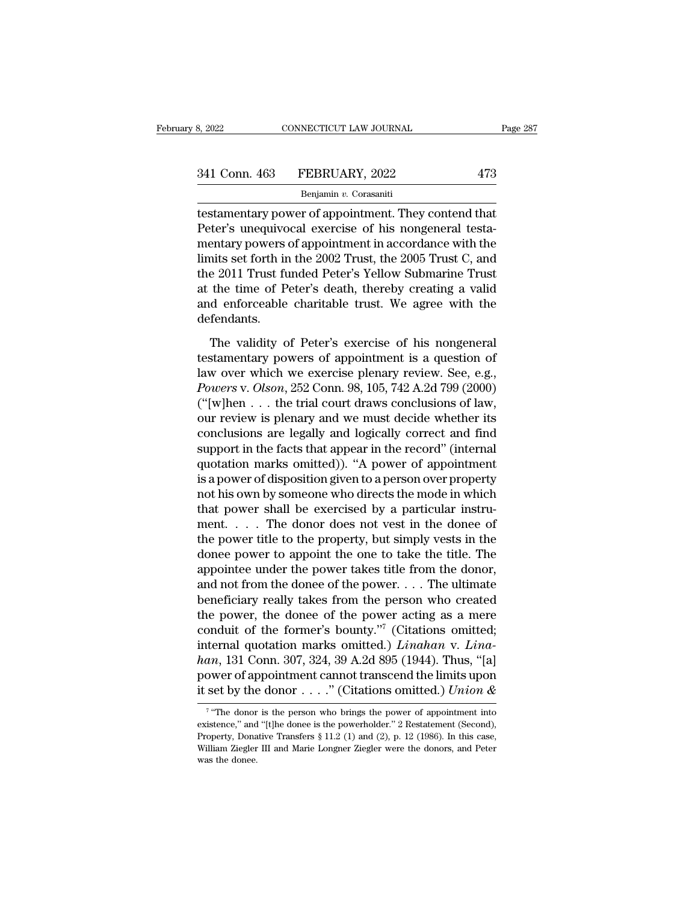testamentary power of appointment. They contend that Peter's unequivocal exercise of his nongeneral testamentary powers of appointment in accordance with the limits set forth in the 2002 Trust, the 2005 Trust C, and the 2011 Trust funded Peter's Yellow Submarine Trust at the time of Peter's death, thereby creating a valid and enforceable charitable trust. We agree with the defendants.

The validity of Peter's exercise of his nongeneral testamentary powers of appointment is a question of law over which we exercise plenary review. See, e.g., *Powers* v. *Olson*, 252 Conn. 98, 105, 742 A.2d 799 (2000) ("[w]hen . . . the trial court draws conclusions of law, our review is plenary and we must decide whether its conclusions are legally and logically correct and find support in the facts that appear in the record" (internal quotation marks omitted)). "A power of appointment is a power of disposition given to a person over property not his own by someone who directs the mode in which that power shall be exercised by a particular instrument. . . . The donor does not vest in the donee of the power title to the property, but simply vests in the donee power to appoint the one to take the title. The appointee under the power takes title from the donor, and not from the donee of the power. . . . The ultimate beneficiary really takes from the person who created the power, the donee of the power acting as a mere conduit of the former's bounty."[7] (Citations omitted; internal quotation marks omitted.) *Linahan* v. *Linahan*, 131 Conn. 307, 324, 39 A.2d 895 (1944). Thus, "[a] power of appointment cannot transcend the limits upon it set by the donor . . . ." (Citations omitted.) *Union &*

---

[7] "The donor is the person who brings the power of appointment into existence," and "[t]he donee is the powerholder." 2 Restatement (Second), Property, Donative Transfers § 11.2 (1) and (2), p. 12 (1986). In this case, William Ziegler III and Marie Longner Ziegler were the donors, and Peter was the donee.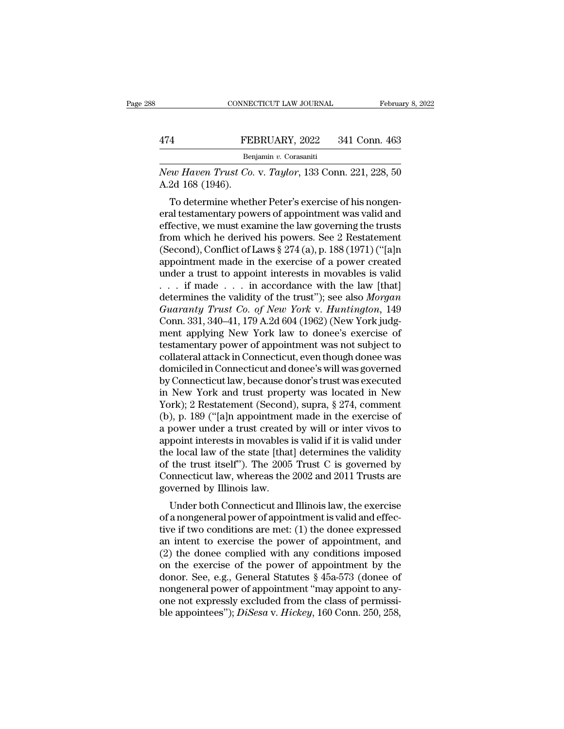*New Haven Trust Co.* v. *Taylor*, 133 Conn. 221, 228, 50 A.2d 168 (1946).

To determine whether Peter's exercise of his nongeneral testamentary powers of appointment was valid and effective, we must examine the law governing the trusts from which he derived his powers. See 2 Restatement (Second), Conflict of Laws § 274 (a), p. 188 (1971) ("[a]n appointment made in the exercise of a power created under a trust to appoint interests in movables is valid . . . if made . . . in accordance with the law [that] determines the validity of the trust"); see also *Morgan Guaranty Trust Co. of New York* v. *Huntington*, 149 Conn. 331, 340–41, 179 A.2d 604 (1962) (New York judgment applying New York law to donee's exercise of testamentary power of appointment was not subject to collateral attack in Connecticut, even though donee was domiciled in Connecticut and donee's will was governed by Connecticut law, because donor's trust was executed in New York and trust property was located in New York); 2 Restatement (Second), supra, § 274, comment (b), p. 189 ("[a]n appointment made in the exercise of a power under a trust created by will or inter vivos to appoint interests in movables is valid if it is valid under the local law of the state [that] determines the validity of the trust itself"). The 2005 Trust C is governed by Connecticut law, whereas the 2002 and 2011 Trusts are governed by Illinois law.

Under both Connecticut and Illinois law, the exercise of a nongeneral power of appointment is valid and effective if two conditions are met: (1) the donee expressed an intent to exercise the power of appointment, and (2) the donee complied with any conditions imposed on the exercise of the power of appointment by the donor. See, e.g., General Statutes § 45a-573 (donee of nongeneral power of appointment "may appoint to anyone not expressly excluded from the class of permissible appointees"); *DiSesa* v. *Hickey*, 160 Conn. 250, 258,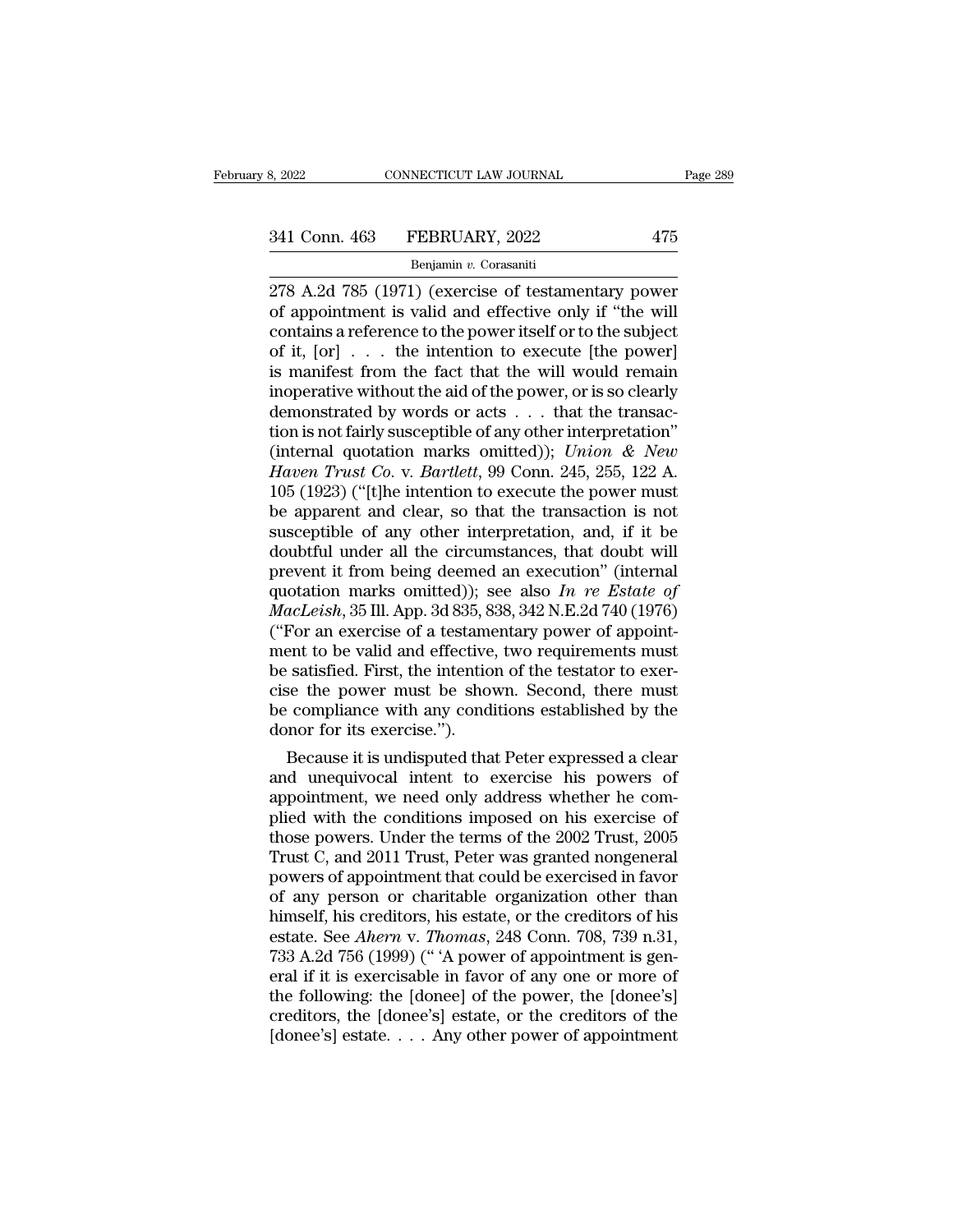278 A.2d 785 (1971) (exercise of testamentary power of appointment is valid and effective only if "the will contains a reference to the power itself or to the subject of it, [or] . . . the intention to execute [the power] is manifest from the fact that the will would remain inoperative without the aid of the power, or is so clearly demonstrated by words or acts . . . that the transaction is not fairly susceptible of any other interpretation" (internal quotation marks omitted)); *Union & New Haven Trust Co.* v. *Bartlett*, 99 Conn. 245, 255, 122 A. 105 (1923) ("[t]he intention to execute the power must be apparent and clear, so that the transaction is not susceptible of any other interpretation, and, if it be doubtful under all the circumstances, that doubt will prevent it from being deemed an execution" (internal quotation marks omitted)); see also *In re Estate of MacLeish*, 35 Ill. App. 3d 835, 838, 342 N.E.2d 740 (1976) ("For an exercise of a testamentary power of appointment to be valid and effective, two requirements must be satisfied. First, the intention of the testator to exercise the power must be shown. Second, there must be compliance with any conditions established by the donor for its exercise.").

Because it is undisputed that Peter expressed a clear and unequivocal intent to exercise his powers of appointment, we need only address whether he complied with the conditions imposed on his exercise of those powers. Under the terms of the 2002 Trust, 2005 Trust C, and 2011 Trust, Peter was granted nongeneral powers of appointment that could be exercised in favor of any person or charitable organization other than himself, his creditors, his estate, or the creditors of his estate. See *Ahern* v. *Thomas*, 248 Conn. 708, 739 n.31, 733 A.2d 756 (1999) ("'A power of appointment is general if it is exercisable in favor of any one or more of the following: the [donee] of the power, the [donee's] creditors, the [donee's] estate, or the creditors of the [donee's] estate. . . . Any other power of appointment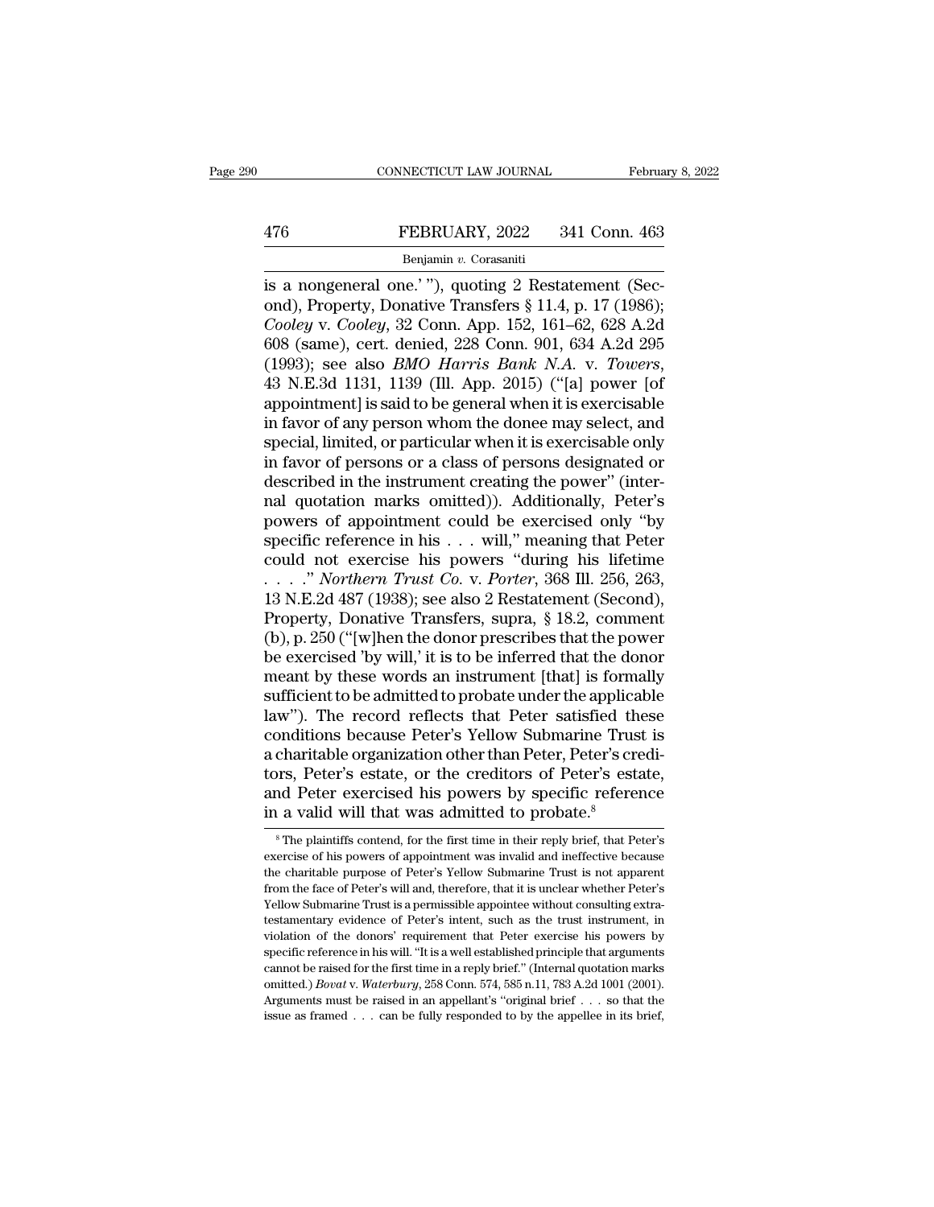is a nongeneral one.' "), quoting 2 Restatement (Second), Property, Donative Transfers § 11.4, p. 17 (1986); *Cooley* v. *Cooley*, 32 Conn. App. 152, 161–62, 628 A.2d 608 (same), cert. denied, 228 Conn. 901, 634 A.2d 295 (1993); see also *BMO Harris Bank N.A.* v. *Towers*, 43 N.E.3d 1131, 1139 (Ill. App. 2015) ("[a] power [of appointment] is said to be general when it is exercisable in favor of any person whom the donee may select, and special, limited, or particular when it is exercisable only in favor of persons or a class of persons designated or described in the instrument creating the power" (internal quotation marks omitted)). Additionally, Peter's powers of appointment could be exercised only "by specific reference in his . . . will," meaning that Peter could not exercise his powers "during his lifetime . . . ." *Northern Trust Co.* v. *Porter*, 368 Ill. 256, 263, 13 N.E.2d 487 (1938); see also 2 Restatement (Second), Property, Donative Transfers, supra, § 18.2, comment (b), p. 250 ("[w]hen the donor prescribes that the power be exercised 'by will,' it is to be inferred that the donor meant by these words an instrument [that] is formally sufficient to be admitted to probate under the applicable law"). The record reflects that Peter satisfied these conditions because Peter's Yellow Submarine Trust is a charitable organization other than Peter, Peter's creditors, Peter's estate, or the creditors of Peter's estate, and Peter exercised his powers by specific reference in a valid will that was admitted to probate.[8]

[8] The plaintiffs contend, for the first time in their reply brief, that Peter's exercise of his powers of appointment was invalid and ineffective because the charitable purpose of Peter's Yellow Submarine Trust is not apparent from the face of Peter's will and, therefore, that it is unclear whether Peter's Yellow Submarine Trust is a permissible appointee without consulting extratestamentary evidence of Peter's intent, such as the trust instrument, in violation of the donors' requirement that Peter exercise his powers by specific reference in his will. "It is a well established principle that arguments cannot be raised for the first time in a reply brief." (Internal quotation marks omitted.) *Bovat* v. *Waterbury*, 258 Conn. 574, 585 n.11, 783 A.2d 1001 (2001). Arguments must be raised in an appellant's "original brief . . . so that the issue as framed . . . can be fully responded to by the appellee in its brief,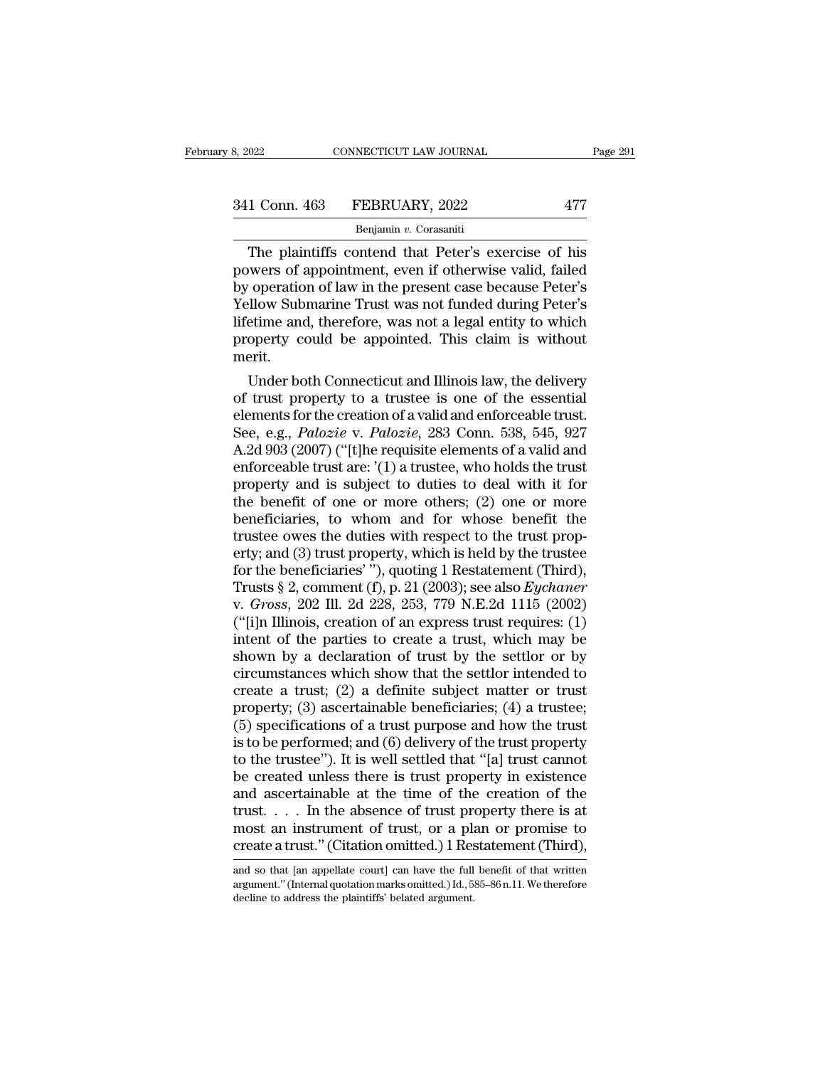The plaintiffs contend that Peter's exercise of his powers of appointment, even if otherwise valid, failed by operation of law in the present case because Peter's Yellow Submarine Trust was not funded during Peter's lifetime and, therefore, was not a legal entity to which property could be appointed. This claim is without merit.

Under both Connecticut and Illinois law, the delivery of trust property to a trustee is one of the essential elements for the creation of a valid and enforceable trust. See, e.g., *Palozie* v. *Palozie*, 283 Conn. 538, 545, 927 A.2d 903 (2007) ("[t]he requisite elements of a valid and enforceable trust are: '(1) a trustee, who holds the trust property and is subject to duties to deal with it for the benefit of one or more others; (2) one or more beneficiaries, to whom and for whose benefit the trustee owes the duties with respect to the trust property; and (3) trust property, which is held by the trustee for the beneficiaries' "), quoting 1 Restatement (Third), Trusts § 2, comment (f), p. 21 (2003); see also *Eychaner* v. *Gross*, 202 Ill. 2d 228, 253, 779 N.E.2d 1115 (2002) ("[i]n Illinois, creation of an express trust requires: (1) intent of the parties to create a trust, which may be shown by a declaration of trust by the settlor or by circumstances which show that the settlor intended to create a trust; (2) a definite subject matter or trust property; (3) ascertainable beneficiaries; (4) a trustee; (5) specifications of a trust purpose and how the trust is to be performed; and (6) delivery of the trust property to the trustee"). It is well settled that "[a] trust cannot be created unless there is trust property in existence and ascertainable at the time of the creation of the trust. . . . In the absence of trust property there is at most an instrument of trust, or a plan or promise to create a trust." (Citation omitted.) 1 Restatement (Third),

and so that [an appellate court] can have the full benefit of that written argument." (Internal quotation marks omitted.) Id., 585–86 n.11. We therefore decline to address the plaintiffs' belated argument.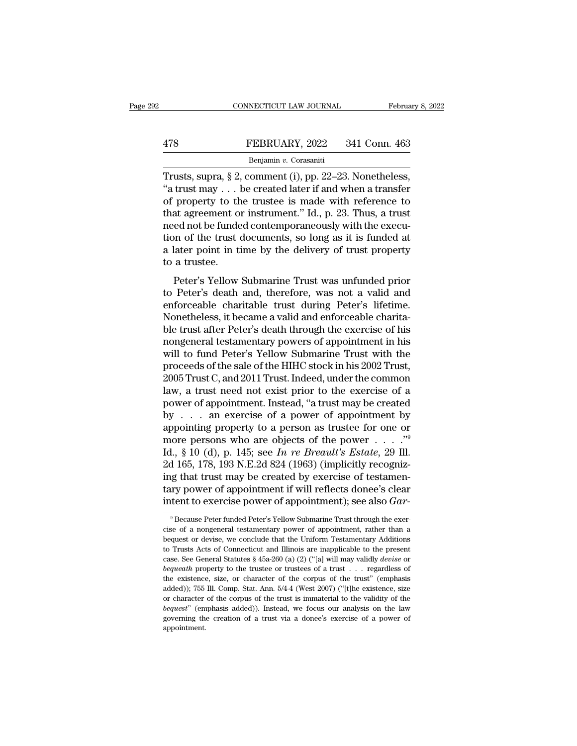Trusts, supra, § 2, comment (i), pp. 22–23. Nonetheless, "a trust may . . . be created later if and when a transfer of property to the trustee is made with reference to that agreement or instrument." Id., p. 23. Thus, a trust need not be funded contemporaneously with the execution of the trust documents, so long as it is funded at a later point in time by the delivery of trust property to a trustee.

Peter's Yellow Submarine Trust was unfunded prior to Peter's death and, therefore, was not a valid and enforceable charitable trust during Peter's lifetime. Nonetheless, it became a valid and enforceable charitable trust after Peter's death through the exercise of his nongeneral testamentary powers of appointment in his will to fund Peter's Yellow Submarine Trust with the proceeds of the sale of the HIHC stock in his 2002 Trust, 2005 Trust C, and 2011 Trust. Indeed, under the common law, a trust need not exist prior to the exercise of a power of appointment. Instead, "a trust may be created by . . . an exercise of a power of appointment by appointing property to a person as trustee for one or more persons who are objects of the power . . . ."[9] Id., § 10 (d), p. 145; see *In re Breault's Estate*, 29 Ill. 2d 165, 178, 193 N.E.2d 824 (1963) (implicitly recognizing that trust may be created by exercise of testamentary power of appointment if will reflects donee's clear intent to exercise power of appointment); see also *Gar-*

---

[9] Because Peter funded Peter's Yellow Submarine Trust through the exercise of a nongeneral testamentary power of appointment, rather than a bequest or devise, we conclude that the Uniform Testamentary Additions to Trusts Acts of Connecticut and Illinois are inapplicable to the present case. See General Statutes § 45a-260 (a) (2) ("[a] will may validly *devise* or *bequeath* property to the trustee or trustees of a trust . . . regardless of the existence, size, or character of the corpus of the trust" (emphasis added)); 755 Ill. Comp. Stat. Ann. 5/4-4 (West 2007) ("[t]he existence, size or character of the corpus of the trust is immaterial to the validity of the *bequest*" (emphasis added)). Instead, we focus our analysis on the law governing the creation of a trust via a donee's exercise of a power of appointment.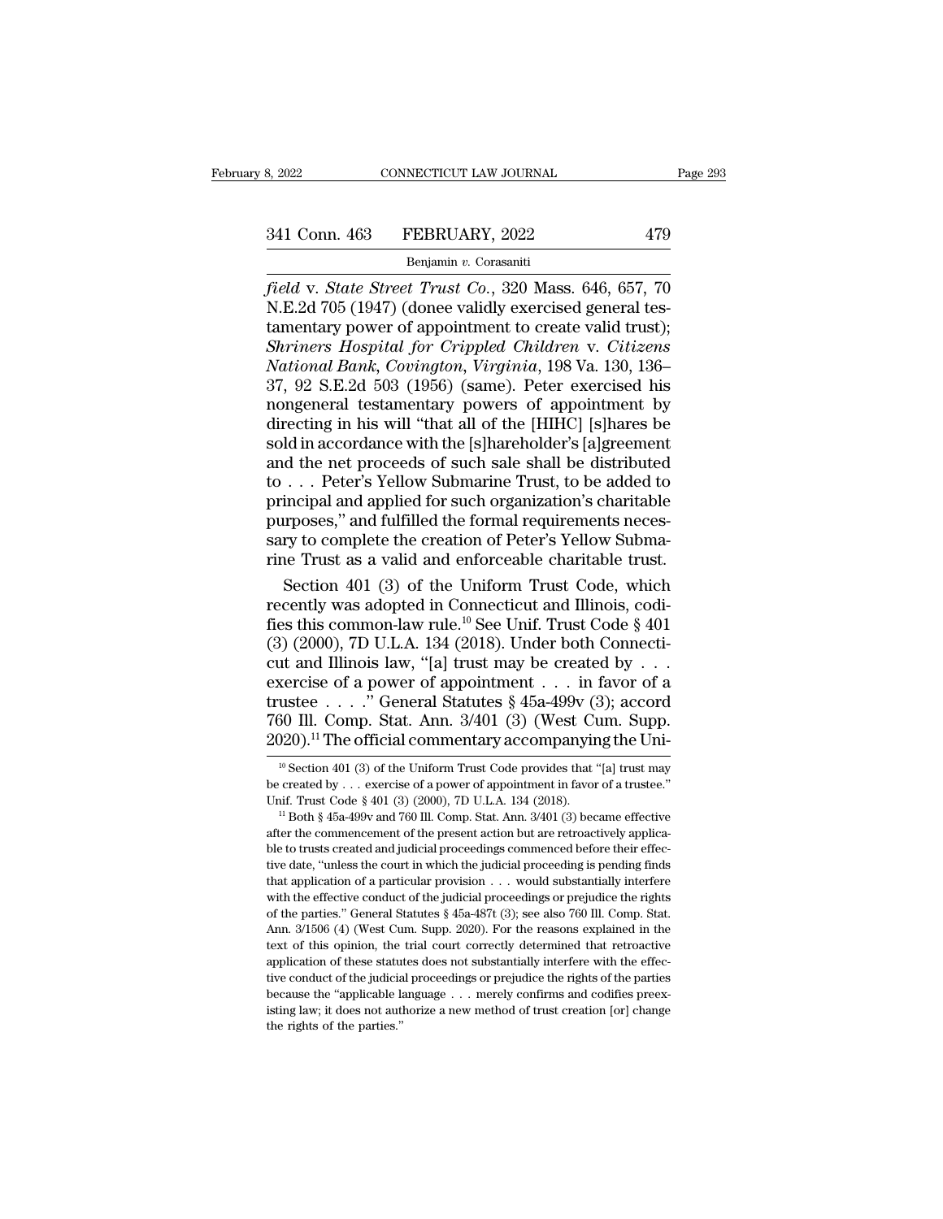*field* v. *State Street Trust Co.*, 320 Mass. 646, 657, 70 N.E.2d 705 (1947) (donee validly exercised general testamentary power of appointment to create valid trust); *Shriners Hospital for Crippled Children* v. *Citizens National Bank, Covington, Virginia*, 198 Va. 130, 136–37, 92 S.E.2d 503 (1956) (same). Peter exercised his nongeneral testamentary powers of appointment by directing in his will "that all of the [HIHC] [s]hares be sold in accordance with the [s]hareholder's [a]greement and the net proceeds of such sale shall be distributed to . . . Peter's Yellow Submarine Trust, to be added to principal and applied for such organization's charitable purposes," and fulfilled the formal requirements necessary to complete the creation of Peter's Yellow Submarine Trust as a valid and enforceable charitable trust.

Section 401 (3) of the Uniform Trust Code, which recently was adopted in Connecticut and Illinois, codifies this common-law rule.[10] See Unif. Trust Code § 401 (3) (2000), 7D U.L.A. 134 (2018). Under both Connecticut and Illinois law, "[a] trust may be created by . . . exercise of a power of appointment . . . in favor of a trustee . . . ." General Statutes § 45a-499v (3); accord 760 Ill. Comp. Stat. Ann. 3/401 (3) (West Cum. Supp. 2020).[11] The official commentary accompanying the Uni-

[10] Section 401 (3) of the Uniform Trust Code provides that "[a] trust may be created by . . . exercise of a power of appointment in favor of a trustee." Unif. Trust Code § 401 (3) (2000), 7D U.L.A. 134 (2018).

[11] Both § 45a-499v and 760 Ill. Comp. Stat. Ann. 3/401 (3) became effective after the commencement of the present action but are retroactively applicable to trusts created and judicial proceedings commenced before their effective date, "unless the court in which the judicial proceeding is pending finds that application of a particular provision . . . would substantially interfere with the effective conduct of the judicial proceedings or prejudice the rights of the parties." General Statutes § 45a-487t (3); see also 760 Ill. Comp. Stat. Ann. 3/1506 (4) (West Cum. Supp. 2020). For the reasons explained in the text of this opinion, the trial court correctly determined that retroactive application of these statutes does not substantially interfere with the effective conduct of the judicial proceedings or prejudice the rights of the parties because the "applicable language . . . merely confirms and codifies preexisting law; it does not authorize a new method of trust creation [or] change the rights of the parties."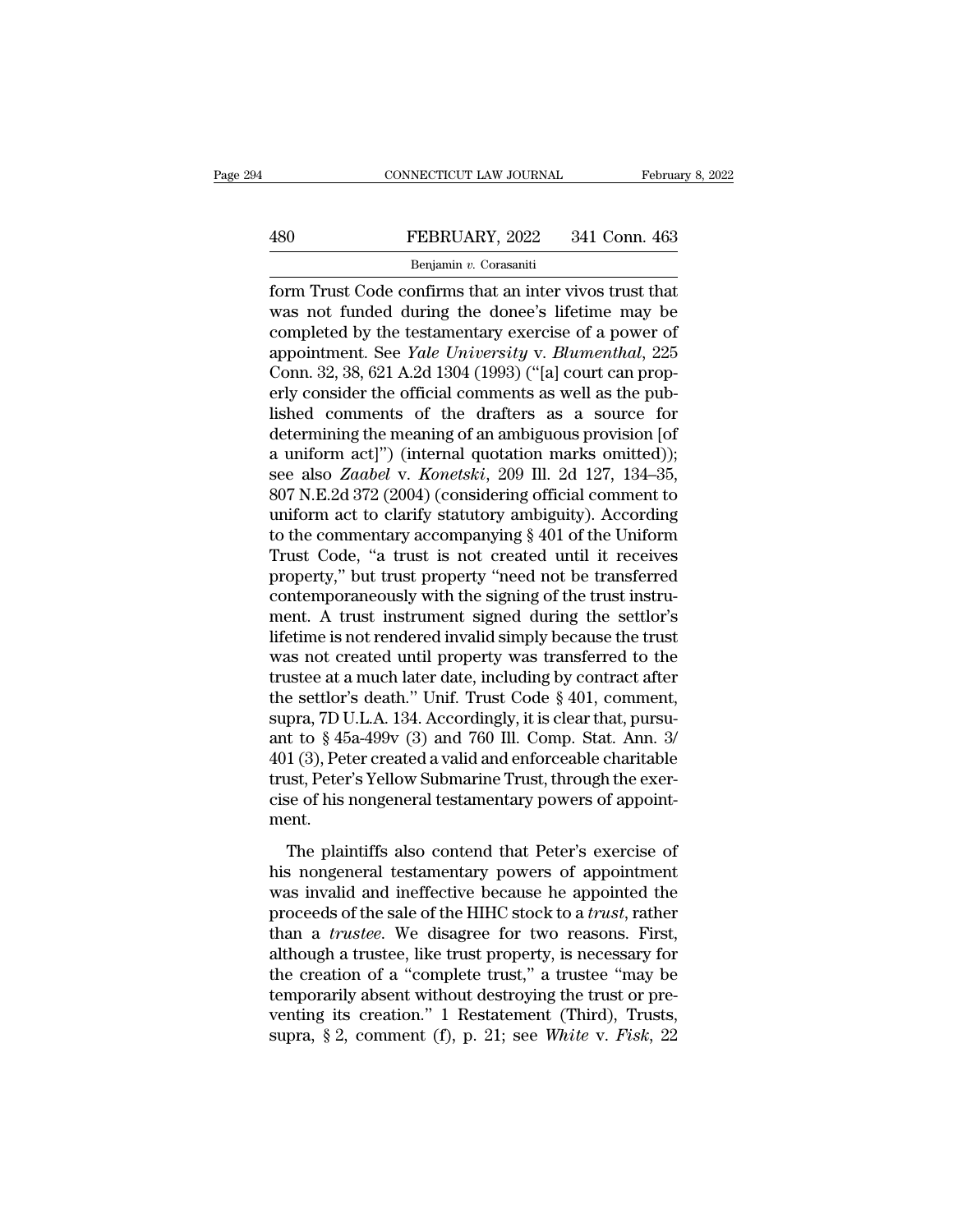form Trust Code confirms that an inter vivos trust that was not funded during the donee's lifetime may be completed by the testamentary exercise of a power of appointment. See *Yale University* v. *Blumenthal*, 225 Conn. 32, 38, 621 A.2d 1304 (1993) ("[a] court can properly consider the official comments as well as the published comments of the drafters as a source for determining the meaning of an ambiguous provision [of a uniform act]") (internal quotation marks omitted)); see also *Zaabel* v. *Konetski*, 209 Ill. 2d 127, 134–35, 807 N.E.2d 372 (2004) (considering official comment to uniform act to clarify statutory ambiguity). According to the commentary accompanying § 401 of the Uniform Trust Code, "a trust is not created until it receives property," but trust property "need not be transferred contemporaneously with the signing of the trust instrument. A trust instrument signed during the settlor's lifetime is not rendered invalid simply because the trust was not created until property was transferred to the trustee at a much later date, including by contract after the settlor's death." Unif. Trust Code § 401, comment, supra, 7D U.L.A. 134. Accordingly, it is clear that, pursuant to § 45a-499v (3) and 760 Ill. Comp. Stat. Ann. 3/401 (3), Peter created a valid and enforceable charitable trust, Peter's Yellow Submarine Trust, through the exercise of his nongeneral testamentary powers of appointment.

The plaintiffs also contend that Peter's exercise of his nongeneral testamentary powers of appointment was invalid and ineffective because he appointed the proceeds of the sale of the HIHC stock to a *trust*, rather than a *trustee*. We disagree for two reasons. First, although a trustee, like trust property, is necessary for the creation of a "complete trust," a trustee "may be temporarily absent without destroying the trust or preventing its creation." 1 Restatement (Third), Trusts, supra, § 2, comment (f), p. 21; see *White* v. *Fisk*, 22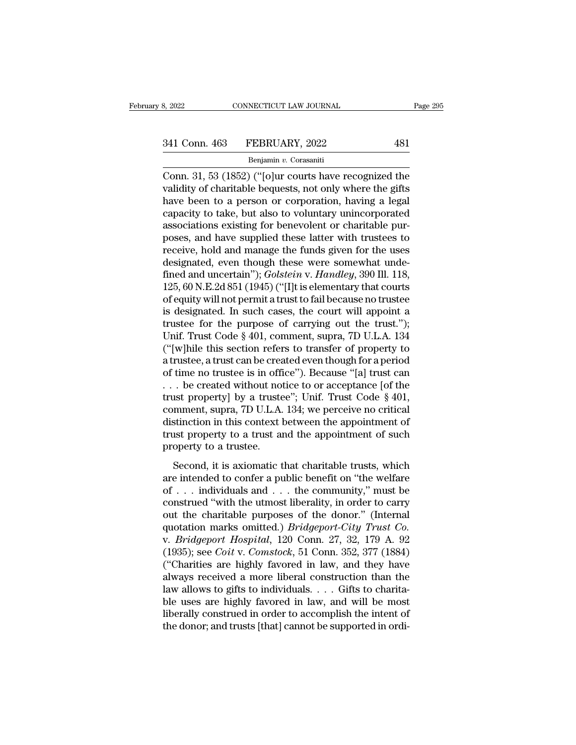Conn. 31, 53 (1852) ("[o]ur courts have recognized the validity of charitable bequests, not only where the gifts have been to a person or corporation, having a legal capacity to take, but also to voluntary unincorporated associations existing for benevolent or charitable purposes, and have supplied these latter with trustees to receive, hold and manage the funds given for the uses designated, even though these were somewhat undefined and uncertain"); *Golstein* v. *Handley*, 390 Ill. 118, 125, 60 N.E.2d 851 (1945) ("[I]t is elementary that courts of equity will not permit a trust to fail because no trustee is designated. In such cases, the court will appoint a trustee for the purpose of carrying out the trust."); Unif. Trust Code § 401, comment, supra, 7D U.L.A. 134 ("[w]hile this section refers to transfer of property to a trustee, a trust can be created even though for a period of time no trustee is in office"). Because "[a] trust can . . . be created without notice to or acceptance [of the trust property] by a trustee"; Unif. Trust Code § 401, comment, supra, 7D U.L.A. 134; we perceive no critical distinction in this context between the appointment of trust property to a trust and the appointment of such property to a trustee.

Second, it is axiomatic that charitable trusts, which are intended to confer a public benefit on "the welfare of . . . individuals and . . . the community," must be construed "with the utmost liberality, in order to carry out the charitable purposes of the donor." (Internal quotation marks omitted.) *Bridgeport-City Trust Co.* v. *Bridgeport Hospital*, 120 Conn. 27, 32, 179 A. 92 (1935); see *Coit* v. *Comstock*, 51 Conn. 352, 377 (1884) ("Charities are highly favored in law, and they have always received a more liberal construction than the law allows to gifts to individuals. . . . Gifts to charitable uses are highly favored in law, and will be most liberally construed in order to accomplish the intent of the donor; and trusts [that] cannot be supported in ordi-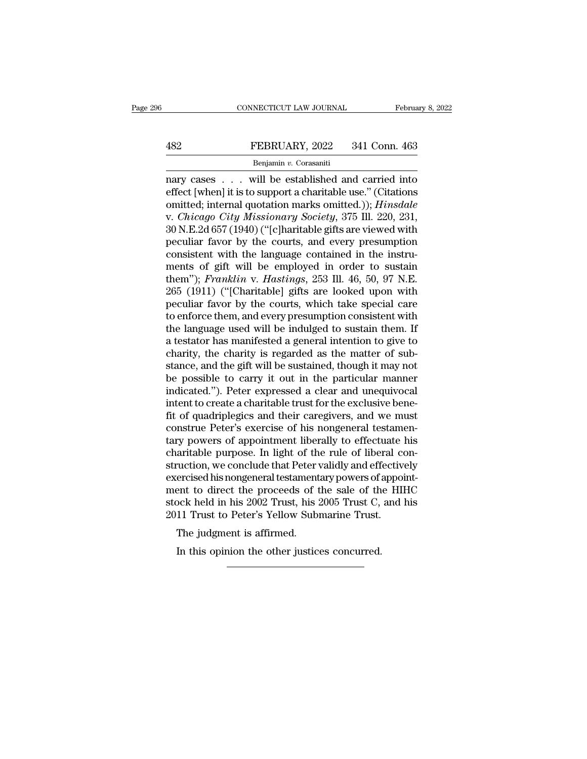nary cases . . . will be established and carried into effect [when] it is to support a charitable use." (Citations omitted; internal quotation marks omitted.)); *Hinsdale* v. *Chicago City Missionary Society*, 375 Ill. 220, 231, 30 N.E.2d 657 (1940) ("[c]haritable gifts are viewed with peculiar favor by the courts, and every presumption consistent with the language contained in the instruments of gift will be employed in order to sustain them"); *Franklin* v. *Hastings*, 253 Ill. 46, 50, 97 N.E. 265 (1911) ("[Charitable] gifts are looked upon with peculiar favor by the courts, which take special care to enforce them, and every presumption consistent with the language used will be indulged to sustain them. If a testator has manifested a general intention to give to charity, the charity is regarded as the matter of substance, and the gift will be sustained, though it may not be possible to carry it out in the particular manner indicated."). Peter expressed a clear and unequivocal intent to create a charitable trust for the exclusive benefit of quadriplegics and their caregivers, and we must construe Peter's exercise of his nongeneral testamentary powers of appointment liberally to effectuate his charitable purpose. In light of the rule of liberal construction, we conclude that Peter validly and effectively exercised his nongeneral testamentary powers of appointment to direct the proceeds of the sale of the HIHC stock held in his 2002 Trust, his 2005 Trust C, and his 2011 Trust to Peter's Yellow Submarine Trust.

The judgment is affirmed.

In this opinion the other justices concurred.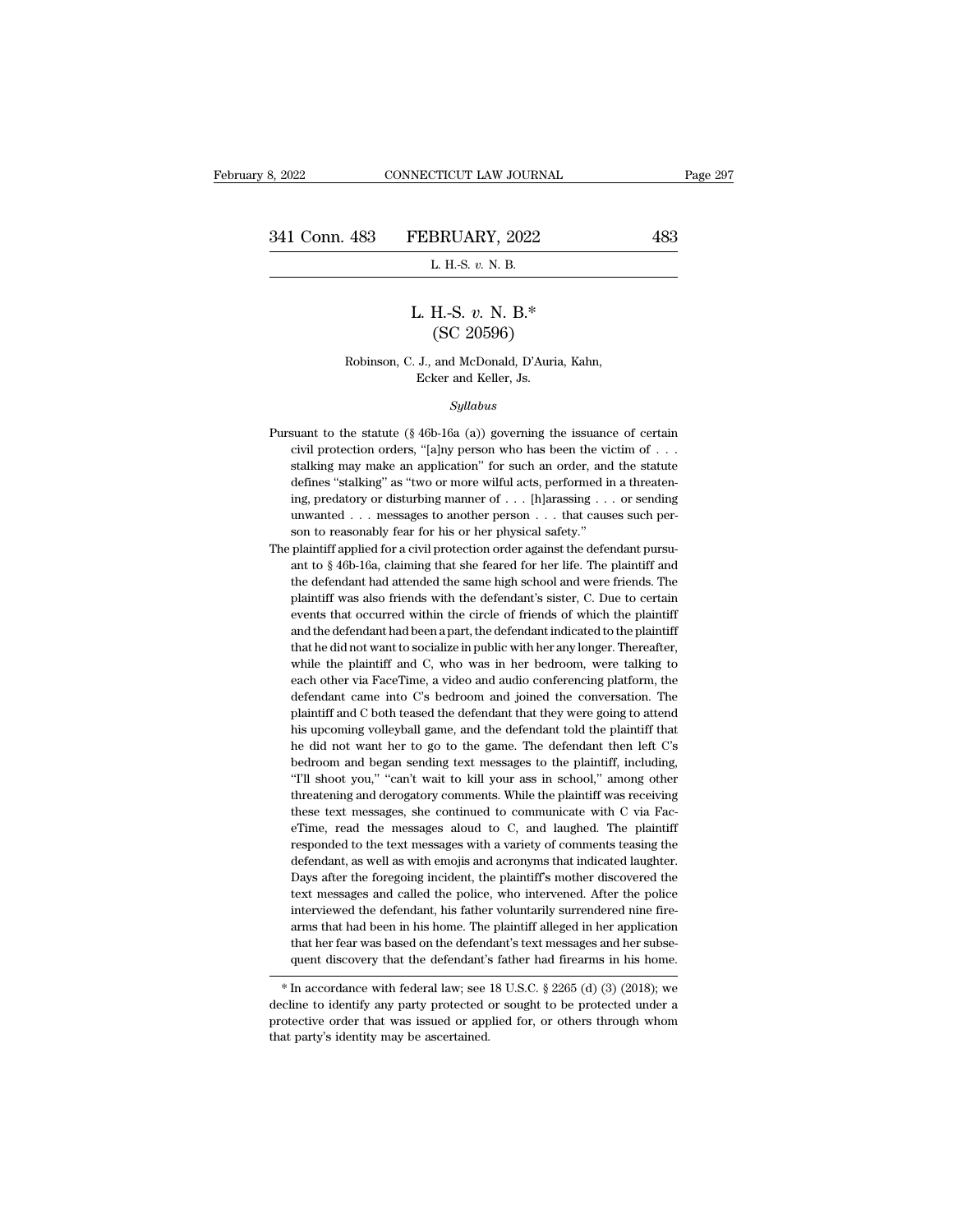# L. H.-S. *v.* N. B.*

## (SC 20596)

Robinson, C. J., and McDonald, D'Auria, Kahn, Ecker and Keller, Js.

*Syllabus*

Pursuant to the statute (§ 46b-16a (a)) governing the issuance of certain civil protection orders, "[a]ny person who has been the victim of . . . stalking may make an application" for such an order, and the statute defines "stalking" as "two or more wilful acts, performed in a threatening, predatory or disturbing manner of . . . [h]arassing . . . or sending unwanted . . . messages to another person . . . that causes such person to reasonably fear for his or her physical safety."

The plaintiff applied for a civil protection order against the defendant pursuant to § 46b-16a, claiming that she feared for her life. The plaintiff and the defendant had attended the same high school and were friends. The plaintiff was also friends with the defendant's sister, C. Due to certain events that occurred within the circle of friends of which the plaintiff and the defendant had been a part, the defendant indicated to the plaintiff that he did not want to socialize in public with her any longer. Thereafter, while the plaintiff and C, who was in her bedroom, were talking to each other via FaceTime, a video and audio conferencing platform, the defendant came into C's bedroom and joined the conversation. The plaintiff and C both teased the defendant that they were going to attend his upcoming volleyball game, and the defendant told the plaintiff that he did not want her to go to the game. The defendant then left C's bedroom and began sending text messages to the plaintiff, including, "I'll shoot you," "can't wait to kill your ass in school," among other threatening and derogatory comments. While the plaintiff was receiving these text messages, she continued to communicate with C via FaceTime, read the messages aloud to C, and laughed. The plaintiff responded to the text messages with a variety of comments teasing the defendant, as well as with emojis and acronyms that indicated laughter. Days after the foregoing incident, the plaintiff's mother discovered the text messages and called the police, who intervened. After the police interviewed the defendant, his father voluntarily surrendered nine firearms that had been in his home. The plaintiff alleged in her application that her fear was based on the defendant's text messages and her subsequent discovery that the defendant's father had firearms in his home.

---

* In accordance with federal law; see 18 U.S.C. § 2265 (d) (3) (2018); we decline to identify any party protected or sought to be protected under a protective order that was issued or applied for, or others through whom that party's identity may be ascertained.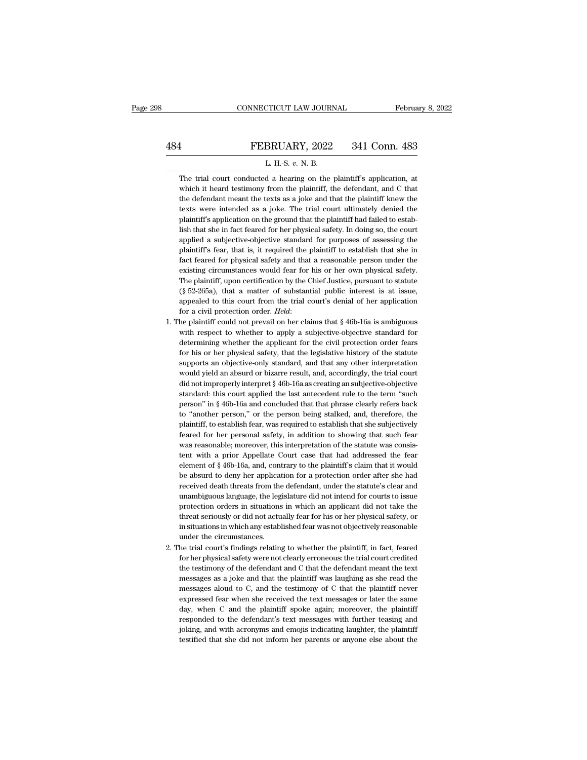The trial court conducted a hearing on the plaintiff's application, at which it heard testimony from the plaintiff, the defendant, and C that the defendant meant the texts as a joke and that the plaintiff knew the texts were intended as a joke. The trial court ultimately denied the plaintiff's application on the ground that the plaintiff had failed to establish that she in fact feared for her physical safety. In doing so, the court applied a subjective-objective standard for purposes of assessing the plaintiff's fear, that is, it required the plaintiff to establish that she in fact feared for physical safety and that a reasonable person under the existing circumstances would fear for his or her own physical safety. The plaintiff, upon certification by the Chief Justice, pursuant to statute (§ 52-265a), that a matter of substantial public interest is at issue, appealed to this court from the trial court's denial of her application for a civil protection order. *Held*:

1. The plaintiff could not prevail on her claims that § 46b-16a is ambiguous with respect to whether to apply a subjective-objective standard for determining whether the applicant for the civil protection order fears for his or her physical safety, that the legislative history of the statute supports an objective-only standard, and that any other interpretation would yield an absurd or bizarre result, and, accordingly, the trial court did not improperly interpret § 46b-16a as creating an subjective-objective standard: this court applied the last antecedent rule to the term "such person" in § 46b-16a and concluded that that phrase clearly refers back to "another person," or the person being stalked, and, therefore, the plaintiff, to establish fear, was required to establish that she subjectively feared for her personal safety, in addition to showing that such fear was reasonable; moreover, this interpretation of the statute was consistent with a prior Appellate Court case that had addressed the fear element of § 46b-16a, and, contrary to the plaintiff's claim that it would be absurd to deny her application for a protection order after she had received death threats from the defendant, under the statute's clear and unambiguous language, the legislature did not intend for courts to issue protection orders in situations in which an applicant did not take the threat seriously or did not actually fear for his or her physical safety, or in situations in which any established fear was not objectively reasonable under the circumstances.

2. The trial court's findings relating to whether the plaintiff, in fact, feared for her physical safety were not clearly erroneous: the trial court credited the testimony of the defendant and C that the defendant meant the text messages as a joke and that the plaintiff was laughing as she read the messages aloud to C, and the testimony of C that the plaintiff never expressed fear when she received the text messages or later the same day, when C and the plaintiff spoke again; moreover, the plaintiff responded to the defendant's text messages with further teasing and joking, and with acronyms and emojis indicating laughter, the plaintiff testified that she did not inform her parents or anyone else about the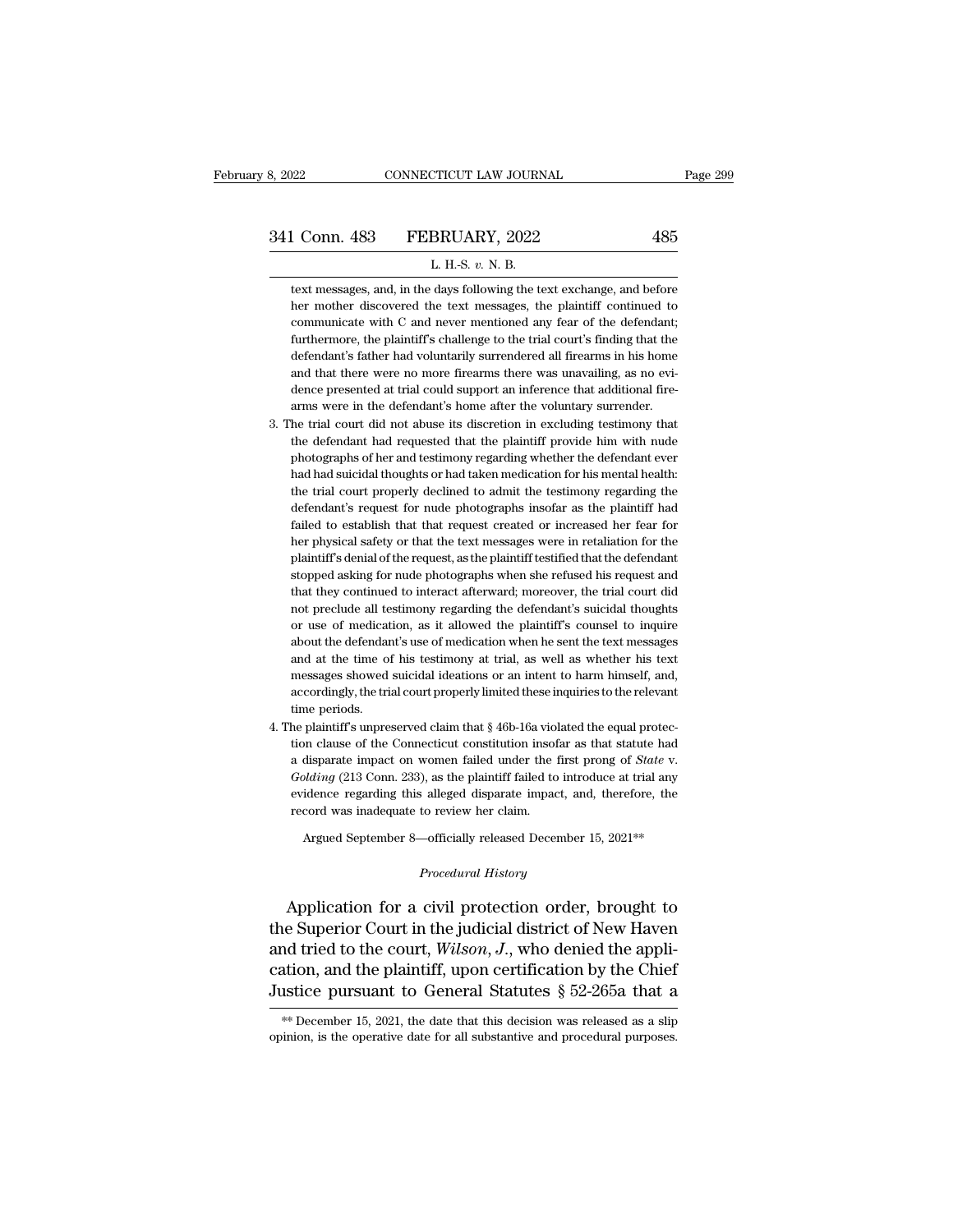text messages, and, in the days following the text exchange, and before her mother discovered the text messages, the plaintiff continued to communicate with C and never mentioned any fear of the defendant; furthermore, the plaintiff's challenge to the trial court's finding that the defendant's father had voluntarily surrendered all firearms in his home and that there were no more firearms there was unavailing, as no evidence presented at trial could support an inference that additional firearms were in the defendant's home after the voluntary surrender.

3. The trial court did not abuse its discretion in excluding testimony that the defendant had requested that the plaintiff provide him with nude photographs of her and testimony regarding whether the defendant ever had had suicidal thoughts or had taken medication for his mental health: the trial court properly declined to admit the testimony regarding the defendant's request for nude photographs insofar as the plaintiff had failed to establish that that request created or increased her fear for her physical safety or that the text messages were in retaliation for the plaintiff's denial of the request, as the plaintiff testified that the defendant stopped asking for nude photographs when she refused his request and that they continued to interact afterward; moreover, the trial court did not preclude all testimony regarding the defendant's suicidal thoughts or use of medication, as it allowed the plaintiff's counsel to inquire about the defendant's use of medication when he sent the text messages and at the time of his testimony at trial, as well as whether his text messages showed suicidal ideations or an intent to harm himself, and, accordingly, the trial court properly limited these inquiries to the relevant time periods.

4. The plaintiff's unpreserved claim that § 46b-16a violated the equal protection clause of the Connecticut constitution insofar as that statute had a disparate impact on women failed under the first prong of *State* v. *Golding* (213 Conn. 233), as the plaintiff failed to introduce at trial any evidence regarding this alleged disparate impact, and, therefore, the record was inadequate to review her claim.

Argued September 8—officially released December 15, 2021**

*Procedural History*

Application for a civil protection order, brought to the Superior Court in the judicial district of New Haven and tried to the court, *Wilson, J.*, who denied the application, and the plaintiff, upon certification by the Chief Justice pursuant to General Statutes § 52-265a that a

** December 15, 2021, the date that this decision was released as a slip opinion, is the operative date for all substantive and procedural purposes.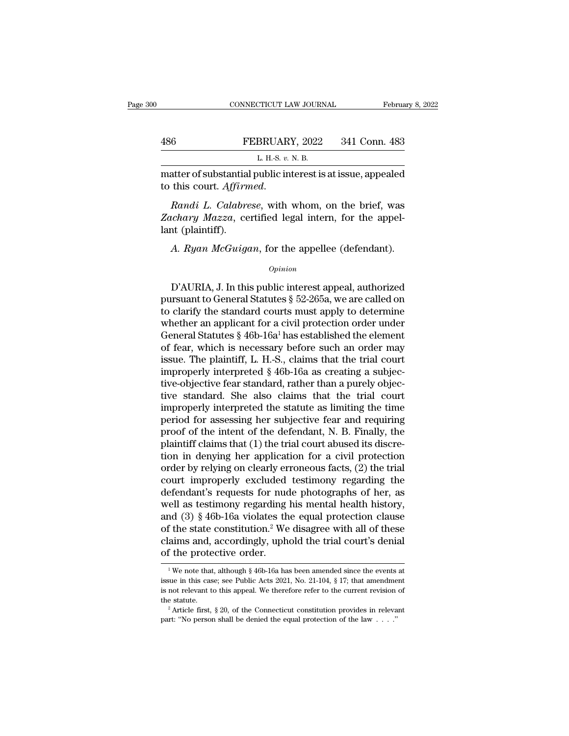matter of substantial public interest is at issue, appealed to this court. *Affirmed*.

*Randi L. Calabrese*, with whom, on the brief, was *Zachary Mazza*, certified legal intern, for the appellant (plaintiff).

*A. Ryan McGuigan*, for the appellee (defendant).

*Opinion*

D'AURIA, J. In this public interest appeal, authorized pursuant to General Statutes § 52-265a, we are called on to clarify the standard courts must apply to determine whether an applicant for a civil protection order under General Statutes § 46b-16a[1] has established the element of fear, which is necessary before such an order may issue. The plaintiff, L. H.-S., claims that the trial court improperly interpreted § 46b-16a as creating a subjective-objective fear standard, rather than a purely objective standard. She also claims that the trial court improperly interpreted the statute as limiting the time period for assessing her subjective fear and requiring proof of the intent of the defendant, N. B. Finally, the plaintiff claims that (1) the trial court abused its discretion in denying her application for a civil protection order by relying on clearly erroneous facts, (2) the trial court improperly excluded testimony regarding the defendant's requests for nude photographs of her, as well as testimony regarding his mental health history, and (3) § 46b-16a violates the equal protection clause of the state constitution.[2] We disagree with all of these claims and, accordingly, uphold the trial court's denial of the protective order.

[1] We note that, although § 46b-16a has been amended since the events at issue in this case; see Public Acts 2021, No. 21-104, § 17; that amendment is not relevant to this appeal. We therefore refer to the current revision of the statute.

[2] Article first, § 20, of the Connecticut constitution provides in relevant part: "No person shall be denied the equal protection of the law . . . ."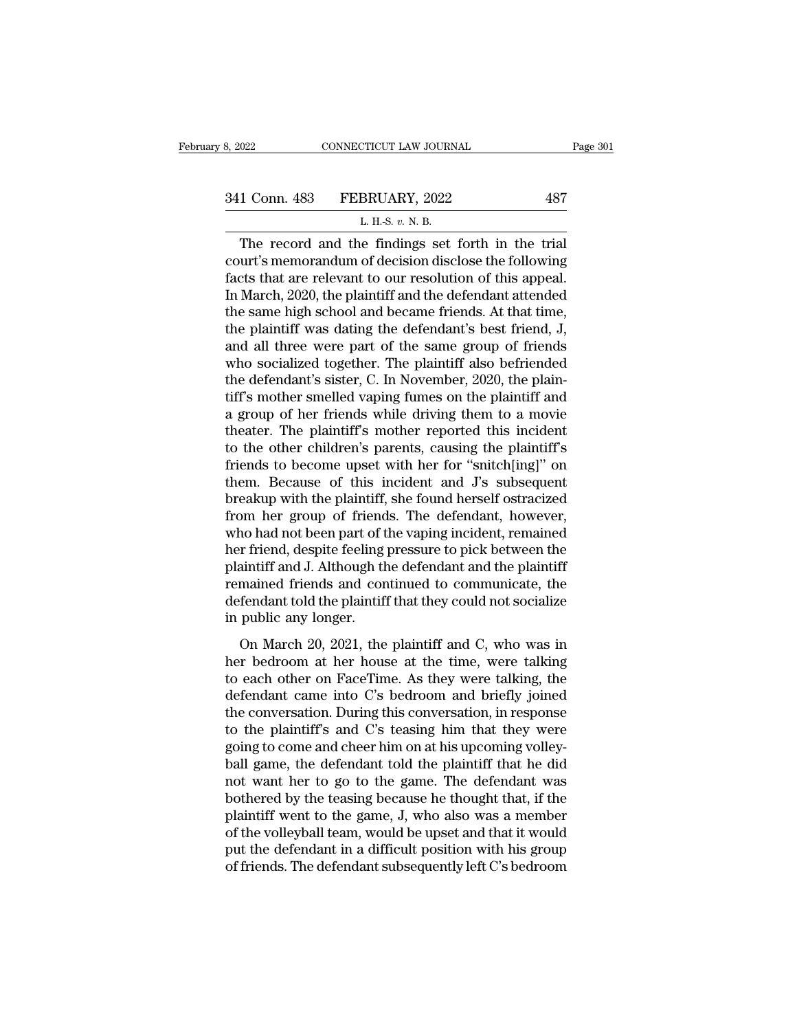The record and the findings set forth in the trial court's memorandum of decision disclose the following facts that are relevant to our resolution of this appeal. In March, 2020, the plaintiff and the defendant attended the same high school and became friends. At that time, the plaintiff was dating the defendant's best friend, J, and all three were part of the same group of friends who socialized together. The plaintiff also befriended the defendant's sister, C. In November, 2020, the plaintiff's mother smelled vaping fumes on the plaintiff and a group of her friends while driving them to a movie theater. The plaintiff's mother reported this incident to the other children's parents, causing the plaintiff's friends to become upset with her for "snitch[ing]" on them. Because of this incident and J's subsequent breakup with the plaintiff, she found herself ostracized from her group of friends. The defendant, however, who had not been part of the vaping incident, remained her friend, despite feeling pressure to pick between the plaintiff and J. Although the defendant and the plaintiff remained friends and continued to communicate, the defendant told the plaintiff that they could not socialize in public any longer.

On March 20, 2021, the plaintiff and C, who was in her bedroom at her house at the time, were talking to each other on FaceTime. As they were talking, the defendant came into C's bedroom and briefly joined the conversation. During this conversation, in response to the plaintiff's and C's teasing him that they were going to come and cheer him on at his upcoming volleyball game, the defendant told the plaintiff that he did not want her to go to the game. The defendant was bothered by the teasing because he thought that, if the plaintiff went to the game, J, who also was a member of the volleyball team, would be upset and that it would put the defendant in a difficult position with his group of friends. The defendant subsequently left C's bedroom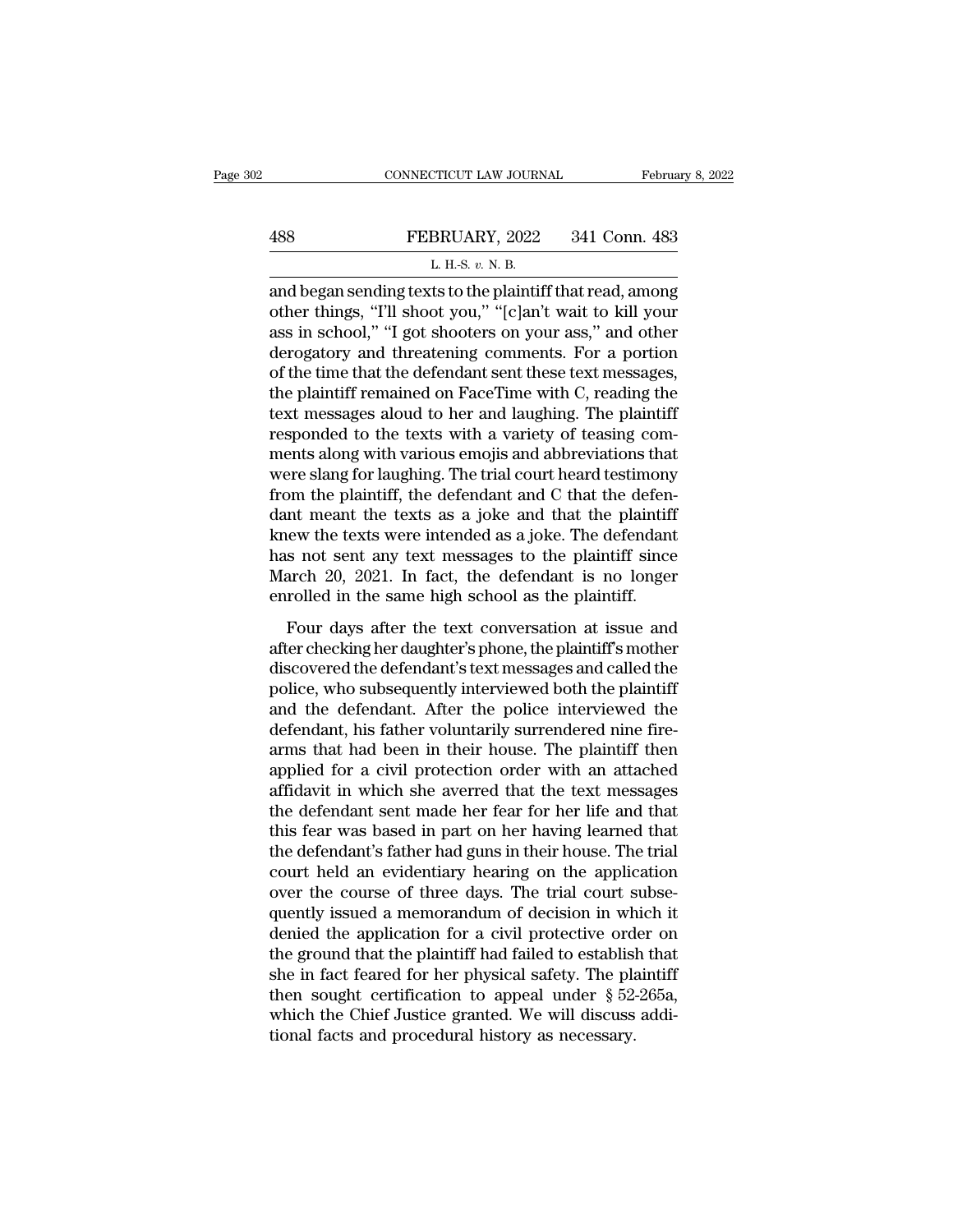and began sending texts to the plaintiff that read, among other things, "I'll shoot you," "[c]an't wait to kill your ass in school," "I got shooters on your ass," and other derogatory and threatening comments. For a portion of the time that the defendant sent these text messages, the plaintiff remained on FaceTime with C, reading the text messages aloud to her and laughing. The plaintiff responded to the texts with a variety of teasing comments along with various emojis and abbreviations that were slang for laughing. The trial court heard testimony from the plaintiff, the defendant and C that the defendant meant the texts as a joke and that the plaintiff knew the texts were intended as a joke. The defendant has not sent any text messages to the plaintiff since March 20, 2021. In fact, the defendant is no longer enrolled in the same high school as the plaintiff.

Four days after the text conversation at issue and after checking her daughter's phone, the plaintiff's mother discovered the defendant's text messages and called the police, who subsequently interviewed both the plaintiff and the defendant. After the police interviewed the defendant, his father voluntarily surrendered nine firearms that had been in their house. The plaintiff then applied for a civil protection order with an attached affidavit in which she averred that the text messages the defendant sent made her fear for her life and that this fear was based in part on her having learned that the defendant's father had guns in their house. The trial court held an evidentiary hearing on the application over the course of three days. The trial court subsequently issued a memorandum of decision in which it denied the application for a civil protective order on the ground that the plaintiff had failed to establish that she in fact feared for her physical safety. The plaintiff then sought certification to appeal under § 52-265a, which the Chief Justice granted. We will discuss additional facts and procedural history as necessary.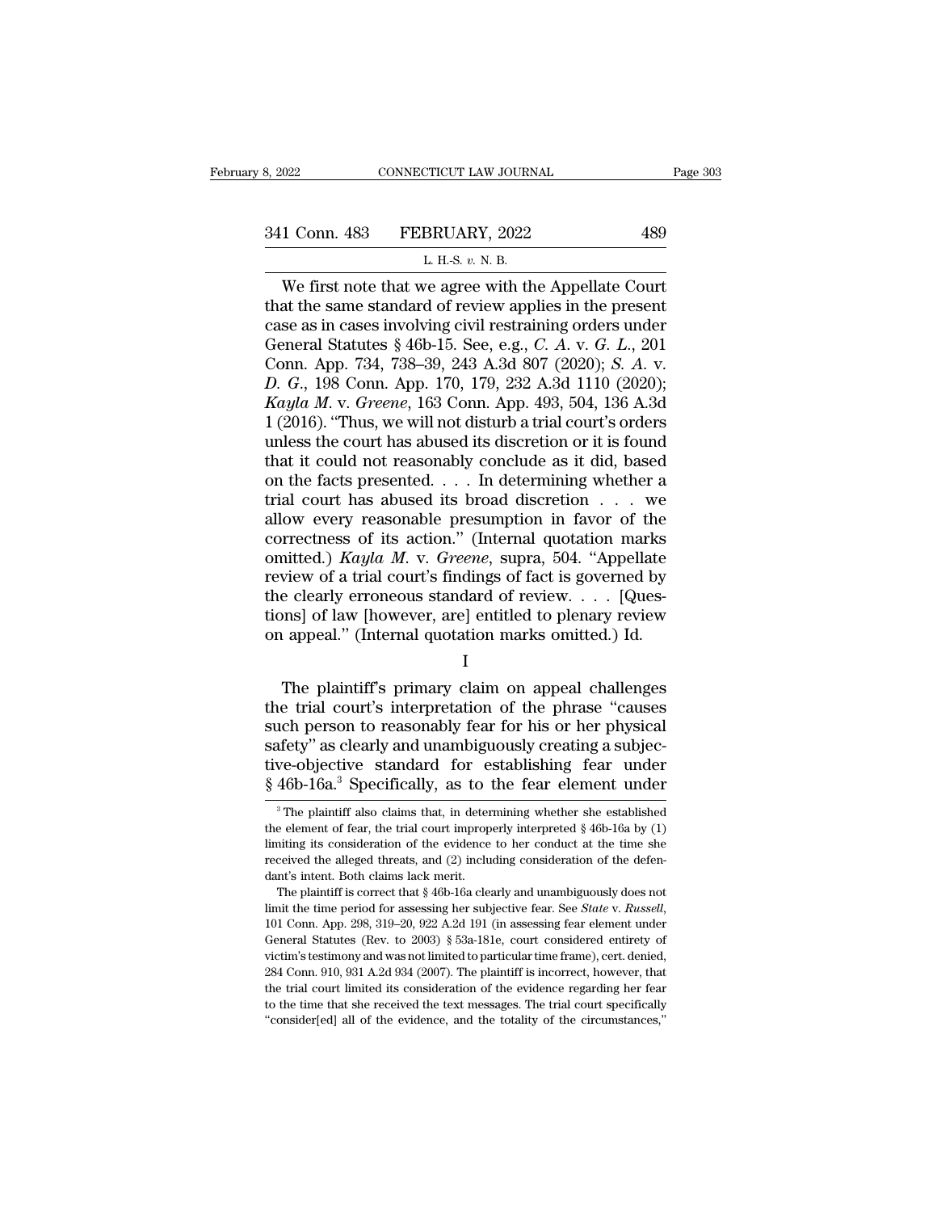We first note that we agree with the Appellate Court that the same standard of review applies in the present case as in cases involving civil restraining orders under General Statutes § 46b-15. See, e.g., *C. A.* v. *G. L.*, 201 Conn. App. 734, 738–39, 243 A.3d 807 (2020); *S. A.* v. *D. G.*, 198 Conn. App. 170, 179, 232 A.3d 1110 (2020); *Kayla M.* v. *Greene*, 163 Conn. App. 493, 504, 136 A.3d 1 (2016). "Thus, we will not disturb a trial court's orders unless the court has abused its discretion or it is found that it could not reasonably conclude as it did, based on the facts presented. . . . In determining whether a trial court has abused its broad discretion . . . we allow every reasonable presumption in favor of the correctness of its action." (Internal quotation marks omitted.) *Kayla M.* v. *Greene*, supra, 504. "Appellate review of a trial court's findings of fact is governed by the clearly erroneous standard of review. . . . [Questions] of law [however, are] entitled to plenary review on appeal." (Internal quotation marks omitted.) Id.

## I

The plaintiff's primary claim on appeal challenges the trial court's interpretation of the phrase "causes such person to reasonably fear for his or her physical safety" as clearly and unambiguously creating a subjective-objective standard for establishing fear under § 46b-16a.[3] Specifically, as to the fear element under

[3] The plaintiff also claims that, in determining whether she established the element of fear, the trial court improperly interpreted § 46b-16a by (1) limiting its consideration of the evidence to her conduct at the time she received the alleged threats, and (2) including consideration of the defendant's intent. Both claims lack merit.

The plaintiff is correct that § 46b-16a clearly and unambiguously does not limit the time period for assessing her subjective fear. See *State* v. *Russell*, 101 Conn. App. 298, 319–20, 922 A.2d 191 (in assessing fear element under General Statutes (Rev. to 2003) § 53a-181e, court considered entirety of victim's testimony and was not limited to particular time frame), cert. denied, 284 Conn. 910, 931 A.2d 934 (2007). The plaintiff is incorrect, however, that the trial court limited its consideration of the evidence regarding her fear to the time that she received the text messages. The trial court specifically "consider[ed] all of the evidence, and the totality of the circumstances,"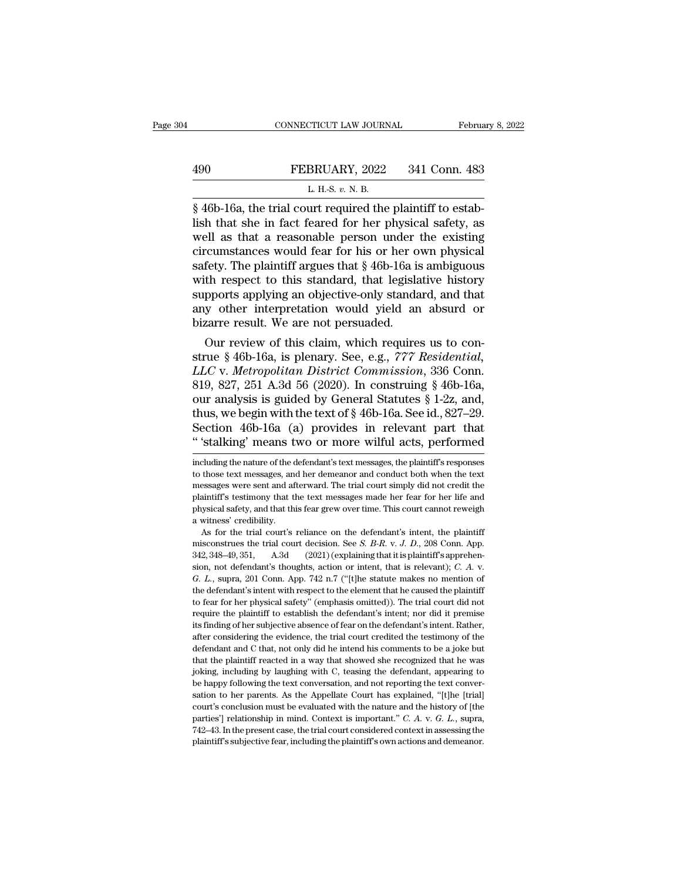§ 46b-16a, the trial court required the plaintiff to establish that she in fact feared for her physical safety, as well as that a reasonable person under the existing circumstances would fear for his or her own physical safety. The plaintiff argues that § 46b-16a is ambiguous with respect to this standard, that legislative history supports applying an objective-only standard, and that any other interpretation would yield an absurd or bizarre result. We are not persuaded.

Our review of this claim, which requires us to construe § 46b-16a, is plenary. See, e.g., *777 Residential, LLC* v. *Metropolitan District Commission*, 336 Conn. 819, 827, 251 A.3d 56 (2020). In construing § 46b-16a, our analysis is guided by General Statutes § 1-2z, and, thus, we begin with the text of § 46b-16a. See id., 827–29. Section 46b-16a (a) provides in relevant part that " 'stalking' means two or more wilful acts, performed

---

including the nature of the defendant's text messages, the plaintiff's responses to those text messages, and her demeanor and conduct both when the text messages were sent and afterward. The trial court simply did not credit the plaintiff's testimony that the text messages made her fear for her life and physical safety, and that this fear grew over time. This court cannot reweigh a witness' credibility.

As for the trial court's reliance on the defendant's intent, the plaintiff misconstrues the trial court decision. See *S. B-R.* v. *J. D.*, 208 Conn. App. 342, 348–49, 351, A.3d (2021) (explaining that it is plaintiff's apprehension, not defendant's thoughts, action or intent, that is relevant); *C. A.* v. *G. L.*, supra, 201 Conn. App. 742 n.7 ("[t]he statute makes no mention of the defendant's intent with respect to the element that he caused the plaintiff to fear for her physical safety" (emphasis omitted)). The trial court did not require the plaintiff to establish the defendant's intent; nor did it premise its finding of her subjective absence of fear on the defendant's intent. Rather, after considering the evidence, the trial court credited the testimony of the defendant and C that, not only did he intend his comments to be a joke but that the plaintiff reacted in a way that showed she recognized that he was joking, including by laughing with C, teasing the defendant, appearing to be happy following the text conversation, and not reporting the text conversation to her parents. As the Appellate Court has explained, "[t]he [trial] court's conclusion must be evaluated with the nature and the history of [the parties'] relationship in mind. Context is important." *C. A.* v. *G. L.*, supra, 742–43. In the present case, the trial court considered context in assessing the plaintiff's subjective fear, including the plaintiff's own actions and demeanor.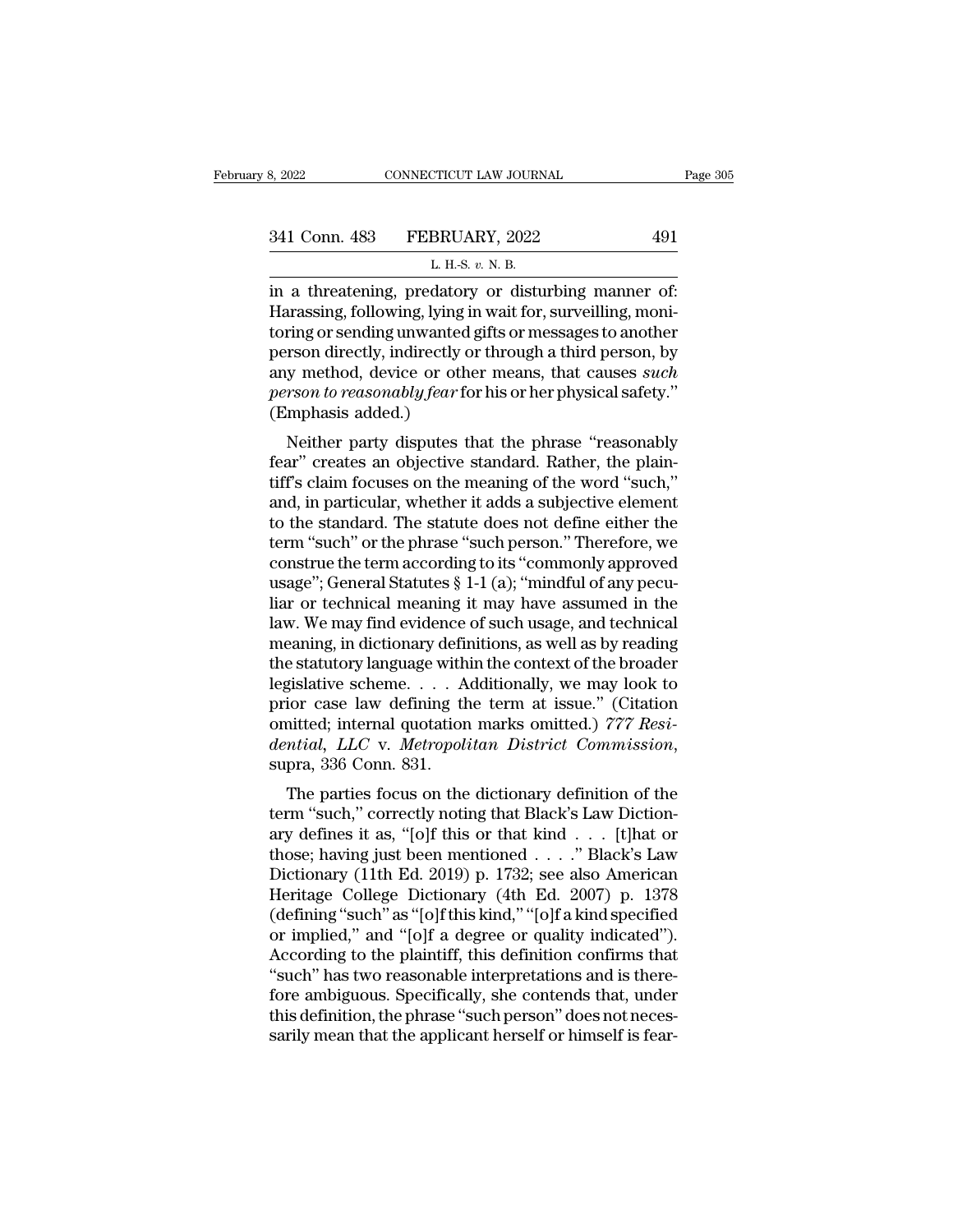in a threatening, predatory or disturbing manner of: Harassing, following, lying in wait for, surveilling, monitoring or sending unwanted gifts or messages to another person directly, indirectly or through a third person, by any method, device or other means, that causes *such person to reasonably fear* for his or her physical safety." (Emphasis added.)

Neither party disputes that the phrase "reasonably fear" creates an objective standard. Rather, the plaintiff's claim focuses on the meaning of the word "such," and, in particular, whether it adds a subjective element to the standard. The statute does not define either the term "such" or the phrase "such person." Therefore, we construe the term according to its "commonly approved usage"; General Statutes § 1-1 (a); "mindful of any peculiar or technical meaning it may have assumed in the law. We may find evidence of such usage, and technical meaning, in dictionary definitions, as well as by reading the statutory language within the context of the broader legislative scheme. . . . Additionally, we may look to prior case law defining the term at issue." (Citation omitted; internal quotation marks omitted.) *777 Residential, LLC* v. *Metropolitan District Commission*, supra, 336 Conn. 831.

The parties focus on the dictionary definition of the term "such," correctly noting that Black's Law Dictionary defines it as, "[o]f this or that kind . . . [t]hat or those; having just been mentioned . . . ." Black's Law Dictionary (11th Ed. 2019) p. 1732; see also American Heritage College Dictionary (4th Ed. 2007) p. 1378 (defining "such" as "[o]f this kind," "[o]f a kind specified or implied," and "[o]f a degree or quality indicated"). According to the plaintiff, this definition confirms that "such" has two reasonable interpretations and is therefore ambiguous. Specifically, she contends that, under this definition, the phrase "such person" does not necessarily mean that the applicant herself or himself is fear-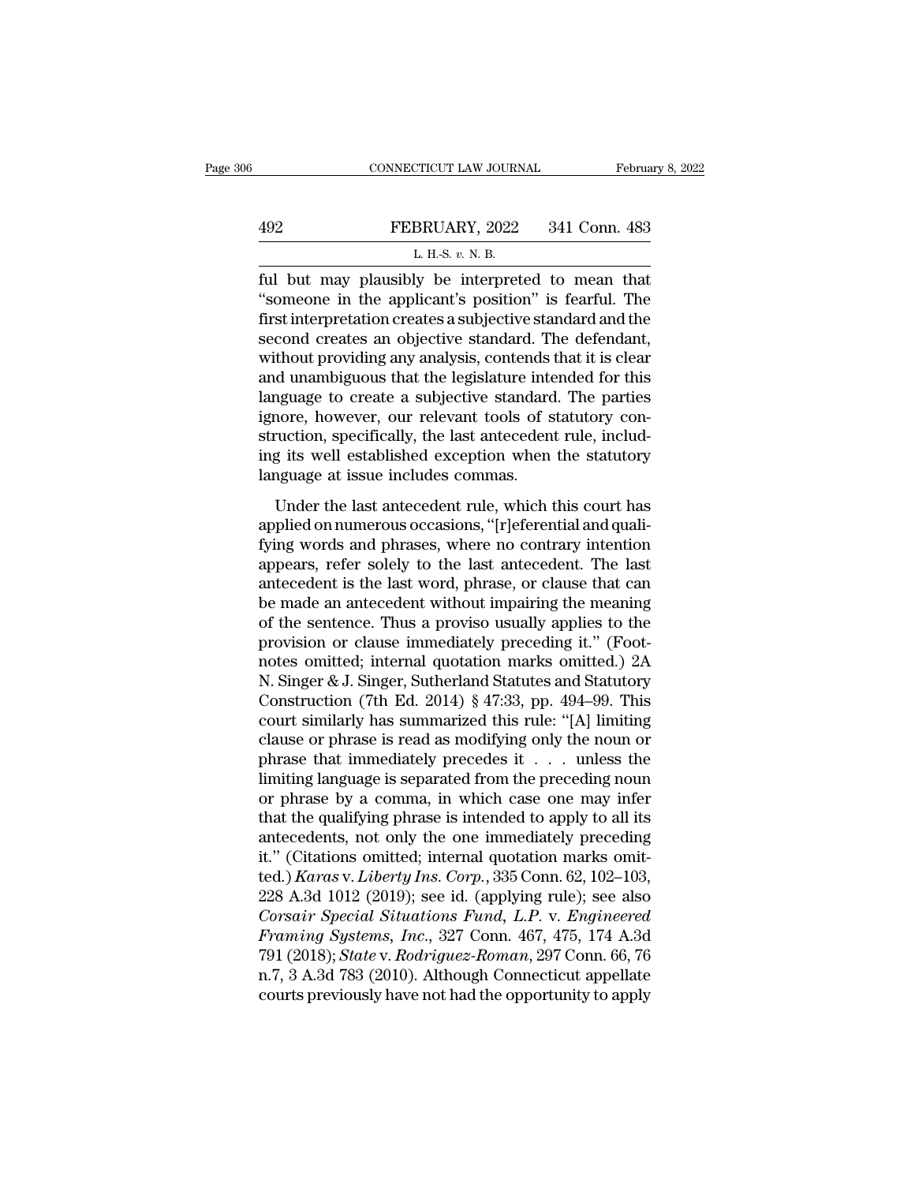ful but may plausibly be interpreted to mean that "someone in the applicant's position" is fearful. The first interpretation creates a subjective standard and the second creates an objective standard. The defendant, without providing any analysis, contends that it is clear and unambiguous that the legislature intended for this language to create a subjective standard. The parties ignore, however, our relevant tools of statutory construction, specifically, the last antecedent rule, including its well established exception when the statutory language at issue includes commas.

Under the last antecedent rule, which this court has applied on numerous occasions, "[r]eferential and qualifying words and phrases, where no contrary intention appears, refer solely to the last antecedent. The last antecedent is the last word, phrase, or clause that can be made an antecedent without impairing the meaning of the sentence. Thus a proviso usually applies to the provision or clause immediately preceding it." (Footnotes omitted; internal quotation marks omitted.) 2A N. Singer & J. Singer, Sutherland Statutes and Statutory Construction (7th Ed. 2014) § 47:33, pp. 494–99. This court similarly has summarized this rule: "[A] limiting clause or phrase is read as modifying only the noun or phrase that immediately precedes it . . . unless the limiting language is separated from the preceding noun or phrase by a comma, in which case one may infer that the qualifying phrase is intended to apply to all its antecedents, not only the one immediately preceding it." (Citations omitted; internal quotation marks omitted.) *Karas* v. *Liberty Ins. Corp.*, 335 Conn. 62, 102–103, 228 A.3d 1012 (2019); see id. (applying rule); see also *Corsair Special Situations Fund, L.P.* v. *Engineered Framing Systems, Inc.*, 327 Conn. 467, 475, 174 A.3d 791 (2018); *State* v. *Rodriguez-Roman*, 297 Conn. 66, 76 n.7, 3 A.3d 783 (2010). Although Connecticut appellate courts previously have not had the opportunity to apply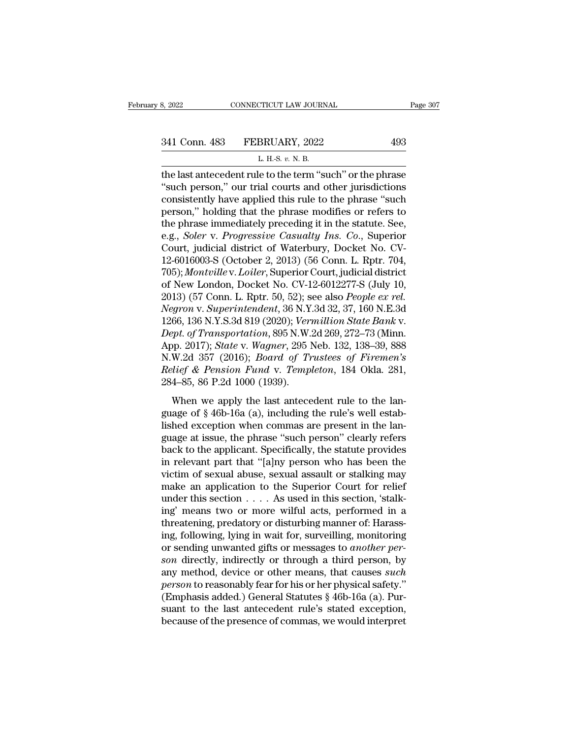the last antecedent rule to the term "such" or the phrase "such person," our trial courts and other jurisdictions consistently have applied this rule to the phrase "such person," holding that the phrase modifies or refers to the phrase immediately preceding it in the statute. See, e.g., *Soler* v. *Progressive Casualty Ins. Co.*, Superior Court, judicial district of Waterbury, Docket No. CV-12-6016003-S (October 2, 2013) (56 Conn. L. Rptr. 704, 705); *Montville* v. *Loiler*, Superior Court, judicial district of New London, Docket No. CV-12-6012277-S (July 10, 2013) (57 Conn. L. Rptr. 50, 52); see also *People ex rel. Negron* v. *Superintendent*, 36 N.Y.3d 32, 37, 160 N.E.3d 1266, 136 N.Y.S.3d 819 (2020); *Vermillion State Bank* v. *Dept. of Transportation*, 895 N.W.2d 269, 272–73 (Minn. App. 2017); *State* v. *Wagner*, 295 Neb. 132, 138–39, 888 N.W.2d 357 (2016); *Board of Trustees of Firemen's Relief & Pension Fund* v. *Templeton*, 184 Okla. 281, 284–85, 86 P.2d 1000 (1939).

When we apply the last antecedent rule to the language of § 46b-16a (a), including the rule's well established exception when commas are present in the language at issue, the phrase "such person" clearly refers back to the applicant. Specifically, the statute provides in relevant part that "[a]ny person who has been the victim of sexual abuse, sexual assault or stalking may make an application to the Superior Court for relief under this section . . . . As used in this section, 'stalking' means two or more wilful acts, performed in a threatening, predatory or disturbing manner of: Harassing, following, lying in wait for, surveilling, monitoring or sending unwanted gifts or messages to *another person* directly, indirectly or through a third person, by any method, device or other means, that causes *such person* to reasonably fear for his or her physical safety." (Emphasis added.) General Statutes § 46b-16a (a). Pursuant to the last antecedent rule's stated exception, because of the presence of commas, we would interpret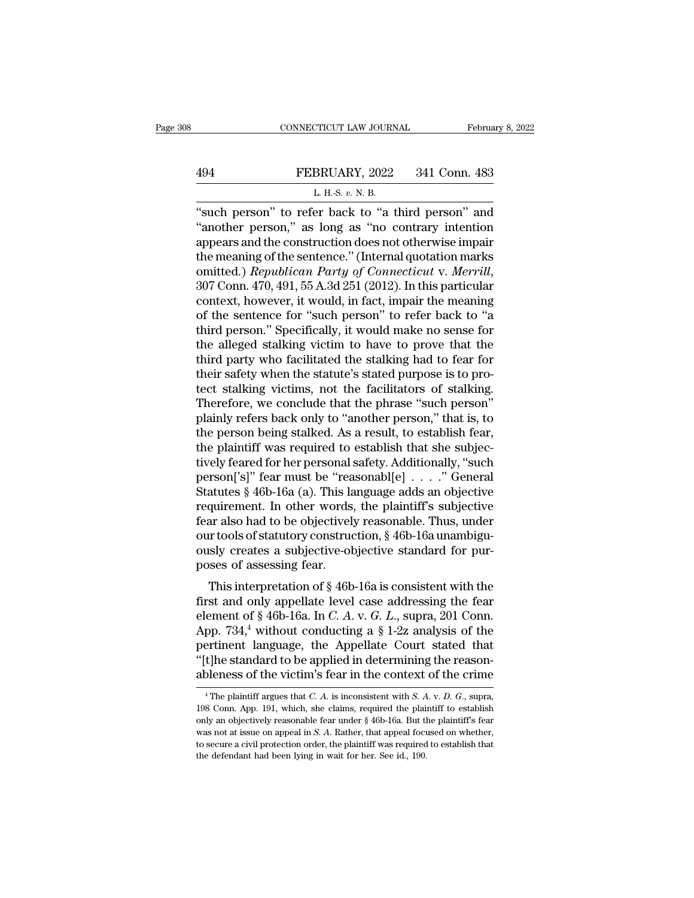"such person" to refer back to "a third person" and "another person," as long as "no contrary intention appears and the construction does not otherwise impair the meaning of the sentence." (Internal quotation marks omitted.) *Republican Party of Connecticut* v. *Merrill*, 307 Conn. 470, 491, 55 A.3d 251 (2012). In this particular context, however, it would, in fact, impair the meaning of the sentence for "such person" to refer back to "a third person." Specifically, it would make no sense for the alleged stalking victim to have to prove that the third party who facilitated the stalking had to fear for their safety when the statute's stated purpose is to protect stalking victims, not the facilitators of stalking. Therefore, we conclude that the phrase "such person" plainly refers back only to "another person," that is, to the person being stalked. As a result, to establish fear, the plaintiff was required to establish that she subjectively feared for her personal safety. Additionally, "such person['s]" fear must be "reasonabl[e] . . . ." General Statutes § 46b-16a (a). This language adds an objective requirement. In other words, the plaintiff's subjective fear also had to be objectively reasonable. Thus, under our tools of statutory construction, § 46b-16a unambiguously creates a subjective-objective standard for purposes of assessing fear.

This interpretation of § 46b-16a is consistent with the first and only appellate level case addressing the fear element of § 46b-16a. In *C. A.* v. *G. L.*, supra, 201 Conn. App. 734,[4] without conducting a § 1-2z analysis of the pertinent language, the Appellate Court stated that "[t]he standard to be applied in determining the reasonableness of the victim's fear in the context of the crime

---

[4] The plaintiff argues that *C. A.* is inconsistent with *S. A.* v. *D. G.*, supra, 198 Conn. App. 191, which, she claims, required the plaintiff to establish only an objectively reasonable fear under § 46b-16a. But the plaintiff's fear was not at issue on appeal in *S. A.* Rather, that appeal focused on whether, to secure a civil protection order, the plaintiff was required to establish that the defendant had been lying in wait for her. See id., 190.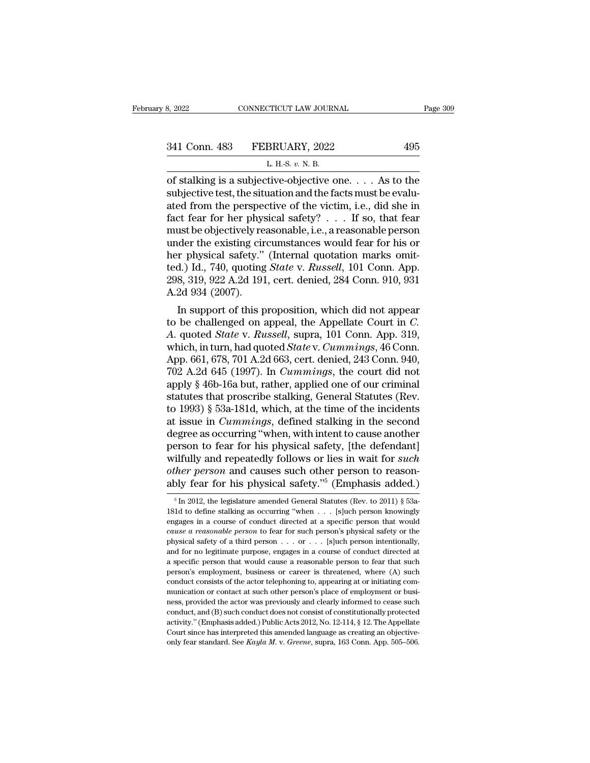of stalking is a subjective-objective one. . . . As to the subjective test, the situation and the facts must be evaluated from the perspective of the victim, i.e., did she in fact fear for her physical safety? . . . If so, that fear must be objectively reasonable, i.e., a reasonable person under the existing circumstances would fear for his or her physical safety." (Internal quotation marks omitted.) Id., 740, quoting *State* v. *Russell*, 101 Conn. App. 298, 319, 922 A.2d 191, cert. denied, 284 Conn. 910, 931 A.2d 934 (2007).

In support of this proposition, which did not appear to be challenged on appeal, the Appellate Court in *C. A.* quoted *State* v. *Russell*, supra, 101 Conn. App. 319, which, in turn, had quoted *State* v. *Cummings*, 46 Conn. App. 661, 678, 701 A.2d 663, cert. denied, 243 Conn. 940, 702 A.2d 645 (1997). In *Cummings*, the court did not apply § 46b-16a but, rather, applied one of our criminal statutes that proscribe stalking, General Statutes (Rev. to 1993) § 53a-181d, which, at the time of the incidents at issue in *Cummings*, defined stalking in the second degree as occurring "when, with intent to cause another person to fear for his physical safety, [the defendant] wilfully and repeatedly follows or lies in wait for *such other person* and causes such other person to reasonably fear for his physical safety."[5] (Emphasis added.)

[5] In 2012, the legislature amended General Statutes (Rev. to 2011) § 53a-181d to define stalking as occurring "when . . . [s]uch person knowingly engages in a course of conduct directed at a specific person that would *cause a reasonable person* to fear for such person's physical safety or the physical safety of a third person . . . or . . . [s]uch person intentionally, and for no legitimate purpose, engages in a course of conduct directed at a specific person that would cause a reasonable person to fear that such person's employment, business or career is threatened, where (A) such conduct consists of the actor telephoning to, appearing at or initiating communication or contact at such other person's place of employment or business, provided the actor was previously and clearly informed to cease such conduct, and (B) such conduct does not consist of constitutionally protected activity." (Emphasis added.) Public Acts 2012, No. 12-114, § 12. The Appellate Court since has interpreted this amended language as creating an objective-only fear standard. See *Kayla M.* v. *Greene*, supra, 163 Conn. App. 505–506.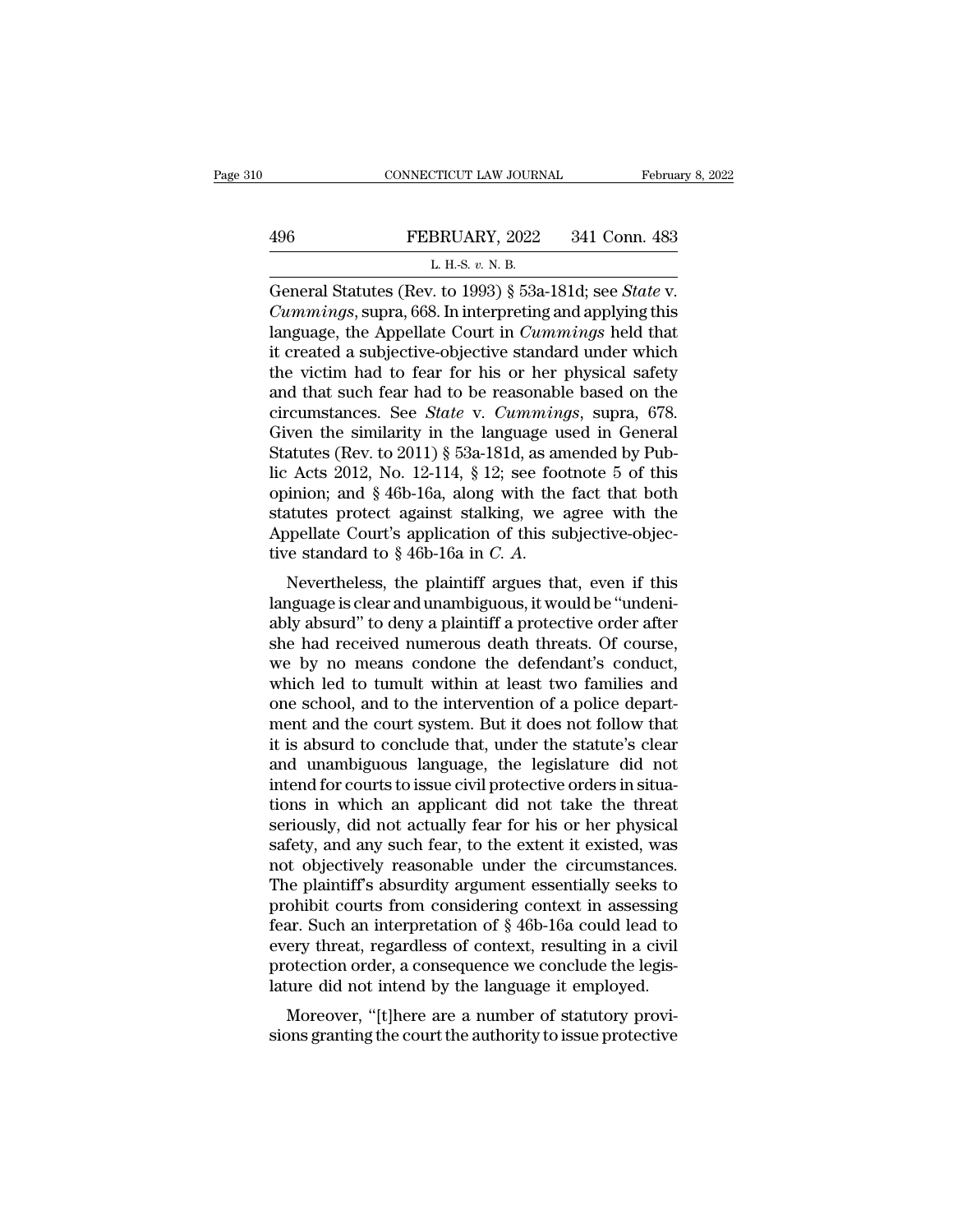General Statutes (Rev. to 1993) § 53a-181d; see *State* v. *Cummings*, supra, 668. In interpreting and applying this language, the Appellate Court in *Cummings* held that it created a subjective-objective standard under which the victim had to fear for his or her physical safety and that such fear had to be reasonable based on the circumstances. See *State* v. *Cummings*, supra, 678. Given the similarity in the language used in General Statutes (Rev. to 2011) § 53a-181d, as amended by Public Acts 2012, No. 12-114, § 12; see footnote 5 of this opinion; and § 46b-16a, along with the fact that both statutes protect against stalking, we agree with the Appellate Court's application of this subjective-objective standard to § 46b-16a in *C. A.*

Nevertheless, the plaintiff argues that, even if this language is clear and unambiguous, it would be "undeniably absurd" to deny a plaintiff a protective order after she had received numerous death threats. Of course, we by no means condone the defendant's conduct, which led to tumult within at least two families and one school, and to the intervention of a police department and the court system. But it does not follow that it is absurd to conclude that, under the statute's clear and unambiguous language, the legislature did not intend for courts to issue civil protective orders in situations in which an applicant did not take the threat seriously, did not actually fear for his or her physical safety, and any such fear, to the extent it existed, was not objectively reasonable under the circumstances. The plaintiff's absurdity argument essentially seeks to prohibit courts from considering context in assessing fear. Such an interpretation of § 46b-16a could lead to every threat, regardless of context, resulting in a civil protection order, a consequence we conclude the legislature did not intend by the language it employed.

Moreover, "[t]here are a number of statutory provisions granting the court the authority to issue protective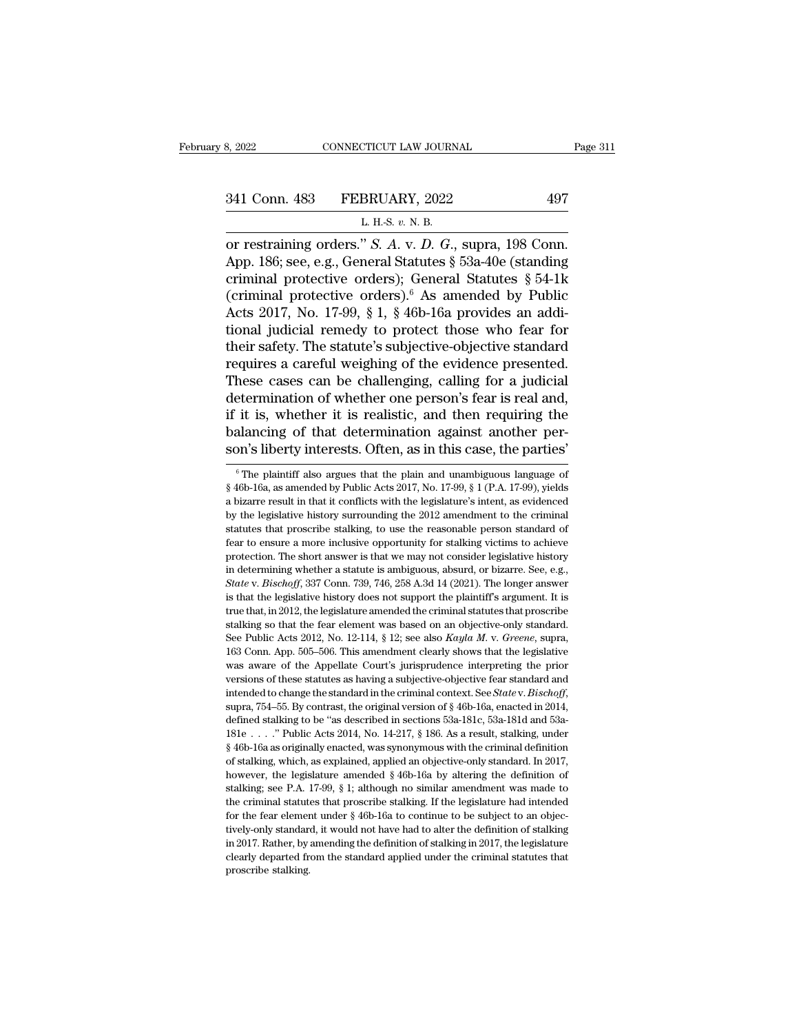or restraining orders." *S. A.* v. *D. G.*, supra, 198 Conn. App. 186; see, e.g., General Statutes § 53a-40e (standing criminal protective orders); General Statutes § 54-1k (criminal protective orders).[6] As amended by Public Acts 2017, No. 17-99, § 1, § 46b-16a provides an additional judicial remedy to protect those who fear for their safety. The statute's subjective-objective standard requires a careful weighing of the evidence presented. These cases can be challenging, calling for a judicial determination of whether one person's fear is real and, if it is, whether it is realistic, and then requiring the balancing of that determination against another person's liberty interests. Often, as in this case, the parties'

[6] The plaintiff also argues that the plain and unambiguous language of § 46b-16a, as amended by Public Acts 2017, No. 17-99, § 1 (P.A. 17-99), yields a bizarre result in that it conflicts with the legislature's intent, as evidenced by the legislative history surrounding the 2012 amendment to the criminal statutes that proscribe stalking, to use the reasonable person standard of fear to ensure a more inclusive opportunity for stalking victims to achieve protection. The short answer is that we may not consider legislative history in determining whether a statute is ambiguous, absurd, or bizarre. See, e.g., *State* v. *Bischoff*, 337 Conn. 739, 746, 258 A.3d 14 (2021). The longer answer is that the legislative history does not support the plaintiff's argument. It is true that, in 2012, the legislature amended the criminal statutes that proscribe stalking so that the fear element was based on an objective-only standard. See Public Acts 2012, No. 12-114, § 12; see also *Kayla M.* v. *Greene*, supra, 163 Conn. App. 505–506. This amendment clearly shows that the legislative was aware of the Appellate Court's jurisprudence interpreting the prior versions of these statutes as having a subjective-objective fear standard and intended to change the standard in the criminal context. See *State* v. *Bischoff*, supra, 754–55. By contrast, the original version of § 46b-16a, enacted in 2014, defined stalking to be "as described in sections 53a-181c, 53a-181d and 53a-181e . . . ." Public Acts 2014, No. 14-217, § 186. As a result, stalking, under § 46b-16a as originally enacted, was synonymous with the criminal definition of stalking, which, as explained, applied an objective-only standard. In 2017, however, the legislature amended § 46b-16a by altering the definition of stalking; see P.A. 17-99, § 1; although no similar amendment was made to the criminal statutes that proscribe stalking. If the legislature had intended for the fear element under § 46b-16a to continue to be subject to an objectively-only standard, it would not have had to alter the definition of stalking in 2017. Rather, by amending the definition of stalking in 2017, the legislature clearly departed from the standard applied under the criminal statutes that proscribe stalking.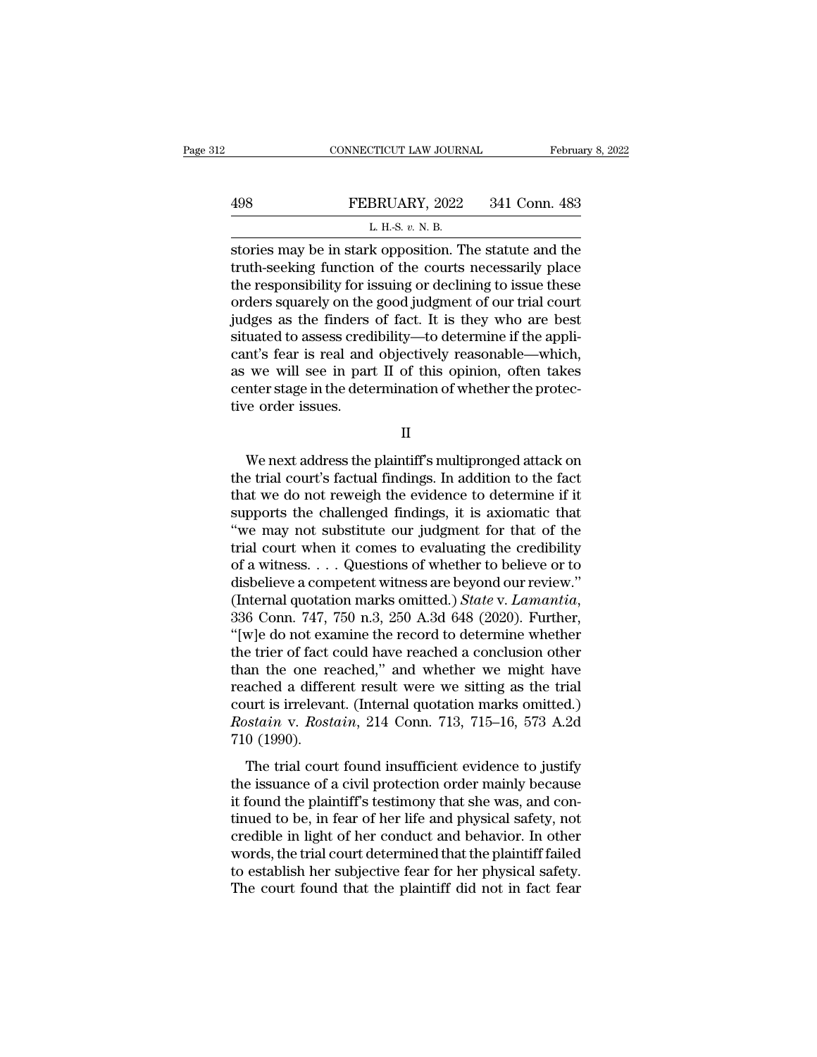stories may be in stark opposition. The statute and the truth-seeking function of the courts necessarily place the responsibility for issuing or declining to issue these orders squarely on the good judgment of our trial court judges as the finders of fact. It is they who are best situated to assess credibility—to determine if the applicant's fear is real and objectively reasonable—which, as we will see in part II of this opinion, often takes center stage in the determination of whether the protective order issues.

II

We next address the plaintiff's multipronged attack on the trial court's factual findings. In addition to the fact that we do not reweigh the evidence to determine if it supports the challenged findings, it is axiomatic that "we may not substitute our judgment for that of the trial court when it comes to evaluating the credibility of a witness. . . . Questions of whether to believe or to disbelieve a competent witness are beyond our review." (Internal quotation marks omitted.) *State* v. *Lamantia*, 336 Conn. 747, 750 n.3, 250 A.3d 648 (2020). Further, "[w]e do not examine the record to determine whether the trier of fact could have reached a conclusion other than the one reached," and whether we might have reached a different result were we sitting as the trial court is irrelevant. (Internal quotation marks omitted.) *Rostain* v. *Rostain*, 214 Conn. 713, 715–16, 573 A.2d 710 (1990).

The trial court found insufficient evidence to justify the issuance of a civil protection order mainly because it found the plaintiff's testimony that she was, and continued to be, in fear of her life and physical safety, not credible in light of her conduct and behavior. In other words, the trial court determined that the plaintiff failed to establish her subjective fear for her physical safety. The court found that the plaintiff did not in fact fear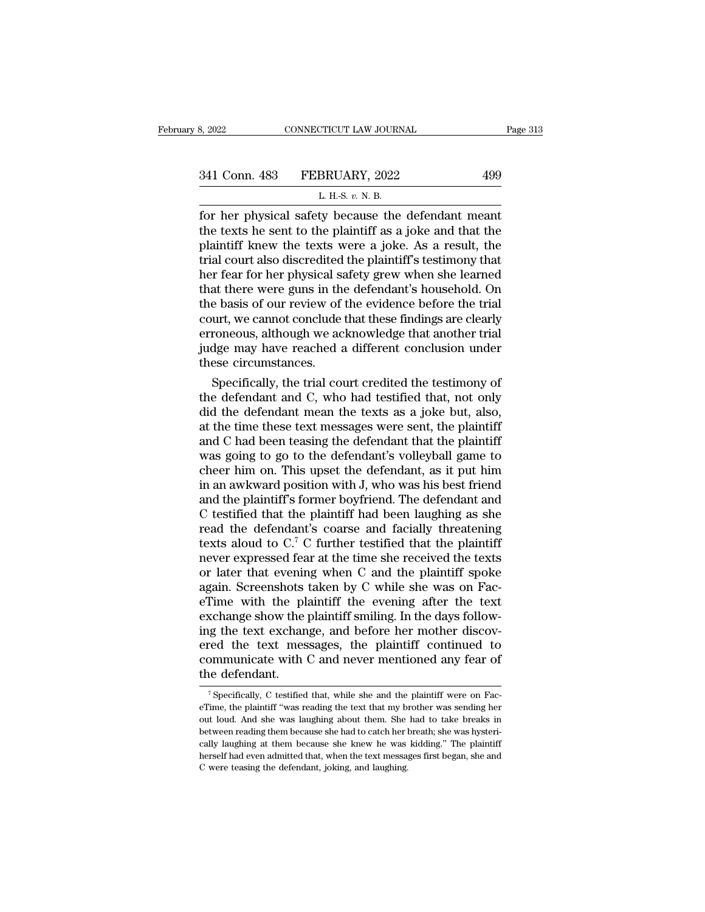for her physical safety because the defendant meant the texts he sent to the plaintiff as a joke and that the plaintiff knew the texts were a joke. As a result, the trial court also discredited the plaintiff's testimony that her fear for her physical safety grew when she learned that there were guns in the defendant's household. On the basis of our review of the evidence before the trial court, we cannot conclude that these findings are clearly erroneous, although we acknowledge that another trial judge may have reached a different conclusion under these circumstances.

Specifically, the trial court credited the testimony of the defendant and C, who had testified that, not only did the defendant mean the texts as a joke but, also, at the time these text messages were sent, the plaintiff and C had been teasing the defendant that the plaintiff was going to go to the defendant's volleyball game to cheer him on. This upset the defendant, as it put him in an awkward position with J, who was his best friend and the plaintiff's former boyfriend. The defendant and C testified that the plaintiff had been laughing as she read the defendant's coarse and facially threatening texts aloud to C.[7] C further testified that the plaintiff never expressed fear at the time she received the texts or later that evening when C and the plaintiff spoke again. Screenshots taken by C while she was on FaceTime with the plaintiff the evening after the text exchange show the plaintiff smiling. In the days following the text exchange, and before her mother discovered the text messages, the plaintiff continued to communicate with C and never mentioned any fear of the defendant.

[7] Specifically, C testified that, while she and the plaintiff were on FaceTime, the plaintiff "was reading the text that my brother was sending her out loud. And she was laughing about them. She had to take breaks in between reading them because she had to catch her breath; she was hysterically laughing at them because she knew he was kidding." The plaintiff herself had even admitted that, when the text messages first began, she and C were teasing the defendant, joking, and laughing.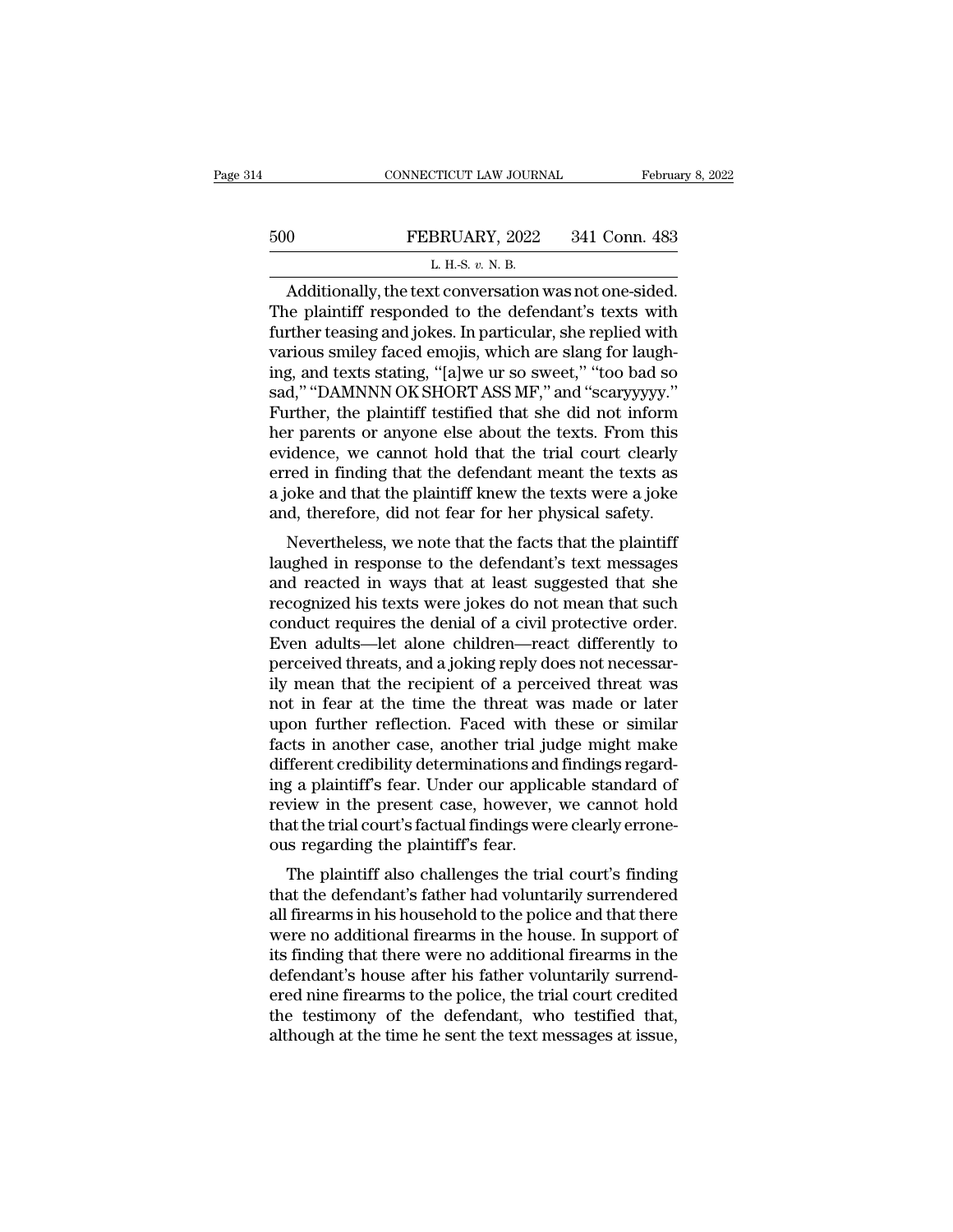Additionally, the text conversation was not one-sided. The plaintiff responded to the defendant's texts with further teasing and jokes. In particular, she replied with various smiley faced emojis, which are slang for laughing, and texts stating, "[a]we ur so sweet," "too bad so sad," "DAMNNN OK SHORT ASS MF," and "scaryyyyy." Further, the plaintiff testified that she did not inform her parents or anyone else about the texts. From this evidence, we cannot hold that the trial court clearly erred in finding that the defendant meant the texts as a joke and that the plaintiff knew the texts were a joke and, therefore, did not fear for her physical safety.

Nevertheless, we note that the facts that the plaintiff laughed in response to the defendant's text messages and reacted in ways that at least suggested that she recognized his texts were jokes do not mean that such conduct requires the denial of a civil protective order. Even adults—let alone children—react differently to perceived threats, and a joking reply does not necessarily mean that the recipient of a perceived threat was not in fear at the time the threat was made or later upon further reflection. Faced with these or similar facts in another case, another trial judge might make different credibility determinations and findings regarding a plaintiff's fear. Under our applicable standard of review in the present case, however, we cannot hold that the trial court's factual findings were clearly erroneous regarding the plaintiff's fear.

The plaintiff also challenges the trial court's finding that the defendant's father had voluntarily surrendered all firearms in his household to the police and that there were no additional firearms in the house. In support of its finding that there were no additional firearms in the defendant's house after his father voluntarily surrendered nine firearms to the police, the trial court credited the testimony of the defendant, who testified that, although at the time he sent the text messages at issue,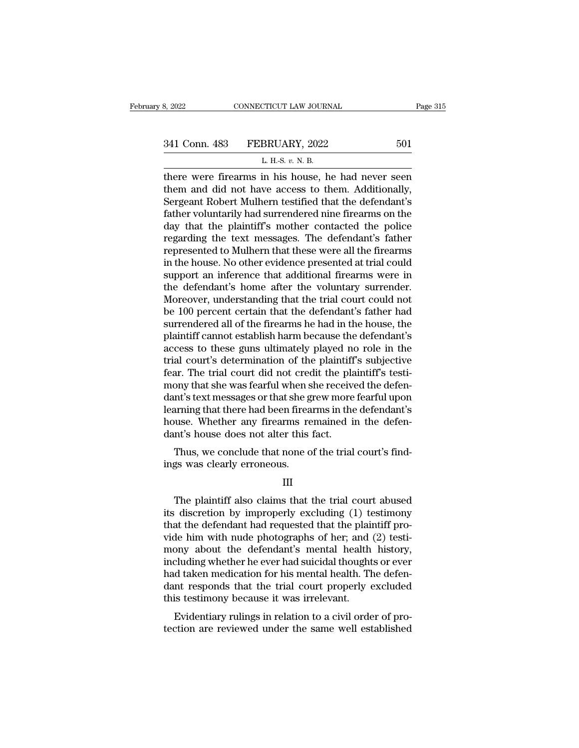there were firearms in his house, he had never seen them and did not have access to them. Additionally, Sergeant Robert Mulhern testified that the defendant's father voluntarily had surrendered nine firearms on the day that the plaintiff's mother contacted the police regarding the text messages. The defendant's father represented to Mulhern that these were all the firearms in the house. No other evidence presented at trial could support an inference that additional firearms were in the defendant's home after the voluntary surrender. Moreover, understanding that the trial court could not be 100 percent certain that the defendant's father had surrendered all of the firearms he had in the house, the plaintiff cannot establish harm because the defendant's access to these guns ultimately played no role in the trial court's determination of the plaintiff's subjective fear. The trial court did not credit the plaintiff's testimony that she was fearful when she received the defendant's text messages or that she grew more fearful upon learning that there had been firearms in the defendant's house. Whether any firearms remained in the defendant's house does not alter this fact.

Thus, we conclude that none of the trial court's findings was clearly erroneous.

III

The plaintiff also claims that the trial court abused its discretion by improperly excluding (1) testimony that the defendant had requested that the plaintiff provide him with nude photographs of her; and (2) testimony about the defendant's mental health history, including whether he ever had suicidal thoughts or ever had taken medication for his mental health. The defendant responds that the trial court properly excluded this testimony because it was irrelevant.

Evidentiary rulings in relation to a civil order of protection are reviewed under the same well established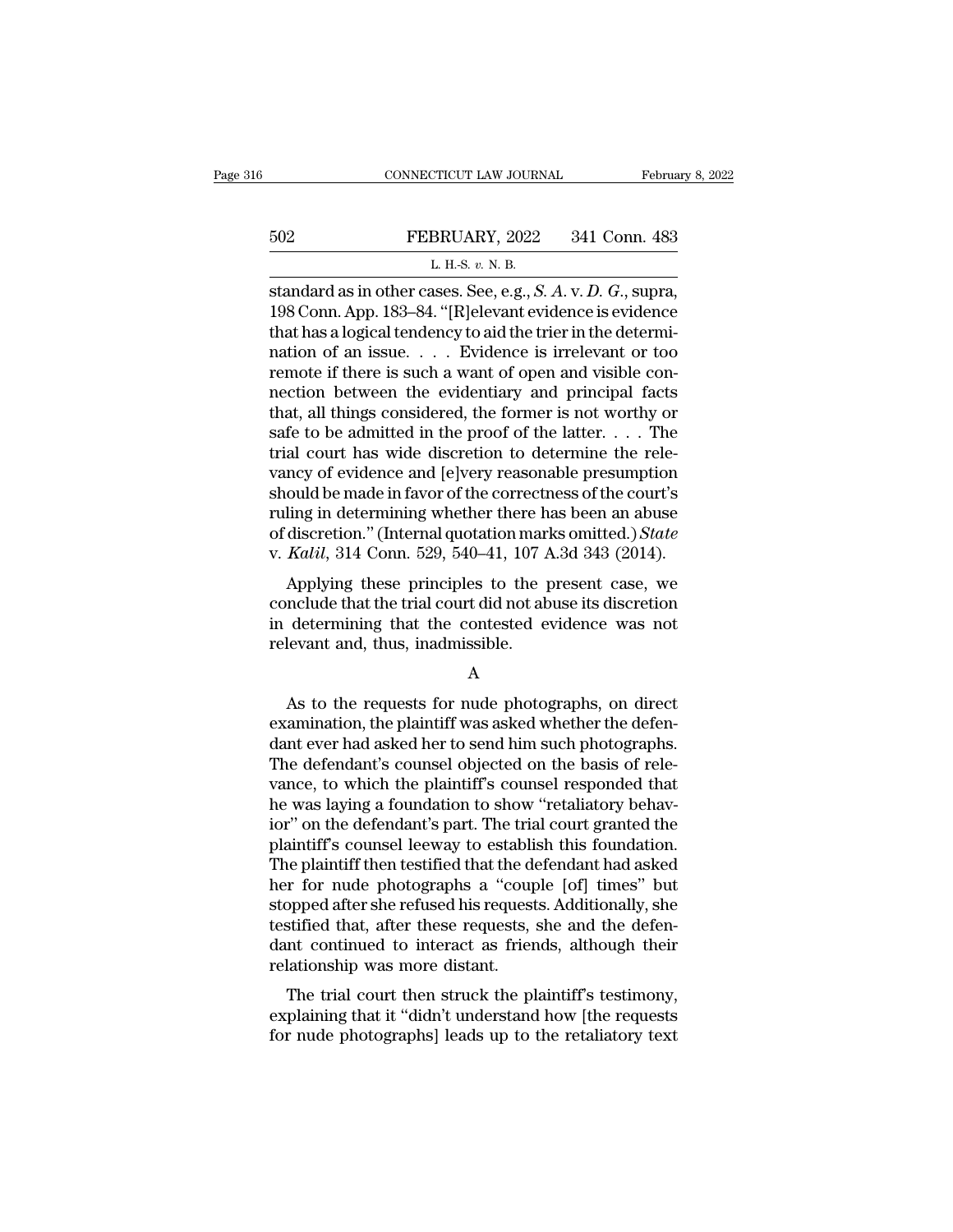standard as in other cases. See, e.g., *S. A.* v. *D. G.*, supra, 198 Conn. App. 183–84. "[R]elevant evidence is evidence that has a logical tendency to aid the trier in the determination of an issue. . . . Evidence is irrelevant or too remote if there is such a want of open and visible connection between the evidentiary and principal facts that, all things considered, the former is not worthy or safe to be admitted in the proof of the latter. . . . The trial court has wide discretion to determine the relevancy of evidence and [e]very reasonable presumption should be made in favor of the correctness of the court's ruling in determining whether there has been an abuse of discretion." (Internal quotation marks omitted.) *State* v. *Kalil*, 314 Conn. 529, 540–41, 107 A.3d 343 (2014).

Applying these principles to the present case, we conclude that the trial court did not abuse its discretion in determining that the contested evidence was not relevant and, thus, inadmissible.

A

As to the requests for nude photographs, on direct examination, the plaintiff was asked whether the defendant ever had asked her to send him such photographs. The defendant's counsel objected on the basis of relevance, to which the plaintiff's counsel responded that he was laying a foundation to show "retaliatory behavior" on the defendant's part. The trial court granted the plaintiff's counsel leeway to establish this foundation. The plaintiff then testified that the defendant had asked her for nude photographs a "couple [of] times" but stopped after she refused his requests. Additionally, she testified that, after these requests, she and the defendant continued to interact as friends, although their relationship was more distant.

The trial court then struck the plaintiff's testimony, explaining that it "didn't understand how [the requests for nude photographs] leads up to the retaliatory text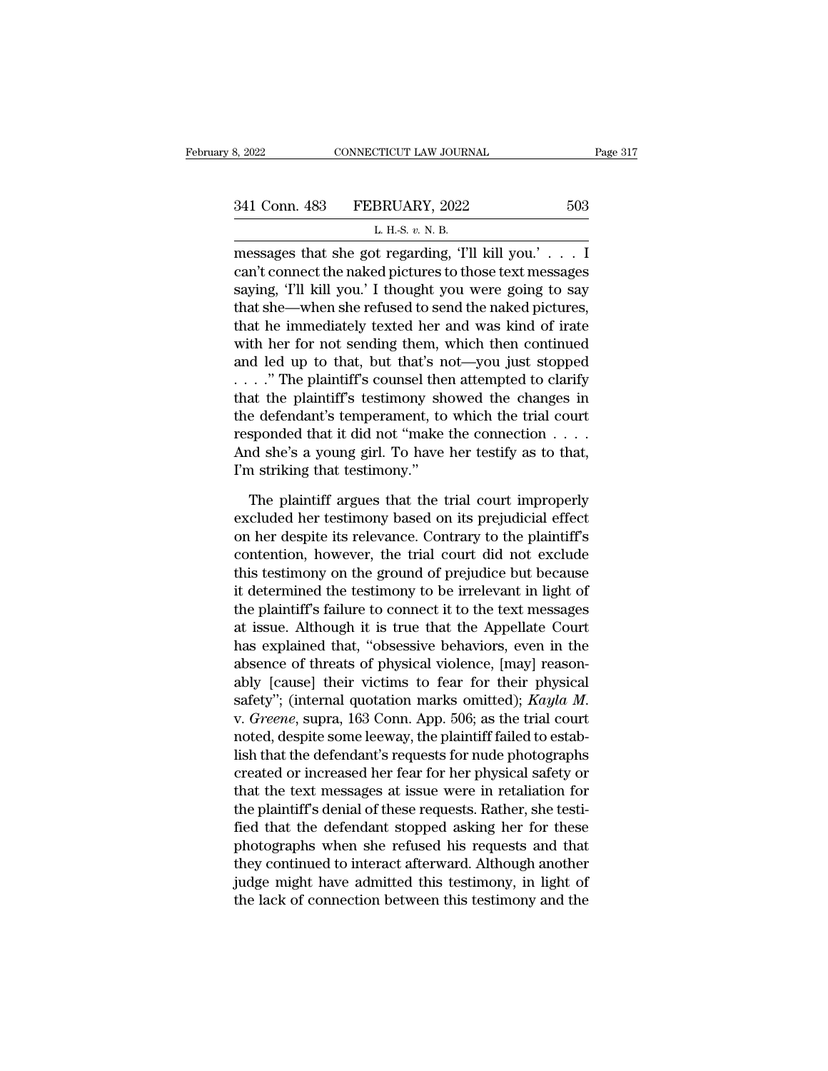messages that she got regarding, 'I'll kill you.' . . . I can't connect the naked pictures to those text messages saying, 'I'll kill you.' I thought you were going to say that she—when she refused to send the naked pictures, that he immediately texted her and was kind of irate with her for not sending them, which then continued and led up to that, but that's not—you just stopped . . . ." The plaintiff's counsel then attempted to clarify that the plaintiff's testimony showed the changes in the defendant's temperament, to which the trial court responded that it did not "make the connection . . . . And she's a young girl. To have her testify as to that, I'm striking that testimony."

The plaintiff argues that the trial court improperly excluded her testimony based on its prejudicial effect on her despite its relevance. Contrary to the plaintiff's contention, however, the trial court did not exclude this testimony on the ground of prejudice but because it determined the testimony to be irrelevant in light of the plaintiff's failure to connect it to the text messages at issue. Although it is true that the Appellate Court has explained that, "obsessive behaviors, even in the absence of threats of physical violence, [may] reasonably [cause] their victims to fear for their physical safety"; (internal quotation marks omitted); *Kayla M.* v. *Greene*, supra, 163 Conn. App. 506; as the trial court noted, despite some leeway, the plaintiff failed to establish that the defendant's requests for nude photographs created or increased her fear for her physical safety or that the text messages at issue were in retaliation for the plaintiff's denial of these requests. Rather, she testified that the defendant stopped asking her for these photographs when she refused his requests and that they continued to interact afterward. Although another judge might have admitted this testimony, in light of the lack of connection between this testimony and the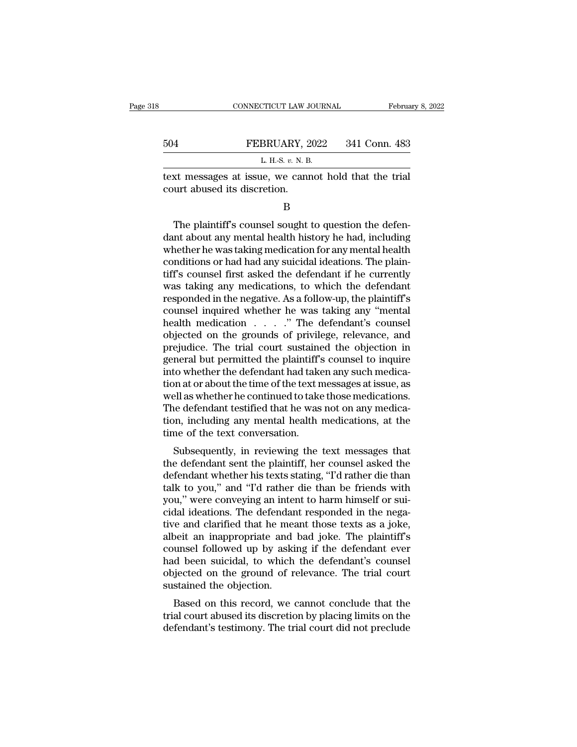text messages at issue, we cannot hold that the trial court abused its discretion.

B

The plaintiff's counsel sought to question the defendant about any mental health history he had, including whether he was taking medication for any mental health conditions or had had any suicidal ideations. The plaintiff's counsel first asked the defendant if he currently was taking any medications, to which the defendant responded in the negative. As a follow-up, the plaintiff's counsel inquired whether he was taking any "mental health medication . . . ." The defendant's counsel objected on the grounds of privilege, relevance, and prejudice. The trial court sustained the objection in general but permitted the plaintiff's counsel to inquire into whether the defendant had taken any such medication at or about the time of the text messages at issue, as well as whether he continued to take those medications. The defendant testified that he was not on any medication, including any mental health medications, at the time of the text conversation.

Subsequently, in reviewing the text messages that the defendant sent the plaintiff, her counsel asked the defendant whether his texts stating, "I'd rather die than talk to you," and "I'd rather die than be friends with you," were conveying an intent to harm himself or suicidal ideations. The defendant responded in the negative and clarified that he meant those texts as a joke, albeit an inappropriate and bad joke. The plaintiff's counsel followed up by asking if the defendant ever had been suicidal, to which the defendant's counsel objected on the ground of relevance. The trial court sustained the objection.

Based on this record, we cannot conclude that the trial court abused its discretion by placing limits on the defendant's testimony. The trial court did not preclude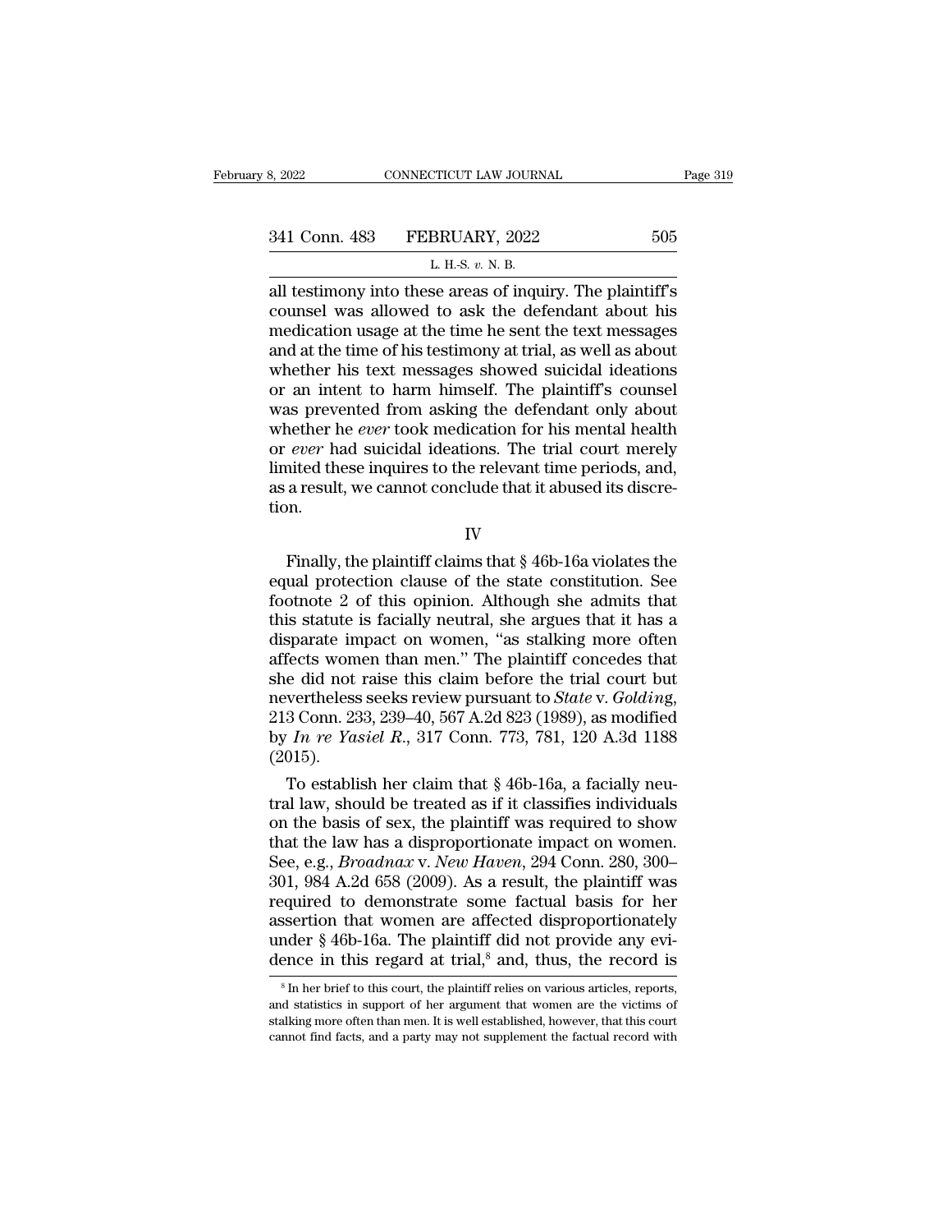all testimony into these areas of inquiry. The plaintiff's counsel was allowed to ask the defendant about his medication usage at the time he sent the text messages and at the time of his testimony at trial, as well as about whether his text messages showed suicidal ideations or an intent to harm himself. The plaintiff's counsel was prevented from asking the defendant only about whether he *ever* took medication for his mental health or *ever* had suicidal ideations. The trial court merely limited these inquires to the relevant time periods, and, as a result, we cannot conclude that it abused its discretion.

## IV

Finally, the plaintiff claims that § 46b-16a violates the equal protection clause of the state constitution. See footnote 2 of this opinion. Although she admits that this statute is facially neutral, she argues that it has a disparate impact on women, "as stalking more often affects women than men." The plaintiff concedes that she did not raise this claim before the trial court but nevertheless seeks review pursuant to *State* v. *Golding*, 213 Conn. 233, 239–40, 567 A.2d 823 (1989), as modified by *In re Yasiel R.*, 317 Conn. 773, 781, 120 A.3d 1188 (2015).

To establish her claim that § 46b-16a, a facially neutral law, should be treated as if it classifies individuals on the basis of sex, the plaintiff was required to show that the law has a disproportionate impact on women. See, e.g., *Broadnax* v. *New Haven*, 294 Conn. 280, 300–301, 984 A.2d 658 (2009). As a result, the plaintiff was required to demonstrate some factual basis for her assertion that women are affected disproportionately under § 46b-16a. The plaintiff did not provide any evidence in this regard at trial,[8] and, thus, the record is

[8] In her brief to this court, the plaintiff relies on various articles, reports, and statistics in support of her argument that women are the victims of stalking more often than men. It is well established, however, that this court cannot find facts, and a party may not supplement the factual record with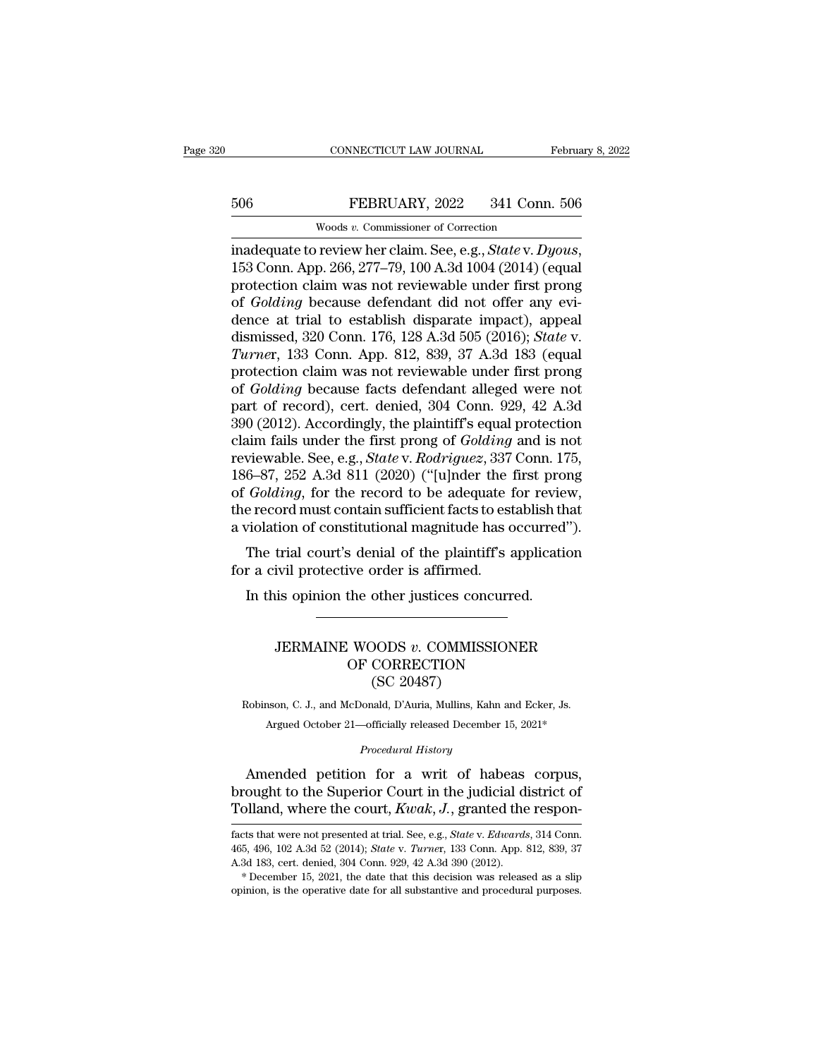inadequate to review her claim. See, e.g., *State* v. *Dyous*, 153 Conn. App. 266, 277–79, 100 A.3d 1004 (2014) (equal protection claim was not reviewable under first prong of *Golding* because defendant did not offer any evidence at trial to establish disparate impact), appeal dismissed, 320 Conn. 176, 128 A.3d 505 (2016); *State* v. *Turner*, 133 Conn. App. 812, 839, 37 A.3d 183 (equal protection claim was not reviewable under first prong of *Golding* because facts defendant alleged were not part of record), cert. denied, 304 Conn. 929, 42 A.3d 390 (2012). Accordingly, the plaintiff's equal protection claim fails under the first prong of *Golding* and is not reviewable. See, e.g., *State* v. *Rodriguez*, 337 Conn. 175, 186–87, 252 A.3d 811 (2020) ("[u]nder the first prong of *Golding*, for the record to be adequate for review, the record must contain sufficient facts to establish that a violation of constitutional magnitude has occurred").

The trial court's denial of the plaintiff's application for a civil protective order is affirmed.

In this opinion the other justices concurred.

---

# JERMAINE WOODS *v.* COMMISSIONER OF CORRECTION (SC 20487)

Robinson, C. J., and McDonald, D'Auria, Mullins, Kahn and Ecker, Js.

Argued October 21—officially released December 15, 2021*

*Procedural History*

Amended petition for a writ of habeas corpus, brought to the Superior Court in the judicial district of Tolland, where the court, *Kwak, J.*, granted the respon-

---

facts that were not presented at trial. See, e.g., *State* v. *Edwards*, 314 Conn. 465, 496, 102 A.3d 52 (2014); *State* v. *Turner*, 133 Conn. App. 812, 839, 37 A.3d 183, cert. denied, 304 Conn. 929, 42 A.3d 390 (2012).

\* December 15, 2021, the date that this decision was released as a slip opinion, is the operative date for all substantive and procedural purposes.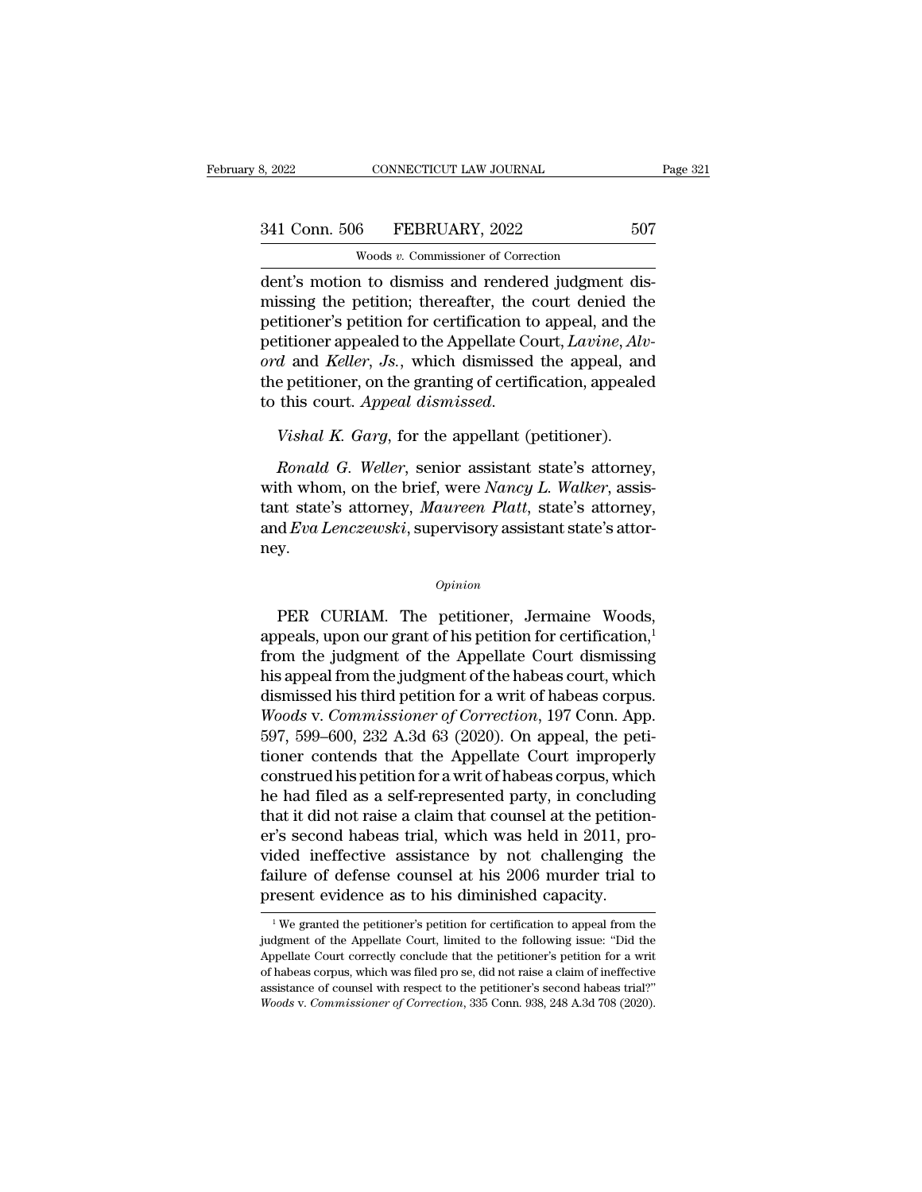dent's motion to dismiss and rendered judgment dismissing the petition; thereafter, the court denied the petitioner's petition for certification to appeal, and the petitioner appealed to the Appellate Court, *Lavine*, *Alvord* and *Keller*, *Js.*, which dismissed the appeal, and the petitioner, on the granting of certification, appealed to this court. *Appeal dismissed*.

*Vishal K. Garg*, for the appellant (petitioner).

*Ronald G. Weller*, senior assistant state's attorney, with whom, on the brief, were *Nancy L. Walker*, assistant state's attorney, *Maureen Platt*, state's attorney, and *Eva Lenczewski*, supervisory assistant state's attorney.

*Opinion*

PER CURIAM. The petitioner, Jermaine Woods, appeals, upon our grant of his petition for certification,[1] from the judgment of the Appellate Court dismissing his appeal from the judgment of the habeas court, which dismissed his third petition for a writ of habeas corpus. *Woods* v. *Commissioner of Correction*, 197 Conn. App. 597, 599–600, 232 A.3d 63 (2020). On appeal, the petitioner contends that the Appellate Court improperly construed his petition for a writ of habeas corpus, which he had filed as a self-represented party, in concluding that it did not raise a claim that counsel at the petitioner's second habeas trial, which was held in 2011, provided ineffective assistance by not challenging the failure of defense counsel at his 2006 murder trial to present evidence as to his diminished capacity.

[1] We granted the petitioner's petition for certification to appeal from the judgment of the Appellate Court, limited to the following issue: "Did the Appellate Court correctly conclude that the petitioner's petition for a writ of habeas corpus, which was filed pro se, did not raise a claim of ineffective assistance of counsel with respect to the petitioner's second habeas trial?" *Woods* v. *Commissioner of Correction*, 335 Conn. 938, 248 A.3d 708 (2020).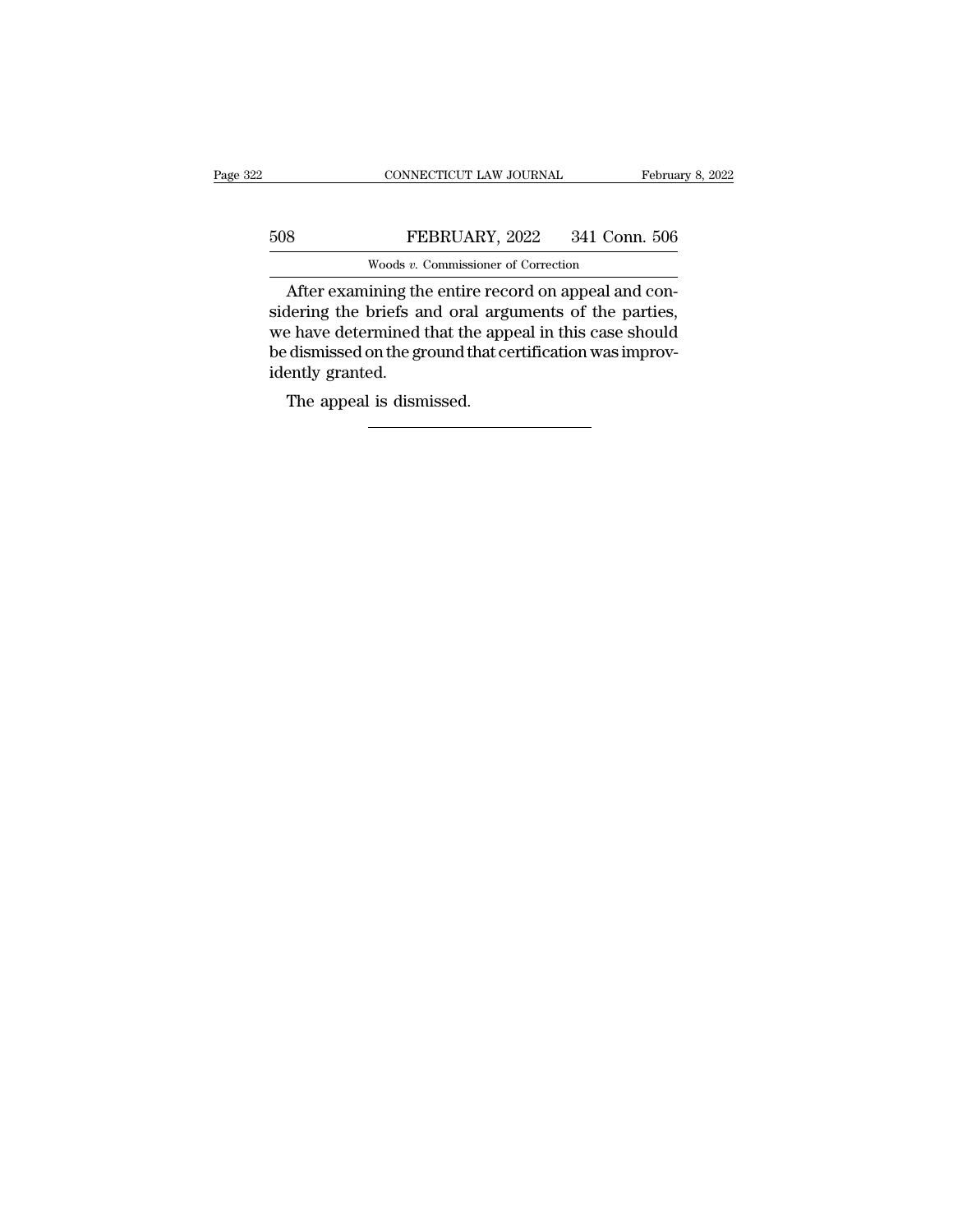After examining the entire record on appeal and considering the briefs and oral arguments of the parties, we have determined that the appeal in this case should be dismissed on the ground that certification was improvidently granted.

The appeal is dismissed.